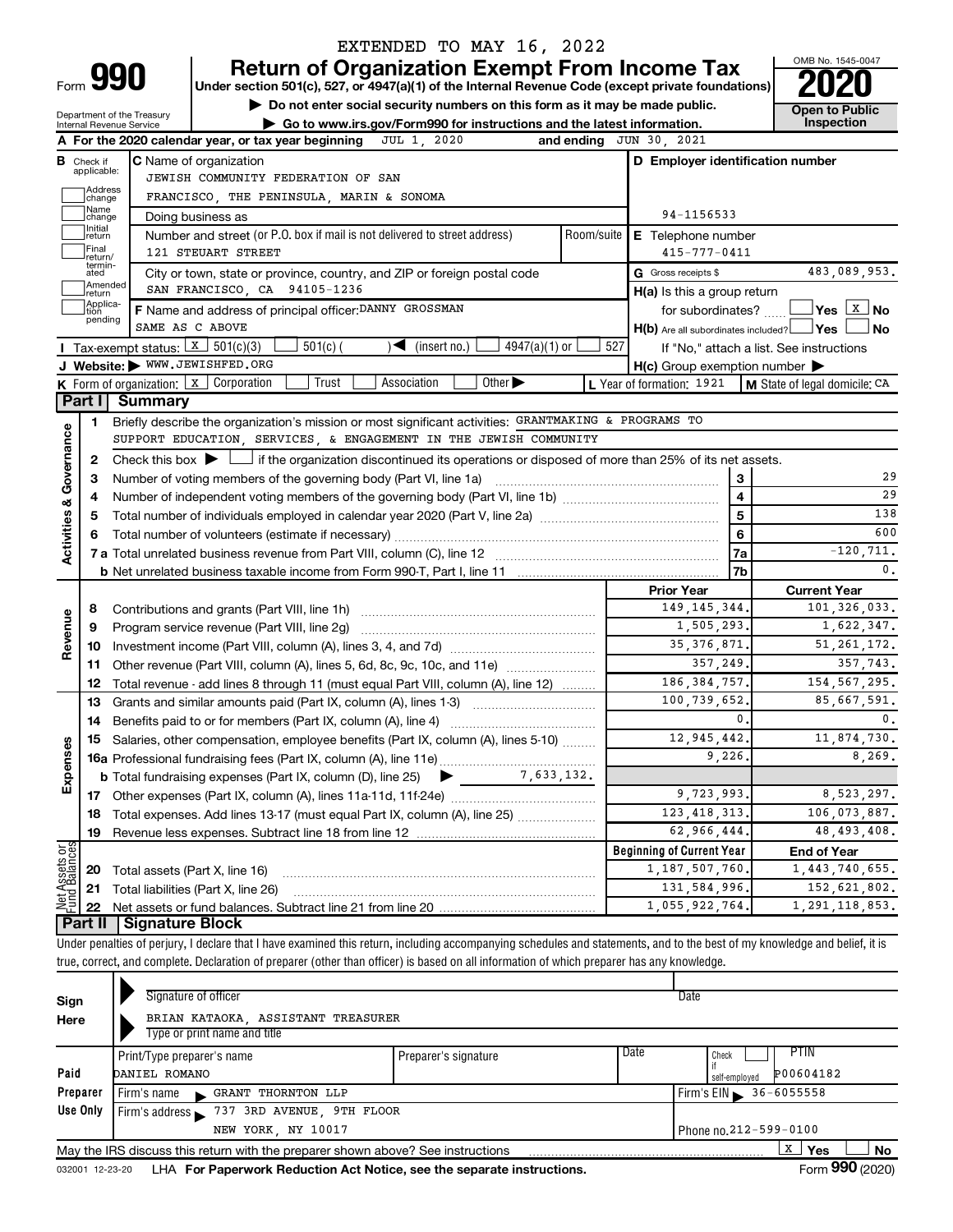EXTENDED TO MAY 16, 2022

# Form 990 — Return of Organization Exempt From Income Tax — 2020

Under section 501(c), 527, or 4947(a)(1) of the Internal Revenue Code (except private foundations)

▶ Do not enter social security numbers on this form as it may be made public.

▶ Go to www.irs.gov/Form990 for instructions and the latest information.

Department of the Treasury, Internal Revenue Service

OMB No. 1545-0047

Open to Public Inspection

**A** For the 2020 calendar year, or tax year beginning JUL 1, 2020 and ending JUN 30, 2021

**B** Check if applicable: Address change, Name change, Initial return, Final return/terminated, Amended return, Application pending

**C** Name of organization: JEWISH COMMUNITY FEDERATION OF SAN FRANCISCO, THE PENINSULA, MARIN & SONOMA

Doing business as

Number and street (or P.O. box if mail is not delivered to street address): 121 STEUART STREET — Room/suite

City or town, state or province, country, and ZIP or foreign postal code: SAN FRANCISCO, CA 94105-1236

**D** Employer identification number: 94-1156533

**E** Telephone number: 415-777-0411

**G** Gross receipts $ 483,089,953.

**F** Name and address of principal officer: DANNY GROSSMAN, SAME AS C ABOVE

**H(a)** Is this a group return for subordinates? ☐ Yes ☒ No

**H(b)** Are all subordinates included? ☐ Yes ☐ No — If "No," attach a list. See instructions

**H(c)** Group exemption number ▶

**I** Tax-exempt status: ☒ 501(c)(3) ☐ 501(c) ( ) ◀ (insert no.) ☐ 4947(a)(1) or ☐ 527

**J** Website: ▶ WWW.JEWISHFED.ORG

**K** Form of organization: ☒ Corporation ☐ Trust ☐ Association ☐ Other ▶

**L** Year of formation: 1921 **M** State of legal domicile: CA

## Part I Summary

**Activities & Governance**

1. Briefly describe the organization's mission or most significant activities: GRANTMAKING & PROGRAMS TO SUPPORT EDUCATION, SERVICES, & ENGAGEMENT IN THE JEWISH COMMUNITY
2. Check this box ▶ ☐ if the organization discontinued its operations or disposed of more than 25% of its net assets.

| | | Line | |
|---|---|---|---|
| 3 | Number of voting members of the governing body (Part VI, line 1a) | 3 | 29 |
| 4 | Number of independent voting members of the governing body (Part VI, line 1b) | 4 | 29 |
| 5 | Total number of individuals employed in calendar year 2020 (Part V, line 2a) | 5 | 138 |
| 6 | Total number of volunteers (estimate if necessary) | 6 | 600 |
| 7a | Total unrelated business revenue from Part VIII, column (C), line 12 | 7a | -120,711. |
| 7b | Net unrelated business taxable income from Form 990-T, Part I, line 11 | 7b | 0. |

| | | Prior Year | Current Year |
|---|---|---|---|
| **Revenue** | | | |
| 8 | Contributions and grants (Part VIII, line 1h) | 149,145,344. | 101,326,033. |
| 9 | Program service revenue (Part VIII, line 2g) | 1,505,293. | 1,622,347. |
| 10 | Investment income (Part VIII, column (A), lines 3, 4, and 7d) | 35,376,871. | 51,261,172. |
| 11 | Other revenue (Part VIII, column (A), lines 5, 6d, 8c, 9c, 10c, and 11e) | 357,249. | 357,743. |
| 12 | Total revenue - add lines 8 through 11 (must equal Part VIII, column (A), line 12) | 186,384,757. | 154,567,295. |
| **Expenses** | | | |
| 13 | Grants and similar amounts paid (Part IX, column (A), lines 1-3) | 100,739,652. | 85,667,591. |
| 14 | Benefits paid to or for members (Part IX, column (A), line 4) | 0. | 0. |
| 15 | Salaries, other compensation, employee benefits (Part IX, column (A), lines 5-10) | 12,945,442. | 11,874,730. |
| 16a | Professional fundraising fees (Part IX, column (A), line 11e) | 9,226. | 8,269. |
| b | Total fundraising expenses (Part IX, column (D), line 25) ▶ 7,633,132. | | |
| 17 | Other expenses (Part IX, column (A), lines 11a-11d, 11f-24e) | 9,723,993. | 8,523,297. |
| 18 | Total expenses. Add lines 13-17 (must equal Part IX, column (A), line 25) | 123,418,313. | 106,073,887. |
| 19 | Revenue less expenses. Subtract line 18 from line 12 | 62,966,444. | 48,493,408. |

| | **Net Assets or Fund Balances** | Beginning of Current Year | End of Year |
|---|---|---|---|
| 20 | Total assets (Part X, line 16) | 1,187,507,760. | 1,443,740,655. |
| 21 | Total liabilities (Part X, line 26) | 131,584,996. | 152,621,802. |
| 22 | Net assets or fund balances. Subtract line 21 from line 20 | 1,055,922,764. | 1,291,118,853. |

## Part II Signature Block

Under penalties of perjury, I declare that I have examined this return, including accompanying schedules and statements, and to the best of my knowledge and belief, it is true, correct, and complete. Declaration of preparer (other than officer) is based on all information of which preparer has any knowledge.

**Sign Here**

Signature of officer — Date

BRIAN KATAOKA, ASSISTANT TREASURER

Type or print name and title

**Paid Preparer Use Only**

| Print/Type preparer's name | Preparer's signature | Date | Check if self-employed | PTIN |
|---|---|---|---|---|
| DANIEL ROMANO | | | | P00604182 |

Firm's name ▶ GRANT THORNTON LLP — Firm's EIN ▶ 36-6055558

Firm's address ▶ 737 3RD AVENUE, 9TH FLOOR, NEW YORK, NY 10017 — Phone no. 212-599-0100

May the IRS discuss this return with the preparer shown above? See instructions ☒ Yes ☐ No

032001 12-23-20 LHA For Paperwork Reduction Act Notice, see the separate instructions. Form 990 (2020)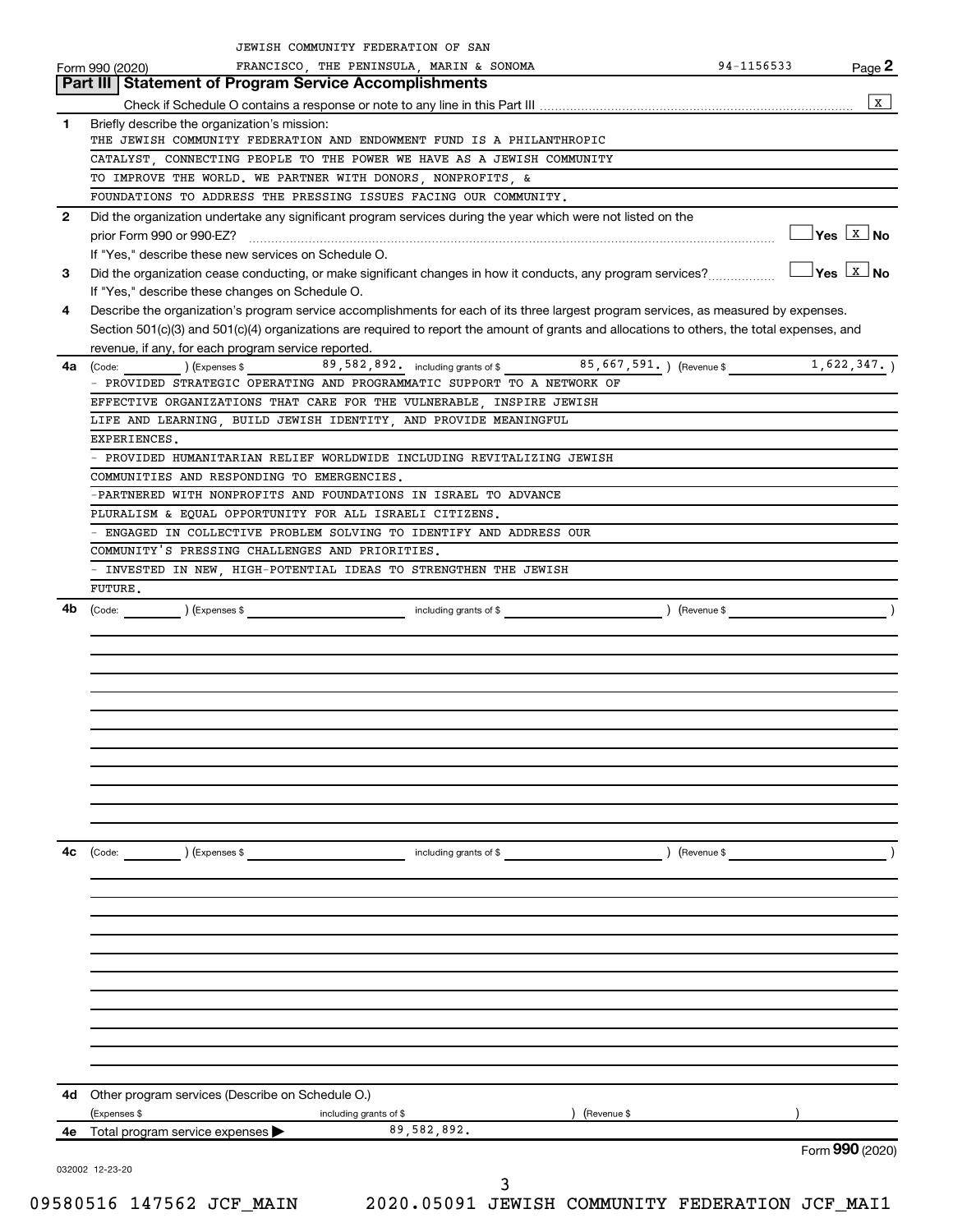JEWISH COMMUNITY FEDERATION OF SAN FRANCISCO, THE PENINSULA, MARIN & SONOMA 94-1156533

Form 990 (2020) Page **2**

## Part III | Statement of Program Service Accomplishments

Check if Schedule O contains a response or note to any line in this Part III .......... [X]

**1** Briefly describe the organization's mission:

THE JEWISH COMMUNITY FEDERATION AND ENDOWMENT FUND IS A PHILANTHROPIC CATALYST, CONNECTING PEOPLE TO THE POWER WE HAVE AS A JEWISH COMMUNITY TO IMPROVE THE WORLD. WE PARTNER WITH DONORS, NONPROFITS, & FOUNDATIONS TO ADDRESS THE PRESSING ISSUES FACING OUR COMMUNITY.

**2** Did the organization undertake any significant program services during the year which were not listed on the prior Form 990 or 990-EZ? .......... [ ] Yes [X] No

If "Yes," describe these new services on Schedule O.

**3** Did the organization cease conducting, or make significant changes in how it conducts, any program services? .......... [ ] Yes [X] No

If "Yes," describe these changes on Schedule O.

**4** Describe the organization's program service accomplishments for each of its three largest program services, as measured by expenses. Section 501(c)(3) and 501(c)(4) organizations are required to report the amount of grants and allocations to others, the total expenses, and revenue, if any, for each program service reported.

**4a** (Code: ) (Expenses $ 89,582,892. including grants of $ 85,667,591. ) (Revenue $ 1,622,347. )

- PROVIDED STRATEGIC OPERATING AND PROGRAMMATIC SUPPORT TO A NETWORK OF EFFECTIVE ORGANIZATIONS THAT CARE FOR THE VULNERABLE, INSPIRE JEWISH LIFE AND LEARNING, BUILD JEWISH IDENTITY, AND PROVIDE MEANINGFUL EXPERIENCES.
- PROVIDED HUMANITARIAN RELIEF WORLDWIDE INCLUDING REVITALIZING JEWISH COMMUNITIES AND RESPONDING TO EMERGENCIES.
-PARTNERED WITH NONPROFITS AND FOUNDATIONS IN ISRAEL TO ADVANCE PLURALISM & EQUAL OPPORTUNITY FOR ALL ISRAELI CITIZENS.
- ENGAGED IN COLLECTIVE PROBLEM SOLVING TO IDENTIFY AND ADDRESS OUR COMMUNITY'S PRESSING CHALLENGES AND PRIORITIES.
- INVESTED IN NEW, HIGH-POTENTIAL IDEAS TO STRENGTHEN THE JEWISH FUTURE.

**4b** (Code: ) (Expenses $ including grants of $ ) (Revenue $ )

**4c** (Code: ) (Expenses $ including grants of $ ) (Revenue $ )

**4d** Other program services (Describe on Schedule O.)

(Expenses $ including grants of $ ) (Revenue $ )

**4e** Total program service expenses ▶ 89,582,892.

Form **990** (2020)

032002 12-23-20

09580516 147562 JCF_MAIN 2020.05091 JEWISH COMMUNITY FEDERATION JCF_MAI1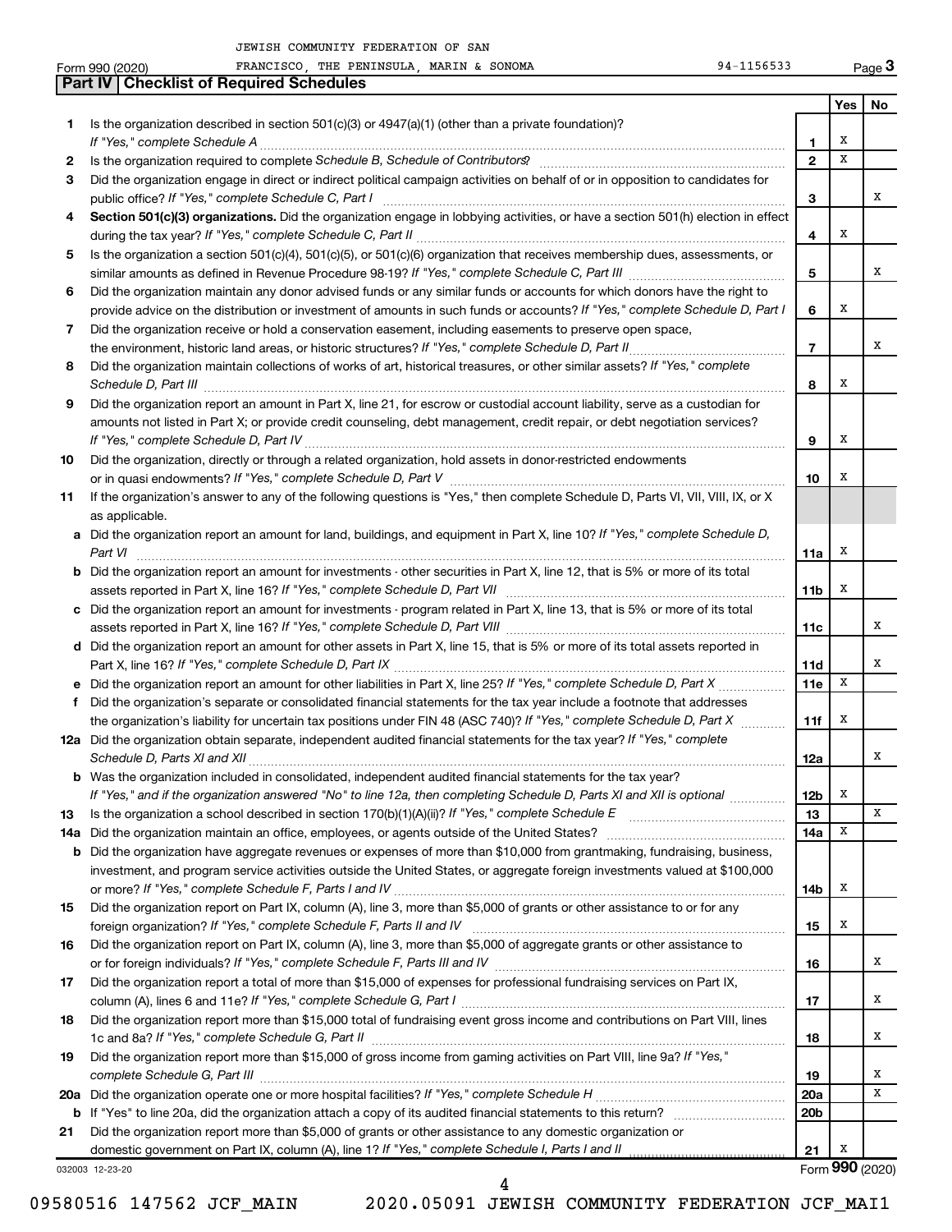JEWISH COMMUNITY FEDERATION OF SAN FRANCISCO, THE PENINSULA, MARIN & SONOMA 94-1156533

Form 990 (2020)

## Part IV Checklist of Required Schedules

| | | | Yes | No |
|---|---|---|---|---|
| 1 | Is the organization described in section 501(c)(3) or 4947(a)(1) (other than a private foundation)? *If "Yes," complete Schedule A* | 1 | X | |
| 2 | Is the organization required to complete *Schedule B, Schedule of Contributors*? | 2 | X | |
| 3 | Did the organization engage in direct or indirect political campaign activities on behalf of or in opposition to candidates for public office? *If "Yes," complete Schedule C, Part I* | 3 | | X |
| 4 | **Section 501(c)(3) organizations.** Did the organization engage in lobbying activities, or have a section 501(h) election in effect during the tax year? *If "Yes," complete Schedule C, Part II* | 4 | X | |
| 5 | Is the organization a section 501(c)(4), 501(c)(5), or 501(c)(6) organization that receives membership dues, assessments, or similar amounts as defined in Revenue Procedure 98-19? *If "Yes," complete Schedule C, Part III* | 5 | | X |
| 6 | Did the organization maintain any donor advised funds or any similar funds or accounts for which donors have the right to provide advice on the distribution or investment of amounts in such funds or accounts? *If "Yes," complete Schedule D, Part I* | 6 | X | |
| 7 | Did the organization receive or hold a conservation easement, including easements to preserve open space, the environment, historic land areas, or historic structures? *If "Yes," complete Schedule D, Part II* | 7 | | X |
| 8 | Did the organization maintain collections of works of art, historical treasures, or other similar assets? *If "Yes," complete Schedule D, Part III* | 8 | X | |
| 9 | Did the organization report an amount in Part X, line 21, for escrow or custodial account liability, serve as a custodian for amounts not listed in Part X; or provide credit counseling, debt management, credit repair, or debt negotiation services? *If "Yes," complete Schedule D, Part IV* | 9 | X | |
| 10 | Did the organization, directly or through a related organization, hold assets in donor-restricted endowments or in quasi endowments? *If "Yes," complete Schedule D, Part V* | 10 | X | |
| 11 | If the organization's answer to any of the following questions is "Yes," then complete Schedule D, Parts VI, VII, VIII, IX, or X as applicable. | | | |
| a | Did the organization report an amount for land, buildings, and equipment in Part X, line 10? *If "Yes," complete Schedule D, Part VI* | 11a | X | |
| b | Did the organization report an amount for investments - other securities in Part X, line 12, that is 5% or more of its total assets reported in Part X, line 16? *If "Yes," complete Schedule D, Part VII* | 11b | X | |
| c | Did the organization report an amount for investments - program related in Part X, line 13, that is 5% or more of its total assets reported in Part X, line 16? *If "Yes," complete Schedule D, Part VIII* | 11c | | X |
| d | Did the organization report an amount for other assets in Part X, line 15, that is 5% or more of its total assets reported in Part X, line 16? *If "Yes," complete Schedule D, Part IX* | 11d | | X |
| e | Did the organization report an amount for other liabilities in Part X, line 25? *If "Yes," complete Schedule D, Part X* | 11e | X | |
| f | Did the organization's separate or consolidated financial statements for the tax year include a footnote that addresses the organization's liability for uncertain tax positions under FIN 48 (ASC 740)? *If "Yes," complete Schedule D, Part X* | 11f | X | |
| 12a | Did the organization obtain separate, independent audited financial statements for the tax year? *If "Yes," complete Schedule D, Parts XI and XII* | 12a | | X |
| b | Was the organization included in consolidated, independent audited financial statements for the tax year? *If "Yes," and if the organization answered "No" to line 12a, then completing Schedule D, Parts XI and XII is optional* | 12b | X | |
| 13 | Is the organization a school described in section 170(b)(1)(A)(ii)? *If "Yes," complete Schedule E* | 13 | | X |
| 14a | Did the organization maintain an office, employees, or agents outside of the United States? | 14a | X | |
| b | Did the organization have aggregate revenues or expenses of more than $10,000 from grantmaking, fundraising, business, investment, and program service activities outside the United States, or aggregate foreign investments valued at $100,000 or more? *If "Yes," complete Schedule F, Parts I and IV* | 14b | X | |
| 15 | Did the organization report on Part IX, column (A), line 3, more than $5,000 of grants or other assistance to or for any foreign organization? *If "Yes," complete Schedule F, Parts II and IV* | 15 | X | |
| 16 | Did the organization report on Part IX, column (A), line 3, more than $5,000 of aggregate grants or other assistance to or for foreign individuals? *If "Yes," complete Schedule F, Parts III and IV* | 16 | | X |
| 17 | Did the organization report a total of more than $15,000 of expenses for professional fundraising services on Part IX, column (A), lines 6 and 11e? *If "Yes," complete Schedule G, Part I* | 17 | | X |
| 18 | Did the organization report more than $15,000 total of fundraising event gross income and contributions on Part VIII, lines 1c and 8a? *If "Yes," complete Schedule G, Part II* | 18 | | X |
| 19 | Did the organization report more than $15,000 of gross income from gaming activities on Part VIII, line 9a? *If "Yes," complete Schedule G, Part III* | 19 | | X |
| 20a | Did the organization operate one or more hospital facilities? *If "Yes," complete Schedule H* | 20a | | X |
| b | If "Yes" to line 20a, did the organization attach a copy of its audited financial statements to this return? | 20b | | |
| 21 | Did the organization report more than $5,000 of grants or other assistance to any domestic organization or domestic government on Part IX, column (A), line 1? *If "Yes," complete Schedule I, Parts I and II* | 21 | X | |

032003 12-23-20

Form **990** (2020)

09580516 147562 JCF_MAIN 2020.05091 JEWISH COMMUNITY FEDERATION JCF_MAI1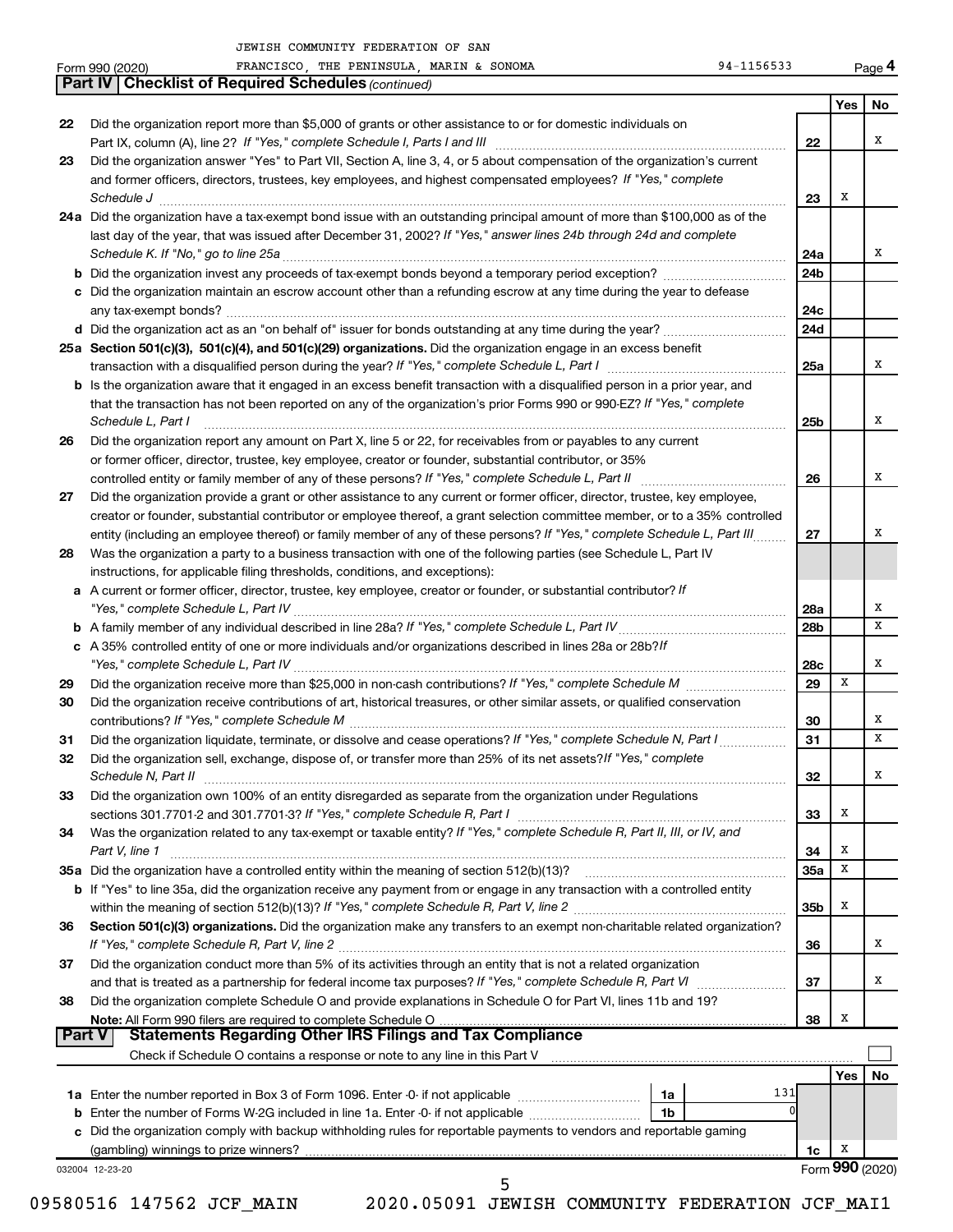JEWISH COMMUNITY FEDERATION OF SAN FRANCISCO, THE PENINSULA, MARIN & SONOMA 94-1156533

Form 990 (2020) Page 4

## Part IV Checklist of Required Schedules *(continued)*

| | | | Yes | No |
|---|---|---|---|---|
| 22 | Did the organization report more than $5,000 of grants or other assistance to or for domestic individuals on Part IX, column (A), line 2? *If "Yes," complete Schedule I, Parts I and III* | 22 | | X |
| 23 | Did the organization answer "Yes" to Part VII, Section A, line 3, 4, or 5 about compensation of the organization's current and former officers, directors, trustees, key employees, and highest compensated employees? *If "Yes," complete Schedule J* | 23 | X | |
| 24a | Did the organization have a tax-exempt bond issue with an outstanding principal amount of more than $100,000 as of the last day of the year, that was issued after December 31, 2002? *If "Yes," answer lines 24b through 24d and complete Schedule K. If "No," go to line 25a* | 24a | | X |
| b | Did the organization invest any proceeds of tax-exempt bonds beyond a temporary period exception? | 24b | | |
| c | Did the organization maintain an escrow account other than a refunding escrow at any time during the year to defease any tax-exempt bonds? | 24c | | |
| d | Did the organization act as an "on behalf of" issuer for bonds outstanding at any time during the year? | 24d | | |
| 25a | **Section 501(c)(3), 501(c)(4), and 501(c)(29) organizations.** Did the organization engage in an excess benefit transaction with a disqualified person during the year? *If "Yes," complete Schedule L, Part I* | 25a | | X |
| b | Is the organization aware that it engaged in an excess benefit transaction with a disqualified person in a prior year, and that the transaction has not been reported on any of the organization's prior Forms 990 or 990-EZ? *If "Yes," complete Schedule L, Part I* | 25b | | X |
| 26 | Did the organization report any amount on Part X, line 5 or 22, for receivables from or payables to any current or former officer, director, trustee, key employee, creator or founder, substantial contributor, or 35% controlled entity or family member of any of these persons? *If "Yes," complete Schedule L, Part II* | 26 | | X |
| 27 | Did the organization provide a grant or other assistance to any current or former officer, director, trustee, key employee, creator or founder, substantial contributor or employee thereof, a grant selection committee member, or to a 35% controlled entity (including an employee thereof) or family member of any of these persons? *If "Yes," complete Schedule L, Part III* | 27 | | X |
| 28 | Was the organization a party to a business transaction with one of the following parties (see Schedule L, Part IV instructions, for applicable filing thresholds, conditions, and exceptions): | | | |
| a | A current or former officer, director, trustee, key employee, creator or founder, or substantial contributor? *If "Yes," complete Schedule L, Part IV* | 28a | | X |
| b | A family member of any individual described in line 28a? *If "Yes," complete Schedule L, Part IV* | 28b | | X |
| c | A 35% controlled entity of one or more individuals and/or organizations described in lines 28a or 28b? *If "Yes," complete Schedule L, Part IV* | 28c | | X |
| 29 | Did the organization receive more than $25,000 in non-cash contributions? *If "Yes," complete Schedule M* | 29 | X | |
| 30 | Did the organization receive contributions of art, historical treasures, or other similar assets, or qualified conservation contributions? *If "Yes," complete Schedule M* | 30 | | X |
| 31 | Did the organization liquidate, terminate, or dissolve and cease operations? *If "Yes," complete Schedule N, Part I* | 31 | | X |
| 32 | Did the organization sell, exchange, dispose of, or transfer more than 25% of its net assets? *If "Yes," complete Schedule N, Part II* | 32 | | X |
| 33 | Did the organization own 100% of an entity disregarded as separate from the organization under Regulations sections 301.7701-2 and 301.7701-3? *If "Yes," complete Schedule R, Part I* | 33 | X | |
| 34 | Was the organization related to any tax-exempt or taxable entity? *If "Yes," complete Schedule R, Part II, III, or IV, and Part V, line 1* | 34 | X | |
| 35a | Did the organization have a controlled entity within the meaning of section 512(b)(13)? | 35a | X | |
| b | If "Yes" to line 35a, did the organization receive any payment from or engage in any transaction with a controlled entity within the meaning of section 512(b)(13)? *If "Yes," complete Schedule R, Part V, line 2* | 35b | X | |
| 36 | **Section 501(c)(3) organizations.** Did the organization make any transfers to an exempt non-charitable related organization? *If "Yes," complete Schedule R, Part V, line 2* | 36 | | X |
| 37 | Did the organization conduct more than 5% of its activities through an entity that is not a related organization and that is treated as a partnership for federal income tax purposes? *If "Yes," complete Schedule R, Part VI* | 37 | | X |
| 38 | Did the organization complete Schedule O and provide explanations in Schedule O for Part VI, lines 11b and 19? **Note:** All Form 990 filers are required to complete Schedule O | 38 | X | |

## Part V Statements Regarding Other IRS Filings and Tax Compliance

Check if Schedule O contains a response or note to any line in this Part V ☐

| | | | | | Yes | No |
|---|---|---|---|---|---|---|
| 1a | Enter the number reported in Box 3 of Form 1096. Enter -0- if not applicable | 1a | 131 | | | |
| b | Enter the number of Forms W-2G included in line 1a. Enter -0- if not applicable | 1b | 0 | | | |
| c | Did the organization comply with backup withholding rules for reportable payments to vendors and reportable gaming (gambling) winnings to prize winners? | | | 1c | X | |

032004 12-23-20 Form **990** (2020)

09580516 147562 JCF_MAIN 2020.05091 JEWISH COMMUNITY FEDERATION JCF_MAI1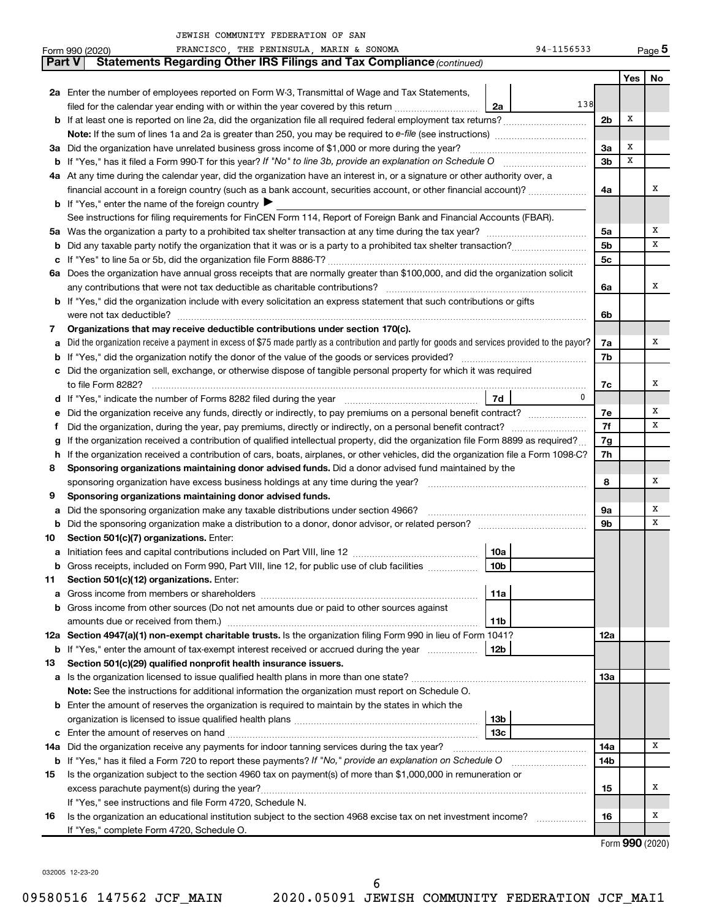JEWISH COMMUNITY FEDERATION OF SAN FRANCISCO, THE PENINSULA, MARIN & SONOMA 94-1156533

Form 990 (2020) Page 5

**Part V Statements Regarding Other IRS Filings and Tax Compliance** *(continued)*

| | | | | | Yes | No |
|---|---|---|---|---|---|---|
| **2a** | Enter the number of employees reported on Form W-3, Transmittal of Wage and Tax Statements, filed for the calendar year ending with or within the year covered by this return | 2a | 138 | | | |
| **b** | If at least one is reported on line 2a, did the organization file all required federal employment tax returns? | | | 2b | X | |
| | **Note:** If the sum of lines 1a and 2a is greater than 250, you may be required to *e-file* (see instructions) | | | | | |
| **3a** | Did the organization have unrelated business gross income of $1,000 or more during the year? | | | 3a | X | |
| **b** | If "Yes," has it filed a Form 990-T for this year? *If "No" to line 3b, provide an explanation on Schedule O* | | | 3b | X | |
| **4a** | At any time during the calendar year, did the organization have an interest in, or a signature or other authority over, a financial account in a foreign country (such as a bank account, securities account, or other financial account)? | | | 4a | | X |
| **b** | If "Yes," enter the name of the foreign country ▶ | | | | | |
| | See instructions for filing requirements for FinCEN Form 114, Report of Foreign Bank and Financial Accounts (FBAR). | | | | | |
| **5a** | Was the organization a party to a prohibited tax shelter transaction at any time during the tax year? | | | 5a | | X |
| **b** | Did any taxable party notify the organization that it was or is a party to a prohibited tax shelter transaction? | | | 5b | | X |
| **c** | If "Yes" to line 5a or 5b, did the organization file Form 8886-T? | | | 5c | | |
| **6a** | Does the organization have annual gross receipts that are normally greater than $100,000, and did the organization solicit any contributions that were not tax deductible as charitable contributions? | | | 6a | | X |
| **b** | If "Yes," did the organization include with every solicitation an express statement that such contributions or gifts were not tax deductible? | | | 6b | | |
| **7** | **Organizations that may receive deductible contributions under section 170(c).** | | | | | |
| **a** | Did the organization receive a payment in excess of $75 made partly as a contribution and partly for goods and services provided to the payor? | | | 7a | | X |
| **b** | If "Yes," did the organization notify the donor of the value of the goods or services provided? | | | 7b | | |
| **c** | Did the organization sell, exchange, or otherwise dispose of tangible personal property for which it was required to file Form 8282? | | | 7c | | X |
| **d** | If "Yes," indicate the number of Forms 8282 filed during the year | 7d | 0 | | | |
| **e** | Did the organization receive any funds, directly or indirectly, to pay premiums on a personal benefit contract? | | | 7e | | X |
| **f** | Did the organization, during the year, pay premiums, directly or indirectly, on a personal benefit contract? | | | 7f | | X |
| **g** | If the organization received a contribution of qualified intellectual property, did the organization file Form 8899 as required? | | | 7g | | |
| **h** | If the organization received a contribution of cars, boats, airplanes, or other vehicles, did the organization file a Form 1098-C? | | | 7h | | |
| **8** | **Sponsoring organizations maintaining donor advised funds.** Did a donor advised fund maintained by the sponsoring organization have excess business holdings at any time during the year? | | | 8 | | X |
| **9** | **Sponsoring organizations maintaining donor advised funds.** | | | | | |
| **a** | Did the sponsoring organization make any taxable distributions under section 4966? | | | 9a | | X |
| **b** | Did the sponsoring organization make a distribution to a donor, donor advisor, or related person? | | | 9b | | X |
| **10** | **Section 501(c)(7) organizations.** Enter: | | | | | |
| **a** | Initiation fees and capital contributions included on Part VIII, line 12 | 10a | | | | |
| **b** | Gross receipts, included on Form 990, Part VIII, line 12, for public use of club facilities | 10b | | | | |
| **11** | **Section 501(c)(12) organizations.** Enter: | | | | | |
| **a** | Gross income from members or shareholders | 11a | | | | |
| **b** | Gross income from other sources (Do not net amounts due or paid to other sources against amounts due or received from them.) | 11b | | | | |
| **12a** | **Section 4947(a)(1) non-exempt charitable trusts.** Is the organization filing Form 990 in lieu of Form 1041? | | | 12a | | |
| **b** | If "Yes," enter the amount of tax-exempt interest received or accrued during the year | 12b | | | | |
| **13** | **Section 501(c)(29) qualified nonprofit health insurance issuers.** | | | | | |
| **a** | Is the organization licensed to issue qualified health plans in more than one state? | | | 13a | | |
| | **Note:** See the instructions for additional information the organization must report on Schedule O. | | | | | |
| **b** | Enter the amount of reserves the organization is required to maintain by the states in which the organization is licensed to issue qualified health plans | 13b | | | | |
| **c** | Enter the amount of reserves on hand | 13c | | | | |
| **14a** | Did the organization receive any payments for indoor tanning services during the tax year? | | | 14a | | X |
| **b** | If "Yes," has it filed a Form 720 to report these payments? *If "No," provide an explanation on Schedule O* | | | 14b | | |
| **15** | Is the organization subject to the section 4960 tax on payment(s) of more than $1,000,000 in remuneration or excess parachute payment(s) during the year? | | | 15 | | X |
| | If "Yes," see instructions and file Form 4720, Schedule N. | | | | | |
| **16** | Is the organization an educational institution subject to the section 4968 excise tax on net investment income? | | | 16 | | X |
| | If "Yes," complete Form 4720, Schedule O. | | | | | |

Form **990** (2020)

032005 12-23-20

09580516 147562 JCF_MAIN 2020.05091 JEWISH COMMUNITY FEDERATION JCF_MAI1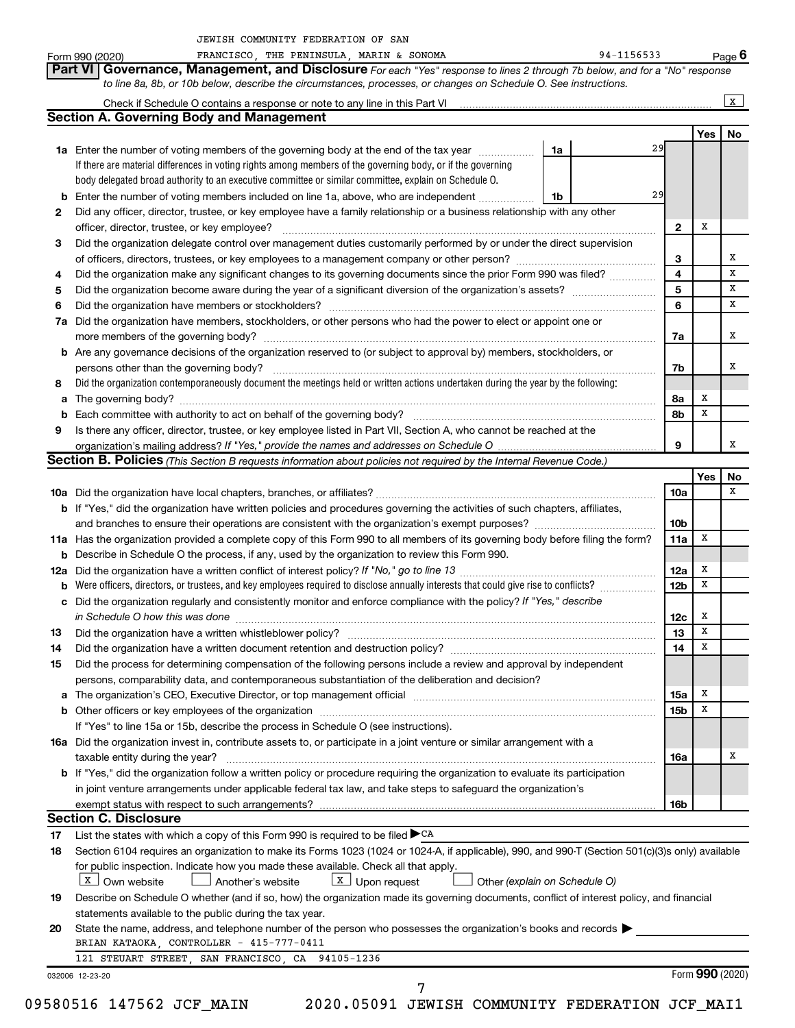JEWISH COMMUNITY FEDERATION OF SAN FRANCISCO, THE PENINSULA, MARIN & SONOMA 94-1156533

Form 990 (2020) Page 6

## Part VI Governance, Management, and Disclosure

*For each "Yes" response to lines 2 through 7b below, and for a "No" response to line 8a, 8b, or 10b below, describe the circumstances, processes, or changes on Schedule O. See instructions.*

Check if Schedule O contains a response or note to any line in this Part VI [X]

### Section A. Governing Body and Management

| | | | | Yes | No |
|---|---|---|---|---|---|
| **1a** | Enter the number of voting members of the governing body at the end of the tax year (1a) | 29 | | | |
| | If there are material differences in voting rights among members of the governing body, or if the governing body delegated broad authority to an executive committee or similar committee, explain on Schedule O. | | | | |
| **b** | Enter the number of voting members included on line 1a, above, who are independent (1b) | 29 | | | |
| **2** | Did any officer, director, trustee, or key employee have a family relationship or a business relationship with any other officer, director, trustee, or key employee? | | 2 | X | |
| **3** | Did the organization delegate control over management duties customarily performed by or under the direct supervision of officers, directors, trustees, or key employees to a management company or other person? | | 3 | | X |
| **4** | Did the organization make any significant changes to its governing documents since the prior Form 990 was filed? | | 4 | | X |
| **5** | Did the organization become aware during the year of a significant diversion of the organization's assets? | | 5 | | X |
| **6** | Did the organization have members or stockholders? | | 6 | | X |
| **7a** | Did the organization have members, stockholders, or other persons who had the power to elect or appoint one or more members of the governing body? | | 7a | | X |
| **b** | Are any governance decisions of the organization reserved to (or subject to approval by) members, stockholders, or persons other than the governing body? | | 7b | | X |
| **8** | Did the organization contemporaneously document the meetings held or written actions undertaken during the year by the following: | | | | |
| **a** | The governing body? | | 8a | X | |
| **b** | Each committee with authority to act on behalf of the governing body? | | 8b | X | |
| **9** | Is there any officer, director, trustee, or key employee listed in Part VII, Section A, who cannot be reached at the organization's mailing address? *If "Yes," provide the names and addresses on Schedule O* | | 9 | | X |

### Section B. Policies *(This Section B requests information about policies not required by the Internal Revenue Code.)*

| | | | Yes | No |
|---|---|---|---|---|
| **10a** | Did the organization have local chapters, branches, or affiliates? | 10a | | X |
| **b** | If "Yes," did the organization have written policies and procedures governing the activities of such chapters, affiliates, and branches to ensure their operations are consistent with the organization's exempt purposes? | 10b | | |
| **11a** | Has the organization provided a complete copy of this Form 990 to all members of its governing body before filing the form? | 11a | X | |
| **b** | Describe in Schedule O the process, if any, used by the organization to review this Form 990. | | | |
| **12a** | Did the organization have a written conflict of interest policy? *If "No," go to line 13* | 12a | X | |
| **b** | Were officers, directors, or trustees, and key employees required to disclose annually interests that could give rise to conflicts? | 12b | X | |
| **c** | Did the organization regularly and consistently monitor and enforce compliance with the policy? *If "Yes," describe in Schedule O how this was done* | 12c | X | |
| **13** | Did the organization have a written whistleblower policy? | 13 | X | |
| **14** | Did the organization have a written document retention and destruction policy? | 14 | X | |
| **15** | Did the process for determining compensation of the following persons include a review and approval by independent persons, comparability data, and contemporaneous substantiation of the deliberation and decision? | | | |
| **a** | The organization's CEO, Executive Director, or top management official | 15a | X | |
| **b** | Other officers or key employees of the organization | 15b | X | |
| | If "Yes" to line 15a or 15b, describe the process in Schedule O (see instructions). | | | |
| **16a** | Did the organization invest in, contribute assets to, or participate in a joint venture or similar arrangement with a taxable entity during the year? | 16a | | X |
| **b** | If "Yes," did the organization follow a written policy or procedure requiring the organization to evaluate its participation in joint venture arrangements under applicable federal tax law, and take steps to safeguard the organization's exempt status with respect to such arrangements? | 16b | | |

### Section C. Disclosure

**17** List the states with which a copy of this Form 990 is required to be filed ▶ CA

**18** Section 6104 requires an organization to make its Forms 1023 (1024 or 1024-A, if applicable), 990, and 990-T (Section 501(c)(3)s only) available for public inspection. Indicate how you made these available. Check all that apply.

[X] Own website [ ] Another's website [X] Upon request [ ] Other *(explain on Schedule O)*

**19** Describe on Schedule O whether (and if so, how) the organization made its governing documents, conflict of interest policy, and financial statements available to the public during the tax year.

**20** State the name, address, and telephone number of the person who possesses the organization's books and records ▶

BRIAN KATAOKA, CONTROLLER - 415-777-0411

121 STEUART STREET, SAN FRANCISCO, CA 94105-1236

032006 12-23-20 Form 990 (2020)

09580516 147562 JCF_MAIN 2020.05091 JEWISH COMMUNITY FEDERATION JCF_MAI1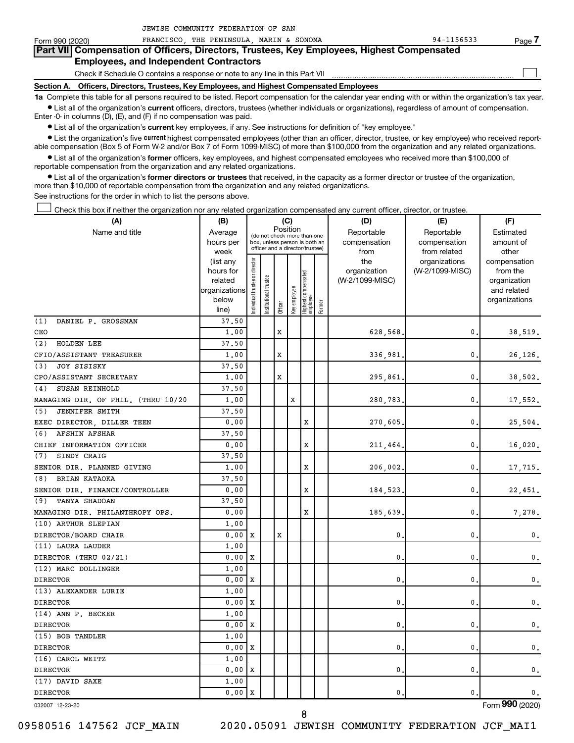JEWISH COMMUNITY FEDERATION OF SAN FRANCISCO, THE PENINSULA, MARIN & SONOMA 94-1156533

Form 990 (2020)

## Part VII Compensation of Officers, Directors, Trustees, Key Employees, Highest Compensated Employees, and Independent Contractors

Check if Schedule O contains a response or note to any line in this Part VII

### Section A. Officers, Directors, Trustees, Key Employees, and Highest Compensated Employees

**1a** Complete this table for all persons required to be listed. Report compensation for the calendar year ending with or within the organization's tax year.

- List all of the organization's **current** officers, directors, trustees (whether individuals or organizations), regardless of amount of compensation. Enter -0- in columns (D), (E), and (F) if no compensation was paid.
- List all of the organization's **current** key employees, if any. See instructions for definition of "key employee."
- List the organization's five **current** highest compensated employees (other than an officer, director, trustee, or key employee) who received reportable compensation (Box 5 of Form W-2 and/or Box 7 of Form 1099-MISC) of more than $100,000 from the organization and any related organizations.
- List all of the organization's **former** officers, key employees, and highest compensated employees who received more than $100,000 of reportable compensation from the organization and any related organizations.
- List all of the organization's **former directors or trustees** that received, in the capacity as a former director or trustee of the organization, more than $10,000 of reportable compensation from the organization and any related organizations.

See instructions for the order in which to list the persons above.

Check this box if neither the organization nor any related organization compensated any current officer, director, or trustee.

| (A) Name and title | (B) Average hours per week (list any hours for related organizations below line) | (C) Position: Individual trustee or director | Institutional trustee | Officer | Key employee | Highest compensated employee | Former | (D) Reportable compensation from the organization (W-2/1099-MISC) | (E) Reportable compensation from related organizations (W-2/1099-MISC) | (F) Estimated amount of other compensation from the organization and related organizations |
|---|---|---|---|---|---|---|---|---|---|---|
| (1) DANIEL P. GROSSMAN | 37.50 | | | | | | | | | |
| CEO | 1.00 | | | X | | | | 628,568. | 0. | 38,519. |
| (2) HOLDEN LEE | 37.50 | | | | | | | | | |
| CFIO/ASSISTANT TREASURER | 1.00 | | | X | | | | 336,981. | 0. | 26,126. |
| (3) JOY SISISKY | 37.50 | | | | | | | | | |
| CPO/ASSISTANT SECRETARY | 1.00 | | | X | | | | 295,861. | 0. | 38,502. |
| (4) SUSAN REINHOLD | 37.50 | | | | | | | | | |
| MANAGING DIR. OF PHIL. (THRU 10/20 | 1.00 | | | | X | | | 280,783. | 0. | 17,552. |
| (5) JENNIFER SMITH | 37.50 | | | | | | | | | |
| EXEC DIRECTOR, DILLER TEEN | 0.00 | | | | | X | | 270,605. | 0. | 25,504. |
| (6) AFSHIN AFSHAR | 37.50 | | | | | | | | | |
| CHIEF INFORMATION OFFICER | 0.00 | | | | | X | | 211,464. | 0. | 16,020. |
| (7) SINDY CRAIG | 37.50 | | | | | | | | | |
| SENIOR DIR. PLANNED GIVING | 1.00 | | | | | X | | 206,002. | 0. | 17,715. |
| (8) BRIAN KATAOKA | 37.50 | | | | | | | | | |
| SENIOR DIR. FINANCE/CONTROLLER | 0.00 | | | | | X | | 184,523. | 0. | 22,451. |
| (9) TANYA SHADOAN | 37.50 | | | | | | | | | |
| MANAGING DIR. PHILANTHROPY OPS. | 0.00 | | | | | X | | 185,639. | 0. | 7,278. |
| (10) ARTHUR SLEPIAN | 1.00 | | | | | | | | | |
| DIRECTOR/BOARD CHAIR | 0.00 | X | | X | | | | 0. | 0. | 0. |
| (11) LAURA LAUDER | 1.00 | | | | | | | | | |
| DIRECTOR (THRU 02/21) | 0.00 | X | | | | | | 0. | 0. | 0. |
| (12) MARC DOLLINGER | 1.00 | | | | | | | | | |
| DIRECTOR | 0.00 | X | | | | | | 0. | 0. | 0. |
| (13) ALEXANDER LURIE | 1.00 | | | | | | | | | |
| DIRECTOR | 0.00 | X | | | | | | 0. | 0. | 0. |
| (14) ANN P. BECKER | 1.00 | | | | | | | | | |
| DIRECTOR | 0.00 | X | | | | | | 0. | 0. | 0. |
| (15) BOB TANDLER | 1.00 | | | | | | | | | |
| DIRECTOR | 0.00 | X | | | | | | 0. | 0. | 0. |
| (16) CAROL WEITZ | 1.00 | | | | | | | | | |
| DIRECTOR | 0.00 | X | | | | | | 0. | 0. | 0. |
| (17) DAVID SAXE | 1.00 | | | | | | | | | |
| DIRECTOR | 0.00 | X | | | | | | 0. | 0. | 0. |

032007 12-23-20

Form 990 (2020)

09580516 147562 JCF_MAIN 2020.05091 JEWISH COMMUNITY FEDERATION JCF_MAI1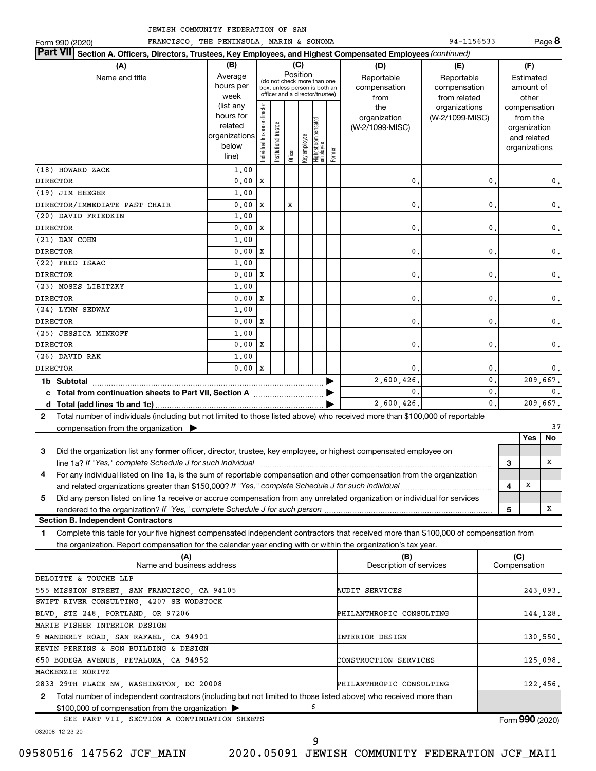JEWISH COMMUNITY FEDERATION OF SAN FRANCISCO, THE PENINSULA, MARIN & SONOMA 94-1156533

Form 990 (2020) Page **8**

## Part VII Section A. Officers, Directors, Trustees, Key Employees, and Highest Compensated Employees *(continued)*

| (A) Name and title | (B) Average hours per week (list any hours for related organizations below line) | (C) Position: Individual trustee or director | Institutional trustee | Officer | Key employee | Highest compensated employee | Former | (D) Reportable compensation from the organization (W-2/1099-MISC) | (E) Reportable compensation from related organizations (W-2/1099-MISC) | (F) Estimated amount of other compensation from the organization and related organizations |
|---|---|---|---|---|---|---|---|---|---|---|
| (18) HOWARD ZACK<br>DIRECTOR | 1.00<br>0.00 | X | | | | | | 0. | 0. | 0. |
| (19) JIM HEEGER<br>DIRECTOR/IMMEDIATE PAST CHAIR | 1.00<br>0.00 | X | | X | | | | 0. | 0. | 0. |
| (20) DAVID FRIEDKIN<br>DIRECTOR | 1.00<br>0.00 | X | | | | | | 0. | 0. | 0. |
| (21) DAN COHN<br>DIRECTOR | 1.00<br>0.00 | X | | | | | | 0. | 0. | 0. |
| (22) FRED ISAAC<br>DIRECTOR | 1.00<br>0.00 | X | | | | | | 0. | 0. | 0. |
| (23) MOSES LIBITZKY<br>DIRECTOR | 1.00<br>0.00 | X | | | | | | 0. | 0. | 0. |
| (24) LYNN SEDWAY<br>DIRECTOR | 1.00<br>0.00 | X | | | | | | 0. | 0. | 0. |
| (25) JESSICA MINKOFF<br>DIRECTOR | 1.00<br>0.00 | X | | | | | | 0. | 0. | 0. |
| (26) DAVID RAK<br>DIRECTOR | 1.00<br>0.00 | X | | | | | | 0. | 0. | 0. |
| **1b Subtotal** | | | | | | | | 2,600,426. | 0. | 209,667. |
| **c Total from continuation sheets to Part VII, Section A** | | | | | | | | 0. | 0. | 0. |
| **d Total (add lines 1b and 1c)** | | | | | | | | 2,600,426. | 0. | 209,667. |

**2** Total number of individuals (including but not limited to those listed above) who received more than $100,000 of reportable compensation from the organization ▶ 37

| | | Yes | No |
|---|---|---|---|
| **3** Did the organization list any **former** officer, director, trustee, key employee, or highest compensated employee on line 1a? *If "Yes," complete Schedule J for such individual* | 3 | | X |
| **4** For any individual listed on line 1a, is the sum of reportable compensation and other compensation from the organization and related organizations greater than $150,000? *If "Yes," complete Schedule J for such individual* | 4 | X | |
| **5** Did any person listed on line 1a receive or accrue compensation from any unrelated organization or individual for services rendered to the organization? *If "Yes," complete Schedule J for such person* | 5 | | X |

### Section B. Independent Contractors

**1** Complete this table for your five highest compensated independent contractors that received more than $100,000 of compensation from the organization. Report compensation for the calendar year ending with or within the organization's tax year.

| (A) Name and business address | (B) Description of services | (C) Compensation |
|---|---|---|
| DELOITTE & TOUCHE LLP<br>555 MISSION STREET, SAN FRANCISCO, CA 94105 | AUDIT SERVICES | 243,093. |
| SWIFT RIVER CONSULTING, 4207 SE WODSTOCK BLVD, STE 248, PORTLAND, OR 97206 | PHILANTHROPIC CONSULTING | 144,128. |
| MARIE FISHER INTERIOR DESIGN<br>9 MANDERLY ROAD, SAN RAFAEL, CA 94901 | INTERIOR DESIGN | 130,550. |
| KEVIN PERKINS & SON BUILDING & DESIGN<br>650 BODEGA AVENUE, PETALUMA, CA 94952 | CONSTRUCTION SERVICES | 125,098. |
| MACKENZIE MORITZ<br>2833 29TH PLACE NW, WASHINGTON, DC 20008 | PHILANTHROPIC CONSULTING | 122,456. |

**2** Total number of independent contractors (including but not limited to those listed above) who received more than $100,000 of compensation from the organization ▶ 6

SEE PART VII, SECTION A CONTINUATION SHEETS

Form **990** (2020)

032008 12-23-20

09580516 147562 JCF_MAIN 2020.05091 JEWISH COMMUNITY FEDERATION JCF_MAI1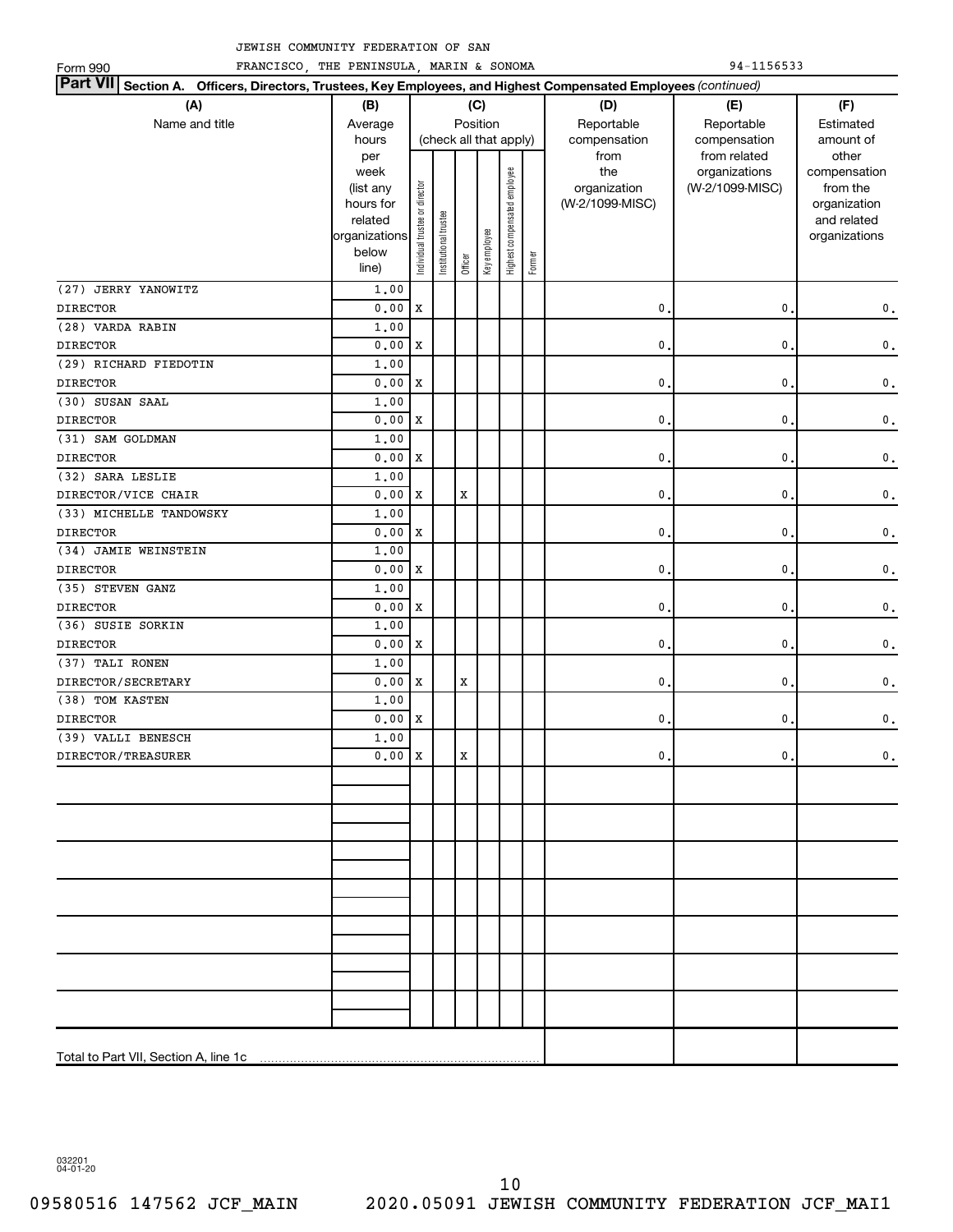JEWISH COMMUNITY FEDERATION OF SAN FRANCISCO, THE PENINSULA, MARIN & SONOMA

Form 990 — 94-1156533

**Part VII Section A. Officers, Directors, Trustees, Key Employees, and Highest Compensated Employees** *(continued)*

| (A) Name and title | (B) Average hours per week (list any hours for related organizations below line) | (C) Position: Individual trustee or director | Institutional trustee | Officer | Key employee | Highest compensated employee | Former | (D) Reportable compensation from the organization (W-2/1099-MISC) | (E) Reportable compensation from related organizations (W-2/1099-MISC) | (F) Estimated amount of other compensation from the organization and related organizations |
|---|---|---|---|---|---|---|---|---|---|---|
| (27) JERRY YANOWITZ<br>DIRECTOR | 1.00<br>0.00 | X | | | | | | 0. | 0. | 0. |
| (28) VARDA RABIN<br>DIRECTOR | 1.00<br>0.00 | X | | | | | | 0. | 0. | 0. |
| (29) RICHARD FIEDOTIN<br>DIRECTOR | 1.00<br>0.00 | X | | | | | | 0. | 0. | 0. |
| (30) SUSAN SAAL<br>DIRECTOR | 1.00<br>0.00 | X | | | | | | 0. | 0. | 0. |
| (31) SAM GOLDMAN<br>DIRECTOR | 1.00<br>0.00 | X | | | | | | 0. | 0. | 0. |
| (32) SARA LESLIE<br>DIRECTOR/VICE CHAIR | 1.00<br>0.00 | X | | X | | | | 0. | 0. | 0. |
| (33) MICHELLE TANDOWSKY<br>DIRECTOR | 1.00<br>0.00 | X | | | | | | 0. | 0. | 0. |
| (34) JAMIE WEINSTEIN<br>DIRECTOR | 1.00<br>0.00 | X | | | | | | 0. | 0. | 0. |
| (35) STEVEN GANZ<br>DIRECTOR | 1.00<br>0.00 | X | | | | | | 0. | 0. | 0. |
| (36) SUSIE SORKIN<br>DIRECTOR | 1.00<br>0.00 | X | | | | | | 0. | 0. | 0. |
| (37) TALI RONEN<br>DIRECTOR/SECRETARY | 1.00<br>0.00 | X | | X | | | | 0. | 0. | 0. |
| (38) TOM KASTEN<br>DIRECTOR | 1.00<br>0.00 | X | | | | | | 0. | 0. | 0. |
| (39) VALLI BENESCH<br>DIRECTOR/TREASURER | 1.00<br>0.00 | X | | X | | | | 0. | 0. | 0. |
| Total to Part VII, Section A, line 1c | | | | | | | | | | |

032201 04-01-20

09580516 147562 JCF_MAIN 2020.05091 JEWISH COMMUNITY FEDERATION JCF_MAI1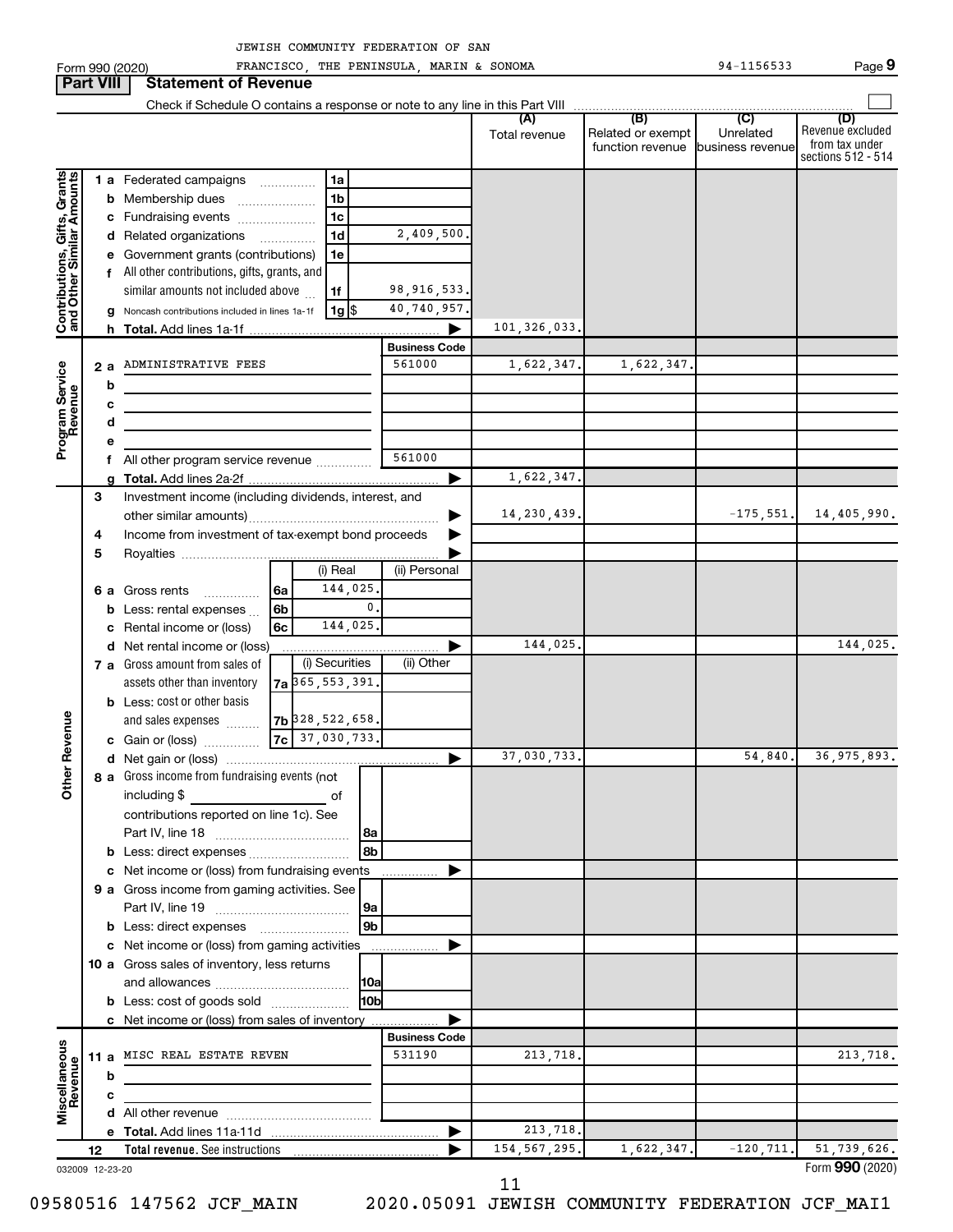JEWISH COMMUNITY FEDERATION OF SAN FRANCISCO, THE PENINSULA, MARIN & SONOMA

Form 990 (2020) 94-1156533 Page **9**

**Part VIII Statement of Revenue**

Check if Schedule O contains a response or note to any line in this Part VIII ☐

| | | | | (A) Total revenue | (B) Related or exempt function revenue | (C) Unrelated business revenue | (D) Revenue excluded from tax under sections 512 - 514 |
|---|---|---|---|---|---|---|---|
| **Contributions, Gifts, Grants and Other Similar Amounts** | 1 a Federated campaigns | 1a | | | | | |
| | b Membership dues | 1b | | | | | |
| | c Fundraising events | 1c | | | | | |
| | d Related organizations | 1d | 2,409,500. | | | | |
| | e Government grants (contributions) | 1e | | | | | |
| | f All other contributions, gifts, grants, and similar amounts not included above | 1f | 98,916,533. | | | | |
| | g Noncash contributions included in lines 1a-1f | 1g $ | 40,740,957. | | | | |
| | h **Total.** Add lines 1a-1f | | ▶ | 101,326,033. | | | |
| | | | **Business Code** | | | | |
| **Program Service Revenue** | 2 a ADMINISTRATIVE FEES | | 561000 | 1,622,347. | 1,622,347. | | |
| | b | | | | | | |
| | c | | | | | | |
| | d | | | | | | |
| | e | | | | | | |
| | f All other program service revenue | | 561000 | | | | |
| | g **Total.** Add lines 2a-2f | | ▶ | 1,622,347. | | | |
| **Other Revenue** | 3 Investment income (including dividends, interest, and other similar amounts) | | ▶ | 14,230,439. | | -175,551. | 14,405,990. |
| | 4 Income from investment of tax-exempt bond proceeds | | ▶ | | | | |
| | 5 Royalties | | ▶ | | | | |
| | | (i) Real | (ii) Personal | | | | |
| | 6 a Gross rents 6a | 144,025. | | | | | |
| | b Less: rental expenses 6b | 0. | | | | | |
| | c Rental income or (loss) 6c | 144,025. | | | | | |
| | d Net rental income or (loss) | | ▶ | 144,025. | | | 144,025. |
| | | (i) Securities | (ii) Other | | | | |
| | 7 a Gross amount from sales of assets other than inventory 7a | 365,553,391. | | | | | |
| | b Less: cost or other basis and sales expenses 7b | 328,522,658. | | | | | |
| | c Gain or (loss) 7c | 37,030,733. | | | | | |
| | d Net gain or (loss) | | ▶ | 37,030,733. | | 54,840. | 36,975,893. |
| | 8 a Gross income from fundraising events (not including $ ______ of contributions reported on line 1c). See Part IV, line 18 | 8a | | | | | |
| | b Less: direct expenses | 8b | | | | | |
| | c Net income or (loss) from fundraising events | | ▶ | | | | |
| | 9 a Gross income from gaming activities. See Part IV, line 19 | 9a | | | | | |
| | b Less: direct expenses | 9b | | | | | |
| | c Net income or (loss) from gaming activities | | ▶ | | | | |
| | 10 a Gross sales of inventory, less returns and allowances | 10a | | | | | |
| | b Less: cost of goods sold | 10b | | | | | |
| | c Net income or (loss) from sales of inventory | | ▶ | | | | |
| | | | **Business Code** | | | | |
| **Miscellaneous Revenue** | 11 a MISC REAL ESTATE REVEN | | 531190 | 213,718. | | | 213,718. |
| | b | | | | | | |
| | c | | | | | | |
| | d All other revenue | | | | | | |
| | e **Total.** Add lines 11a-11d | | ▶ | 213,718. | | | |
| | 12 **Total revenue.** See instructions | | ▶ | 154,567,295. | 1,622,347. | -120,711. | 51,739,626. |

032009 12-23-20

Form **990** (2020)

09580516 147562 JCF_MAIN 2020.05091 JEWISH COMMUNITY FEDERATION JCF_MAI1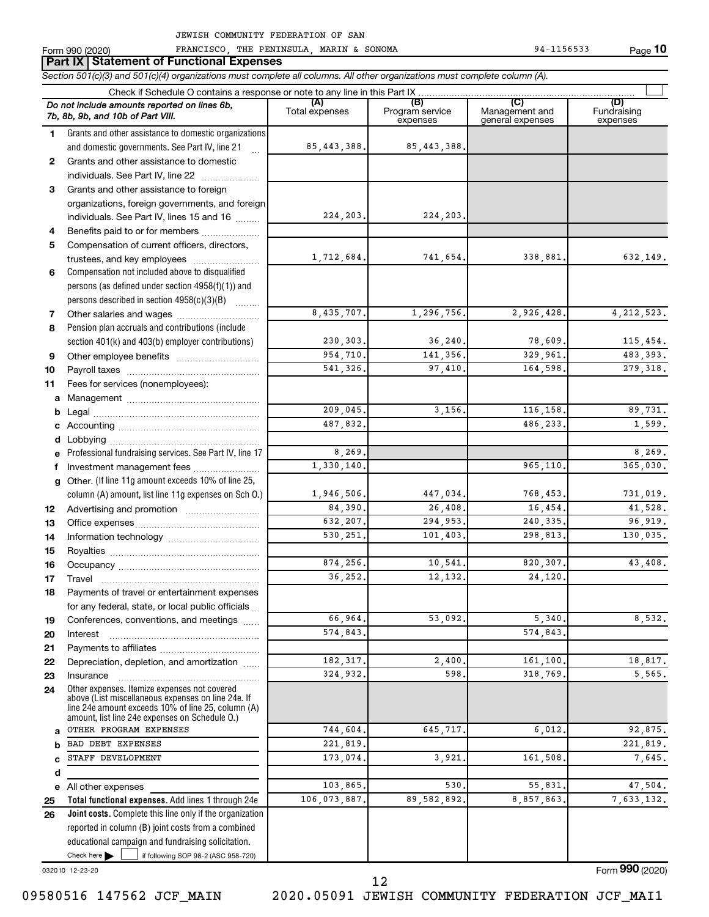JEWISH COMMUNITY FEDERATION OF SAN FRANCISCO, THE PENINSULA, MARIN & SONOMA 94-1156533

Form 990 (2020) Page 10

## Part IX Statement of Functional Expenses

*Section 501(c)(3) and 501(c)(4) organizations must complete all columns. All other organizations must complete column (A).*

Check if Schedule O contains a response or note to any line in this Part IX

| | *Do not include amounts reported on lines 6b, 7b, 8b, 9b, and 10b of Part VIII.* | (A) Total expenses | (B) Program service expenses | (C) Management and general expenses | (D) Fundraising expenses |
|---|---|---|---|---|---|
| 1 | Grants and other assistance to domestic organizations and domestic governments. See Part IV, line 21 | 85,443,388. | 85,443,388. | | |
| 2 | Grants and other assistance to domestic individuals. See Part IV, line 22 | | | | |
| 3 | Grants and other assistance to foreign organizations, foreign governments, and foreign individuals. See Part IV, lines 15 and 16 | 224,203. | 224,203. | | |
| 4 | Benefits paid to or for members | | | | |
| 5 | Compensation of current officers, directors, trustees, and key employees | 1,712,684. | 741,654. | 338,881. | 632,149. |
| 6 | Compensation not included above to disqualified persons (as defined under section 4958(f)(1)) and persons described in section 4958(c)(3)(B) | | | | |
| 7 | Other salaries and wages | 8,435,707. | 1,296,756. | 2,926,428. | 4,212,523. |
| 8 | Pension plan accruals and contributions (include section 401(k) and 403(b) employer contributions) | 230,303. | 36,240. | 78,609. | 115,454. |
| 9 | Other employee benefits | 954,710. | 141,356. | 329,961. | 483,393. |
| 10 | Payroll taxes | 541,326. | 97,410. | 164,598. | 279,318. |
| 11 | Fees for services (nonemployees): | | | | |
| a | Management | | | | |
| b | Legal | 209,045. | 3,156. | 116,158. | 89,731. |
| c | Accounting | 487,832. | | 486,233. | 1,599. |
| d | Lobbying | | | | |
| e | Professional fundraising services. See Part IV, line 17 | 8,269. | | | 8,269. |
| f | Investment management fees | 1,330,140. | | 965,110. | 365,030. |
| g | Other. (If line 11g amount exceeds 10% of line 25, column (A) amount, list line 11g expenses on Sch O.) | 1,946,506. | 447,034. | 768,453. | 731,019. |
| 12 | Advertising and promotion | 84,390. | 26,408. | 16,454. | 41,528. |
| 13 | Office expenses | 632,207. | 294,953. | 240,335. | 96,919. |
| 14 | Information technology | 530,251. | 101,403. | 298,813. | 130,035. |
| 15 | Royalties | | | | |
| 16 | Occupancy | 874,256. | 10,541. | 820,307. | 43,408. |
| 17 | Travel | 36,252. | 12,132. | 24,120. | |
| 18 | Payments of travel or entertainment expenses for any federal, state, or local public officials | | | | |
| 19 | Conferences, conventions, and meetings | 66,964. | 53,092. | 5,340. | 8,532. |
| 20 | Interest | 574,843. | | 574,843. | |
| 21 | Payments to affiliates | | | | |
| 22 | Depreciation, depletion, and amortization | 182,317. | 2,400. | 161,100. | 18,817. |
| 23 | Insurance | 324,932. | 598. | 318,769. | 5,565. |
| 24 | Other expenses. Itemize expenses not covered above (List miscellaneous expenses on line 24e. If line 24e amount exceeds 10% of line 25, column (A) amount, list line 24e expenses on Schedule O.) | | | | |
| a | OTHER PROGRAM EXPENSES | 744,604. | 645,717. | 6,012. | 92,875. |
| b | BAD DEBT EXPENSES | 221,819. | | | 221,819. |
| c | STAFF DEVELOPMENT | 173,074. | 3,921. | 161,508. | 7,645. |
| d | | | | | |
| e | All other expenses | 103,865. | 530. | 55,831. | 47,504. |
| 25 | **Total functional expenses.** Add lines 1 through 24e | 106,073,887. | 89,582,892. | 8,857,863. | 7,633,132. |
| 26 | **Joint costs.** Complete this line only if the organization reported in column (B) joint costs from a combined educational campaign and fundraising solicitation. Check here ☐ if following SOP 98-2 (ASC 958-720) | | | | |

032010 12-23-20

Form **990** (2020)

09580516 147562 JCF_MAIN 2020.05091 JEWISH COMMUNITY FEDERATION JCF_MAI1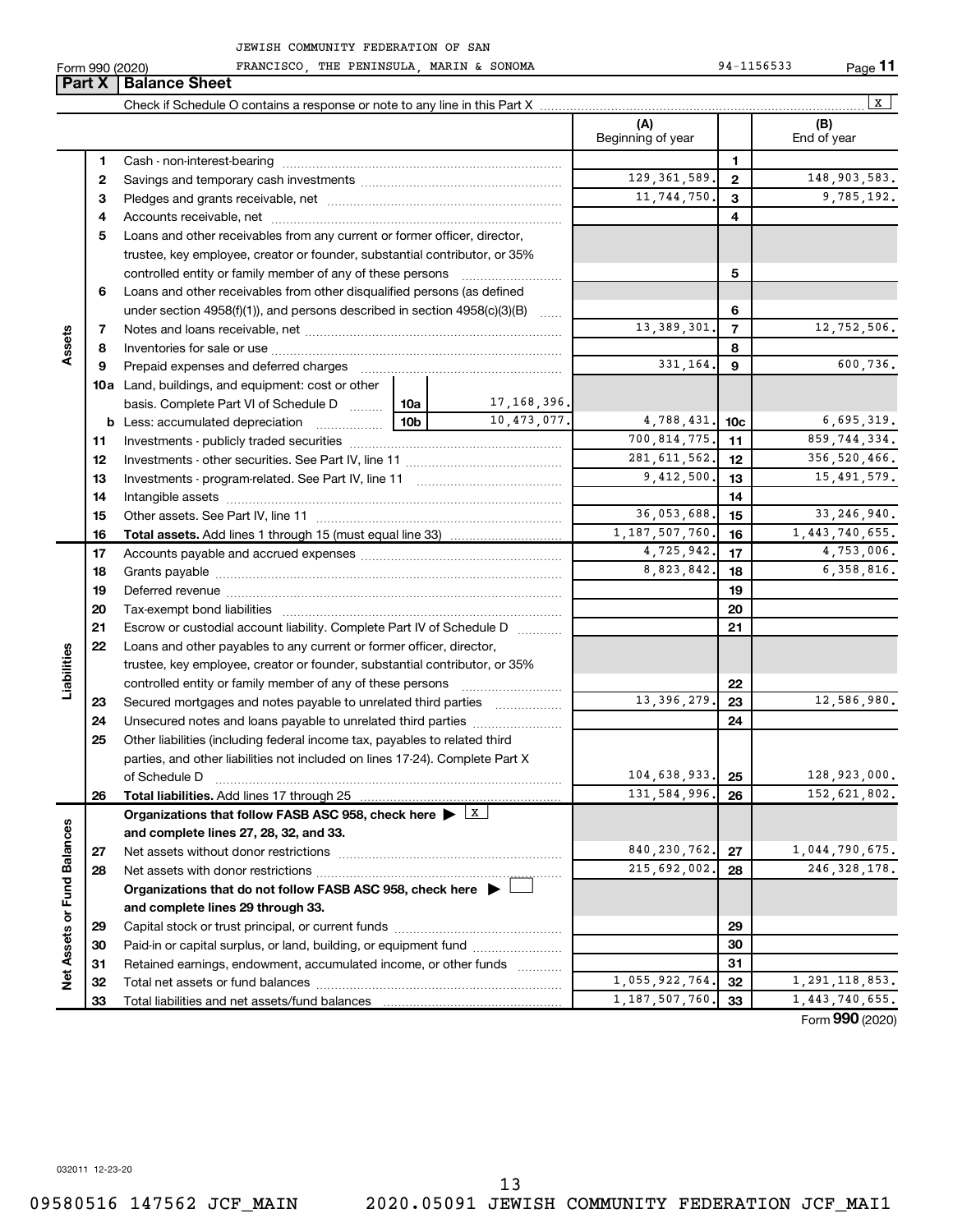JEWISH COMMUNITY FEDERATION OF SAN FRANCISCO, THE PENINSULA, MARIN & SONOMA 94-1156533

Form 990 (2020) Page 11

## Part X | Balance Sheet

Check if Schedule O contains a response or note to any line in this Part X ☒

| | | | (A) Beginning of year | | (B) End of year |
|---|---|---|---|---|---|
| Assets | 1 | Cash - non-interest-bearing | | 1 | |
| | 2 | Savings and temporary cash investments | 129,361,589. | 2 | 148,903,583. |
| | 3 | Pledges and grants receivable, net | 11,744,750. | 3 | 9,785,192. |
| | 4 | Accounts receivable, net | | 4 | |
| | 5 | Loans and other receivables from any current or former officer, director, trustee, key employee, creator or founder, substantial contributor, or 35% controlled entity or family member of any of these persons | | 5 | |
| | 6 | Loans and other receivables from other disqualified persons (as defined under section 4958(f)(1)), and persons described in section 4958(c)(3)(B) | | 6 | |
| | 7 | Notes and loans receivable, net | 13,389,301. | 7 | 12,752,506. |
| | 8 | Inventories for sale or use | | 8 | |
| | 9 | Prepaid expenses and deferred charges | 331,164. | 9 | 600,736. |
| | 10a | Land, buildings, and equipment: cost or other basis. Complete Part VI of Schedule D — 10a: 17,168,396. | | | |
| | b | Less: accumulated depreciation — 10b: 10,473,077. | 4,788,431. | 10c | 6,695,319. |
| | 11 | Investments - publicly traded securities | 700,814,775. | 11 | 859,744,334. |
| | 12 | Investments - other securities. See Part IV, line 11 | 281,611,562. | 12 | 356,520,466. |
| | 13 | Investments - program-related. See Part IV, line 11 | 9,412,500. | 13 | 15,491,579. |
| | 14 | Intangible assets | | 14 | |
| | 15 | Other assets. See Part IV, line 11 | 36,053,688. | 15 | 33,246,940. |
| | 16 | **Total assets.** Add lines 1 through 15 (must equal line 33) | 1,187,507,760. | 16 | 1,443,740,655. |
| Liabilities | 17 | Accounts payable and accrued expenses | 4,725,942. | 17 | 4,753,006. |
| | 18 | Grants payable | 8,823,842. | 18 | 6,358,816. |
| | 19 | Deferred revenue | | 19 | |
| | 20 | Tax-exempt bond liabilities | | 20 | |
| | 21 | Escrow or custodial account liability. Complete Part IV of Schedule D | | 21 | |
| | 22 | Loans and other payables to any current or former officer, director, trustee, key employee, creator or founder, substantial contributor, or 35% controlled entity or family member of any of these persons | | 22 | |
| | 23 | Secured mortgages and notes payable to unrelated third parties | 13,396,279. | 23 | 12,586,980. |
| | 24 | Unsecured notes and loans payable to unrelated third parties | | 24 | |
| | 25 | Other liabilities (including federal income tax, payables to related third parties, and other liabilities not included on lines 17-24). Complete Part X of Schedule D | 104,638,933. | 25 | 128,923,000. |
| | 26 | **Total liabilities.** Add lines 17 through 25 | 131,584,996. | 26 | 152,621,802. |
| Net Assets or Fund Balances | | **Organizations that follow FASB ASC 958, check here** ▶ ☒ **and complete lines 27, 28, 32, and 33.** | | | |
| | 27 | Net assets without donor restrictions | 840,230,762. | 27 | 1,044,790,675. |
| | 28 | Net assets with donor restrictions | 215,692,002. | 28 | 246,328,178. |
| | | **Organizations that do not follow FASB ASC 958, check here** ▶ ☐ **and complete lines 29 through 33.** | | | |
| | 29 | Capital stock or trust principal, or current funds | | 29 | |
| | 30 | Paid-in or capital surplus, or land, building, or equipment fund | | 30 | |
| | 31 | Retained earnings, endowment, accumulated income, or other funds | | 31 | |
| | 32 | Total net assets or fund balances | 1,055,922,764. | 32 | 1,291,118,853. |
| | 33 | Total liabilities and net assets/fund balances | 1,187,507,760. | 33 | 1,443,740,655. |

Form **990** (2020)

032011 12-23-20

09580516 147562 JCF_MAIN 2020.05091 JEWISH COMMUNITY FEDERATION JCF_MAI1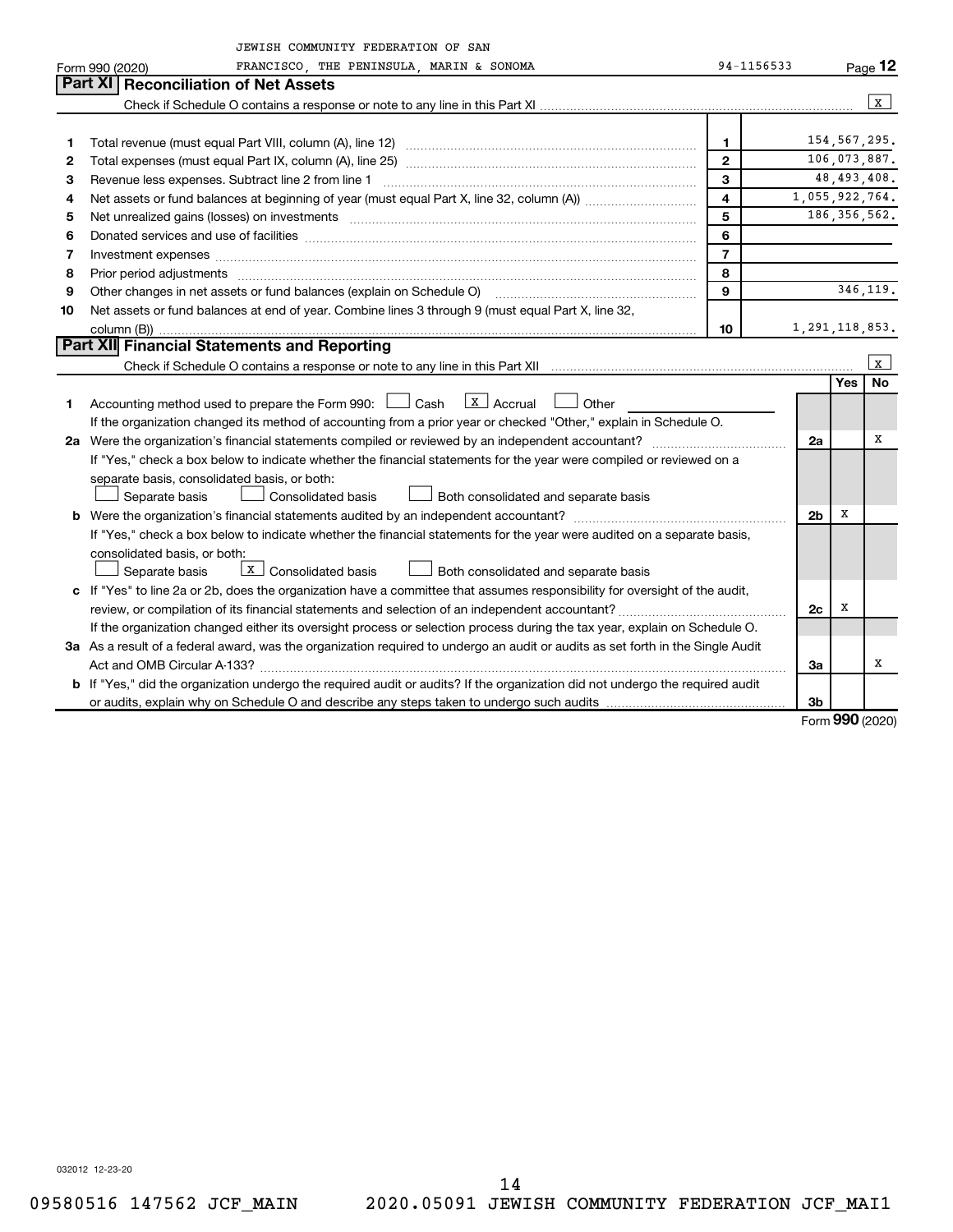JEWISH COMMUNITY FEDERATION OF SAN FRANCISCO, THE PENINSULA, MARIN & SONOMA 94-1156533

Form 990 (2020) Page **12**

## Part XI Reconciliation of Net Assets

Check if Schedule O contains a response or note to any line in this Part XI ..... [X]

| | | | |
|---|---|---|---|
| 1 | Total revenue (must equal Part VIII, column (A), line 12) | 1 | 154,567,295. |
| 2 | Total expenses (must equal Part IX, column (A), line 25) | 2 | 106,073,887. |
| 3 | Revenue less expenses. Subtract line 2 from line 1 | 3 | 48,493,408. |
| 4 | Net assets or fund balances at beginning of year (must equal Part X, line 32, column (A)) | 4 | 1,055,922,764. |
| 5 | Net unrealized gains (losses) on investments | 5 | 186,356,562. |
| 6 | Donated services and use of facilities | 6 | |
| 7 | Investment expenses | 7 | |
| 8 | Prior period adjustments | 8 | |
| 9 | Other changes in net assets or fund balances (explain on Schedule O) | 9 | 346,119. |
| 10 | Net assets or fund balances at end of year. Combine lines 3 through 9 (must equal Part X, line 32, column (B)) | 10 | 1,291,118,853. |

## Part XII Financial Statements and Reporting

Check if Schedule O contains a response or note to any line in this Part XII ..... [X]

| | | | Yes | No |
|---|---|---|---|---|
| 1 | Accounting method used to prepare the Form 990: [ ] Cash [X] Accrual [ ] Other ______<br>If the organization changed its method of accounting from a prior year or checked "Other," explain in Schedule O. | | | |
| 2a | Were the organization's financial statements compiled or reviewed by an independent accountant?<br>If "Yes," check a box below to indicate whether the financial statements for the year were compiled or reviewed on a separate basis, consolidated basis, or both:<br>[ ] Separate basis [ ] Consolidated basis [ ] Both consolidated and separate basis | 2a | | X |
| b | Were the organization's financial statements audited by an independent accountant?<br>If "Yes," check a box below to indicate whether the financial statements for the year were audited on a separate basis, consolidated basis, or both:<br>[ ] Separate basis [X] Consolidated basis [ ] Both consolidated and separate basis | 2b | X | |
| c | If "Yes" to line 2a or 2b, does the organization have a committee that assumes responsibility for oversight of the audit, review, or compilation of its financial statements and selection of an independent accountant?<br>If the organization changed either its oversight process or selection process during the tax year, explain on Schedule O. | 2c | X | |
| 3a | As a result of a federal award, was the organization required to undergo an audit or audits as set forth in the Single Audit Act and OMB Circular A-133? | 3a | | X |
| b | If "Yes," did the organization undergo the required audit or audits? If the organization did not undergo the required audit or audits, explain why on Schedule O and describe any steps taken to undergo such audits | 3b | | |

Form **990** (2020)

032012 12-23-20

09580516 147562 JCF_MAIN 2020.05091 JEWISH COMMUNITY FEDERATION JCF_MAI1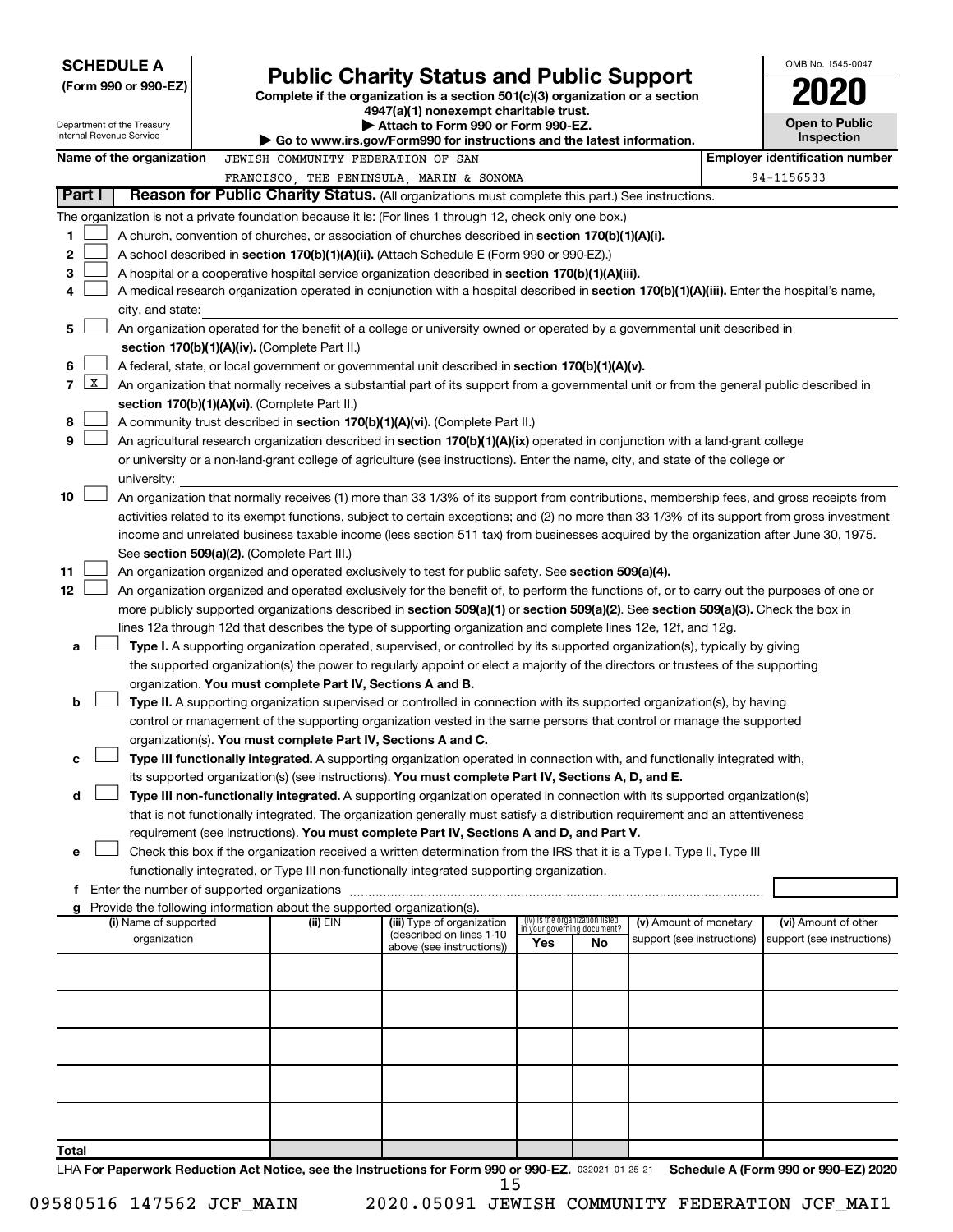**SCHEDULE A**
**(Form 990 or 990-EZ)**

Department of the Treasury
Internal Revenue Service

# Public Charity Status and Public Support

**Complete if the organization is a section 501(c)(3) organization or a section 4947(a)(1) nonexempt charitable trust.**
**▶ Attach to Form 990 or Form 990-EZ.**
**▶ Go to www.irs.gov/Form990 for instructions and the latest information.**

OMB No. 1545-0047

**2020**

**Open to Public Inspection**

**Name of the organization** JEWISH COMMUNITY FEDERATION OF SAN FRANCISCO, THE PENINSULA, MARIN & SONOMA

**Employer identification number** 94-1156533

## Part I — Reason for Public Charity Status. (All organizations must complete this part.) See instructions.

The organization is not a private foundation because it is: (For lines 1 through 12, check only one box.)

1 ☐ A church, convention of churches, or association of churches described in **section 170(b)(1)(A)(i).**

2 ☐ A school described in **section 170(b)(1)(A)(ii).** (Attach Schedule E (Form 990 or 990-EZ).)

3 ☐ A hospital or a cooperative hospital service organization described in **section 170(b)(1)(A)(iii).**

4 ☐ A medical research organization operated in conjunction with a hospital described in **section 170(b)(1)(A)(iii).** Enter the hospital's name, city, and state:

5 ☐ An organization operated for the benefit of a college or university owned or operated by a governmental unit described in **section 170(b)(1)(A)(iv).** (Complete Part II.)

6 ☐ A federal, state, or local government or governmental unit described in **section 170(b)(1)(A)(v).**

7 ☒ An organization that normally receives a substantial part of its support from a governmental unit or from the general public described in **section 170(b)(1)(A)(vi).** (Complete Part II.)

8 ☐ A community trust described in **section 170(b)(1)(A)(vi).** (Complete Part II.)

9 ☐ An agricultural research organization described in **section 170(b)(1)(A)(ix)** operated in conjunction with a land-grant college or university or a non-land-grant college of agriculture (see instructions). Enter the name, city, and state of the college or university:

10 ☐ An organization that normally receives (1) more than 33 1/3% of its support from contributions, membership fees, and gross receipts from activities related to its exempt functions, subject to certain exceptions; and (2) no more than 33 1/3% of its support from gross investment income and unrelated business taxable income (less section 511 tax) from businesses acquired by the organization after June 30, 1975. See **section 509(a)(2).** (Complete Part III.)

11 ☐ An organization organized and operated exclusively to test for public safety. See **section 509(a)(4).**

12 ☐ An organization organized and operated exclusively for the benefit of, to perform the functions of, or to carry out the purposes of one or more publicly supported organizations described in **section 509(a)(1)** or **section 509(a)(2)**. See **section 509(a)(3).** Check the box in lines 12a through 12d that describes the type of supporting organization and complete lines 12e, 12f, and 12g.

a ☐ **Type I.** A supporting organization operated, supervised, or controlled by its supported organization(s), typically by giving the supported organization(s) the power to regularly appoint or elect a majority of the directors or trustees of the supporting organization. **You must complete Part IV, Sections A and B.**

b ☐ **Type II.** A supporting organization supervised or controlled in connection with its supported organization(s), by having control or management of the supporting organization vested in the same persons that control or manage the supported organization(s). **You must complete Part IV, Sections A and C.**

c ☐ **Type III functionally integrated.** A supporting organization operated in connection with, and functionally integrated with, its supported organization(s) (see instructions). **You must complete Part IV, Sections A, D, and E.**

d ☐ **Type III non-functionally integrated.** A supporting organization operated in connection with its supported organization(s) that is not functionally integrated. The organization generally must satisfy a distribution requirement and an attentiveness requirement (see instructions). **You must complete Part IV, Sections A and D, and Part V.**

e ☐ Check this box if the organization received a written determination from the IRS that it is a Type I, Type II, Type III functionally integrated, or Type III non-functionally integrated supporting organization.

f Enter the number of supported organizations

g Provide the following information about the supported organization(s).

| (i) Name of supported organization | (ii) EIN | (iii) Type of organization (described on lines 1-10 above (see instructions)) | (iv) Is the organization listed in your governing document? Yes | No | (v) Amount of monetary support (see instructions) | (vi) Amount of other support (see instructions) |
|---|---|---|---|---|---|---|
| | | | | | | |
| | | | | | | |
| | | | | | | |
| | | | | | | |
| | | | | | | |
| **Total** | | | | | | |

LHA **For Paperwork Reduction Act Notice, see the Instructions for Form 990 or 990-EZ.** 032021 01-25-21 **Schedule A (Form 990 or 990-EZ) 2020**

09580516 147562 JCF_MAIN 2020.05091 JEWISH COMMUNITY FEDERATION JCF_MAI1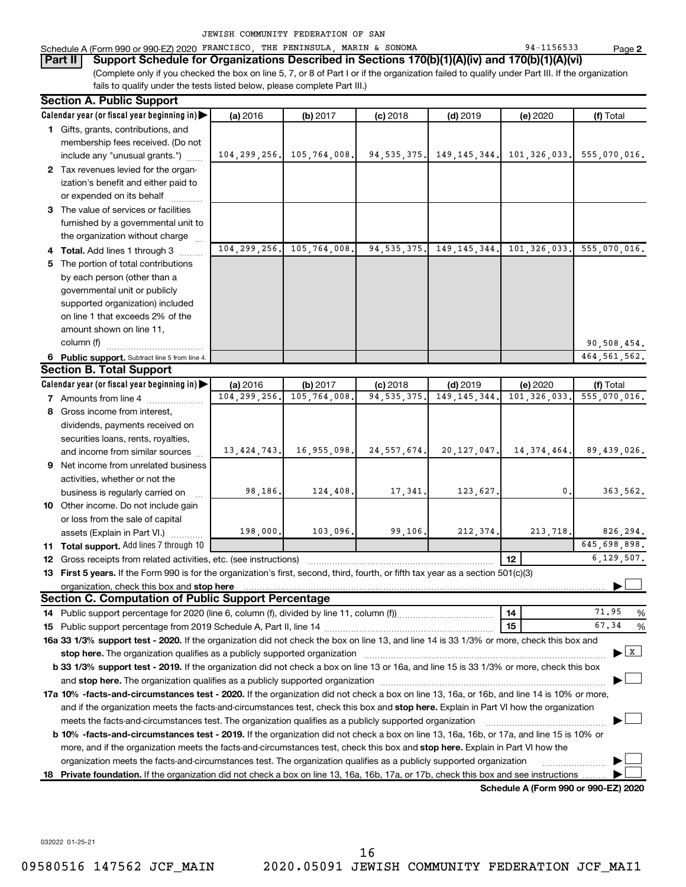JEWISH COMMUNITY FEDERATION OF SAN

Schedule A (Form 990 or 990-EZ) 2020 FRANCISCO, THE PENINSULA, MARIN & SONOMA 94-1156533 Page 2

**Part II Support Schedule for Organizations Described in Sections 170(b)(1)(A)(iv) and 170(b)(1)(A)(vi)**

(Complete only if you checked the box on line 5, 7, or 8 of Part I or if the organization failed to qualify under Part III. If the organization fails to qualify under the tests listed below, please complete Part III.)

**Section A. Public Support**

| Calendar year (or fiscal year beginning in) | (a) 2016 | (b) 2017 | (c) 2018 | (d) 2019 | (e) 2020 | (f) Total |
|---|---|---|---|---|---|---|
| 1 Gifts, grants, contributions, and membership fees received. (Do not include any "unusual grants.") | 104,299,256. | 105,764,008. | 94,535,375. | 149,145,344. | 101,326,033. | 555,070,016. |
| 2 Tax revenues levied for the organization's benefit and either paid to or expended on its behalf | | | | | | |
| 3 The value of services or facilities furnished by a governmental unit to the organization without charge | | | | | | |
| 4 Total. Add lines 1 through 3 | 104,299,256. | 105,764,008. | 94,535,375. | 149,145,344. | 101,326,033. | 555,070,016. |
| 5 The portion of total contributions by each person (other than a governmental unit or publicly supported organization) included on line 1 that exceeds 2% of the amount shown on line 11, column (f) | | | | | | 90,508,454. |
| 6 Public support. Subtract line 5 from line 4. | | | | | | 464,561,562. |

**Section B. Total Support**

| Calendar year (or fiscal year beginning in) | (a) 2016 | (b) 2017 | (c) 2018 | (d) 2019 | (e) 2020 | (f) Total |
|---|---|---|---|---|---|---|
| 7 Amounts from line 4 | 104,299,256. | 105,764,008. | 94,535,375. | 149,145,344. | 101,326,033. | 555,070,016. |
| 8 Gross income from interest, dividends, payments received on securities loans, rents, royalties, and income from similar sources | 13,424,743. | 16,955,098. | 24,557,674. | 20,127,047. | 14,374,464. | 89,439,026. |
| 9 Net income from unrelated business activities, whether or not the business is regularly carried on | 98,186. | 124,408. | 17,341. | 123,627. | 0. | 363,562. |
| 10 Other income. Do not include gain or loss from the sale of capital assets (Explain in Part VI.) | 198,000. | 103,096. | 99,106. | 212,374. | 213,718. | 826,294. |
| 11 Total support. Add lines 7 through 10 | | | | | | 645,698,898. |
| 12 Gross receipts from related activities, etc. (see instructions) | | | | | 12 | 6,129,507. |

13 **First 5 years.** If the Form 990 is for the organization's first, second, third, fourth, or fifth tax year as a section 501(c)(3) organization, check this box and **stop here** ☐

**Section C. Computation of Public Support Percentage**

| | | |
|---|---|---|
| 14 Public support percentage for 2020 (line 6, column (f), divided by line 11, column (f)) | 14 | 71.95 % |
| 15 Public support percentage from 2019 Schedule A, Part II, line 14 | 15 | 67.34 % |

**16a 33 1/3% support test - 2020.** If the organization did not check the box on line 13, and line 14 is 33 1/3% or more, check this box and **stop here.** The organization qualifies as a publicly supported organization ☒

**b 33 1/3% support test - 2019.** If the organization did not check a box on line 13 or 16a, and line 15 is 33 1/3% or more, check this box and **stop here.** The organization qualifies as a publicly supported organization ☐

**17a 10% -facts-and-circumstances test - 2020.** If the organization did not check a box on line 13, 16a, or 16b, and line 14 is 10% or more, and if the organization meets the facts-and-circumstances test, check this box and **stop here.** Explain in Part VI how the organization meets the facts-and-circumstances test. The organization qualifies as a publicly supported organization ☐

**b 10% -facts-and-circumstances test - 2019.** If the organization did not check a box on line 13, 16a, 16b, or 17a, and line 15 is 10% or more, and if the organization meets the facts-and-circumstances test, check this box and **stop here.** Explain in Part VI how the organization meets the facts-and-circumstances test. The organization qualifies as a publicly supported organization ☐

**18 Private foundation.** If the organization did not check a box on line 13, 16a, 16b, 17a, or 17b, check this box and see instructions ☐

**Schedule A (Form 990 or 990-EZ) 2020**

032022 01-25-21

09580516 147562 JCF_MAIN 2020.05091 JEWISH COMMUNITY FEDERATION JCF_MAI1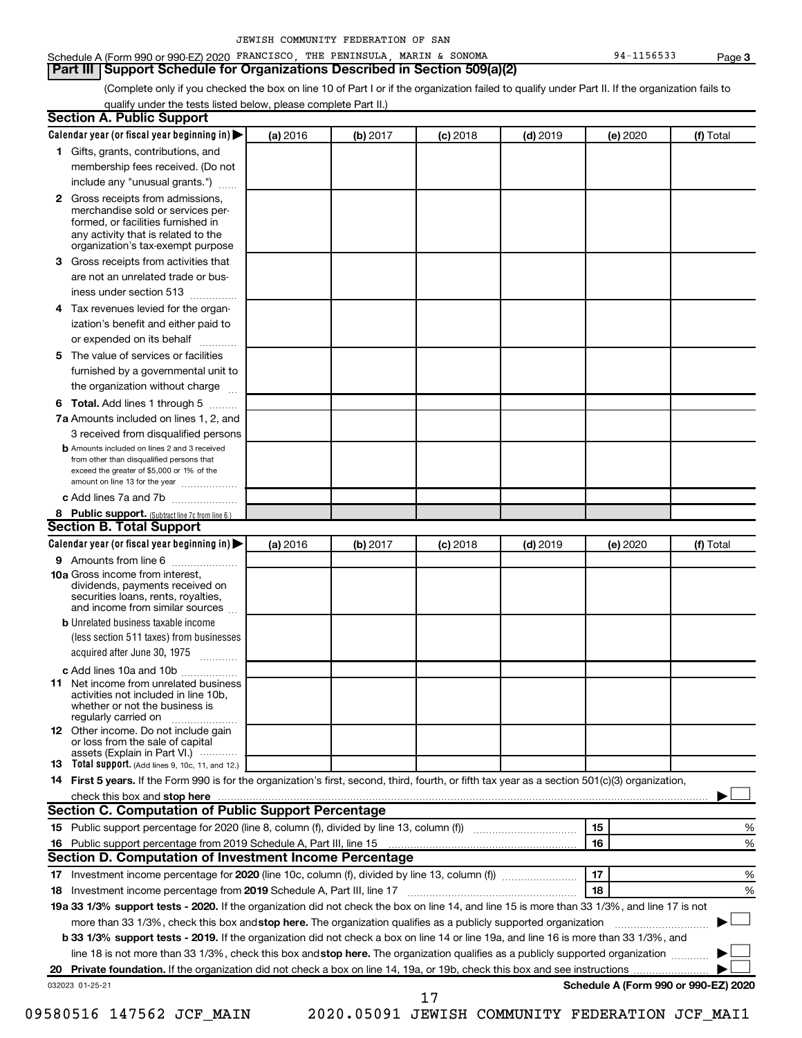JEWISH COMMUNITY FEDERATION OF SAN

Schedule A (Form 990 or 990-EZ) 2020 FRANCISCO, THE PENINSULA, MARIN & SONOMA 94-1156533 Page 3

## Part III Support Schedule for Organizations Described in Section 509(a)(2)

(Complete only if you checked the box on line 10 of Part I or if the organization failed to qualify under Part II. If the organization fails to qualify under the tests listed below, please complete Part II.)

### Section A. Public Support

| Calendar year (or fiscal year beginning in) ▶ | (a) 2016 | (b) 2017 | (c) 2018 | (d) 2019 | (e) 2020 | (f) Total |
|---|---|---|---|---|---|---|
| **1** Gifts, grants, contributions, and membership fees received. (Do not include any "unusual grants.") | | | | | | |
| **2** Gross receipts from admissions, merchandise sold or services performed, or facilities furnished in any activity that is related to the organization's tax-exempt purpose | | | | | | |
| **3** Gross receipts from activities that are not an unrelated trade or business under section 513 | | | | | | |
| **4** Tax revenues levied for the organization's benefit and either paid to or expended on its behalf | | | | | | |
| **5** The value of services or facilities furnished by a governmental unit to the organization without charge | | | | | | |
| **6 Total.** Add lines 1 through 5 | | | | | | |
| **7a** Amounts included on lines 1, 2, and 3 received from disqualified persons | | | | | | |
| **b** Amounts included on lines 2 and 3 received from other than disqualified persons that exceed the greater of $5,000 or 1% of the amount on line 13 for the year | | | | | | |
| **c** Add lines 7a and 7b | | | | | | |
| **8 Public support.** (Subtract line 7c from line 6.) | | | | | | |

### Section B. Total Support

| Calendar year (or fiscal year beginning in) ▶ | (a) 2016 | (b) 2017 | (c) 2018 | (d) 2019 | (e) 2020 | (f) Total |
|---|---|---|---|---|---|---|
| **9** Amounts from line 6 | | | | | | |
| **10a** Gross income from interest, dividends, payments received on securities loans, rents, royalties, and income from similar sources | | | | | | |
| **b** Unrelated business taxable income (less section 511 taxes) from businesses acquired after June 30, 1975 | | | | | | |
| **c** Add lines 10a and 10b | | | | | | |
| **11** Net income from unrelated business activities not included in line 10b, whether or not the business is regularly carried on | | | | | | |
| **12** Other income. Do not include gain or loss from the sale of capital assets (Explain in Part VI.) | | | | | | |
| **13 Total support.** (Add lines 9, 10c, 11, and 12.) | | | | | | |

**14 First 5 years.** If the Form 990 is for the organization's first, second, third, fourth, or fifth tax year as a section 501(c)(3) organization, check this box and **stop here** ▶ ☐

### Section C. Computation of Public Support Percentage

| | | |
|---|---|---|
| **15** Public support percentage for 2020 (line 8, column (f), divided by line 13, column (f)) | 15 | % |
| **16** Public support percentage from 2019 Schedule A, Part III, line 15 | 16 | % |

### Section D. Computation of Investment Income Percentage

| | | |
|---|---|---|
| **17** Investment income percentage for **2020** (line 10c, column (f), divided by line 13, column (f)) | 17 | % |
| **18** Investment income percentage from **2019** Schedule A, Part III, line 17 | 18 | % |

**19a 33 1/3% support tests - 2020.** If the organization did not check the box on line 14, and line 15 is more than 33 1/3%, and line 17 is not more than 33 1/3%, check this box and **stop here.** The organization qualifies as a publicly supported organization ▶ ☐

**b 33 1/3% support tests - 2019.** If the organization did not check a box on line 14 or line 19a, and line 16 is more than 33 1/3%, and line 18 is not more than 33 1/3%, check this box and **stop here.** The organization qualifies as a publicly supported organization ▶ ☐

**20 Private foundation.** If the organization did not check a box on line 14, 19a, or 19b, check this box and see instructions ▶ ☐

032023 01-25-21 **Schedule A (Form 990 or 990-EZ) 2020**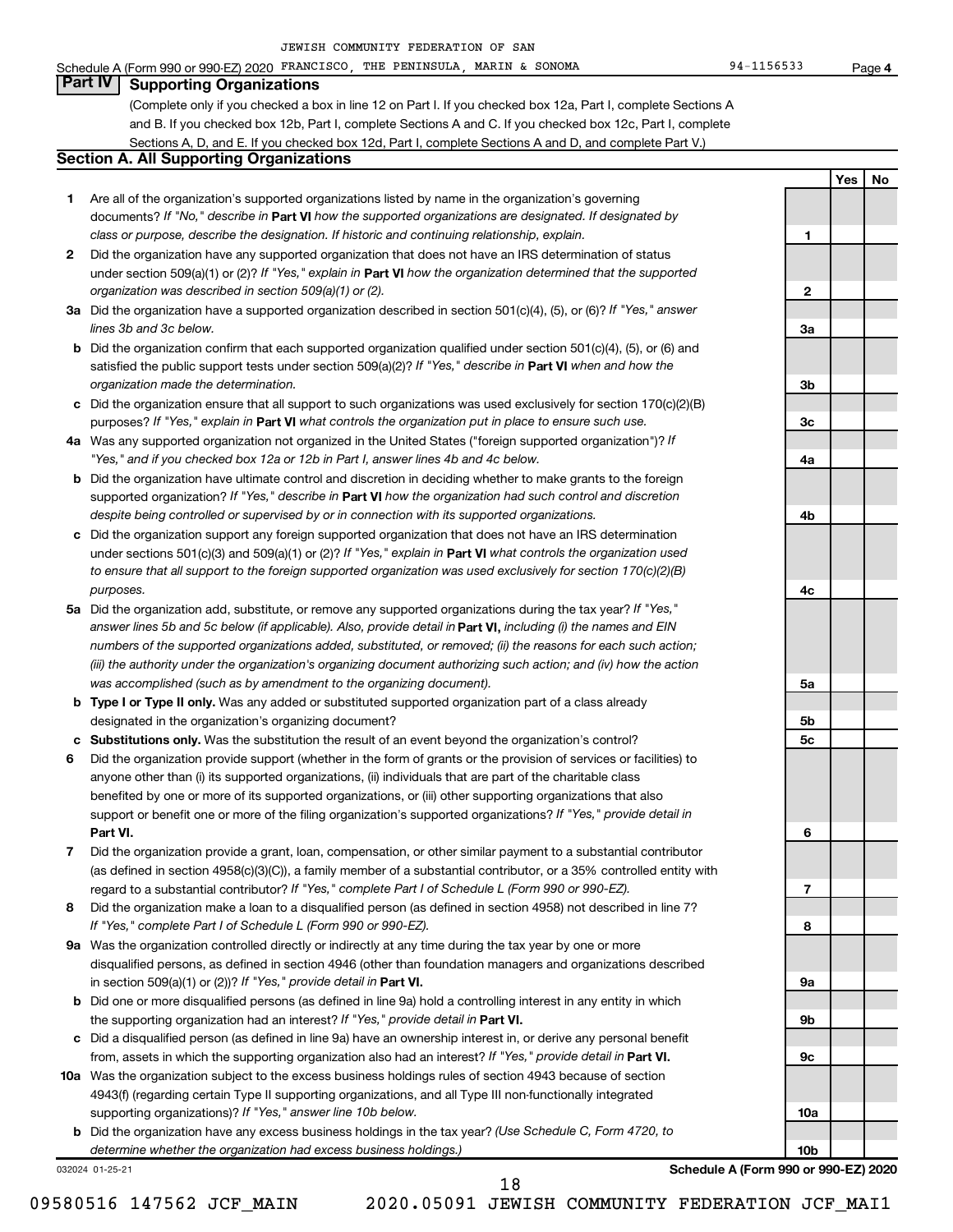JEWISH COMMUNITY FEDERATION OF SAN

Schedule A (Form 990 or 990-EZ) 2020 FRANCISCO, THE PENINSULA, MARIN & SONOMA 94-1156533 Page 4

## Part IV Supporting Organizations

(Complete only if you checked a box in line 12 on Part I. If you checked box 12a, Part I, complete Sections A and B. If you checked box 12b, Part I, complete Sections A and C. If you checked box 12c, Part I, complete Sections A, D, and E. If you checked box 12d, Part I, complete Sections A and D, and complete Part V.)

### Section A. All Supporting Organizations

| | | | Yes | No |
|---|---|---|---|---|
| **1** | Are all of the organization's supported organizations listed by name in the organization's governing documents? *If "No," describe in* **Part VI** *how the supported organizations are designated. If designated by class or purpose, describe the designation. If historic and continuing relationship, explain.* | 1 | | |
| **2** | Did the organization have any supported organization that does not have an IRS determination of status under section 509(a)(1) or (2)? *If "Yes," explain in* **Part VI** *how the organization determined that the supported organization was described in section 509(a)(1) or (2).* | 2 | | |
| **3a** | Did the organization have a supported organization described in section 501(c)(4), (5), or (6)? *If "Yes," answer lines 3b and 3c below.* | 3a | | |
| **b** | Did the organization confirm that each supported organization qualified under section 501(c)(4), (5), or (6) and satisfied the public support tests under section 509(a)(2)? *If "Yes," describe in* **Part VI** *when and how the organization made the determination.* | 3b | | |
| **c** | Did the organization ensure that all support to such organizations was used exclusively for section 170(c)(2)(B) purposes? *If "Yes," explain in* **Part VI** *what controls the organization put in place to ensure such use.* | 3c | | |
| **4a** | Was any supported organization not organized in the United States ("foreign supported organization")? *If "Yes," and if you checked box 12a or 12b in Part I, answer lines 4b and 4c below.* | 4a | | |
| **b** | Did the organization have ultimate control and discretion in deciding whether to make grants to the foreign supported organization? *If "Yes," describe in* **Part VI** *how the organization had such control and discretion despite being controlled or supervised by or in connection with its supported organizations.* | 4b | | |
| **c** | Did the organization support any foreign supported organization that does not have an IRS determination under sections 501(c)(3) and 509(a)(1) or (2)? *If "Yes," explain in* **Part VI** *what controls the organization used to ensure that all support to the foreign supported organization was used exclusively for section 170(c)(2)(B) purposes.* | 4c | | |
| **5a** | Did the organization add, substitute, or remove any supported organizations during the tax year? *If "Yes," answer lines 5b and 5c below (if applicable). Also, provide detail in* **Part VI,** *including (i) the names and EIN numbers of the supported organizations added, substituted, or removed; (ii) the reasons for each such action; (iii) the authority under the organization's organizing document authorizing such action; and (iv) how the action was accomplished (such as by amendment to the organizing document).* | 5a | | |
| **b** | **Type I or Type II only.** Was any added or substituted supported organization part of a class already designated in the organization's organizing document? | 5b | | |
| **c** | **Substitutions only.** Was the substitution the result of an event beyond the organization's control? | 5c | | |
| **6** | Did the organization provide support (whether in the form of grants or the provision of services or facilities) to anyone other than (i) its supported organizations, (ii) individuals that are part of the charitable class benefited by one or more of its supported organizations, or (iii) other supporting organizations that also support or benefit one or more of the filing organization's supported organizations? *If "Yes," provide detail in* **Part VI.** | 6 | | |
| **7** | Did the organization provide a grant, loan, compensation, or other similar payment to a substantial contributor (as defined in section 4958(c)(3)(C)), a family member of a substantial contributor, or a 35% controlled entity with regard to a substantial contributor? *If "Yes," complete Part I of Schedule L (Form 990 or 990-EZ).* | 7 | | |
| **8** | Did the organization make a loan to a disqualified person (as defined in section 4958) not described in line 7? *If "Yes," complete Part I of Schedule L (Form 990 or 990-EZ).* | 8 | | |
| **9a** | Was the organization controlled directly or indirectly at any time during the tax year by one or more disqualified persons, as defined in section 4946 (other than foundation managers and organizations described in section 509(a)(1) or (2))? *If "Yes," provide detail in* **Part VI.** | 9a | | |
| **b** | Did one or more disqualified persons (as defined in line 9a) hold a controlling interest in any entity in which the supporting organization had an interest? *If "Yes," provide detail in* **Part VI.** | 9b | | |
| **c** | Did a disqualified person (as defined in line 9a) have an ownership interest in, or derive any personal benefit from, assets in which the supporting organization also had an interest? *If "Yes," provide detail in* **Part VI.** | 9c | | |
| **10a** | Was the organization subject to the excess business holdings rules of section 4943 because of section 4943(f) (regarding certain Type II supporting organizations, and all Type III non-functionally integrated supporting organizations)? *If "Yes," answer line 10b below.* | 10a | | |
| **b** | Did the organization have any excess business holdings in the tax year? *(Use Schedule C, Form 4720, to determine whether the organization had excess business holdings.)* | 10b | | |

032024 01-25-21 **Schedule A (Form 990 or 990-EZ) 2020**

09580516 147562 JCF_MAIN 2020.05091 JEWISH COMMUNITY FEDERATION JCF_MAI1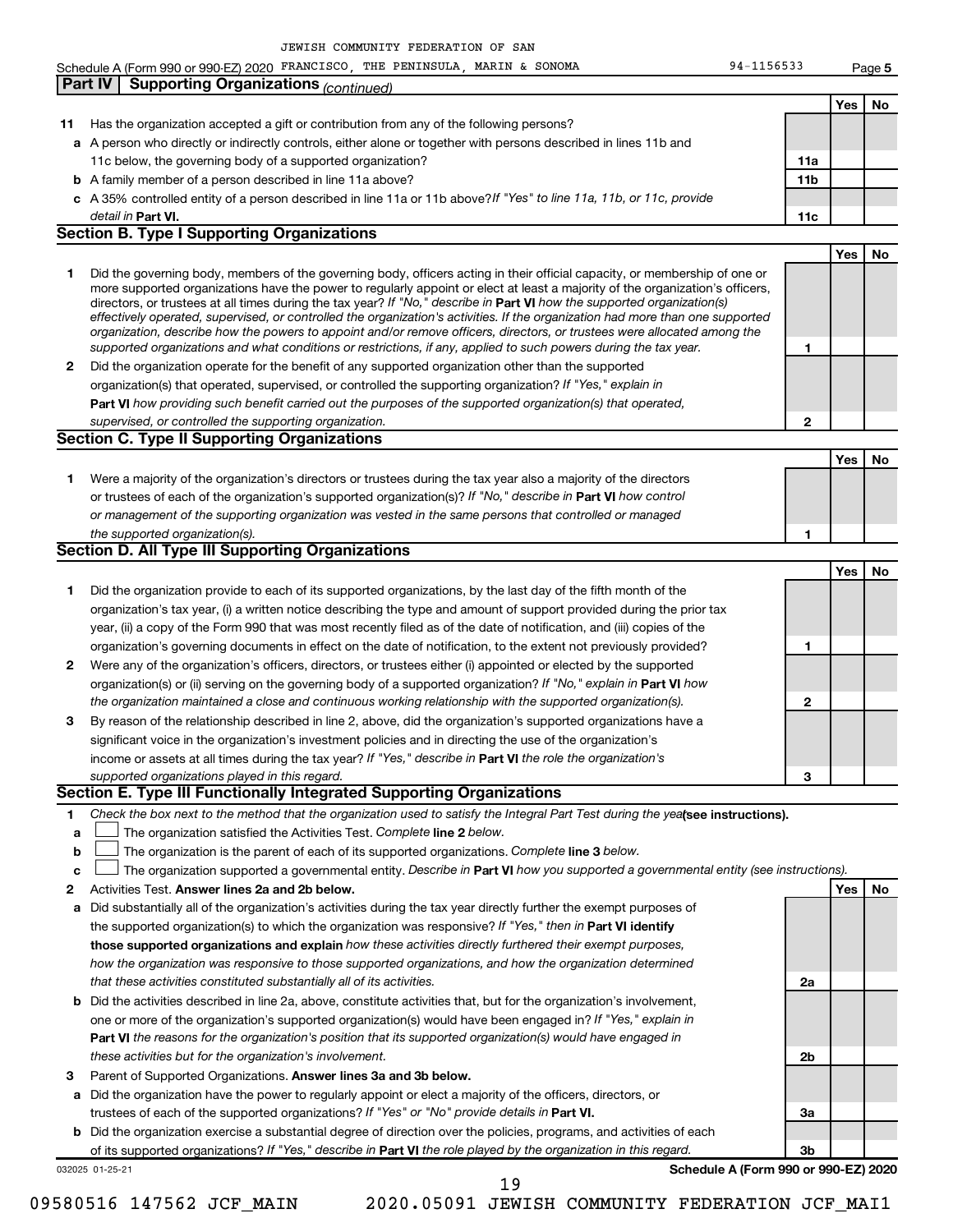JEWISH COMMUNITY FEDERATION OF SAN

Schedule A (Form 990 or 990-EZ) 2020 FRANCISCO, THE PENINSULA, MARIN & SONOMA 94-1156533 Page 5

## Part IV Supporting Organizations *(continued)*

| | | | Yes | No |
|---|---|---|---|---|
| **11** | Has the organization accepted a gift or contribution from any of the following persons? | | | |
| **a** | A person who directly or indirectly controls, either alone or together with persons described in lines 11b and 11c below, the governing body of a supported organization? | **11a** | | |
| **b** | A family member of a person described in line 11a above? | **11b** | | |
| **c** | A 35% controlled entity of a person described in line 11a or 11b above? *If "Yes" to line 11a, 11b, or 11c, provide detail in* **Part VI.** | **11c** | | |

### Section B. Type I Supporting Organizations

| | | | Yes | No |
|---|---|---|---|---|
| **1** | Did the governing body, members of the governing body, officers acting in their official capacity, or membership of one or more supported organizations have the power to regularly appoint or elect at least a majority of the organization's officers, directors, or trustees at all times during the tax year? *If "No," describe in* **Part VI** *how the supported organization(s) effectively operated, supervised, or controlled the organization's activities. If the organization had more than one supported organization, describe how the powers to appoint and/or remove officers, directors, or trustees were allocated among the supported organizations and what conditions or restrictions, if any, applied to such powers during the tax year.* | **1** | | |
| **2** | Did the organization operate for the benefit of any supported organization other than the supported organization(s) that operated, supervised, or controlled the supporting organization? *If "Yes," explain in* **Part VI** *how providing such benefit carried out the purposes of the supported organization(s) that operated, supervised, or controlled the supporting organization.* | **2** | | |

### Section C. Type II Supporting Organizations

| | | | Yes | No |
|---|---|---|---|---|
| **1** | Were a majority of the organization's directors or trustees during the tax year also a majority of the directors or trustees of each of the organization's supported organization(s)? *If "No," describe in* **Part VI** *how control or management of the supporting organization was vested in the same persons that controlled or managed the supported organization(s).* | **1** | | |

### Section D. All Type III Supporting Organizations

| | | | Yes | No |
|---|---|---|---|---|
| **1** | Did the organization provide to each of its supported organizations, by the last day of the fifth month of the organization's tax year, (i) a written notice describing the type and amount of support provided during the prior tax year, (ii) a copy of the Form 990 that was most recently filed as of the date of notification, and (iii) copies of the organization's governing documents in effect on the date of notification, to the extent not previously provided? | **1** | | |
| **2** | Were any of the organization's officers, directors, or trustees either (i) appointed or elected by the supported organization(s) or (ii) serving on the governing body of a supported organization? *If "No," explain in* **Part VI** *how the organization maintained a close and continuous working relationship with the supported organization(s).* | **2** | | |
| **3** | By reason of the relationship described in line 2, above, did the organization's supported organizations have a significant voice in the organization's investment policies and in directing the use of the organization's income or assets at all times during the tax year? *If "Yes," describe in* **Part VI** *the role the organization's supported organizations played in this regard.* | **3** | | |

### Section E. Type III Functionally Integrated Supporting Organizations

**1** *Check the box next to the method that the organization used to satisfy the Integral Part Test during the year* **(see instructions).**

- **a** ☐ The organization satisfied the Activities Test. *Complete* **line 2** *below.*
- **b** ☐ The organization is the parent of each of its supported organizations. *Complete* **line 3** *below.*
- **c** ☐ The organization supported a governmental entity. *Describe in* **Part VI** *how you supported a governmental entity (see instructions).*

| | | | Yes | No |
|---|---|---|---|---|
| **2** | Activities Test. **Answer lines 2a and 2b below.** | | | |
| **a** | Did substantially all of the organization's activities during the tax year directly further the exempt purposes of the supported organization(s) to which the organization was responsive? *If "Yes," then in* **Part VI identify those supported organizations and explain** *how these activities directly furthered their exempt purposes, how the organization was responsive to those supported organizations, and how the organization determined that these activities constituted substantially all of its activities.* | **2a** | | |
| **b** | Did the activities described in line 2a, above, constitute activities that, but for the organization's involvement, one or more of the organization's supported organization(s) would have been engaged in? *If "Yes," explain in* **Part VI** *the reasons for the organization's position that its supported organization(s) would have engaged in these activities but for the organization's involvement.* | **2b** | | |
| **3** | Parent of Supported Organizations. **Answer lines 3a and 3b below.** | | | |
| **a** | Did the organization have the power to regularly appoint or elect a majority of the officers, directors, or trustees of each of the supported organizations? *If "Yes" or "No" provide details in* **Part VI.** | **3a** | | |
| **b** | Did the organization exercise a substantial degree of direction over the policies, programs, and activities of each of its supported organizations? *If "Yes," describe in* **Part VI** *the role played by the organization in this regard.* | **3b** | | |

032025 01-25-21 **Schedule A (Form 990 or 990-EZ) 2020**

09580516 147562 JCF_MAIN 2020.05091 JEWISH COMMUNITY FEDERATION JCF_MAI1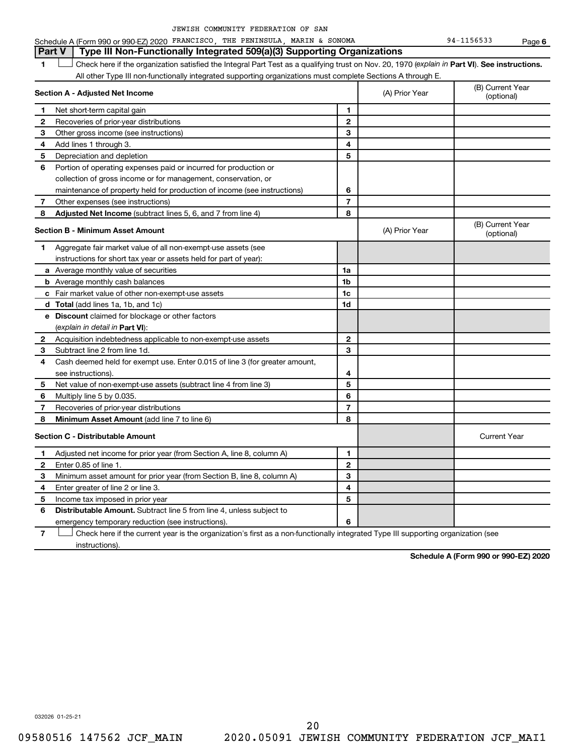JEWISH COMMUNITY FEDERATION OF SAN

Schedule A (Form 990 or 990-EZ) 2020 FRANCISCO, THE PENINSULA, MARIN & SONOMA 94-1156533 Page 6

## Part V | Type III Non-Functionally Integrated 509(a)(3) Supporting Organizations

**1** ☐ Check here if the organization satisfied the Integral Part Test as a qualifying trust on Nov. 20, 1970 (*explain in* **Part VI**). **See instructions.** All other Type III non-functionally integrated supporting organizations must complete Sections A through E.

| **Section A - Adjusted Net Income** | | | (A) Prior Year | (B) Current Year (optional) |
|---|---|---|---|---|
| **1** | Net short-term capital gain | **1** | | |
| **2** | Recoveries of prior-year distributions | **2** | | |
| **3** | Other gross income (see instructions) | **3** | | |
| **4** | Add lines 1 through 3. | **4** | | |
| **5** | Depreciation and depletion | **5** | | |
| **6** | Portion of operating expenses paid or incurred for production or collection of gross income or for management, conservation, or maintenance of property held for production of income (see instructions) | **6** | | |
| **7** | Other expenses (see instructions) | **7** | | |
| **8** | **Adjusted Net Income** (subtract lines 5, 6, and 7 from line 4) | **8** | | |

| **Section B - Minimum Asset Amount** | | | (A) Prior Year | (B) Current Year (optional) |
|---|---|---|---|---|
| **1** | Aggregate fair market value of all non-exempt-use assets (see instructions for short tax year or assets held for part of year): | | | |
| **a** | Average monthly value of securities | **1a** | | |
| **b** | Average monthly cash balances | **1b** | | |
| **c** | Fair market value of other non-exempt-use assets | **1c** | | |
| **d** | **Total** (add lines 1a, 1b, and 1c) | **1d** | | |
| **e** | **Discount** claimed for blockage or other factors (*explain in detail in* **Part VI**): | | | |
| **2** | Acquisition indebtedness applicable to non-exempt-use assets | **2** | | |
| **3** | Subtract line 2 from line 1d. | **3** | | |
| **4** | Cash deemed held for exempt use. Enter 0.015 of line 3 (for greater amount, see instructions). | **4** | | |
| **5** | Net value of non-exempt-use assets (subtract line 4 from line 3) | **5** | | |
| **6** | Multiply line 5 by 0.035. | **6** | | |
| **7** | Recoveries of prior-year distributions | **7** | | |
| **8** | **Minimum Asset Amount** (add line 7 to line 6) | **8** | | |

| **Section C - Distributable Amount** | | | | Current Year |
|---|---|---|---|---|
| **1** | Adjusted net income for prior year (from Section A, line 8, column A) | **1** | | |
| **2** | Enter 0.85 of line 1. | **2** | | |
| **3** | Minimum asset amount for prior year (from Section B, line 8, column A) | **3** | | |
| **4** | Enter greater of line 2 or line 3. | **4** | | |
| **5** | Income tax imposed in prior year | **5** | | |
| **6** | **Distributable Amount.** Subtract line 5 from line 4, unless subject to emergency temporary reduction (see instructions). | **6** | | |

**7** ☐ Check here if the current year is the organization's first as a non-functionally integrated Type III supporting organization (see instructions).

**Schedule A (Form 990 or 990-EZ) 2020**

032026 01-25-21

09580516 147562 JCF_MAIN 2020.05091 JEWISH COMMUNITY FEDERATION JCF_MAI1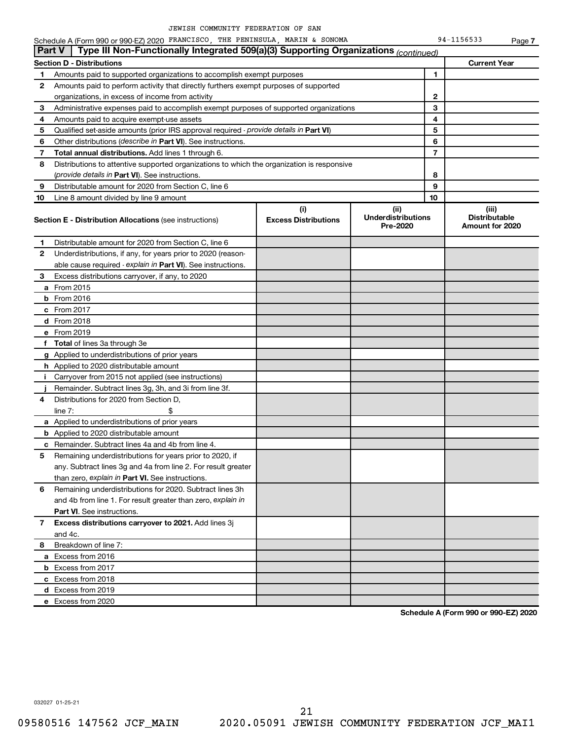JEWISH COMMUNITY FEDERATION OF SAN

Schedule A (Form 990 or 990-EZ) 2020 FRANCISCO, THE PENINSULA, MARIN & SONOMA 94-1156533 Page 7

## Part V | Type III Non-Functionally Integrated 509(a)(3) Supporting Organizations *(continued)*

| Section D - Distributions | | | Current Year |
|---|---|---|---|
| 1 | Amounts paid to supported organizations to accomplish exempt purposes | 1 | |
| 2 | Amounts paid to perform activity that directly furthers exempt purposes of supported organizations, in excess of income from activity | 2 | |
| 3 | Administrative expenses paid to accomplish exempt purposes of supported organizations | 3 | |
| 4 | Amounts paid to acquire exempt-use assets | 4 | |
| 5 | Qualified set-aside amounts (prior IRS approval required - *provide details in* **Part VI**) | 5 | |
| 6 | Other distributions (*describe in* **Part VI**). See instructions. | 6 | |
| 7 | **Total annual distributions.** Add lines 1 through 6. | 7 | |
| 8 | Distributions to attentive supported organizations to which the organization is responsive (*provide details in* **Part VI**). See instructions. | 8 | |
| 9 | Distributable amount for 2020 from Section C, line 6 | 9 | |
| 10 | Line 8 amount divided by line 9 amount | 10 | |

| **Section E - Distribution Allocations** (see instructions) | (i) Excess Distributions | (ii) Underdistributions Pre-2020 | (iii) Distributable Amount for 2020 |
|---|---|---|---|
| **1** Distributable amount for 2020 from Section C, line 6 | | | |
| **2** Underdistributions, if any, for years prior to 2020 (reasonable cause required - *explain in* **Part VI**). See instructions. | | | |
| **3** Excess distributions carryover, if any, to 2020 | | | |
| **a** From 2015 | | | |
| **b** From 2016 | | | |
| **c** From 2017 | | | |
| **d** From 2018 | | | |
| **e** From 2019 | | | |
| **f** **Total** of lines 3a through 3e | | | |
| **g** Applied to underdistributions of prior years | | | |
| **h** Applied to 2020 distributable amount | | | |
| **i** Carryover from 2015 not applied (see instructions) | | | |
| **j** Remainder. Subtract lines 3g, 3h, and 3i from line 3f. | | | |
| **4** Distributions for 2020 from Section D, line 7: $ | | | |
| **a** Applied to underdistributions of prior years | | | |
| **b** Applied to 2020 distributable amount | | | |
| **c** Remainder. Subtract lines 4a and 4b from line 4. | | | |
| **5** Remaining underdistributions for years prior to 2020, if any. Subtract lines 3g and 4a from line 2. For result greater than zero, *explain in* **Part VI.** See instructions. | | | |
| **6** Remaining underdistributions for 2020. Subtract lines 3h and 4b from line 1. For result greater than zero, *explain in* **Part VI**. See instructions. | | | |
| **7** **Excess distributions carryover to 2021.** Add lines 3j and 4c. | | | |
| **8** Breakdown of line 7: | | | |
| **a** Excess from 2016 | | | |
| **b** Excess from 2017 | | | |
| **c** Excess from 2018 | | | |
| **d** Excess from 2019 | | | |
| **e** Excess from 2020 | | | |

**Schedule A (Form 990 or 990-EZ) 2020**

032027 01-25-21

09580516 147562 JCF_MAIN 2020.05091 JEWISH COMMUNITY FEDERATION JCF_MAI1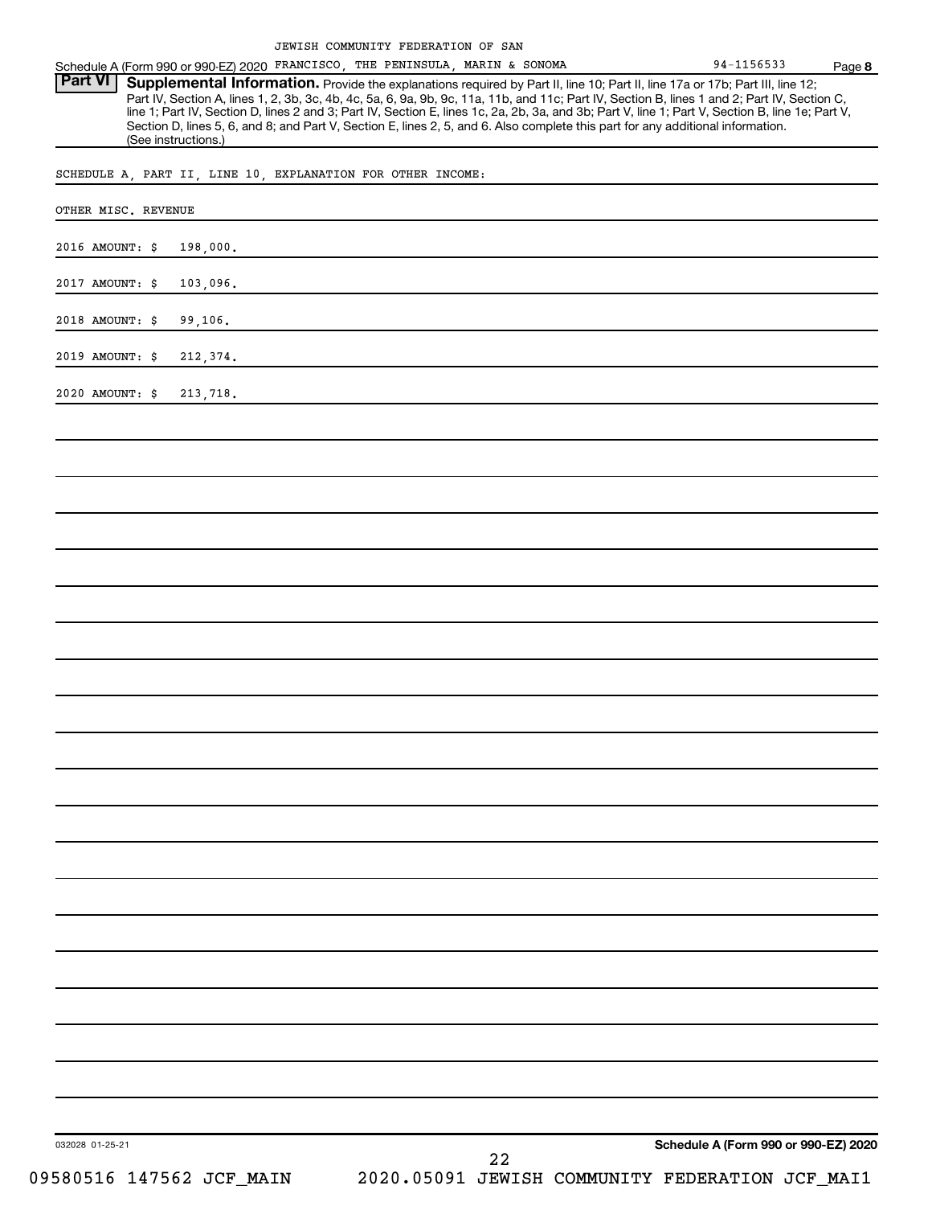JEWISH COMMUNITY FEDERATION OF SAN

Schedule A (Form 990 or 990-EZ) 2020 FRANCISCO, THE PENINSULA, MARIN & SONOMA 94-1156533 Page **8**

**Part VI** **Supplemental Information.** Provide the explanations required by Part II, line 10; Part II, line 17a or 17b; Part III, line 12; Part IV, Section A, lines 1, 2, 3b, 3c, 4b, 4c, 5a, 6, 9a, 9b, 9c, 11a, 11b, and 11c; Part IV, Section B, lines 1 and 2; Part IV, Section C, line 1; Part IV, Section D, lines 2 and 3; Part IV, Section E, lines 1c, 2a, 2b, 3a, and 3b; Part V, line 1; Part V, Section B, line 1e; Part V, Section D, lines 5, 6, and 8; and Part V, Section E, lines 2, 5, and 6. Also complete this part for any additional information. (See instructions.)

SCHEDULE A, PART II, LINE 10, EXPLANATION FOR OTHER INCOME:

OTHER MISC. REVENUE

2016 AMOUNT: $ 198,000.

2017 AMOUNT: $ 103,096.

2018 AMOUNT: $ 99,106.

2019 AMOUNT: $ 212,374.

2020 AMOUNT: $ 213,718.

032028 01-25-21 **Schedule A (Form 990 or 990-EZ) 2020**

09580516 147562 JCF_MAIN 2020.05091 JEWISH COMMUNITY FEDERATION JCF_MAI1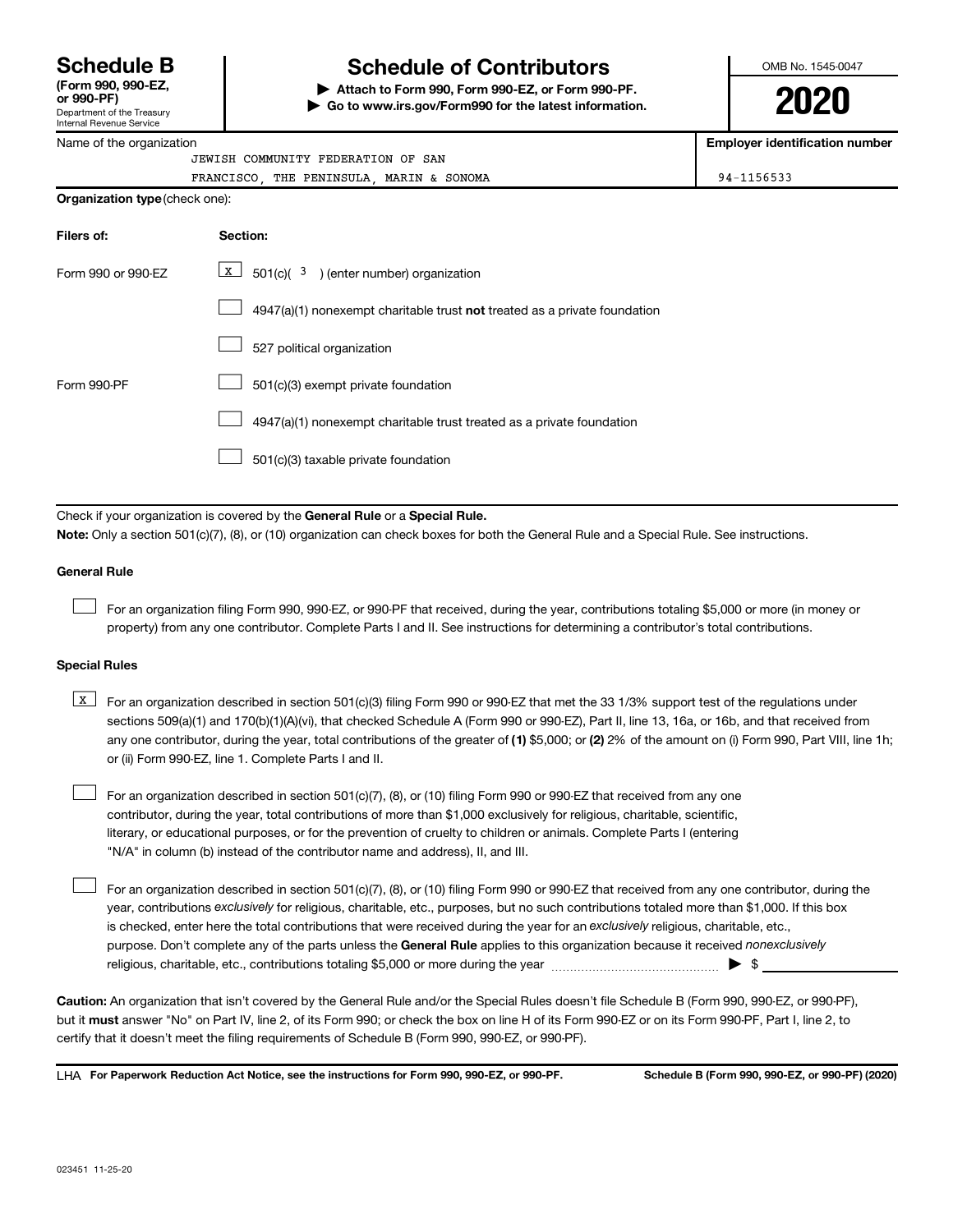# Schedule B (Form 990, 990-EZ, or 990-PF)

Department of the Treasury
Internal Revenue Service

## Schedule of Contributors

**▶ Attach to Form 990, Form 990-EZ, or Form 990-PF.**
**▶ Go to www.irs.gov/Form990 for the latest information.**

OMB No. 1545-0047

**2020**

Name of the organization: JEWISH COMMUNITY FEDERATION OF SAN FRANCISCO, THE PENINSULA, MARIN & SONOMA

**Employer identification number:** 94-1156533

**Organization type** (check one):

| Filers of: | Section: |
|---|---|
| Form 990 or 990-EZ | [X] 501(c)( 3 ) (enter number) organization |
| | [ ] 4947(a)(1) nonexempt charitable trust **not** treated as a private foundation |
| | [ ] 527 political organization |
| Form 990-PF | [ ] 501(c)(3) exempt private foundation |
| | [ ] 4947(a)(1) nonexempt charitable trust treated as a private foundation |
| | [ ] 501(c)(3) taxable private foundation |

Check if your organization is covered by the **General Rule** or a **Special Rule.**

**Note:** Only a section 501(c)(7), (8), or (10) organization can check boxes for both the General Rule and a Special Rule. See instructions.

### General Rule

[ ] For an organization filing Form 990, 990-EZ, or 990-PF that received, during the year, contributions totaling $5,000 or more (in money or property) from any one contributor. Complete Parts I and II. See instructions for determining a contributor's total contributions.

### Special Rules

[X] For an organization described in section 501(c)(3) filing Form 990 or 990-EZ that met the 33 1/3% support test of the regulations under sections 509(a)(1) and 170(b)(1)(A)(vi), that checked Schedule A (Form 990 or 990-EZ), Part II, line 13, 16a, or 16b, and that received from any one contributor, during the year, total contributions of the greater of **(1)** $5,000; or **(2)** 2% of the amount on (i) Form 990, Part VIII, line 1h; or (ii) Form 990-EZ, line 1. Complete Parts I and II.

[ ] For an organization described in section 501(c)(7), (8), or (10) filing Form 990 or 990-EZ that received from any one contributor, during the year, total contributions of more than $1,000 exclusively for religious, charitable, scientific, literary, or educational purposes, or for the prevention of cruelty to children or animals. Complete Parts I (entering "N/A" in column (b) instead of the contributor name and address), II, and III.

[ ] For an organization described in section 501(c)(7), (8), or (10) filing Form 990 or 990-EZ that received from any one contributor, during the year, contributions *exclusively* for religious, charitable, etc., purposes, but no such contributions totaled more than $1,000. If this box is checked, enter here the total contributions that were received during the year for an *exclusively* religious, charitable, etc., purpose. Don't complete any of the parts unless the **General Rule** applies to this organization because it received *nonexclusively* religious, charitable, etc., contributions totaling $5,000 or more during the year ▶ $ ____________

**Caution:** An organization that isn't covered by the General Rule and/or the Special Rules doesn't file Schedule B (Form 990, 990-EZ, or 990-PF), but it **must** answer "No" on Part IV, line 2, of its Form 990; or check the box on line H of its Form 990-EZ or on its Form 990-PF, Part I, line 2, to certify that it doesn't meet the filing requirements of Schedule B (Form 990, 990-EZ, or 990-PF).

LHA **For Paperwork Reduction Act Notice, see the instructions for Form 990, 990-EZ, or 990-PF.** **Schedule B (Form 990, 990-EZ, or 990-PF) (2020)**

023451 11-25-20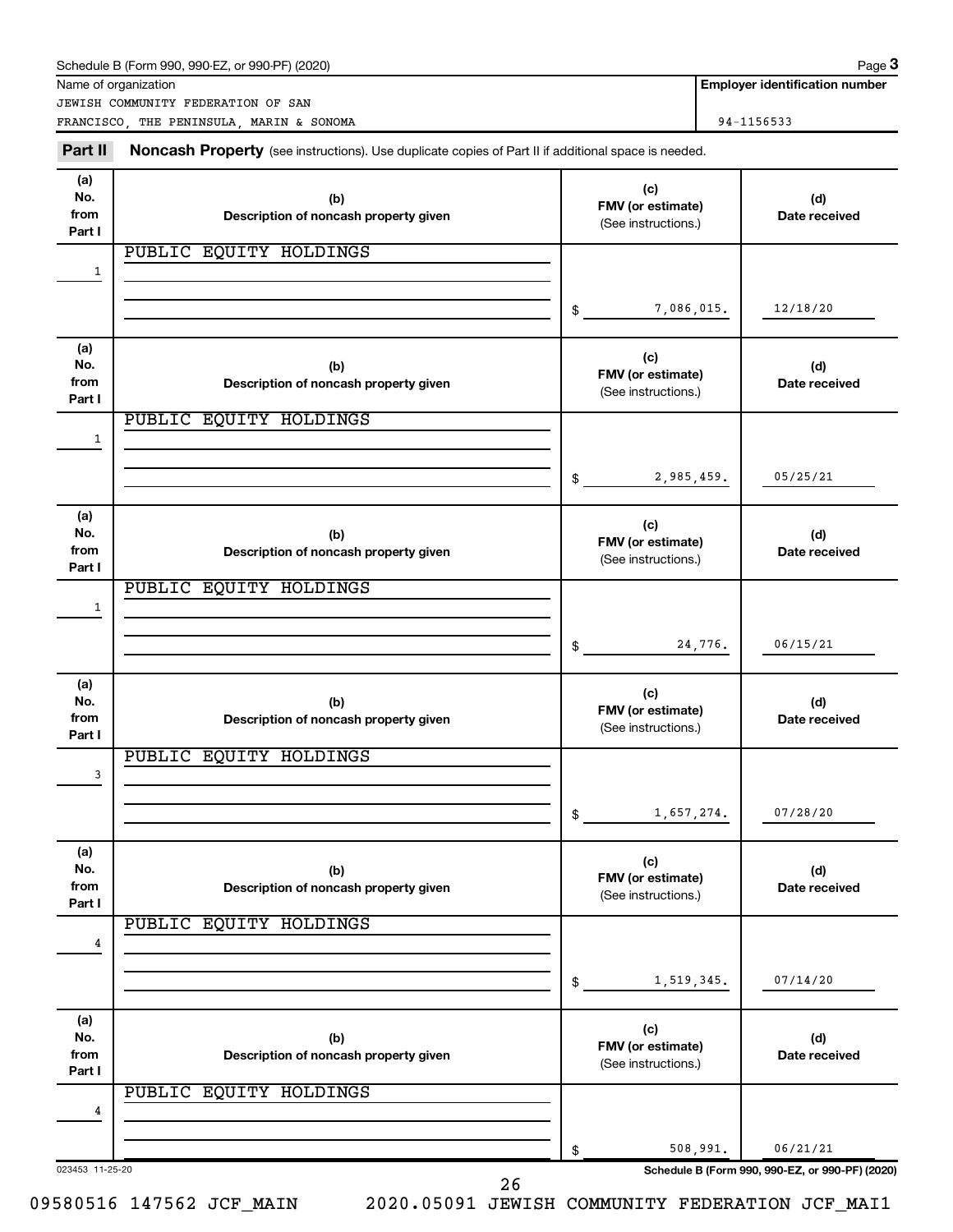Schedule B (Form 990, 990-EZ, or 990-PF) (2020)

Name of organization: JEWISH COMMUNITY FEDERATION OF SAN FRANCISCO, THE PENINSULA, MARIN & SONOMA

**Employer identification number:** 94-1156533

## Part II Noncash Property

(see instructions). Use duplicate copies of Part II if additional space is needed.

| (a) No. from Part I | (b) Description of noncash property given | (c) FMV (or estimate) (See instructions.) | (d) Date received |
|---|---|---|---|
| 1 | PUBLIC EQUITY HOLDINGS | $ 7,086,015. | 12/18/20 |
| 1 | PUBLIC EQUITY HOLDINGS | $ 2,985,459. | 05/25/21 |
| 1 | PUBLIC EQUITY HOLDINGS | $ 24,776. | 06/15/21 |
| 3 | PUBLIC EQUITY HOLDINGS | $ 1,657,274. | 07/28/20 |
| 4 | PUBLIC EQUITY HOLDINGS | $ 1,519,345. | 07/14/20 |
| 4 | PUBLIC EQUITY HOLDINGS | $ 508,991. | 06/21/21 |

023453 11-25-20

Schedule B (Form 990, 990-EZ, or 990-PF) (2020)

09580516 147562 JCF_MAIN 2020.05091 JEWISH COMMUNITY FEDERATION JCF_MAI1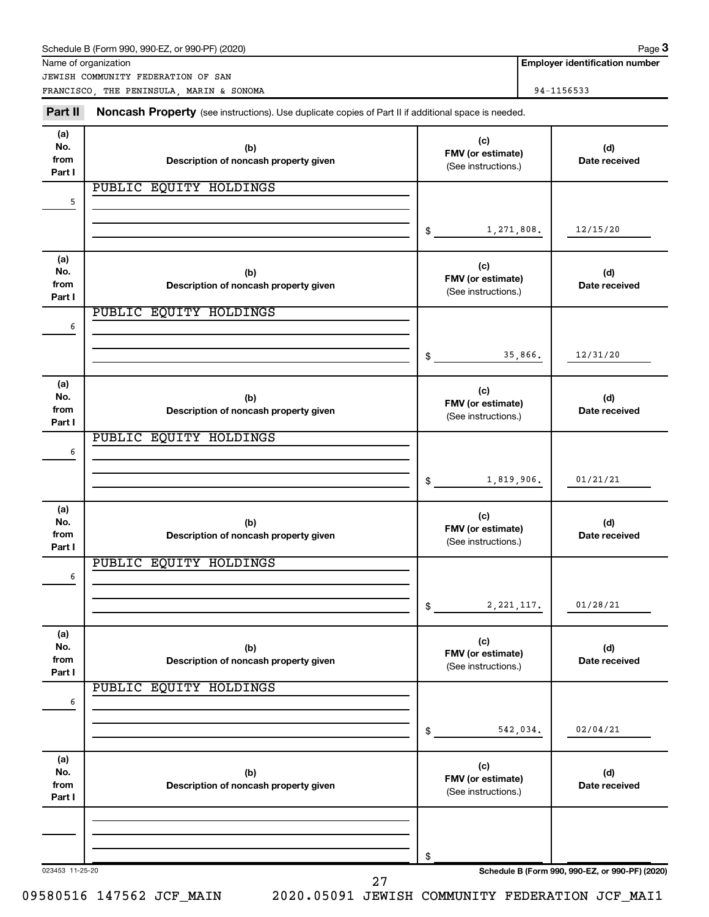Schedule B (Form 990, 990-EZ, or 990-PF) (2020)

Name of organization: JEWISH COMMUNITY FEDERATION OF SAN FRANCISCO, THE PENINSULA, MARIN & SONOMA

Employer identification number: 94-1156533

## Part II Noncash Property

(see instructions). Use duplicate copies of Part II if additional space is needed.

| (a) No. from Part I | (b) Description of noncash property given | (c) FMV (or estimate) (See instructions.) | (d) Date received |
|---|---|---|---|
| 5 | PUBLIC EQUITY HOLDINGS | $ 1,271,808. | 12/15/20 |
| 6 | PUBLIC EQUITY HOLDINGS | $ 35,866. | 12/31/20 |
| 6 | PUBLIC EQUITY HOLDINGS | $ 1,819,906. | 01/21/21 |
| 6 | PUBLIC EQUITY HOLDINGS | $ 2,221,117. | 01/28/21 |
| 6 | PUBLIC EQUITY HOLDINGS | $ 542,034. | 02/04/21 |
| | | $ | |

023453 11-25-20

Schedule B (Form 990, 990-EZ, or 990-PF) (2020)

09580516 147562 JCF_MAIN 2020.05091 JEWISH COMMUNITY FEDERATION JCF_MAI1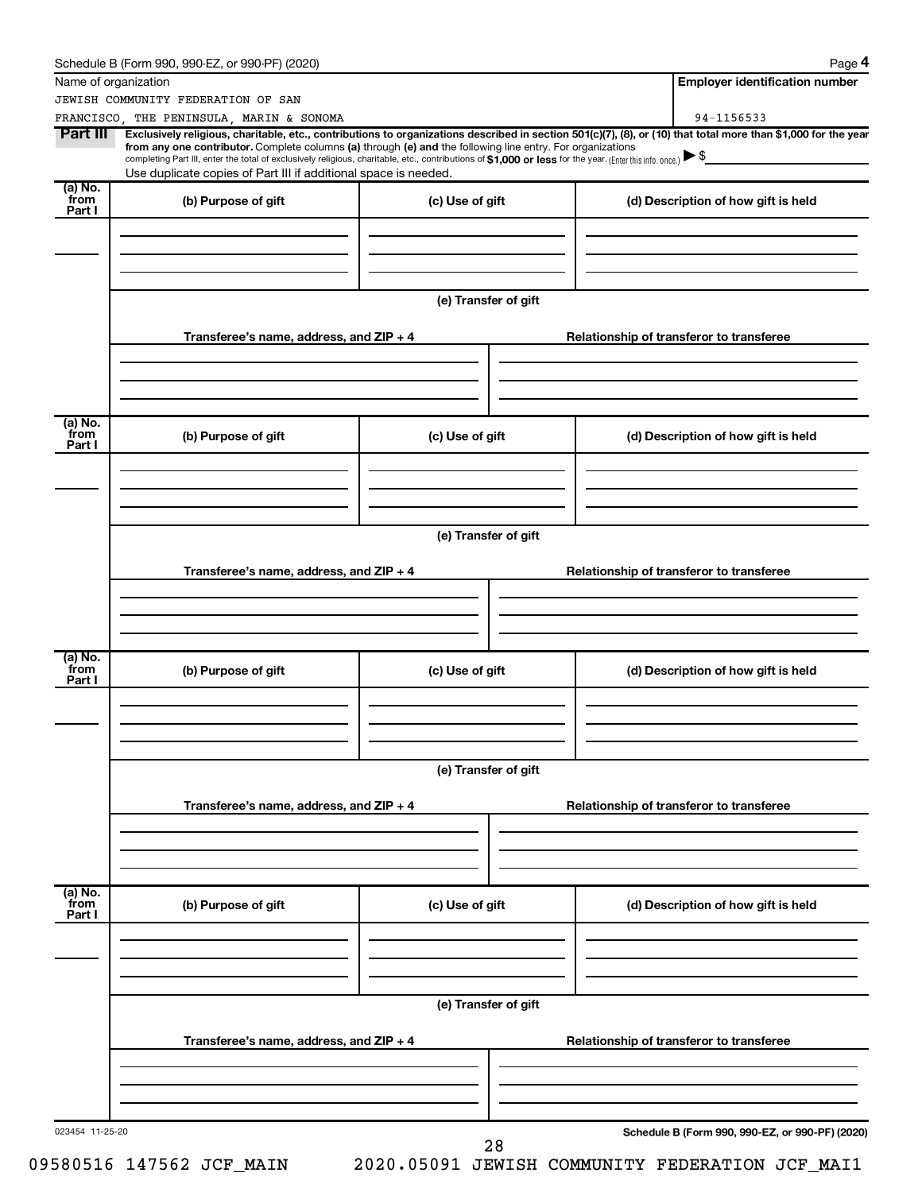Schedule B (Form 990, 990-EZ, or 990-PF) (2020)

Name of organization

JEWISH COMMUNITY FEDERATION OF SAN FRANCISCO, THE PENINSULA, MARIN & SONOMA

**Employer identification number**

94-1156533

**Part III** **Exclusively religious, charitable, etc., contributions to organizations described in section 501(c)(7), (8), or (10) that total more than $1,000 for the year from any one contributor.** Complete columns **(a)** through **(e)** and the following line entry. For organizations completing Part III, enter the total of exclusively religious, charitable, etc., contributions of **$1,000 or less** for the year. (Enter this info. once.) ▶ $

Use duplicate copies of Part III if additional space is needed.

| (a) No. from Part I | (b) Purpose of gift | (c) Use of gift | (d) Description of how gift is held |
| --- | --- | --- | --- |
| | | | |

**(e) Transfer of gift**

| Transferee's name, address, and ZIP + 4 | Relationship of transferor to transferee |
| --- | --- |
| | |

| (a) No. from Part I | (b) Purpose of gift | (c) Use of gift | (d) Description of how gift is held |
| --- | --- | --- | --- |
| | | | |

**(e) Transfer of gift**

| Transferee's name, address, and ZIP + 4 | Relationship of transferor to transferee |
| --- | --- |
| | |

| (a) No. from Part I | (b) Purpose of gift | (c) Use of gift | (d) Description of how gift is held |
| --- | --- | --- | --- |
| | | | |

**(e) Transfer of gift**

| Transferee's name, address, and ZIP + 4 | Relationship of transferor to transferee |
| --- | --- |
| | |

| (a) No. from Part I | (b) Purpose of gift | (c) Use of gift | (d) Description of how gift is held |
| --- | --- | --- | --- |
| | | | |

**(e) Transfer of gift**

| Transferee's name, address, and ZIP + 4 | Relationship of transferor to transferee |
| --- | --- |
| | |

023454 11-25-20

**Schedule B (Form 990, 990-EZ, or 990-PF) (2020)**

09580516 147562 JCF_MAIN 2020.05091 JEWISH COMMUNITY FEDERATION JCF_MAI1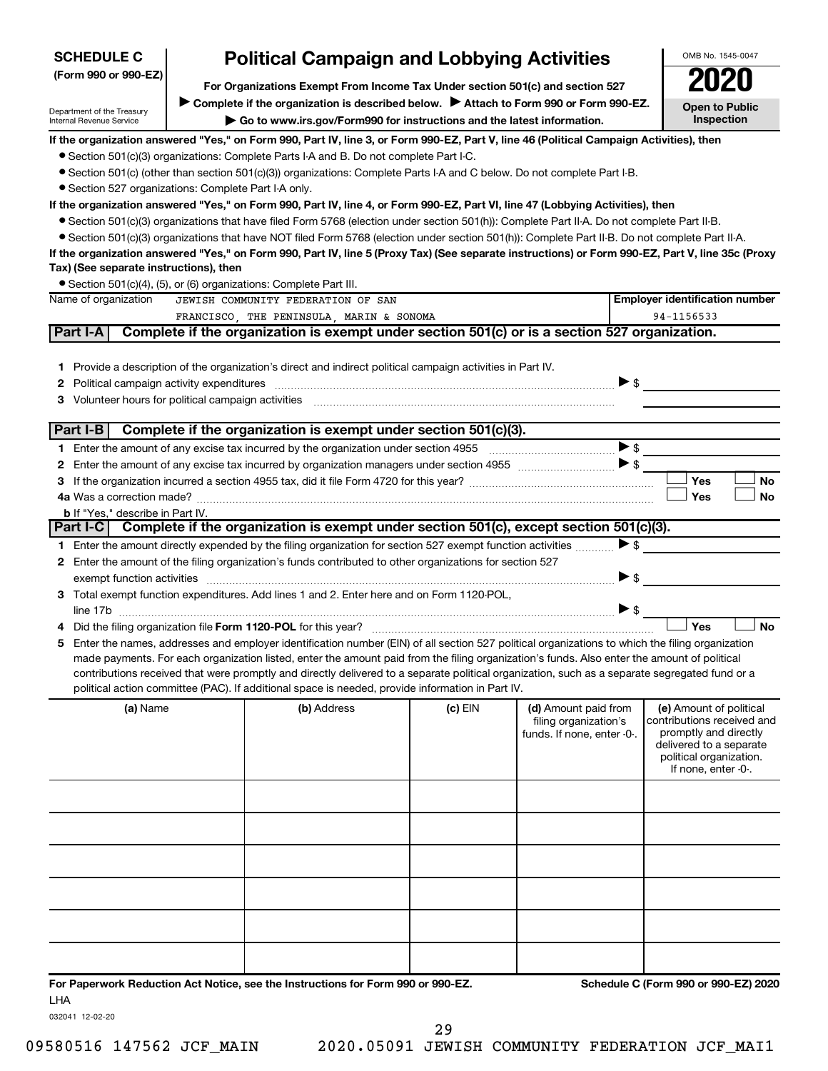**SCHEDULE C (Form 990 or 990-EZ)**

Department of the Treasury
Internal Revenue Service

# Political Campaign and Lobbying Activities

**For Organizations Exempt From Income Tax Under section 501(c) and section 527**

▶ **Complete if the organization is described below.** ▶ **Attach to Form 990 or Form 990-EZ.**

▶ **Go to www.irs.gov/Form990 for instructions and the latest information.**

OMB No. 1545-0047

**2020**

**Open to Public Inspection**

**If the organization answered "Yes," on Form 990, Part IV, line 3, or Form 990-EZ, Part V, line 46 (Political Campaign Activities), then**

- Section 501(c)(3) organizations: Complete Parts I-A and B. Do not complete Part I-C.
- Section 501(c) (other than section 501(c)(3)) organizations: Complete Parts I-A and C below. Do not complete Part I-B.
- Section 527 organizations: Complete Part I-A only.

**If the organization answered "Yes," on Form 990, Part IV, line 4, or Form 990-EZ, Part VI, line 47 (Lobbying Activities), then**

- Section 501(c)(3) organizations that have filed Form 5768 (election under section 501(h)): Complete Part II-A. Do not complete Part II-B.
- Section 501(c)(3) organizations that have NOT filed Form 5768 (election under section 501(h)): Complete Part II-B. Do not complete Part II-A.

**If the organization answered "Yes," on Form 990, Part IV, line 5 (Proxy Tax) (See separate instructions) or Form 990-EZ, Part V, line 35c (Proxy Tax) (See separate instructions), then**

- Section 501(c)(4), (5), or (6) organizations: Complete Part III.

| Name of organization | Employer identification number |
|---|---|
| JEWISH COMMUNITY FEDERATION OF SAN FRANCISCO, THE PENINSULA, MARIN & SONOMA | 94-1156533 |

## Part I-A Complete if the organization is exempt under section 501(c) or is a section 527 organization.

1. Provide a description of the organization's direct and indirect political campaign activities in Part IV.
2. Political campaign activity expenditures ▶ $
3. Volunteer hours for political campaign activities

## Part I-B Complete if the organization is exempt under section 501(c)(3).

1. Enter the amount of any excise tax incurred by the organization under section 4955 ▶ $
2. Enter the amount of any excise tax incurred by organization managers under section 4955 ▶ $
3. If the organization incurred a section 4955 tax, did it file Form 4720 for this year? ☐ Yes ☐ No
4a. Was a correction made? ☐ Yes ☐ No
   b. If "Yes," describe in Part IV.

## Part I-C Complete if the organization is exempt under section 501(c), except section 501(c)(3).

1. Enter the amount directly expended by the filing organization for section 527 exempt function activities ▶ $
2. Enter the amount of the filing organization's funds contributed to other organizations for section 527 exempt function activities ▶ $
3. Total exempt function expenditures. Add lines 1 and 2. Enter here and on Form 1120-POL, line 17b ▶ $
4. Did the filing organization file **Form 1120-POL** for this year? ☐ Yes ☐ No
5. Enter the names, addresses and employer identification number (EIN) of all section 527 political organizations to which the filing organization made payments. For each organization listed, enter the amount paid from the filing organization's funds. Also enter the amount of political contributions received that were promptly and directly delivered to a separate political organization, such as a separate segregated fund or a political action committee (PAC). If additional space is needed, provide information in Part IV.

| (a) Name | (b) Address | (c) EIN | (d) Amount paid from filing organization's funds. If none, enter -0-. | (e) Amount of political contributions received and promptly and directly delivered to a separate political organization. If none, enter -0-. |
|---|---|---|---|---|
| | | | | |
| | | | | |
| | | | | |
| | | | | |
| | | | | |
| | | | | |

**For Paperwork Reduction Act Notice, see the Instructions for Form 990 or 990-EZ.** **Schedule C (Form 990 or 990-EZ) 2020**

LHA

032041 12-02-20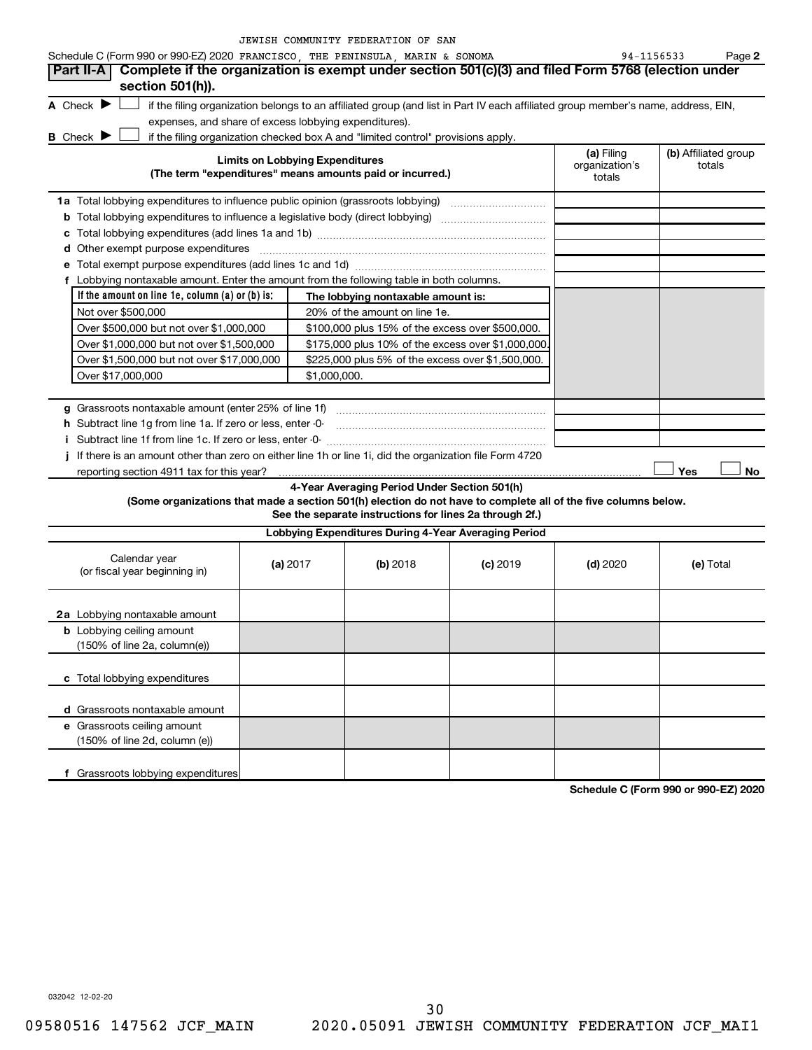Schedule C (Form 990 or 990-EZ) 2020 JEWISH COMMUNITY FEDERATION OF SAN FRANCISCO, THE PENINSULA, MARIN & SONOMA 94-1156533 Page **2**

## Part II-A Complete if the organization is exempt under section 501(c)(3) and filed Form 5768 (election under section 501(h)).

**A** Check ▶ ☐ if the filing organization belongs to an affiliated group (and list in Part IV each affiliated group member's name, address, EIN, expenses, and share of excess lobbying expenditures).

**B** Check ▶ ☐ if the filing organization checked box A and "limited control" provisions apply.

| Limits on Lobbying Expenditures (The term "expenditures" means amounts paid or incurred.) | (a) Filing organization's totals | (b) Affiliated group totals |
|---|---|---|
| **1a** Total lobbying expenditures to influence public opinion (grassroots lobbying) | | |
| **b** Total lobbying expenditures to influence a legislative body (direct lobbying) | | |
| **c** Total lobbying expenditures (add lines 1a and 1b) | | |
| **d** Other exempt purpose expenditures | | |
| **e** Total exempt purpose expenditures (add lines 1c and 1d) | | |
| **f** Lobbying nontaxable amount. Enter the amount from the following table in both columns. | | |

| If the amount on line 1e, column (a) or (b) is: | The lobbying nontaxable amount is: |
|---|---|
| Not over $500,000 | 20% of the amount on line 1e. |
| Over $500,000 but not over $1,000,000 | $100,000 plus 15% of the excess over $500,000. |
| Over $1,000,000 but not over $1,500,000 | $175,000 plus 10% of the excess over $1,000,000. |
| Over $1,500,000 but not over $17,000,000 | $225,000 plus 5% of the excess over $1,500,000. |
| Over $17,000,000 | $1,000,000. |

| | (a) Filing organization's totals | (b) Affiliated group totals |
|---|---|---|
| **g** Grassroots nontaxable amount (enter 25% of line 1f) | | |
| **h** Subtract line 1g from line 1a. If zero or less, enter -0- | | |
| **i** Subtract line 1f from line 1c. If zero or less, enter -0- | | |

**j** If there is an amount other than zero on either line 1h or line 1i, did the organization file Form 4720 reporting section 4911 tax for this year? ☐ Yes ☐ No

### 4-Year Averaging Period Under Section 501(h)

**(Some organizations that made a section 501(h) election do not have to complete all of the five columns below. See the separate instructions for lines 2a through 2f.)**

| Lobbying Expenditures During 4-Year Averaging Period | | | | | |
|---|---|---|---|---|---|
| Calendar year (or fiscal year beginning in) | (a) 2017 | (b) 2018 | (c) 2019 | (d) 2020 | (e) Total |
| **2a** Lobbying nontaxable amount | | | | | |
| **b** Lobbying ceiling amount (150% of line 2a, column(e)) | | | | | |
| **c** Total lobbying expenditures | | | | | |
| **d** Grassroots nontaxable amount | | | | | |
| **e** Grassroots ceiling amount (150% of line 2d, column (e)) | | | | | |
| **f** Grassroots lobbying expenditures | | | | | |

**Schedule C (Form 990 or 990-EZ) 2020**

032042 12-02-20

09580516 147562 JCF_MAIN 2020.05091 JEWISH COMMUNITY FEDERATION JCF_MAI1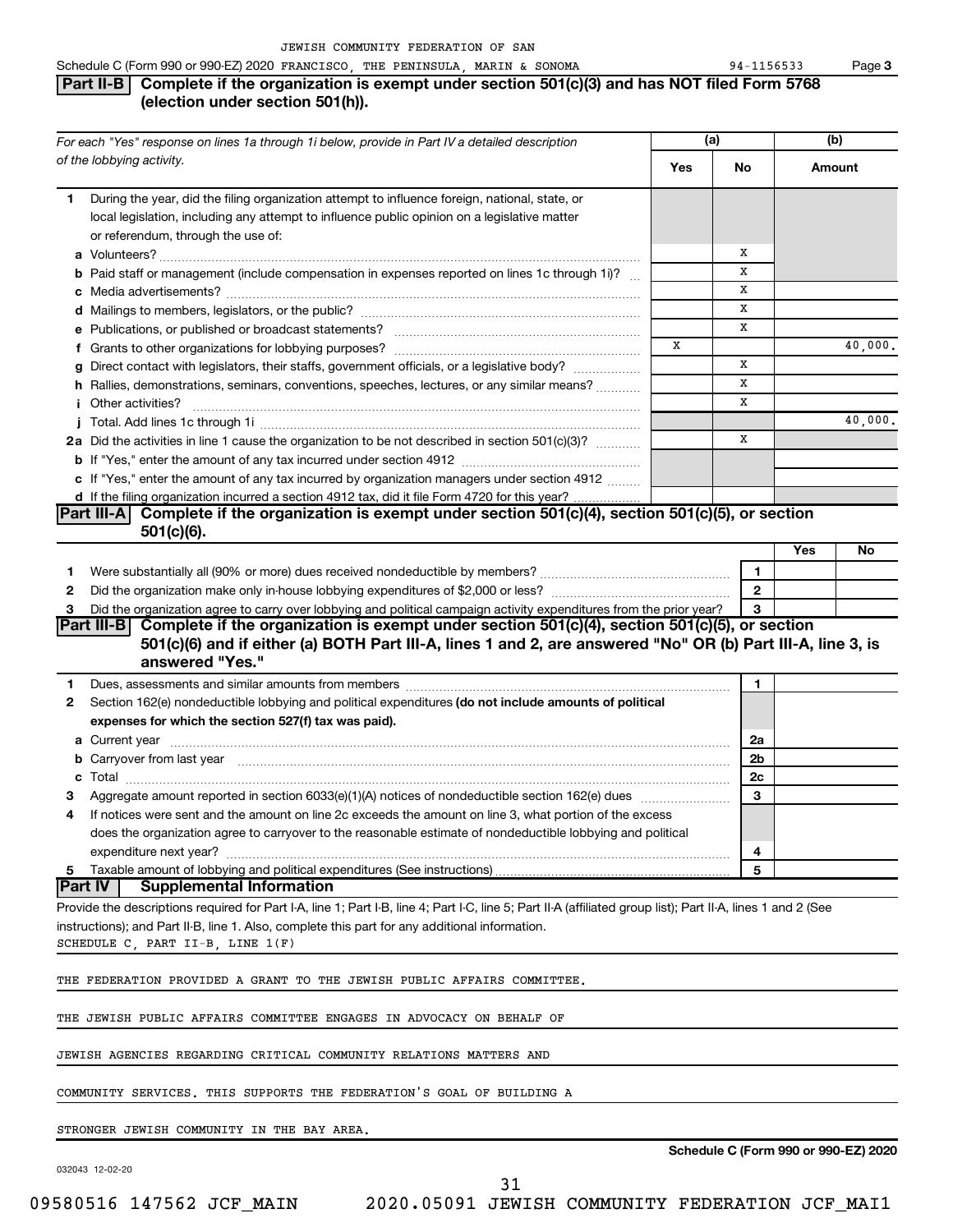JEWISH COMMUNITY FEDERATION OF SAN

Schedule C (Form 990 or 990-EZ) 2020 FRANCISCO, THE PENINSULA, MARIN & SONOMA 94-1156533 Page 3

## Part II-B Complete if the organization is exempt under section 501(c)(3) and has NOT filed Form 5768 (election under section 501(h)).

| *For each "Yes" response on lines 1a through 1i below, provide in Part IV a detailed description of the lobbying activity.* | (a) Yes | (a) No | (b) Amount |
|---|---|---|---|
| **1** During the year, did the filing organization attempt to influence foreign, national, state, or local legislation, including any attempt to influence public opinion on a legislative matter or referendum, through the use of: | | | |
| **a** Volunteers? | | X | |
| **b** Paid staff or management (include compensation in expenses reported on lines 1c through 1i)? | | X | |
| **c** Media advertisements? | | X | |
| **d** Mailings to members, legislators, or the public? | | X | |
| **e** Publications, or published or broadcast statements? | | X | |
| **f** Grants to other organizations for lobbying purposes? | X | | 40,000. |
| **g** Direct contact with legislators, their staffs, government officials, or a legislative body? | | X | |
| **h** Rallies, demonstrations, seminars, conventions, speeches, lectures, or any similar means? | | X | |
| **i** Other activities? | | X | |
| **j** Total. Add lines 1c through 1i | | | 40,000. |
| **2a** Did the activities in line 1 cause the organization to be not described in section 501(c)(3)? | | X | |
| **b** If "Yes," enter the amount of any tax incurred under section 4912 | | | |
| **c** If "Yes," enter the amount of any tax incurred by organization managers under section 4912 | | | |
| **d** If the filing organization incurred a section 4912 tax, did it file Form 4720 for this year? | | | |

## Part III-A Complete if the organization is exempt under section 501(c)(4), section 501(c)(5), or section 501(c)(6).

| | | Yes | No |
|---|---|---|---|
| **1** Were substantially all (90% or more) dues received nondeductible by members? | 1 | | |
| **2** Did the organization make only in-house lobbying expenditures of $2,000 or less? | 2 | | |
| **3** Did the organization agree to carry over lobbying and political campaign activity expenditures from the prior year? | 3 | | |

## Part III-B Complete if the organization is exempt under section 501(c)(4), section 501(c)(5), or section 501(c)(6) and if either (a) BOTH Part III-A, lines 1 and 2, are answered "No" OR (b) Part III-A, line 3, is answered "Yes."

| | | |
|---|---|---|
| **1** Dues, assessments and similar amounts from members | 1 | |
| **2** Section 162(e) nondeductible lobbying and political expenditures **(do not include amounts of political expenses for which the section 527(f) tax was paid).** | | |
| **a** Current year | 2a | |
| **b** Carryover from last year | 2b | |
| **c** Total | 2c | |
| **3** Aggregate amount reported in section 6033(e)(1)(A) notices of nondeductible section 162(e) dues | 3 | |
| **4** If notices were sent and the amount on line 2c exceeds the amount on line 3, what portion of the excess does the organization agree to carryover to the reasonable estimate of nondeductible lobbying and political expenditure next year? | 4 | |
| **5** Taxable amount of lobbying and political expenditures (See instructions) | 5 | |

## Part IV Supplemental Information

Provide the descriptions required for Part I-A, line 1; Part I-B, line 4; Part I-C, line 5; Part II-A (affiliated group list); Part II-A, lines 1 and 2 (See instructions); and Part II-B, line 1. Also, complete this part for any additional information.

SCHEDULE C, PART II-B, LINE 1(F)

THE FEDERATION PROVIDED A GRANT TO THE JEWISH PUBLIC AFFAIRS COMMITTEE.

THE JEWISH PUBLIC AFFAIRS COMMITTEE ENGAGES IN ADVOCACY ON BEHALF OF

JEWISH AGENCIES REGARDING CRITICAL COMMUNITY RELATIONS MATTERS AND

COMMUNITY SERVICES. THIS SUPPORTS THE FEDERATION'S GOAL OF BUILDING A

STRONGER JEWISH COMMUNITY IN THE BAY AREA.

**Schedule C (Form 990 or 990-EZ) 2020**

032043 12-02-20

09580516 147562 JCF_MAIN 2020.05091 JEWISH COMMUNITY FEDERATION JCF_MAI1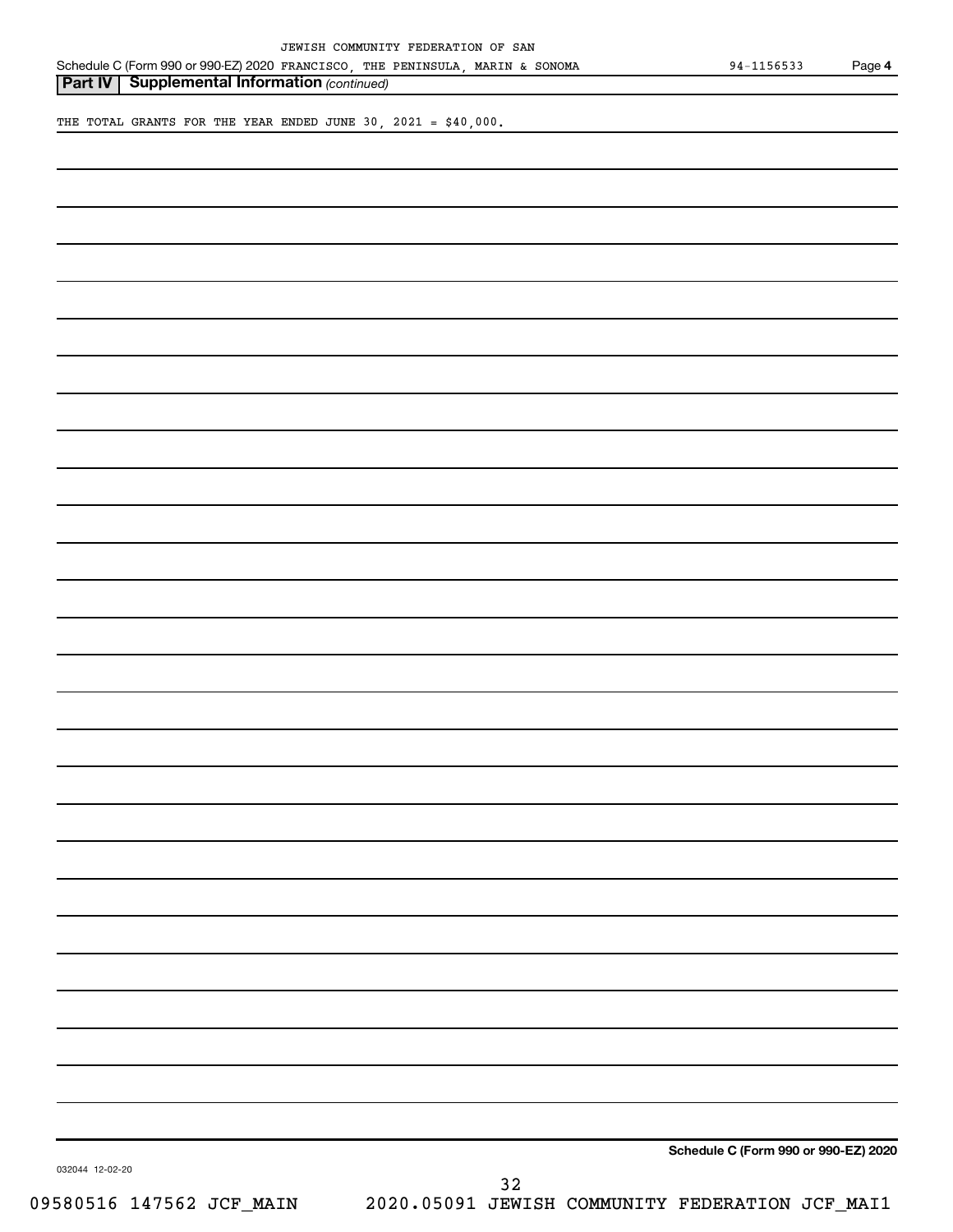## Part IV Supplemental Information *(continued)*

THE TOTAL GRANTS FOR THE YEAR ENDED JUNE 30, 2021 = $40,000.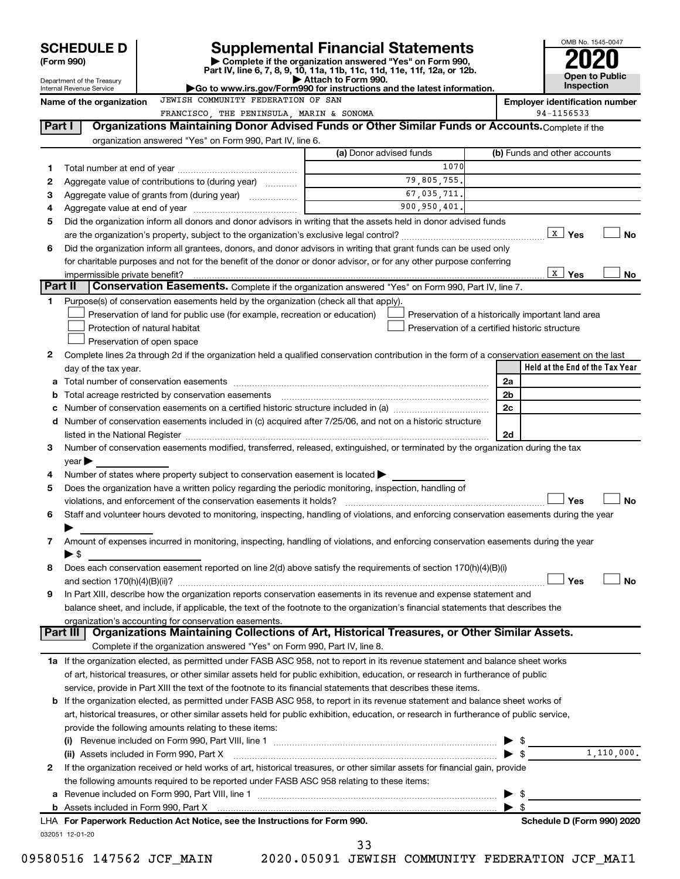# SCHEDULE D (Form 990)

Department of the Treasury
Internal Revenue Service

# Supplemental Financial Statements

▶ Complete if the organization answered "Yes" on Form 990, Part IV, line 6, 7, 8, 9, 10, 11a, 11b, 11c, 11d, 11e, 11f, 12a, or 12b.
▶ Attach to Form 990.
▶Go to www.irs.gov/Form990 for instructions and the latest information.

OMB No. 1545-0047

**2020**

**Open to Public Inspection**

**Name of the organization** JEWISH COMMUNITY FEDERATION OF SAN FRANCISCO, THE PENINSULA, MARIN & SONOMA

**Employer identification number** 94-1156533

## Part I Organizations Maintaining Donor Advised Funds or Other Similar Funds or Accounts.

Complete if the organization answered "Yes" on Form 990, Part IV, line 6.

| | | (a) Donor advised funds | (b) Funds and other accounts |
|---|---|---|---|
| 1 | Total number at end of year | 1070 | |
| 2 | Aggregate value of contributions to (during year) | 79,805,755. | |
| 3 | Aggregate value of grants from (during year) | 67,035,711. | |
| 4 | Aggregate value at end of year | 900,950,401. | |

5 Did the organization inform all donors and donor advisors in writing that the assets held in donor advised funds are the organization's property, subject to the organization's exclusive legal control? [X] Yes [ ] No

6 Did the organization inform all grantees, donors, and donor advisors in writing that grant funds can be used only for charitable purposes and not for the benefit of the donor or donor advisor, or for any other purpose conferring impermissible private benefit? [X] Yes [ ] No

## Part II Conservation Easements.

Complete if the organization answered "Yes" on Form 990, Part IV, line 7.

1 Purpose(s) of conservation easements held by the organization (check all that apply).

- [ ] Preservation of land for public use (for example, recreation or education)
- [ ] Protection of natural habitat
- [ ] Preservation of open space
- [ ] Preservation of a historically important land area
- [ ] Preservation of a certified historic structure

2 Complete lines 2a through 2d if the organization held a qualified conservation contribution in the form of a conservation easement on the last day of the tax year.

| | | | Held at the End of the Tax Year |
|---|---|---|---|
| a | Total number of conservation easements | 2a | |
| b | Total acreage restricted by conservation easements | 2b | |
| c | Number of conservation easements on a certified historic structure included in (a) | 2c | |
| d | Number of conservation easements included in (c) acquired after 7/25/06, and not on a historic structure listed in the National Register | 2d | |

3 Number of conservation easements modified, transferred, released, extinguished, or terminated by the organization during the tax year ▶

4 Number of states where property subject to conservation easement is located ▶

5 Does the organization have a written policy regarding the periodic monitoring, inspection, handling of violations, and enforcement of the conservation easements it holds? [ ] Yes [ ] No

6 Staff and volunteer hours devoted to monitoring, inspecting, handling of violations, and enforcing conservation easements during the year ▶

7 Amount of expenses incurred in monitoring, inspecting, handling of violations, and enforcing conservation easements during the year ▶ $

8 Does each conservation easement reported on line 2(d) above satisfy the requirements of section 170(h)(4)(B)(i) and section 170(h)(4)(B)(ii)? [ ] Yes [ ] No

9 In Part XIII, describe how the organization reports conservation easements in its revenue and expense statement and balance sheet, and include, if applicable, the text of the footnote to the organization's financial statements that describes the organization's accounting for conservation easements.

## Part III Organizations Maintaining Collections of Art, Historical Treasures, or Other Similar Assets.

Complete if the organization answered "Yes" on Form 990, Part IV, line 8.

1a If the organization elected, as permitted under FASB ASC 958, not to report in its revenue statement and balance sheet works of art, historical treasures, or other similar assets held for public exhibition, education, or research in furtherance of public service, provide in Part XIII the text of the footnote to its financial statements that describes these items.

b If the organization elected, as permitted under FASB ASC 958, to report in its revenue statement and balance sheet works of art, historical treasures, or other similar assets held for public exhibition, education, or research in furtherance of public service, provide the following amounts relating to these items:

(i) Revenue included on Form 990, Part VIII, line 1 ▶ $

(ii) Assets included in Form 990, Part X ▶ $ 1,110,000.

2 If the organization received or held works of art, historical treasures, or other similar assets for financial gain, provide the following amounts required to be reported under FASB ASC 958 relating to these items:

a Revenue included on Form 990, Part VIII, line 1 ▶ $

b Assets included in Form 990, Part X ▶ $

LHA For Paperwork Reduction Act Notice, see the Instructions for Form 990. Schedule D (Form 990) 2020

032051 12-01-20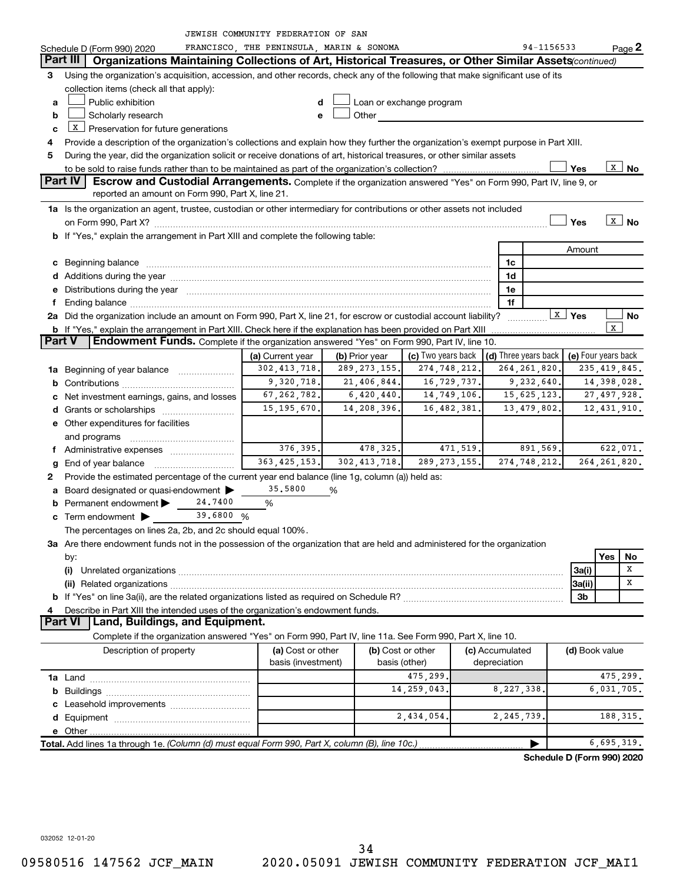JEWISH COMMUNITY FEDERATION OF SAN FRANCISCO, THE PENINSULA, MARIN & SONOMA 94-1156533

Schedule D (Form 990) 2020 Page 2

## Part III Organizations Maintaining Collections of Art, Historical Treasures, or Other Similar Assets *(continued)*

3 Using the organization's acquisition, accession, and other records, check any of the following that make significant use of its collection items (check all that apply):

- a [ ] Public exhibition
- b [ ] Scholarly research
- c [X] Preservation for future generations
- d [ ] Loan or exchange program
- e [ ] Other

4 Provide a description of the organization's collections and explain how they further the organization's exempt purpose in Part XIII.

5 During the year, did the organization solicit or receive donations of art, historical treasures, or other similar assets to be sold to raise funds rather than to be maintained as part of the organization's collection? [ ] Yes [X] No

## Part IV Escrow and Custodial Arrangements.

Complete if the organization answered "Yes" on Form 990, Part IV, line 9, or reported an amount on Form 990, Part X, line 21.

1a Is the organization an agent, trustee, custodian or other intermediary for contributions or other assets not included on Form 990, Part X? [ ] Yes [X] No

b If "Yes," explain the arrangement in Part XIII and complete the following table:

| | | Amount |
|---|---|---|
| c Beginning balance | 1c | |
| d Additions during the year | 1d | |
| e Distributions during the year | 1e | |
| f Ending balance | 1f | |

2a Did the organization include an amount on Form 990, Part X, line 21, for escrow or custodial account liability? [X] Yes [ ] No

b If "Yes," explain the arrangement in Part XIII. Check here if the explanation has been provided on Part XIII [X]

## Part V Endowment Funds.

Complete if the organization answered "Yes" on Form 990, Part IV, line 10.

| | (a) Current year | (b) Prior year | (c) Two years back | (d) Three years back | (e) Four years back |
|---|---|---|---|---|---|
| 1a Beginning of year balance | 302,413,718. | 289,273,155. | 274,748,212. | 264,261,820. | 235,419,845. |
| b Contributions | 9,320,718. | 21,406,844. | 16,729,737. | 9,232,640. | 14,398,028. |
| c Net investment earnings, gains, and losses | 67,262,782. | 6,420,440. | 14,749,106. | 15,625,123. | 27,497,928. |
| d Grants or scholarships | 15,195,670. | 14,208,396. | 16,482,381. | 13,479,802. | 12,431,910. |
| e Other expenditures for facilities and programs | | | | | |
| f Administrative expenses | 376,395. | 478,325. | 471,519. | 891,569. | 622,071. |
| g End of year balance | 363,425,153. | 302,413,718. | 289,273,155. | 274,748,212. | 264,261,820. |

2 Provide the estimated percentage of the current year end balance (line 1g, column (a)) held as:

- a Board designated or quasi-endowment ▶ 35.5800 %
- b Permanent endowment ▶ 24.7400 %
- c Term endowment ▶ 39.6800 %

The percentages on lines 2a, 2b, and 2c should equal 100%.

3a Are there endowment funds not in the possession of the organization that are held and administered for the organization by:

| | | Yes | No |
|---|---|---|---|
| (i) Unrelated organizations | 3a(i) | | X |
| (ii) Related organizations | 3a(ii) | | X |
| b If "Yes" on line 3a(ii), are the related organizations listed as required on Schedule R? | 3b | | |

4 Describe in Part XIII the intended uses of the organization's endowment funds.

## Part VI Land, Buildings, and Equipment.

Complete if the organization answered "Yes" on Form 990, Part IV, line 11a. See Form 990, Part X, line 10.

| Description of property | (a) Cost or other basis (investment) | (b) Cost or other basis (other) | (c) Accumulated depreciation | (d) Book value |
|---|---|---|---|---|
| 1a Land | | 475,299. | | 475,299. |
| b Buildings | | 14,259,043. | 8,227,338. | 6,031,705. |
| c Leasehold improvements | | | | |
| d Equipment | | 2,434,054. | 2,245,739. | 188,315. |
| e Other | | | | |
| **Total.** Add lines 1a through 1e. *(Column (d) must equal Form 990, Part X, column (B), line 10c.)* | | | ▶ | 6,695,319. |

**Schedule D (Form 990) 2020**

032052 12-01-20

09580516 147562 JCF_MAIN 2020.05091 JEWISH COMMUNITY FEDERATION JCF_MAI1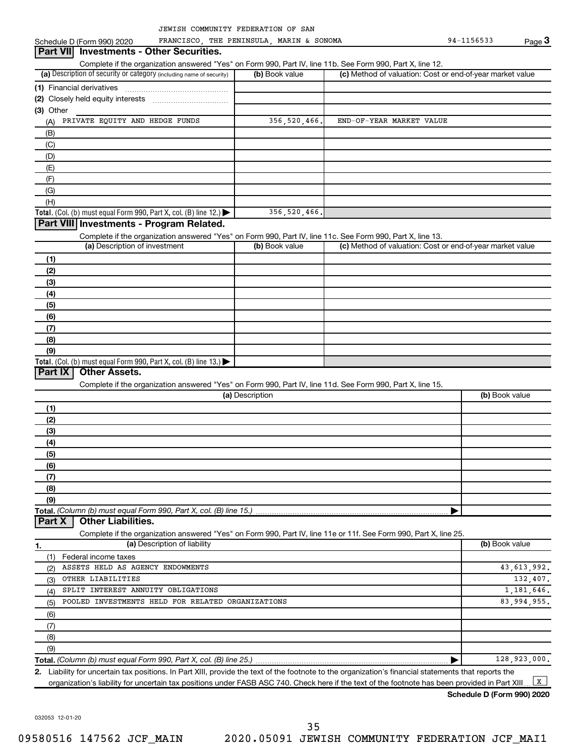JEWISH COMMUNITY FEDERATION OF SAN FRANCISCO, THE PENINSULA, MARIN & SONOMA 94-1156533

Schedule D (Form 990) 2020 Page **3**

## Part VII Investments - Other Securities.

Complete if the organization answered "Yes" on Form 990, Part IV, line 11b. See Form 990, Part X, line 12.

| (a) Description of security or category (including name of security) | (b) Book value | (c) Method of valuation: Cost or end-of-year market value |
|---|---|---|
| (1) Financial derivatives | | |
| (2) Closely held equity interests | | |
| (3) Other | | |
| (A) PRIVATE EQUITY AND HEDGE FUNDS | 356,520,466. | END-OF-YEAR MARKET VALUE |
| (B) | | |
| (C) | | |
| (D) | | |
| (E) | | |
| (F) | | |
| (G) | | |
| (H) | | |
| **Total.** (Col. (b) must equal Form 990, Part X, col. (B) line 12.) ▶ | 356,520,466. | |

## Part VIII Investments - Program Related.

Complete if the organization answered "Yes" on Form 990, Part IV, line 11c. See Form 990, Part X, line 13.

| (a) Description of investment | (b) Book value | (c) Method of valuation: Cost or end-of-year market value |
|---|---|---|
| (1) | | |
| (2) | | |
| (3) | | |
| (4) | | |
| (5) | | |
| (6) | | |
| (7) | | |
| (8) | | |
| (9) | | |
| **Total.** (Col. (b) must equal Form 990, Part X, col. (B) line 13.) ▶ | | |

## Part IX Other Assets.

Complete if the organization answered "Yes" on Form 990, Part IV, line 11d. See Form 990, Part X, line 15.

| (a) Description | (b) Book value |
|---|---|
| (1) | |
| (2) | |
| (3) | |
| (4) | |
| (5) | |
| (6) | |
| (7) | |
| (8) | |
| (9) | |
| **Total.** *(Column (b) must equal Form 990, Part X, col. (B) line 15.)* ▶ | |

## Part X Other Liabilities.

Complete if the organization answered "Yes" on Form 990, Part IV, line 11e or 11f. See Form 990, Part X, line 25.

| 1. (a) Description of liability | (b) Book value |
|---|---|
| (1) Federal income taxes | |
| (2) ASSETS HELD AS AGENCY ENDOWMENTS | 43,613,992. |
| (3) OTHER LIABILITIES | 132,407. |
| (4) SPLIT INTEREST ANNUITY OBLIGATIONS | 1,181,646. |
| (5) POOLED INVESTMENTS HELD FOR RELATED ORGANIZATIONS | 83,994,955. |
| (6) | |
| (7) | |
| (8) | |
| (9) | |
| **Total.** *(Column (b) must equal Form 990, Part X, col. (B) line 25.)* ▶ | 128,923,000. |

**2.** Liability for uncertain tax positions. In Part XIII, provide the text of the footnote to the organization's financial statements that reports the organization's liability for uncertain tax positions under FASB ASC 740. Check here if the text of the footnote has been provided in Part XIII [X]

**Schedule D (Form 990) 2020**

032053 12-01-20

09580516 147562 JCF_MAIN 2020.05091 JEWISH COMMUNITY FEDERATION JCF_MAI1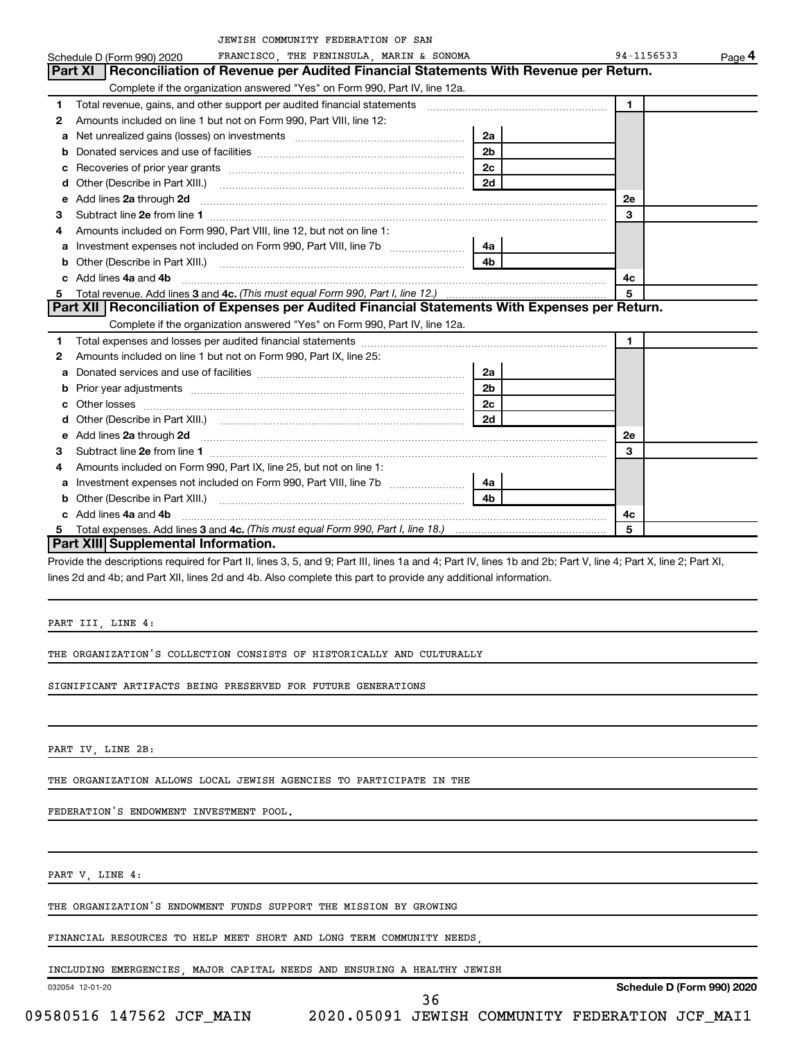JEWISH COMMUNITY FEDERATION OF SAN FRANCISCO, THE PENINSULA, MARIN & SONOMA — 94-1156533

Schedule D (Form 990) 2020 — Page **4**

## Part XI Reconciliation of Revenue per Audited Financial Statements With Revenue per Return.

Complete if the organization answered "Yes" on Form 990, Part IV, line 12a.

| | | | | | |
|---|---|---|---|---|---|
| 1 | Total revenue, gains, and other support per audited financial statements | | | 1 | |
| 2 | Amounts included on line 1 but not on Form 990, Part VIII, line 12: | | | | |
| a | Net unrealized gains (losses) on investments | 2a | | | |
| b | Donated services and use of facilities | 2b | | | |
| c | Recoveries of prior year grants | 2c | | | |
| d | Other (Describe in Part XIII.) | 2d | | | |
| e | Add lines **2a** through **2d** | | | 2e | |
| 3 | Subtract line **2e** from line **1** | | | 3 | |
| 4 | Amounts included on Form 990, Part VIII, line 12, but not on line 1: | | | | |
| a | Investment expenses not included on Form 990, Part VIII, line 7b | 4a | | | |
| b | Other (Describe in Part XIII.) | 4b | | | |
| c | Add lines **4a** and **4b** | | | 4c | |
| 5 | Total revenue. Add lines **3** and **4c.** *(This must equal Form 990, Part I, line 12.)* | | | 5 | |

## Part XII Reconciliation of Expenses per Audited Financial Statements With Expenses per Return.

Complete if the organization answered "Yes" on Form 990, Part IV, line 12a.

| | | | | | |
|---|---|---|---|---|---|
| 1 | Total expenses and losses per audited financial statements | | | 1 | |
| 2 | Amounts included on line 1 but not on Form 990, Part IX, line 25: | | | | |
| a | Donated services and use of facilities | 2a | | | |
| b | Prior year adjustments | 2b | | | |
| c | Other losses | 2c | | | |
| d | Other (Describe in Part XIII.) | 2d | | | |
| e | Add lines **2a** through **2d** | | | 2e | |
| 3 | Subtract line **2e** from line **1** | | | 3 | |
| 4 | Amounts included on Form 990, Part IX, line 25, but not on line 1: | | | | |
| a | Investment expenses not included on Form 990, Part VIII, line 7b | 4a | | | |
| b | Other (Describe in Part XIII.) | 4b | | | |
| c | Add lines **4a** and **4b** | | | 4c | |
| 5 | Total expenses. Add lines **3** and **4c.** *(This must equal Form 990, Part I, line 18.)* | | | 5 | |

## Part XIII Supplemental Information.

Provide the descriptions required for Part II, lines 3, 5, and 9; Part III, lines 1a and 4; Part IV, lines 1b and 2b; Part V, line 4; Part X, line 2; Part XI, lines 2d and 4b; and Part XII, lines 2d and 4b. Also complete this part to provide any additional information.

PART III, LINE 4:

THE ORGANIZATION'S COLLECTION CONSISTS OF HISTORICALLY AND CULTURALLY SIGNIFICANT ARTIFACTS BEING PRESERVED FOR FUTURE GENERATIONS

PART IV, LINE 2B:

THE ORGANIZATION ALLOWS LOCAL JEWISH AGENCIES TO PARTICIPATE IN THE FEDERATION'S ENDOWMENT INVESTMENT POOL.

PART V, LINE 4:

THE ORGANIZATION'S ENDOWMENT FUNDS SUPPORT THE MISSION BY GROWING FINANCIAL RESOURCES TO HELP MEET SHORT AND LONG TERM COMMUNITY NEEDS, INCLUDING EMERGENCIES, MAJOR CAPITAL NEEDS AND ENSURING A HEALTHY JEWISH

032054 12-01-20 — Schedule D (Form 990) 2020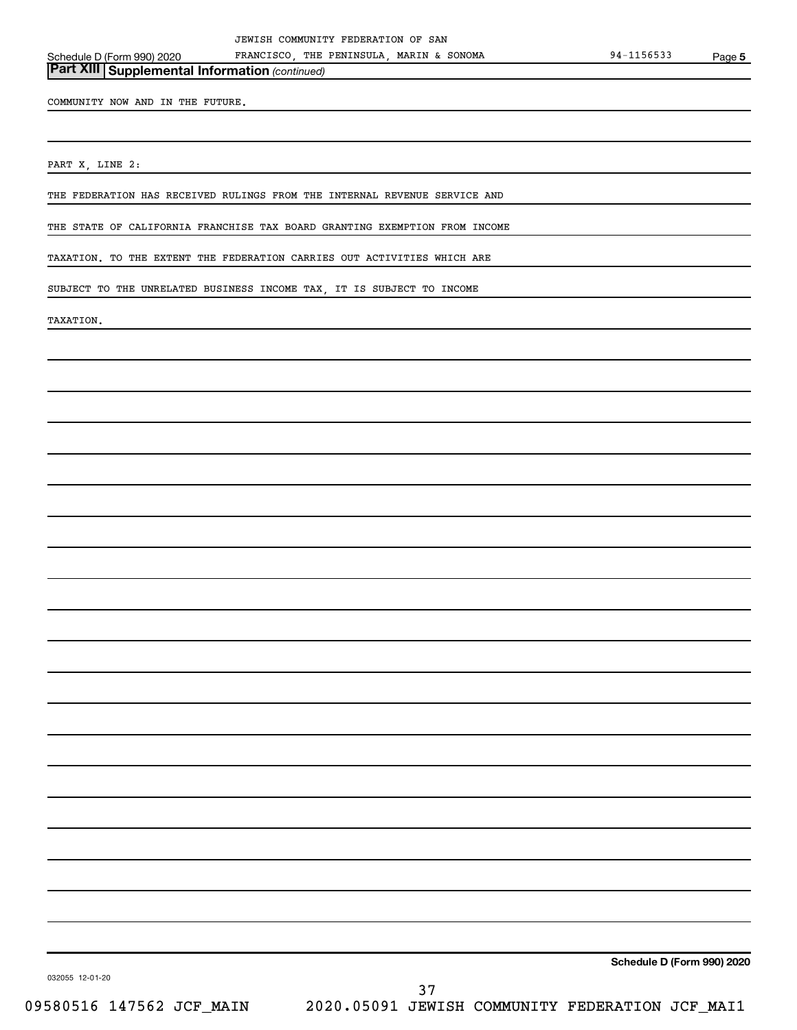## Part XIII Supplemental Information *(continued)*

COMMUNITY NOW AND IN THE FUTURE.

PART X, LINE 2:

THE FEDERATION HAS RECEIVED RULINGS FROM THE INTERNAL REVENUE SERVICE AND THE STATE OF CALIFORNIA FRANCHISE TAX BOARD GRANTING EXEMPTION FROM INCOME TAXATION. TO THE EXTENT THE FEDERATION CARRIES OUT ACTIVITIES WHICH ARE SUBJECT TO THE UNRELATED BUSINESS INCOME TAX, IT IS SUBJECT TO INCOME TAXATION.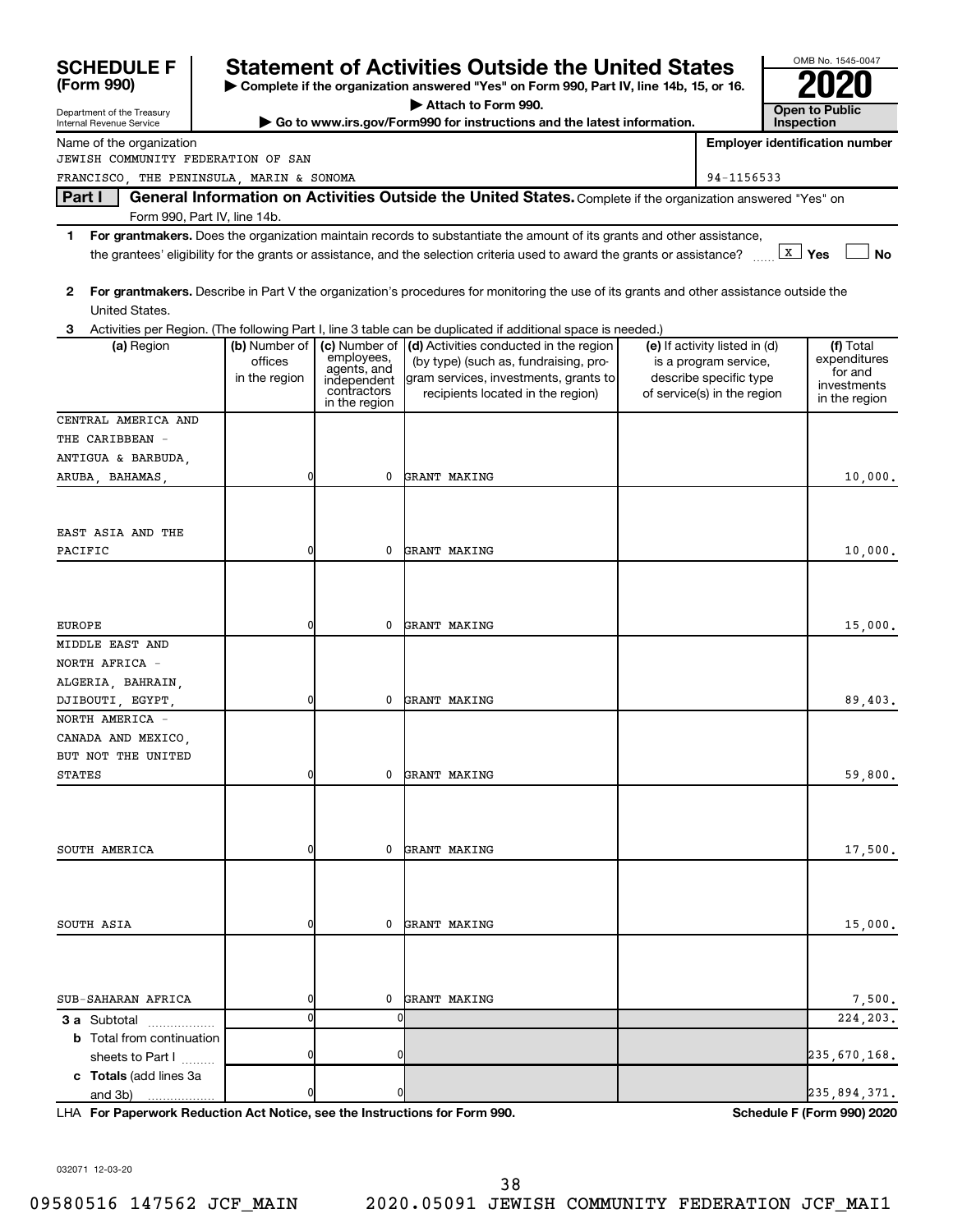**SCHEDULE F (Form 990)**

Department of the Treasury
Internal Revenue Service

# Statement of Activities Outside the United States

▶ Complete if the organization answered "Yes" on Form 990, Part IV, line 14b, 15, or 16.
▶ Attach to Form 990.
▶ Go to www.irs.gov/Form990 for instructions and the latest information.

OMB No. 1545-0047
**2020**
**Open to Public Inspection**

Name of the organization: JEWISH COMMUNITY FEDERATION OF SAN FRANCISCO, THE PENINSULA, MARIN & SONOMA

Employer identification number: 94-1156533

## Part I General Information on Activities Outside the United States. Complete if the organization answered "Yes" on Form 990, Part IV, line 14b.

**1** **For grantmakers.** Does the organization maintain records to substantiate the amount of its grants and other assistance, the grantees' eligibility for the grants or assistance, and the selection criteria used to award the grants or assistance? [X] Yes [ ] No

**2** **For grantmakers.** Describe in Part V the organization's procedures for monitoring the use of its grants and other assistance outside the United States.

**3** Activities per Region. (The following Part I, line 3 table can be duplicated if additional space is needed.)

| (a) Region | (b) Number of offices in the region | (c) Number of employees, agents, and independent contractors in the region | (d) Activities conducted in the region (by type) (such as, fundraising, program services, investments, grants to recipients located in the region) | (e) If activity listed in (d) is a program service, describe specific type of service(s) in the region | (f) Total expenditures for and investments in the region |
|---|---|---|---|---|---|
| CENTRAL AMERICA AND THE CARIBBEAN - ANTIGUA & BARBUDA, ARUBA, BAHAMAS, | 0 | 0 | GRANT MAKING | | 10,000. |
| EAST ASIA AND THE PACIFIC | 0 | 0 | GRANT MAKING | | 10,000. |
| EUROPE | 0 | 0 | GRANT MAKING | | 15,000. |
| MIDDLE EAST AND NORTH AFRICA - ALGERIA, BAHRAIN, DJIBOUTI, EGYPT, | 0 | 0 | GRANT MAKING | | 89,403. |
| NORTH AMERICA - CANADA AND MEXICO, BUT NOT THE UNITED STATES | 0 | 0 | GRANT MAKING | | 59,800. |
| SOUTH AMERICA | 0 | 0 | GRANT MAKING | | 17,500. |
| SOUTH ASIA | 0 | 0 | GRANT MAKING | | 15,000. |
| SUB-SAHARAN AFRICA | 0 | 0 | GRANT MAKING | | 7,500. |
| **3 a** Subtotal | 0 | 0 | | | 224,203. |
| **b** Total from continuation sheets to Part I | 0 | 0 | | | 235,670,168. |
| **c Totals** (add lines 3a and 3b) | 0 | 0 | | | 235,894,371. |

LHA **For Paperwork Reduction Act Notice, see the Instructions for Form 990.** **Schedule F (Form 990) 2020**

032071 12-03-20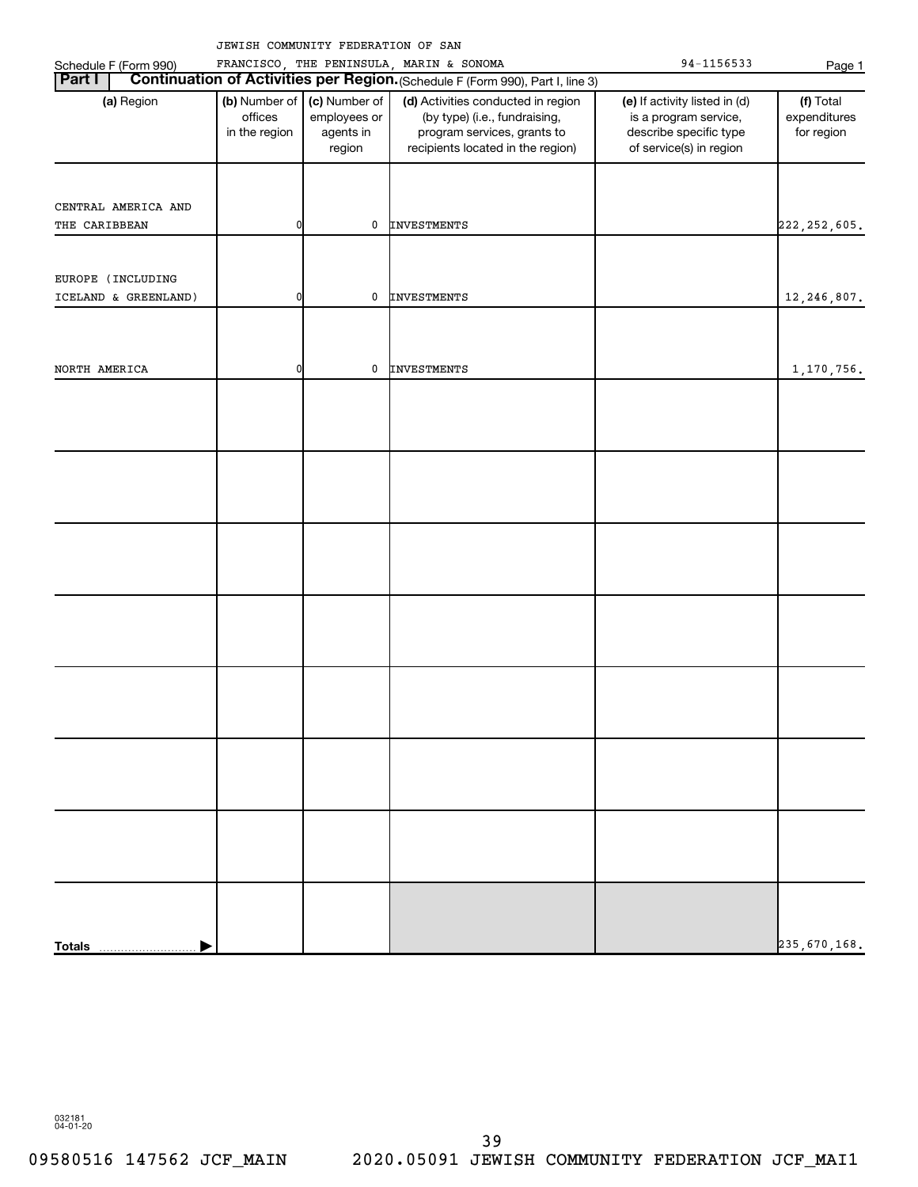JEWISH COMMUNITY FEDERATION OF SAN FRANCISCO, THE PENINSULA, MARIN & SONOMA 94-1156533

Schedule F (Form 990)

**Part I** **Continuation of Activities per Region.** (Schedule F (Form 990), Part I, line 3)

| (a) Region | (b) Number of offices in the region | (c) Number of employees or agents in region | (d) Activities conducted in region (by type) (i.e., fundraising, program services, grants to recipients located in the region) | (e) If activity listed in (d) is a program service, describe specific type of service(s) in region | (f) Total expenditures for region |
|---|---|---|---|---|---|
| CENTRAL AMERICA AND THE CARIBBEAN | 0 | 0 | INVESTMENTS | | 222,252,605. |
| EUROPE (INCLUDING ICELAND & GREENLAND) | 0 | 0 | INVESTMENTS | | 12,246,807. |
| NORTH AMERICA | 0 | 0 | INVESTMENTS | | 1,170,756. |
| | | | | | |
| | | | | | |
| | | | | | |
| | | | | | |
| | | | | | |
| | | | | | |
| | | | | | |
| **Totals** | | | | | 235,670,168. |

032181 04-01-20

09580516 147562 JCF_MAIN 2020.05091 JEWISH COMMUNITY FEDERATION JCF_MAI1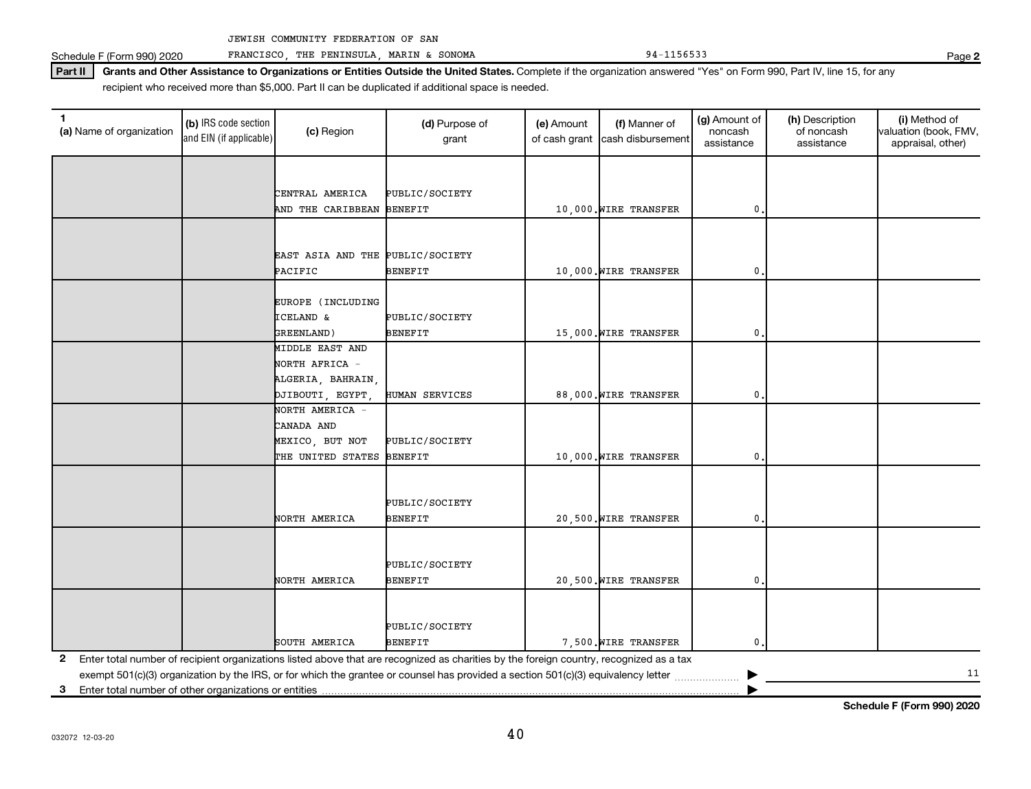JEWISH COMMUNITY FEDERATION OF SAN FRANCISCO, THE PENINSULA, MARIN & SONOMA 94-1156533

Schedule F (Form 990) 2020 Page 2

**Part II Grants and Other Assistance to Organizations or Entities Outside the United States.** Complete if the organization answered "Yes" on Form 990, Part IV, line 15, for any recipient who received more than $5,000. Part II can be duplicated if additional space is needed.

| 1 (a) Name of organization | (b) IRS code section and EIN (if applicable) | (c) Region | (d) Purpose of grant | (e) Amount of cash grant | (f) Manner of cash disbursement | (g) Amount of noncash assistance | (h) Description of noncash assistance | (i) Method of valuation (book, FMV, appraisal, other) |
|---|---|---|---|---|---|---|---|---|
| | | CENTRAL AMERICA AND THE CARIBBEAN | PUBLIC/SOCIETY BENEFIT | 10,000. | WIRE TRANSFER | 0. | | |
| | | EAST ASIA AND THE PACIFIC | PUBLIC/SOCIETY BENEFIT | 10,000. | WIRE TRANSFER | 0. | | |
| | | EUROPE (INCLUDING ICELAND & GREENLAND) | PUBLIC/SOCIETY BENEFIT | 15,000. | WIRE TRANSFER | 0. | | |
| | | MIDDLE EAST AND NORTH AFRICA - ALGERIA, BAHRAIN, DJIBOUTI, EGYPT, | HUMAN SERVICES | 88,000. | WIRE TRANSFER | 0. | | |
| | | NORTH AMERICA - CANADA AND MEXICO, BUT NOT THE UNITED STATES | PUBLIC/SOCIETY BENEFIT | 10,000. | WIRE TRANSFER | 0. | | |
| | | NORTH AMERICA | PUBLIC/SOCIETY BENEFIT | 20,500. | WIRE TRANSFER | 0. | | |
| | | NORTH AMERICA | PUBLIC/SOCIETY BENEFIT | 20,500. | WIRE TRANSFER | 0. | | |
| | | SOUTH AMERICA | PUBLIC/SOCIETY BENEFIT | 7,500. | WIRE TRANSFER | 0. | | |

**2** Enter total number of recipient organizations listed above that are recognized as charities by the foreign country, recognized as a tax exempt 501(c)(3) organization by the IRS, or for which the grantee or counsel has provided a section 501(c)(3) equivalency letter ▶ 11

**3** Enter total number of other organizations or entities ▶

Schedule F (Form 990) 2020

032072 12-03-20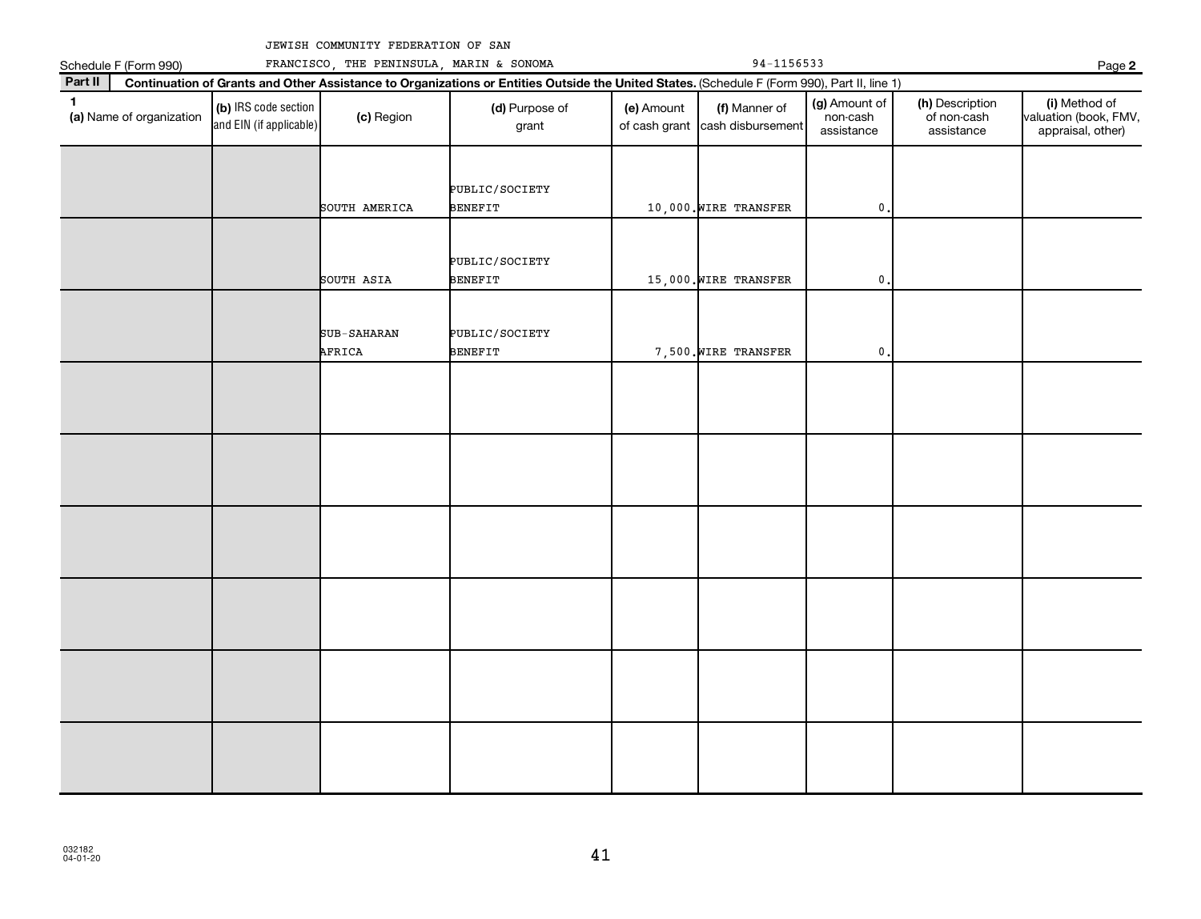JEWISH COMMUNITY FEDERATION OF SAN FRANCISCO, THE PENINSULA, MARIN & SONOMA 94-1156533

Schedule F (Form 990)

## Part II Continuation of Grants and Other Assistance to Organizations or Entities Outside the United States. (Schedule F (Form 990), Part II, line 1)

| 1 (a) Name of organization | (b) IRS code section and EIN (if applicable) | (c) Region | (d) Purpose of grant | (e) Amount of cash grant | (f) Manner of cash disbursement | (g) Amount of non-cash assistance | (h) Description of non-cash assistance | (i) Method of valuation (book, FMV, appraisal, other) |
|---|---|---|---|---|---|---|---|---|
| | | SOUTH AMERICA | PUBLIC/SOCIETY BENEFIT | 10,000. | WIRE TRANSFER | 0. | | |
| | | SOUTH ASIA | PUBLIC/SOCIETY BENEFIT | 15,000. | WIRE TRANSFER | 0. | | |
| | | SUB-SAHARAN AFRICA | PUBLIC/SOCIETY BENEFIT | 7,500. | WIRE TRANSFER | 0. | | |
| | | | | | | | | |
| | | | | | | | | |
| | | | | | | | | |
| | | | | | | | | |
| | | | | | | | | |
| | | | | | | | | |

032182 04-01-20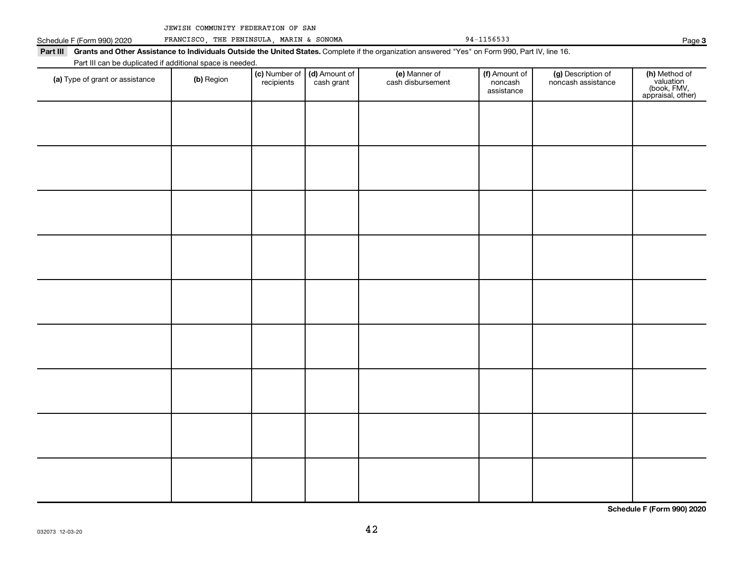JEWISH COMMUNITY FEDERATION OF SAN FRANCISCO, THE PENINSULA, MARIN & SONOMA 94-1156533

Schedule F (Form 990) 2020

**Part III** **Grants and Other Assistance to Individuals Outside the United States.** Complete if the organization answered "Yes" on Form 990, Part IV, line 16.

Part III can be duplicated if additional space is needed.

| (a) Type of grant or assistance | (b) Region | (c) Number of recipients | (d) Amount of cash grant | (e) Manner of cash disbursement | (f) Amount of noncash assistance | (g) Description of noncash assistance | (h) Method of valuation (book, FMV, appraisal, other) |
|---|---|---|---|---|---|---|---|
| | | | | | | | |
| | | | | | | | |
| | | | | | | | |
| | | | | | | | |
| | | | | | | | |
| | | | | | | | |
| | | | | | | | |
| | | | | | | | |
| | | | | | | | |

**Schedule F (Form 990) 2020**

032073 12-03-20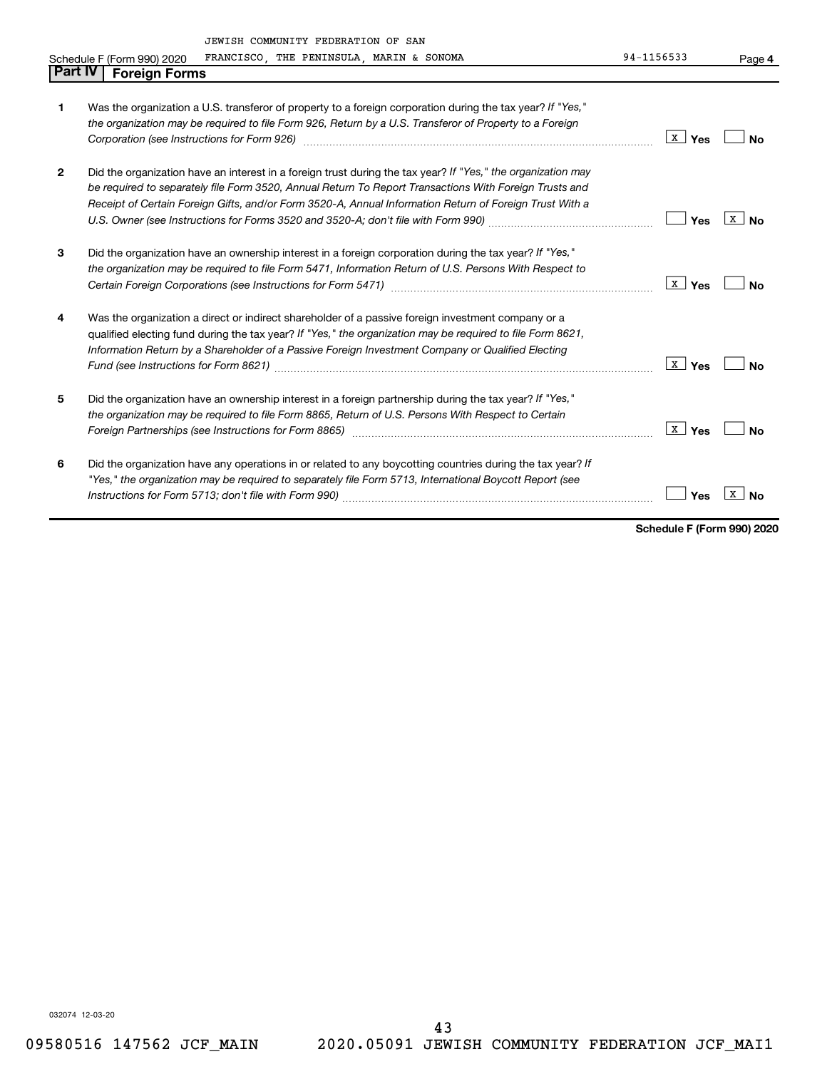JEWISH COMMUNITY FEDERATION OF SAN FRANCISCO, THE PENINSULA, MARIN & SONOMA 94-1156533

Schedule F (Form 990) 2020 Page 4

## Part IV Foreign Forms

| | | | |
|---|---|---|---|
| 1 | Was the organization a U.S. transferor of property to a foreign corporation during the tax year? *If "Yes," the organization may be required to file Form 926, Return by a U.S. Transferor of Property to a Foreign Corporation (see Instructions for Form 926)* | [X] Yes | [ ] No |
| 2 | Did the organization have an interest in a foreign trust during the tax year? *If "Yes," the organization may be required to separately file Form 3520, Annual Return To Report Transactions With Foreign Trusts and Receipt of Certain Foreign Gifts, and/or Form 3520-A, Annual Information Return of Foreign Trust With a U.S. Owner (see Instructions for Forms 3520 and 3520-A; don't file with Form 990)* | [ ] Yes | [X] No |
| 3 | Did the organization have an ownership interest in a foreign corporation during the tax year? *If "Yes," the organization may be required to file Form 5471, Information Return of U.S. Persons With Respect to Certain Foreign Corporations (see Instructions for Form 5471)* | [X] Yes | [ ] No |
| 4 | Was the organization a direct or indirect shareholder of a passive foreign investment company or a qualified electing fund during the tax year? *If "Yes," the organization may be required to file Form 8621, Information Return by a Shareholder of a Passive Foreign Investment Company or Qualified Electing Fund (see Instructions for Form 8621)* | [X] Yes | [ ] No |
| 5 | Did the organization have an ownership interest in a foreign partnership during the tax year? *If "Yes," the organization may be required to file Form 8865, Return of U.S. Persons With Respect to Certain Foreign Partnerships (see Instructions for Form 8865)* | [X] Yes | [ ] No |
| 6 | Did the organization have any operations in or related to any boycotting countries during the tax year? *If "Yes," the organization may be required to separately file Form 5713, International Boycott Report (see Instructions for Form 5713; don't file with Form 990)* | [ ] Yes | [X] No |

**Schedule F (Form 990) 2020**

032074 12-03-20

09580516 147562 JCF_MAIN 2020.05091 JEWISH COMMUNITY FEDERATION JCF_MAI1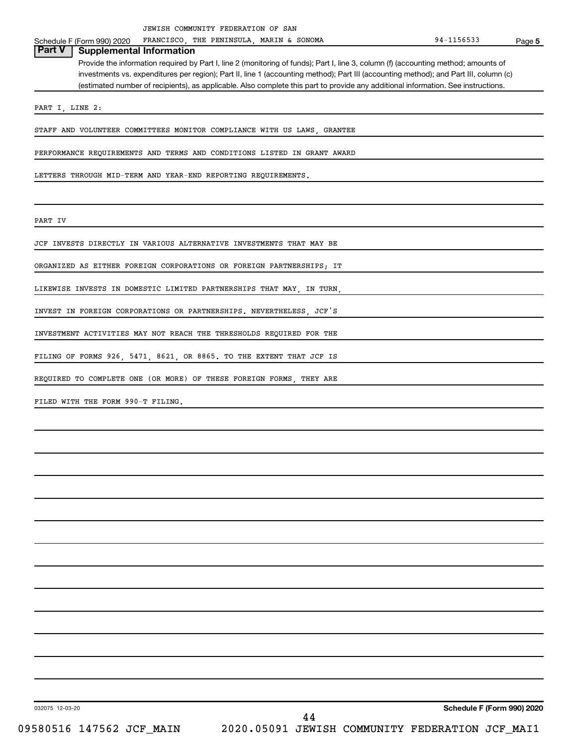JEWISH COMMUNITY FEDERATION OF SAN FRANCISCO, THE PENINSULA, MARIN & SONOMA — 94-1156533

Schedule F (Form 990) 2020

## Part V Supplemental Information

Provide the information required by Part I, line 2 (monitoring of funds); Part I, line 3, column (f) (accounting method; amounts of investments vs. expenditures per region); Part II, line 1 (accounting method); Part III (accounting method); and Part III, column (c) (estimated number of recipients), as applicable. Also complete this part to provide any additional information. See instructions.

PART I, LINE 2:

STAFF AND VOLUNTEER COMMITTEES MONITOR COMPLIANCE WITH US LAWS, GRANTEE PERFORMANCE REQUIREMENTS AND TERMS AND CONDITIONS LISTED IN GRANT AWARD LETTERS THROUGH MID-TERM AND YEAR-END REPORTING REQUIREMENTS.

PART IV

JCF INVESTS DIRECTLY IN VARIOUS ALTERNATIVE INVESTMENTS THAT MAY BE ORGANIZED AS EITHER FOREIGN CORPORATIONS OR FOREIGN PARTNERSHIPS; IT LIKEWISE INVESTS IN DOMESTIC LIMITED PARTNERSHIPS THAT MAY, IN TURN, INVEST IN FOREIGN CORPORATIONS OR PARTNERSHIPS. NEVERTHELESS, JCF'S INVESTMENT ACTIVITIES MAY NOT REACH THE THRESHOLDS REQUIRED FOR THE FILING OF FORMS 926, 5471, 8621, OR 8865. TO THE EXTENT THAT JCF IS REQUIRED TO COMPLETE ONE (OR MORE) OF THESE FOREIGN FORMS, THEY ARE FILED WITH THE FORM 990-T FILING.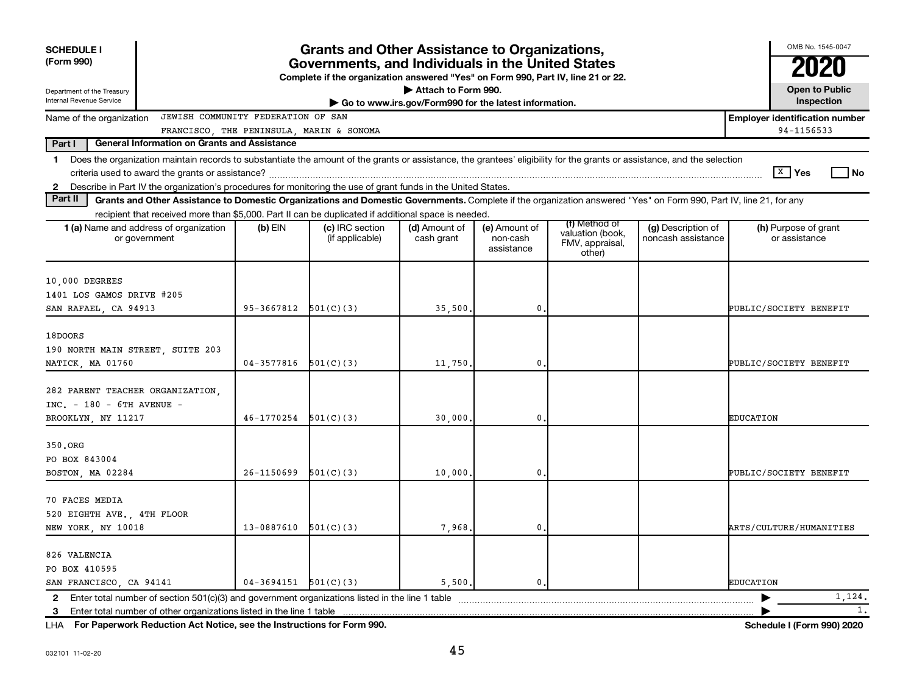**SCHEDULE I (Form 990)**

Department of the Treasury
Internal Revenue Service

# Grants and Other Assistance to Organizations, Governments, and Individuals in the United States

**Complete if the organization answered "Yes" on Form 990, Part IV, line 21 or 22.**
**▶ Attach to Form 990.**
**▶ Go to www.irs.gov/Form990 for the latest information.**

OMB No. 1545-0047

**2020**

**Open to Public Inspection**

Name of the organization: JEWISH COMMUNITY FEDERATION OF SAN FRANCISCO, THE PENINSULA, MARIN & SONOMA

**Employer identification number** 94-1156533

**Part I — General Information on Grants and Assistance**

1 Does the organization maintain records to substantiate the amount of the grants or assistance, the grantees' eligibility for the grants or assistance, and the selection criteria used to award the grants or assistance? [X] Yes [ ] No

2 Describe in Part IV the organization's procedures for monitoring the use of grant funds in the United States.

**Part II — Grants and Other Assistance to Domestic Organizations and Domestic Governments.** Complete if the organization answered "Yes" on Form 990, Part IV, line 21, for any recipient that received more than $5,000. Part II can be duplicated if additional space is needed.

| 1 (a) Name and address of organization or government | (b) EIN | (c) IRC section (if applicable) | (d) Amount of cash grant | (e) Amount of non-cash assistance | (f) Method of valuation (book, FMV, appraisal, other) | (g) Description of noncash assistance | (h) Purpose of grant or assistance |
|---|---|---|---|---|---|---|---|
| 10,000 DEGREES<br>1401 LOS GAMOS DRIVE #205<br>SAN RAFAEL, CA 94913 | 95-3667812 | 501(C)(3) | 35,500. | 0. | | | PUBLIC/SOCIETY BENEFIT |
| 18DOORS<br>190 NORTH MAIN STREET, SUITE 203<br>NATICK, MA 01760 | 04-3577816 | 501(C)(3) | 11,750. | 0. | | | PUBLIC/SOCIETY BENEFIT |
| 282 PARENT TEACHER ORGANIZATION, INC. - 180 - 6TH AVENUE -<br>BROOKLYN, NY 11217 | 46-1770254 | 501(C)(3) | 30,000. | 0. | | | EDUCATION |
| 350.ORG<br>PO BOX 843004<br>BOSTON, MA 02284 | 26-1150699 | 501(C)(3) | 10,000. | 0. | | | PUBLIC/SOCIETY BENEFIT |
| 70 FACES MEDIA<br>520 EIGHTH AVE., 4TH FLOOR<br>NEW YORK, NY 10018 | 13-0887610 | 501(C)(3) | 7,968. | 0. | | | ARTS/CULTURE/HUMANITIES |
| 826 VALENCIA<br>PO BOX 410595<br>SAN FRANCISCO, CA 94141 | 04-3694151 | 501(C)(3) | 5,500. | 0. | | | EDUCATION |

2 Enter total number of section 501(c)(3) and government organizations listed in the line 1 table ▶ 1,124.

3 Enter total number of other organizations listed in the line 1 table ▶ 1.

LHA **For Paperwork Reduction Act Notice, see the Instructions for Form 990.** **Schedule I (Form 990) 2020**

032101 11-02-20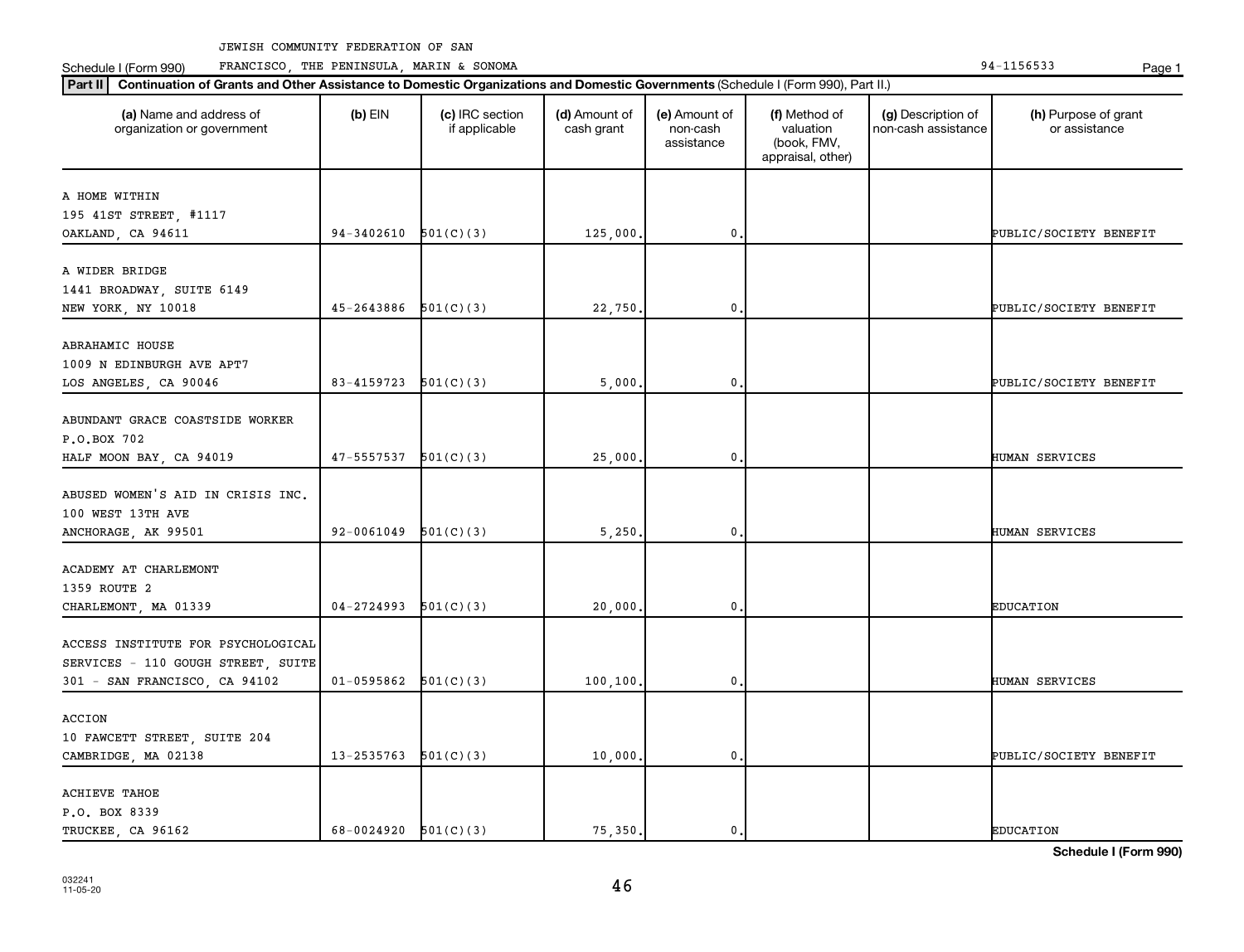JEWISH COMMUNITY FEDERATION OF SAN FRANCISCO, THE PENINSULA, MARIN & SONOMA

Schedule I (Form 990) 94-1156533

**Part II** **Continuation of Grants and Other Assistance to Domestic Organizations and Domestic Governments** (Schedule I (Form 990), Part II.)

| (a) Name and address of organization or government | (b) EIN | (c) IRC section if applicable | (d) Amount of cash grant | (e) Amount of non-cash assistance | (f) Method of valuation (book, FMV, appraisal, other) | (g) Description of non-cash assistance | (h) Purpose of grant or assistance |
|---|---|---|---|---|---|---|---|
| A HOME WITHIN<br>195 41ST STREET, #1117<br>OAKLAND, CA 94611 | 94-3402610 | 501(C)(3) | 125,000. | 0. | | | PUBLIC/SOCIETY BENEFIT |
| A WIDER BRIDGE<br>1441 BROADWAY, SUITE 6149<br>NEW YORK, NY 10018 | 45-2643886 | 501(C)(3) | 22,750. | 0. | | | PUBLIC/SOCIETY BENEFIT |
| ABRAHAMIC HOUSE<br>1009 N EDINBURGH AVE APT7<br>LOS ANGELES, CA 90046 | 83-4159723 | 501(C)(3) | 5,000. | 0. | | | PUBLIC/SOCIETY BENEFIT |
| ABUNDANT GRACE COASTSIDE WORKER<br>P.O.BOX 702<br>HALF MOON BAY, CA 94019 | 47-5557537 | 501(C)(3) | 25,000. | 0. | | | HUMAN SERVICES |
| ABUSED WOMEN'S AID IN CRISIS INC.<br>100 WEST 13TH AVE<br>ANCHORAGE, AK 99501 | 92-0061049 | 501(C)(3) | 5,250. | 0. | | | HUMAN SERVICES |
| ACADEMY AT CHARLEMONT<br>1359 ROUTE 2<br>CHARLEMONT, MA 01339 | 04-2724993 | 501(C)(3) | 20,000. | 0. | | | EDUCATION |
| ACCESS INSTITUTE FOR PSYCHOLOGICAL SERVICES - 110 GOUGH STREET, SUITE 301 - SAN FRANCISCO, CA 94102 | 01-0595862 | 501(C)(3) | 100,100. | 0. | | | HUMAN SERVICES |
| ACCION<br>10 FAWCETT STREET, SUITE 204<br>CAMBRIDGE, MA 02138 | 13-2535763 | 501(C)(3) | 10,000. | 0. | | | PUBLIC/SOCIETY BENEFIT |
| ACHIEVE TAHOE<br>P.O. BOX 8339<br>TRUCKEE, CA 96162 | 68-0024920 | 501(C)(3) | 75,350. | 0. | | | EDUCATION |

**Schedule I (Form 990)**

032241 11-05-20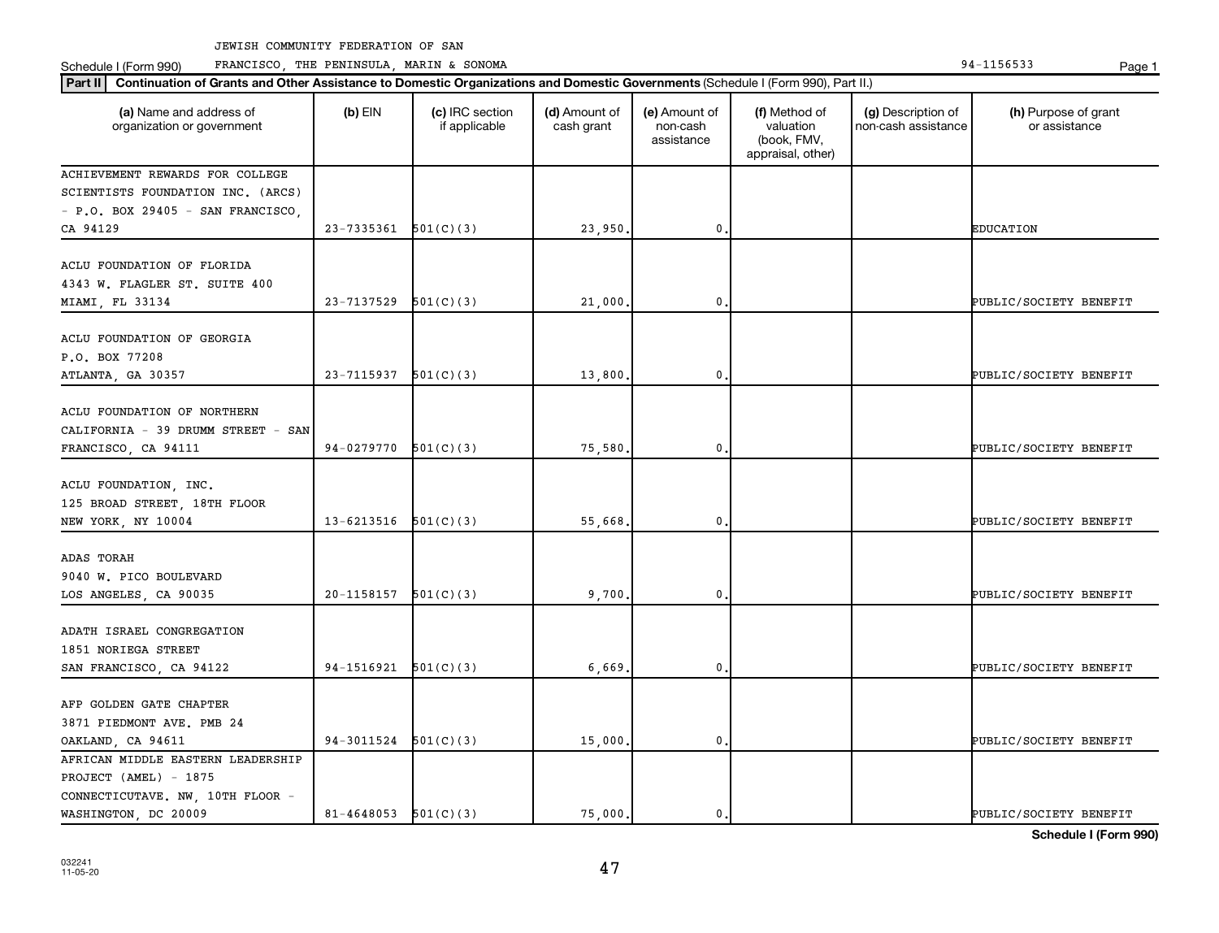JEWISH COMMUNITY FEDERATION OF SAN

Schedule I (Form 990) FRANCISCO, THE PENINSULA, MARIN & SONOMA 94-1156533

**Part II** **Continuation of Grants and Other Assistance to Domestic Organizations and Domestic Governments** (Schedule I (Form 990), Part II.)

| (a) Name and address of organization or government | (b) EIN | (c) IRC section if applicable | (d) Amount of cash grant | (e) Amount of non-cash assistance | (f) Method of valuation (book, FMV, appraisal, other) | (g) Description of non-cash assistance | (h) Purpose of grant or assistance |
|---|---|---|---|---|---|---|---|
| ACHIEVEMENT REWARDS FOR COLLEGE SCIENTISTS FOUNDATION INC. (ARCS) - P.O. BOX 29405 - SAN FRANCISCO, CA 94129 | 23-7335361 | 501(C)(3) | 23,950. | 0. | | | EDUCATION |
| ACLU FOUNDATION OF FLORIDA 4343 W. FLAGLER ST. SUITE 400 MIAMI, FL 33134 | 23-7137529 | 501(C)(3) | 21,000. | 0. | | | PUBLIC/SOCIETY BENEFIT |
| ACLU FOUNDATION OF GEORGIA P.O. BOX 77208 ATLANTA, GA 30357 | 23-7115937 | 501(C)(3) | 13,800. | 0. | | | PUBLIC/SOCIETY BENEFIT |
| ACLU FOUNDATION OF NORTHERN CALIFORNIA - 39 DRUMM STREET - SAN FRANCISCO, CA 94111 | 94-0279770 | 501(C)(3) | 75,580. | 0. | | | PUBLIC/SOCIETY BENEFIT |
| ACLU FOUNDATION, INC. 125 BROAD STREET, 18TH FLOOR NEW YORK, NY 10004 | 13-6213516 | 501(C)(3) | 55,668. | 0. | | | PUBLIC/SOCIETY BENEFIT |
| ADAS TORAH 9040 W. PICO BOULEVARD LOS ANGELES, CA 90035 | 20-1158157 | 501(C)(3) | 9,700. | 0. | | | PUBLIC/SOCIETY BENEFIT |
| ADATH ISRAEL CONGREGATION 1851 NORIEGA STREET SAN FRANCISCO, CA 94122 | 94-1516921 | 501(C)(3) | 6,669. | 0. | | | PUBLIC/SOCIETY BENEFIT |
| AFP GOLDEN GATE CHAPTER 3871 PIEDMONT AVE. PMB 24 OAKLAND, CA 94611 | 94-3011524 | 501(C)(3) | 15,000. | 0. | | | PUBLIC/SOCIETY BENEFIT |
| AFRICAN MIDDLE EASTERN LEADERSHIP PROJECT (AMEL) - 1875 CONNECTICUTAVE. NW, 10TH FLOOR - WASHINGTON, DC 20009 | 81-4648053 | 501(C)(3) | 75,000. | 0. | | | PUBLIC/SOCIETY BENEFIT |

**Schedule I (Form 990)**

032241 11-05-20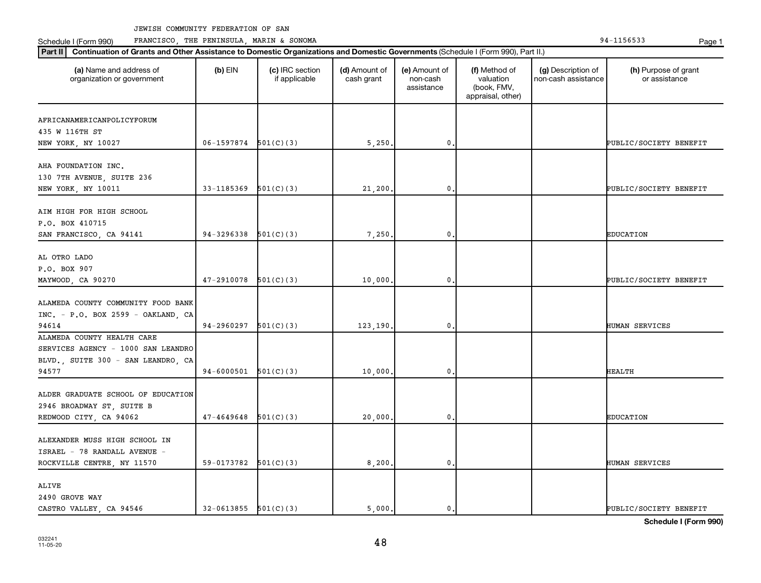JEWISH COMMUNITY FEDERATION OF SAN FRANCISCO, THE PENINSULA, MARIN & SONOMA

Schedule I (Form 990) 94-1156533

**Part II** **Continuation of Grants and Other Assistance to Domestic Organizations and Domestic Governments** (Schedule I (Form 990), Part II.)

| (a) Name and address of organization or government | (b) EIN | (c) IRC section if applicable | (d) Amount of cash grant | (e) Amount of non-cash assistance | (f) Method of valuation (book, FMV, appraisal, other) | (g) Description of non-cash assistance | (h) Purpose of grant or assistance |
|---|---|---|---|---|---|---|---|
| AFRICANAMERICANPOLICYFORUM 435 W 116TH ST NEW YORK, NY 10027 | 06-1597874 | 501(C)(3) | 5,250. | 0. | | | PUBLIC/SOCIETY BENEFIT |
| AHA FOUNDATION INC. 130 7TH AVENUE, SUITE 236 NEW YORK, NY 10011 | 33-1185369 | 501(C)(3) | 21,200. | 0. | | | PUBLIC/SOCIETY BENEFIT |
| AIM HIGH FOR HIGH SCHOOL P.O. BOX 410715 SAN FRANCISCO, CA 94141 | 94-3296338 | 501(C)(3) | 7,250. | 0. | | | EDUCATION |
| AL OTRO LADO P.O. BOX 907 MAYWOOD, CA 90270 | 47-2910078 | 501(C)(3) | 10,000. | 0. | | | PUBLIC/SOCIETY BENEFIT |
| ALAMEDA COUNTY COMMUNITY FOOD BANK INC. - P.O. BOX 2599 - OAKLAND, CA 94614 | 94-2960297 | 501(C)(3) | 123,190. | 0. | | | HUMAN SERVICES |
| ALAMEDA COUNTY HEALTH CARE SERVICES AGENCY - 1000 SAN LEANDRO BLVD., SUITE 300 - SAN LEANDRO, CA 94577 | 94-6000501 | 501(C)(3) | 10,000. | 0. | | | HEALTH |
| ALDER GRADUATE SCHOOL OF EDUCATION 2946 BROADWAY ST, SUITE B REDWOOD CITY, CA 94062 | 47-4649648 | 501(C)(3) | 20,000. | 0. | | | EDUCATION |
| ALEXANDER MUSS HIGH SCHOOL IN ISRAEL - 78 RANDALL AVENUE - ROCKVILLE CENTRE, NY 11570 | 59-0173782 | 501(C)(3) | 8,200. | 0. | | | HUMAN SERVICES |
| ALIVE 2490 GROVE WAY CASTRO VALLEY, CA 94546 | 32-0613855 | 501(C)(3) | 5,000. | 0. | | | PUBLIC/SOCIETY BENEFIT |

Schedule I (Form 990)

032241 11-05-20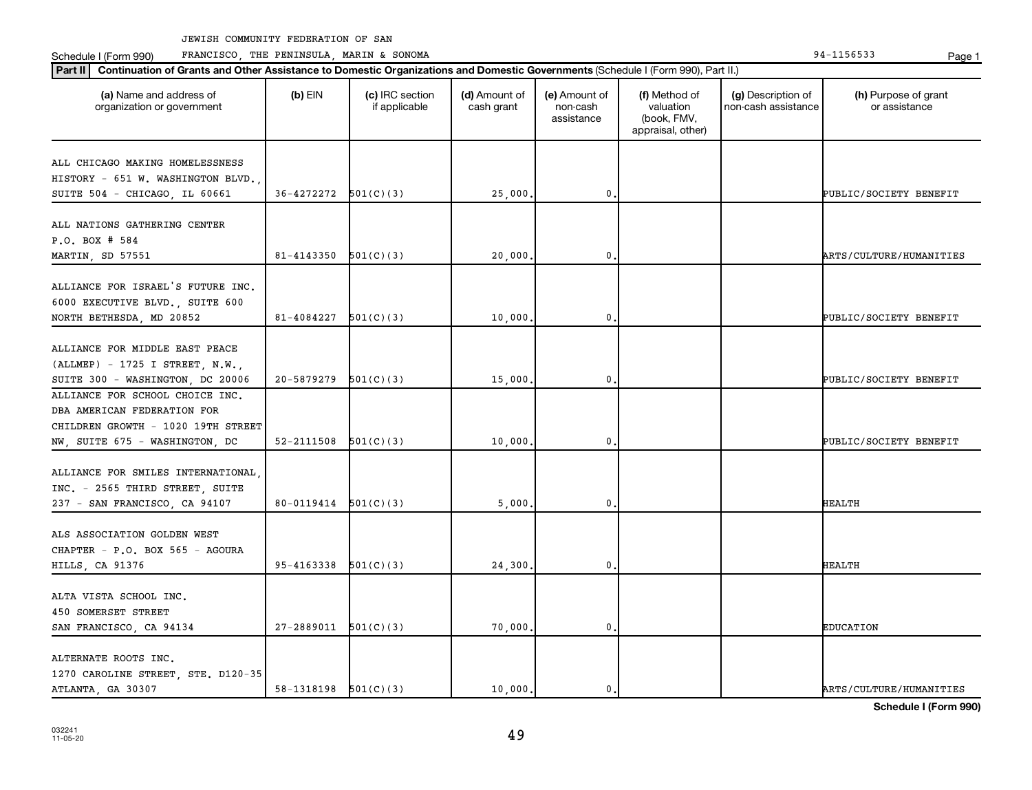JEWISH COMMUNITY FEDERATION OF SAN FRANCISCO, THE PENINSULA, MARIN & SONOMA

Schedule I (Form 990) 94-1156533

**Part II** **Continuation of Grants and Other Assistance to Domestic Organizations and Domestic Governments** (Schedule I (Form 990), Part II.)

| (a) Name and address of organization or government | (b) EIN | (c) IRC section if applicable | (d) Amount of cash grant | (e) Amount of non-cash assistance | (f) Method of valuation (book, FMV, appraisal, other) | (g) Description of non-cash assistance | (h) Purpose of grant or assistance |
|---|---|---|---|---|---|---|---|
| ALL CHICAGO MAKING HOMELESSNESS HISTORY - 651 W. WASHINGTON BLVD., SUITE 504 - CHICAGO, IL 60661 | 36-4272272 | 501(C)(3) | 25,000. | 0. | | | PUBLIC/SOCIETY BENEFIT |
| ALL NATIONS GATHERING CENTER P.O. BOX # 584 MARTIN, SD 57551 | 81-4143350 | 501(C)(3) | 20,000. | 0. | | | ARTS/CULTURE/HUMANITIES |
| ALLIANCE FOR ISRAEL'S FUTURE INC. 6000 EXECUTIVE BLVD., SUITE 600 NORTH BETHESDA, MD 20852 | 81-4084227 | 501(C)(3) | 10,000. | 0. | | | PUBLIC/SOCIETY BENEFIT |
| ALLIANCE FOR MIDDLE EAST PEACE (ALLMEP) - 1725 I STREET, N.W., SUITE 300 - WASHINGTON, DC 20006 | 20-5879279 | 501(C)(3) | 15,000. | 0. | | | PUBLIC/SOCIETY BENEFIT |
| ALLIANCE FOR SCHOOL CHOICE INC. DBA AMERICAN FEDERATION FOR CHILDREN GROWTH - 1020 19TH STREET NW, SUITE 675 - WASHINGTON, DC | 52-2111508 | 501(C)(3) | 10,000. | 0. | | | PUBLIC/SOCIETY BENEFIT |
| ALLIANCE FOR SMILES INTERNATIONAL, INC. - 2565 THIRD STREET, SUITE 237 - SAN FRANCISCO, CA 94107 | 80-0119414 | 501(C)(3) | 5,000. | 0. | | | HEALTH |
| ALS ASSOCIATION GOLDEN WEST CHAPTER - P.O. BOX 565 - AGOURA HILLS, CA 91376 | 95-4163338 | 501(C)(3) | 24,300. | 0. | | | HEALTH |
| ALTA VISTA SCHOOL INC. 450 SOMERSET STREET SAN FRANCISCO, CA 94134 | 27-2889011 | 501(C)(3) | 70,000. | 0. | | | EDUCATION |
| ALTERNATE ROOTS INC. 1270 CAROLINE STREET, STE. D120-35 ATLANTA, GA 30307 | 58-1318198 | 501(C)(3) | 10,000. | 0. | | | ARTS/CULTURE/HUMANITIES |

**Schedule I (Form 990)**

032241 11-05-20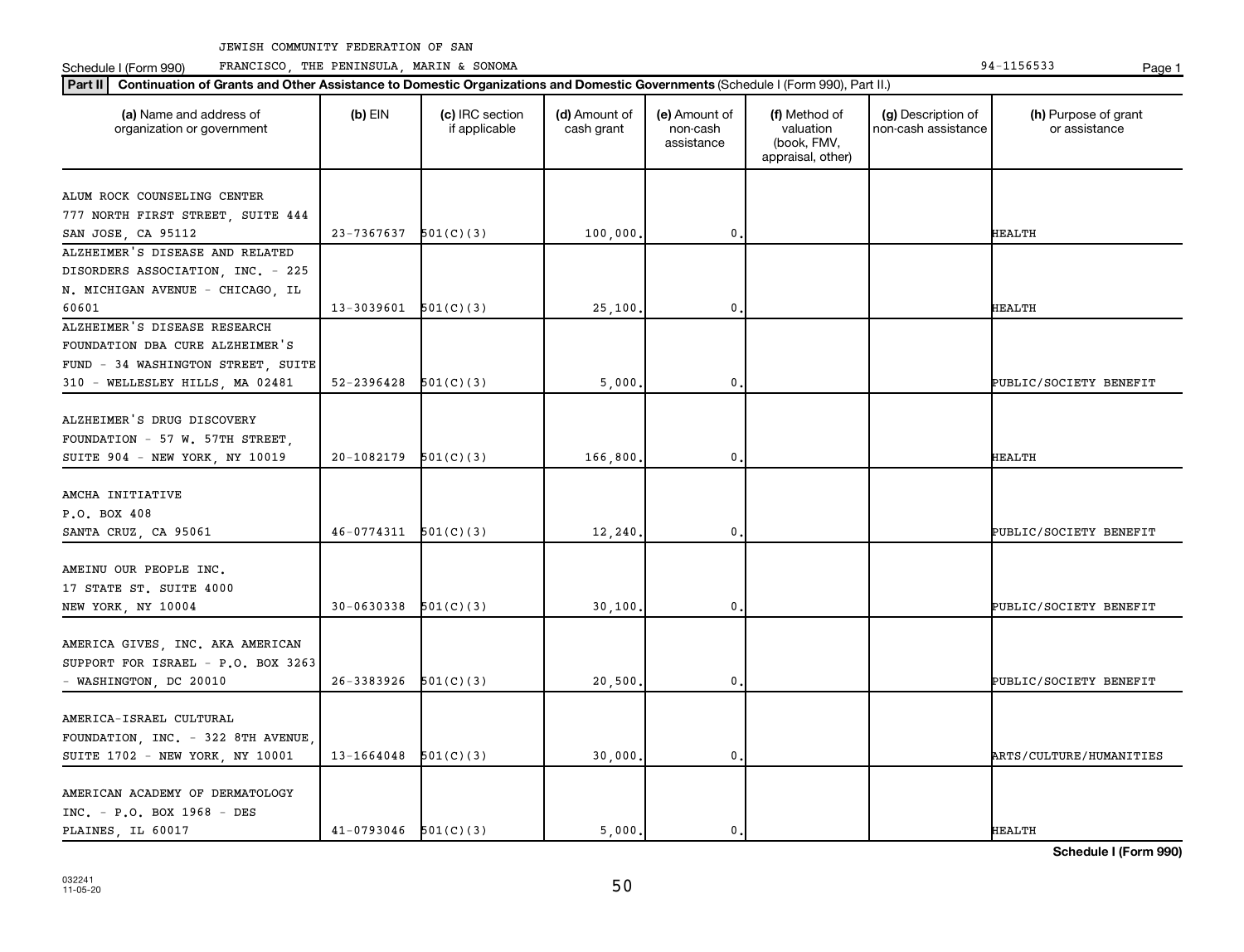JEWISH COMMUNITY FEDERATION OF SAN FRANCISCO, THE PENINSULA, MARIN & SONOMA

Schedule I (Form 990) 94-1156533

**Part II** **Continuation of Grants and Other Assistance to Domestic Organizations and Domestic Governments** (Schedule I (Form 990), Part II.)

| (a) Name and address of organization or government | (b) EIN | (c) IRC section if applicable | (d) Amount of cash grant | (e) Amount of non-cash assistance | (f) Method of valuation (book, FMV, appraisal, other) | (g) Description of non-cash assistance | (h) Purpose of grant or assistance |
|---|---|---|---|---|---|---|---|
| ALUM ROCK COUNSELING CENTER 777 NORTH FIRST STREET, SUITE 444 SAN JOSE, CA 95112 | 23-7367637 | 501(C)(3) | 100,000. | 0. | | | HEALTH |
| ALZHEIMER'S DISEASE AND RELATED DISORDERS ASSOCIATION, INC. - 225 N. MICHIGAN AVENUE - CHICAGO, IL 60601 | 13-3039601 | 501(C)(3) | 25,100. | 0. | | | HEALTH |
| ALZHEIMER'S DISEASE RESEARCH FOUNDATION DBA CURE ALZHEIMER'S FUND - 34 WASHINGTON STREET, SUITE 310 - WELLESLEY HILLS, MA 02481 | 52-2396428 | 501(C)(3) | 5,000. | 0. | | | PUBLIC/SOCIETY BENEFIT |
| ALZHEIMER'S DRUG DISCOVERY FOUNDATION - 57 W. 57TH STREET, SUITE 904 - NEW YORK, NY 10019 | 20-1082179 | 501(C)(3) | 166,800. | 0. | | | HEALTH |
| AMCHA INITIATIVE P.O. BOX 408 SANTA CRUZ, CA 95061 | 46-0774311 | 501(C)(3) | 12,240. | 0. | | | PUBLIC/SOCIETY BENEFIT |
| AMEINU OUR PEOPLE INC. 17 STATE ST. SUITE 4000 NEW YORK, NY 10004 | 30-0630338 | 501(C)(3) | 30,100. | 0. | | | PUBLIC/SOCIETY BENEFIT |
| AMERICA GIVES, INC. AKA AMERICAN SUPPORT FOR ISRAEL - P.O. BOX 3263 - WASHINGTON, DC 20010 | 26-3383926 | 501(C)(3) | 20,500. | 0. | | | PUBLIC/SOCIETY BENEFIT |
| AMERICA-ISRAEL CULTURAL FOUNDATION, INC. - 322 8TH AVENUE, SUITE 1702 - NEW YORK, NY 10001 | 13-1664048 | 501(C)(3) | 30,000. | 0. | | | ARTS/CULTURE/HUMANITIES |
| AMERICAN ACADEMY OF DERMATOLOGY INC. - P.O. BOX 1968 - DES PLAINES, IL 60017 | 41-0793046 | 501(C)(3) | 5,000. | 0. | | | HEALTH |

**Schedule I (Form 990)**

032241 11-05-20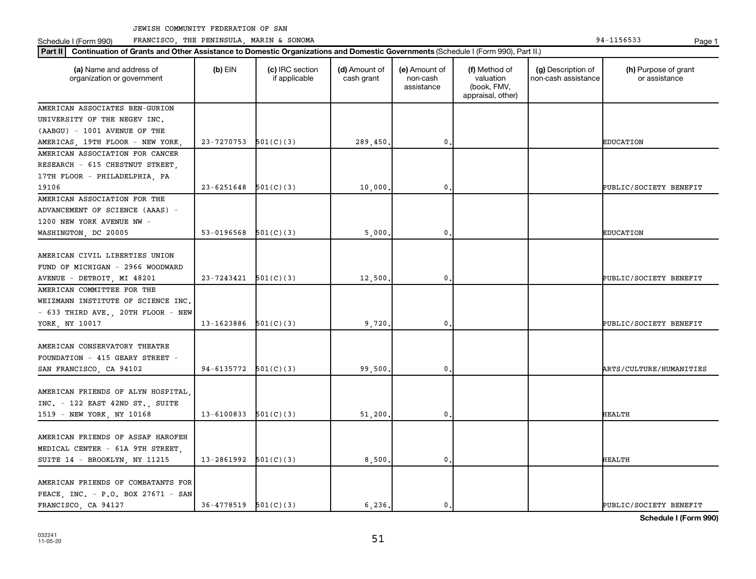JEWISH COMMUNITY FEDERATION OF SAN FRANCISCO, THE PENINSULA, MARIN & SONOMA

Schedule I (Form 990) 94-1156533

**Part II** **Continuation of Grants and Other Assistance to Domestic Organizations and Domestic Governments** (Schedule I (Form 990), Part II.)

| (a) Name and address of organization or government | (b) EIN | (c) IRC section if applicable | (d) Amount of cash grant | (e) Amount of non-cash assistance | (f) Method of valuation (book, FMV, appraisal, other) | (g) Description of non-cash assistance | (h) Purpose of grant or assistance |
|---|---|---|---|---|---|---|---|
| AMERICAN ASSOCIATES BEN-GURION UNIVERSITY OF THE NEGEV INC. (AABGU) - 1001 AVENUE OF THE AMERICAS, 19TH FLOOR - NEW YORK, | 23-7270753 | 501(C)(3) | 289,450. | 0. | | | EDUCATION |
| AMERICAN ASSOCIATION FOR CANCER RESEARCH - 615 CHESTNUT STREET, 17TH FLOOR - PHILADELPHIA, PA 19106 | 23-6251648 | 501(C)(3) | 10,000. | 0. | | | PUBLIC/SOCIETY BENEFIT |
| AMERICAN ASSOCIATION FOR THE ADVANCEMENT OF SCIENCE (AAAS) - 1200 NEW YORK AVENUE NW - WASHINGTON, DC 20005 | 53-0196568 | 501(C)(3) | 5,000. | 0. | | | EDUCATION |
| AMERICAN CIVIL LIBERTIES UNION FUND OF MICHIGAN - 2966 WOODWARD AVENUE - DETROIT, MI 48201 | 23-7243421 | 501(C)(3) | 12,500. | 0. | | | PUBLIC/SOCIETY BENEFIT |
| AMERICAN COMMITTEE FOR THE WEIZMANN INSTITUTE OF SCIENCE INC. - 633 THIRD AVE., 20TH FLOOR - NEW YORK, NY 10017 | 13-1623886 | 501(C)(3) | 9,720. | 0. | | | PUBLIC/SOCIETY BENEFIT |
| AMERICAN CONSERVATORY THEATRE FOUNDATION - 415 GEARY STREET - SAN FRANCISCO, CA 94102 | 94-6135772 | 501(C)(3) | 99,500. | 0. | | | ARTS/CULTURE/HUMANITIES |
| AMERICAN FRIENDS OF ALYN HOSPITAL, INC. - 122 EAST 42ND ST., SUITE 1519 - NEW YORK, NY 10168 | 13-6100833 | 501(C)(3) | 51,200. | 0. | | | HEALTH |
| AMERICAN FRIENDS OF ASSAF HAROFEH MEDICAL CENTER - 61A 9TH STREET, SUITE 14 - BROOKLYN, NY 11215 | 13-2861992 | 501(C)(3) | 8,500. | 0. | | | HEALTH |
| AMERICAN FRIENDS OF COMBATANTS FOR PEACE, INC. - P.O. BOX 27671 - SAN FRANCISCO, CA 94127 | 36-4778519 | 501(C)(3) | 6,236. | 0. | | | PUBLIC/SOCIETY BENEFIT |

**Schedule I (Form 990)**

032241 11-05-20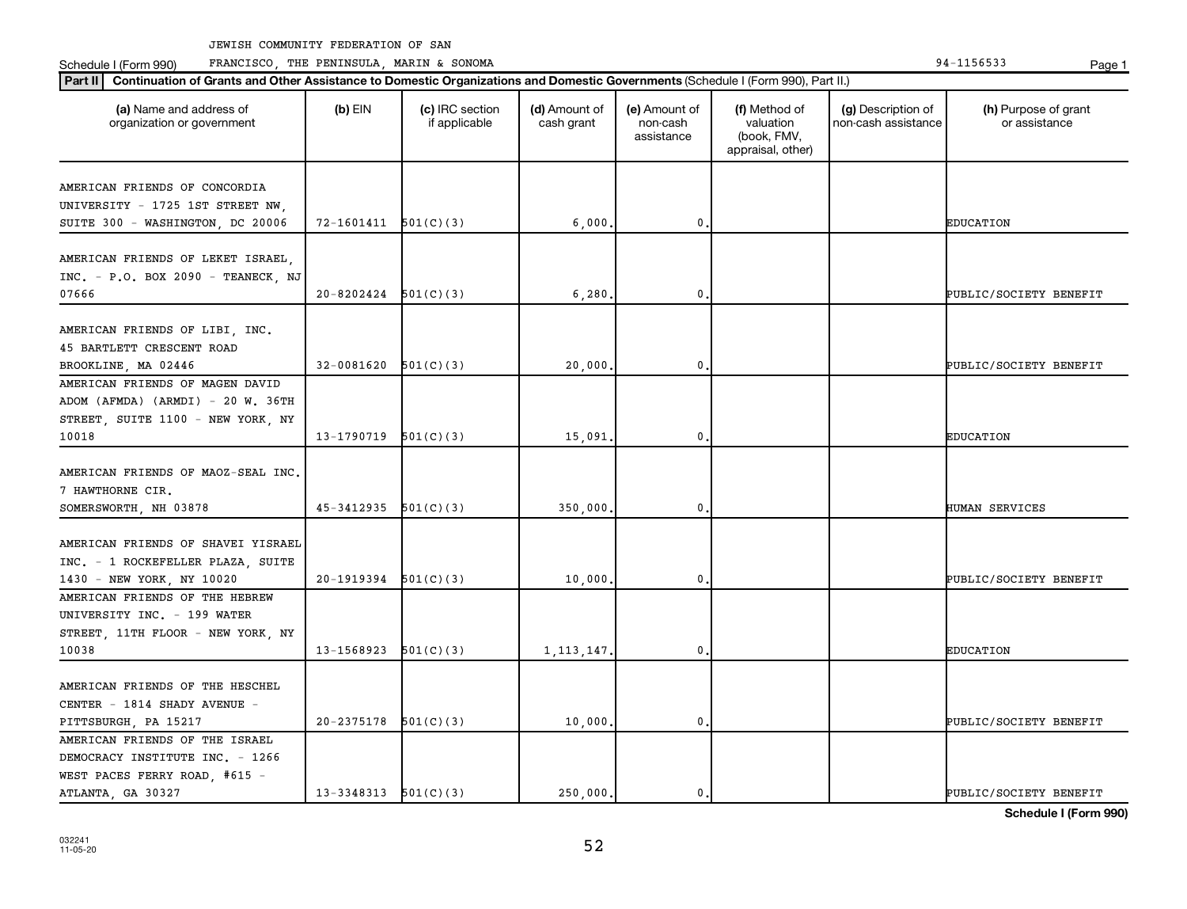JEWISH COMMUNITY FEDERATION OF SAN FRANCISCO, THE PENINSULA, MARIN & SONOMA

Schedule I (Form 990) 94-1156533

**Part II** **Continuation of Grants and Other Assistance to Domestic Organizations and Domestic Governments** (Schedule I (Form 990), Part II.)

| (a) Name and address of organization or government | (b) EIN | (c) IRC section if applicable | (d) Amount of cash grant | (e) Amount of non-cash assistance | (f) Method of valuation (book, FMV, appraisal, other) | (g) Description of non-cash assistance | (h) Purpose of grant or assistance |
|---|---|---|---|---|---|---|---|
| AMERICAN FRIENDS OF CONCORDIA UNIVERSITY - 1725 1ST STREET NW, SUITE 300 - WASHINGTON, DC 20006 | 72-1601411 | 501(C)(3) | 6,000. | 0. | | | EDUCATION |
| AMERICAN FRIENDS OF LEKET ISRAEL, INC. - P.O. BOX 2090 - TEANECK, NJ 07666 | 20-8202424 | 501(C)(3) | 6,280. | 0. | | | PUBLIC/SOCIETY BENEFIT |
| AMERICAN FRIENDS OF LIBI, INC. 45 BARTLETT CRESCENT ROAD BROOKLINE, MA 02446 | 32-0081620 | 501(C)(3) | 20,000. | 0. | | | PUBLIC/SOCIETY BENEFIT |
| AMERICAN FRIENDS OF MAGEN DAVID ADOM (AFMDA) (ARMDI) - 20 W. 36TH STREET, SUITE 1100 - NEW YORK, NY 10018 | 13-1790719 | 501(C)(3) | 15,091. | 0. | | | EDUCATION |
| AMERICAN FRIENDS OF MAOZ-SEAL INC. 7 HAWTHORNE CIR. SOMERSWORTH, NH 03878 | 45-3412935 | 501(C)(3) | 350,000. | 0. | | | HUMAN SERVICES |
| AMERICAN FRIENDS OF SHAVEI YISRAEL INC. - 1 ROCKEFELLER PLAZA, SUITE 1430 - NEW YORK, NY 10020 | 20-1919394 | 501(C)(3) | 10,000. | 0. | | | PUBLIC/SOCIETY BENEFIT |
| AMERICAN FRIENDS OF THE HEBREW UNIVERSITY INC. - 199 WATER STREET, 11TH FLOOR - NEW YORK, NY 10038 | 13-1568923 | 501(C)(3) | 1,113,147. | 0. | | | EDUCATION |
| AMERICAN FRIENDS OF THE HESCHEL CENTER - 1814 SHADY AVENUE - PITTSBURGH, PA 15217 | 20-2375178 | 501(C)(3) | 10,000. | 0. | | | PUBLIC/SOCIETY BENEFIT |
| AMERICAN FRIENDS OF THE ISRAEL DEMOCRACY INSTITUTE INC. - 1266 WEST PACES FERRY ROAD, #615 - ATLANTA, GA 30327 | 13-3348313 | 501(C)(3) | 250,000. | 0. | | | PUBLIC/SOCIETY BENEFIT |

**Schedule I (Form 990)**

032241 11-05-20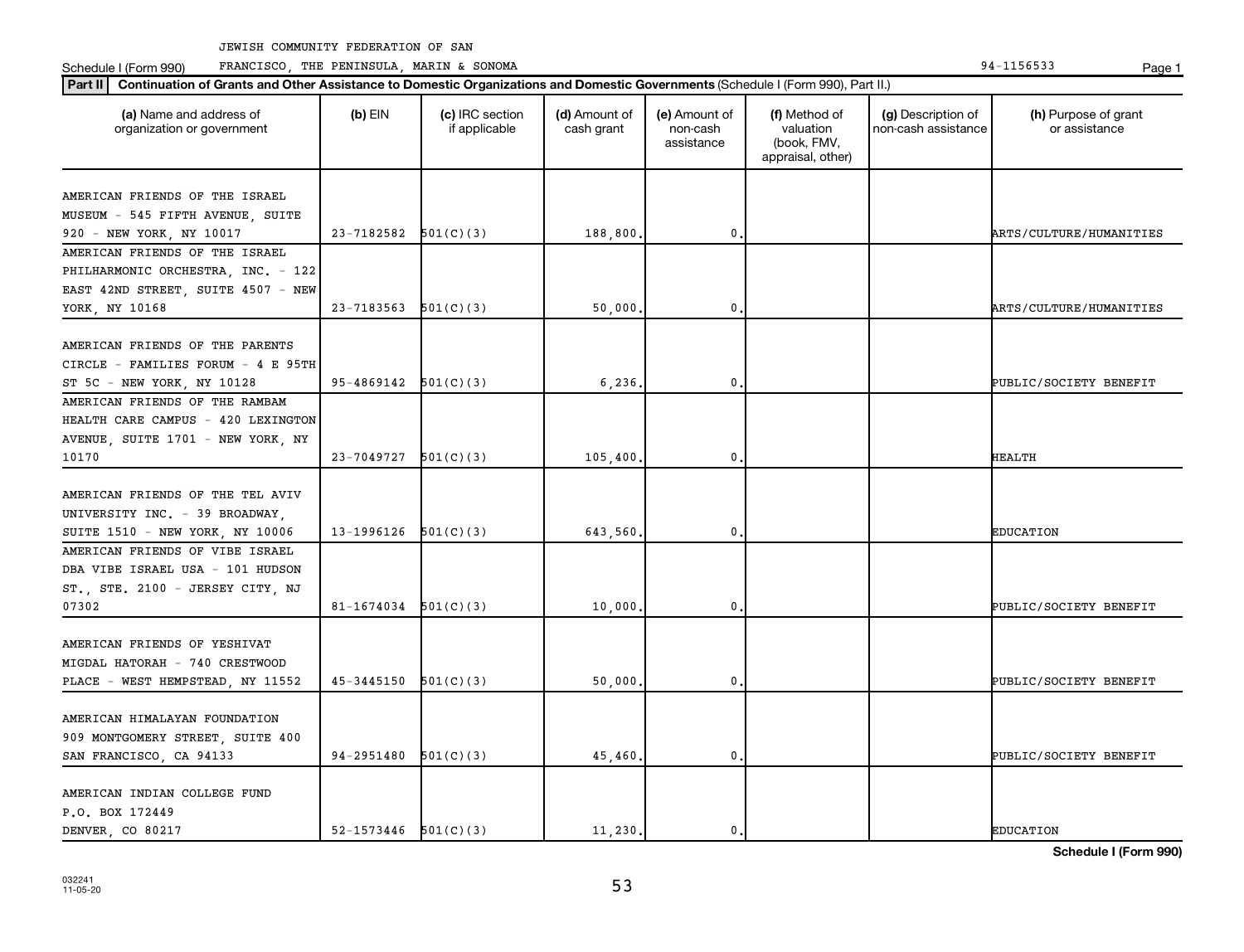JEWISH COMMUNITY FEDERATION OF SAN FRANCISCO, THE PENINSULA, MARIN & SONOMA

Schedule I (Form 990) 94-1156533

**Part II** **Continuation of Grants and Other Assistance to Domestic Organizations and Domestic Governments** (Schedule I (Form 990), Part II.)

| (a) Name and address of organization or government | (b) EIN | (c) IRC section if applicable | (d) Amount of cash grant | (e) Amount of non-cash assistance | (f) Method of valuation (book, FMV, appraisal, other) | (g) Description of non-cash assistance | (h) Purpose of grant or assistance |
|---|---|---|---|---|---|---|---|
| AMERICAN FRIENDS OF THE ISRAEL MUSEUM - 545 FIFTH AVENUE, SUITE 920 - NEW YORK, NY 10017 | 23-7182582 | 501(C)(3) | 188,800. | 0. | | | ARTS/CULTURE/HUMANITIES |
| AMERICAN FRIENDS OF THE ISRAEL PHILHARMONIC ORCHESTRA, INC. - 122 EAST 42ND STREET, SUITE 4507 - NEW YORK, NY 10168 | 23-7183563 | 501(C)(3) | 50,000. | 0. | | | ARTS/CULTURE/HUMANITIES |
| AMERICAN FRIENDS OF THE PARENTS CIRCLE - FAMILIES FORUM - 4 E 95TH ST 5C - NEW YORK, NY 10128 | 95-4869142 | 501(C)(3) | 6,236. | 0. | | | PUBLIC/SOCIETY BENEFIT |
| AMERICAN FRIENDS OF THE RAMBAM HEALTH CARE CAMPUS - 420 LEXINGTON AVENUE, SUITE 1701 - NEW YORK, NY 10170 | 23-7049727 | 501(C)(3) | 105,400. | 0. | | | HEALTH |
| AMERICAN FRIENDS OF THE TEL AVIV UNIVERSITY INC. - 39 BROADWAY, SUITE 1510 - NEW YORK, NY 10006 | 13-1996126 | 501(C)(3) | 643,560. | 0. | | | EDUCATION |
| AMERICAN FRIENDS OF VIBE ISRAEL DBA VIBE ISRAEL USA - 101 HUDSON ST., STE. 2100 - JERSEY CITY, NJ 07302 | 81-1674034 | 501(C)(3) | 10,000. | 0. | | | PUBLIC/SOCIETY BENEFIT |
| AMERICAN FRIENDS OF YESHIVAT MIGDAL HATORAH - 740 CRESTWOOD PLACE - WEST HEMPSTEAD, NY 11552 | 45-3445150 | 501(C)(3) | 50,000. | 0. | | | PUBLIC/SOCIETY BENEFIT |
| AMERICAN HIMALAYAN FOUNDATION 909 MONTGOMERY STREET, SUITE 400 SAN FRANCISCO, CA 94133 | 94-2951480 | 501(C)(3) | 45,460. | 0. | | | PUBLIC/SOCIETY BENEFIT |
| AMERICAN INDIAN COLLEGE FUND P.O. BOX 172449 DENVER, CO 80217 | 52-1573446 | 501(C)(3) | 11,230. | 0. | | | EDUCATION |

Schedule I (Form 990)

032241 11-05-20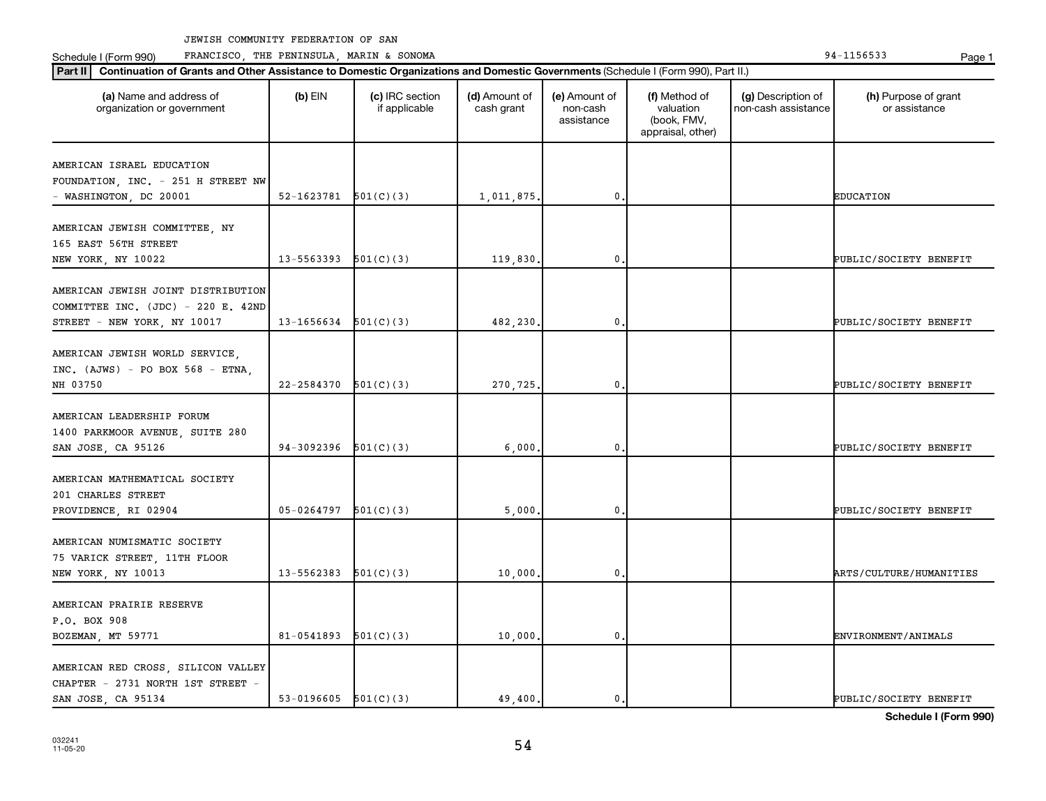JEWISH COMMUNITY FEDERATION OF SAN FRANCISCO, THE PENINSULA, MARIN & SONOMA — 94-1156533

Schedule I (Form 990)

**Part II** **Continuation of Grants and Other Assistance to Domestic Organizations and Domestic Governments** (Schedule I (Form 990), Part II.)

| (a) Name and address of organization or government | (b) EIN | (c) IRC section if applicable | (d) Amount of cash grant | (e) Amount of non-cash assistance | (f) Method of valuation (book, FMV, appraisal, other) | (g) Description of non-cash assistance | (h) Purpose of grant or assistance |
|---|---|---|---|---|---|---|---|
| AMERICAN ISRAEL EDUCATION FOUNDATION, INC. - 251 H STREET NW - WASHINGTON, DC 20001 | 52-1623781 | 501(C)(3) | 1,011,875. | 0. | | | EDUCATION |
| AMERICAN JEWISH COMMITTEE, NY 165 EAST 56TH STREET NEW YORK, NY 10022 | 13-5563393 | 501(C)(3) | 119,830. | 0. | | | PUBLIC/SOCIETY BENEFIT |
| AMERICAN JEWISH JOINT DISTRIBUTION COMMITTEE INC. (JDC) - 220 E. 42ND STREET - NEW YORK, NY 10017 | 13-1656634 | 501(C)(3) | 482,230. | 0. | | | PUBLIC/SOCIETY BENEFIT |
| AMERICAN JEWISH WORLD SERVICE, INC. (AJWS) - PO BOX 568 - ETNA, NH 03750 | 22-2584370 | 501(C)(3) | 270,725. | 0. | | | PUBLIC/SOCIETY BENEFIT |
| AMERICAN LEADERSHIP FORUM 1400 PARKMOOR AVENUE, SUITE 280 SAN JOSE, CA 95126 | 94-3092396 | 501(C)(3) | 6,000. | 0. | | | PUBLIC/SOCIETY BENEFIT |
| AMERICAN MATHEMATICAL SOCIETY 201 CHARLES STREET PROVIDENCE, RI 02904 | 05-0264797 | 501(C)(3) | 5,000. | 0. | | | PUBLIC/SOCIETY BENEFIT |
| AMERICAN NUMISMATIC SOCIETY 75 VARICK STREET, 11TH FLOOR NEW YORK, NY 10013 | 13-5562383 | 501(C)(3) | 10,000. | 0. | | | ARTS/CULTURE/HUMANITIES |
| AMERICAN PRAIRIE RESERVE P.O. BOX 908 BOZEMAN, MT 59771 | 81-0541893 | 501(C)(3) | 10,000. | 0. | | | ENVIRONMENT/ANIMALS |
| AMERICAN RED CROSS, SILICON VALLEY CHAPTER - 2731 NORTH 1ST STREET - SAN JOSE, CA 95134 | 53-0196605 | 501(C)(3) | 49,400. | 0. | | | PUBLIC/SOCIETY BENEFIT |

**Schedule I (Form 990)**

032241 11-05-20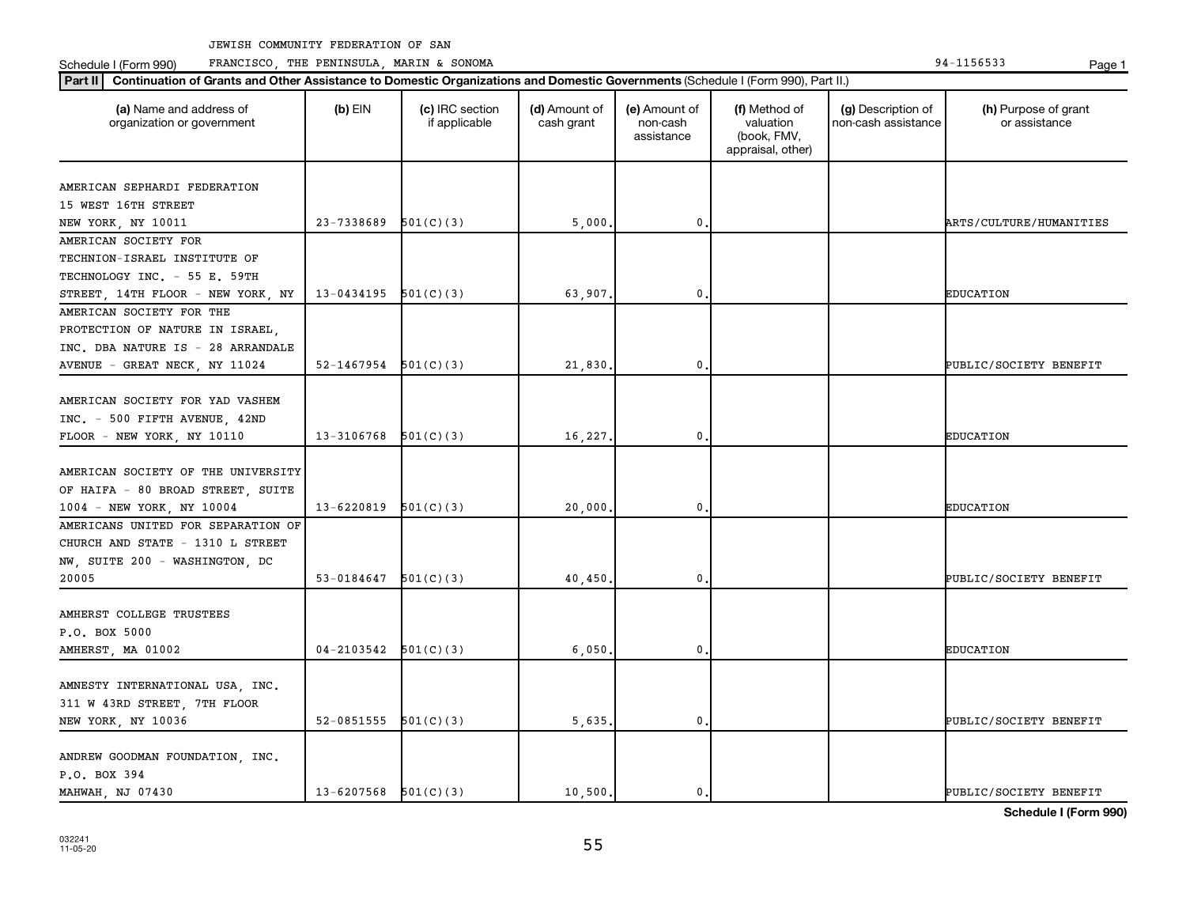JEWISH COMMUNITY FEDERATION OF SAN FRANCISCO, THE PENINSULA, MARIN & SONOMA 94-1156533

Schedule I (Form 990)

**Part II** **Continuation of Grants and Other Assistance to Domestic Organizations and Domestic Governments** (Schedule I (Form 990), Part II.)

| (a) Name and address of organization or government | (b) EIN | (c) IRC section if applicable | (d) Amount of cash grant | (e) Amount of non-cash assistance | (f) Method of valuation (book, FMV, appraisal, other) | (g) Description of non-cash assistance | (h) Purpose of grant or assistance |
|---|---|---|---|---|---|---|---|
| AMERICAN SEPHARDI FEDERATION 15 WEST 16TH STREET NEW YORK, NY 10011 | 23-7338689 | 501(C)(3) | 5,000. | 0. | | | ARTS/CULTURE/HUMANITIES |
| AMERICAN SOCIETY FOR TECHNION-ISRAEL INSTITUTE OF TECHNOLOGY INC. - 55 E. 59TH STREET, 14TH FLOOR - NEW YORK, NY | 13-0434195 | 501(C)(3) | 63,907. | 0. | | | EDUCATION |
| AMERICAN SOCIETY FOR THE PROTECTION OF NATURE IN ISRAEL, INC. DBA NATURE IS - 28 ARRANDALE AVENUE - GREAT NECK, NY 11024 | 52-1467954 | 501(C)(3) | 21,830. | 0. | | | PUBLIC/SOCIETY BENEFIT |
| AMERICAN SOCIETY FOR YAD VASHEM INC. - 500 FIFTH AVENUE, 42ND FLOOR - NEW YORK, NY 10110 | 13-3106768 | 501(C)(3) | 16,227. | 0. | | | EDUCATION |
| AMERICAN SOCIETY OF THE UNIVERSITY OF HAIFA - 80 BROAD STREET, SUITE 1004 - NEW YORK, NY 10004 | 13-6220819 | 501(C)(3) | 20,000. | 0. | | | EDUCATION |
| AMERICANS UNITED FOR SEPARATION OF CHURCH AND STATE - 1310 L STREET NW, SUITE 200 - WASHINGTON, DC 20005 | 53-0184647 | 501(C)(3) | 40,450. | 0. | | | PUBLIC/SOCIETY BENEFIT |
| AMHERST COLLEGE TRUSTEES P.O. BOX 5000 AMHERST, MA 01002 | 04-2103542 | 501(C)(3) | 6,050. | 0. | | | EDUCATION |
| AMNESTY INTERNATIONAL USA, INC. 311 W 43RD STREET, 7TH FLOOR NEW YORK, NY 10036 | 52-0851555 | 501(C)(3) | 5,635. | 0. | | | PUBLIC/SOCIETY BENEFIT |
| ANDREW GOODMAN FOUNDATION, INC. P.O. BOX 394 MAHWAH, NJ 07430 | 13-6207568 | 501(C)(3) | 10,500. | 0. | | | PUBLIC/SOCIETY BENEFIT |

**Schedule I (Form 990)**

032241 11-05-20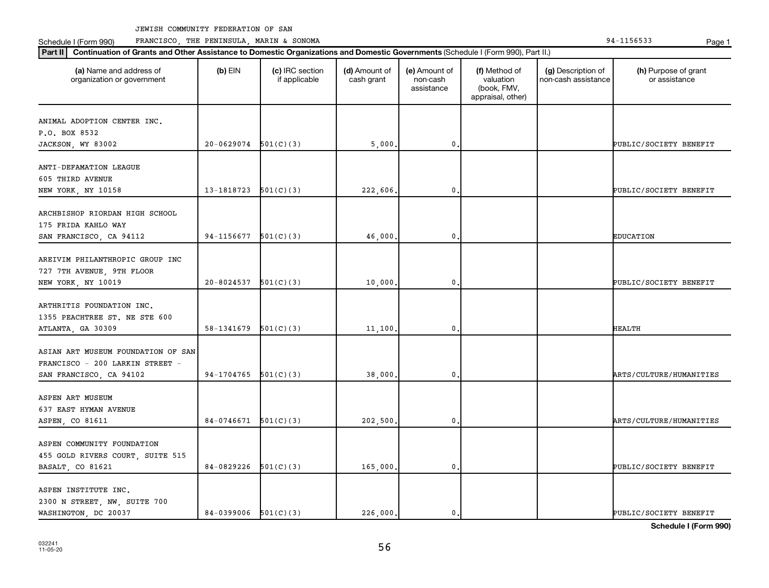JEWISH COMMUNITY FEDERATION OF SAN FRANCISCO, THE PENINSULA, MARIN & SONOMA 94-1156533

**Part II** **Continuation of Grants and Other Assistance to Domestic Organizations and Domestic Governments** (Schedule I (Form 990), Part II.)

| (a) Name and address of organization or government | (b) EIN | (c) IRC section if applicable | (d) Amount of cash grant | (e) Amount of non-cash assistance | (f) Method of valuation (book, FMV, appraisal, other) | (g) Description of non-cash assistance | (h) Purpose of grant or assistance |
|---|---|---|---|---|---|---|---|
| ANIMAL ADOPTION CENTER INC.<br>P.O. BOX 8532<br>JACKSON, WY 83002 | 20-0629074 | 501(C)(3) | 5,000. | 0. | | | PUBLIC/SOCIETY BENEFIT |
| ANTI-DEFAMATION LEAGUE<br>605 THIRD AVENUE<br>NEW YORK, NY 10158 | 13-1818723 | 501(C)(3) | 222,606. | 0. | | | PUBLIC/SOCIETY BENEFIT |
| ARCHBISHOP RIORDAN HIGH SCHOOL<br>175 FRIDA KAHLO WAY<br>SAN FRANCISCO, CA 94112 | 94-1156677 | 501(C)(3) | 46,000. | 0. | | | EDUCATION |
| AREIVIM PHILANTHROPIC GROUP INC<br>727 7TH AVENUE, 9TH FLOOR<br>NEW YORK, NY 10019 | 20-8024537 | 501(C)(3) | 10,000. | 0. | | | PUBLIC/SOCIETY BENEFIT |
| ARTHRITIS FOUNDATION INC.<br>1355 PEACHTREE ST. NE STE 600<br>ATLANTA, GA 30309 | 58-1341679 | 501(C)(3) | 11,100. | 0. | | | HEALTH |
| ASIAN ART MUSEUM FOUNDATION OF SAN FRANCISCO - 200 LARKIN STREET -<br>SAN FRANCISCO, CA 94102 | 94-1704765 | 501(C)(3) | 38,000. | 0. | | | ARTS/CULTURE/HUMANITIES |
| ASPEN ART MUSEUM<br>637 EAST HYMAN AVENUE<br>ASPEN, CO 81611 | 84-0746671 | 501(C)(3) | 202,500. | 0. | | | ARTS/CULTURE/HUMANITIES |
| ASPEN COMMUNITY FOUNDATION<br>455 GOLD RIVERS COURT, SUITE 515<br>BASALT, CO 81621 | 84-0829226 | 501(C)(3) | 165,000. | 0. | | | PUBLIC/SOCIETY BENEFIT |
| ASPEN INSTITUTE INC.<br>2300 N STREET, NW, SUITE 700<br>WASHINGTON, DC 20037 | 84-0399006 | 501(C)(3) | 226,000. | 0. | | | PUBLIC/SOCIETY BENEFIT |

**Schedule I (Form 990)**

032241 11-05-20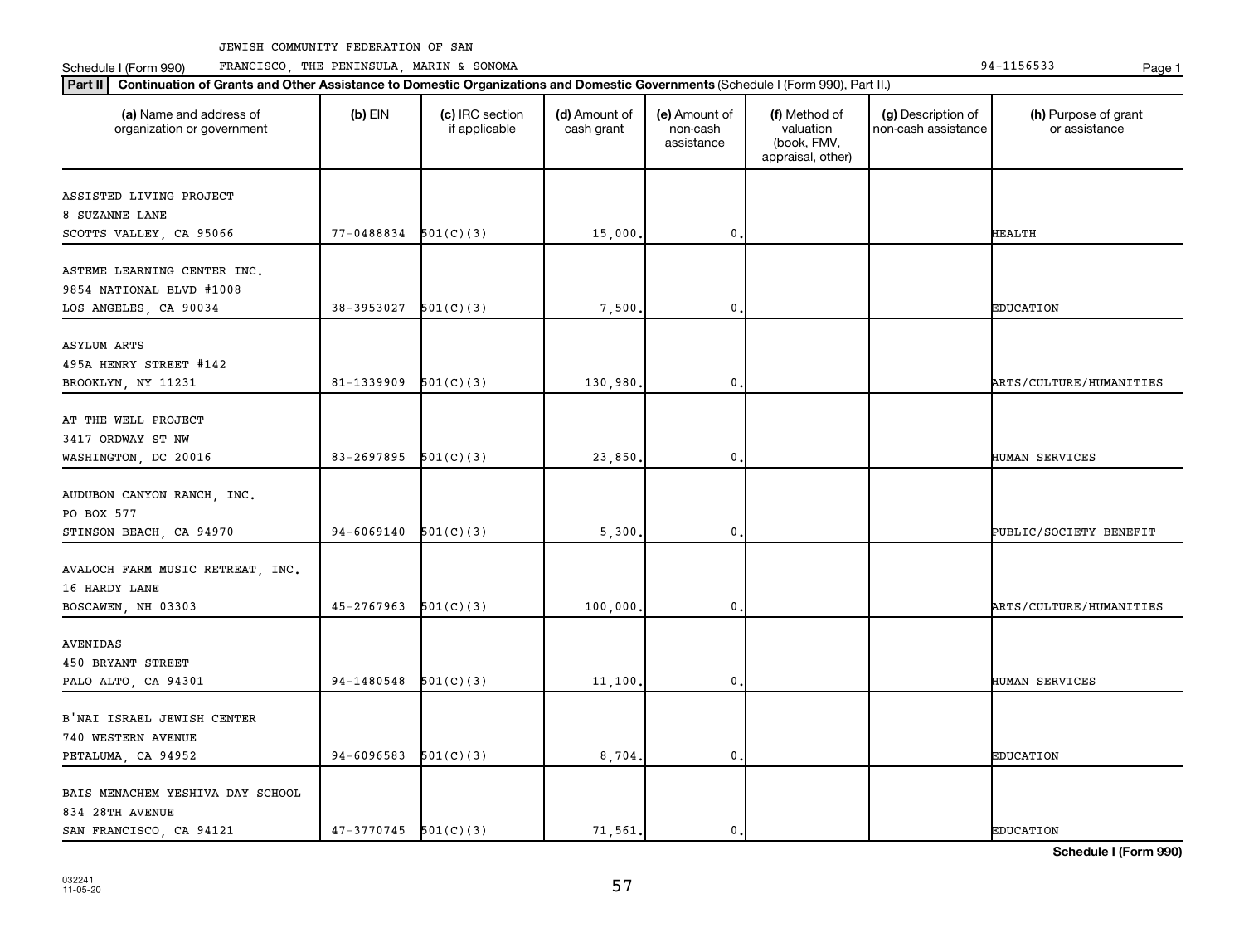JEWISH COMMUNITY FEDERATION OF SAN FRANCISCO, THE PENINSULA, MARIN & SONOMA 94-1156533

Schedule I (Form 990)

**Part II** **Continuation of Grants and Other Assistance to Domestic Organizations and Domestic Governments** (Schedule I (Form 990), Part II.)

| (a) Name and address of organization or government | (b) EIN | (c) IRC section if applicable | (d) Amount of cash grant | (e) Amount of non-cash assistance | (f) Method of valuation (book, FMV, appraisal, other) | (g) Description of non-cash assistance | (h) Purpose of grant or assistance |
|---|---|---|---|---|---|---|---|
| ASSISTED LIVING PROJECT<br>8 SUZANNE LANE<br>SCOTTS VALLEY, CA 95066 | 77-0488834 | 501(C)(3) | 15,000. | 0. | | | HEALTH |
| ASTEME LEARNING CENTER INC.<br>9854 NATIONAL BLVD #1008<br>LOS ANGELES, CA 90034 | 38-3953027 | 501(C)(3) | 7,500. | 0. | | | EDUCATION |
| ASYLUM ARTS<br>495A HENRY STREET #142<br>BROOKLYN, NY 11231 | 81-1339909 | 501(C)(3) | 130,980. | 0. | | | ARTS/CULTURE/HUMANITIES |
| AT THE WELL PROJECT<br>3417 ORDWAY ST NW<br>WASHINGTON, DC 20016 | 83-2697895 | 501(C)(3) | 23,850. | 0. | | | HUMAN SERVICES |
| AUDUBON CANYON RANCH, INC.<br>PO BOX 577<br>STINSON BEACH, CA 94970 | 94-6069140 | 501(C)(3) | 5,300. | 0. | | | PUBLIC/SOCIETY BENEFIT |
| AVALOCH FARM MUSIC RETREAT, INC.<br>16 HARDY LANE<br>BOSCAWEN, NH 03303 | 45-2767963 | 501(C)(3) | 100,000. | 0. | | | ARTS/CULTURE/HUMANITIES |
| AVENIDAS<br>450 BRYANT STREET<br>PALO ALTO, CA 94301 | 94-1480548 | 501(C)(3) | 11,100. | 0. | | | HUMAN SERVICES |
| B'NAI ISRAEL JEWISH CENTER<br>740 WESTERN AVENUE<br>PETALUMA, CA 94952 | 94-6096583 | 501(C)(3) | 8,704. | 0. | | | EDUCATION |
| BAIS MENACHEM YESHIVA DAY SCHOOL<br>834 28TH AVENUE<br>SAN FRANCISCO, CA 94121 | 47-3770745 | 501(C)(3) | 71,561. | 0. | | | EDUCATION |

**Schedule I (Form 990)**

032241
11-05-20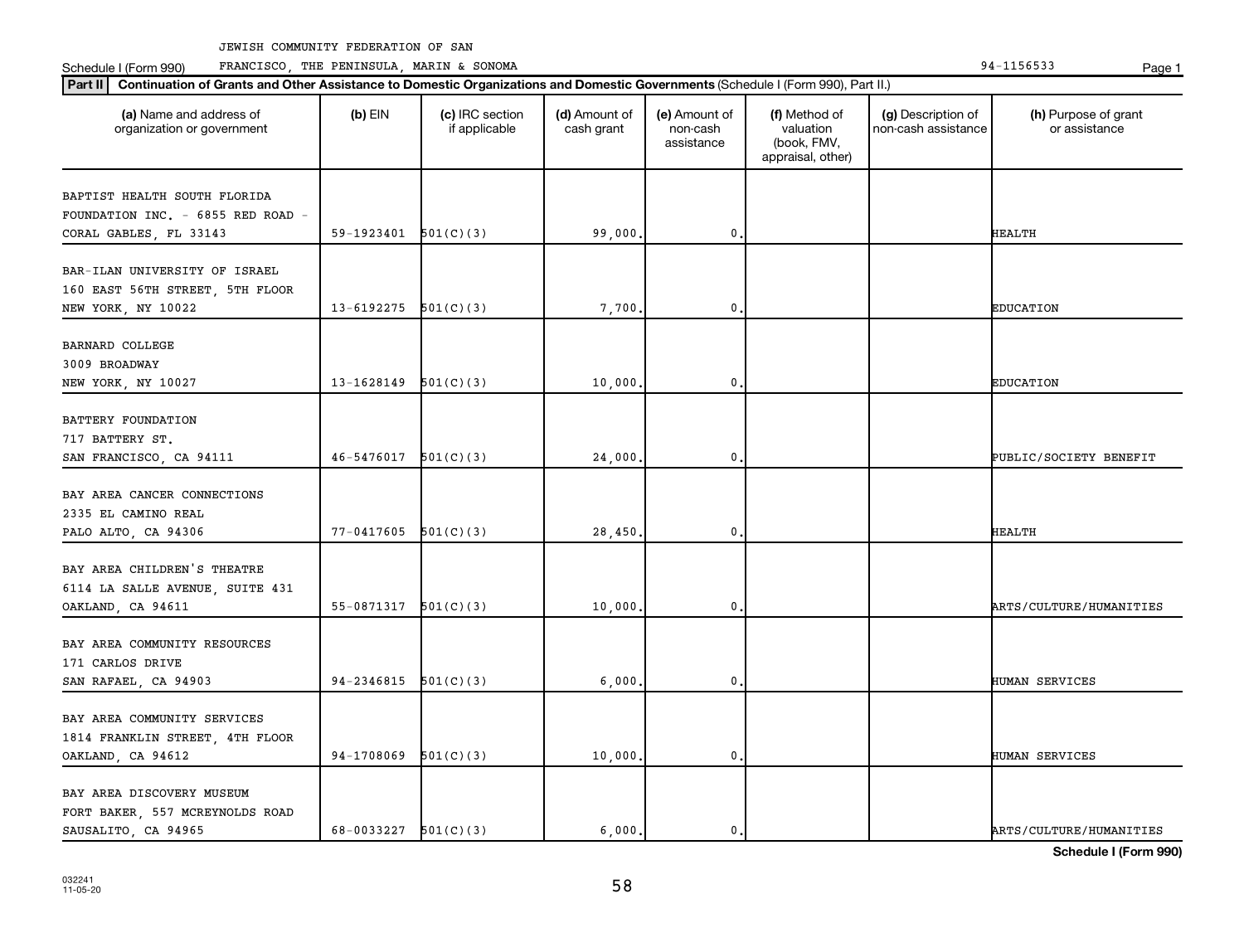JEWISH COMMUNITY FEDERATION OF SAN FRANCISCO, THE PENINSULA, MARIN & SONOMA

Schedule I (Form 990) 94-1156533

**Part II** **Continuation of Grants and Other Assistance to Domestic Organizations and Domestic Governments** (Schedule I (Form 990), Part II.)

| (a) Name and address of organization or government | (b) EIN | (c) IRC section if applicable | (d) Amount of cash grant | (e) Amount of non-cash assistance | (f) Method of valuation (book, FMV, appraisal, other) | (g) Description of non-cash assistance | (h) Purpose of grant or assistance |
|---|---|---|---|---|---|---|---|
| BAPTIST HEALTH SOUTH FLORIDA FOUNDATION INC. - 6855 RED ROAD - CORAL GABLES, FL 33143 | 59-1923401 | 501(C)(3) | 99,000. | 0. | | | HEALTH |
| BAR-ILAN UNIVERSITY OF ISRAEL 160 EAST 56TH STREET, 5TH FLOOR NEW YORK, NY 10022 | 13-6192275 | 501(C)(3) | 7,700. | 0. | | | EDUCATION |
| BARNARD COLLEGE 3009 BROADWAY NEW YORK, NY 10027 | 13-1628149 | 501(C)(3) | 10,000. | 0. | | | EDUCATION |
| BATTERY FOUNDATION 717 BATTERY ST. SAN FRANCISCO, CA 94111 | 46-5476017 | 501(C)(3) | 24,000. | 0. | | | PUBLIC/SOCIETY BENEFIT |
| BAY AREA CANCER CONNECTIONS 2335 EL CAMINO REAL PALO ALTO, CA 94306 | 77-0417605 | 501(C)(3) | 28,450. | 0. | | | HEALTH |
| BAY AREA CHILDREN'S THEATRE 6114 LA SALLE AVENUE, SUITE 431 OAKLAND, CA 94611 | 55-0871317 | 501(C)(3) | 10,000. | 0. | | | ARTS/CULTURE/HUMANITIES |
| BAY AREA COMMUNITY RESOURCES 171 CARLOS DRIVE SAN RAFAEL, CA 94903 | 94-2346815 | 501(C)(3) | 6,000. | 0. | | | HUMAN SERVICES |
| BAY AREA COMMUNITY SERVICES 1814 FRANKLIN STREET, 4TH FLOOR OAKLAND, CA 94612 | 94-1708069 | 501(C)(3) | 10,000. | 0. | | | HUMAN SERVICES |
| BAY AREA DISCOVERY MUSEUM FORT BAKER, 557 MCREYNOLDS ROAD SAUSALITO, CA 94965 | 68-0033227 | 501(C)(3) | 6,000. | 0. | | | ARTS/CULTURE/HUMANITIES |

Schedule I (Form 990)

032241 11-05-20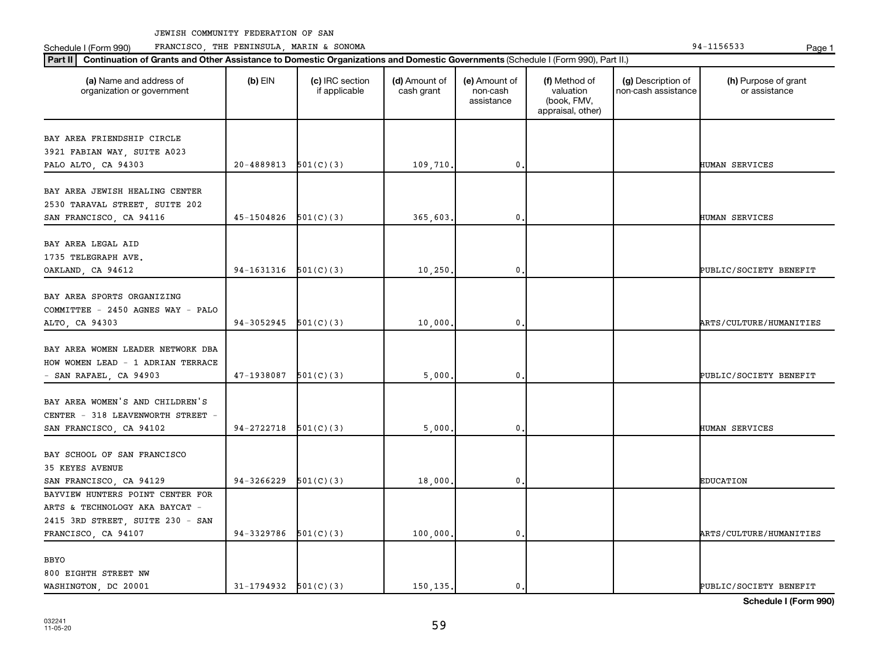JEWISH COMMUNITY FEDERATION OF SAN FRANCISCO, THE PENINSULA, MARIN & SONOMA

Schedule I (Form 990) 94-1156533

**Part II** **Continuation of Grants and Other Assistance to Domestic Organizations and Domestic Governments** (Schedule I (Form 990), Part II.)

| (a) Name and address of organization or government | (b) EIN | (c) IRC section if applicable | (d) Amount of cash grant | (e) Amount of non-cash assistance | (f) Method of valuation (book, FMV, appraisal, other) | (g) Description of non-cash assistance | (h) Purpose of grant or assistance |
|---|---|---|---|---|---|---|---|
| BAY AREA FRIENDSHIP CIRCLE<br>3921 FABIAN WAY, SUITE A023<br>PALO ALTO, CA 94303 | 20-4889813 | 501(C)(3) | 109,710. | 0. | | | HUMAN SERVICES |
| BAY AREA JEWISH HEALING CENTER<br>2530 TARAVAL STREET, SUITE 202<br>SAN FRANCISCO, CA 94116 | 45-1504826 | 501(C)(3) | 365,603. | 0. | | | HUMAN SERVICES |
| BAY AREA LEGAL AID<br>1735 TELEGRAPH AVE.<br>OAKLAND, CA 94612 | 94-1631316 | 501(C)(3) | 10,250. | 0. | | | PUBLIC/SOCIETY BENEFIT |
| BAY AREA SPORTS ORGANIZING COMMITTEE - 2450 AGNES WAY - PALO ALTO, CA 94303 | 94-3052945 | 501(C)(3) | 10,000. | 0. | | | ARTS/CULTURE/HUMANITIES |
| BAY AREA WOMEN LEADER NETWORK DBA HOW WOMEN LEAD - 1 ADRIAN TERRACE - SAN RAFAEL, CA 94903 | 47-1938087 | 501(C)(3) | 5,000. | 0. | | | PUBLIC/SOCIETY BENEFIT |
| BAY AREA WOMEN'S AND CHILDREN'S CENTER - 318 LEAVENWORTH STREET - SAN FRANCISCO, CA 94102 | 94-2722718 | 501(C)(3) | 5,000. | 0. | | | HUMAN SERVICES |
| BAY SCHOOL OF SAN FRANCISCO<br>35 KEYES AVENUE<br>SAN FRANCISCO, CA 94129 | 94-3266229 | 501(C)(3) | 18,000. | 0. | | | EDUCATION |
| BAYVIEW HUNTERS POINT CENTER FOR ARTS & TECHNOLOGY AKA BAYCAT - 2415 3RD STREET, SUITE 230 - SAN FRANCISCO, CA 94107 | 94-3329786 | 501(C)(3) | 100,000. | 0. | | | ARTS/CULTURE/HUMANITIES |
| BBYO<br>800 EIGHTH STREET NW<br>WASHINGTON, DC 20001 | 31-1794932 | 501(C)(3) | 150,135. | 0. | | | PUBLIC/SOCIETY BENEFIT |

**Schedule I (Form 990)**

032241 11-05-20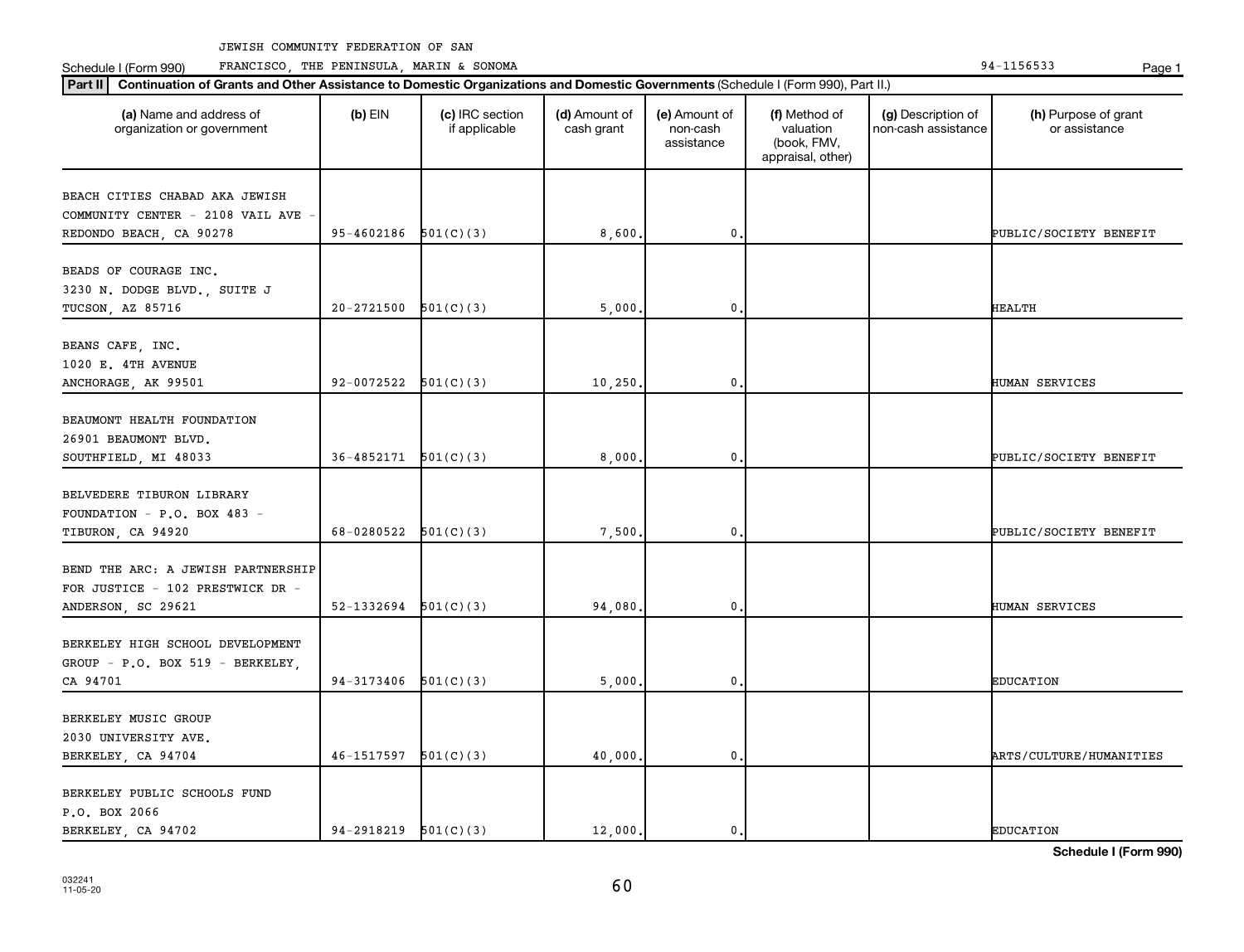JEWISH COMMUNITY FEDERATION OF SAN

Schedule I (Form 990) FRANCISCO, THE PENINSULA, MARIN & SONOMA 94-1156533

**Part II** **Continuation of Grants and Other Assistance to Domestic Organizations and Domestic Governments** (Schedule I (Form 990), Part II.)

| (a) Name and address of organization or government | (b) EIN | (c) IRC section if applicable | (d) Amount of cash grant | (e) Amount of non-cash assistance | (f) Method of valuation (book, FMV, appraisal, other) | (g) Description of non-cash assistance | (h) Purpose of grant or assistance |
|---|---|---|---|---|---|---|---|
| BEACH CITIES CHABAD AKA JEWISH COMMUNITY CENTER - 2108 VAIL AVE - REDONDO BEACH, CA 90278 | 95-4602186 | 501(C)(3) | 8,600. | 0. | | | PUBLIC/SOCIETY BENEFIT |
| BEADS OF COURAGE INC. 3230 N. DODGE BLVD., SUITE J TUCSON, AZ 85716 | 20-2721500 | 501(C)(3) | 5,000. | 0. | | | HEALTH |
| BEANS CAFE, INC. 1020 E. 4TH AVENUE ANCHORAGE, AK 99501 | 92-0072522 | 501(C)(3) | 10,250. | 0. | | | HUMAN SERVICES |
| BEAUMONT HEALTH FOUNDATION 26901 BEAUMONT BLVD. SOUTHFIELD, MI 48033 | 36-4852171 | 501(C)(3) | 8,000. | 0. | | | PUBLIC/SOCIETY BENEFIT |
| BELVEDERE TIBURON LIBRARY FOUNDATION - P.O. BOX 483 - TIBURON, CA 94920 | 68-0280522 | 501(C)(3) | 7,500. | 0. | | | PUBLIC/SOCIETY BENEFIT |
| BEND THE ARC: A JEWISH PARTNERSHIP FOR JUSTICE - 102 PRESTWICK DR - ANDERSON, SC 29621 | 52-1332694 | 501(C)(3) | 94,080. | 0. | | | HUMAN SERVICES |
| BERKELEY HIGH SCHOOL DEVELOPMENT GROUP - P.O. BOX 519 - BERKELEY, CA 94701 | 94-3173406 | 501(C)(3) | 5,000. | 0. | | | EDUCATION |
| BERKELEY MUSIC GROUP 2030 UNIVERSITY AVE. BERKELEY, CA 94704 | 46-1517597 | 501(C)(3) | 40,000. | 0. | | | ARTS/CULTURE/HUMANITIES |
| BERKELEY PUBLIC SCHOOLS FUND P.O. BOX 2066 BERKELEY, CA 94702 | 94-2918219 | 501(C)(3) | 12,000. | 0. | | | EDUCATION |

**Schedule I (Form 990)**

032241 11-05-20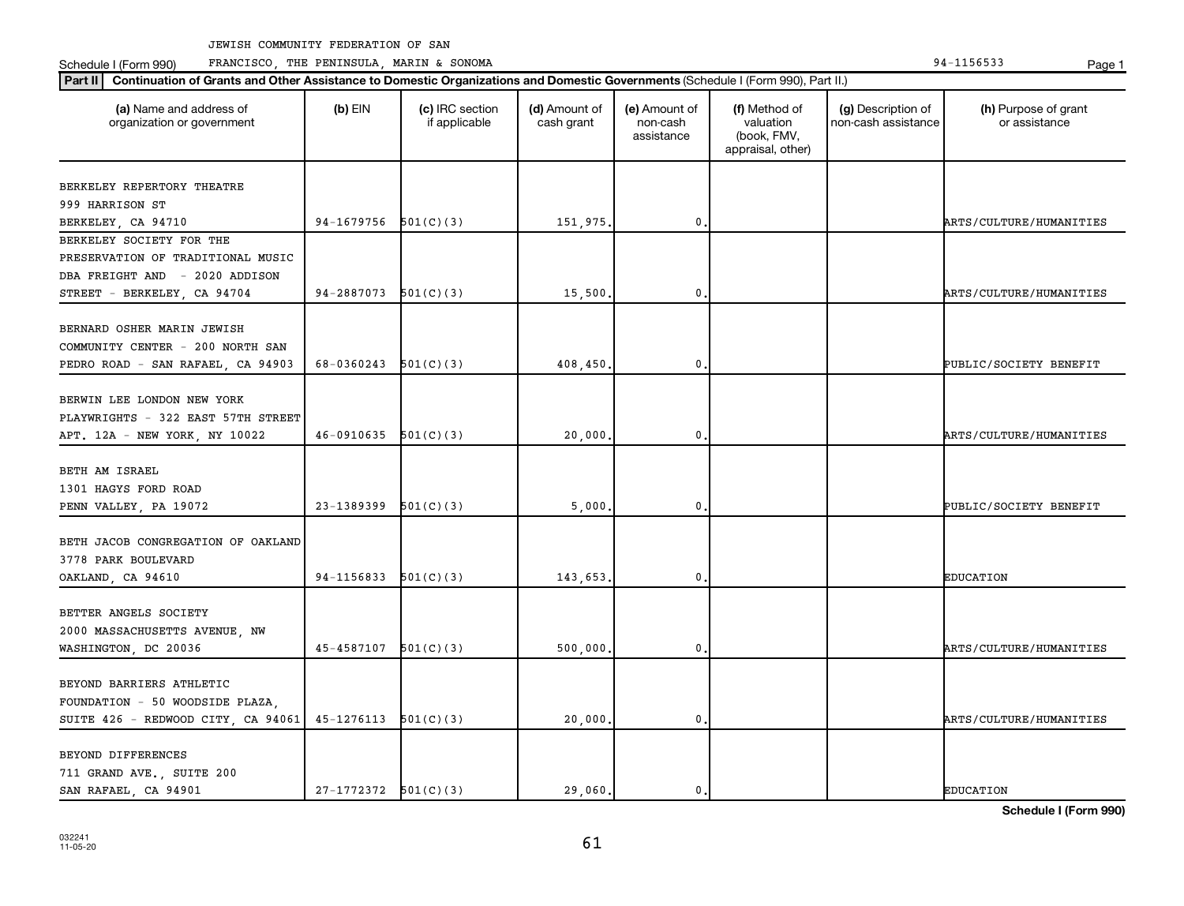JEWISH COMMUNITY FEDERATION OF SAN FRANCISCO, THE PENINSULA, MARIN & SONOMA

Schedule I (Form 990) 94-1156533

**Part II** **Continuation of Grants and Other Assistance to Domestic Organizations and Domestic Governments** (Schedule I (Form 990), Part II.)

| (a) Name and address of organization or government | (b) EIN | (c) IRC section if applicable | (d) Amount of cash grant | (e) Amount of non-cash assistance | (f) Method of valuation (book, FMV, appraisal, other) | (g) Description of non-cash assistance | (h) Purpose of grant or assistance |
|---|---|---|---|---|---|---|---|
| BERKELEY REPERTORY THEATRE 999 HARRISON ST BERKELEY, CA 94710 | 94-1679756 | 501(C)(3) | 151,975. | 0. | | | ARTS/CULTURE/HUMANITIES |
| BERKELEY SOCIETY FOR THE PRESERVATION OF TRADITIONAL MUSIC DBA FREIGHT AND - 2020 ADDISON STREET - BERKELEY, CA 94704 | 94-2887073 | 501(C)(3) | 15,500. | 0. | | | ARTS/CULTURE/HUMANITIES |
| BERNARD OSHER MARIN JEWISH COMMUNITY CENTER - 200 NORTH SAN PEDRO ROAD - SAN RAFAEL, CA 94903 | 68-0360243 | 501(C)(3) | 408,450. | 0. | | | PUBLIC/SOCIETY BENEFIT |
| BERWIN LEE LONDON NEW YORK PLAYWRIGHTS - 322 EAST 57TH STREET APT. 12A - NEW YORK, NY 10022 | 46-0910635 | 501(C)(3) | 20,000. | 0. | | | ARTS/CULTURE/HUMANITIES |
| BETH AM ISRAEL 1301 HAGYS FORD ROAD PENN VALLEY, PA 19072 | 23-1389399 | 501(C)(3) | 5,000. | 0. | | | PUBLIC/SOCIETY BENEFIT |
| BETH JACOB CONGREGATION OF OAKLAND 3778 PARK BOULEVARD OAKLAND, CA 94610 | 94-1156833 | 501(C)(3) | 143,653. | 0. | | | EDUCATION |
| BETTER ANGELS SOCIETY 2000 MASSACHUSETTS AVENUE, NW WASHINGTON, DC 20036 | 45-4587107 | 501(C)(3) | 500,000. | 0. | | | ARTS/CULTURE/HUMANITIES |
| BEYOND BARRIERS ATHLETIC FOUNDATION - 50 WOODSIDE PLAZA, SUITE 426 - REDWOOD CITY, CA 94061 | 45-1276113 | 501(C)(3) | 20,000. | 0. | | | ARTS/CULTURE/HUMANITIES |
| BEYOND DIFFERENCES 711 GRAND AVE., SUITE 200 SAN RAFAEL, CA 94901 | 27-1772372 | 501(C)(3) | 29,060. | 0. | | | EDUCATION |

Schedule I (Form 990)

032241 11-05-20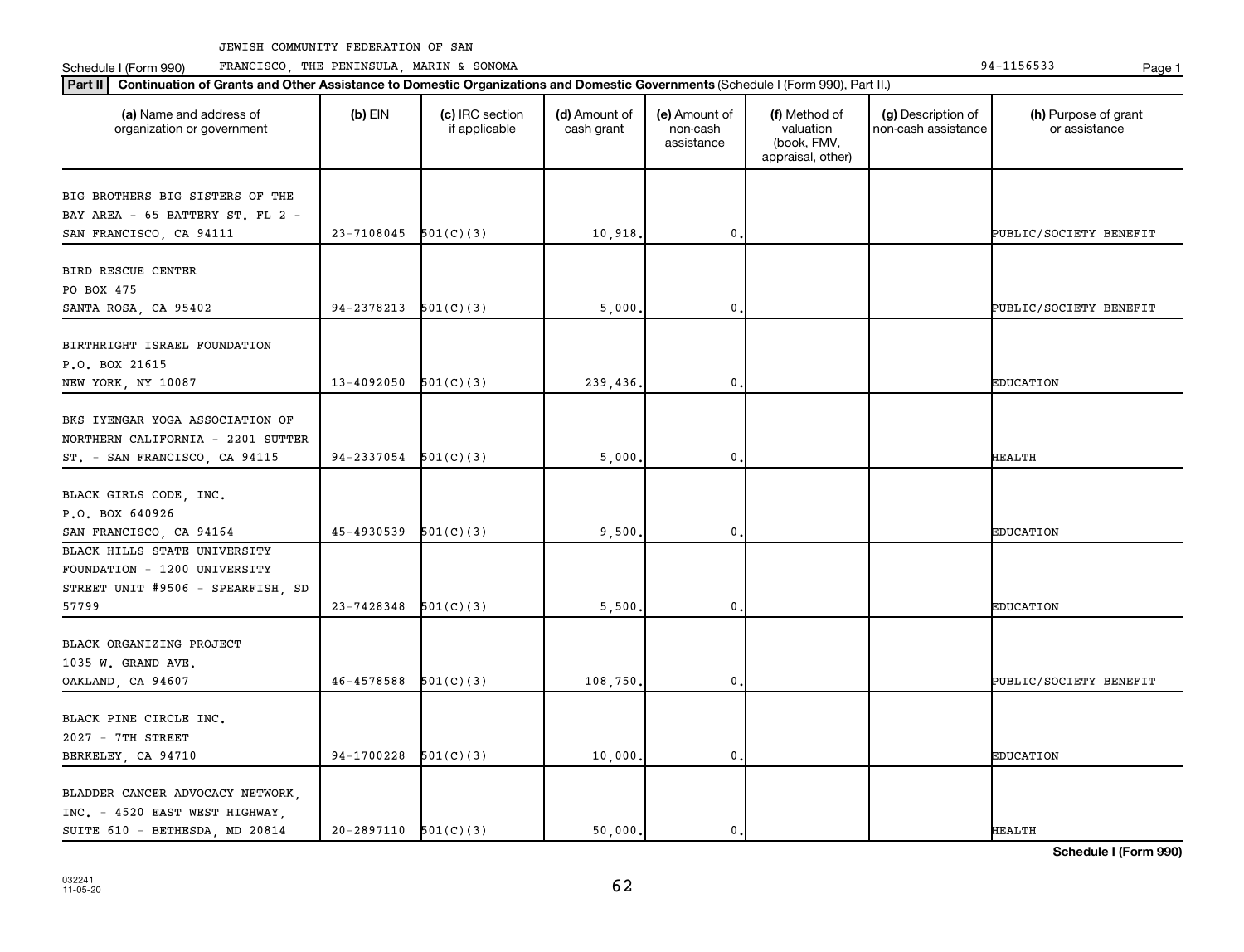JEWISH COMMUNITY FEDERATION OF SAN

Schedule I (Form 990) FRANCISCO, THE PENINSULA, MARIN & SONOMA 94-1156533

**Part II** **Continuation of Grants and Other Assistance to Domestic Organizations and Domestic Governments** (Schedule I (Form 990), Part II.)

| (a) Name and address of organization or government | (b) EIN | (c) IRC section if applicable | (d) Amount of cash grant | (e) Amount of non-cash assistance | (f) Method of valuation (book, FMV, appraisal, other) | (g) Description of non-cash assistance | (h) Purpose of grant or assistance |
|---|---|---|---|---|---|---|---|
| BIG BROTHERS BIG SISTERS OF THE BAY AREA - 65 BATTERY ST. FL 2 - SAN FRANCISCO, CA 94111 | 23-7108045 | 501(C)(3) | 10,918. | 0. | | | PUBLIC/SOCIETY BENEFIT |
| BIRD RESCUE CENTER PO BOX 475 SANTA ROSA, CA 95402 | 94-2378213 | 501(C)(3) | 5,000. | 0. | | | PUBLIC/SOCIETY BENEFIT |
| BIRTHRIGHT ISRAEL FOUNDATION P.O. BOX 21615 NEW YORK, NY 10087 | 13-4092050 | 501(C)(3) | 239,436. | 0. | | | EDUCATION |
| BKS IYENGAR YOGA ASSOCIATION OF NORTHERN CALIFORNIA - 2201 SUTTER ST. - SAN FRANCISCO, CA 94115 | 94-2337054 | 501(C)(3) | 5,000. | 0. | | | HEALTH |
| BLACK GIRLS CODE, INC. P.O. BOX 640926 SAN FRANCISCO, CA 94164 | 45-4930539 | 501(C)(3) | 9,500. | 0. | | | EDUCATION |
| BLACK HILLS STATE UNIVERSITY FOUNDATION - 1200 UNIVERSITY STREET UNIT #9506 - SPEARFISH, SD 57799 | 23-7428348 | 501(C)(3) | 5,500. | 0. | | | EDUCATION |
| BLACK ORGANIZING PROJECT 1035 W. GRAND AVE. OAKLAND, CA 94607 | 46-4578588 | 501(C)(3) | 108,750. | 0. | | | PUBLIC/SOCIETY BENEFIT |
| BLACK PINE CIRCLE INC. 2027 - 7TH STREET BERKELEY, CA 94710 | 94-1700228 | 501(C)(3) | 10,000. | 0. | | | EDUCATION |
| BLADDER CANCER ADVOCACY NETWORK, INC. - 4520 EAST WEST HIGHWAY, SUITE 610 - BETHESDA, MD 20814 | 20-2897110 | 501(C)(3) | 50,000. | 0. | | | HEALTH |

**Schedule I (Form 990)**

032241 11-05-20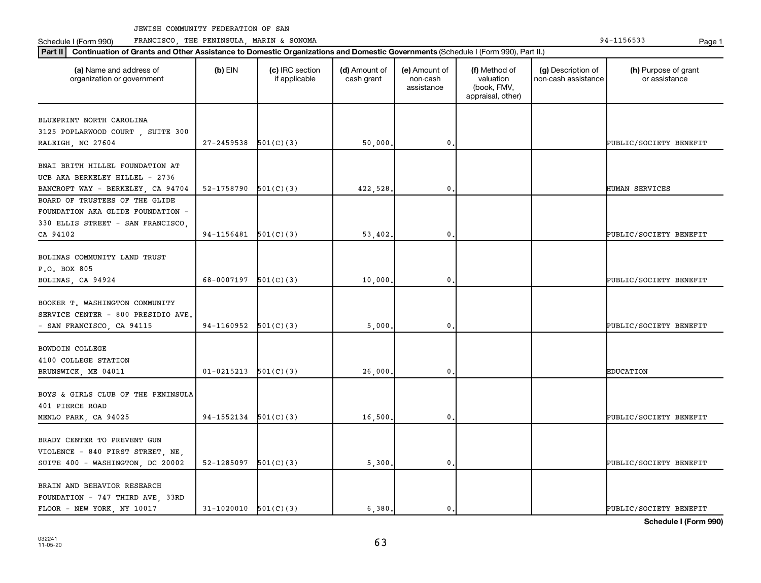JEWISH COMMUNITY FEDERATION OF SAN FRANCISCO, THE PENINSULA, MARIN & SONOMA

94-1156533

Schedule I (Form 990)

**Part II** Continuation of Grants and Other Assistance to Domestic Organizations and Domestic Governments (Schedule I (Form 990), Part II.)

| (a) Name and address of organization or government | (b) EIN | (c) IRC section if applicable | (d) Amount of cash grant | (e) Amount of non-cash assistance | (f) Method of valuation (book, FMV, appraisal, other) | (g) Description of non-cash assistance | (h) Purpose of grant or assistance |
|---|---|---|---|---|---|---|---|
| BLUEPRINT NORTH CAROLINA 3125 POPLARWOOD COURT , SUITE 300 RALEIGH, NC 27604 | 27-2459538 | 501(C)(3) | 50,000. | 0. | | | PUBLIC/SOCIETY BENEFIT |
| BNAI BRITH HILLEL FOUNDATION AT UCB AKA BERKELEY HILLEL - 2736 BANCROFT WAY - BERKELEY, CA 94704 | 52-1758790 | 501(C)(3) | 422,528. | 0. | | | HUMAN SERVICES |
| BOARD OF TRUSTEES OF THE GLIDE FOUNDATION AKA GLIDE FOUNDATION - 330 ELLIS STREET - SAN FRANCISCO, CA 94102 | 94-1156481 | 501(C)(3) | 53,402. | 0. | | | PUBLIC/SOCIETY BENEFIT |
| BOLINAS COMMUNITY LAND TRUST P.O. BOX 805 BOLINAS, CA 94924 | 68-0007197 | 501(C)(3) | 10,000. | 0. | | | PUBLIC/SOCIETY BENEFIT |
| BOOKER T. WASHINGTON COMMUNITY SERVICE CENTER - 800 PRESIDIO AVE. - SAN FRANCISCO, CA 94115 | 94-1160952 | 501(C)(3) | 5,000. | 0. | | | PUBLIC/SOCIETY BENEFIT |
| BOWDOIN COLLEGE 4100 COLLEGE STATION BRUNSWICK, ME 04011 | 01-0215213 | 501(C)(3) | 26,000. | 0. | | | EDUCATION |
| BOYS & GIRLS CLUB OF THE PENINSULA 401 PIERCE ROAD MENLO PARK, CA 94025 | 94-1552134 | 501(C)(3) | 16,500. | 0. | | | PUBLIC/SOCIETY BENEFIT |
| BRADY CENTER TO PREVENT GUN VIOLENCE - 840 FIRST STREET, NE, SUITE 400 - WASHINGTON, DC 20002 | 52-1285097 | 501(C)(3) | 5,300. | 0. | | | PUBLIC/SOCIETY BENEFIT |
| BRAIN AND BEHAVIOR RESEARCH FOUNDATION - 747 THIRD AVE, 33RD FLOOR - NEW YORK, NY 10017 | 31-1020010 | 501(C)(3) | 6,380. | 0. | | | PUBLIC/SOCIETY BENEFIT |

**Schedule I (Form 990)**

032241 11-05-20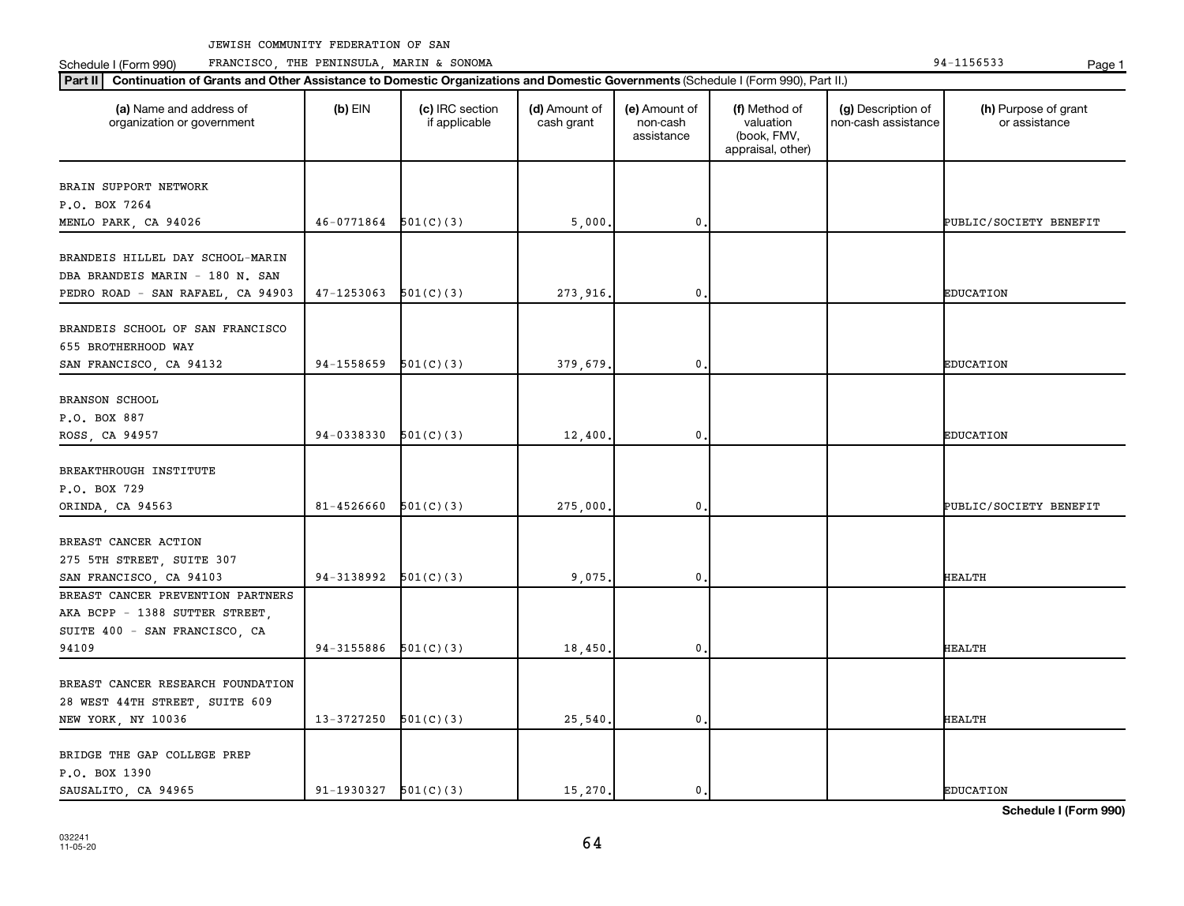JEWISH COMMUNITY FEDERATION OF SAN FRANCISCO, THE PENINSULA, MARIN & SONOMA 94-1156533

Schedule I (Form 990)

**Part II** **Continuation of Grants and Other Assistance to Domestic Organizations and Domestic Governments** (Schedule I (Form 990), Part II.)

| (a) Name and address of organization or government | (b) EIN | (c) IRC section if applicable | (d) Amount of cash grant | (e) Amount of non-cash assistance | (f) Method of valuation (book, FMV, appraisal, other) | (g) Description of non-cash assistance | (h) Purpose of grant or assistance |
|---|---|---|---|---|---|---|---|
| BRAIN SUPPORT NETWORK P.O. BOX 7264 MENLO PARK, CA 94026 | 46-0771864 | 501(C)(3) | 5,000. | 0. | | | PUBLIC/SOCIETY BENEFIT |
| BRANDEIS HILLEL DAY SCHOOL-MARIN DBA BRANDEIS MARIN - 180 N. SAN PEDRO ROAD - SAN RAFAEL, CA 94903 | 47-1253063 | 501(C)(3) | 273,916. | 0. | | | EDUCATION |
| BRANDEIS SCHOOL OF SAN FRANCISCO 655 BROTHERHOOD WAY SAN FRANCISCO, CA 94132 | 94-1558659 | 501(C)(3) | 379,679. | 0. | | | EDUCATION |
| BRANSON SCHOOL P.O. BOX 887 ROSS, CA 94957 | 94-0338330 | 501(C)(3) | 12,400. | 0. | | | EDUCATION |
| BREAKTHROUGH INSTITUTE P.O. BOX 729 ORINDA, CA 94563 | 81-4526660 | 501(C)(3) | 275,000. | 0. | | | PUBLIC/SOCIETY BENEFIT |
| BREAST CANCER ACTION 275 5TH STREET, SUITE 307 SAN FRANCISCO, CA 94103 | 94-3138992 | 501(C)(3) | 9,075. | 0. | | | HEALTH |
| BREAST CANCER PREVENTION PARTNERS AKA BCPP - 1388 SUTTER STREET, SUITE 400 - SAN FRANCISCO, CA 94109 | 94-3155886 | 501(C)(3) | 18,450. | 0. | | | HEALTH |
| BREAST CANCER RESEARCH FOUNDATION 28 WEST 44TH STREET, SUITE 609 NEW YORK, NY 10036 | 13-3727250 | 501(C)(3) | 25,540. | 0. | | | HEALTH |
| BRIDGE THE GAP COLLEGE PREP P.O. BOX 1390 SAUSALITO, CA 94965 | 91-1930327 | 501(C)(3) | 15,270. | 0. | | | EDUCATION |

032241 11-05-20

Schedule I (Form 990)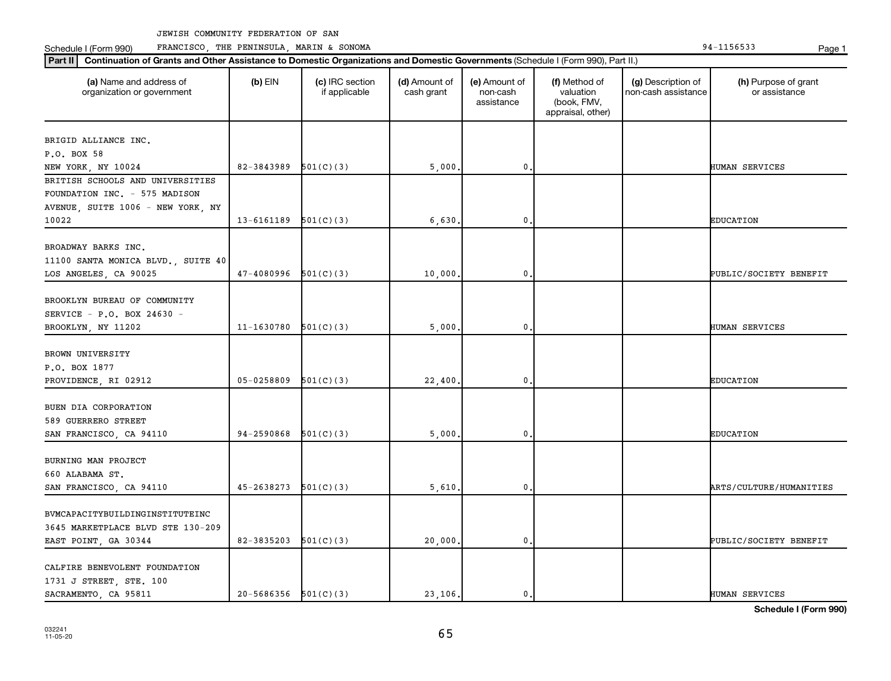JEWISH COMMUNITY FEDERATION OF SAN FRANCISCO, THE PENINSULA, MARIN & SONOMA

Schedule I (Form 990) 94-1156533

**Part II** **Continuation of Grants and Other Assistance to Domestic Organizations and Domestic Governments** (Schedule I (Form 990), Part II.)

| (a) Name and address of organization or government | (b) EIN | (c) IRC section if applicable | (d) Amount of cash grant | (e) Amount of non-cash assistance | (f) Method of valuation (book, FMV, appraisal, other) | (g) Description of non-cash assistance | (h) Purpose of grant or assistance |
|---|---|---|---|---|---|---|---|
| BRIGID ALLIANCE INC. P.O. BOX 58 NEW YORK, NY 10024 | 82-3843989 | 501(C)(3) | 5,000. | 0. | | | HUMAN SERVICES |
| BRITISH SCHOOLS AND UNIVERSITIES FOUNDATION INC. - 575 MADISON AVENUE, SUITE 1006 - NEW YORK, NY 10022 | 13-6161189 | 501(C)(3) | 6,630. | 0. | | | EDUCATION |
| BROADWAY BARKS INC. 11100 SANTA MONICA BLVD., SUITE 40 LOS ANGELES, CA 90025 | 47-4080996 | 501(C)(3) | 10,000. | 0. | | | PUBLIC/SOCIETY BENEFIT |
| BROOKLYN BUREAU OF COMMUNITY SERVICE - P.O. BOX 24630 - BROOKLYN, NY 11202 | 11-1630780 | 501(C)(3) | 5,000. | 0. | | | HUMAN SERVICES |
| BROWN UNIVERSITY P.O. BOX 1877 PROVIDENCE, RI 02912 | 05-0258809 | 501(C)(3) | 22,400. | 0. | | | EDUCATION |
| BUEN DIA CORPORATION 589 GUERRERO STREET SAN FRANCISCO, CA 94110 | 94-2590868 | 501(C)(3) | 5,000. | 0. | | | EDUCATION |
| BURNING MAN PROJECT 660 ALABAMA ST. SAN FRANCISCO, CA 94110 | 45-2638273 | 501(C)(3) | 5,610. | 0. | | | ARTS/CULTURE/HUMANITIES |
| BVMCAPACITYBUILDINGINSTITUTEINC 3645 MARKETPLACE BLVD STE 130-209 EAST POINT, GA 30344 | 82-3835203 | 501(C)(3) | 20,000. | 0. | | | PUBLIC/SOCIETY BENEFIT |
| CALFIRE BENEVOLENT FOUNDATION 1731 J STREET, STE. 100 SACRAMENTO, CA 95811 | 20-5686356 | 501(C)(3) | 23,106. | 0. | | | HUMAN SERVICES |

Schedule I (Form 990)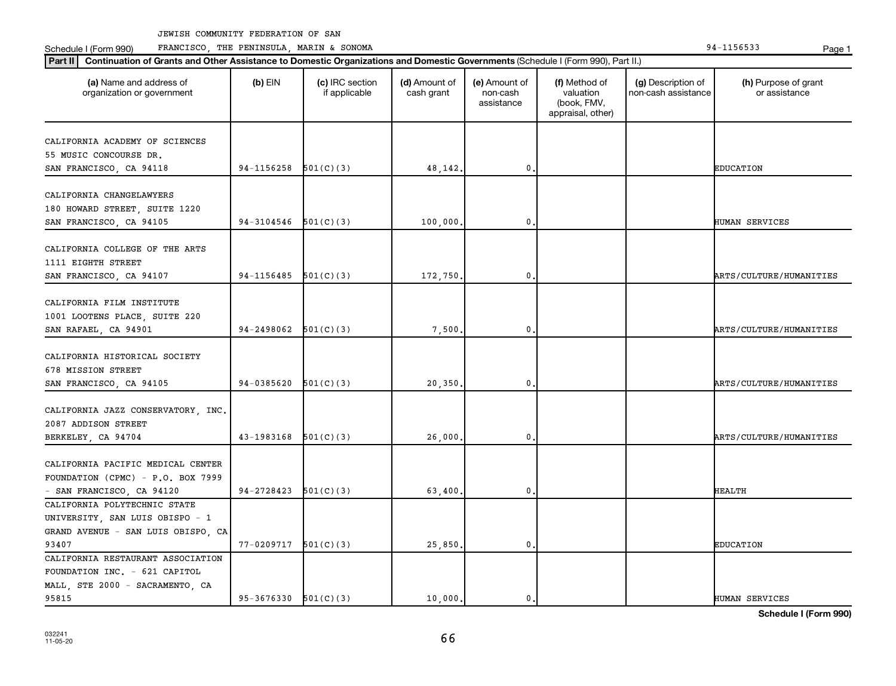JEWISH COMMUNITY FEDERATION OF SAN FRANCISCO, THE PENINSULA, MARIN & SONOMA

Schedule I (Form 990) 94-1156533

**Part II** **Continuation of Grants and Other Assistance to Domestic Organizations and Domestic Governments** (Schedule I (Form 990), Part II.)

| (a) Name and address of organization or government | (b) EIN | (c) IRC section if applicable | (d) Amount of cash grant | (e) Amount of non-cash assistance | (f) Method of valuation (book, FMV, appraisal, other) | (g) Description of non-cash assistance | (h) Purpose of grant or assistance |
|---|---|---|---|---|---|---|---|
| CALIFORNIA ACADEMY OF SCIENCES 55 MUSIC CONCOURSE DR. SAN FRANCISCO, CA 94118 | 94-1156258 | 501(C)(3) | 48,142. | 0. | | | EDUCATION |
| CALIFORNIA CHANGELAWYERS 180 HOWARD STREET, SUITE 1220 SAN FRANCISCO, CA 94105 | 94-3104546 | 501(C)(3) | 100,000. | 0. | | | HUMAN SERVICES |
| CALIFORNIA COLLEGE OF THE ARTS 1111 EIGHTH STREET SAN FRANCISCO, CA 94107 | 94-1156485 | 501(C)(3) | 172,750. | 0. | | | ARTS/CULTURE/HUMANITIES |
| CALIFORNIA FILM INSTITUTE 1001 LOOTENS PLACE, SUITE 220 SAN RAFAEL, CA 94901 | 94-2498062 | 501(C)(3) | 7,500. | 0. | | | ARTS/CULTURE/HUMANITIES |
| CALIFORNIA HISTORICAL SOCIETY 678 MISSION STREET SAN FRANCISCO, CA 94105 | 94-0385620 | 501(C)(3) | 20,350. | 0. | | | ARTS/CULTURE/HUMANITIES |
| CALIFORNIA JAZZ CONSERVATORY, INC. 2087 ADDISON STREET BERKELEY, CA 94704 | 43-1983168 | 501(C)(3) | 26,000. | 0. | | | ARTS/CULTURE/HUMANITIES |
| CALIFORNIA PACIFIC MEDICAL CENTER FOUNDATION (CPMC) - P.O. BOX 7999 - SAN FRANCISCO, CA 94120 | 94-2728423 | 501(C)(3) | 63,400. | 0. | | | HEALTH |
| CALIFORNIA POLYTECHNIC STATE UNIVERSITY, SAN LUIS OBISPO - 1 GRAND AVENUE - SAN LUIS OBISPO, CA 93407 | 77-0209717 | 501(C)(3) | 25,850. | 0. | | | EDUCATION |
| CALIFORNIA RESTAURANT ASSOCIATION FOUNDATION INC. - 621 CAPITOL MALL, STE 2000 - SACRAMENTO, CA 95815 | 95-3676330 | 501(C)(3) | 10,000. | 0. | | | HUMAN SERVICES |

**Schedule I (Form 990)**

032241 11-05-20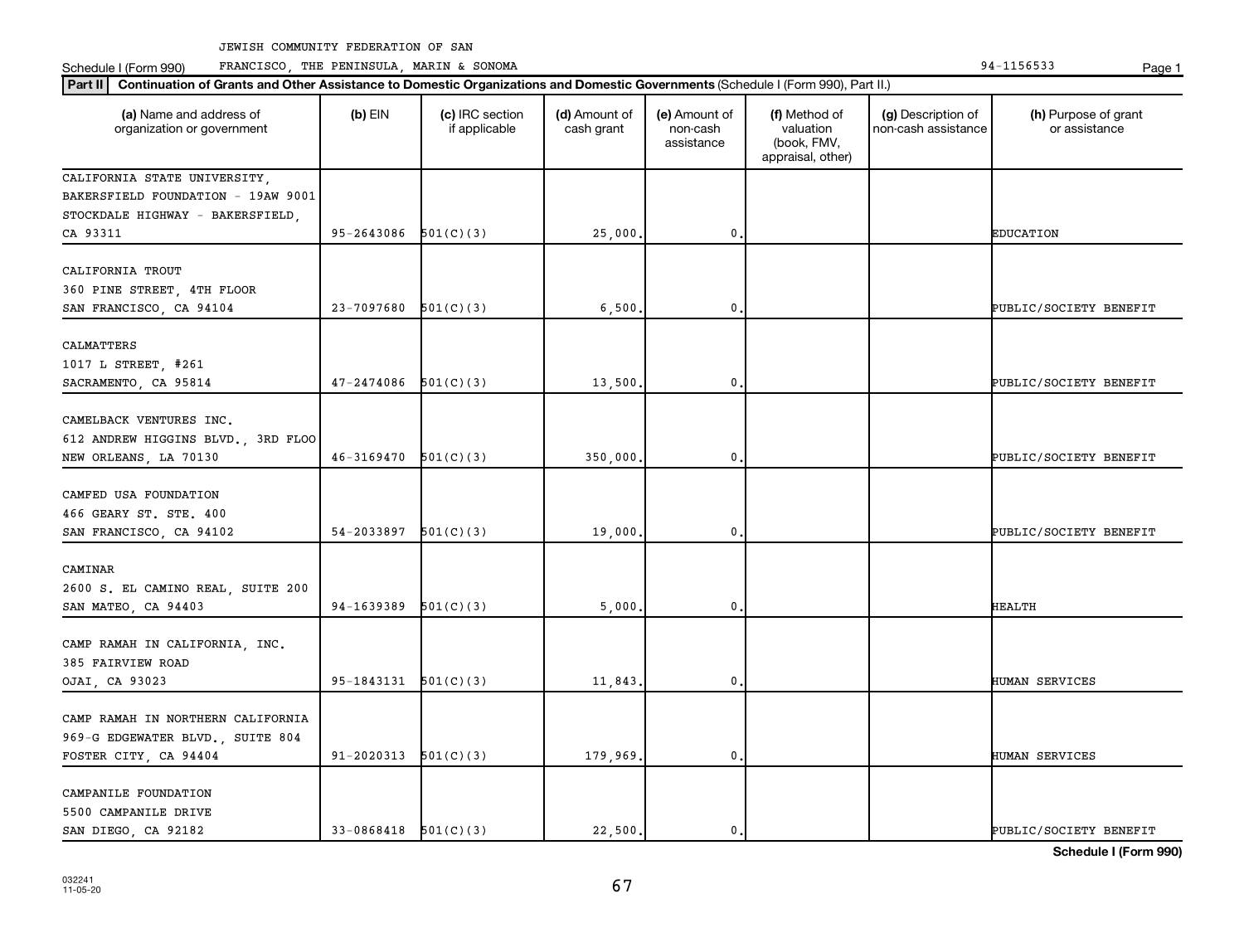JEWISH COMMUNITY FEDERATION OF SAN FRANCISCO, THE PENINSULA, MARIN & SONOMA

Schedule I (Form 990) 94-1156533

**Part II** **Continuation of Grants and Other Assistance to Domestic Organizations and Domestic Governments** (Schedule I (Form 990), Part II.)

| (a) Name and address of organization or government | (b) EIN | (c) IRC section if applicable | (d) Amount of cash grant | (e) Amount of non-cash assistance | (f) Method of valuation (book, FMV, appraisal, other) | (g) Description of non-cash assistance | (h) Purpose of grant or assistance |
|---|---|---|---|---|---|---|---|
| CALIFORNIA STATE UNIVERSITY, BAKERSFIELD FOUNDATION - 19AW 9001 STOCKDALE HIGHWAY - BAKERSFIELD, CA 93311 | 95-2643086 | 501(C)(3) | 25,000. | 0. | | | EDUCATION |
| CALIFORNIA TROUT 360 PINE STREET, 4TH FLOOR SAN FRANCISCO, CA 94104 | 23-7097680 | 501(C)(3) | 6,500. | 0. | | | PUBLIC/SOCIETY BENEFIT |
| CALMATTERS 1017 L STREET, #261 SACRAMENTO, CA 95814 | 47-2474086 | 501(C)(3) | 13,500. | 0. | | | PUBLIC/SOCIETY BENEFIT |
| CAMELBACK VENTURES INC. 612 ANDREW HIGGINS BLVD., 3RD FLOO NEW ORLEANS, LA 70130 | 46-3169470 | 501(C)(3) | 350,000. | 0. | | | PUBLIC/SOCIETY BENEFIT |
| CAMFED USA FOUNDATION 466 GEARY ST. STE. 400 SAN FRANCISCO, CA 94102 | 54-2033897 | 501(C)(3) | 19,000. | 0. | | | PUBLIC/SOCIETY BENEFIT |
| CAMINAR 2600 S. EL CAMINO REAL, SUITE 200 SAN MATEO, CA 94403 | 94-1639389 | 501(C)(3) | 5,000. | 0. | | | HEALTH |
| CAMP RAMAH IN CALIFORNIA, INC. 385 FAIRVIEW ROAD OJAI, CA 93023 | 95-1843131 | 501(C)(3) | 11,843. | 0. | | | HUMAN SERVICES |
| CAMP RAMAH IN NORTHERN CALIFORNIA 969-G EDGEWATER BLVD., SUITE 804 FOSTER CITY, CA 94404 | 91-2020313 | 501(C)(3) | 179,969. | 0. | | | HUMAN SERVICES |
| CAMPANILE FOUNDATION 5500 CAMPANILE DRIVE SAN DIEGO, CA 92182 | 33-0868418 | 501(C)(3) | 22,500. | 0. | | | PUBLIC/SOCIETY BENEFIT |

**Schedule I (Form 990)**

032241 11-05-20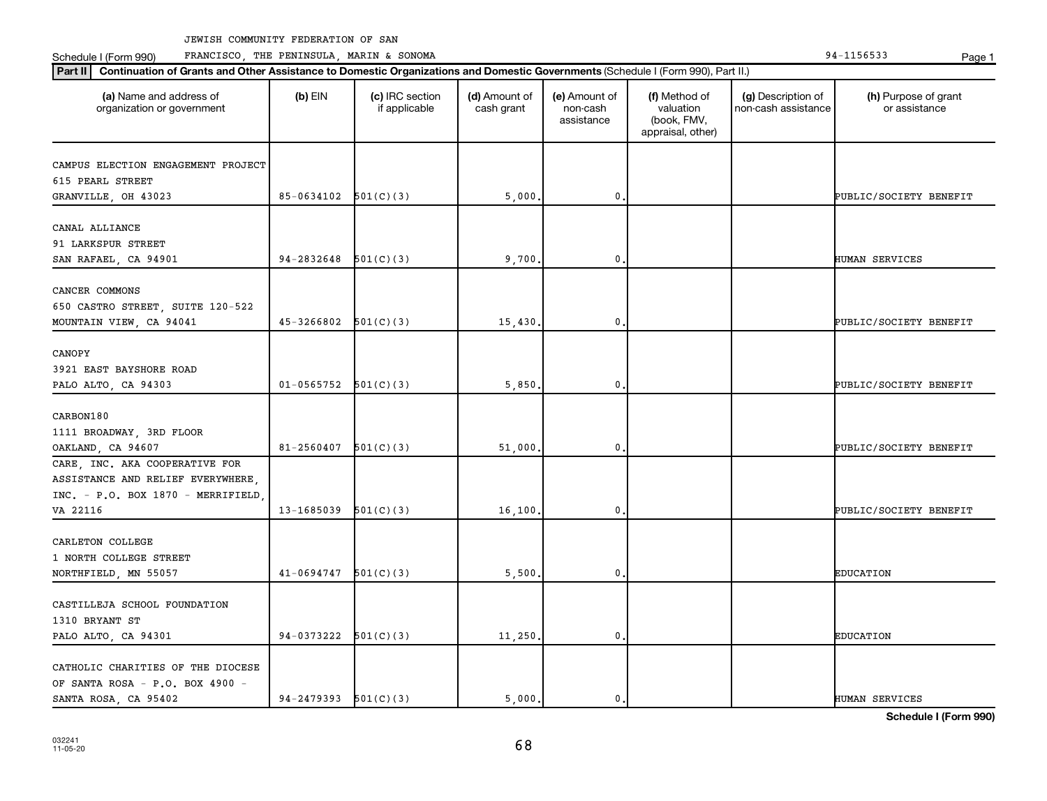JEWISH COMMUNITY FEDERATION OF SAN FRANCISCO, THE PENINSULA, MARIN & SONOMA

Schedule I (Form 990) 94-1156533

**Part II Continuation of Grants and Other Assistance to Domestic Organizations and Domestic Governments** (Schedule I (Form 990), Part II.)

| (a) Name and address of organization or government | (b) EIN | (c) IRC section if applicable | (d) Amount of cash grant | (e) Amount of non-cash assistance | (f) Method of valuation (book, FMV, appraisal, other) | (g) Description of non-cash assistance | (h) Purpose of grant or assistance |
|---|---|---|---|---|---|---|---|
| CAMPUS ELECTION ENGAGEMENT PROJECT 615 PEARL STREET GRANVILLE, OH 43023 | 85-0634102 | 501(C)(3) | 5,000. | 0. | | | PUBLIC/SOCIETY BENEFIT |
| CANAL ALLIANCE 91 LARKSPUR STREET SAN RAFAEL, CA 94901 | 94-2832648 | 501(C)(3) | 9,700. | 0. | | | HUMAN SERVICES |
| CANCER COMMONS 650 CASTRO STREET, SUITE 120-522 MOUNTAIN VIEW, CA 94041 | 45-3266802 | 501(C)(3) | 15,430. | 0. | | | PUBLIC/SOCIETY BENEFIT |
| CANOPY 3921 EAST BAYSHORE ROAD PALO ALTO, CA 94303 | 01-0565752 | 501(C)(3) | 5,850. | 0. | | | PUBLIC/SOCIETY BENEFIT |
| CARBON180 1111 BROADWAY, 3RD FLOOR OAKLAND, CA 94607 | 81-2560407 | 501(C)(3) | 51,000. | 0. | | | PUBLIC/SOCIETY BENEFIT |
| CARE, INC. AKA COOPERATIVE FOR ASSISTANCE AND RELIEF EVERYWHERE, INC. - P.O. BOX 1870 - MERRIFIELD, VA 22116 | 13-1685039 | 501(C)(3) | 16,100. | 0. | | | PUBLIC/SOCIETY BENEFIT |
| CARLETON COLLEGE 1 NORTH COLLEGE STREET NORTHFIELD, MN 55057 | 41-0694747 | 501(C)(3) | 5,500. | 0. | | | EDUCATION |
| CASTILLEJA SCHOOL FOUNDATION 1310 BRYANT ST PALO ALTO, CA 94301 | 94-0373222 | 501(C)(3) | 11,250. | 0. | | | EDUCATION |
| CATHOLIC CHARITIES OF THE DIOCESE OF SANTA ROSA - P.O. BOX 4900 - SANTA ROSA, CA 95402 | 94-2479393 | 501(C)(3) | 5,000. | 0. | | | HUMAN SERVICES |

**Schedule I (Form 990)**

032241 11-05-20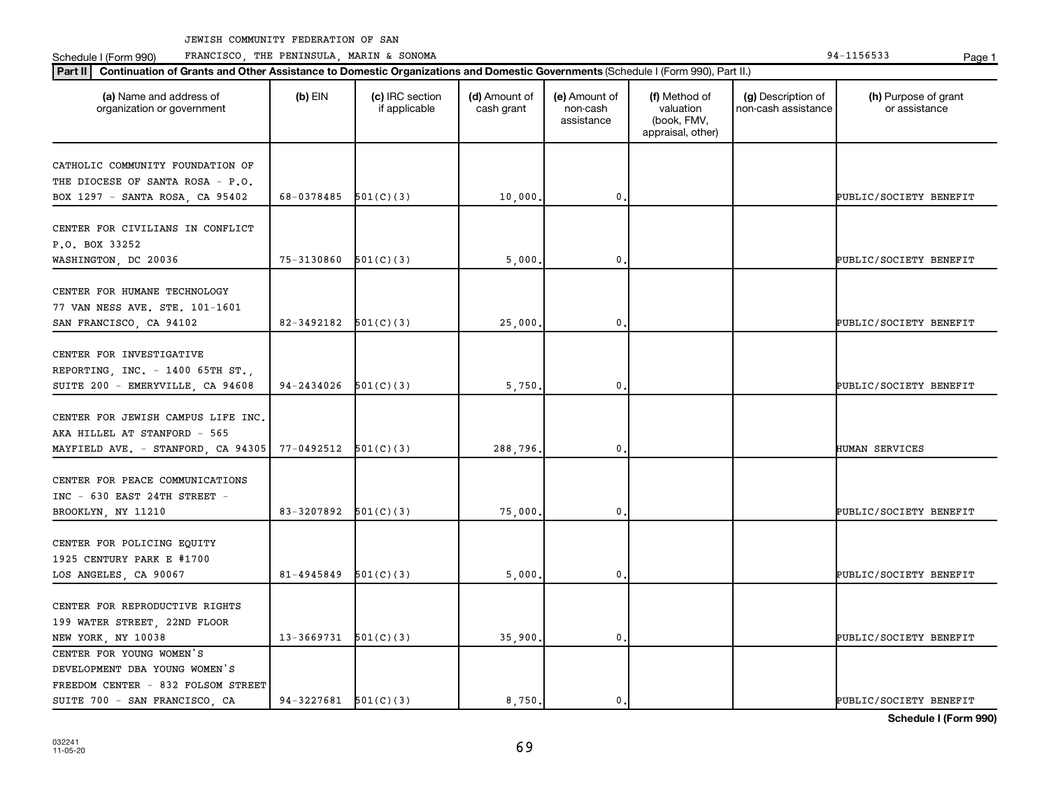JEWISH COMMUNITY FEDERATION OF SAN FRANCISCO, THE PENINSULA, MARIN & SONOMA

94-1156533

Schedule I (Form 990)

**Part II** **Continuation of Grants and Other Assistance to Domestic Organizations and Domestic Governments** (Schedule I (Form 990), Part II.)

| (a) Name and address of organization or government | (b) EIN | (c) IRC section if applicable | (d) Amount of cash grant | (e) Amount of non-cash assistance | (f) Method of valuation (book, FMV, appraisal, other) | (g) Description of non-cash assistance | (h) Purpose of grant or assistance |
|---|---|---|---|---|---|---|---|
| CATHOLIC COMMUNITY FOUNDATION OF THE DIOCESE OF SANTA ROSA - P.O. BOX 1297 - SANTA ROSA, CA 95402 | 68-0378485 | 501(C)(3) | 10,000. | 0. | | | PUBLIC/SOCIETY BENEFIT |
| CENTER FOR CIVILIANS IN CONFLICT P.O. BOX 33252 WASHINGTON, DC 20036 | 75-3130860 | 501(C)(3) | 5,000. | 0. | | | PUBLIC/SOCIETY BENEFIT |
| CENTER FOR HUMANE TECHNOLOGY 77 VAN NESS AVE. STE. 101-1601 SAN FRANCISCO, CA 94102 | 82-3492182 | 501(C)(3) | 25,000. | 0. | | | PUBLIC/SOCIETY BENEFIT |
| CENTER FOR INVESTIGATIVE REPORTING, INC. - 1400 65TH ST., SUITE 200 - EMERYVILLE, CA 94608 | 94-2434026 | 501(C)(3) | 5,750. | 0. | | | PUBLIC/SOCIETY BENEFIT |
| CENTER FOR JEWISH CAMPUS LIFE INC. AKA HILLEL AT STANFORD - 565 MAYFIELD AVE. - STANFORD, CA 94305 | 77-0492512 | 501(C)(3) | 288,796. | 0. | | | HUMAN SERVICES |
| CENTER FOR PEACE COMMUNICATIONS INC - 630 EAST 24TH STREET - BROOKLYN, NY 11210 | 83-3207892 | 501(C)(3) | 75,000. | 0. | | | PUBLIC/SOCIETY BENEFIT |
| CENTER FOR POLICING EQUITY 1925 CENTURY PARK E #1700 LOS ANGELES, CA 90067 | 81-4945849 | 501(C)(3) | 5,000. | 0. | | | PUBLIC/SOCIETY BENEFIT |
| CENTER FOR REPRODUCTIVE RIGHTS 199 WATER STREET, 22ND FLOOR NEW YORK, NY 10038 | 13-3669731 | 501(C)(3) | 35,900. | 0. | | | PUBLIC/SOCIETY BENEFIT |
| CENTER FOR YOUNG WOMEN'S DEVELOPMENT DBA YOUNG WOMEN'S FREEDOM CENTER - 832 FOLSOM STREET SUITE 700 - SAN FRANCISCO, CA | 94-3227681 | 501(C)(3) | 8,750. | 0. | | | PUBLIC/SOCIETY BENEFIT |

**Schedule I (Form 990)**

032241 11-05-20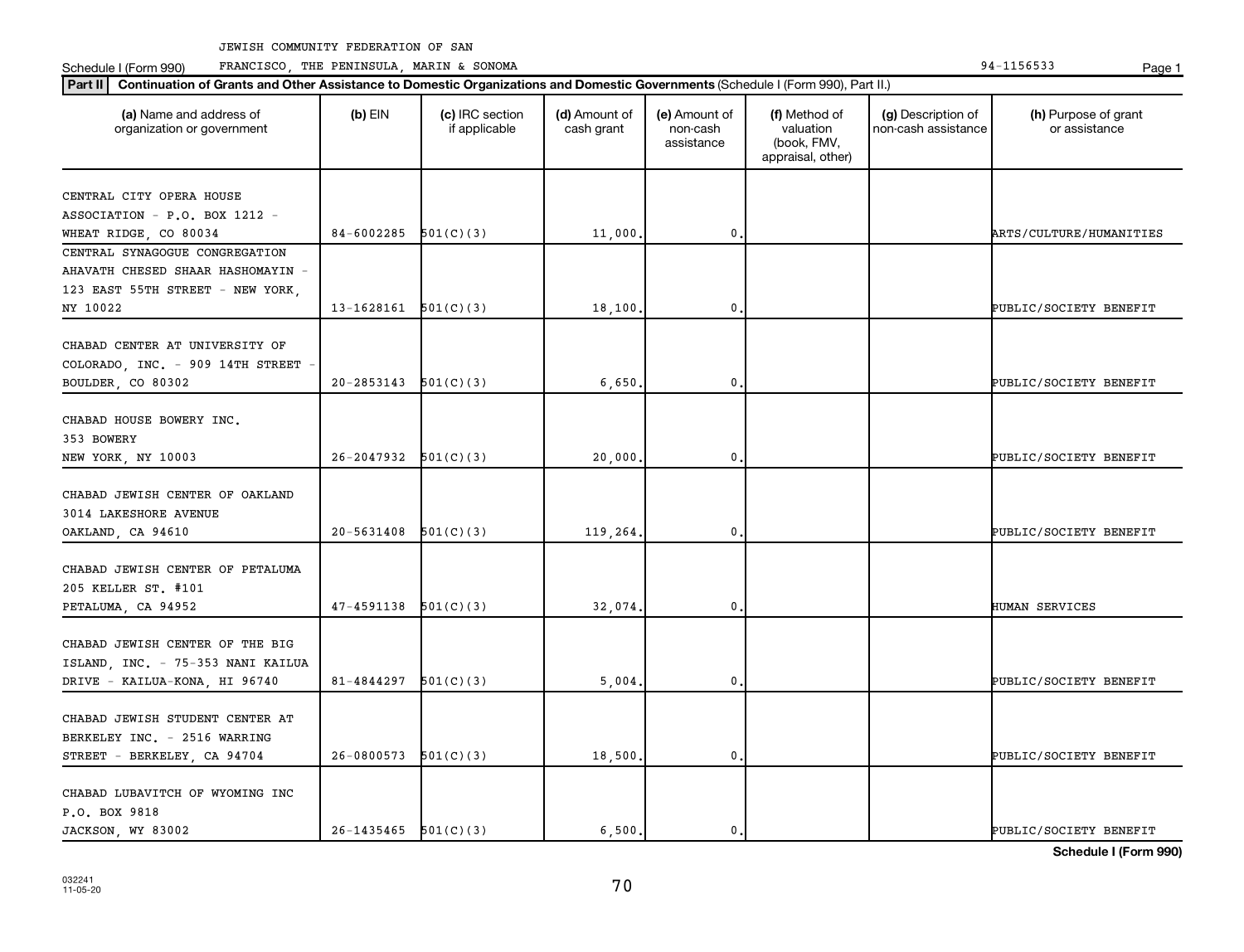JEWISH COMMUNITY FEDERATION OF SAN FRANCISCO, THE PENINSULA, MARIN & SONOMA

Schedule I (Form 990) 94-1156533

**Part II** **Continuation of Grants and Other Assistance to Domestic Organizations and Domestic Governments** (Schedule I (Form 990), Part II.)

| (a) Name and address of organization or government | (b) EIN | (c) IRC section if applicable | (d) Amount of cash grant | (e) Amount of non-cash assistance | (f) Method of valuation (book, FMV, appraisal, other) | (g) Description of non-cash assistance | (h) Purpose of grant or assistance |
|---|---|---|---|---|---|---|---|
| CENTRAL CITY OPERA HOUSE ASSOCIATION - P.O. BOX 1212 - WHEAT RIDGE, CO 80034 | 84-6002285 | 501(C)(3) | 11,000. | 0. | | | ARTS/CULTURE/HUMANITIES |
| CENTRAL SYNAGOGUE CONGREGATION AHAVATH CHESED SHAAR HASHOMAYIN - 123 EAST 55TH STREET - NEW YORK, NY 10022 | 13-1628161 | 501(C)(3) | 18,100. | 0. | | | PUBLIC/SOCIETY BENEFIT |
| CHABAD CENTER AT UNIVERSITY OF COLORADO, INC. - 909 14TH STREET - BOULDER, CO 80302 | 20-2853143 | 501(C)(3) | 6,650. | 0. | | | PUBLIC/SOCIETY BENEFIT |
| CHABAD HOUSE BOWERY INC. 353 BOWERY NEW YORK, NY 10003 | 26-2047932 | 501(C)(3) | 20,000. | 0. | | | PUBLIC/SOCIETY BENEFIT |
| CHABAD JEWISH CENTER OF OAKLAND 3014 LAKESHORE AVENUE OAKLAND, CA 94610 | 20-5631408 | 501(C)(3) | 119,264. | 0. | | | PUBLIC/SOCIETY BENEFIT |
| CHABAD JEWISH CENTER OF PETALUMA 205 KELLER ST. #101 PETALUMA, CA 94952 | 47-4591138 | 501(C)(3) | 32,074. | 0. | | | HUMAN SERVICES |
| CHABAD JEWISH CENTER OF THE BIG ISLAND, INC. - 75-353 NANI KAILUA DRIVE - KAILUA-KONA, HI 96740 | 81-4844297 | 501(C)(3) | 5,004. | 0. | | | PUBLIC/SOCIETY BENEFIT |
| CHABAD JEWISH STUDENT CENTER AT BERKELEY INC. - 2516 WARRING STREET - BERKELEY, CA 94704 | 26-0800573 | 501(C)(3) | 18,500. | 0. | | | PUBLIC/SOCIETY BENEFIT |
| CHABAD LUBAVITCH OF WYOMING INC P.O. BOX 9818 JACKSON, WY 83002 | 26-1435465 | 501(C)(3) | 6,500. | 0. | | | PUBLIC/SOCIETY BENEFIT |

**Schedule I (Form 990)**

032241 11-05-20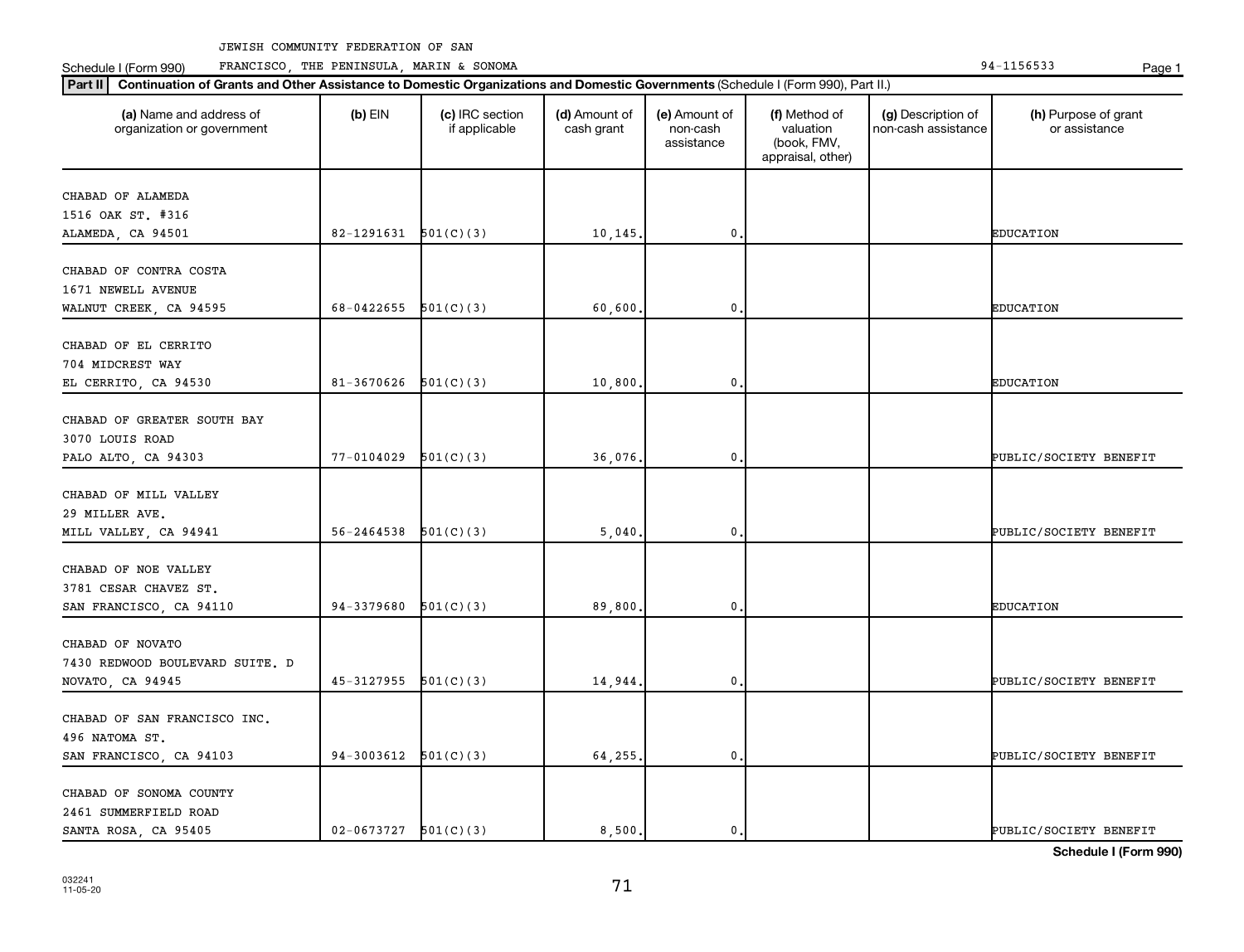JEWISH COMMUNITY FEDERATION OF SAN FRANCISCO, THE PENINSULA, MARIN & SONOMA

Schedule I (Form 990) 94-1156533

**Part II** **Continuation of Grants and Other Assistance to Domestic Organizations and Domestic Governments** (Schedule I (Form 990), Part II.)

| (a) Name and address of organization or government | (b) EIN | (c) IRC section if applicable | (d) Amount of cash grant | (e) Amount of non-cash assistance | (f) Method of valuation (book, FMV, appraisal, other) | (g) Description of non-cash assistance | (h) Purpose of grant or assistance |
|---|---|---|---|---|---|---|---|
| CHABAD OF ALAMEDA<br>1516 OAK ST. #316<br>ALAMEDA, CA 94501 | 82-1291631 | 501(C)(3) | 10,145. | 0. | | | EDUCATION |
| CHABAD OF CONTRA COSTA<br>1671 NEWELL AVENUE<br>WALNUT CREEK, CA 94595 | 68-0422655 | 501(C)(3) | 60,600. | 0. | | | EDUCATION |
| CHABAD OF EL CERRITO<br>704 MIDCREST WAY<br>EL CERRITO, CA 94530 | 81-3670626 | 501(C)(3) | 10,800. | 0. | | | EDUCATION |
| CHABAD OF GREATER SOUTH BAY<br>3070 LOUIS ROAD<br>PALO ALTO, CA 94303 | 77-0104029 | 501(C)(3) | 36,076. | 0. | | | PUBLIC/SOCIETY BENEFIT |
| CHABAD OF MILL VALLEY<br>29 MILLER AVE.<br>MILL VALLEY, CA 94941 | 56-2464538 | 501(C)(3) | 5,040. | 0. | | | PUBLIC/SOCIETY BENEFIT |
| CHABAD OF NOE VALLEY<br>3781 CESAR CHAVEZ ST.<br>SAN FRANCISCO, CA 94110 | 94-3379680 | 501(C)(3) | 89,800. | 0. | | | EDUCATION |
| CHABAD OF NOVATO<br>7430 REDWOOD BOULEVARD SUITE. D<br>NOVATO, CA 94945 | 45-3127955 | 501(C)(3) | 14,944. | 0. | | | PUBLIC/SOCIETY BENEFIT |
| CHABAD OF SAN FRANCISCO INC.<br>496 NATOMA ST.<br>SAN FRANCISCO, CA 94103 | 94-3003612 | 501(C)(3) | 64,255. | 0. | | | PUBLIC/SOCIETY BENEFIT |
| CHABAD OF SONOMA COUNTY<br>2461 SUMMERFIELD ROAD<br>SANTA ROSA, CA 95405 | 02-0673727 | 501(C)(3) | 8,500. | 0. | | | PUBLIC/SOCIETY BENEFIT |

**Schedule I (Form 990)**

032241
11-05-20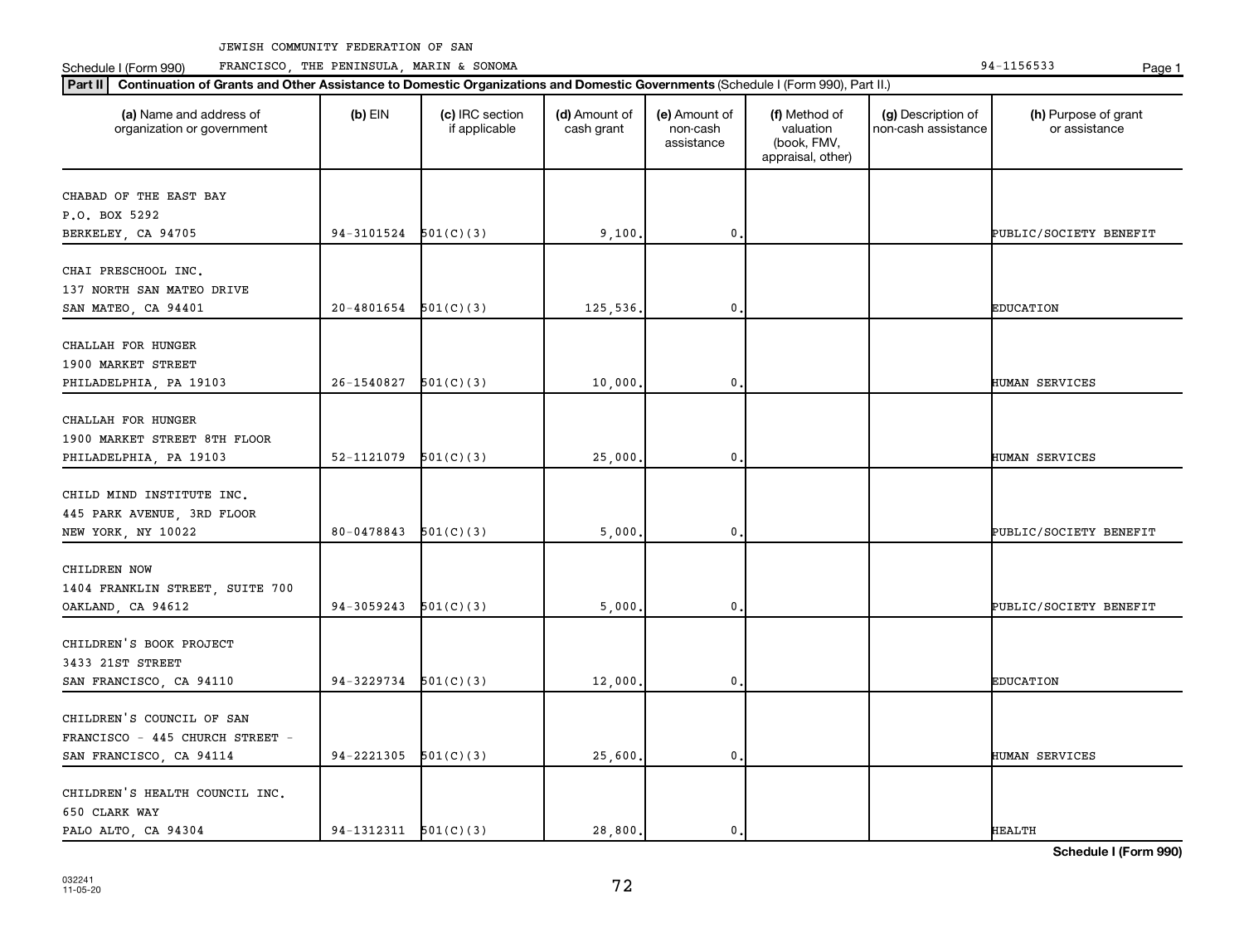JEWISH COMMUNITY FEDERATION OF SAN FRANCISCO, THE PENINSULA, MARIN & SONOMA

Schedule I (Form 990) 94-1156533

**Part II** **Continuation of Grants and Other Assistance to Domestic Organizations and Domestic Governments** (Schedule I (Form 990), Part II.)

| (a) Name and address of organization or government | (b) EIN | (c) IRC section if applicable | (d) Amount of cash grant | (e) Amount of non-cash assistance | (f) Method of valuation (book, FMV, appraisal, other) | (g) Description of non-cash assistance | (h) Purpose of grant or assistance |
|---|---|---|---|---|---|---|---|
| CHABAD OF THE EAST BAY<br>P.O. BOX 5292<br>BERKELEY, CA 94705 | 94-3101524 | 501(C)(3) | 9,100. | 0. | | | PUBLIC/SOCIETY BENEFIT |
| CHAI PRESCHOOL INC.<br>137 NORTH SAN MATEO DRIVE<br>SAN MATEO, CA 94401 | 20-4801654 | 501(C)(3) | 125,536. | 0. | | | EDUCATION |
| CHALLAH FOR HUNGER<br>1900 MARKET STREET<br>PHILADELPHIA, PA 19103 | 26-1540827 | 501(C)(3) | 10,000. | 0. | | | HUMAN SERVICES |
| CHALLAH FOR HUNGER<br>1900 MARKET STREET 8TH FLOOR<br>PHILADELPHIA, PA 19103 | 52-1121079 | 501(C)(3) | 25,000. | 0. | | | HUMAN SERVICES |
| CHILD MIND INSTITUTE INC.<br>445 PARK AVENUE, 3RD FLOOR<br>NEW YORK, NY 10022 | 80-0478843 | 501(C)(3) | 5,000. | 0. | | | PUBLIC/SOCIETY BENEFIT |
| CHILDREN NOW<br>1404 FRANKLIN STREET, SUITE 700<br>OAKLAND, CA 94612 | 94-3059243 | 501(C)(3) | 5,000. | 0. | | | PUBLIC/SOCIETY BENEFIT |
| CHILDREN'S BOOK PROJECT<br>3433 21ST STREET<br>SAN FRANCISCO, CA 94110 | 94-3229734 | 501(C)(3) | 12,000. | 0. | | | EDUCATION |
| CHILDREN'S COUNCIL OF SAN<br>FRANCISCO - 445 CHURCH STREET -<br>SAN FRANCISCO, CA 94114 | 94-2221305 | 501(C)(3) | 25,600. | 0. | | | HUMAN SERVICES |
| CHILDREN'S HEALTH COUNCIL INC.<br>650 CLARK WAY<br>PALO ALTO, CA 94304 | 94-1312311 | 501(C)(3) | 28,800. | 0. | | | HEALTH |

Schedule I (Form 990)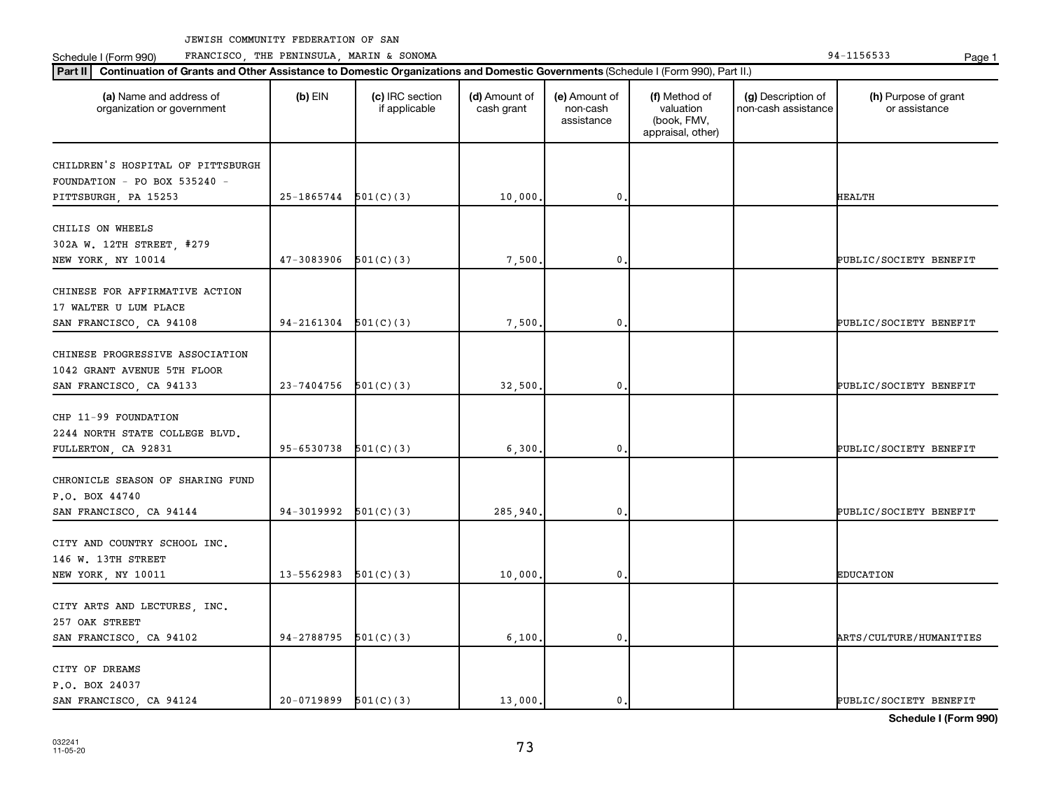JEWISH COMMUNITY FEDERATION OF SAN FRANCISCO, THE PENINSULA, MARIN & SONOMA

94-1156533

Schedule I (Form 990)

**Part II** **Continuation of Grants and Other Assistance to Domestic Organizations and Domestic Governments** (Schedule I (Form 990), Part II.)

| (a) Name and address of organization or government | (b) EIN | (c) IRC section if applicable | (d) Amount of cash grant | (e) Amount of non-cash assistance | (f) Method of valuation (book, FMV, appraisal, other) | (g) Description of non-cash assistance | (h) Purpose of grant or assistance |
|---|---|---|---|---|---|---|---|
| CHILDREN'S HOSPITAL OF PITTSBURGH FOUNDATION - PO BOX 535240 - PITTSBURGH, PA 15253 | 25-1865744 | 501(C)(3) | 10,000. | 0. | | | HEALTH |
| CHILIS ON WHEELS 302A W. 12TH STREET, #279 NEW YORK, NY 10014 | 47-3083906 | 501(C)(3) | 7,500. | 0. | | | PUBLIC/SOCIETY BENEFIT |
| CHINESE FOR AFFIRMATIVE ACTION 17 WALTER U LUM PLACE SAN FRANCISCO, CA 94108 | 94-2161304 | 501(C)(3) | 7,500. | 0. | | | PUBLIC/SOCIETY BENEFIT |
| CHINESE PROGRESSIVE ASSOCIATION 1042 GRANT AVENUE 5TH FLOOR SAN FRANCISCO, CA 94133 | 23-7404756 | 501(C)(3) | 32,500. | 0. | | | PUBLIC/SOCIETY BENEFIT |
| CHP 11-99 FOUNDATION 2244 NORTH STATE COLLEGE BLVD. FULLERTON, CA 92831 | 95-6530738 | 501(C)(3) | 6,300. | 0. | | | PUBLIC/SOCIETY BENEFIT |
| CHRONICLE SEASON OF SHARING FUND P.O. BOX 44740 SAN FRANCISCO, CA 94144 | 94-3019992 | 501(C)(3) | 285,940. | 0. | | | PUBLIC/SOCIETY BENEFIT |
| CITY AND COUNTRY SCHOOL INC. 146 W. 13TH STREET NEW YORK, NY 10011 | 13-5562983 | 501(C)(3) | 10,000. | 0. | | | EDUCATION |
| CITY ARTS AND LECTURES, INC. 257 OAK STREET SAN FRANCISCO, CA 94102 | 94-2788795 | 501(C)(3) | 6,100. | 0. | | | ARTS/CULTURE/HUMANITIES |
| CITY OF DREAMS P.O. BOX 24037 SAN FRANCISCO, CA 94124 | 20-0719899 | 501(C)(3) | 13,000. | 0. | | | PUBLIC/SOCIETY BENEFIT |

**Schedule I (Form 990)**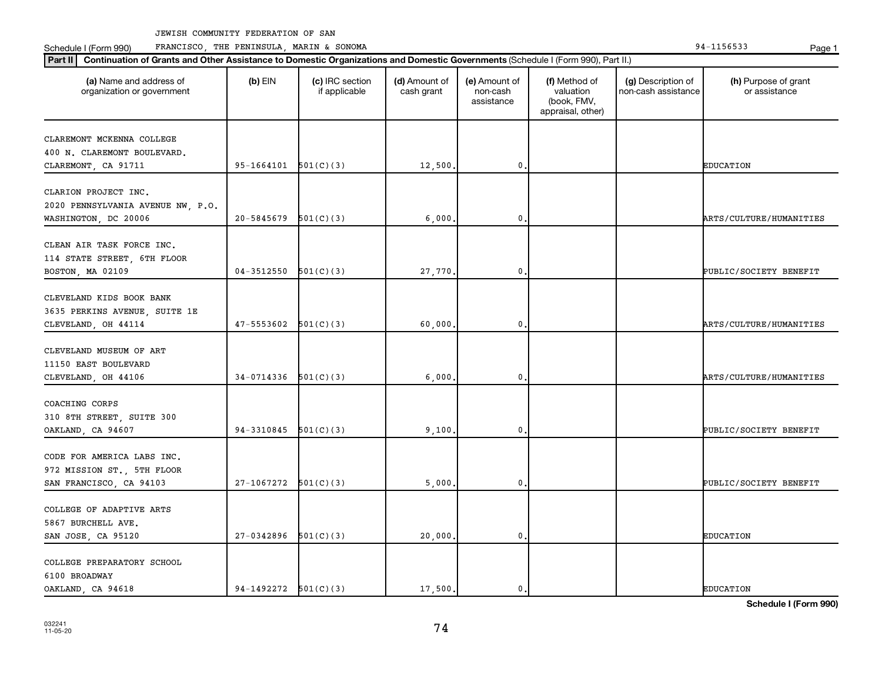JEWISH COMMUNITY FEDERATION OF SAN FRANCISCO, THE PENINSULA, MARIN & SONOMA 94-1156533

Schedule I (Form 990)

**Part II Continuation of Grants and Other Assistance to Domestic Organizations and Domestic Governments** (Schedule I (Form 990), Part II.)

| (a) Name and address of organization or government | (b) EIN | (c) IRC section if applicable | (d) Amount of cash grant | (e) Amount of non-cash assistance | (f) Method of valuation (book, FMV, appraisal, other) | (g) Description of non-cash assistance | (h) Purpose of grant or assistance |
|---|---|---|---|---|---|---|---|
| CLAREMONT MCKENNA COLLEGE 400 N. CLAREMONT BOULEVARD. CLAREMONT, CA 91711 | 95-1664101 | 501(C)(3) | 12,500. | 0. | | | EDUCATION |
| CLARION PROJECT INC. 2020 PENNSYLVANIA AVENUE NW, P.O. WASHINGTON, DC 20006 | 20-5845679 | 501(C)(3) | 6,000. | 0. | | | ARTS/CULTURE/HUMANITIES |
| CLEAN AIR TASK FORCE INC. 114 STATE STREET, 6TH FLOOR BOSTON, MA 02109 | 04-3512550 | 501(C)(3) | 27,770. | 0. | | | PUBLIC/SOCIETY BENEFIT |
| CLEVELAND KIDS BOOK BANK 3635 PERKINS AVENUE, SUITE 1E CLEVELAND, OH 44114 | 47-5553602 | 501(C)(3) | 60,000. | 0. | | | ARTS/CULTURE/HUMANITIES |
| CLEVELAND MUSEUM OF ART 11150 EAST BOULEVARD CLEVELAND, OH 44106 | 34-0714336 | 501(C)(3) | 6,000. | 0. | | | ARTS/CULTURE/HUMANITIES |
| COACHING CORPS 310 8TH STREET, SUITE 300 OAKLAND, CA 94607 | 94-3310845 | 501(C)(3) | 9,100. | 0. | | | PUBLIC/SOCIETY BENEFIT |
| CODE FOR AMERICA LABS INC. 972 MISSION ST., 5TH FLOOR SAN FRANCISCO, CA 94103 | 27-1067272 | 501(C)(3) | 5,000. | 0. | | | PUBLIC/SOCIETY BENEFIT |
| COLLEGE OF ADAPTIVE ARTS 5867 BURCHELL AVE. SAN JOSE, CA 95120 | 27-0342896 | 501(C)(3) | 20,000. | 0. | | | EDUCATION |
| COLLEGE PREPARATORY SCHOOL 6100 BROADWAY OAKLAND, CA 94618 | 94-1492272 | 501(C)(3) | 17,500. | 0. | | | EDUCATION |

**Schedule I (Form 990)**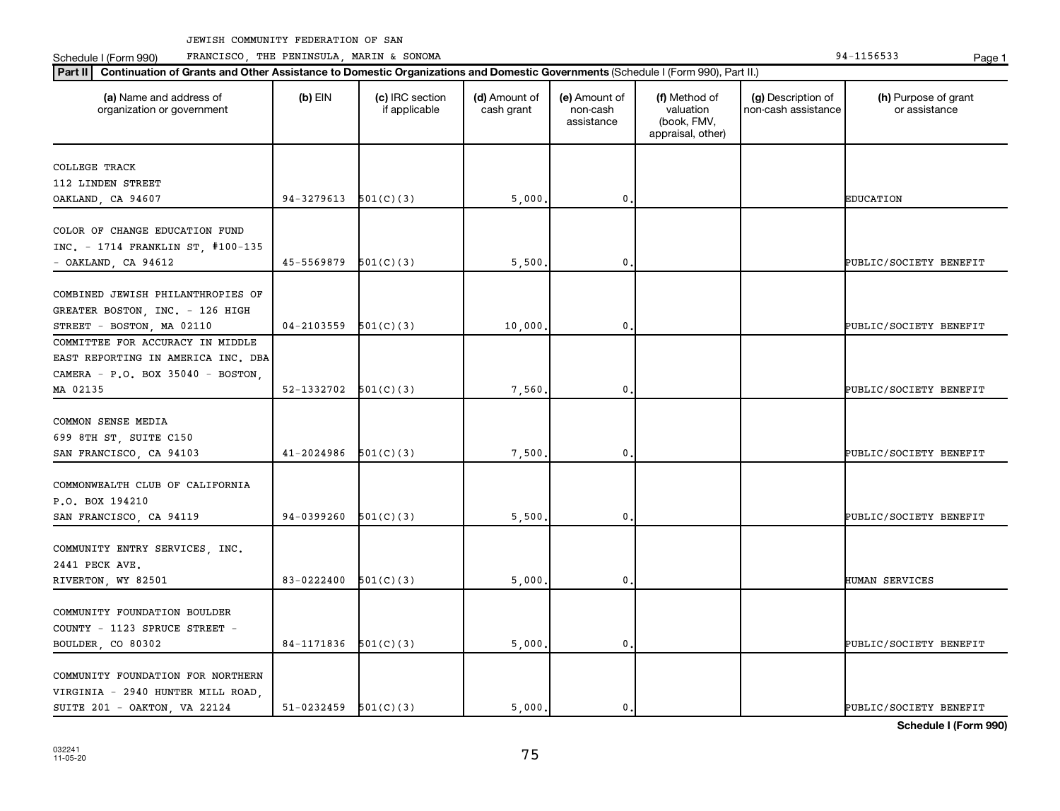JEWISH COMMUNITY FEDERATION OF SAN FRANCISCO, THE PENINSULA, MARIN & SONOMA

Schedule I (Form 990) 94-1156533

**Part II** **Continuation of Grants and Other Assistance to Domestic Organizations and Domestic Governments** (Schedule I (Form 990), Part II.)

| (a) Name and address of organization or government | (b) EIN | (c) IRC section if applicable | (d) Amount of cash grant | (e) Amount of non-cash assistance | (f) Method of valuation (book, FMV, appraisal, other) | (g) Description of non-cash assistance | (h) Purpose of grant or assistance |
|---|---|---|---|---|---|---|---|
| COLLEGE TRACK 112 LINDEN STREET OAKLAND, CA 94607 | 94-3279613 | 501(C)(3) | 5,000. | 0. | | | EDUCATION |
| COLOR OF CHANGE EDUCATION FUND INC. - 1714 FRANKLIN ST, #100-135 - OAKLAND, CA 94612 | 45-5569879 | 501(C)(3) | 5,500. | 0. | | | PUBLIC/SOCIETY BENEFIT |
| COMBINED JEWISH PHILANTHROPIES OF GREATER BOSTON, INC. - 126 HIGH STREET - BOSTON, MA 02110 | 04-2103559 | 501(C)(3) | 10,000. | 0. | | | PUBLIC/SOCIETY BENEFIT |
| COMMITTEE FOR ACCURACY IN MIDDLE EAST REPORTING IN AMERICA INC. DBA CAMERA - P.O. BOX 35040 - BOSTON, MA 02135 | 52-1332702 | 501(C)(3) | 7,560. | 0. | | | PUBLIC/SOCIETY BENEFIT |
| COMMON SENSE MEDIA 699 8TH ST, SUITE C150 SAN FRANCISCO, CA 94103 | 41-2024986 | 501(C)(3) | 7,500. | 0. | | | PUBLIC/SOCIETY BENEFIT |
| COMMONWEALTH CLUB OF CALIFORNIA P.O. BOX 194210 SAN FRANCISCO, CA 94119 | 94-0399260 | 501(C)(3) | 5,500. | 0. | | | PUBLIC/SOCIETY BENEFIT |
| COMMUNITY ENTRY SERVICES, INC. 2441 PECK AVE. RIVERTON, WY 82501 | 83-0222400 | 501(C)(3) | 5,000. | 0. | | | HUMAN SERVICES |
| COMMUNITY FOUNDATION BOULDER COUNTY - 1123 SPRUCE STREET - BOULDER, CO 80302 | 84-1171836 | 501(C)(3) | 5,000. | 0. | | | PUBLIC/SOCIETY BENEFIT |
| COMMUNITY FOUNDATION FOR NORTHERN VIRGINIA - 2940 HUNTER MILL ROAD, SUITE 201 - OAKTON, VA 22124 | 51-0232459 | 501(C)(3) | 5,000. | 0. | | | PUBLIC/SOCIETY BENEFIT |

Schedule I (Form 990)

032241 11-05-20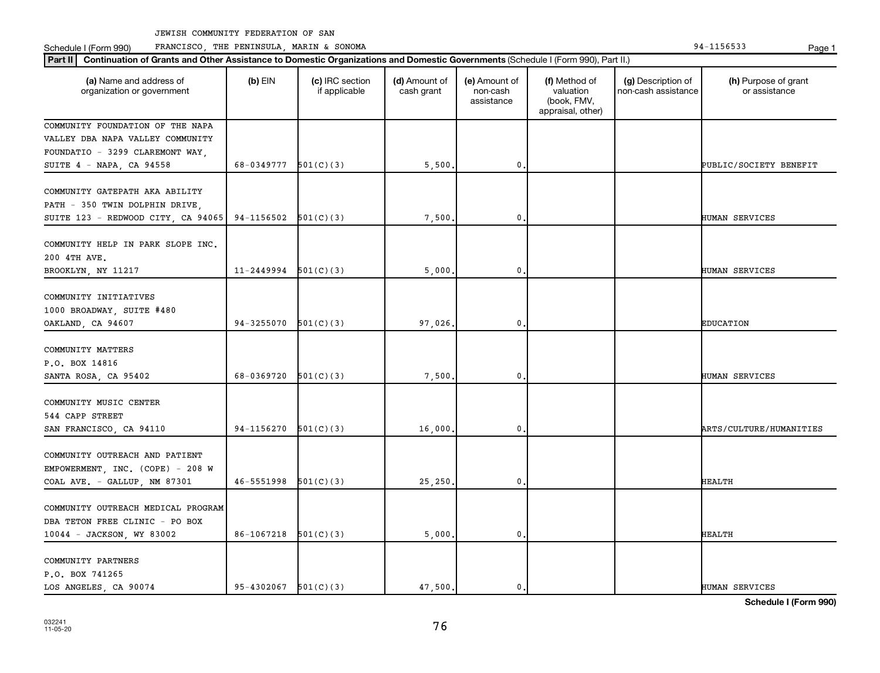JEWISH COMMUNITY FEDERATION OF SAN FRANCISCO, THE PENINSULA, MARIN & SONOMA 94-1156533

Schedule I (Form 990)

**Part II** **Continuation of Grants and Other Assistance to Domestic Organizations and Domestic Governments** (Schedule I (Form 990), Part II.)

| (a) Name and address of organization or government | (b) EIN | (c) IRC section if applicable | (d) Amount of cash grant | (e) Amount of non-cash assistance | (f) Method of valuation (book, FMV, appraisal, other) | (g) Description of non-cash assistance | (h) Purpose of grant or assistance |
|---|---|---|---|---|---|---|---|
| COMMUNITY FOUNDATION OF THE NAPA VALLEY DBA NAPA VALLEY COMMUNITY FOUNDATIO - 3299 CLAREMONT WAY, SUITE 4 - NAPA, CA 94558 | 68-0349777 | 501(C)(3) | 5,500. | 0. | | | PUBLIC/SOCIETY BENEFIT |
| COMMUNITY GATEPATH AKA ABILITY PATH - 350 TWIN DOLPHIN DRIVE, SUITE 123 - REDWOOD CITY, CA 94065 | 94-1156502 | 501(C)(3) | 7,500. | 0. | | | HUMAN SERVICES |
| COMMUNITY HELP IN PARK SLOPE INC. 200 4TH AVE. BROOKLYN, NY 11217 | 11-2449994 | 501(C)(3) | 5,000. | 0. | | | HUMAN SERVICES |
| COMMUNITY INITIATIVES 1000 BROADWAY, SUITE #480 OAKLAND, CA 94607 | 94-3255070 | 501(C)(3) | 97,026. | 0. | | | EDUCATION |
| COMMUNITY MATTERS P.O. BOX 14816 SANTA ROSA, CA 95402 | 68-0369720 | 501(C)(3) | 7,500. | 0. | | | HUMAN SERVICES |
| COMMUNITY MUSIC CENTER 544 CAPP STREET SAN FRANCISCO, CA 94110 | 94-1156270 | 501(C)(3) | 16,000. | 0. | | | ARTS/CULTURE/HUMANITIES |
| COMMUNITY OUTREACH AND PATIENT EMPOWERMENT, INC. (COPE) - 208 W COAL AVE. - GALLUP, NM 87301 | 46-5551998 | 501(C)(3) | 25,250. | 0. | | | HEALTH |
| COMMUNITY OUTREACH MEDICAL PROGRAM DBA TETON FREE CLINIC - PO BOX 10044 - JACKSON, WY 83002 | 86-1067218 | 501(C)(3) | 5,000. | 0. | | | HEALTH |
| COMMUNITY PARTNERS P.O. BOX 741265 LOS ANGELES, CA 90074 | 95-4302067 | 501(C)(3) | 47,500. | 0. | | | HUMAN SERVICES |

**Schedule I (Form 990)**

032241 11-05-20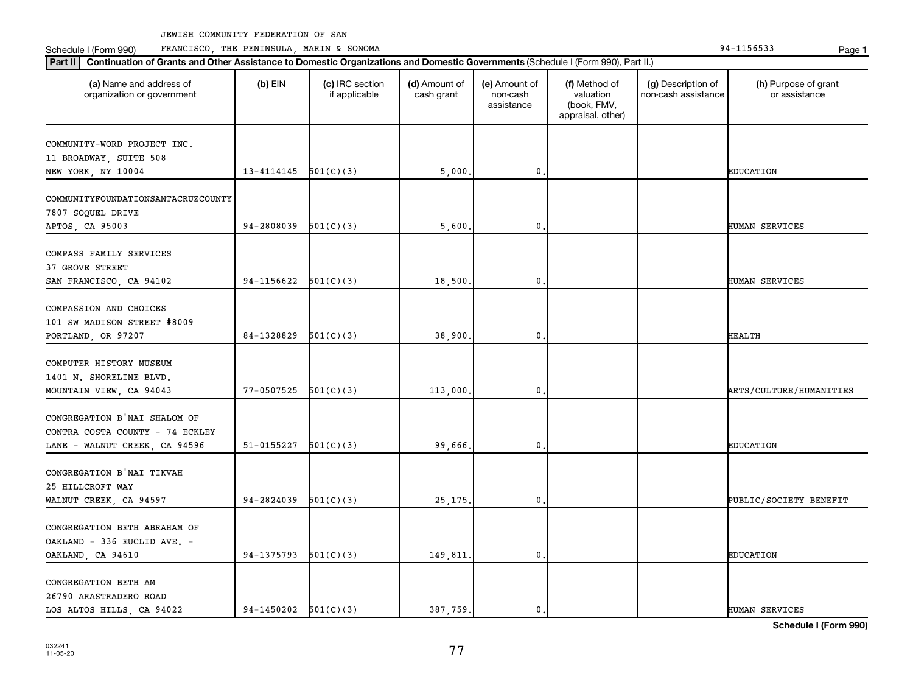JEWISH COMMUNITY FEDERATION OF SAN

Schedule I (Form 990) FRANCISCO, THE PENINSULA, MARIN & SONOMA 94-1156533 Page 1

**Part II** **Continuation of Grants and Other Assistance to Domestic Organizations and Domestic Governments** (Schedule I (Form 990), Part II.)

| (a) Name and address of organization or government | (b) EIN | (c) IRC section if applicable | (d) Amount of cash grant | (e) Amount of non-cash assistance | (f) Method of valuation (book, FMV, appraisal, other) | (g) Description of non-cash assistance | (h) Purpose of grant or assistance |
|---|---|---|---|---|---|---|---|
| COMMUNITY-WORD PROJECT INC.<br>11 BROADWAY, SUITE 508<br>NEW YORK, NY 10004 | 13-4114145 | 501(C)(3) | 5,000. | 0. | | | EDUCATION |
| COMMUNITYFOUNDATIONSANTACRUZCOUNTY<br>7807 SOQUEL DRIVE<br>APTOS, CA 95003 | 94-2808039 | 501(C)(3) | 5,600. | 0. | | | HUMAN SERVICES |
| COMPASS FAMILY SERVICES<br>37 GROVE STREET<br>SAN FRANCISCO, CA 94102 | 94-1156622 | 501(C)(3) | 18,500. | 0. | | | HUMAN SERVICES |
| COMPASSION AND CHOICES<br>101 SW MADISON STREET #8009<br>PORTLAND, OR 97207 | 84-1328829 | 501(C)(3) | 38,900. | 0. | | | HEALTH |
| COMPUTER HISTORY MUSEUM<br>1401 N. SHORELINE BLVD.<br>MOUNTAIN VIEW, CA 94043 | 77-0507525 | 501(C)(3) | 113,000. | 0. | | | ARTS/CULTURE/HUMANITIES |
| CONGREGATION B'NAI SHALOM OF<br>CONTRA COSTA COUNTY - 74 ECKLEY<br>LANE - WALNUT CREEK, CA 94596 | 51-0155227 | 501(C)(3) | 99,666. | 0. | | | EDUCATION |
| CONGREGATION B'NAI TIKVAH<br>25 HILLCROFT WAY<br>WALNUT CREEK, CA 94597 | 94-2824039 | 501(C)(3) | 25,175. | 0. | | | PUBLIC/SOCIETY BENEFIT |
| CONGREGATION BETH ABRAHAM OF<br>OAKLAND - 336 EUCLID AVE. -<br>OAKLAND, CA 94610 | 94-1375793 | 501(C)(3) | 149,811. | 0. | | | EDUCATION |
| CONGREGATION BETH AM<br>26790 ARASTRADERO ROAD<br>LOS ALTOS HILLS, CA 94022 | 94-1450202 | 501(C)(3) | 387,759. | 0. | | | HUMAN SERVICES |

**Schedule I (Form 990)**

032241
11-05-20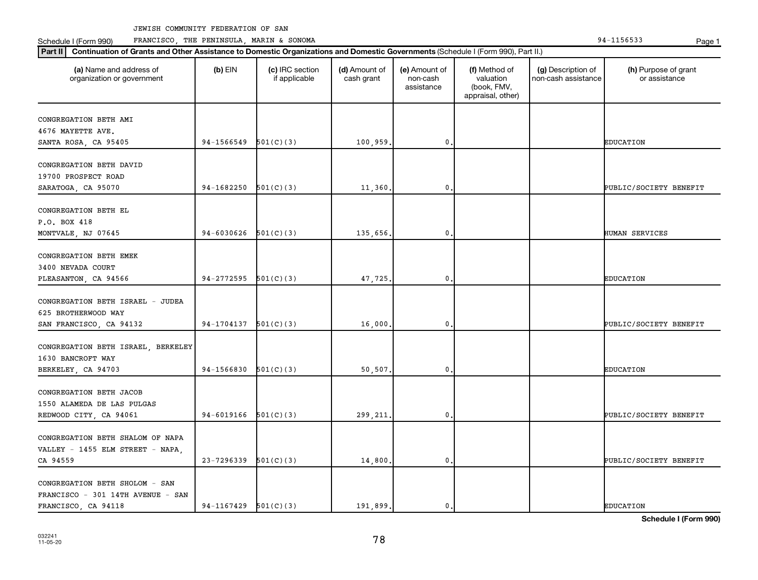JEWISH COMMUNITY FEDERATION OF SAN FRANCISCO, THE PENINSULA, MARIN & SONOMA

Schedule I (Form 990) 94-1156533

**Part II** **Continuation of Grants and Other Assistance to Domestic Organizations and Domestic Governments** (Schedule I (Form 990), Part II.)

| (a) Name and address of organization or government | (b) EIN | (c) IRC section if applicable | (d) Amount of cash grant | (e) Amount of non-cash assistance | (f) Method of valuation (book, FMV, appraisal, other) | (g) Description of non-cash assistance | (h) Purpose of grant or assistance |
|---|---|---|---|---|---|---|---|
| CONGREGATION BETH AMI 4676 MAYETTE AVE. SANTA ROSA, CA 95405 | 94-1566549 | 501(C)(3) | 100,959. | 0. | | | EDUCATION |
| CONGREGATION BETH DAVID 19700 PROSPECT ROAD SARATOGA, CA 95070 | 94-1682250 | 501(C)(3) | 11,360. | 0. | | | PUBLIC/SOCIETY BENEFIT |
| CONGREGATION BETH EL P.O. BOX 418 MONTVALE, NJ 07645 | 94-6030626 | 501(C)(3) | 135,656. | 0. | | | HUMAN SERVICES |
| CONGREGATION BETH EMEK 3400 NEVADA COURT PLEASANTON, CA 94566 | 94-2772595 | 501(C)(3) | 47,725. | 0. | | | EDUCATION |
| CONGREGATION BETH ISRAEL - JUDEA 625 BROTHERWOOD WAY SAN FRANCISCO, CA 94132 | 94-1704137 | 501(C)(3) | 16,000. | 0. | | | PUBLIC/SOCIETY BENEFIT |
| CONGREGATION BETH ISRAEL, BERKELEY 1630 BANCROFT WAY BERKELEY, CA 94703 | 94-1566830 | 501(C)(3) | 50,507. | 0. | | | EDUCATION |
| CONGREGATION BETH JACOB 1550 ALAMEDA DE LAS PULGAS REDWOOD CITY, CA 94061 | 94-6019166 | 501(C)(3) | 299,211. | 0. | | | PUBLIC/SOCIETY BENEFIT |
| CONGREGATION BETH SHALOM OF NAPA VALLEY - 1455 ELM STREET - NAPA, CA 94559 | 23-7296339 | 501(C)(3) | 14,800. | 0. | | | PUBLIC/SOCIETY BENEFIT |
| CONGREGATION BETH SHOLOM - SAN FRANCISCO - 301 14TH AVENUE - SAN FRANCISCO, CA 94118 | 94-1167429 | 501(C)(3) | 191,899. | 0. | | | EDUCATION |

**Schedule I (Form 990)**

032241 11-05-20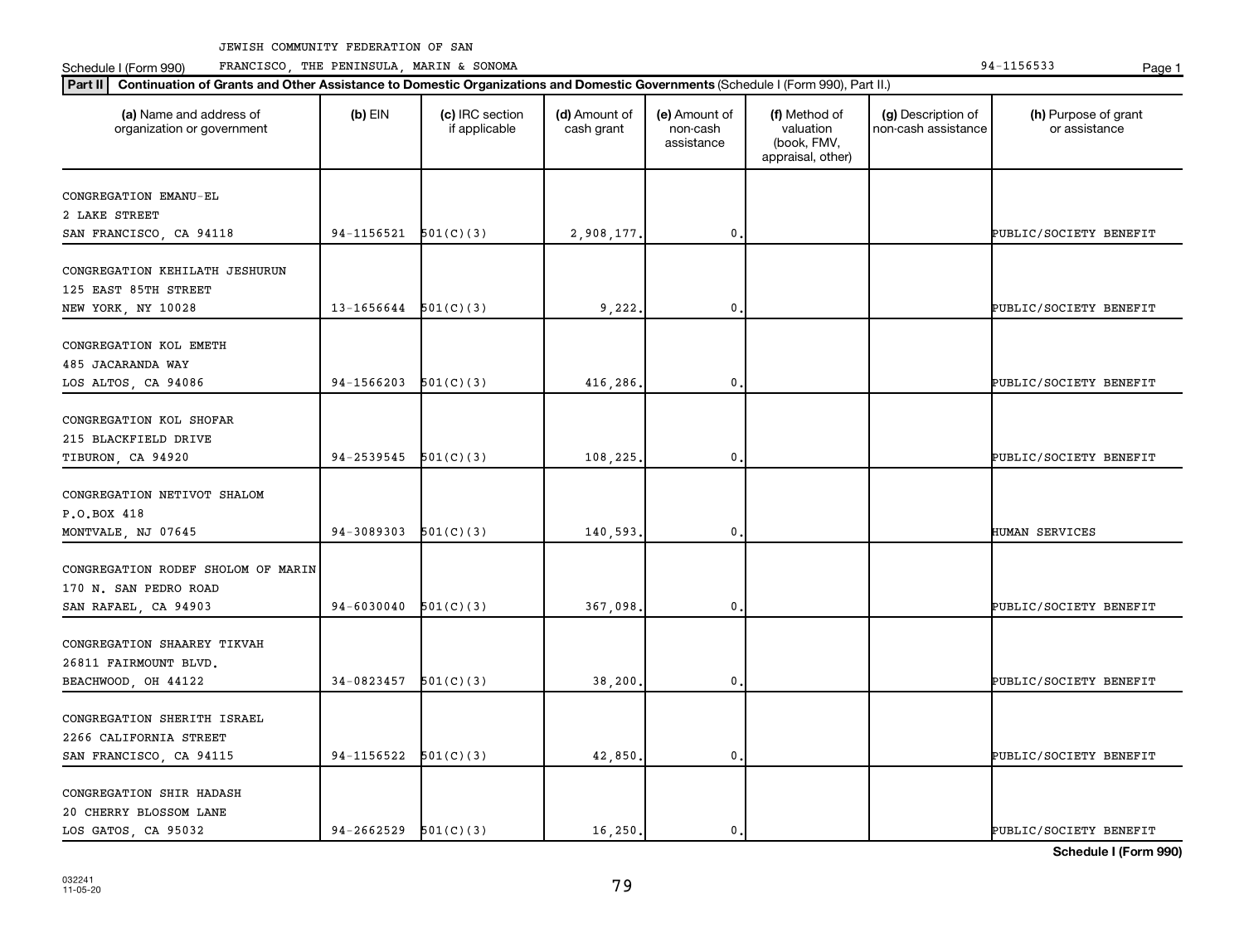JEWISH COMMUNITY FEDERATION OF SAN FRANCISCO, THE PENINSULA, MARIN & SONOMA

Schedule I (Form 990) 94-1156533

**Part II** **Continuation of Grants and Other Assistance to Domestic Organizations and Domestic Governments** (Schedule I (Form 990), Part II.)

| (a) Name and address of organization or government | (b) EIN | (c) IRC section if applicable | (d) Amount of cash grant | (e) Amount of non-cash assistance | (f) Method of valuation (book, FMV, appraisal, other) | (g) Description of non-cash assistance | (h) Purpose of grant or assistance |
|---|---|---|---|---|---|---|---|
| CONGREGATION EMANU-EL<br>2 LAKE STREET<br>SAN FRANCISCO, CA 94118 | 94-1156521 | 501(C)(3) | 2,908,177. | 0. | | | PUBLIC/SOCIETY BENEFIT |
| CONGREGATION KEHILATH JESHURUN<br>125 EAST 85TH STREET<br>NEW YORK, NY 10028 | 13-1656644 | 501(C)(3) | 9,222. | 0. | | | PUBLIC/SOCIETY BENEFIT |
| CONGREGATION KOL EMETH<br>485 JACARANDA WAY<br>LOS ALTOS, CA 94086 | 94-1566203 | 501(C)(3) | 416,286. | 0. | | | PUBLIC/SOCIETY BENEFIT |
| CONGREGATION KOL SHOFAR<br>215 BLACKFIELD DRIVE<br>TIBURON, CA 94920 | 94-2539545 | 501(C)(3) | 108,225. | 0. | | | PUBLIC/SOCIETY BENEFIT |
| CONGREGATION NETIVOT SHALOM<br>P.O.BOX 418<br>MONTVALE, NJ 07645 | 94-3089303 | 501(C)(3) | 140,593. | 0. | | | HUMAN SERVICES |
| CONGREGATION RODEF SHOLOM OF MARIN<br>170 N. SAN PEDRO ROAD<br>SAN RAFAEL, CA 94903 | 94-6030040 | 501(C)(3) | 367,098. | 0. | | | PUBLIC/SOCIETY BENEFIT |
| CONGREGATION SHAAREY TIKVAH<br>26811 FAIRMOUNT BLVD.<br>BEACHWOOD, OH 44122 | 34-0823457 | 501(C)(3) | 38,200. | 0. | | | PUBLIC/SOCIETY BENEFIT |
| CONGREGATION SHERITH ISRAEL<br>2266 CALIFORNIA STREET<br>SAN FRANCISCO, CA 94115 | 94-1156522 | 501(C)(3) | 42,850. | 0. | | | PUBLIC/SOCIETY BENEFIT |
| CONGREGATION SHIR HADASH<br>20 CHERRY BLOSSOM LANE<br>LOS GATOS, CA 95032 | 94-2662529 | 501(C)(3) | 16,250. | 0. | | | PUBLIC/SOCIETY BENEFIT |

**Schedule I (Form 990)**

032241 11-05-20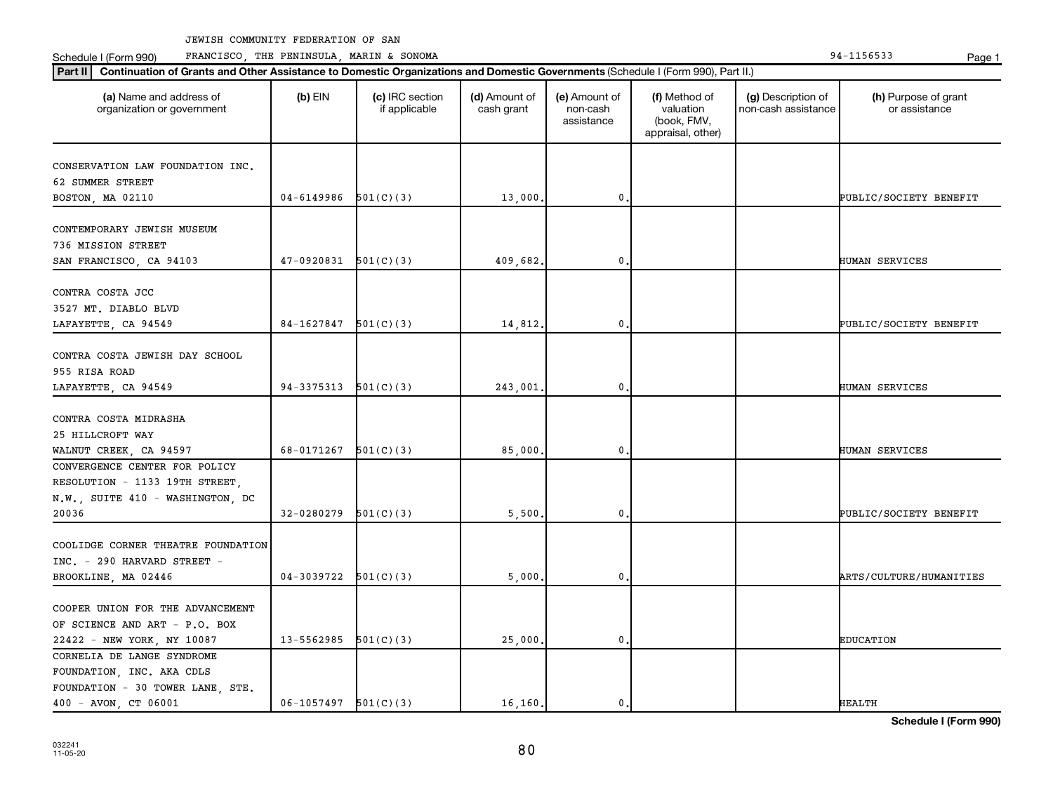JEWISH COMMUNITY FEDERATION OF SAN

Schedule I (Form 990) FRANCISCO, THE PENINSULA, MARIN & SONOMA 94-1156533

**Part II** **Continuation of Grants and Other Assistance to Domestic Organizations and Domestic Governments** (Schedule I (Form 990), Part II.)

| (a) Name and address of organization or government | (b) EIN | (c) IRC section if applicable | (d) Amount of cash grant | (e) Amount of non-cash assistance | (f) Method of valuation (book, FMV, appraisal, other) | (g) Description of non-cash assistance | (h) Purpose of grant or assistance |
|---|---|---|---|---|---|---|---|
| CONSERVATION LAW FOUNDATION INC. 62 SUMMER STREET BOSTON, MA 02110 | 04-6149986 | 501(C)(3) | 13,000. | 0. | | | PUBLIC/SOCIETY BENEFIT |
| CONTEMPORARY JEWISH MUSEUM 736 MISSION STREET SAN FRANCISCO, CA 94103 | 47-0920831 | 501(C)(3) | 409,682. | 0. | | | HUMAN SERVICES |
| CONTRA COSTA JCC 3527 MT. DIABLO BLVD LAFAYETTE, CA 94549 | 84-1627847 | 501(C)(3) | 14,812. | 0. | | | PUBLIC/SOCIETY BENEFIT |
| CONTRA COSTA JEWISH DAY SCHOOL 955 RISA ROAD LAFAYETTE, CA 94549 | 94-3375313 | 501(C)(3) | 243,001. | 0. | | | HUMAN SERVICES |
| CONTRA COSTA MIDRASHA 25 HILLCROFT WAY WALNUT CREEK, CA 94597 | 68-0171267 | 501(C)(3) | 85,000. | 0. | | | HUMAN SERVICES |
| CONVERGENCE CENTER FOR POLICY RESOLUTION - 1133 19TH STREET, N.W., SUITE 410 - WASHINGTON, DC 20036 | 32-0280279 | 501(C)(3) | 5,500. | 0. | | | PUBLIC/SOCIETY BENEFIT |
| COOLIDGE CORNER THEATRE FOUNDATION INC. - 290 HARVARD STREET - BROOKLINE, MA 02446 | 04-3039722 | 501(C)(3) | 5,000. | 0. | | | ARTS/CULTURE/HUMANITIES |
| COOPER UNION FOR THE ADVANCEMENT OF SCIENCE AND ART - P.O. BOX 22422 - NEW YORK, NY 10087 | 13-5562985 | 501(C)(3) | 25,000. | 0. | | | EDUCATION |
| CORNELIA DE LANGE SYNDROME FOUNDATION, INC. AKA CDLS FOUNDATION - 30 TOWER LANE, STE. 400 - AVON, CT 06001 | 06-1057497 | 501(C)(3) | 16,160. | 0. | | | HEALTH |

**Schedule I (Form 990)**

032241
11-05-20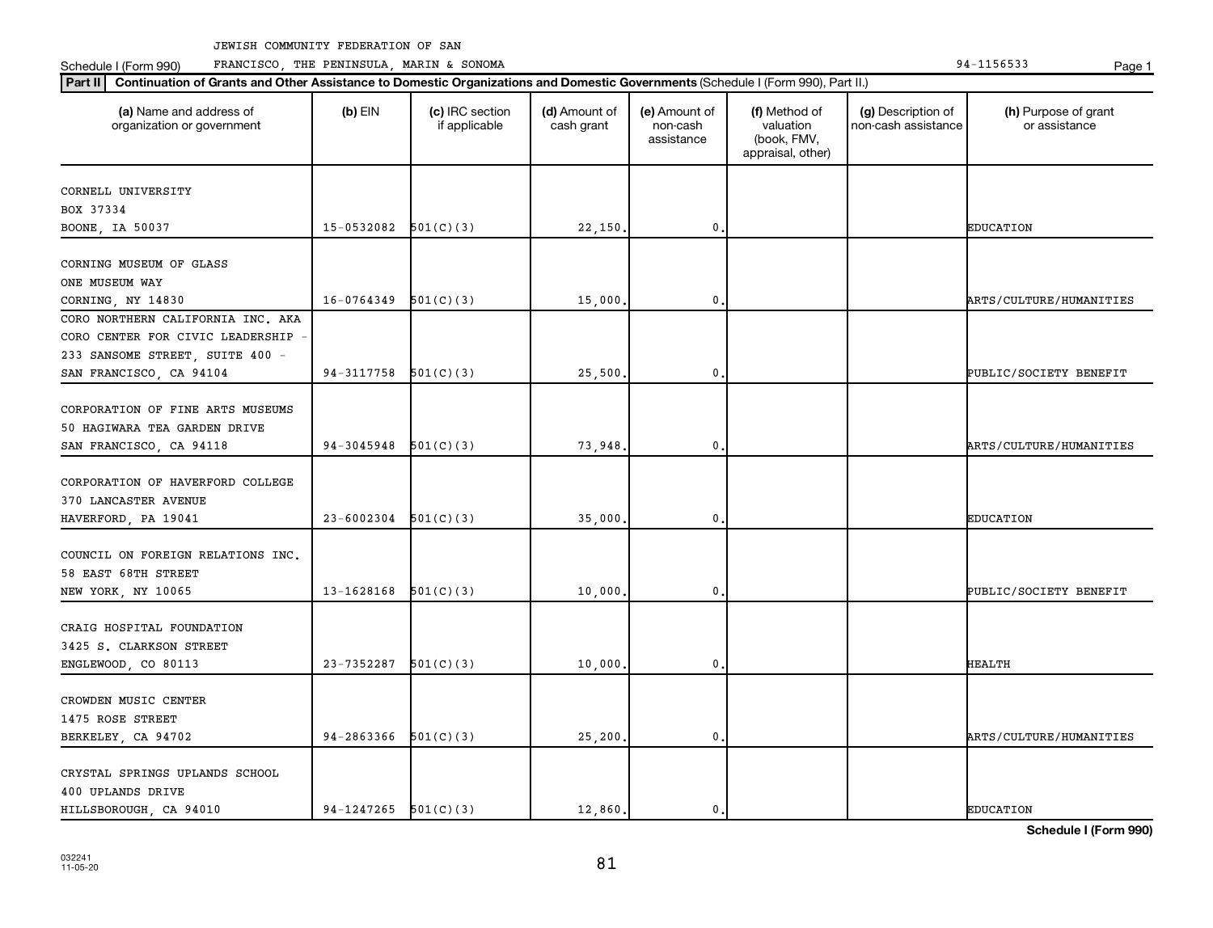JEWISH COMMUNITY FEDERATION OF SAN FRANCISCO, THE PENINSULA, MARIN & SONOMA

Schedule I (Form 990) 94-1156533

**Part II** **Continuation of Grants and Other Assistance to Domestic Organizations and Domestic Governments** (Schedule I (Form 990), Part II.)

| (a) Name and address of organization or government | (b) EIN | (c) IRC section if applicable | (d) Amount of cash grant | (e) Amount of non-cash assistance | (f) Method of valuation (book, FMV, appraisal, other) | (g) Description of non-cash assistance | (h) Purpose of grant or assistance |
|---|---|---|---|---|---|---|---|
| CORNELL UNIVERSITY<br>BOX 37334<br>BOONE, IA 50037 | 15-0532082 | 501(C)(3) | 22,150. | 0. | | | EDUCATION |
| CORNING MUSEUM OF GLASS<br>ONE MUSEUM WAY<br>CORNING, NY 14830 | 16-0764349 | 501(C)(3) | 15,000. | 0. | | | ARTS/CULTURE/HUMANITIES |
| CORO NORTHERN CALIFORNIA INC. AKA CORO CENTER FOR CIVIC LEADERSHIP - 233 SANSOME STREET, SUITE 400 - SAN FRANCISCO, CA 94104 | 94-3117758 | 501(C)(3) | 25,500. | 0. | | | PUBLIC/SOCIETY BENEFIT |
| CORPORATION OF FINE ARTS MUSEUMS<br>50 HAGIWARA TEA GARDEN DRIVE<br>SAN FRANCISCO, CA 94118 | 94-3045948 | 501(C)(3) | 73,948. | 0. | | | ARTS/CULTURE/HUMANITIES |
| CORPORATION OF HAVERFORD COLLEGE<br>370 LANCASTER AVENUE<br>HAVERFORD, PA 19041 | 23-6002304 | 501(C)(3) | 35,000. | 0. | | | EDUCATION |
| COUNCIL ON FOREIGN RELATIONS INC.<br>58 EAST 68TH STREET<br>NEW YORK, NY 10065 | 13-1628168 | 501(C)(3) | 10,000. | 0. | | | PUBLIC/SOCIETY BENEFIT |
| CRAIG HOSPITAL FOUNDATION<br>3425 S. CLARKSON STREET<br>ENGLEWOOD, CO 80113 | 23-7352287 | 501(C)(3) | 10,000. | 0. | | | HEALTH |
| CROWDEN MUSIC CENTER<br>1475 ROSE STREET<br>BERKELEY, CA 94702 | 94-2863366 | 501(C)(3) | 25,200. | 0. | | | ARTS/CULTURE/HUMANITIES |
| CRYSTAL SPRINGS UPLANDS SCHOOL<br>400 UPLANDS DRIVE<br>HILLSBOROUGH, CA 94010 | 94-1247265 | 501(C)(3) | 12,860. | 0. | | | EDUCATION |

**Schedule I (Form 990)**

032241 11-05-20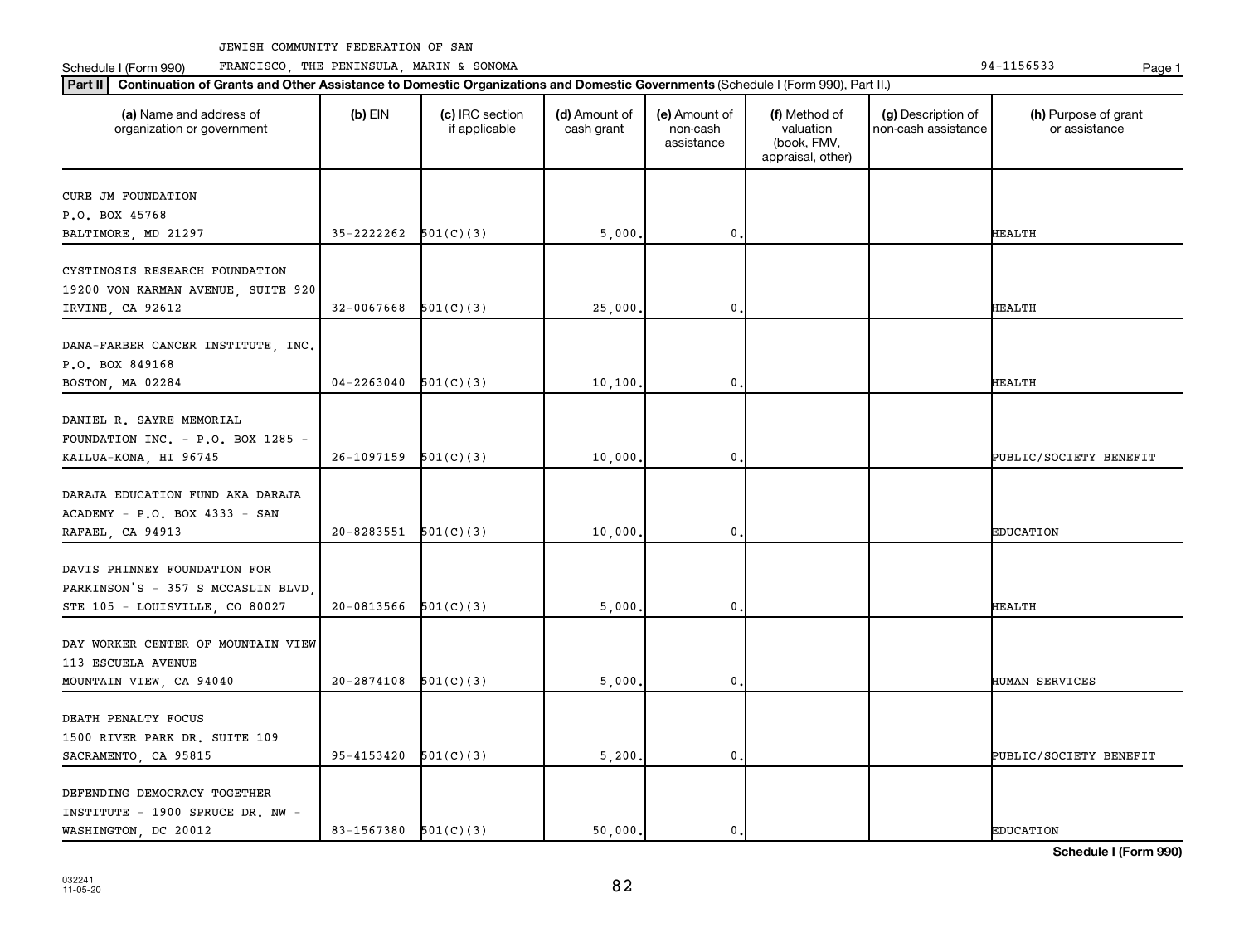JEWISH COMMUNITY FEDERATION OF SAN FRANCISCO, THE PENINSULA, MARIN & SONOMA

Schedule I (Form 990) 94-1156533

**Part II** **Continuation of Grants and Other Assistance to Domestic Organizations and Domestic Governments** (Schedule I (Form 990), Part II.)

| (a) Name and address of organization or government | (b) EIN | (c) IRC section if applicable | (d) Amount of cash grant | (e) Amount of non-cash assistance | (f) Method of valuation (book, FMV, appraisal, other) | (g) Description of non-cash assistance | (h) Purpose of grant or assistance |
|---|---|---|---|---|---|---|---|
| CURE JM FOUNDATION P.O. BOX 45768 BALTIMORE, MD 21297 | 35-2222262 | 501(C)(3) | 5,000. | 0. | | | HEALTH |
| CYSTINOSIS RESEARCH FOUNDATION 19200 VON KARMAN AVENUE, SUITE 920 IRVINE, CA 92612 | 32-0067668 | 501(C)(3) | 25,000. | 0. | | | HEALTH |
| DANA-FARBER CANCER INSTITUTE, INC. P.O. BOX 849168 BOSTON, MA 02284 | 04-2263040 | 501(C)(3) | 10,100. | 0. | | | HEALTH |
| DANIEL R. SAYRE MEMORIAL FOUNDATION INC. - P.O. BOX 1285 - KAILUA-KONA, HI 96745 | 26-1097159 | 501(C)(3) | 10,000. | 0. | | | PUBLIC/SOCIETY BENEFIT |
| DARAJA EDUCATION FUND AKA DARAJA ACADEMY - P.O. BOX 4333 - SAN RAFAEL, CA 94913 | 20-8283551 | 501(C)(3) | 10,000. | 0. | | | EDUCATION |
| DAVIS PHINNEY FOUNDATION FOR PARKINSON'S - 357 S MCCASLIN BLVD, STE 105 - LOUISVILLE, CO 80027 | 20-0813566 | 501(C)(3) | 5,000. | 0. | | | HEALTH |
| DAY WORKER CENTER OF MOUNTAIN VIEW 113 ESCUELA AVENUE MOUNTAIN VIEW, CA 94040 | 20-2874108 | 501(C)(3) | 5,000. | 0. | | | HUMAN SERVICES |
| DEATH PENALTY FOCUS 1500 RIVER PARK DR. SUITE 109 SACRAMENTO, CA 95815 | 95-4153420 | 501(C)(3) | 5,200. | 0. | | | PUBLIC/SOCIETY BENEFIT |
| DEFENDING DEMOCRACY TOGETHER INSTITUTE - 1900 SPRUCE DR. NW - WASHINGTON, DC 20012 | 83-1567380 | 501(C)(3) | 50,000. | 0. | | | EDUCATION |

**Schedule I (Form 990)**

032241 11-05-20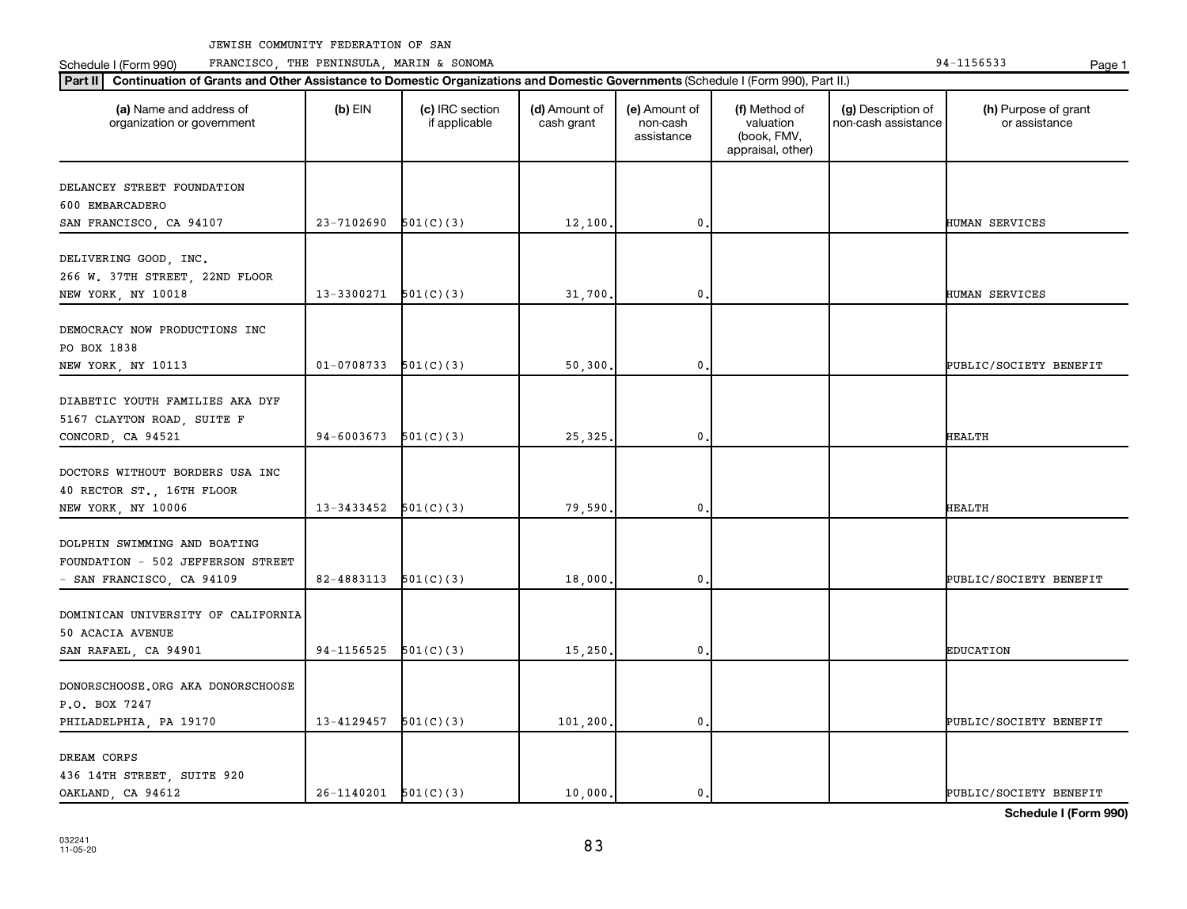JEWISH COMMUNITY FEDERATION OF SAN FRANCISCO, THE PENINSULA, MARIN & SONOMA

Schedule I (Form 990) 94-1156533

**Part II** **Continuation of Grants and Other Assistance to Domestic Organizations and Domestic Governments** (Schedule I (Form 990), Part II.)

| (a) Name and address of organization or government | (b) EIN | (c) IRC section if applicable | (d) Amount of cash grant | (e) Amount of non-cash assistance | (f) Method of valuation (book, FMV, appraisal, other) | (g) Description of non-cash assistance | (h) Purpose of grant or assistance |
|---|---|---|---|---|---|---|---|
| DELANCEY STREET FOUNDATION 600 EMBARCADERO SAN FRANCISCO, CA 94107 | 23-7102690 | 501(C)(3) | 12,100. | 0. | | | HUMAN SERVICES |
| DELIVERING GOOD, INC. 266 W. 37TH STREET, 22ND FLOOR NEW YORK, NY 10018 | 13-3300271 | 501(C)(3) | 31,700. | 0. | | | HUMAN SERVICES |
| DEMOCRACY NOW PRODUCTIONS INC PO BOX 1838 NEW YORK, NY 10113 | 01-0708733 | 501(C)(3) | 50,300. | 0. | | | PUBLIC/SOCIETY BENEFIT |
| DIABETIC YOUTH FAMILIES AKA DYF 5167 CLAYTON ROAD, SUITE F CONCORD, CA 94521 | 94-6003673 | 501(C)(3) | 25,325. | 0. | | | HEALTH |
| DOCTORS WITHOUT BORDERS USA INC 40 RECTOR ST., 16TH FLOOR NEW YORK, NY 10006 | 13-3433452 | 501(C)(3) | 79,590. | 0. | | | HEALTH |
| DOLPHIN SWIMMING AND BOATING FOUNDATION - 502 JEFFERSON STREET - SAN FRANCISCO, CA 94109 | 82-4883113 | 501(C)(3) | 18,000. | 0. | | | PUBLIC/SOCIETY BENEFIT |
| DOMINICAN UNIVERSITY OF CALIFORNIA 50 ACACIA AVENUE SAN RAFAEL, CA 94901 | 94-1156525 | 501(C)(3) | 15,250. | 0. | | | EDUCATION |
| DONORSCHOOSE.ORG AKA DONORSCHOOSE P.O. BOX 7247 PHILADELPHIA, PA 19170 | 13-4129457 | 501(C)(3) | 101,200. | 0. | | | PUBLIC/SOCIETY BENEFIT |
| DREAM CORPS 436 14TH STREET, SUITE 920 OAKLAND, CA 94612 | 26-1140201 | 501(C)(3) | 10,000. | 0. | | | PUBLIC/SOCIETY BENEFIT |

**Schedule I (Form 990)**

032241 11-05-20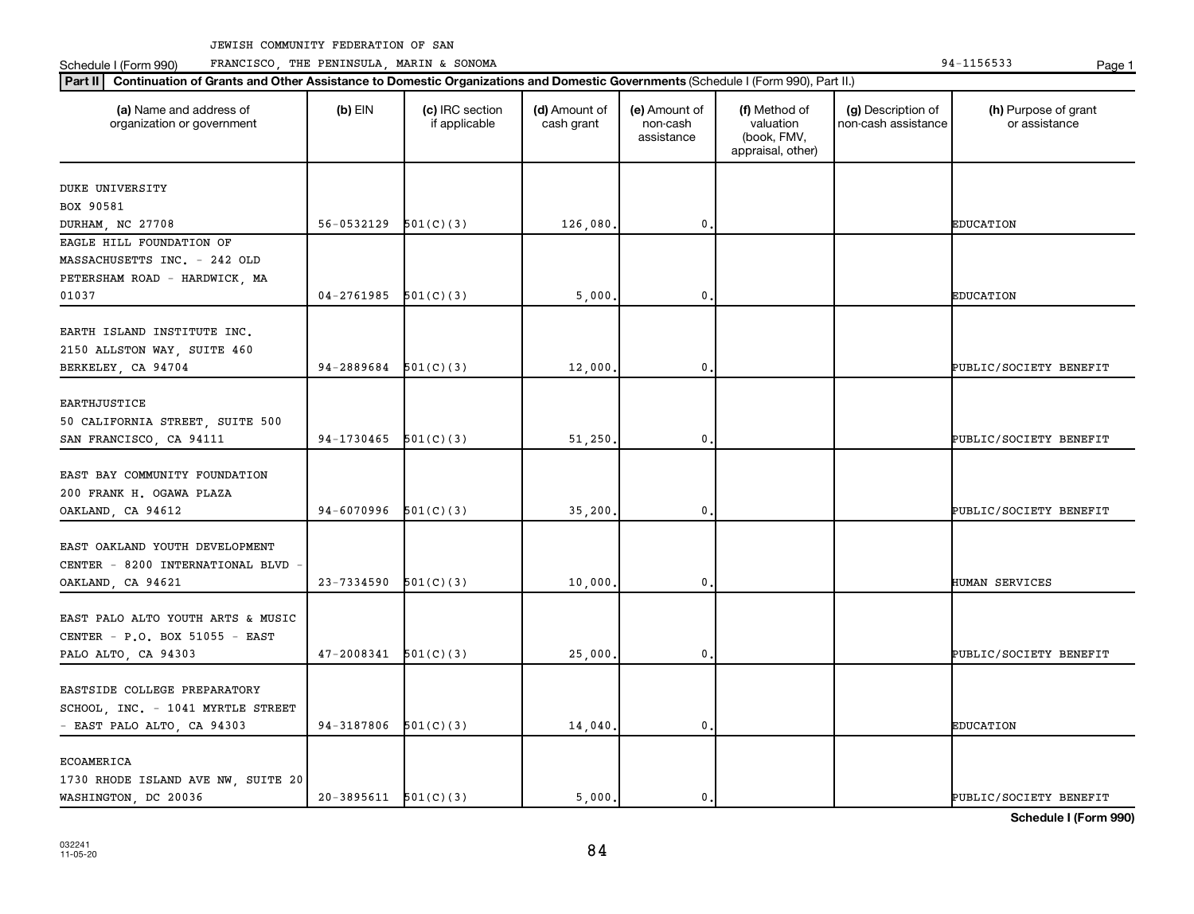JEWISH COMMUNITY FEDERATION OF SAN FRANCISCO, THE PENINSULA, MARIN & SONOMA

Schedule I (Form 990) 94-1156533

**Part II** **Continuation of Grants and Other Assistance to Domestic Organizations and Domestic Governments** (Schedule I (Form 990), Part II.)

| (a) Name and address of organization or government | (b) EIN | (c) IRC section if applicable | (d) Amount of cash grant | (e) Amount of non-cash assistance | (f) Method of valuation (book, FMV, appraisal, other) | (g) Description of non-cash assistance | (h) Purpose of grant or assistance |
|---|---|---|---|---|---|---|---|
| DUKE UNIVERSITY BOX 90581 DURHAM, NC 27708 | 56-0532129 | 501(C)(3) | 126,080. | 0. | | | EDUCATION |
| EAGLE HILL FOUNDATION OF MASSACHUSETTS INC. - 242 OLD PETERSHAM ROAD - HARDWICK, MA 01037 | 04-2761985 | 501(C)(3) | 5,000. | 0. | | | EDUCATION |
| EARTH ISLAND INSTITUTE INC. 2150 ALLSTON WAY, SUITE 460 BERKELEY, CA 94704 | 94-2889684 | 501(C)(3) | 12,000. | 0. | | | PUBLIC/SOCIETY BENEFIT |
| EARTHJUSTICE 50 CALIFORNIA STREET, SUITE 500 SAN FRANCISCO, CA 94111 | 94-1730465 | 501(C)(3) | 51,250. | 0. | | | PUBLIC/SOCIETY BENEFIT |
| EAST BAY COMMUNITY FOUNDATION 200 FRANK H. OGAWA PLAZA OAKLAND, CA 94612 | 94-6070996 | 501(C)(3) | 35,200. | 0. | | | PUBLIC/SOCIETY BENEFIT |
| EAST OAKLAND YOUTH DEVELOPMENT CENTER - 8200 INTERNATIONAL BLVD - OAKLAND, CA 94621 | 23-7334590 | 501(C)(3) | 10,000. | 0. | | | HUMAN SERVICES |
| EAST PALO ALTO YOUTH ARTS & MUSIC CENTER - P.O. BOX 51055 - EAST PALO ALTO, CA 94303 | 47-2008341 | 501(C)(3) | 25,000. | 0. | | | PUBLIC/SOCIETY BENEFIT |
| EASTSIDE COLLEGE PREPARATORY SCHOOL, INC. - 1041 MYRTLE STREET - EAST PALO ALTO, CA 94303 | 94-3187806 | 501(C)(3) | 14,040. | 0. | | | EDUCATION |
| ECOAMERICA 1730 RHODE ISLAND AVE NW, SUITE 20 WASHINGTON, DC 20036 | 20-3895611 | 501(C)(3) | 5,000. | 0. | | | PUBLIC/SOCIETY BENEFIT |

**Schedule I (Form 990)**

032241 11-05-20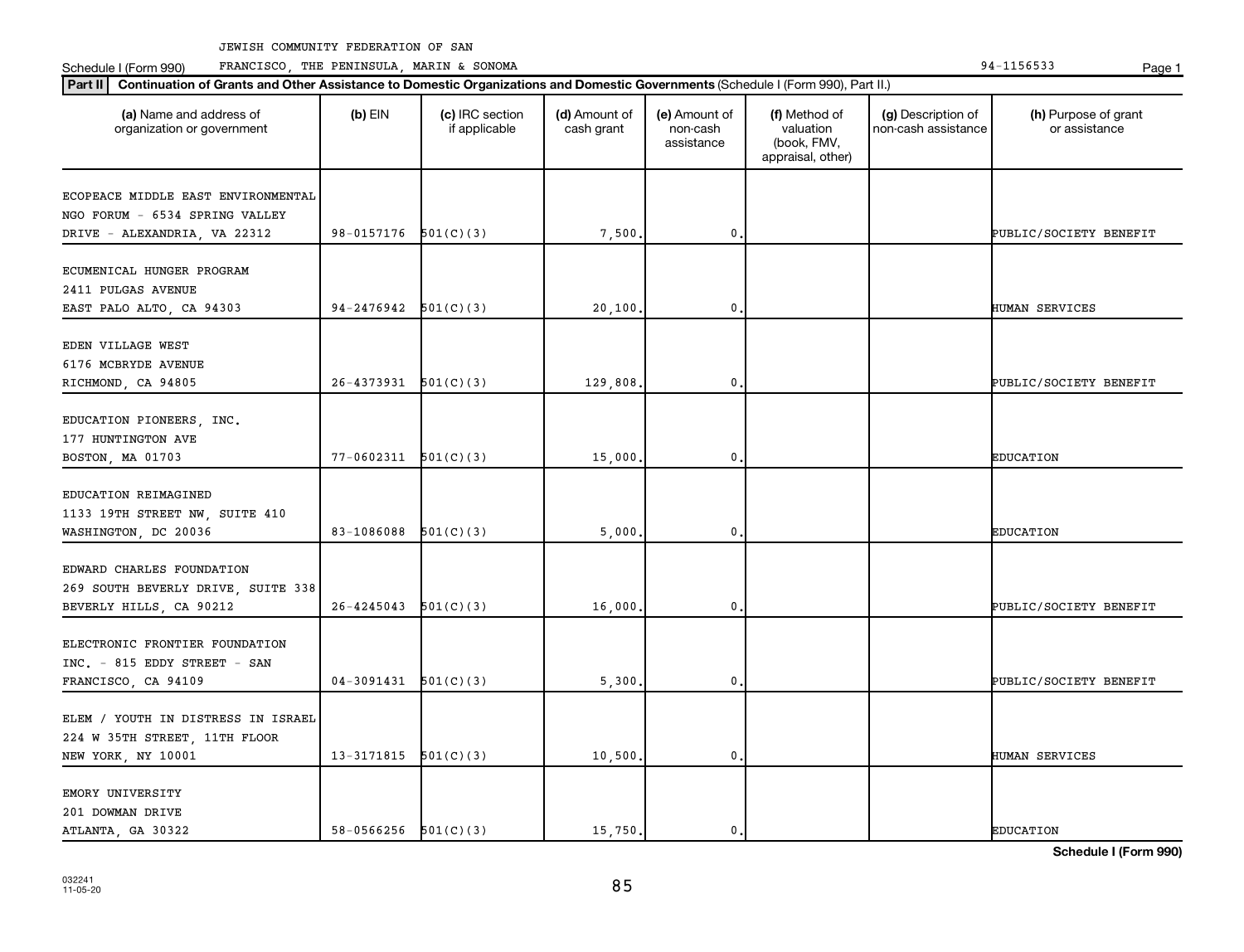JEWISH COMMUNITY FEDERATION OF SAN FRANCISCO, THE PENINSULA, MARIN & SONOMA

Schedule I (Form 990) 94-1156533

**Part II** **Continuation of Grants and Other Assistance to Domestic Organizations and Domestic Governments** (Schedule I (Form 990), Part II.)

| (a) Name and address of organization or government | (b) EIN | (c) IRC section if applicable | (d) Amount of cash grant | (e) Amount of non-cash assistance | (f) Method of valuation (book, FMV, appraisal, other) | (g) Description of non-cash assistance | (h) Purpose of grant or assistance |
|---|---|---|---|---|---|---|---|
| ECOPEACE MIDDLE EAST ENVIRONMENTAL NGO FORUM - 6534 SPRING VALLEY DRIVE - ALEXANDRIA, VA 22312 | 98-0157176 | 501(C)(3) | 7,500. | 0. | | | PUBLIC/SOCIETY BENEFIT |
| ECUMENICAL HUNGER PROGRAM 2411 PULGAS AVENUE EAST PALO ALTO, CA 94303 | 94-2476942 | 501(C)(3) | 20,100. | 0. | | | HUMAN SERVICES |
| EDEN VILLAGE WEST 6176 MCBRYDE AVENUE RICHMOND, CA 94805 | 26-4373931 | 501(C)(3) | 129,808. | 0. | | | PUBLIC/SOCIETY BENEFIT |
| EDUCATION PIONEERS, INC. 177 HUNTINGTON AVE BOSTON, MA 01703 | 77-0602311 | 501(C)(3) | 15,000. | 0. | | | EDUCATION |
| EDUCATION REIMAGINED 1133 19TH STREET NW, SUITE 410 WASHINGTON, DC 20036 | 83-1086088 | 501(C)(3) | 5,000. | 0. | | | EDUCATION |
| EDWARD CHARLES FOUNDATION 269 SOUTH BEVERLY DRIVE, SUITE 338 BEVERLY HILLS, CA 90212 | 26-4245043 | 501(C)(3) | 16,000. | 0. | | | PUBLIC/SOCIETY BENEFIT |
| ELECTRONIC FRONTIER FOUNDATION INC. - 815 EDDY STREET - SAN FRANCISCO, CA 94109 | 04-3091431 | 501(C)(3) | 5,300. | 0. | | | PUBLIC/SOCIETY BENEFIT |
| ELEM / YOUTH IN DISTRESS IN ISRAEL 224 W 35TH STREET, 11TH FLOOR NEW YORK, NY 10001 | 13-3171815 | 501(C)(3) | 10,500. | 0. | | | HUMAN SERVICES |
| EMORY UNIVERSITY 201 DOWMAN DRIVE ATLANTA, GA 30322 | 58-0566256 | 501(C)(3) | 15,750. | 0. | | | EDUCATION |

**Schedule I (Form 990)**

032241 11-05-20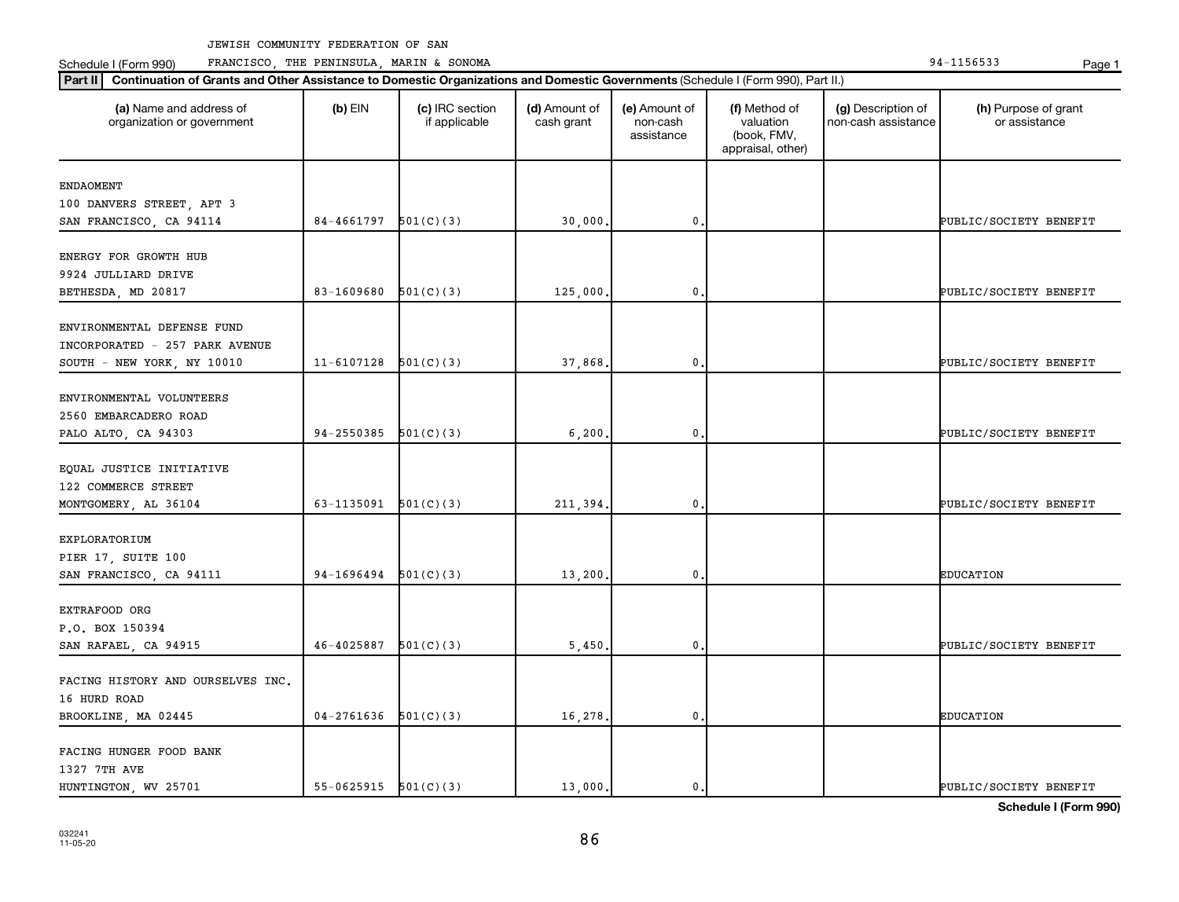JEWISH COMMUNITY FEDERATION OF SAN FRANCISCO, THE PENINSULA, MARIN & SONOMA

Schedule I (Form 990) 94-1156533

**Part II** **Continuation of Grants and Other Assistance to Domestic Organizations and Domestic Governments** (Schedule I (Form 990), Part II.)

| (a) Name and address of organization or government | (b) EIN | (c) IRC section if applicable | (d) Amount of cash grant | (e) Amount of non-cash assistance | (f) Method of valuation (book, FMV, appraisal, other) | (g) Description of non-cash assistance | (h) Purpose of grant or assistance |
|---|---|---|---|---|---|---|---|
| ENDAOMENT<br>100 DANVERS STREET, APT 3<br>SAN FRANCISCO, CA 94114 | 84-4661797 | 501(C)(3) | 30,000. | 0. | | | PUBLIC/SOCIETY BENEFIT |
| ENERGY FOR GROWTH HUB<br>9924 JULLIARD DRIVE<br>BETHESDA, MD 20817 | 83-1609680 | 501(C)(3) | 125,000. | 0. | | | PUBLIC/SOCIETY BENEFIT |
| ENVIRONMENTAL DEFENSE FUND<br>INCORPORATED - 257 PARK AVENUE<br>SOUTH - NEW YORK, NY 10010 | 11-6107128 | 501(C)(3) | 37,868. | 0. | | | PUBLIC/SOCIETY BENEFIT |
| ENVIRONMENTAL VOLUNTEERS<br>2560 EMBARCADERO ROAD<br>PALO ALTO, CA 94303 | 94-2550385 | 501(C)(3) | 6,200. | 0. | | | PUBLIC/SOCIETY BENEFIT |
| EQUAL JUSTICE INITIATIVE<br>122 COMMERCE STREET<br>MONTGOMERY, AL 36104 | 63-1135091 | 501(C)(3) | 211,394. | 0. | | | PUBLIC/SOCIETY BENEFIT |
| EXPLORATORIUM<br>PIER 17, SUITE 100<br>SAN FRANCISCO, CA 94111 | 94-1696494 | 501(C)(3) | 13,200. | 0. | | | EDUCATION |
| EXTRAFOOD ORG<br>P.O. BOX 150394<br>SAN RAFAEL, CA 94915 | 46-4025887 | 501(C)(3) | 5,450. | 0. | | | PUBLIC/SOCIETY BENEFIT |
| FACING HISTORY AND OURSELVES INC.<br>16 HURD ROAD<br>BROOKLINE, MA 02445 | 04-2761636 | 501(C)(3) | 16,278. | 0. | | | EDUCATION |
| FACING HUNGER FOOD BANK<br>1327 7TH AVE<br>HUNTINGTON, WV 25701 | 55-0625915 | 501(C)(3) | 13,000. | 0. | | | PUBLIC/SOCIETY BENEFIT |

**Schedule I (Form 990)**

032241
11-05-20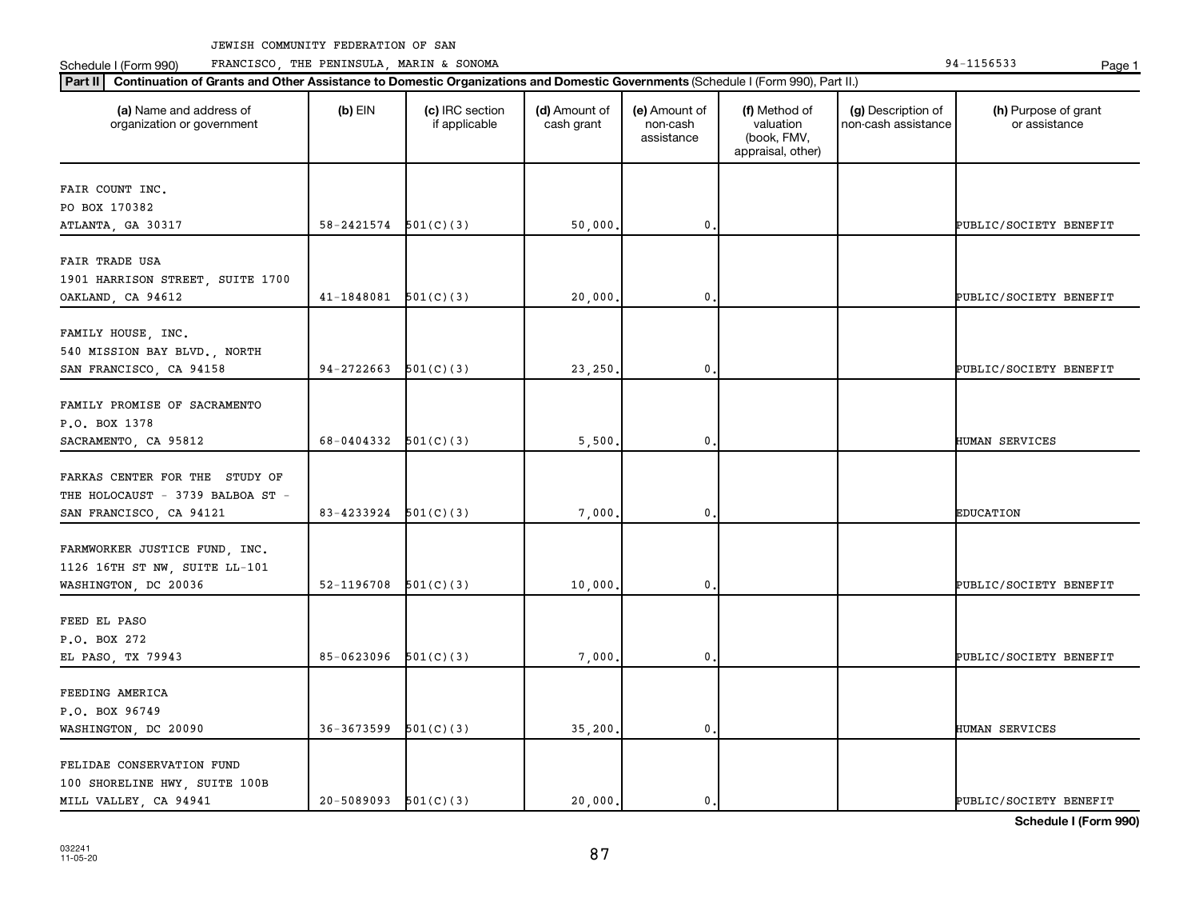JEWISH COMMUNITY FEDERATION OF SAN FRANCISCO, THE PENINSULA, MARIN & SONOMA

Schedule I (Form 990)    94-1156533

**Part II** **Continuation of Grants and Other Assistance to Domestic Organizations and Domestic Governments** (Schedule I (Form 990), Part II.)

| (a) Name and address of organization or government | (b) EIN | (c) IRC section if applicable | (d) Amount of cash grant | (e) Amount of non-cash assistance | (f) Method of valuation (book, FMV, appraisal, other) | (g) Description of non-cash assistance | (h) Purpose of grant or assistance |
|---|---|---|---|---|---|---|---|
| FAIR COUNT INC.<br>PO BOX 170382<br>ATLANTA, GA 30317 | 58-2421574 | 501(C)(3) | 50,000. | 0. | | | PUBLIC/SOCIETY BENEFIT |
| FAIR TRADE USA<br>1901 HARRISON STREET, SUITE 1700<br>OAKLAND, CA 94612 | 41-1848081 | 501(C)(3) | 20,000. | 0. | | | PUBLIC/SOCIETY BENEFIT |
| FAMILY HOUSE, INC.<br>540 MISSION BAY BLVD., NORTH<br>SAN FRANCISCO, CA 94158 | 94-2722663 | 501(C)(3) | 23,250. | 0. | | | PUBLIC/SOCIETY BENEFIT |
| FAMILY PROMISE OF SACRAMENTO<br>P.O. BOX 1378<br>SACRAMENTO, CA 95812 | 68-0404332 | 501(C)(3) | 5,500. | 0. | | | HUMAN SERVICES |
| FARKAS CENTER FOR THE STUDY OF<br>THE HOLOCAUST - 3739 BALBOA ST -<br>SAN FRANCISCO, CA 94121 | 83-4233924 | 501(C)(3) | 7,000. | 0. | | | EDUCATION |
| FARMWORKER JUSTICE FUND, INC.<br>1126 16TH ST NW, SUITE LL-101<br>WASHINGTON, DC 20036 | 52-1196708 | 501(C)(3) | 10,000. | 0. | | | PUBLIC/SOCIETY BENEFIT |
| FEED EL PASO<br>P.O. BOX 272<br>EL PASO, TX 79943 | 85-0623096 | 501(C)(3) | 7,000. | 0. | | | PUBLIC/SOCIETY BENEFIT |
| FEEDING AMERICA<br>P.O. BOX 96749<br>WASHINGTON, DC 20090 | 36-3673599 | 501(C)(3) | 35,200. | 0. | | | HUMAN SERVICES |
| FELIDAE CONSERVATION FUND<br>100 SHORELINE HWY, SUITE 100B<br>MILL VALLEY, CA 94941 | 20-5089093 | 501(C)(3) | 20,000. | 0. | | | PUBLIC/SOCIETY BENEFIT |

**Schedule I (Form 990)**

032241 11-05-20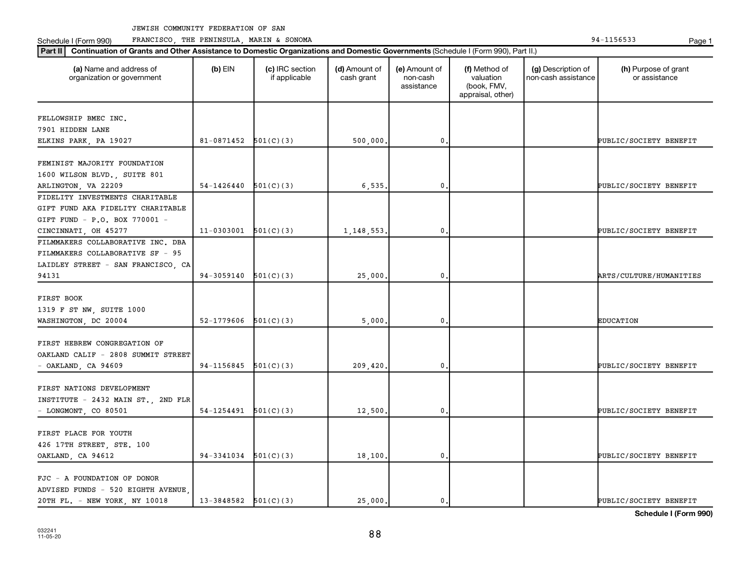JEWISH COMMUNITY FEDERATION OF SAN FRANCISCO, THE PENINSULA, MARIN & SONOMA 94-1156533

Schedule I (Form 990)

**Part II** **Continuation of Grants and Other Assistance to Domestic Organizations and Domestic Governments** (Schedule I (Form 990), Part II.)

| (a) Name and address of organization or government | (b) EIN | (c) IRC section if applicable | (d) Amount of cash grant | (e) Amount of non-cash assistance | (f) Method of valuation (book, FMV, appraisal, other) | (g) Description of non-cash assistance | (h) Purpose of grant or assistance |
|---|---|---|---|---|---|---|---|
| FELLOWSHIP BMEC INC. 7901 HIDDEN LANE ELKINS PARK, PA 19027 | 81-0871452 | 501(C)(3) | 500,000. | 0. | | | PUBLIC/SOCIETY BENEFIT |
| FEMINIST MAJORITY FOUNDATION 1600 WILSON BLVD., SUITE 801 ARLINGTON, VA 22209 | 54-1426440 | 501(C)(3) | 6,535. | 0. | | | PUBLIC/SOCIETY BENEFIT |
| FIDELITY INVESTMENTS CHARITABLE GIFT FUND AKA FIDELITY CHARITABLE GIFT FUND - P.O. BOX 770001 - CINCINNATI, OH 45277 | 11-0303001 | 501(C)(3) | 1,148,553. | 0. | | | PUBLIC/SOCIETY BENEFIT |
| FILMMAKERS COLLABORATIVE INC. DBA FILMMAKERS COLLABORATIVE SF - 95 LAIDLEY STREET - SAN FRANCISCO, CA 94131 | 94-3059140 | 501(C)(3) | 25,000. | 0. | | | ARTS/CULTURE/HUMANITIES |
| FIRST BOOK 1319 F ST NW, SUITE 1000 WASHINGTON, DC 20004 | 52-1779606 | 501(C)(3) | 5,000. | 0. | | | EDUCATION |
| FIRST HEBREW CONGREGATION OF OAKLAND CALIF - 2808 SUMMIT STREET - OAKLAND, CA 94609 | 94-1156845 | 501(C)(3) | 209,420. | 0. | | | PUBLIC/SOCIETY BENEFIT |
| FIRST NATIONS DEVELOPMENT INSTITUTE - 2432 MAIN ST., 2ND FLR - LONGMONT, CO 80501 | 54-1254491 | 501(C)(3) | 12,500. | 0. | | | PUBLIC/SOCIETY BENEFIT |
| FIRST PLACE FOR YOUTH 426 17TH STREET, STE. 100 OAKLAND, CA 94612 | 94-3341034 | 501(C)(3) | 18,100. | 0. | | | PUBLIC/SOCIETY BENEFIT |
| FJC - A FOUNDATION OF DONOR ADVISED FUNDS - 520 EIGHTH AVENUE, 20TH FL. - NEW YORK, NY 10018 | 13-3848582 | 501(C)(3) | 25,000. | 0. | | | PUBLIC/SOCIETY BENEFIT |

**Schedule I (Form 990)**

032241 11-05-20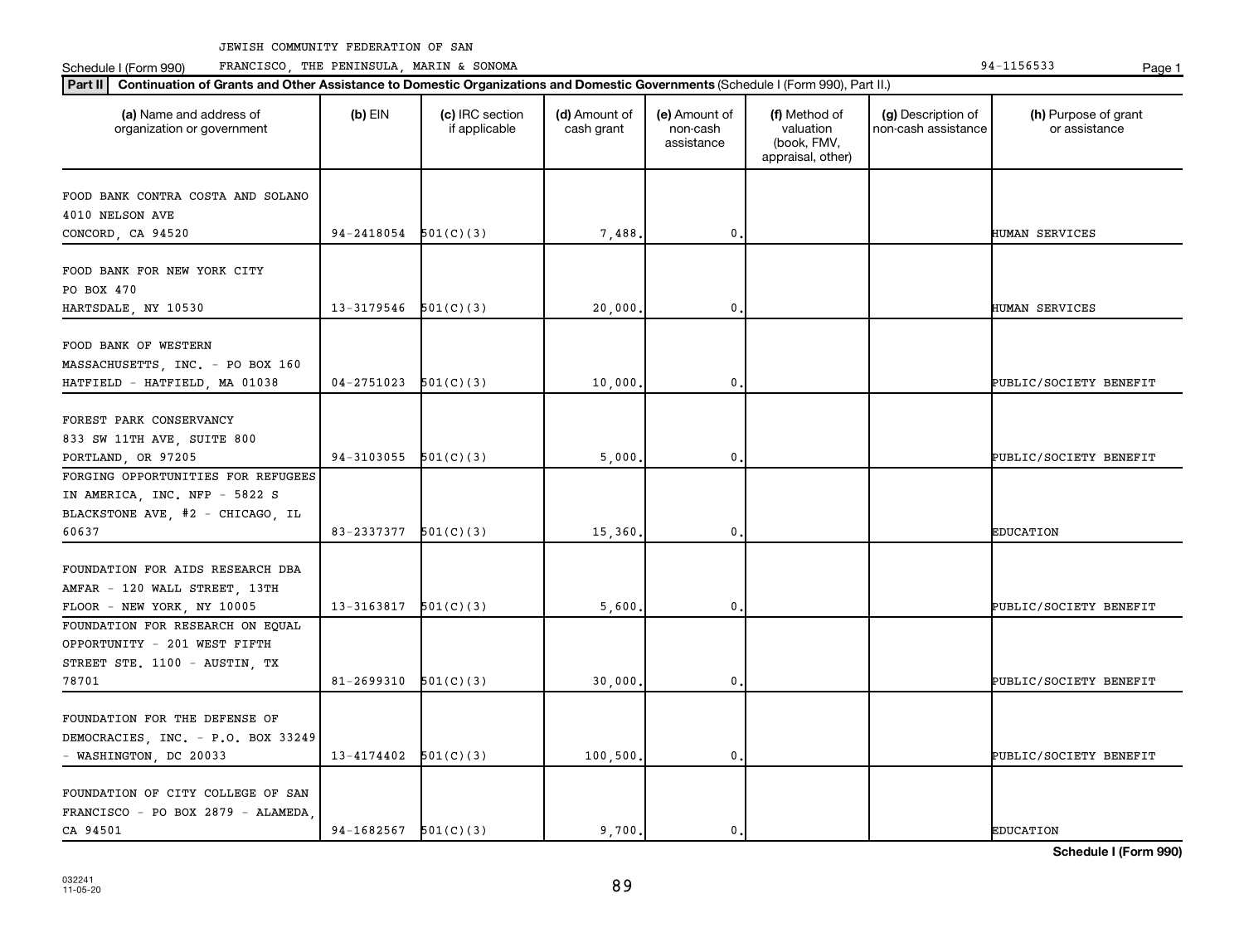JEWISH COMMUNITY FEDERATION OF SAN FRANCISCO, THE PENINSULA, MARIN & SONOMA

Schedule I (Form 990) 94-1156533

**Part II** **Continuation of Grants and Other Assistance to Domestic Organizations and Domestic Governments** (Schedule I (Form 990), Part II.)

| (a) Name and address of organization or government | (b) EIN | (c) IRC section if applicable | (d) Amount of cash grant | (e) Amount of non-cash assistance | (f) Method of valuation (book, FMV, appraisal, other) | (g) Description of non-cash assistance | (h) Purpose of grant or assistance |
|---|---|---|---|---|---|---|---|
| FOOD BANK CONTRA COSTA AND SOLANO 4010 NELSON AVE CONCORD, CA 94520 | 94-2418054 | 501(C)(3) | 7,488. | 0. | | | HUMAN SERVICES |
| FOOD BANK FOR NEW YORK CITY PO BOX 470 HARTSDALE, NY 10530 | 13-3179546 | 501(C)(3) | 20,000. | 0. | | | HUMAN SERVICES |
| FOOD BANK OF WESTERN MASSACHUSETTS, INC. - PO BOX 160 HATFIELD - HATFIELD, MA 01038 | 04-2751023 | 501(C)(3) | 10,000. | 0. | | | PUBLIC/SOCIETY BENEFIT |
| FOREST PARK CONSERVANCY 833 SW 11TH AVE, SUITE 800 PORTLAND, OR 97205 | 94-3103055 | 501(C)(3) | 5,000. | 0. | | | PUBLIC/SOCIETY BENEFIT |
| FORGING OPPORTUNITIES FOR REFUGEES IN AMERICA, INC. NFP - 5822 S BLACKSTONE AVE, #2 - CHICAGO, IL 60637 | 83-2337377 | 501(C)(3) | 15,360. | 0. | | | EDUCATION |
| FOUNDATION FOR AIDS RESEARCH DBA AMFAR - 120 WALL STREET, 13TH FLOOR - NEW YORK, NY 10005 | 13-3163817 | 501(C)(3) | 5,600. | 0. | | | PUBLIC/SOCIETY BENEFIT |
| FOUNDATION FOR RESEARCH ON EQUAL OPPORTUNITY - 201 WEST FIFTH STREET STE. 1100 - AUSTIN, TX 78701 | 81-2699310 | 501(C)(3) | 30,000. | 0. | | | PUBLIC/SOCIETY BENEFIT |
| FOUNDATION FOR THE DEFENSE OF DEMOCRACIES, INC. - P.O. BOX 33249 - WASHINGTON, DC 20033 | 13-4174402 | 501(C)(3) | 100,500. | 0. | | | PUBLIC/SOCIETY BENEFIT |
| FOUNDATION OF CITY COLLEGE OF SAN FRANCISCO - PO BOX 2879 - ALAMEDA, CA 94501 | 94-1682567 | 501(C)(3) | 9,700. | 0. | | | EDUCATION |

**Schedule I (Form 990)**

032241 11-05-20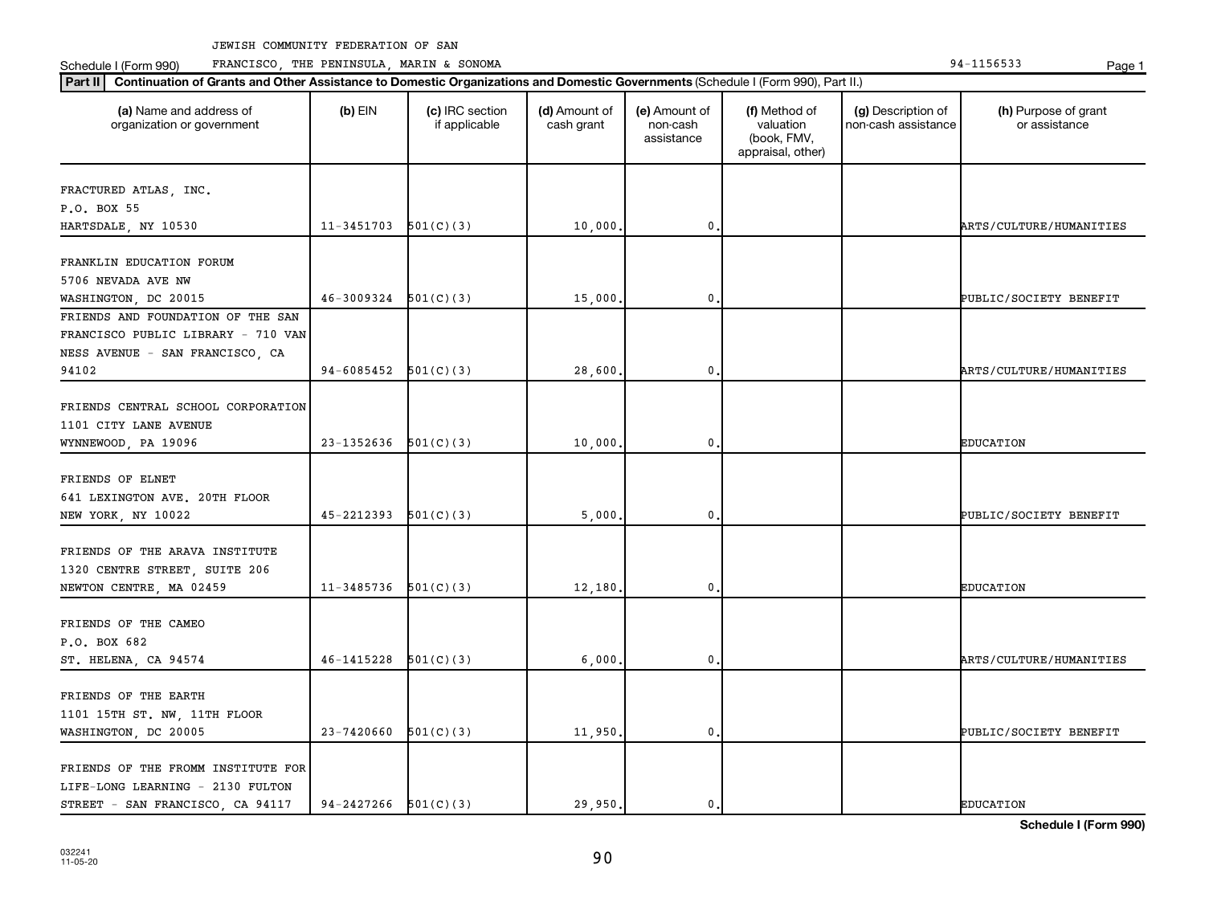JEWISH COMMUNITY FEDERATION OF SAN FRANCISCO, THE PENINSULA, MARIN & SONOMA

Schedule I (Form 990) 94-1156533

**Part II** **Continuation of Grants and Other Assistance to Domestic Organizations and Domestic Governments** (Schedule I (Form 990), Part II.)

| (a) Name and address of organization or government | (b) EIN | (c) IRC section if applicable | (d) Amount of cash grant | (e) Amount of non-cash assistance | (f) Method of valuation (book, FMV, appraisal, other) | (g) Description of non-cash assistance | (h) Purpose of grant or assistance |
|---|---|---|---|---|---|---|---|
| FRACTURED ATLAS, INC.<br>P.O. BOX 55<br>HARTSDALE, NY 10530 | 11-3451703 | 501(C)(3) | 10,000. | 0. | | | ARTS/CULTURE/HUMANITIES |
| FRANKLIN EDUCATION FORUM<br>5706 NEVADA AVE NW<br>WASHINGTON, DC 20015 | 46-3009324 | 501(C)(3) | 15,000. | 0. | | | PUBLIC/SOCIETY BENEFIT |
| FRIENDS AND FOUNDATION OF THE SAN FRANCISCO PUBLIC LIBRARY - 710 VAN NESS AVENUE - SAN FRANCISCO, CA 94102 | 94-6085452 | 501(C)(3) | 28,600. | 0. | | | ARTS/CULTURE/HUMANITIES |
| FRIENDS CENTRAL SCHOOL CORPORATION<br>1101 CITY LANE AVENUE<br>WYNNEWOOD, PA 19096 | 23-1352636 | 501(C)(3) | 10,000. | 0. | | | EDUCATION |
| FRIENDS OF ELNET<br>641 LEXINGTON AVE. 20TH FLOOR<br>NEW YORK, NY 10022 | 45-2212393 | 501(C)(3) | 5,000. | 0. | | | PUBLIC/SOCIETY BENEFIT |
| FRIENDS OF THE ARAVA INSTITUTE<br>1320 CENTRE STREET, SUITE 206<br>NEWTON CENTRE, MA 02459 | 11-3485736 | 501(C)(3) | 12,180. | 0. | | | EDUCATION |
| FRIENDS OF THE CAMEO<br>P.O. BOX 682<br>ST. HELENA, CA 94574 | 46-1415228 | 501(C)(3) | 6,000. | 0. | | | ARTS/CULTURE/HUMANITIES |
| FRIENDS OF THE EARTH<br>1101 15TH ST. NW, 11TH FLOOR<br>WASHINGTON, DC 20005 | 23-7420660 | 501(C)(3) | 11,950. | 0. | | | PUBLIC/SOCIETY BENEFIT |
| FRIENDS OF THE FROMM INSTITUTE FOR LIFE-LONG LEARNING - 2130 FULTON STREET - SAN FRANCISCO, CA 94117 | 94-2427266 | 501(C)(3) | 29,950. | 0. | | | EDUCATION |

**Schedule I (Form 990)**

032241 11-05-20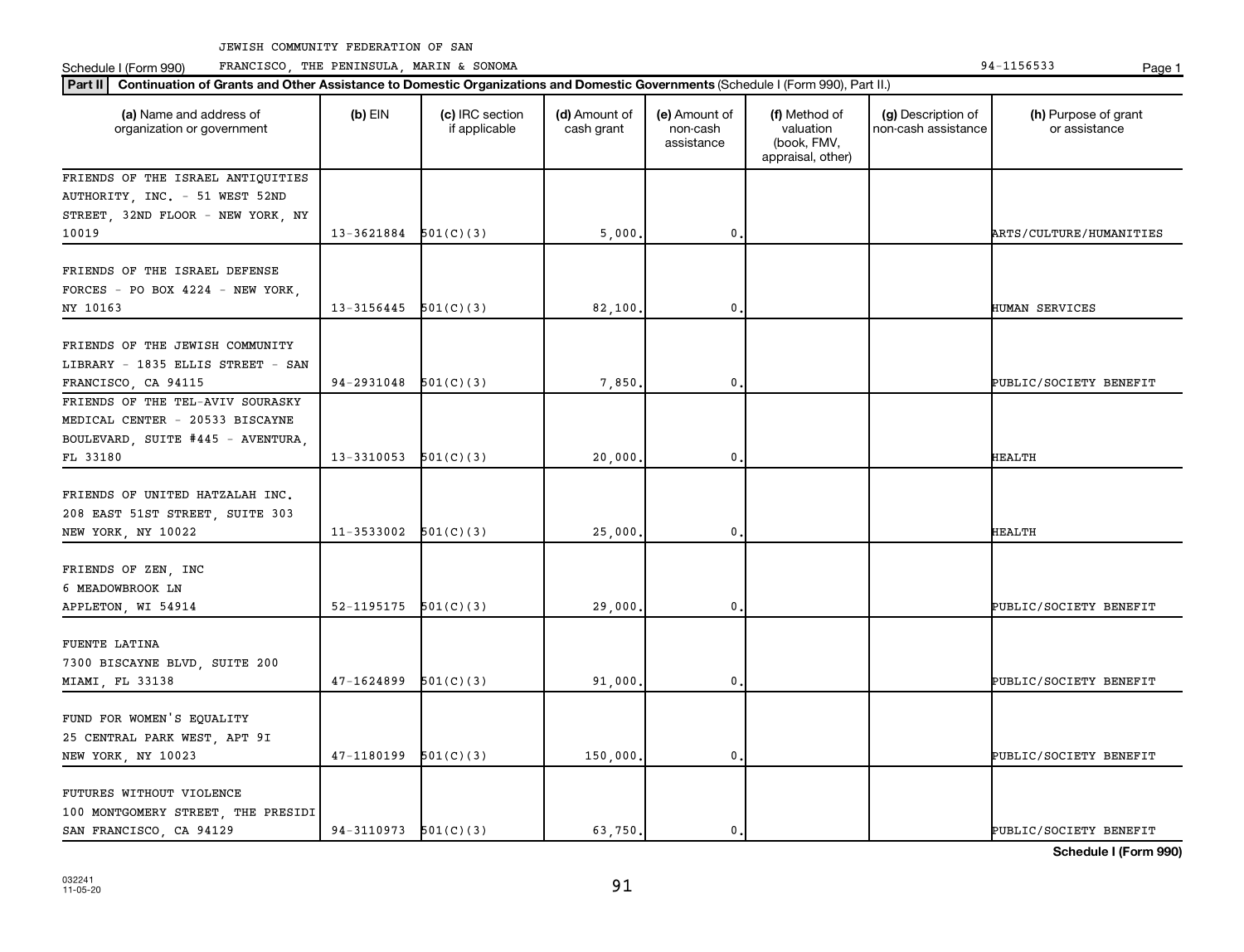JEWISH COMMUNITY FEDERATION OF SAN FRANCISCO, THE PENINSULA, MARIN & SONOMA

Schedule I (Form 990) 94-1156533

**Part II** **Continuation of Grants and Other Assistance to Domestic Organizations and Domestic Governments** (Schedule I (Form 990), Part II.)

| (a) Name and address of organization or government | (b) EIN | (c) IRC section if applicable | (d) Amount of cash grant | (e) Amount of non-cash assistance | (f) Method of valuation (book, FMV, appraisal, other) | (g) Description of non-cash assistance | (h) Purpose of grant or assistance |
|---|---|---|---|---|---|---|---|
| FRIENDS OF THE ISRAEL ANTIQUITIES AUTHORITY, INC. - 51 WEST 52ND STREET, 32ND FLOOR - NEW YORK, NY 10019 | 13-3621884 | 501(C)(3) | 5,000. | 0. | | | ARTS/CULTURE/HUMANITIES |
| FRIENDS OF THE ISRAEL DEFENSE FORCES - PO BOX 4224 - NEW YORK, NY 10163 | 13-3156445 | 501(C)(3) | 82,100. | 0. | | | HUMAN SERVICES |
| FRIENDS OF THE JEWISH COMMUNITY LIBRARY - 1835 ELLIS STREET - SAN FRANCISCO, CA 94115 | 94-2931048 | 501(C)(3) | 7,850. | 0. | | | PUBLIC/SOCIETY BENEFIT |
| FRIENDS OF THE TEL-AVIV SOURASKY MEDICAL CENTER - 20533 BISCAYNE BOULEVARD, SUITE #445 - AVENTURA, FL 33180 | 13-3310053 | 501(C)(3) | 20,000. | 0. | | | HEALTH |
| FRIENDS OF UNITED HATZALAH INC. 208 EAST 51ST STREET, SUITE 303 NEW YORK, NY 10022 | 11-3533002 | 501(C)(3) | 25,000. | 0. | | | HEALTH |
| FRIENDS OF ZEN, INC 6 MEADOWBROOK LN APPLETON, WI 54914 | 52-1195175 | 501(C)(3) | 29,000. | 0. | | | PUBLIC/SOCIETY BENEFIT |
| FUENTE LATINA 7300 BISCAYNE BLVD, SUITE 200 MIAMI, FL 33138 | 47-1624899 | 501(C)(3) | 91,000. | 0. | | | PUBLIC/SOCIETY BENEFIT |
| FUND FOR WOMEN'S EQUALITY 25 CENTRAL PARK WEST, APT 9I NEW YORK, NY 10023 | 47-1180199 | 501(C)(3) | 150,000. | 0. | | | PUBLIC/SOCIETY BENEFIT |
| FUTURES WITHOUT VIOLENCE 100 MONTGOMERY STREET, THE PRESIDI SAN FRANCISCO, CA 94129 | 94-3110973 | 501(C)(3) | 63,750. | 0. | | | PUBLIC/SOCIETY BENEFIT |

**Schedule I (Form 990)**

032241 11-05-20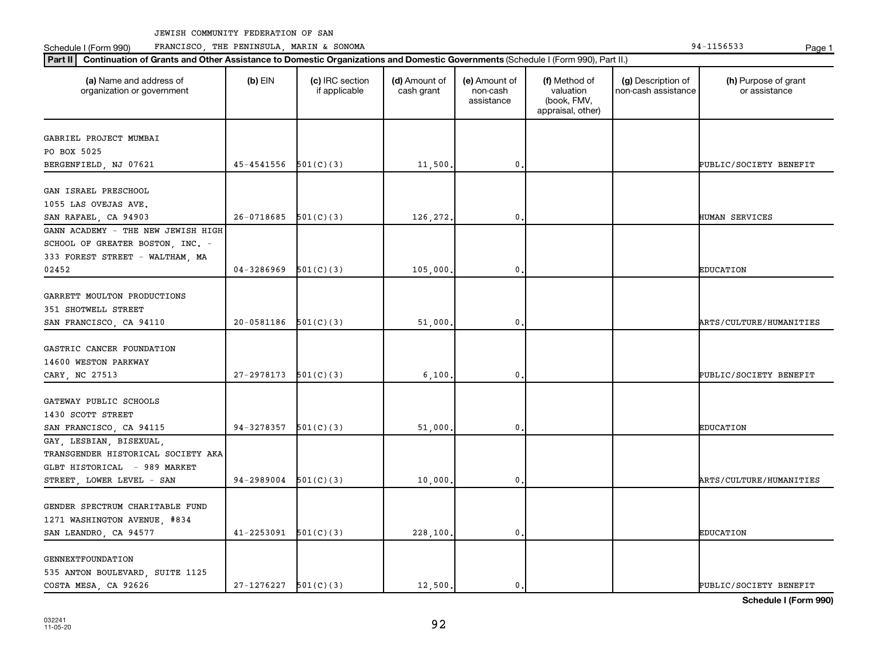JEWISH COMMUNITY FEDERATION OF SAN FRANCISCO, THE PENINSULA, MARIN & SONOMA

Schedule I (Form 990) 94-1156533

**Part II Continuation of Grants and Other Assistance to Domestic Organizations and Domestic Governments** (Schedule I (Form 990), Part II.)

| (a) Name and address of organization or government | (b) EIN | (c) IRC section if applicable | (d) Amount of cash grant | (e) Amount of non-cash assistance | (f) Method of valuation (book, FMV, appraisal, other) | (g) Description of non-cash assistance | (h) Purpose of grant or assistance |
|---|---|---|---|---|---|---|---|
| GABRIEL PROJECT MUMBAI PO BOX 5025 BERGENFIELD, NJ 07621 | 45-4541556 | 501(C)(3) | 11,500. | 0. | | | PUBLIC/SOCIETY BENEFIT |
| GAN ISRAEL PRESCHOOL 1055 LAS OVEJAS AVE. SAN RAFAEL, CA 94903 | 26-0718685 | 501(C)(3) | 126,272. | 0. | | | HUMAN SERVICES |
| GANN ACADEMY - THE NEW JEWISH HIGH SCHOOL OF GREATER BOSTON, INC. - 333 FOREST STREET - WALTHAM, MA 02452 | 04-3286969 | 501(C)(3) | 105,000. | 0. | | | EDUCATION |
| GARRETT MOULTON PRODUCTIONS 351 SHOTWELL STREET SAN FRANCISCO, CA 94110 | 20-0581186 | 501(C)(3) | 51,000. | 0. | | | ARTS/CULTURE/HUMANITIES |
| GASTRIC CANCER FOUNDATION 14600 WESTON PARKWAY CARY, NC 27513 | 27-2978173 | 501(C)(3) | 6,100. | 0. | | | PUBLIC/SOCIETY BENEFIT |
| GATEWAY PUBLIC SCHOOLS 1430 SCOTT STREET SAN FRANCISCO, CA 94115 | 94-3278357 | 501(C)(3) | 51,000. | 0. | | | EDUCATION |
| GAY, LESBIAN, BISEXUAL, TRANSGENDER HISTORICAL SOCIETY AKA GLBT HISTORICAL - 989 MARKET STREET, LOWER LEVEL - SAN | 94-2989004 | 501(C)(3) | 10,000. | 0. | | | ARTS/CULTURE/HUMANITIES |
| GENDER SPECTRUM CHARITABLE FUND 1271 WASHINGTON AVENUE, #834 SAN LEANDRO, CA 94577 | 41-2253091 | 501(C)(3) | 228,100. | 0. | | | EDUCATION |
| GENNEXTFOUNDATION 535 ANTON BOULEVARD, SUITE 1125 COSTA MESA, CA 92626 | 27-1276227 | 501(C)(3) | 12,500. | 0. | | | PUBLIC/SOCIETY BENEFIT |

**Schedule I (Form 990)**

032241 11-05-20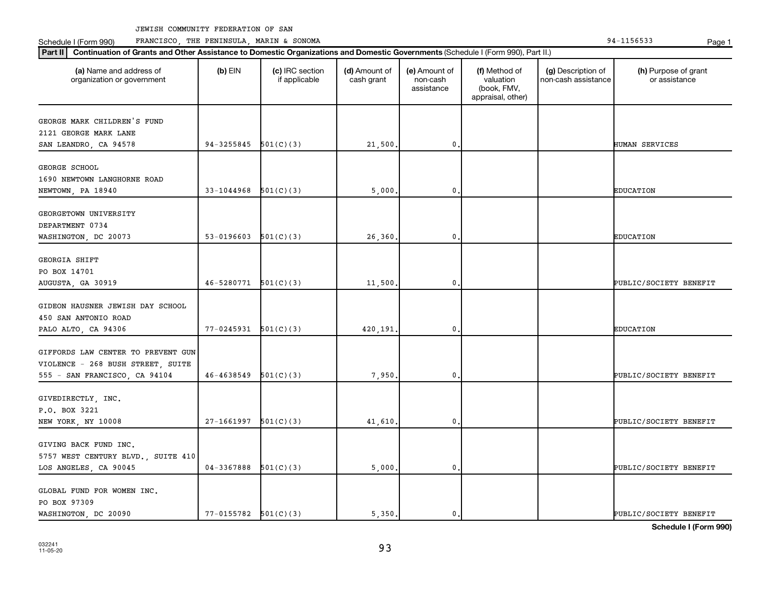JEWISH COMMUNITY FEDERATION OF SAN FRANCISCO, THE PENINSULA, MARIN & SONOMA

Schedule I (Form 990) 94-1156533

**Part II** **Continuation of Grants and Other Assistance to Domestic Organizations and Domestic Governments** (Schedule I (Form 990), Part II.)

| (a) Name and address of organization or government | (b) EIN | (c) IRC section if applicable | (d) Amount of cash grant | (e) Amount of non-cash assistance | (f) Method of valuation (book, FMV, appraisal, other) | (g) Description of non-cash assistance | (h) Purpose of grant or assistance |
|---|---|---|---|---|---|---|---|
| GEORGE MARK CHILDREN'S FUND 2121 GEORGE MARK LANE SAN LEANDRO, CA 94578 | 94-3255845 | 501(C)(3) | 21,500. | 0. | | | HUMAN SERVICES |
| GEORGE SCHOOL 1690 NEWTOWN LANGHORNE ROAD NEWTOWN, PA 18940 | 33-1044968 | 501(C)(3) | 5,000. | 0. | | | EDUCATION |
| GEORGETOWN UNIVERSITY DEPARTMENT 0734 WASHINGTON, DC 20073 | 53-0196603 | 501(C)(3) | 26,360. | 0. | | | EDUCATION |
| GEORGIA SHIFT PO BOX 14701 AUGUSTA, GA 30919 | 46-5280771 | 501(C)(3) | 11,500. | 0. | | | PUBLIC/SOCIETY BENEFIT |
| GIDEON HAUSNER JEWISH DAY SCHOOL 450 SAN ANTONIO ROAD PALO ALTO, CA 94306 | 77-0245931 | 501(C)(3) | 420,191. | 0. | | | EDUCATION |
| GIFFORDS LAW CENTER TO PREVENT GUN VIOLENCE - 268 BUSH STREET, SUITE 555 - SAN FRANCISCO, CA 94104 | 46-4638549 | 501(C)(3) | 7,950. | 0. | | | PUBLIC/SOCIETY BENEFIT |
| GIVEDIRECTLY, INC. P.O. BOX 3221 NEW YORK, NY 10008 | 27-1661997 | 501(C)(3) | 41,610. | 0. | | | PUBLIC/SOCIETY BENEFIT |
| GIVING BACK FUND INC. 5757 WEST CENTURY BLVD., SUITE 410 LOS ANGELES, CA 90045 | 04-3367888 | 501(C)(3) | 5,000. | 0. | | | PUBLIC/SOCIETY BENEFIT |
| GLOBAL FUND FOR WOMEN INC. PO BOX 97309 WASHINGTON, DC 20090 | 77-0155782 | 501(C)(3) | 5,350. | 0. | | | PUBLIC/SOCIETY BENEFIT |

**Schedule I (Form 990)**

032241 11-05-20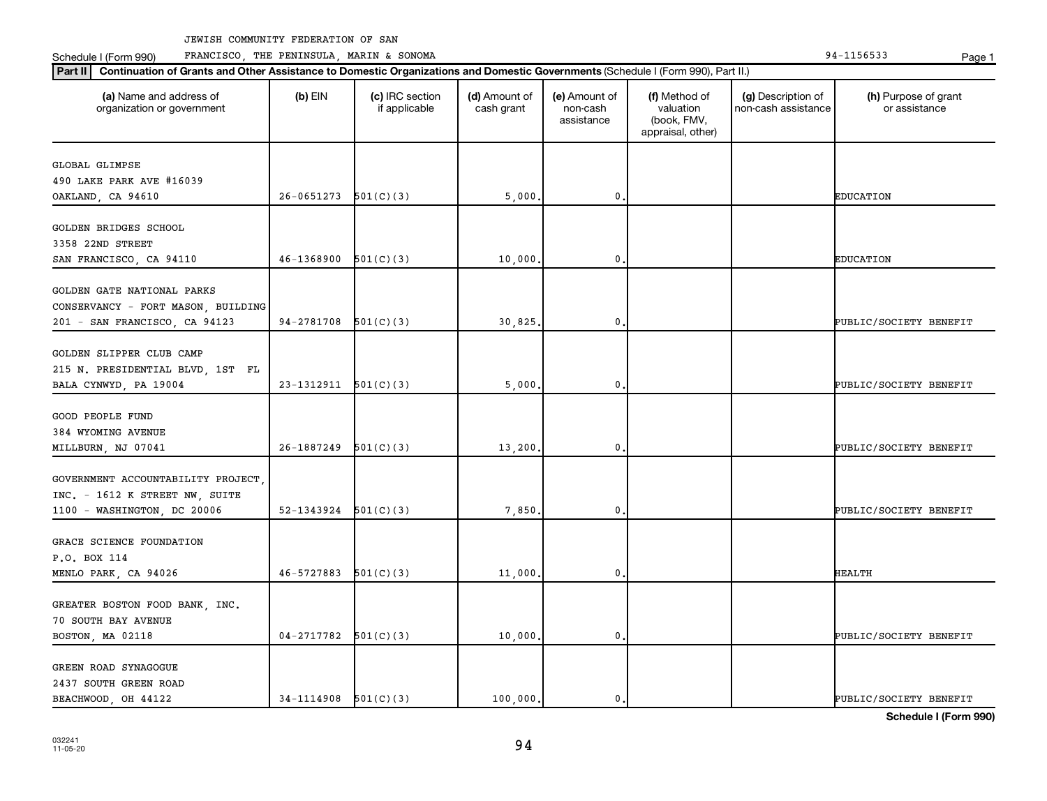JEWISH COMMUNITY FEDERATION OF SAN FRANCISCO, THE PENINSULA, MARIN & SONOMA

Schedule I (Form 990) 94-1156533

**Part II** **Continuation of Grants and Other Assistance to Domestic Organizations and Domestic Governments** (Schedule I (Form 990), Part II.)

| (a) Name and address of organization or government | (b) EIN | (c) IRC section if applicable | (d) Amount of cash grant | (e) Amount of non-cash assistance | (f) Method of valuation (book, FMV, appraisal, other) | (g) Description of non-cash assistance | (h) Purpose of grant or assistance |
|---|---|---|---|---|---|---|---|
| GLOBAL GLIMPSE<br>490 LAKE PARK AVE #16039<br>OAKLAND, CA 94610 | 26-0651273 | 501(C)(3) | 5,000. | 0. | | | EDUCATION |
| GOLDEN BRIDGES SCHOOL<br>3358 22ND STREET<br>SAN FRANCISCO, CA 94110 | 46-1368900 | 501(C)(3) | 10,000. | 0. | | | EDUCATION |
| GOLDEN GATE NATIONAL PARKS CONSERVANCY - FORT MASON, BUILDING 201 - SAN FRANCISCO, CA 94123 | 94-2781708 | 501(C)(3) | 30,825. | 0. | | | PUBLIC/SOCIETY BENEFIT |
| GOLDEN SLIPPER CLUB CAMP<br>215 N. PRESIDENTIAL BLVD, 1ST FL<br>BALA CYNWYD, PA 19004 | 23-1312911 | 501(C)(3) | 5,000. | 0. | | | PUBLIC/SOCIETY BENEFIT |
| GOOD PEOPLE FUND<br>384 WYOMING AVENUE<br>MILLBURN, NJ 07041 | 26-1887249 | 501(C)(3) | 13,200. | 0. | | | PUBLIC/SOCIETY BENEFIT |
| GOVERNMENT ACCOUNTABILITY PROJECT, INC. - 1612 K STREET NW, SUITE 1100 - WASHINGTON, DC 20006 | 52-1343924 | 501(C)(3) | 7,850. | 0. | | | PUBLIC/SOCIETY BENEFIT |
| GRACE SCIENCE FOUNDATION<br>P.O. BOX 114<br>MENLO PARK, CA 94026 | 46-5727883 | 501(C)(3) | 11,000. | 0. | | | HEALTH |
| GREATER BOSTON FOOD BANK, INC.<br>70 SOUTH BAY AVENUE<br>BOSTON, MA 02118 | 04-2717782 | 501(C)(3) | 10,000. | 0. | | | PUBLIC/SOCIETY BENEFIT |
| GREEN ROAD SYNAGOGUE<br>2437 SOUTH GREEN ROAD<br>BEACHWOOD, OH 44122 | 34-1114908 | 501(C)(3) | 100,000. | 0. | | | PUBLIC/SOCIETY BENEFIT |

**Schedule I (Form 990)**

032241
11-05-20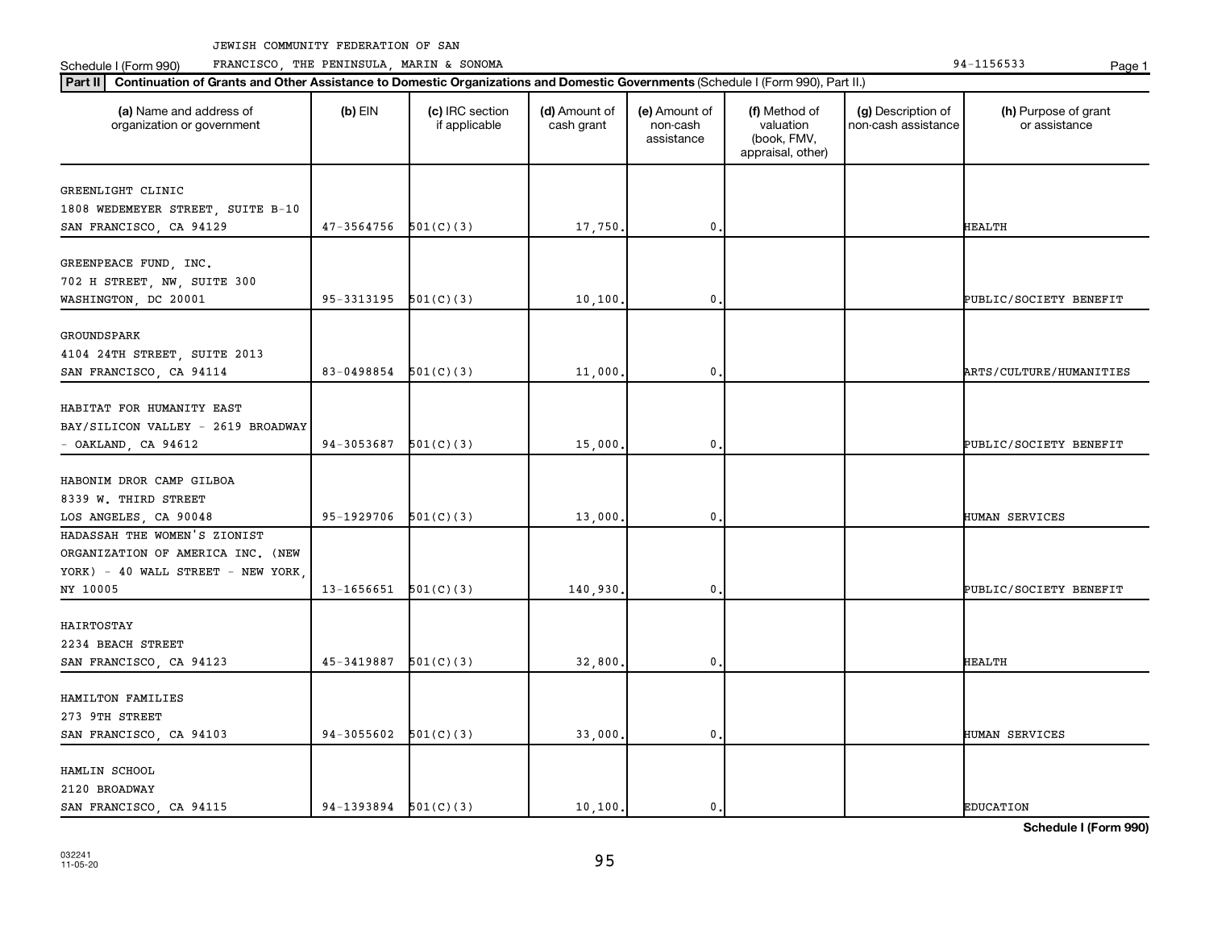JEWISH COMMUNITY FEDERATION OF SAN FRANCISCO, THE PENINSULA, MARIN & SONOMA

Schedule I (Form 990) 94-1156533

**Part II** **Continuation of Grants and Other Assistance to Domestic Organizations and Domestic Governments** (Schedule I (Form 990), Part II.)

| (a) Name and address of organization or government | (b) EIN | (c) IRC section if applicable | (d) Amount of cash grant | (e) Amount of non-cash assistance | (f) Method of valuation (book, FMV, appraisal, other) | (g) Description of non-cash assistance | (h) Purpose of grant or assistance |
|---|---|---|---|---|---|---|---|
| GREENLIGHT CLINIC<br>1808 WEDEMEYER STREET, SUITE B-10<br>SAN FRANCISCO, CA 94129 | 47-3564756 | 501(C)(3) | 17,750. | 0. | | | HEALTH |
| GREENPEACE FUND, INC.<br>702 H STREET, NW, SUITE 300<br>WASHINGTON, DC 20001 | 95-3313195 | 501(C)(3) | 10,100. | 0. | | | PUBLIC/SOCIETY BENEFIT |
| GROUNDSPARK<br>4104 24TH STREET, SUITE 2013<br>SAN FRANCISCO, CA 94114 | 83-0498854 | 501(C)(3) | 11,000. | 0. | | | ARTS/CULTURE/HUMANITIES |
| HABITAT FOR HUMANITY EAST BAY/SILICON VALLEY - 2619 BROADWAY - OAKLAND, CA 94612 | 94-3053687 | 501(C)(3) | 15,000. | 0. | | | PUBLIC/SOCIETY BENEFIT |
| HABONIM DROR CAMP GILBOA<br>8339 W. THIRD STREET<br>LOS ANGELES, CA 90048 | 95-1929706 | 501(C)(3) | 13,000. | 0. | | | HUMAN SERVICES |
| HADASSAH THE WOMEN'S ZIONIST ORGANIZATION OF AMERICA INC. (NEW YORK) - 40 WALL STREET - NEW YORK, NY 10005 | 13-1656651 | 501(C)(3) | 140,930. | 0. | | | PUBLIC/SOCIETY BENEFIT |
| HAIRTOSTAY<br>2234 BEACH STREET<br>SAN FRANCISCO, CA 94123 | 45-3419887 | 501(C)(3) | 32,800. | 0. | | | HEALTH |
| HAMILTON FAMILIES<br>273 9TH STREET<br>SAN FRANCISCO, CA 94103 | 94-3055602 | 501(C)(3) | 33,000. | 0. | | | HUMAN SERVICES |
| HAMLIN SCHOOL<br>2120 BROADWAY<br>SAN FRANCISCO, CA 94115 | 94-1393894 | 501(C)(3) | 10,100. | 0. | | | EDUCATION |

**Schedule I (Form 990)**

032241 11-05-20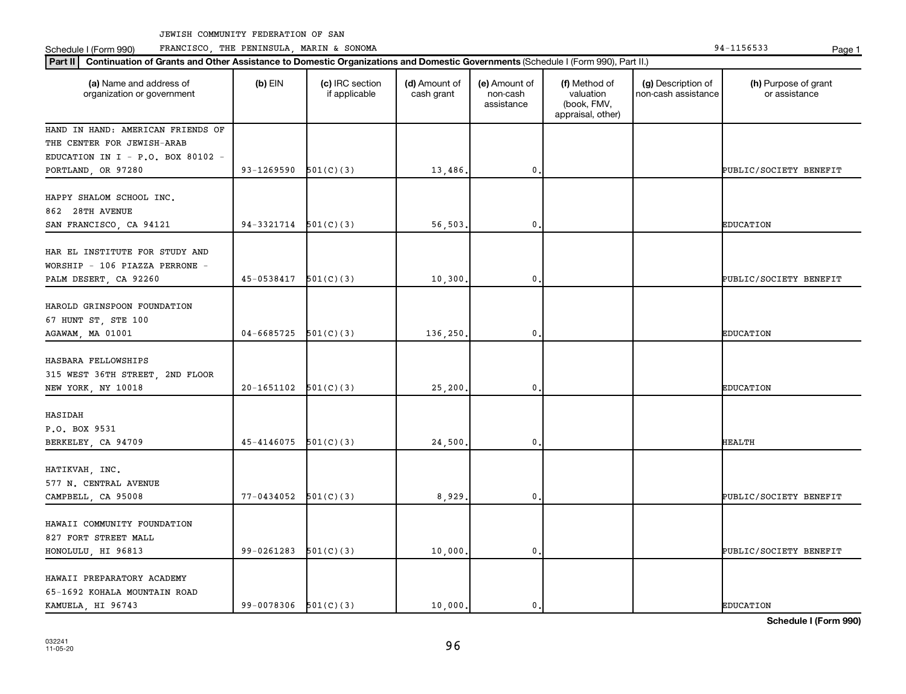JEWISH COMMUNITY FEDERATION OF SAN FRANCISCO, THE PENINSULA, MARIN & SONOMA

Schedule I (Form 990) 94-1156533

**Part II** **Continuation of Grants and Other Assistance to Domestic Organizations and Domestic Governments** (Schedule I (Form 990), Part II.)

| (a) Name and address of organization or government | (b) EIN | (c) IRC section if applicable | (d) Amount of cash grant | (e) Amount of non-cash assistance | (f) Method of valuation (book, FMV, appraisal, other) | (g) Description of non-cash assistance | (h) Purpose of grant or assistance |
|---|---|---|---|---|---|---|---|
| HAND IN HAND: AMERICAN FRIENDS OF THE CENTER FOR JEWISH-ARAB EDUCATION IN I - P.O. BOX 80102 - PORTLAND, OR 97280 | 93-1269590 | 501(C)(3) | 13,486. | 0. | | | PUBLIC/SOCIETY BENEFIT |
| HAPPY SHALOM SCHOOL INC. 862 28TH AVENUE SAN FRANCISCO, CA 94121 | 94-3321714 | 501(C)(3) | 56,503. | 0. | | | EDUCATION |
| HAR EL INSTITUTE FOR STUDY AND WORSHIP - 106 PIAZZA PERRONE - PALM DESERT, CA 92260 | 45-0538417 | 501(C)(3) | 10,300. | 0. | | | PUBLIC/SOCIETY BENEFIT |
| HAROLD GRINSPOON FOUNDATION 67 HUNT ST, STE 100 AGAWAM, MA 01001 | 04-6685725 | 501(C)(3) | 136,250. | 0. | | | EDUCATION |
| HASBARA FELLOWSHIPS 315 WEST 36TH STREET, 2ND FLOOR NEW YORK, NY 10018 | 20-1651102 | 501(C)(3) | 25,200. | 0. | | | EDUCATION |
| HASIDAH P.O. BOX 9531 BERKELEY, CA 94709 | 45-4146075 | 501(C)(3) | 24,500. | 0. | | | HEALTH |
| HATIKVAH, INC. 577 N. CENTRAL AVENUE CAMPBELL, CA 95008 | 77-0434052 | 501(C)(3) | 8,929. | 0. | | | PUBLIC/SOCIETY BENEFIT |
| HAWAII COMMUNITY FOUNDATION 827 FORT STREET MALL HONOLULU, HI 96813 | 99-0261283 | 501(C)(3) | 10,000. | 0. | | | PUBLIC/SOCIETY BENEFIT |
| HAWAII PREPARATORY ACADEMY 65-1692 KOHALA MOUNTAIN ROAD KAMUELA, HI 96743 | 99-0078306 | 501(C)(3) | 10,000. | 0. | | | EDUCATION |

**Schedule I (Form 990)**

032241 11-05-20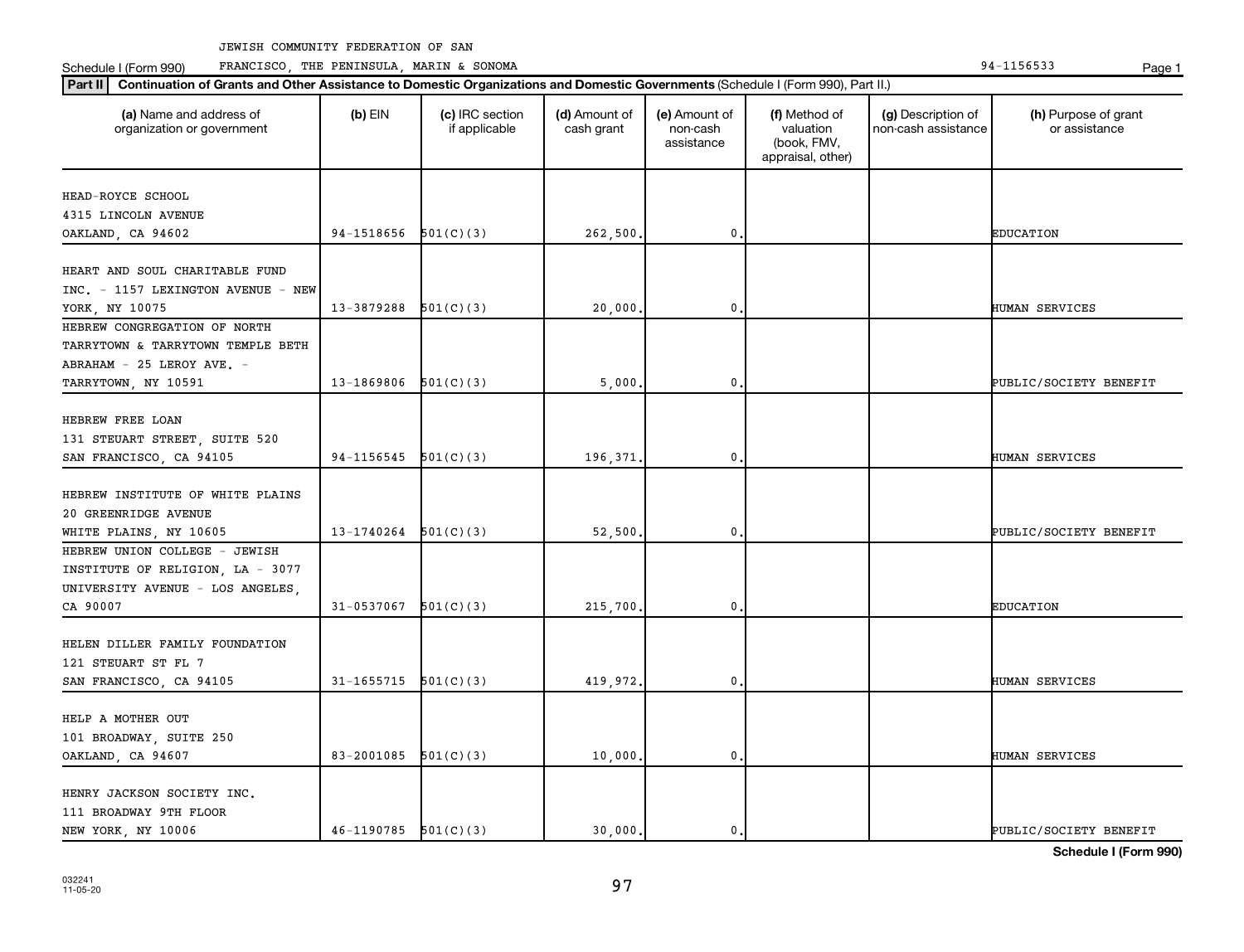JEWISH COMMUNITY FEDERATION OF SAN FRANCISCO, THE PENINSULA, MARIN & SONOMA 94-1156533

Schedule I (Form 990)

**Part II** **Continuation of Grants and Other Assistance to Domestic Organizations and Domestic Governments** (Schedule I (Form 990), Part II.)

| (a) Name and address of organization or government | (b) EIN | (c) IRC section if applicable | (d) Amount of cash grant | (e) Amount of non-cash assistance | (f) Method of valuation (book, FMV, appraisal, other) | (g) Description of non-cash assistance | (h) Purpose of grant or assistance |
|---|---|---|---|---|---|---|---|
| HEAD-ROYCE SCHOOL<br>4315 LINCOLN AVENUE<br>OAKLAND, CA 94602 | 94-1518656 | 501(C)(3) | 262,500. | 0. | | | EDUCATION |
| HEART AND SOUL CHARITABLE FUND INC. - 1157 LEXINGTON AVENUE - NEW YORK, NY 10075 | 13-3879288 | 501(C)(3) | 20,000. | 0. | | | HUMAN SERVICES |
| HEBREW CONGREGATION OF NORTH TARRYTOWN & TARRYTOWN TEMPLE BETH ABRAHAM - 25 LEROY AVE. - TARRYTOWN, NY 10591 | 13-1869806 | 501(C)(3) | 5,000. | 0. | | | PUBLIC/SOCIETY BENEFIT |
| HEBREW FREE LOAN<br>131 STEUART STREET, SUITE 520<br>SAN FRANCISCO, CA 94105 | 94-1156545 | 501(C)(3) | 196,371. | 0. | | | HUMAN SERVICES |
| HEBREW INSTITUTE OF WHITE PLAINS<br>20 GREENRIDGE AVENUE<br>WHITE PLAINS, NY 10605 | 13-1740264 | 501(C)(3) | 52,500. | 0. | | | PUBLIC/SOCIETY BENEFIT |
| HEBREW UNION COLLEGE - JEWISH INSTITUTE OF RELIGION, LA - 3077 UNIVERSITY AVENUE - LOS ANGELES, CA 90007 | 31-0537067 | 501(C)(3) | 215,700. | 0. | | | EDUCATION |
| HELEN DILLER FAMILY FOUNDATION<br>121 STEUART ST FL 7<br>SAN FRANCISCO, CA 94105 | 31-1655715 | 501(C)(3) | 419,972. | 0. | | | HUMAN SERVICES |
| HELP A MOTHER OUT<br>101 BROADWAY, SUITE 250<br>OAKLAND, CA 94607 | 83-2001085 | 501(C)(3) | 10,000. | 0. | | | HUMAN SERVICES |
| HENRY JACKSON SOCIETY INC.<br>111 BROADWAY 9TH FLOOR<br>NEW YORK, NY 10006 | 46-1190785 | 501(C)(3) | 30,000. | 0. | | | PUBLIC/SOCIETY BENEFIT |

**Schedule I (Form 990)**

032241
11-05-20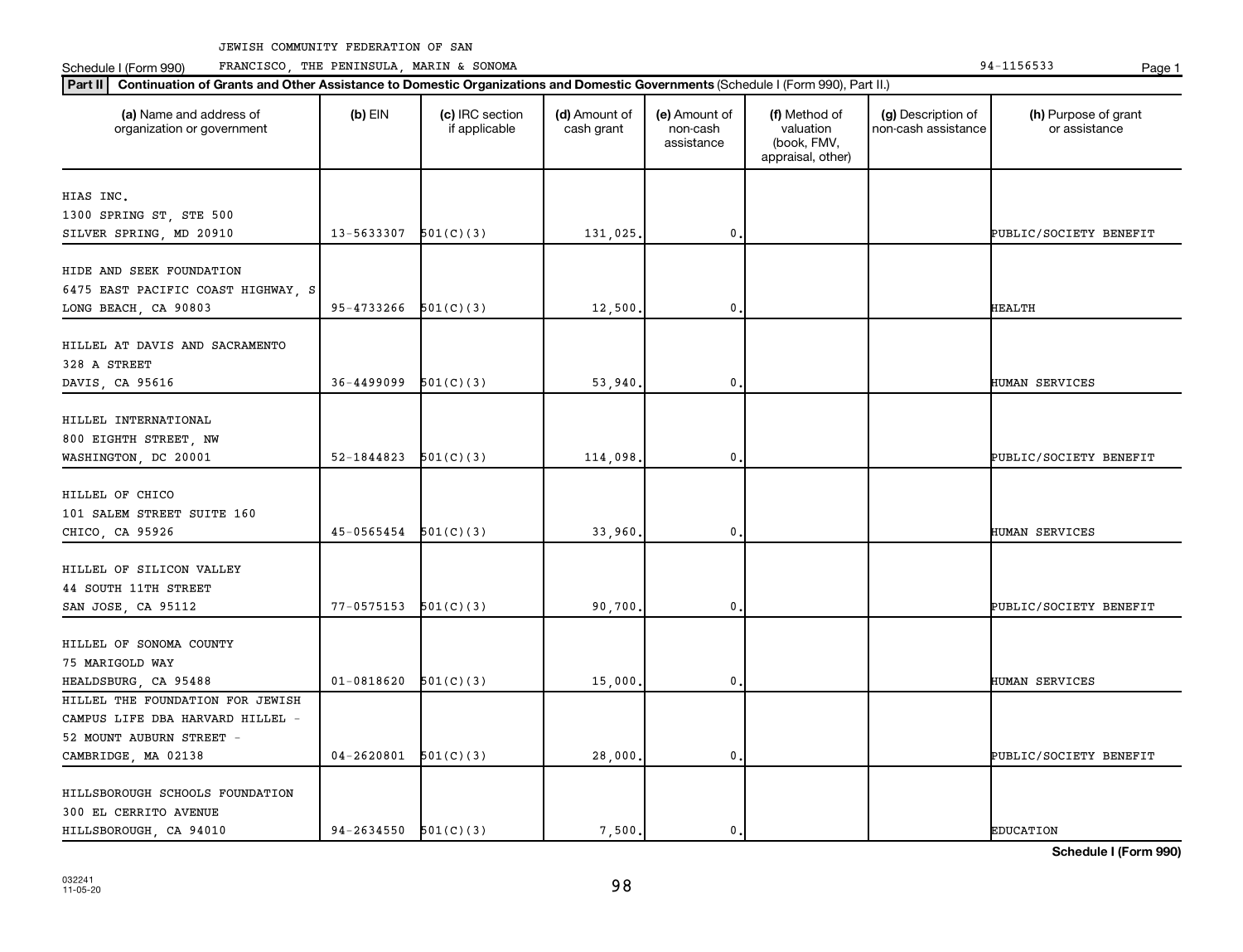JEWISH COMMUNITY FEDERATION OF SAN FRANCISCO, THE PENINSULA, MARIN & SONOMA

Schedule I (Form 990) 94-1156533

**Part II** **Continuation of Grants and Other Assistance to Domestic Organizations and Domestic Governments** (Schedule I (Form 990), Part II.)

| (a) Name and address of organization or government | (b) EIN | (c) IRC section if applicable | (d) Amount of cash grant | (e) Amount of non-cash assistance | (f) Method of valuation (book, FMV, appraisal, other) | (g) Description of non-cash assistance | (h) Purpose of grant or assistance |
|---|---|---|---|---|---|---|---|
| HIAS INC.<br>1300 SPRING ST, STE 500<br>SILVER SPRING, MD 20910 | 13-5633307 | 501(C)(3) | 131,025. | 0. | | | PUBLIC/SOCIETY BENEFIT |
| HIDE AND SEEK FOUNDATION<br>6475 EAST PACIFIC COAST HIGHWAY, S<br>LONG BEACH, CA 90803 | 95-4733266 | 501(C)(3) | 12,500. | 0. | | | HEALTH |
| HILLEL AT DAVIS AND SACRAMENTO<br>328 A STREET<br>DAVIS, CA 95616 | 36-4499099 | 501(C)(3) | 53,940. | 0. | | | HUMAN SERVICES |
| HILLEL INTERNATIONAL<br>800 EIGHTH STREET, NW<br>WASHINGTON, DC 20001 | 52-1844823 | 501(C)(3) | 114,098. | 0. | | | PUBLIC/SOCIETY BENEFIT |
| HILLEL OF CHICO<br>101 SALEM STREET SUITE 160<br>CHICO, CA 95926 | 45-0565454 | 501(C)(3) | 33,960. | 0. | | | HUMAN SERVICES |
| HILLEL OF SILICON VALLEY<br>44 SOUTH 11TH STREET<br>SAN JOSE, CA 95112 | 77-0575153 | 501(C)(3) | 90,700. | 0. | | | PUBLIC/SOCIETY BENEFIT |
| HILLEL OF SONOMA COUNTY<br>75 MARIGOLD WAY<br>HEALDSBURG, CA 95488 | 01-0818620 | 501(C)(3) | 15,000. | 0. | | | HUMAN SERVICES |
| HILLEL THE FOUNDATION FOR JEWISH CAMPUS LIFE DBA HARVARD HILLEL -<br>52 MOUNT AUBURN STREET -<br>CAMBRIDGE, MA 02138 | 04-2620801 | 501(C)(3) | 28,000. | 0. | | | PUBLIC/SOCIETY BENEFIT |
| HILLSBOROUGH SCHOOLS FOUNDATION<br>300 EL CERRITO AVENUE<br>HILLSBOROUGH, CA 94010 | 94-2634550 | 501(C)(3) | 7,500. | 0. | | | EDUCATION |

**Schedule I (Form 990)**

032241
11-05-20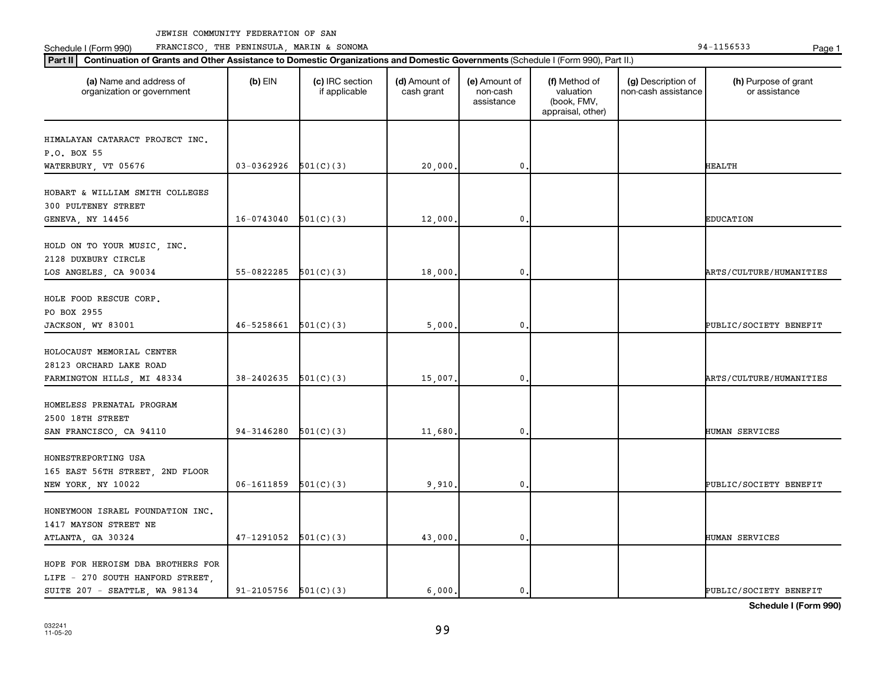JEWISH COMMUNITY FEDERATION OF SAN FRANCISCO, THE PENINSULA, MARIN & SONOMA 94-1156533

Schedule I (Form 990)

**Part II** **Continuation of Grants and Other Assistance to Domestic Organizations and Domestic Governments** (Schedule I (Form 990), Part II.)

| (a) Name and address of organization or government | (b) EIN | (c) IRC section if applicable | (d) Amount of cash grant | (e) Amount of non-cash assistance | (f) Method of valuation (book, FMV, appraisal, other) | (g) Description of non-cash assistance | (h) Purpose of grant or assistance |
|---|---|---|---|---|---|---|---|
| HIMALAYAN CATARACT PROJECT INC.<br>P.O. BOX 55<br>WATERBURY, VT 05676 | 03-0362926 | 501(C)(3) | 20,000. | 0. | | | HEALTH |
| HOBART & WILLIAM SMITH COLLEGES<br>300 PULTENEY STREET<br>GENEVA, NY 14456 | 16-0743040 | 501(C)(3) | 12,000. | 0. | | | EDUCATION |
| HOLD ON TO YOUR MUSIC, INC.<br>2128 DUXBURY CIRCLE<br>LOS ANGELES, CA 90034 | 55-0822285 | 501(C)(3) | 18,000. | 0. | | | ARTS/CULTURE/HUMANITIES |
| HOLE FOOD RESCUE CORP.<br>PO BOX 2955<br>JACKSON, WY 83001 | 46-5258661 | 501(C)(3) | 5,000. | 0. | | | PUBLIC/SOCIETY BENEFIT |
| HOLOCAUST MEMORIAL CENTER<br>28123 ORCHARD LAKE ROAD<br>FARMINGTON HILLS, MI 48334 | 38-2402635 | 501(C)(3) | 15,007. | 0. | | | ARTS/CULTURE/HUMANITIES |
| HOMELESS PRENATAL PROGRAM<br>2500 18TH STREET<br>SAN FRANCISCO, CA 94110 | 94-3146280 | 501(C)(3) | 11,680. | 0. | | | HUMAN SERVICES |
| HONESTREPORTING USA<br>165 EAST 56TH STREET, 2ND FLOOR<br>NEW YORK, NY 10022 | 06-1611859 | 501(C)(3) | 9,910. | 0. | | | PUBLIC/SOCIETY BENEFIT |
| HONEYMOON ISRAEL FOUNDATION INC.<br>1417 MAYSON STREET NE<br>ATLANTA, GA 30324 | 47-1291052 | 501(C)(3) | 43,000. | 0. | | | HUMAN SERVICES |
| HOPE FOR HEROISM DBA BROTHERS FOR LIFE - 270 SOUTH HANFORD STREET, SUITE 207 - SEATTLE, WA 98134 | 91-2105756 | 501(C)(3) | 6,000. | 0. | | | PUBLIC/SOCIETY BENEFIT |

**Schedule I (Form 990)**

032241 11-05-20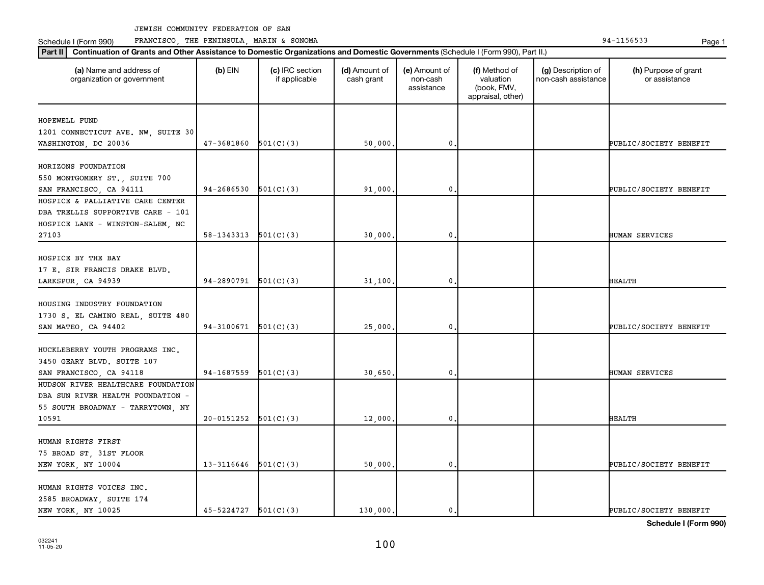JEWISH COMMUNITY FEDERATION OF SAN FRANCISCO, THE PENINSULA, MARIN & SONOMA

Schedule I (Form 990) 94-1156533

**Part II** **Continuation of Grants and Other Assistance to Domestic Organizations and Domestic Governments** (Schedule I (Form 990), Part II.)

| (a) Name and address of organization or government | (b) EIN | (c) IRC section if applicable | (d) Amount of cash grant | (e) Amount of non-cash assistance | (f) Method of valuation (book, FMV, appraisal, other) | (g) Description of non-cash assistance | (h) Purpose of grant or assistance |
|---|---|---|---|---|---|---|---|
| HOPEWELL FUND 1201 CONNECTICUT AVE. NW, SUITE 30 WASHINGTON, DC 20036 | 47-3681860 | 501(C)(3) | 50,000. | 0. | | | PUBLIC/SOCIETY BENEFIT |
| HORIZONS FOUNDATION 550 MONTGOMERY ST., SUITE 700 SAN FRANCISCO, CA 94111 | 94-2686530 | 501(C)(3) | 91,000. | 0. | | | PUBLIC/SOCIETY BENEFIT |
| HOSPICE & PALLIATIVE CARE CENTER DBA TRELLIS SUPPORTIVE CARE - 101 HOSPICE LANE - WINSTON-SALEM, NC 27103 | 58-1343313 | 501(C)(3) | 30,000. | 0. | | | HUMAN SERVICES |
| HOSPICE BY THE BAY 17 E. SIR FRANCIS DRAKE BLVD. LARKSPUR, CA 94939 | 94-2890791 | 501(C)(3) | 31,100. | 0. | | | HEALTH |
| HOUSING INDUSTRY FOUNDATION 1730 S. EL CAMINO REAL, SUITE 480 SAN MATEO, CA 94402 | 94-3100671 | 501(C)(3) | 25,000. | 0. | | | PUBLIC/SOCIETY BENEFIT |
| HUCKLEBERRY YOUTH PROGRAMS INC. 3450 GEARY BLVD. SUITE 107 SAN FRANCISCO, CA 94118 | 94-1687559 | 501(C)(3) | 30,650. | 0. | | | HUMAN SERVICES |
| HUDSON RIVER HEALTHCARE FOUNDATION DBA SUN RIVER HEALTH FOUNDATION - 55 SOUTH BROADWAY - TARRYTOWN, NY 10591 | 20-0151252 | 501(C)(3) | 12,000. | 0. | | | HEALTH |
| HUMAN RIGHTS FIRST 75 BROAD ST, 31ST FLOOR NEW YORK, NY 10004 | 13-3116646 | 501(C)(3) | 50,000. | 0. | | | PUBLIC/SOCIETY BENEFIT |
| HUMAN RIGHTS VOICES INC. 2585 BROADWAY, SUITE 174 NEW YORK, NY 10025 | 45-5224727 | 501(C)(3) | 130,000. | 0. | | | PUBLIC/SOCIETY BENEFIT |

**Schedule I (Form 990)**

032241 11-05-20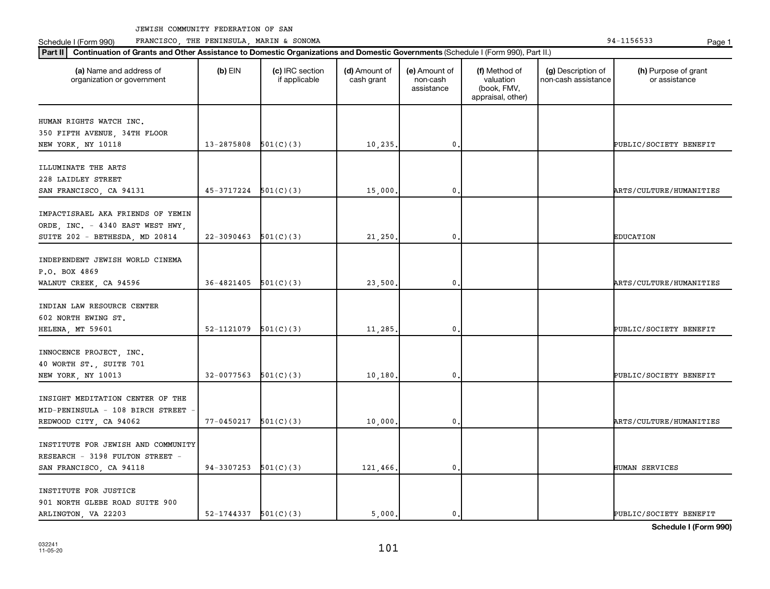JEWISH COMMUNITY FEDERATION OF SAN FRANCISCO, THE PENINSULA, MARIN & SONOMA — 94-1156533

Schedule I (Form 990)

**Part II** **Continuation of Grants and Other Assistance to Domestic Organizations and Domestic Governments** (Schedule I (Form 990), Part II.)

| (a) Name and address of organization or government | (b) EIN | (c) IRC section if applicable | (d) Amount of cash grant | (e) Amount of non-cash assistance | (f) Method of valuation (book, FMV, appraisal, other) | (g) Description of non-cash assistance | (h) Purpose of grant or assistance |
|---|---|---|---|---|---|---|---|
| HUMAN RIGHTS WATCH INC. 350 FIFTH AVENUE, 34TH FLOOR NEW YORK, NY 10118 | 13-2875808 | 501(C)(3) | 10,235. | 0. | | | PUBLIC/SOCIETY BENEFIT |
| ILLUMINATE THE ARTS 228 LAIDLEY STREET SAN FRANCISCO, CA 94131 | 45-3717224 | 501(C)(3) | 15,000. | 0. | | | ARTS/CULTURE/HUMANITIES |
| IMPACTISRAEL AKA FRIENDS OF YEMIN ORDE, INC. - 4340 EAST WEST HWY, SUITE 202 - BETHESDA, MD 20814 | 22-3090463 | 501(C)(3) | 21,250. | 0. | | | EDUCATION |
| INDEPENDENT JEWISH WORLD CINEMA P.O. BOX 4869 WALNUT CREEK, CA 94596 | 36-4821405 | 501(C)(3) | 23,500. | 0. | | | ARTS/CULTURE/HUMANITIES |
| INDIAN LAW RESOURCE CENTER 602 NORTH EWING ST. HELENA, MT 59601 | 52-1121079 | 501(C)(3) | 11,285. | 0. | | | PUBLIC/SOCIETY BENEFIT |
| INNOCENCE PROJECT, INC. 40 WORTH ST., SUITE 701 NEW YORK, NY 10013 | 32-0077563 | 501(C)(3) | 10,180. | 0. | | | PUBLIC/SOCIETY BENEFIT |
| INSIGHT MEDITATION CENTER OF THE MID-PENINSULA - 108 BIRCH STREET - REDWOOD CITY, CA 94062 | 77-0450217 | 501(C)(3) | 10,000. | 0. | | | ARTS/CULTURE/HUMANITIES |
| INSTITUTE FOR JEWISH AND COMMUNITY RESEARCH - 3198 FULTON STREET - SAN FRANCISCO, CA 94118 | 94-3307253 | 501(C)(3) | 121,466. | 0. | | | HUMAN SERVICES |
| INSTITUTE FOR JUSTICE 901 NORTH GLEBE ROAD SUITE 900 ARLINGTON, VA 22203 | 52-1744337 | 501(C)(3) | 5,000. | 0. | | | PUBLIC/SOCIETY BENEFIT |

Schedule I (Form 990)

032241 11-05-20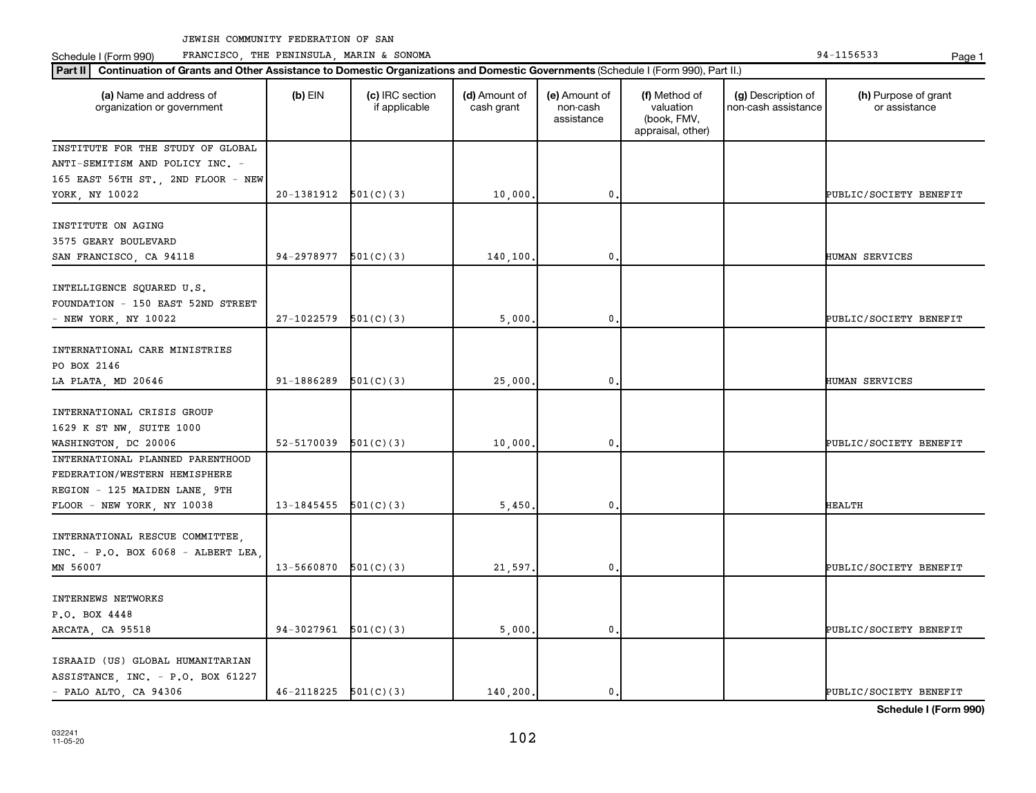JEWISH COMMUNITY FEDERATION OF SAN FRANCISCO, THE PENINSULA, MARIN & SONOMA

Schedule I (Form 990) 94-1156533

**Part II** **Continuation of Grants and Other Assistance to Domestic Organizations and Domestic Governments** (Schedule I (Form 990), Part II.)

| (a) Name and address of organization or government | (b) EIN | (c) IRC section if applicable | (d) Amount of cash grant | (e) Amount of non-cash assistance | (f) Method of valuation (book, FMV, appraisal, other) | (g) Description of non-cash assistance | (h) Purpose of grant or assistance |
|---|---|---|---|---|---|---|---|
| INSTITUTE FOR THE STUDY OF GLOBAL ANTI-SEMITISM AND POLICY INC. - 165 EAST 56TH ST., 2ND FLOOR - NEW YORK, NY 10022 | 20-1381912 | 501(C)(3) | 10,000. | 0. | | | PUBLIC/SOCIETY BENEFIT |
| INSTITUTE ON AGING 3575 GEARY BOULEVARD SAN FRANCISCO, CA 94118 | 94-2978977 | 501(C)(3) | 140,100. | 0. | | | HUMAN SERVICES |
| INTELLIGENCE SQUARED U.S. FOUNDATION - 150 EAST 52ND STREET - NEW YORK, NY 10022 | 27-1022579 | 501(C)(3) | 5,000. | 0. | | | PUBLIC/SOCIETY BENEFIT |
| INTERNATIONAL CARE MINISTRIES PO BOX 2146 LA PLATA, MD 20646 | 91-1886289 | 501(C)(3) | 25,000. | 0. | | | HUMAN SERVICES |
| INTERNATIONAL CRISIS GROUP 1629 K ST NW, SUITE 1000 WASHINGTON, DC 20006 | 52-5170039 | 501(C)(3) | 10,000. | 0. | | | PUBLIC/SOCIETY BENEFIT |
| INTERNATIONAL PLANNED PARENTHOOD FEDERATION/WESTERN HEMISPHERE REGION - 125 MAIDEN LANE, 9TH FLOOR - NEW YORK, NY 10038 | 13-1845455 | 501(C)(3) | 5,450. | 0. | | | HEALTH |
| INTERNATIONAL RESCUE COMMITTEE, INC. - P.O. BOX 6068 - ALBERT LEA, MN 56007 | 13-5660870 | 501(C)(3) | 21,597. | 0. | | | PUBLIC/SOCIETY BENEFIT |
| INTERNEWS NETWORKS P.O. BOX 4448 ARCATA, CA 95518 | 94-3027961 | 501(C)(3) | 5,000. | 0. | | | PUBLIC/SOCIETY BENEFIT |
| ISRAAID (US) GLOBAL HUMANITARIAN ASSISTANCE, INC. - P.O. BOX 61227 - PALO ALTO, CA 94306 | 46-2118225 | 501(C)(3) | 140,200. | 0. | | | PUBLIC/SOCIETY BENEFIT |

Schedule I (Form 990)

032241 11-05-20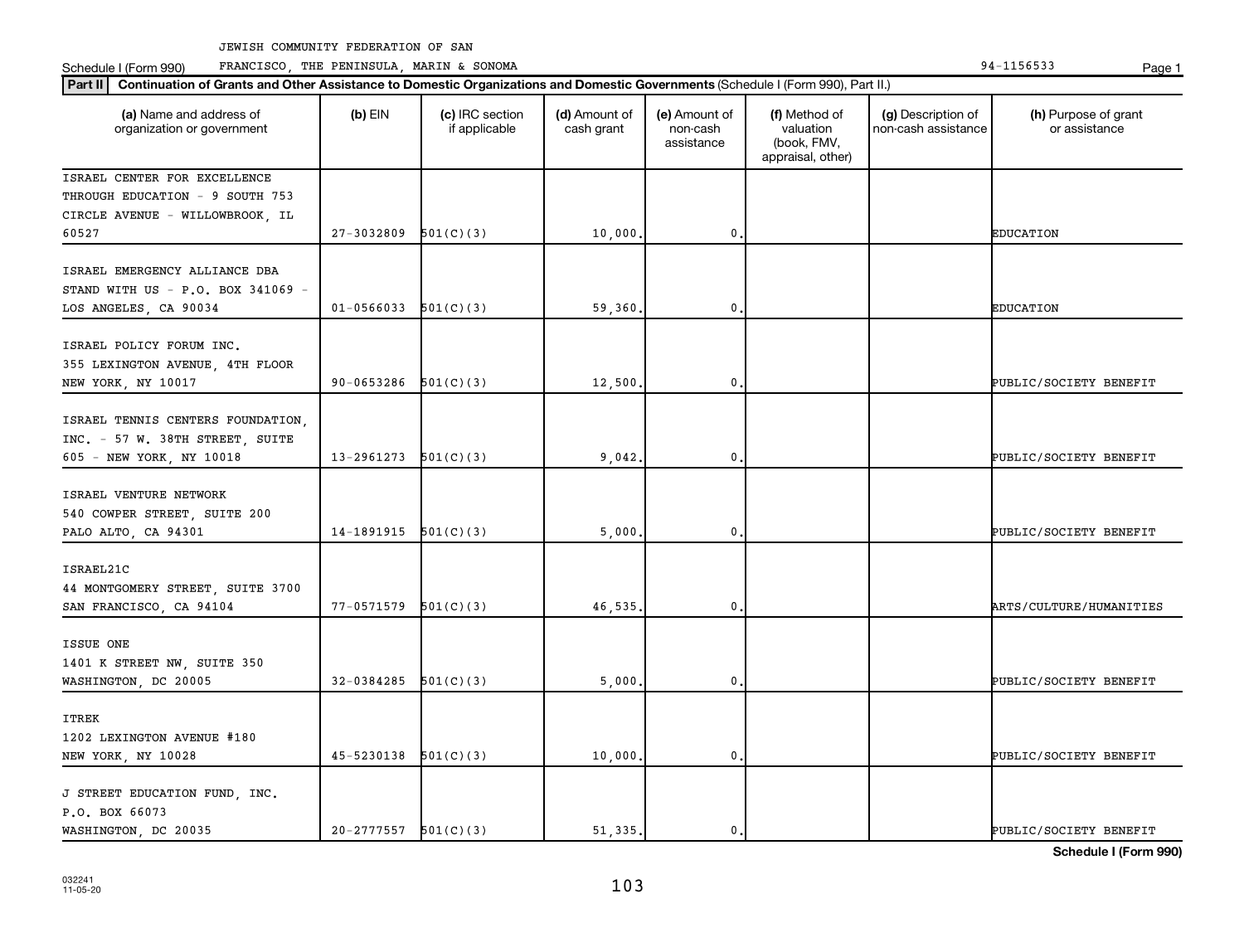JEWISH COMMUNITY FEDERATION OF SAN FRANCISCO, THE PENINSULA, MARIN & SONOMA

Schedule I (Form 990) 94-1156533

**Part II** **Continuation of Grants and Other Assistance to Domestic Organizations and Domestic Governments** (Schedule I (Form 990), Part II.)

| (a) Name and address of organization or government | (b) EIN | (c) IRC section if applicable | (d) Amount of cash grant | (e) Amount of non-cash assistance | (f) Method of valuation (book, FMV, appraisal, other) | (g) Description of non-cash assistance | (h) Purpose of grant or assistance |
|---|---|---|---|---|---|---|---|
| ISRAEL CENTER FOR EXCELLENCE THROUGH EDUCATION - 9 SOUTH 753 CIRCLE AVENUE - WILLOWBROOK, IL 60527 | 27-3032809 | 501(C)(3) | 10,000. | 0. | | | EDUCATION |
| ISRAEL EMERGENCY ALLIANCE DBA STAND WITH US - P.O. BOX 341069 - LOS ANGELES, CA 90034 | 01-0566033 | 501(C)(3) | 59,360. | 0. | | | EDUCATION |
| ISRAEL POLICY FORUM INC. 355 LEXINGTON AVENUE, 4TH FLOOR NEW YORK, NY 10017 | 90-0653286 | 501(C)(3) | 12,500. | 0. | | | PUBLIC/SOCIETY BENEFIT |
| ISRAEL TENNIS CENTERS FOUNDATION, INC. - 57 W. 38TH STREET, SUITE 605 - NEW YORK, NY 10018 | 13-2961273 | 501(C)(3) | 9,042. | 0. | | | PUBLIC/SOCIETY BENEFIT |
| ISRAEL VENTURE NETWORK 540 COWPER STREET, SUITE 200 PALO ALTO, CA 94301 | 14-1891915 | 501(C)(3) | 5,000. | 0. | | | PUBLIC/SOCIETY BENEFIT |
| ISRAEL21C 44 MONTGOMERY STREET, SUITE 3700 SAN FRANCISCO, CA 94104 | 77-0571579 | 501(C)(3) | 46,535. | 0. | | | ARTS/CULTURE/HUMANITIES |
| ISSUE ONE 1401 K STREET NW, SUITE 350 WASHINGTON, DC 20005 | 32-0384285 | 501(C)(3) | 5,000. | 0. | | | PUBLIC/SOCIETY BENEFIT |
| ITREK 1202 LEXINGTON AVENUE #180 NEW YORK, NY 10028 | 45-5230138 | 501(C)(3) | 10,000. | 0. | | | PUBLIC/SOCIETY BENEFIT |
| J STREET EDUCATION FUND, INC. P.O. BOX 66073 WASHINGTON, DC 20035 | 20-2777557 | 501(C)(3) | 51,335. | 0. | | | PUBLIC/SOCIETY BENEFIT |

**Schedule I (Form 990)**

032241 11-05-20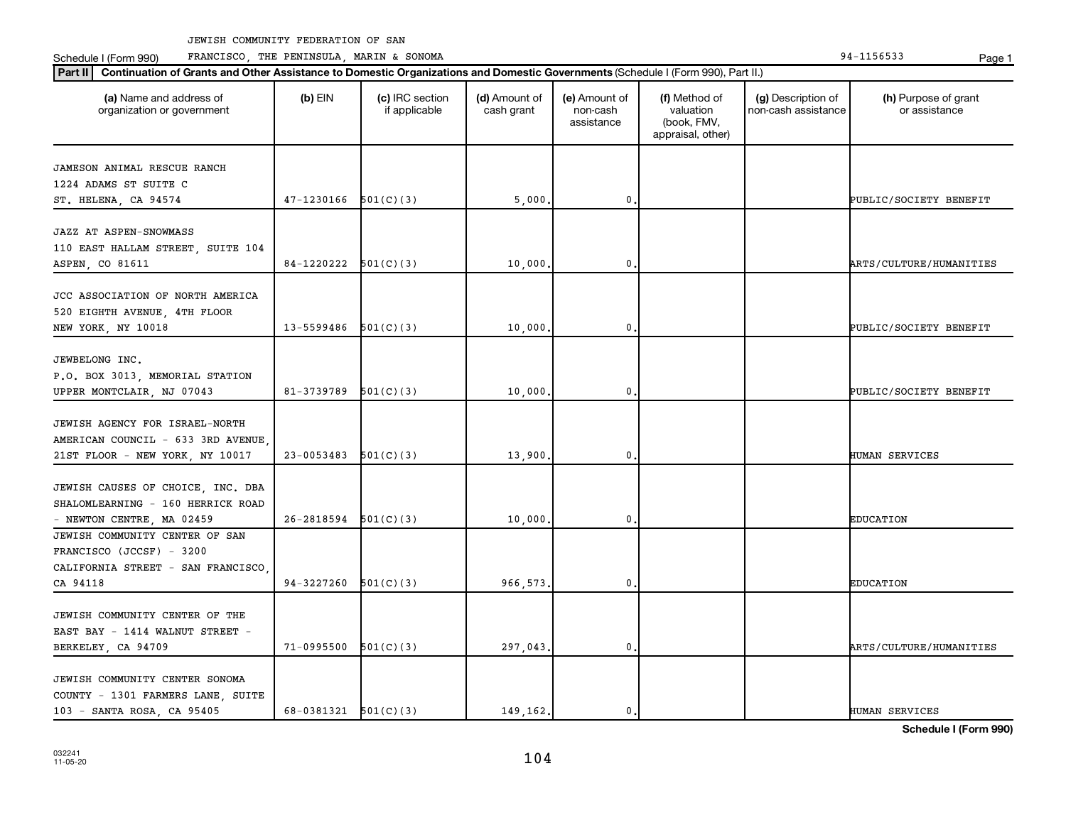JEWISH COMMUNITY FEDERATION OF SAN FRANCISCO, THE PENINSULA, MARIN & SONOMA

Schedule I (Form 990) 94-1156533

**Part II** **Continuation of Grants and Other Assistance to Domestic Organizations and Domestic Governments** (Schedule I (Form 990), Part II.)

| (a) Name and address of organization or government | (b) EIN | (c) IRC section if applicable | (d) Amount of cash grant | (e) Amount of non-cash assistance | (f) Method of valuation (book, FMV, appraisal, other) | (g) Description of non-cash assistance | (h) Purpose of grant or assistance |
|---|---|---|---|---|---|---|---|
| JAMESON ANIMAL RESCUE RANCH 1224 ADAMS ST SUITE C ST. HELENA, CA 94574 | 47-1230166 | 501(C)(3) | 5,000. | 0. | | | PUBLIC/SOCIETY BENEFIT |
| JAZZ AT ASPEN-SNOWMASS 110 EAST HALLAM STREET, SUITE 104 ASPEN, CO 81611 | 84-1220222 | 501(C)(3) | 10,000. | 0. | | | ARTS/CULTURE/HUMANITIES |
| JCC ASSOCIATION OF NORTH AMERICA 520 EIGHTH AVENUE, 4TH FLOOR NEW YORK, NY 10018 | 13-5599486 | 501(C)(3) | 10,000. | 0. | | | PUBLIC/SOCIETY BENEFIT |
| JEWBELONG INC. P.O. BOX 3013, MEMORIAL STATION UPPER MONTCLAIR, NJ 07043 | 81-3739789 | 501(C)(3) | 10,000. | 0. | | | PUBLIC/SOCIETY BENEFIT |
| JEWISH AGENCY FOR ISRAEL-NORTH AMERICAN COUNCIL - 633 3RD AVENUE, 21ST FLOOR - NEW YORK, NY 10017 | 23-0053483 | 501(C)(3) | 13,900. | 0. | | | HUMAN SERVICES |
| JEWISH CAUSES OF CHOICE, INC. DBA SHALOMLEARNING - 160 HERRICK ROAD - NEWTON CENTRE, MA 02459 | 26-2818594 | 501(C)(3) | 10,000. | 0. | | | EDUCATION |
| JEWISH COMMUNITY CENTER OF SAN FRANCISCO (JCCSF) - 3200 CALIFORNIA STREET - SAN FRANCISCO, CA 94118 | 94-3227260 | 501(C)(3) | 966,573. | 0. | | | EDUCATION |
| JEWISH COMMUNITY CENTER OF THE EAST BAY - 1414 WALNUT STREET - BERKELEY, CA 94709 | 71-0995500 | 501(C)(3) | 297,043. | 0. | | | ARTS/CULTURE/HUMANITIES |
| JEWISH COMMUNITY CENTER SONOMA COUNTY - 1301 FARMERS LANE, SUITE 103 - SANTA ROSA, CA 95405 | 68-0381321 | 501(C)(3) | 149,162. | 0. | | | HUMAN SERVICES |

Schedule I (Form 990)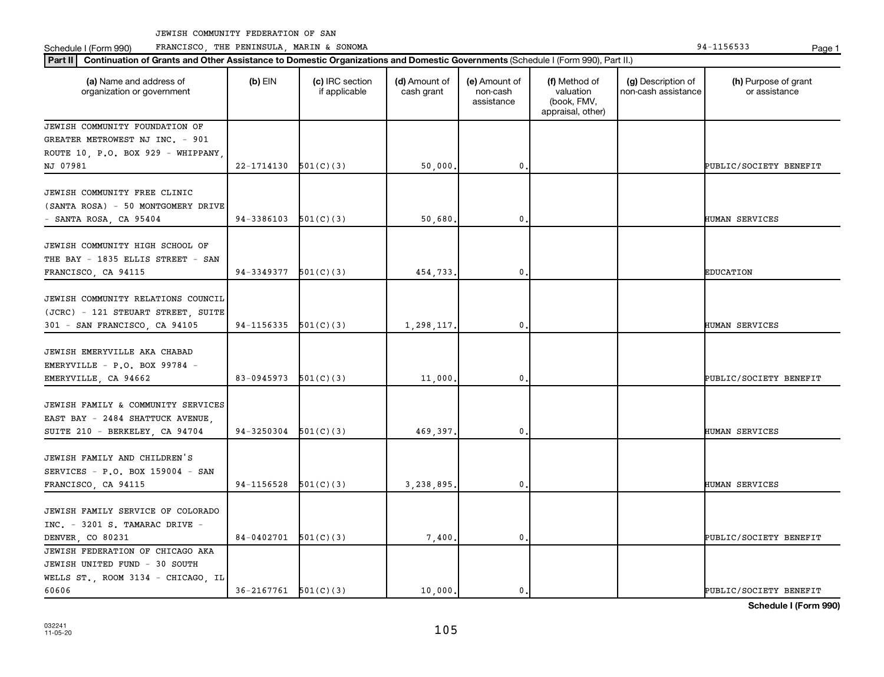JEWISH COMMUNITY FEDERATION OF SAN FRANCISCO, THE PENINSULA, MARIN & SONOMA

Schedule I (Form 990) 94-1156533

**Part II** **Continuation of Grants and Other Assistance to Domestic Organizations and Domestic Governments** (Schedule I (Form 990), Part II.)

| (a) Name and address of organization or government | (b) EIN | (c) IRC section if applicable | (d) Amount of cash grant | (e) Amount of non-cash assistance | (f) Method of valuation (book, FMV, appraisal, other) | (g) Description of non-cash assistance | (h) Purpose of grant or assistance |
|---|---|---|---|---|---|---|---|
| JEWISH COMMUNITY FOUNDATION OF GREATER METROWEST NJ INC. - 901 ROUTE 10, P.O. BOX 929 - WHIPPANY, NJ 07981 | 22-1714130 | 501(C)(3) | 50,000. | 0. | | | PUBLIC/SOCIETY BENEFIT |
| JEWISH COMMUNITY FREE CLINIC (SANTA ROSA) - 50 MONTGOMERY DRIVE - SANTA ROSA, CA 95404 | 94-3386103 | 501(C)(3) | 50,680. | 0. | | | HUMAN SERVICES |
| JEWISH COMMUNITY HIGH SCHOOL OF THE BAY - 1835 ELLIS STREET - SAN FRANCISCO, CA 94115 | 94-3349377 | 501(C)(3) | 454,733. | 0. | | | EDUCATION |
| JEWISH COMMUNITY RELATIONS COUNCIL (JCRC) - 121 STEUART STREET, SUITE 301 - SAN FRANCISCO, CA 94105 | 94-1156335 | 501(C)(3) | 1,298,117. | 0. | | | HUMAN SERVICES |
| JEWISH EMERYVILLE AKA CHABAD EMERYVILLE - P.O. BOX 99784 - EMERYVILLE, CA 94662 | 83-0945973 | 501(C)(3) | 11,000. | 0. | | | PUBLIC/SOCIETY BENEFIT |
| JEWISH FAMILY & COMMUNITY SERVICES EAST BAY - 2484 SHATTUCK AVENUE, SUITE 210 - BERKELEY, CA 94704 | 94-3250304 | 501(C)(3) | 469,397. | 0. | | | HUMAN SERVICES |
| JEWISH FAMILY AND CHILDREN'S SERVICES - P.O. BOX 159004 - SAN FRANCISCO, CA 94115 | 94-1156528 | 501(C)(3) | 3,238,895. | 0. | | | HUMAN SERVICES |
| JEWISH FAMILY SERVICE OF COLORADO INC. - 3201 S. TAMARAC DRIVE - DENVER, CO 80231 | 84-0402701 | 501(C)(3) | 7,400. | 0. | | | PUBLIC/SOCIETY BENEFIT |
| JEWISH FEDERATION OF CHICAGO AKA JEWISH UNITED FUND - 30 SOUTH WELLS ST., ROOM 3134 - CHICAGO, IL 60606 | 36-2167761 | 501(C)(3) | 10,000. | 0. | | | PUBLIC/SOCIETY BENEFIT |

**Schedule I (Form 990)**

032241 11-05-20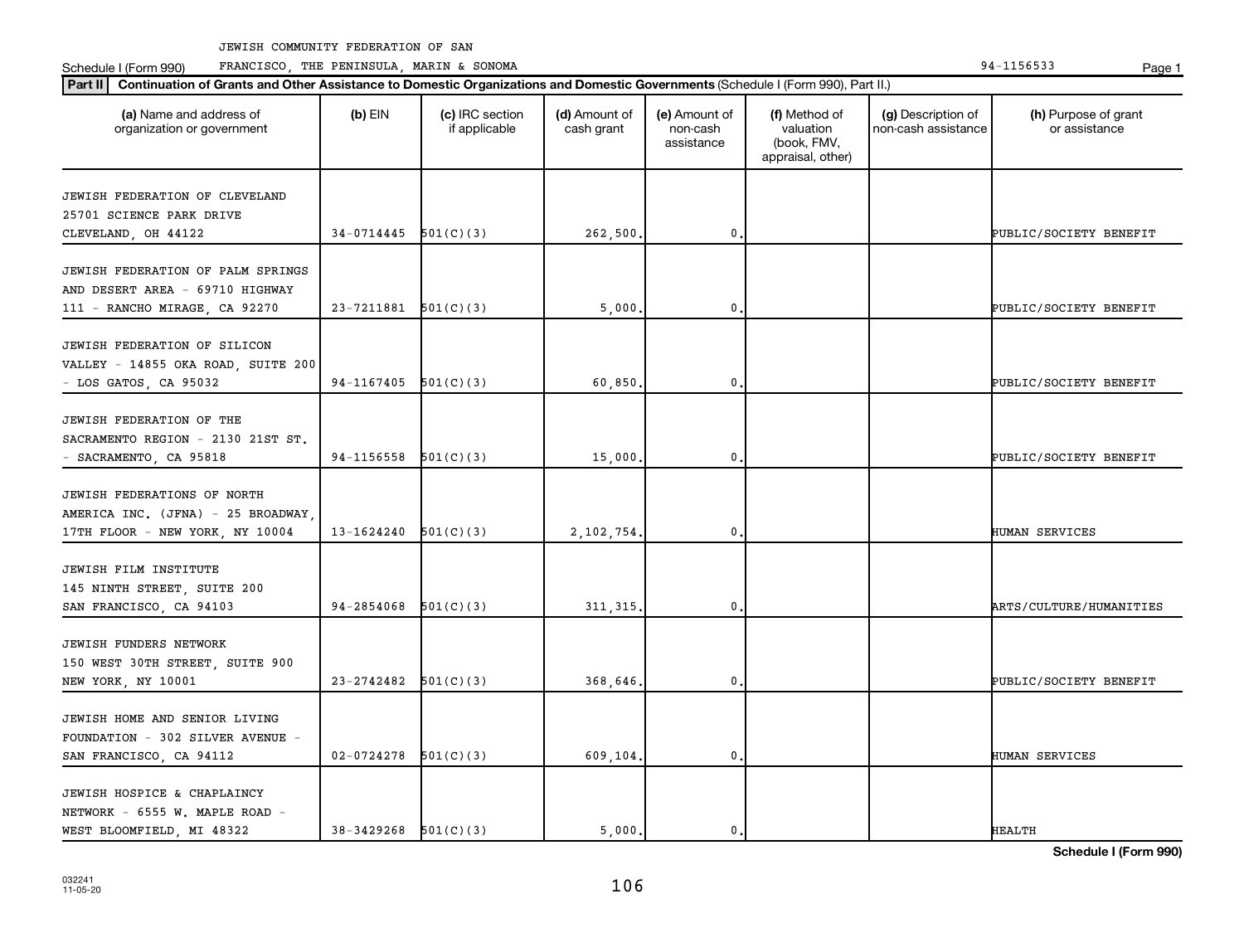JEWISH COMMUNITY FEDERATION OF SAN FRANCISCO, THE PENINSULA, MARIN & SONOMA

Schedule I (Form 990) 94-1156533

**Part II** **Continuation of Grants and Other Assistance to Domestic Organizations and Domestic Governments** (Schedule I (Form 990), Part II.)

| (a) Name and address of organization or government | (b) EIN | (c) IRC section if applicable | (d) Amount of cash grant | (e) Amount of non-cash assistance | (f) Method of valuation (book, FMV, appraisal, other) | (g) Description of non-cash assistance | (h) Purpose of grant or assistance |
|---|---|---|---|---|---|---|---|
| JEWISH FEDERATION OF CLEVELAND 25701 SCIENCE PARK DRIVE CLEVELAND, OH 44122 | 34-0714445 | 501(C)(3) | 262,500. | 0. | | | PUBLIC/SOCIETY BENEFIT |
| JEWISH FEDERATION OF PALM SPRINGS AND DESERT AREA - 69710 HIGHWAY 111 - RANCHO MIRAGE, CA 92270 | 23-7211881 | 501(C)(3) | 5,000. | 0. | | | PUBLIC/SOCIETY BENEFIT |
| JEWISH FEDERATION OF SILICON VALLEY - 14855 OKA ROAD, SUITE 200 - LOS GATOS, CA 95032 | 94-1167405 | 501(C)(3) | 60,850. | 0. | | | PUBLIC/SOCIETY BENEFIT |
| JEWISH FEDERATION OF THE SACRAMENTO REGION - 2130 21ST ST. - SACRAMENTO, CA 95818 | 94-1156558 | 501(C)(3) | 15,000. | 0. | | | PUBLIC/SOCIETY BENEFIT |
| JEWISH FEDERATIONS OF NORTH AMERICA INC. (JFNA) - 25 BROADWAY, 17TH FLOOR - NEW YORK, NY 10004 | 13-1624240 | 501(C)(3) | 2,102,754. | 0. | | | HUMAN SERVICES |
| JEWISH FILM INSTITUTE 145 NINTH STREET, SUITE 200 SAN FRANCISCO, CA 94103 | 94-2854068 | 501(C)(3) | 311,315. | 0. | | | ARTS/CULTURE/HUMANITIES |
| JEWISH FUNDERS NETWORK 150 WEST 30TH STREET, SUITE 900 NEW YORK, NY 10001 | 23-2742482 | 501(C)(3) | 368,646. | 0. | | | PUBLIC/SOCIETY BENEFIT |
| JEWISH HOME AND SENIOR LIVING FOUNDATION - 302 SILVER AVENUE - SAN FRANCISCO, CA 94112 | 02-0724278 | 501(C)(3) | 609,104. | 0. | | | HUMAN SERVICES |
| JEWISH HOSPICE & CHAPLAINCY NETWORK - 6555 W. MAPLE ROAD - WEST BLOOMFIELD, MI 48322 | 38-3429268 | 501(C)(3) | 5,000. | 0. | | | HEALTH |

Schedule I (Form 990)

032241 11-05-20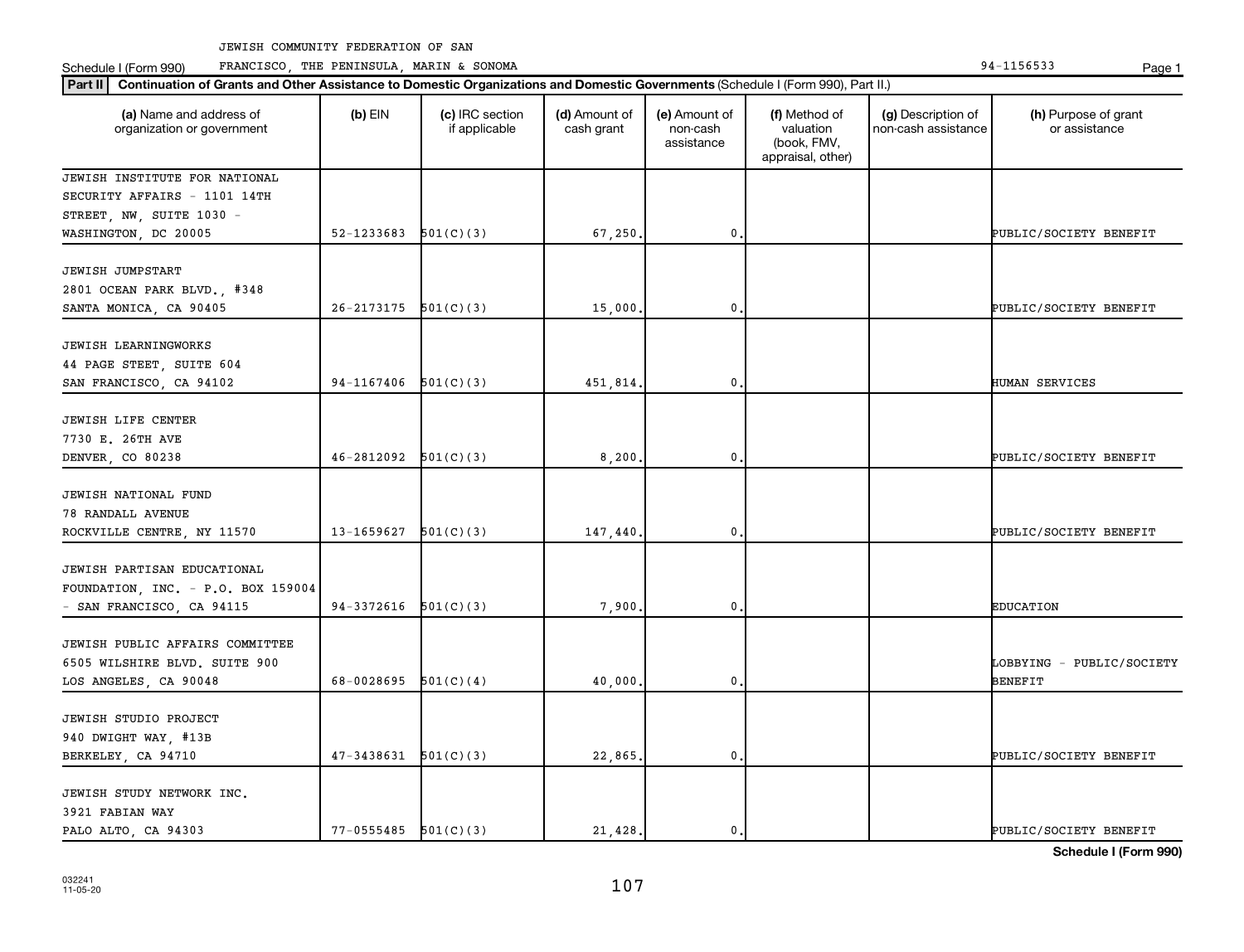JEWISH COMMUNITY FEDERATION OF SAN FRANCISCO, THE PENINSULA, MARIN & SONOMA

Schedule I (Form 990) 94-1156533

**Part II** **Continuation of Grants and Other Assistance to Domestic Organizations and Domestic Governments** (Schedule I (Form 990), Part II.)

| (a) Name and address of organization or government | (b) EIN | (c) IRC section if applicable | (d) Amount of cash grant | (e) Amount of non-cash assistance | (f) Method of valuation (book, FMV, appraisal, other) | (g) Description of non-cash assistance | (h) Purpose of grant or assistance |
|---|---|---|---|---|---|---|---|
| JEWISH INSTITUTE FOR NATIONAL SECURITY AFFAIRS - 1101 14TH STREET, NW, SUITE 1030 - WASHINGTON, DC 20005 | 52-1233683 | 501(C)(3) | 67,250. | 0. | | | PUBLIC/SOCIETY BENEFIT |
| JEWISH JUMPSTART 2801 OCEAN PARK BLVD., #348 SANTA MONICA, CA 90405 | 26-2173175 | 501(C)(3) | 15,000. | 0. | | | PUBLIC/SOCIETY BENEFIT |
| JEWISH LEARNINGWORKS 44 PAGE STEET, SUITE 604 SAN FRANCISCO, CA 94102 | 94-1167406 | 501(C)(3) | 451,814. | 0. | | | HUMAN SERVICES |
| JEWISH LIFE CENTER 7730 E. 26TH AVE DENVER, CO 80238 | 46-2812092 | 501(C)(3) | 8,200. | 0. | | | PUBLIC/SOCIETY BENEFIT |
| JEWISH NATIONAL FUND 78 RANDALL AVENUE ROCKVILLE CENTRE, NY 11570 | 13-1659627 | 501(C)(3) | 147,440. | 0. | | | PUBLIC/SOCIETY BENEFIT |
| JEWISH PARTISAN EDUCATIONAL FOUNDATION, INC. - P.O. BOX 159004 - SAN FRANCISCO, CA 94115 | 94-3372616 | 501(C)(3) | 7,900. | 0. | | | EDUCATION |
| JEWISH PUBLIC AFFAIRS COMMITTEE 6505 WILSHIRE BLVD. SUITE 900 LOS ANGELES, CA 90048 | 68-0028695 | 501(C)(4) | 40,000. | 0. | | | LOBBYING - PUBLIC/SOCIETY BENEFIT |
| JEWISH STUDIO PROJECT 940 DWIGHT WAY, #13B BERKELEY, CA 94710 | 47-3438631 | 501(C)(3) | 22,865. | 0. | | | PUBLIC/SOCIETY BENEFIT |
| JEWISH STUDY NETWORK INC. 3921 FABIAN WAY PALO ALTO, CA 94303 | 77-0555485 | 501(C)(3) | 21,428. | 0. | | | PUBLIC/SOCIETY BENEFIT |

**Schedule I (Form 990)**

032241 11-05-20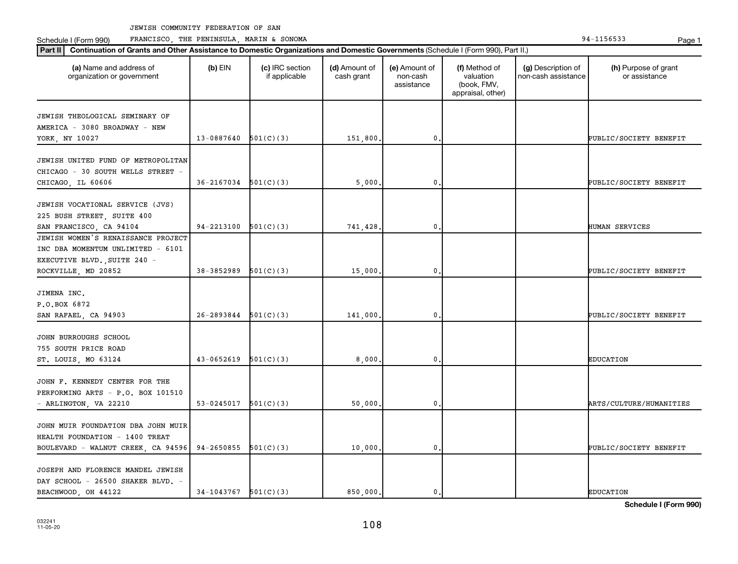JEWISH COMMUNITY FEDERATION OF SAN FRANCISCO, THE PENINSULA, MARIN & SONOMA

Schedule I (Form 990) 94-1156533

**Part II** **Continuation of Grants and Other Assistance to Domestic Organizations and Domestic Governments** (Schedule I (Form 990), Part II.)

| (a) Name and address of organization or government | (b) EIN | (c) IRC section if applicable | (d) Amount of cash grant | (e) Amount of non-cash assistance | (f) Method of valuation (book, FMV, appraisal, other) | (g) Description of non-cash assistance | (h) Purpose of grant or assistance |
|---|---|---|---|---|---|---|---|
| JEWISH THEOLOGICAL SEMINARY OF AMERICA - 3080 BROADWAY - NEW YORK, NY 10027 | 13-0887640 | 501(C)(3) | 151,800. | 0. | | | PUBLIC/SOCIETY BENEFIT |
| JEWISH UNITED FUND OF METROPOLITAN CHICAGO - 30 SOUTH WELLS STREET - CHICAGO, IL 60606 | 36-2167034 | 501(C)(3) | 5,000. | 0. | | | PUBLIC/SOCIETY BENEFIT |
| JEWISH VOCATIONAL SERVICE (JVS) 225 BUSH STREET, SUITE 400 SAN FRANCISCO, CA 94104 | 94-2213100 | 501(C)(3) | 741,428. | 0. | | | HUMAN SERVICES |
| JEWISH WOMEN'S RENAISSANCE PROJECT INC DBA MOMENTUM UNLIMITED - 6101 EXECUTIVE BLVD.,SUITE 240 - ROCKVILLE, MD 20852 | 38-3852989 | 501(C)(3) | 15,000. | 0. | | | PUBLIC/SOCIETY BENEFIT |
| JIMENA INC. P.O.BOX 6872 SAN RAFAEL, CA 94903 | 26-2893844 | 501(C)(3) | 141,000. | 0. | | | PUBLIC/SOCIETY BENEFIT |
| JOHN BURROUGHS SCHOOL 755 SOUTH PRICE ROAD ST. LOUIS, MO 63124 | 43-0652619 | 501(C)(3) | 8,000. | 0. | | | EDUCATION |
| JOHN F. KENNEDY CENTER FOR THE PERFORMING ARTS - P.O. BOX 101510 - ARLINGTON, VA 22210 | 53-0245017 | 501(C)(3) | 50,000. | 0. | | | ARTS/CULTURE/HUMANITIES |
| JOHN MUIR FOUNDATION DBA JOHN MUIR HEALTH FOUNDATION - 1400 TREAT BOULEVARD - WALNUT CREEK, CA 94596 | 94-2650855 | 501(C)(3) | 10,000. | 0. | | | PUBLIC/SOCIETY BENEFIT |
| JOSEPH AND FLORENCE MANDEL JEWISH DAY SCHOOL - 26500 SHAKER BLVD. - BEACHWOOD, OH 44122 | 34-1043767 | 501(C)(3) | 850,000. | 0. | | | EDUCATION |

Schedule I (Form 990)

032241 11-05-20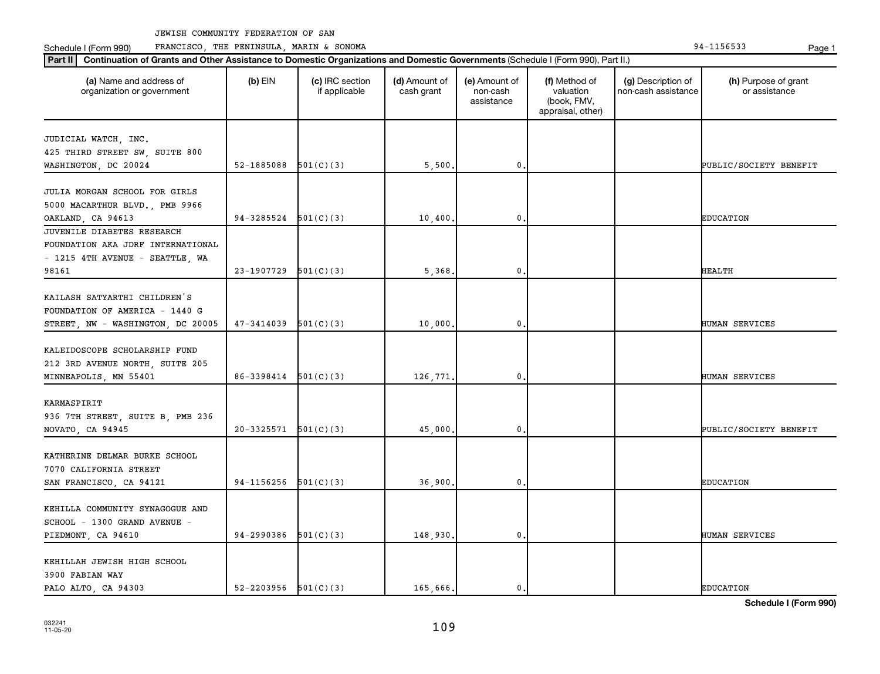JEWISH COMMUNITY FEDERATION OF SAN FRANCISCO, THE PENINSULA, MARIN & SONOMA

Schedule I (Form 990) 94-1156533

**Part II** **Continuation of Grants and Other Assistance to Domestic Organizations and Domestic Governments** (Schedule I (Form 990), Part II.)

| (a) Name and address of organization or government | (b) EIN | (c) IRC section if applicable | (d) Amount of cash grant | (e) Amount of non-cash assistance | (f) Method of valuation (book, FMV, appraisal, other) | (g) Description of non-cash assistance | (h) Purpose of grant or assistance |
|---|---|---|---|---|---|---|---|
| JUDICIAL WATCH, INC. 425 THIRD STREET SW, SUITE 800 WASHINGTON, DC 20024 | 52-1885088 | 501(C)(3) | 5,500. | 0. | | | PUBLIC/SOCIETY BENEFIT |
| JULIA MORGAN SCHOOL FOR GIRLS 5000 MACARTHUR BLVD., PMB 9966 OAKLAND, CA 94613 | 94-3285524 | 501(C)(3) | 10,400. | 0. | | | EDUCATION |
| JUVENILE DIABETES RESEARCH FOUNDATION AKA JDRF INTERNATIONAL - 1215 4TH AVENUE - SEATTLE, WA 98161 | 23-1907729 | 501(C)(3) | 5,368. | 0. | | | HEALTH |
| KAILASH SATYARTHI CHILDREN'S FOUNDATION OF AMERICA - 1440 G STREET, NW - WASHINGTON, DC 20005 | 47-3414039 | 501(C)(3) | 10,000. | 0. | | | HUMAN SERVICES |
| KALEIDOSCOPE SCHOLARSHIP FUND 212 3RD AVENUE NORTH, SUITE 205 MINNEAPOLIS, MN 55401 | 86-3398414 | 501(C)(3) | 126,771. | 0. | | | HUMAN SERVICES |
| KARMASPIRIT 936 7TH STREET, SUITE B, PMB 236 NOVATO, CA 94945 | 20-3325571 | 501(C)(3) | 45,000. | 0. | | | PUBLIC/SOCIETY BENEFIT |
| KATHERINE DELMAR BURKE SCHOOL 7070 CALIFORNIA STREET SAN FRANCISCO, CA 94121 | 94-1156256 | 501(C)(3) | 36,900. | 0. | | | EDUCATION |
| KEHILLA COMMUNITY SYNAGOGUE AND SCHOOL - 1300 GRAND AVENUE - PIEDMONT, CA 94610 | 94-2990386 | 501(C)(3) | 148,930. | 0. | | | HUMAN SERVICES |
| KEHILLAH JEWISH HIGH SCHOOL 3900 FABIAN WAY PALO ALTO, CA 94303 | 52-2203956 | 501(C)(3) | 165,666. | 0. | | | EDUCATION |

**Schedule I (Form 990)**

032241 11-05-20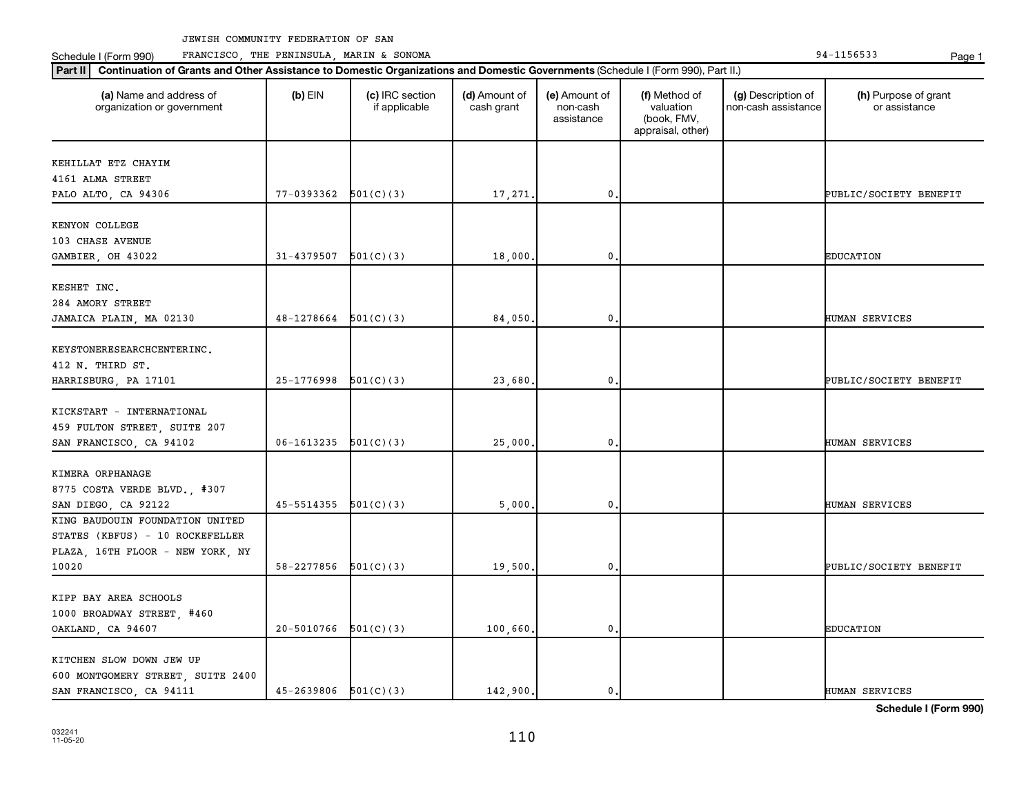JEWISH COMMUNITY FEDERATION OF SAN FRANCISCO, THE PENINSULA, MARIN & SONOMA

Schedule I (Form 990) 94-1156533

**Part II** **Continuation of Grants and Other Assistance to Domestic Organizations and Domestic Governments** (Schedule I (Form 990), Part II.)

| (a) Name and address of organization or government | (b) EIN | (c) IRC section if applicable | (d) Amount of cash grant | (e) Amount of non-cash assistance | (f) Method of valuation (book, FMV, appraisal, other) | (g) Description of non-cash assistance | (h) Purpose of grant or assistance |
|---|---|---|---|---|---|---|---|
| KEHILLAT ETZ CHAYIM 4161 ALMA STREET PALO ALTO, CA 94306 | 77-0393362 | 501(C)(3) | 17,271. | 0. | | | PUBLIC/SOCIETY BENEFIT |
| KENYON COLLEGE 103 CHASE AVENUE GAMBIER, OH 43022 | 31-4379507 | 501(C)(3) | 18,000. | 0. | | | EDUCATION |
| KESHET INC. 284 AMORY STREET JAMAICA PLAIN, MA 02130 | 48-1278664 | 501(C)(3) | 84,050. | 0. | | | HUMAN SERVICES |
| KEYSTONERESEARCHCENTERINC. 412 N. THIRD ST. HARRISBURG, PA 17101 | 25-1776998 | 501(C)(3) | 23,680. | 0. | | | PUBLIC/SOCIETY BENEFIT |
| KICKSTART - INTERNATIONAL 459 FULTON STREET, SUITE 207 SAN FRANCISCO, CA 94102 | 06-1613235 | 501(C)(3) | 25,000. | 0. | | | HUMAN SERVICES |
| KIMERA ORPHANAGE 8775 COSTA VERDE BLVD., #307 SAN DIEGO, CA 92122 | 45-5514355 | 501(C)(3) | 5,000. | 0. | | | HUMAN SERVICES |
| KING BAUDOUIN FOUNDATION UNITED STATES (KBFUS) - 10 ROCKEFELLER PLAZA, 16TH FLOOR - NEW YORK, NY 10020 | 58-2277856 | 501(C)(3) | 19,500. | 0. | | | PUBLIC/SOCIETY BENEFIT |
| KIPP BAY AREA SCHOOLS 1000 BROADWAY STREET, #460 OAKLAND, CA 94607 | 20-5010766 | 501(C)(3) | 100,660. | 0. | | | EDUCATION |
| KITCHEN SLOW DOWN JEW UP 600 MONTGOMERY STREET, SUITE 2400 SAN FRANCISCO, CA 94111 | 45-2639806 | 501(C)(3) | 142,900. | 0. | | | HUMAN SERVICES |

Schedule I (Form 990)

032241 11-05-20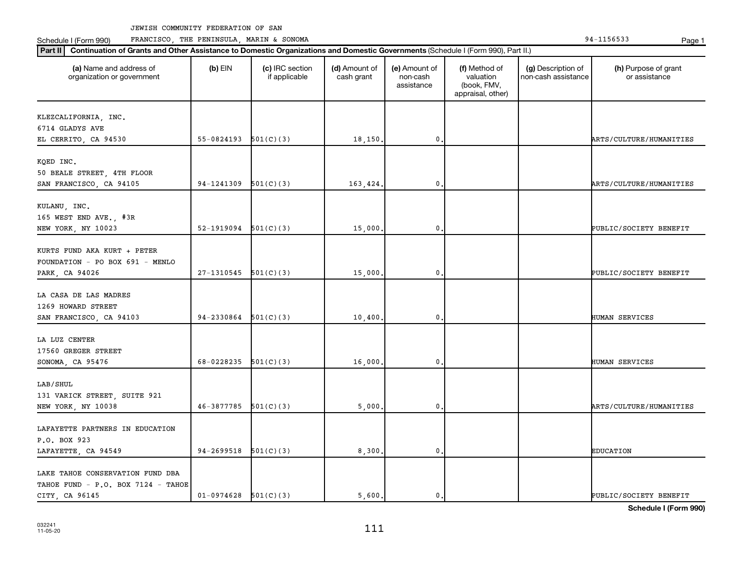JEWISH COMMUNITY FEDERATION OF SAN FRANCISCO, THE PENINSULA, MARIN & SONOMA

Schedule I (Form 990) 94-1156533

**Part II** **Continuation of Grants and Other Assistance to Domestic Organizations and Domestic Governments** (Schedule I (Form 990), Part II.)

| (a) Name and address of organization or government | (b) EIN | (c) IRC section if applicable | (d) Amount of cash grant | (e) Amount of non-cash assistance | (f) Method of valuation (book, FMV, appraisal, other) | (g) Description of non-cash assistance | (h) Purpose of grant or assistance |
|---|---|---|---|---|---|---|---|
| KLEZCALIFORNIA, INC.<br>6714 GLADYS AVE<br>EL CERRITO, CA 94530 | 55-0824193 | 501(C)(3) | 18,150. | 0. | | | ARTS/CULTURE/HUMANITIES |
| KQED INC.<br>50 BEALE STREET, 4TH FLOOR<br>SAN FRANCISCO, CA 94105 | 94-1241309 | 501(C)(3) | 163,424. | 0. | | | ARTS/CULTURE/HUMANITIES |
| KULANU, INC.<br>165 WEST END AVE., #3R<br>NEW YORK, NY 10023 | 52-1919094 | 501(C)(3) | 15,000. | 0. | | | PUBLIC/SOCIETY BENEFIT |
| KURTS FUND AKA KURT + PETER FOUNDATION - PO BOX 691 - MENLO PARK, CA 94026 | 27-1310545 | 501(C)(3) | 15,000. | 0. | | | PUBLIC/SOCIETY BENEFIT |
| LA CASA DE LAS MADRES<br>1269 HOWARD STREET<br>SAN FRANCISCO, CA 94103 | 94-2330864 | 501(C)(3) | 10,400. | 0. | | | HUMAN SERVICES |
| LA LUZ CENTER<br>17560 GREGER STREET<br>SONOMA, CA 95476 | 68-0228235 | 501(C)(3) | 16,000. | 0. | | | HUMAN SERVICES |
| LAB/SHUL<br>131 VARICK STREET, SUITE 921<br>NEW YORK, NY 10038 | 46-3877785 | 501(C)(3) | 5,000. | 0. | | | ARTS/CULTURE/HUMANITIES |
| LAFAYETTE PARTNERS IN EDUCATION<br>P.O. BOX 923<br>LAFAYETTE, CA 94549 | 94-2699518 | 501(C)(3) | 8,300. | 0. | | | EDUCATION |
| LAKE TAHOE CONSERVATION FUND DBA TAHOE FUND - P.O. BOX 7124 - TAHOE CITY, CA 96145 | 01-0974628 | 501(C)(3) | 5,600. | 0. | | | PUBLIC/SOCIETY BENEFIT |

**Schedule I (Form 990)**

032241 11-05-20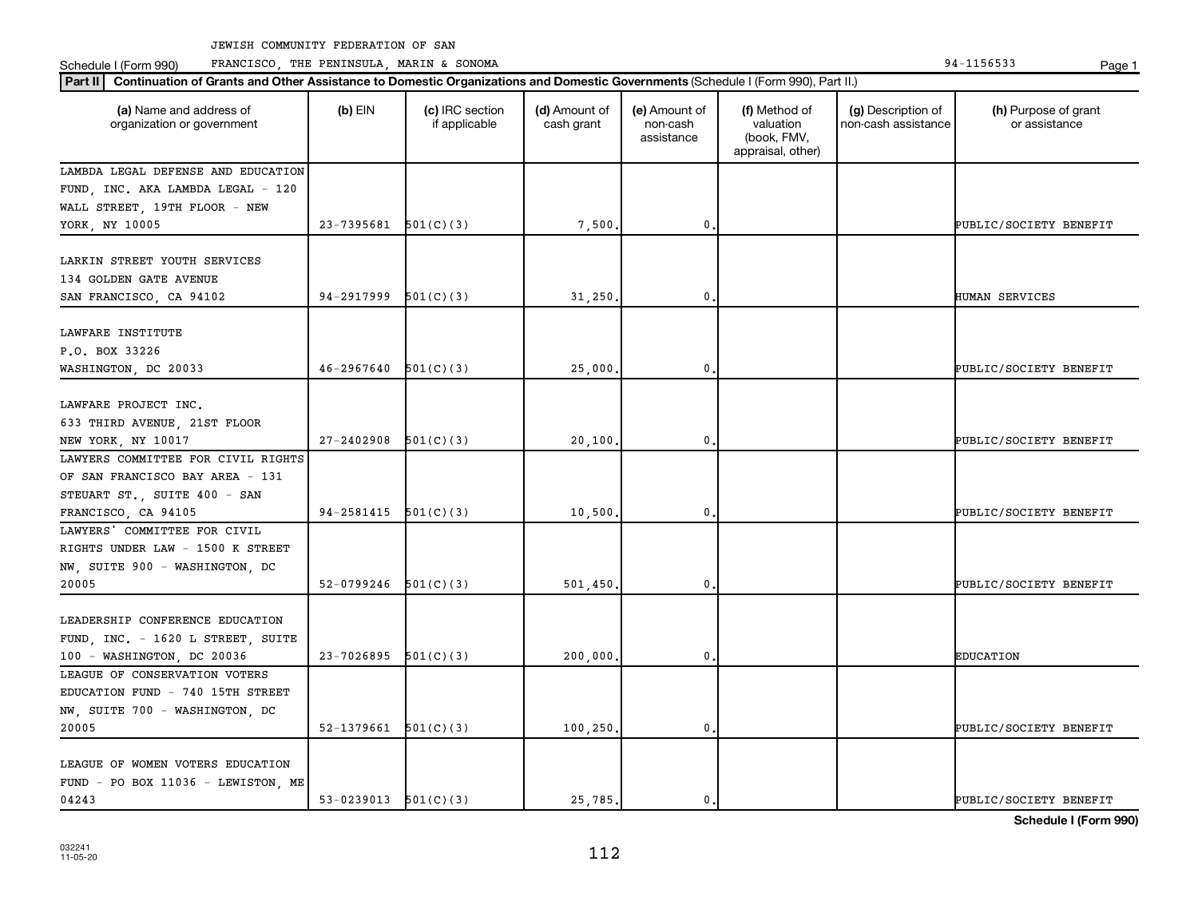JEWISH COMMUNITY FEDERATION OF SAN FRANCISCO, THE PENINSULA, MARIN & SONOMA

Schedule I (Form 990) 94-1156533

**Part II** **Continuation of Grants and Other Assistance to Domestic Organizations and Domestic Governments** (Schedule I (Form 990), Part II.)

| (a) Name and address of organization or government | (b) EIN | (c) IRC section if applicable | (d) Amount of cash grant | (e) Amount of non-cash assistance | (f) Method of valuation (book, FMV, appraisal, other) | (g) Description of non-cash assistance | (h) Purpose of grant or assistance |
|---|---|---|---|---|---|---|---|
| LAMBDA LEGAL DEFENSE AND EDUCATION FUND, INC. AKA LAMBDA LEGAL - 120 WALL STREET, 19TH FLOOR - NEW YORK, NY 10005 | 23-7395681 | 501(C)(3) | 7,500. | 0. | | | PUBLIC/SOCIETY BENEFIT |
| LARKIN STREET YOUTH SERVICES 134 GOLDEN GATE AVENUE SAN FRANCISCO, CA 94102 | 94-2917999 | 501(C)(3) | 31,250. | 0. | | | HUMAN SERVICES |
| LAWFARE INSTITUTE P.O. BOX 33226 WASHINGTON, DC 20033 | 46-2967640 | 501(C)(3) | 25,000. | 0. | | | PUBLIC/SOCIETY BENEFIT |
| LAWFARE PROJECT INC. 633 THIRD AVENUE, 21ST FLOOR NEW YORK, NY 10017 | 27-2402908 | 501(C)(3) | 20,100. | 0. | | | PUBLIC/SOCIETY BENEFIT |
| LAWYERS COMMITTEE FOR CIVIL RIGHTS OF SAN FRANCISCO BAY AREA - 131 STEUART ST., SUITE 400 - SAN FRANCISCO, CA 94105 | 94-2581415 | 501(C)(3) | 10,500. | 0. | | | PUBLIC/SOCIETY BENEFIT |
| LAWYERS' COMMITTEE FOR CIVIL RIGHTS UNDER LAW - 1500 K STREET NW, SUITE 900 - WASHINGTON, DC 20005 | 52-0799246 | 501(C)(3) | 501,450. | 0. | | | PUBLIC/SOCIETY BENEFIT |
| LEADERSHIP CONFERENCE EDUCATION FUND, INC. - 1620 L STREET, SUITE 100 - WASHINGTON, DC 20036 | 23-7026895 | 501(C)(3) | 200,000. | 0. | | | EDUCATION |
| LEAGUE OF CONSERVATION VOTERS EDUCATION FUND - 740 15TH STREET NW, SUITE 700 - WASHINGTON, DC 20005 | 52-1379661 | 501(C)(3) | 100,250. | 0. | | | PUBLIC/SOCIETY BENEFIT |
| LEAGUE OF WOMEN VOTERS EDUCATION FUND - PO BOX 11036 - LEWISTON, ME 04243 | 53-0239013 | 501(C)(3) | 25,785. | 0. | | | PUBLIC/SOCIETY BENEFIT |

**Schedule I (Form 990)**

032241 11-05-20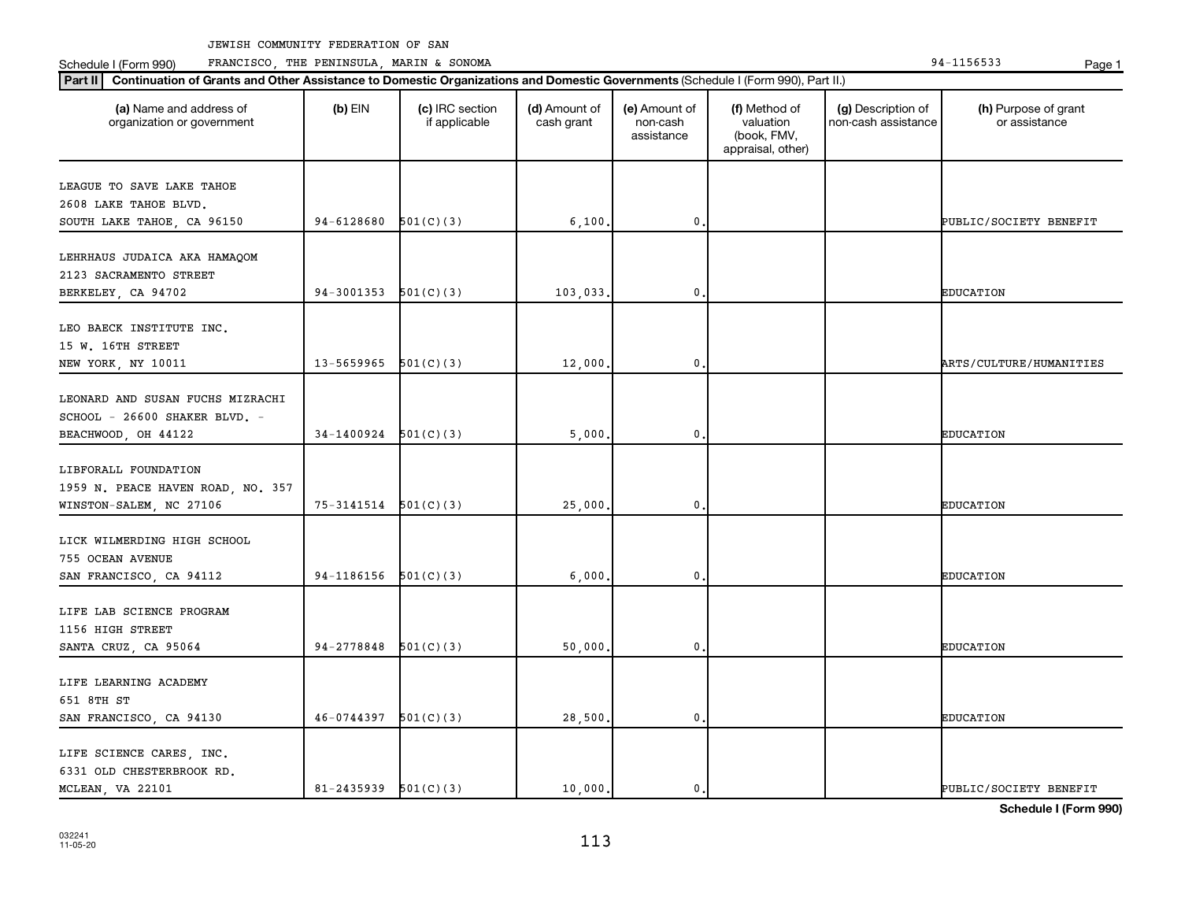JEWISH COMMUNITY FEDERATION OF SAN FRANCISCO, THE PENINSULA, MARIN & SONOMA

Schedule I (Form 990) 94-1156533

**Part II** **Continuation of Grants and Other Assistance to Domestic Organizations and Domestic Governments** (Schedule I (Form 990), Part II.)

| (a) Name and address of organization or government | (b) EIN | (c) IRC section if applicable | (d) Amount of cash grant | (e) Amount of non-cash assistance | (f) Method of valuation (book, FMV, appraisal, other) | (g) Description of non-cash assistance | (h) Purpose of grant or assistance |
|---|---|---|---|---|---|---|---|
| LEAGUE TO SAVE LAKE TAHOE<br>2608 LAKE TAHOE BLVD.<br>SOUTH LAKE TAHOE, CA 96150 | 94-6128680 | 501(C)(3) | 6,100. | 0. | | | PUBLIC/SOCIETY BENEFIT |
| LEHRHAUS JUDAICA AKA HAMAQOM<br>2123 SACRAMENTO STREET<br>BERKELEY, CA 94702 | 94-3001353 | 501(C)(3) | 103,033. | 0. | | | EDUCATION |
| LEO BAECK INSTITUTE INC.<br>15 W. 16TH STREET<br>NEW YORK, NY 10011 | 13-5659965 | 501(C)(3) | 12,000. | 0. | | | ARTS/CULTURE/HUMANITIES |
| LEONARD AND SUSAN FUCHS MIZRACHI<br>SCHOOL - 26600 SHAKER BLVD. -<br>BEACHWOOD, OH 44122 | 34-1400924 | 501(C)(3) | 5,000. | 0. | | | EDUCATION |
| LIBFORALL FOUNDATION<br>1959 N. PEACE HAVEN ROAD, NO. 357<br>WINSTON-SALEM, NC 27106 | 75-3141514 | 501(C)(3) | 25,000. | 0. | | | EDUCATION |
| LICK WILMERDING HIGH SCHOOL<br>755 OCEAN AVENUE<br>SAN FRANCISCO, CA 94112 | 94-1186156 | 501(C)(3) | 6,000. | 0. | | | EDUCATION |
| LIFE LAB SCIENCE PROGRAM<br>1156 HIGH STREET<br>SANTA CRUZ, CA 95064 | 94-2778848 | 501(C)(3) | 50,000. | 0. | | | EDUCATION |
| LIFE LEARNING ACADEMY<br>651 8TH ST<br>SAN FRANCISCO, CA 94130 | 46-0744397 | 501(C)(3) | 28,500. | 0. | | | EDUCATION |
| LIFE SCIENCE CARES, INC.<br>6331 OLD CHESTERBROOK RD.<br>MCLEAN, VA 22101 | 81-2435939 | 501(C)(3) | 10,000. | 0. | | | PUBLIC/SOCIETY BENEFIT |

**Schedule I (Form 990)**

032241
11-05-20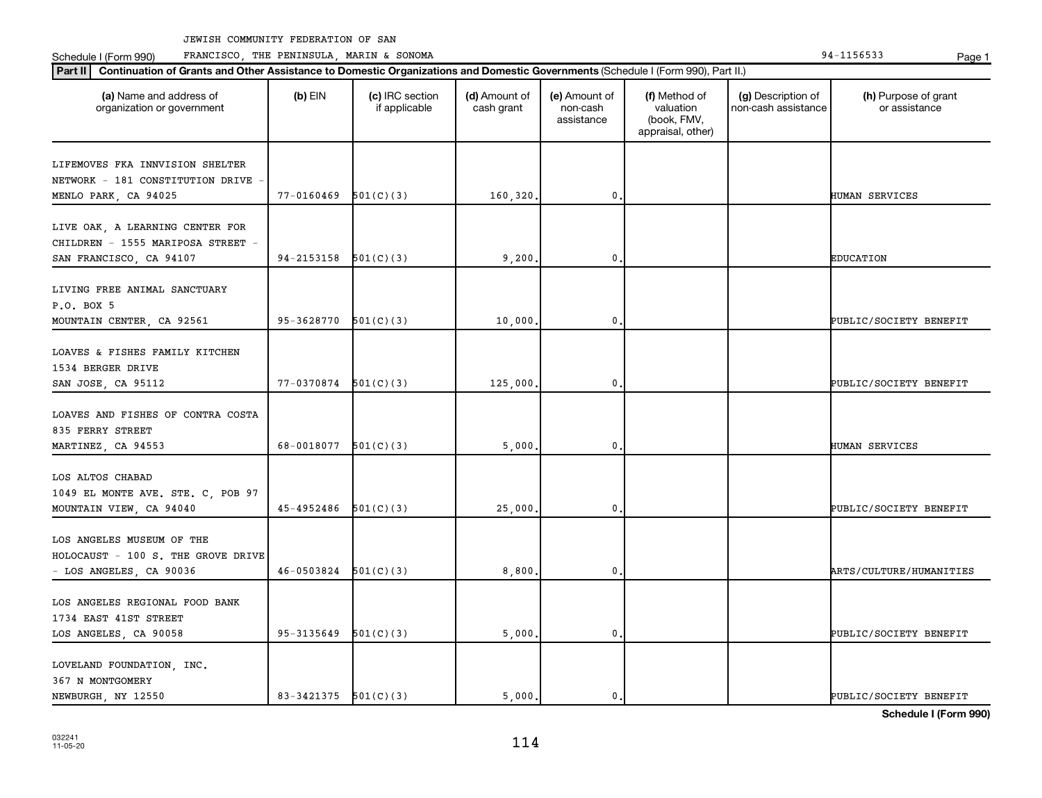JEWISH COMMUNITY FEDERATION OF SAN FRANCISCO, THE PENINSULA, MARIN & SONOMA

Schedule I (Form 990) 94-1156533

**Part II** **Continuation of Grants and Other Assistance to Domestic Organizations and Domestic Governments** (Schedule I (Form 990), Part II.)

| (a) Name and address of organization or government | (b) EIN | (c) IRC section if applicable | (d) Amount of cash grant | (e) Amount of non-cash assistance | (f) Method of valuation (book, FMV, appraisal, other) | (g) Description of non-cash assistance | (h) Purpose of grant or assistance |
|---|---|---|---|---|---|---|---|
| LIFEMOVES FKA INNVISION SHELTER NETWORK - 181 CONSTITUTION DRIVE - MENLO PARK, CA 94025 | 77-0160469 | 501(C)(3) | 160,320. | 0. | | | HUMAN SERVICES |
| LIVE OAK, A LEARNING CENTER FOR CHILDREN - 1555 MARIPOSA STREET - SAN FRANCISCO, CA 94107 | 94-2153158 | 501(C)(3) | 9,200. | 0. | | | EDUCATION |
| LIVING FREE ANIMAL SANCTUARY P.O. BOX 5 MOUNTAIN CENTER, CA 92561 | 95-3628770 | 501(C)(3) | 10,000. | 0. | | | PUBLIC/SOCIETY BENEFIT |
| LOAVES & FISHES FAMILY KITCHEN 1534 BERGER DRIVE SAN JOSE, CA 95112 | 77-0370874 | 501(C)(3) | 125,000. | 0. | | | PUBLIC/SOCIETY BENEFIT |
| LOAVES AND FISHES OF CONTRA COSTA 835 FERRY STREET MARTINEZ, CA 94553 | 68-0018077 | 501(C)(3) | 5,000. | 0. | | | HUMAN SERVICES |
| LOS ALTOS CHABAD 1049 EL MONTE AVE. STE. C, POB 97 MOUNTAIN VIEW, CA 94040 | 45-4952486 | 501(C)(3) | 25,000. | 0. | | | PUBLIC/SOCIETY BENEFIT |
| LOS ANGELES MUSEUM OF THE HOLOCAUST - 100 S. THE GROVE DRIVE - LOS ANGELES, CA 90036 | 46-0503824 | 501(C)(3) | 8,800. | 0. | | | ARTS/CULTURE/HUMANITIES |
| LOS ANGELES REGIONAL FOOD BANK 1734 EAST 41ST STREET LOS ANGELES, CA 90058 | 95-3135649 | 501(C)(3) | 5,000. | 0. | | | PUBLIC/SOCIETY BENEFIT |
| LOVELAND FOUNDATION, INC. 367 N MONTGOMERY NEWBURGH, NY 12550 | 83-3421375 | 501(C)(3) | 5,000. | 0. | | | PUBLIC/SOCIETY BENEFIT |

**Schedule I (Form 990)**

032241 11-05-20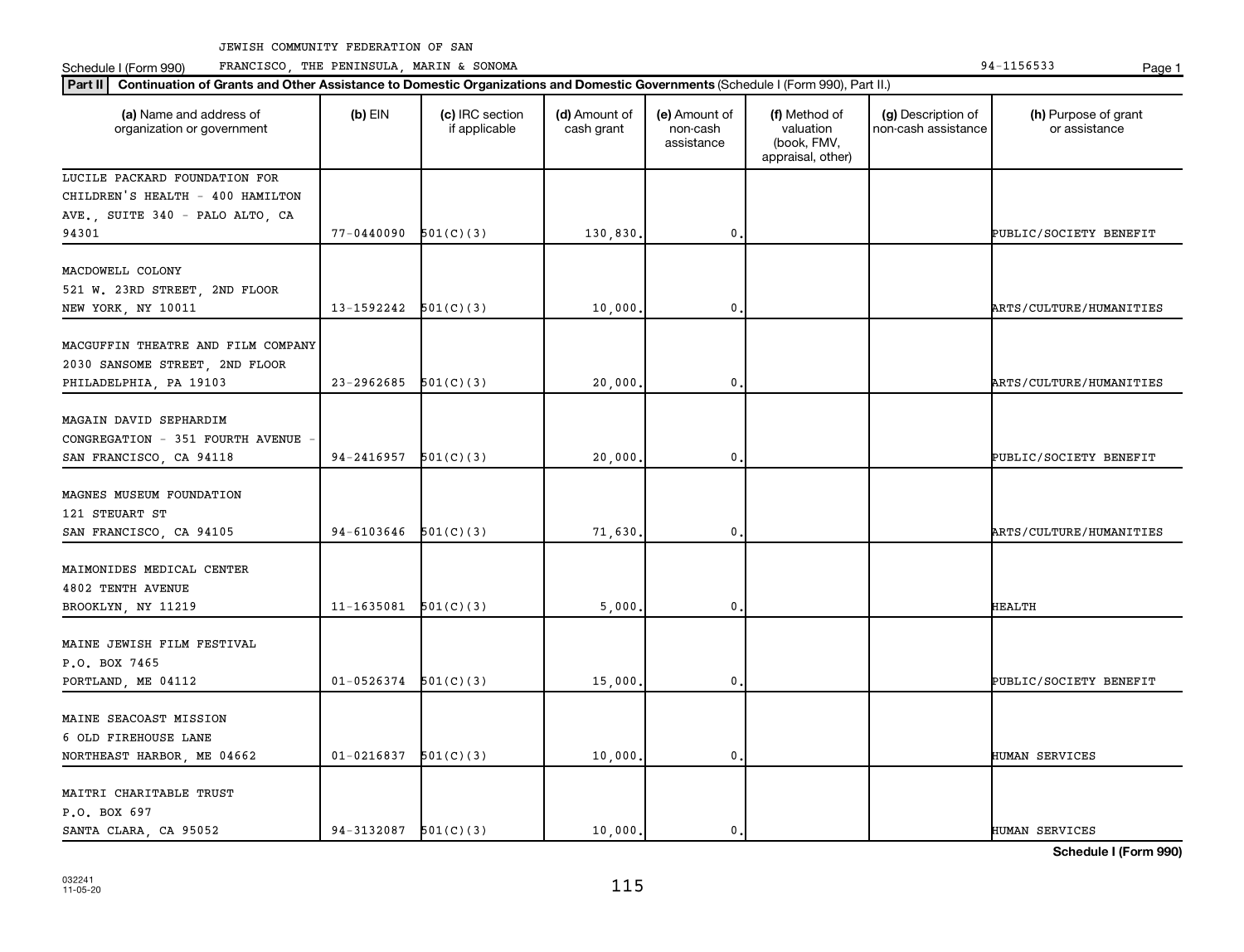JEWISH COMMUNITY FEDERATION OF SAN FRANCISCO, THE PENINSULA, MARIN & SONOMA

Schedule I (Form 990) 94-1156533

**Part II** **Continuation of Grants and Other Assistance to Domestic Organizations and Domestic Governments** (Schedule I (Form 990), Part II.)

| (a) Name and address of organization or government | (b) EIN | (c) IRC section if applicable | (d) Amount of cash grant | (e) Amount of non-cash assistance | (f) Method of valuation (book, FMV, appraisal, other) | (g) Description of non-cash assistance | (h) Purpose of grant or assistance |
|---|---|---|---|---|---|---|---|
| LUCILE PACKARD FOUNDATION FOR CHILDREN'S HEALTH - 400 HAMILTON AVE., SUITE 340 - PALO ALTO, CA 94301 | 77-0440090 | 501(C)(3) | 130,830. | 0. | | | PUBLIC/SOCIETY BENEFIT |
| MACDOWELL COLONY 521 W. 23RD STREET, 2ND FLOOR NEW YORK, NY 10011 | 13-1592242 | 501(C)(3) | 10,000. | 0. | | | ARTS/CULTURE/HUMANITIES |
| MACGUFFIN THEATRE AND FILM COMPANY 2030 SANSOME STREET, 2ND FLOOR PHILADELPHIA, PA 19103 | 23-2962685 | 501(C)(3) | 20,000. | 0. | | | ARTS/CULTURE/HUMANITIES |
| MAGAIN DAVID SEPHARDIM CONGREGATION - 351 FOURTH AVENUE - SAN FRANCISCO, CA 94118 | 94-2416957 | 501(C)(3) | 20,000. | 0. | | | PUBLIC/SOCIETY BENEFIT |
| MAGNES MUSEUM FOUNDATION 121 STEUART ST SAN FRANCISCO, CA 94105 | 94-6103646 | 501(C)(3) | 71,630. | 0. | | | ARTS/CULTURE/HUMANITIES |
| MAIMONIDES MEDICAL CENTER 4802 TENTH AVENUE BROOKLYN, NY 11219 | 11-1635081 | 501(C)(3) | 5,000. | 0. | | | HEALTH |
| MAINE JEWISH FILM FESTIVAL P.O. BOX 7465 PORTLAND, ME 04112 | 01-0526374 | 501(C)(3) | 15,000. | 0. | | | PUBLIC/SOCIETY BENEFIT |
| MAINE SEACOAST MISSION 6 OLD FIREHOUSE LANE NORTHEAST HARBOR, ME 04662 | 01-0216837 | 501(C)(3) | 10,000. | 0. | | | HUMAN SERVICES |
| MAITRI CHARITABLE TRUST P.O. BOX 697 SANTA CLARA, CA 95052 | 94-3132087 | 501(C)(3) | 10,000. | 0. | | | HUMAN SERVICES |

**Schedule I (Form 990)**

032241 11-05-20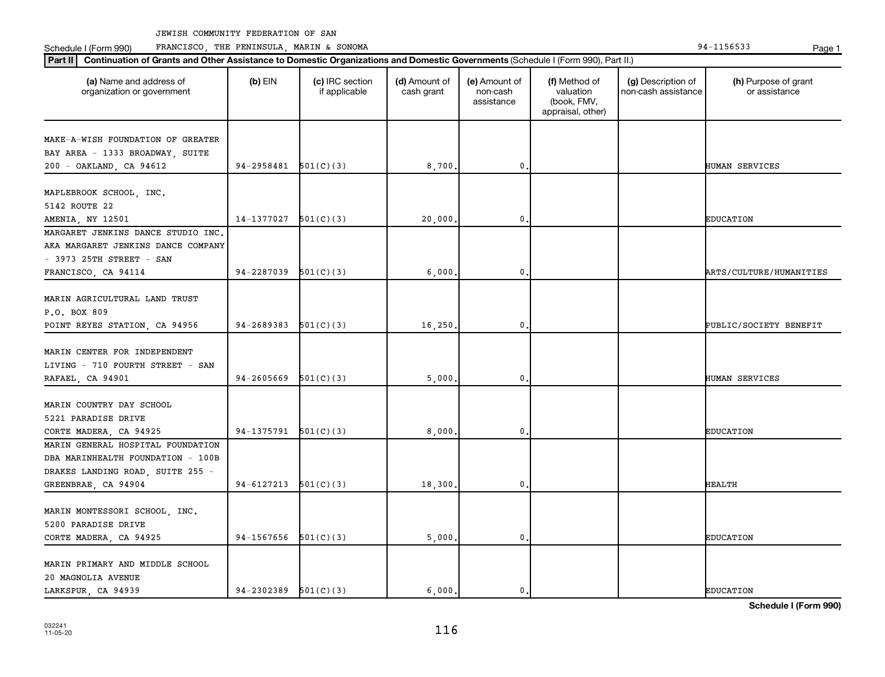JEWISH COMMUNITY FEDERATION OF SAN FRANCISCO, THE PENINSULA, MARIN & SONOMA

Schedule I (Form 990) 94-1156533

**Part II** **Continuation of Grants and Other Assistance to Domestic Organizations and Domestic Governments** (Schedule I (Form 990), Part II.)

| (a) Name and address of organization or government | (b) EIN | (c) IRC section if applicable | (d) Amount of cash grant | (e) Amount of non-cash assistance | (f) Method of valuation (book, FMV, appraisal, other) | (g) Description of non-cash assistance | (h) Purpose of grant or assistance |
|---|---|---|---|---|---|---|---|
| MAKE-A-WISH FOUNDATION OF GREATER BAY AREA - 1333 BROADWAY, SUITE 200 - OAKLAND, CA 94612 | 94-2958481 | 501(C)(3) | 8,700. | 0. | | | HUMAN SERVICES |
| MAPLEBROOK SCHOOL, INC. 5142 ROUTE 22 AMENIA, NY 12501 | 14-1377027 | 501(C)(3) | 20,000. | 0. | | | EDUCATION |
| MARGARET JENKINS DANCE STUDIO INC. AKA MARGARET JENKINS DANCE COMPANY - 3973 25TH STREET - SAN FRANCISCO, CA 94114 | 94-2287039 | 501(C)(3) | 6,000. | 0. | | | ARTS/CULTURE/HUMANITIES |
| MARIN AGRICULTURAL LAND TRUST P.O. BOX 809 POINT REYES STATION, CA 94956 | 94-2689383 | 501(C)(3) | 16,250. | 0. | | | PUBLIC/SOCIETY BENEFIT |
| MARIN CENTER FOR INDEPENDENT LIVING - 710 FOURTH STREET - SAN RAFAEL, CA 94901 | 94-2605669 | 501(C)(3) | 5,000. | 0. | | | HUMAN SERVICES |
| MARIN COUNTRY DAY SCHOOL 5221 PARADISE DRIVE CORTE MADERA, CA 94925 | 94-1375791 | 501(C)(3) | 8,000. | 0. | | | EDUCATION |
| MARIN GENERAL HOSPITAL FOUNDATION DBA MARINHEALTH FOUNDATION - 100B DRAKES LANDING ROAD, SUITE 255 - GREENBRAE, CA 94904 | 94-6127213 | 501(C)(3) | 18,300. | 0. | | | HEALTH |
| MARIN MONTESSORI SCHOOL, INC. 5200 PARADISE DRIVE CORTE MADERA, CA 94925 | 94-1567656 | 501(C)(3) | 5,000. | 0. | | | EDUCATION |
| MARIN PRIMARY AND MIDDLE SCHOOL 20 MAGNOLIA AVENUE LARKSPUR, CA 94939 | 94-2302389 | 501(C)(3) | 6,000. | 0. | | | EDUCATION |

032241 11-05-20

**Schedule I (Form 990)**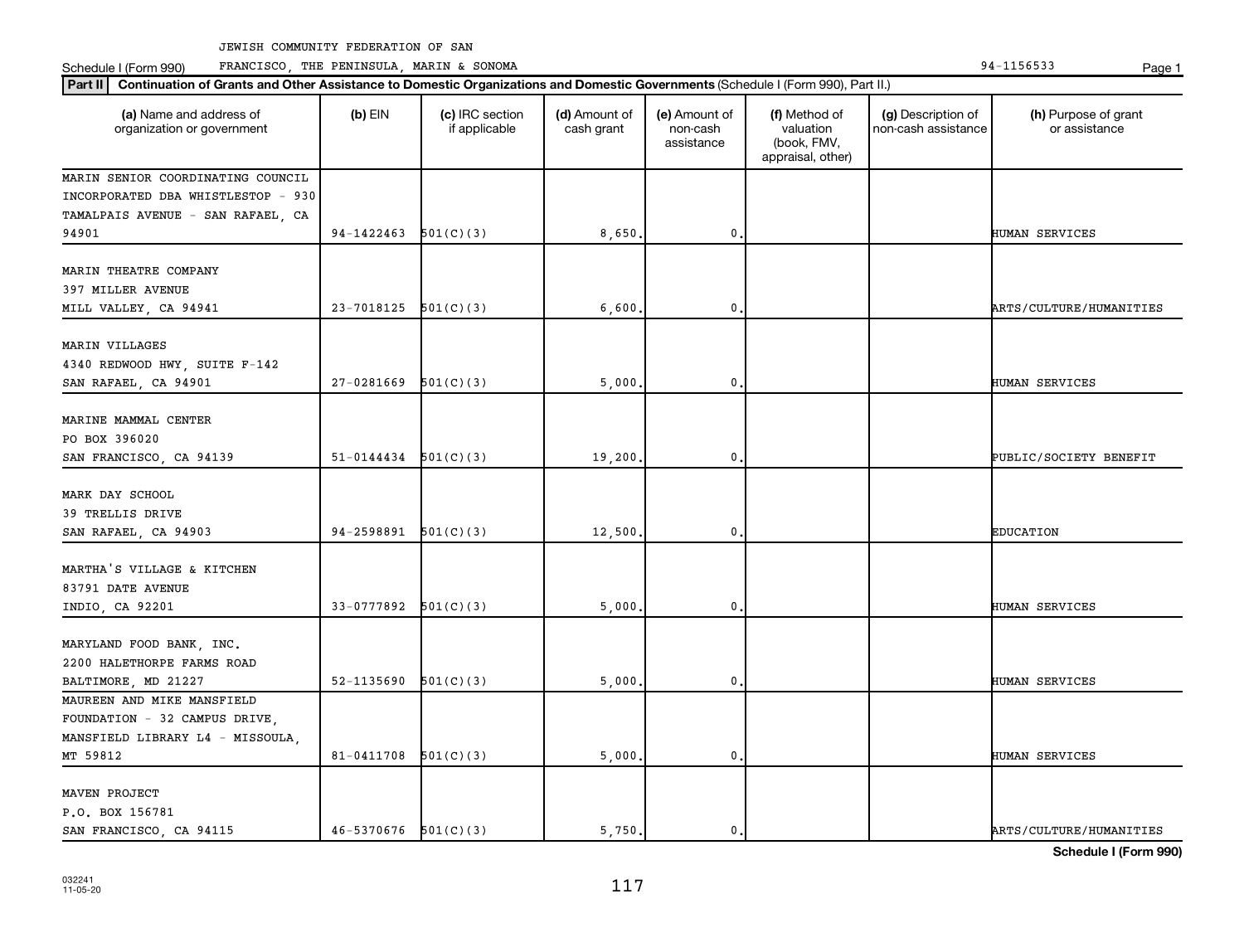JEWISH COMMUNITY FEDERATION OF SAN FRANCISCO, THE PENINSULA, MARIN & SONOMA

Schedule I (Form 990) 94-1156533

**Part II** **Continuation of Grants and Other Assistance to Domestic Organizations and Domestic Governments** (Schedule I (Form 990), Part II.)

| (a) Name and address of organization or government | (b) EIN | (c) IRC section if applicable | (d) Amount of cash grant | (e) Amount of non-cash assistance | (f) Method of valuation (book, FMV, appraisal, other) | (g) Description of non-cash assistance | (h) Purpose of grant or assistance |
|---|---|---|---|---|---|---|---|
| MARIN SENIOR COORDINATING COUNCIL INCORPORATED DBA WHISTLESTOP - 930 TAMALPAIS AVENUE - SAN RAFAEL, CA 94901 | 94-1422463 | 501(C)(3) | 8,650. | 0. | | | HUMAN SERVICES |
| MARIN THEATRE COMPANY 397 MILLER AVENUE MILL VALLEY, CA 94941 | 23-7018125 | 501(C)(3) | 6,600. | 0. | | | ARTS/CULTURE/HUMANITIES |
| MARIN VILLAGES 4340 REDWOOD HWY, SUITE F-142 SAN RAFAEL, CA 94901 | 27-0281669 | 501(C)(3) | 5,000. | 0. | | | HUMAN SERVICES |
| MARINE MAMMAL CENTER PO BOX 396020 SAN FRANCISCO, CA 94139 | 51-0144434 | 501(C)(3) | 19,200. | 0. | | | PUBLIC/SOCIETY BENEFIT |
| MARK DAY SCHOOL 39 TRELLIS DRIVE SAN RAFAEL, CA 94903 | 94-2598891 | 501(C)(3) | 12,500. | 0. | | | EDUCATION |
| MARTHA'S VILLAGE & KITCHEN 83791 DATE AVENUE INDIO, CA 92201 | 33-0777892 | 501(C)(3) | 5,000. | 0. | | | HUMAN SERVICES |
| MARYLAND FOOD BANK, INC. 2200 HALETHORPE FARMS ROAD BALTIMORE, MD 21227 | 52-1135690 | 501(C)(3) | 5,000. | 0. | | | HUMAN SERVICES |
| MAUREEN AND MIKE MANSFIELD FOUNDATION - 32 CAMPUS DRIVE, MANSFIELD LIBRARY L4 - MISSOULA, MT 59812 | 81-0411708 | 501(C)(3) | 5,000. | 0. | | | HUMAN SERVICES |
| MAVEN PROJECT P.O. BOX 156781 SAN FRANCISCO, CA 94115 | 46-5370676 | 501(C)(3) | 5,750. | 0. | | | ARTS/CULTURE/HUMANITIES |

Schedule I (Form 990)

032241 11-05-20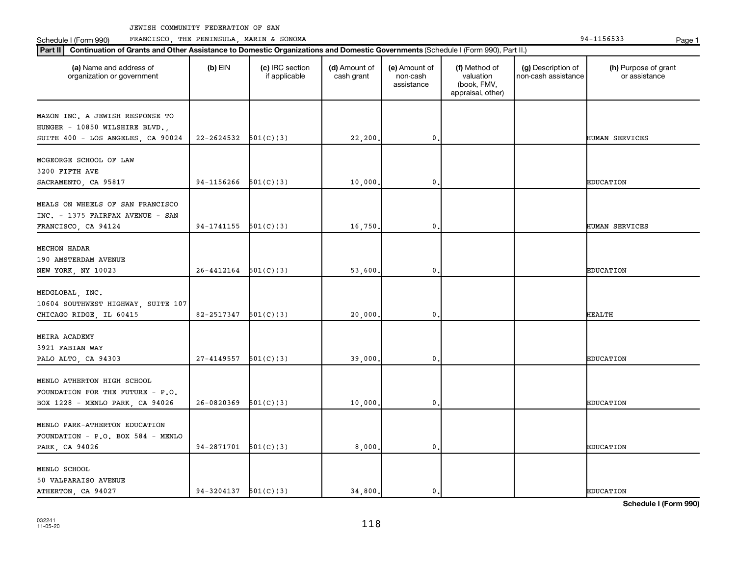JEWISH COMMUNITY FEDERATION OF SAN FRANCISCO, THE PENINSULA, MARIN & SONOMA

Schedule I (Form 990) 94-1156533

**Part II** **Continuation of Grants and Other Assistance to Domestic Organizations and Domestic Governments** (Schedule I (Form 990), Part II.)

| (a) Name and address of organization or government | (b) EIN | (c) IRC section if applicable | (d) Amount of cash grant | (e) Amount of non-cash assistance | (f) Method of valuation (book, FMV, appraisal, other) | (g) Description of non-cash assistance | (h) Purpose of grant or assistance |
|---|---|---|---|---|---|---|---|
| MAZON INC. A JEWISH RESPONSE TO HUNGER - 10850 WILSHIRE BLVD., SUITE 400 - LOS ANGELES, CA 90024 | 22-2624532 | 501(C)(3) | 22,200. | 0. | | | HUMAN SERVICES |
| MCGEORGE SCHOOL OF LAW 3200 FIFTH AVE SACRAMENTO, CA 95817 | 94-1156266 | 501(C)(3) | 10,000. | 0. | | | EDUCATION |
| MEALS ON WHEELS OF SAN FRANCISCO INC. - 1375 FAIRFAX AVENUE - SAN FRANCISCO, CA 94124 | 94-1741155 | 501(C)(3) | 16,750. | 0. | | | HUMAN SERVICES |
| MECHON HADAR 190 AMSTERDAM AVENUE NEW YORK, NY 10023 | 26-4412164 | 501(C)(3) | 53,600. | 0. | | | EDUCATION |
| MEDGLOBAL, INC. 10604 SOUTHWEST HIGHWAY, SUITE 107 CHICAGO RIDGE, IL 60415 | 82-2517347 | 501(C)(3) | 20,000. | 0. | | | HEALTH |
| MEIRA ACADEMY 3921 FABIAN WAY PALO ALTO, CA 94303 | 27-4149557 | 501(C)(3) | 39,000. | 0. | | | EDUCATION |
| MENLO ATHERTON HIGH SCHOOL FOUNDATION FOR THE FUTURE - P.O. BOX 1228 - MENLO PARK, CA 94026 | 26-0820369 | 501(C)(3) | 10,000. | 0. | | | EDUCATION |
| MENLO PARK-ATHERTON EDUCATION FOUNDATION - P.O. BOX 584 - MENLO PARK, CA 94026 | 94-2871701 | 501(C)(3) | 8,000. | 0. | | | EDUCATION |
| MENLO SCHOOL 50 VALPARAISO AVENUE ATHERTON, CA 94027 | 94-3204137 | 501(C)(3) | 34,800. | 0. | | | EDUCATION |

**Schedule I (Form 990)**

032241 11-05-20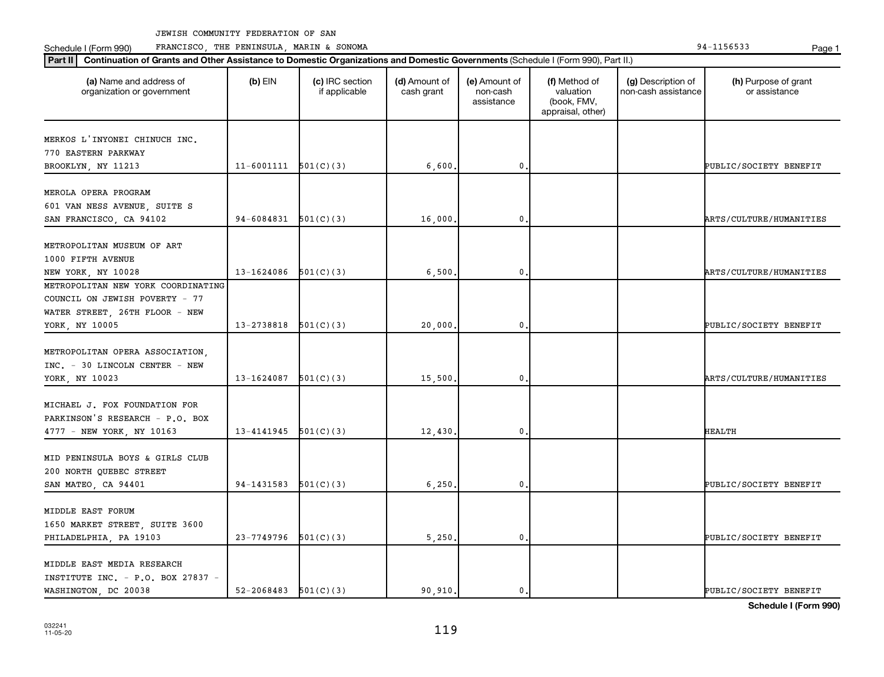JEWISH COMMUNITY FEDERATION OF SAN FRANCISCO, THE PENINSULA, MARIN & SONOMA 94-1156533

Schedule I (Form 990)

**Part II** **Continuation of Grants and Other Assistance to Domestic Organizations and Domestic Governments** (Schedule I (Form 990), Part II.)

| (a) Name and address of organization or government | (b) EIN | (c) IRC section if applicable | (d) Amount of cash grant | (e) Amount of non-cash assistance | (f) Method of valuation (book, FMV, appraisal, other) | (g) Description of non-cash assistance | (h) Purpose of grant or assistance |
|---|---|---|---|---|---|---|---|
| MERKOS L'INYONEI CHINUCH INC. 770 EASTERN PARKWAY BROOKLYN, NY 11213 | 11-6001111 | 501(C)(3) | 6,600. | 0. | | | PUBLIC/SOCIETY BENEFIT |
| MEROLA OPERA PROGRAM 601 VAN NESS AVENUE, SUITE S SAN FRANCISCO, CA 94102 | 94-6084831 | 501(C)(3) | 16,000. | 0. | | | ARTS/CULTURE/HUMANITIES |
| METROPOLITAN MUSEUM OF ART 1000 FIFTH AVENUE NEW YORK, NY 10028 | 13-1624086 | 501(C)(3) | 6,500. | 0. | | | ARTS/CULTURE/HUMANITIES |
| METROPOLITAN NEW YORK COORDINATING COUNCIL ON JEWISH POVERTY - 77 WATER STREET, 26TH FLOOR - NEW YORK, NY 10005 | 13-2738818 | 501(C)(3) | 20,000. | 0. | | | PUBLIC/SOCIETY BENEFIT |
| METROPOLITAN OPERA ASSOCIATION, INC. - 30 LINCOLN CENTER - NEW YORK, NY 10023 | 13-1624087 | 501(C)(3) | 15,500. | 0. | | | ARTS/CULTURE/HUMANITIES |
| MICHAEL J. FOX FOUNDATION FOR PARKINSON'S RESEARCH - P.O. BOX 4777 - NEW YORK, NY 10163 | 13-4141945 | 501(C)(3) | 12,430. | 0. | | | HEALTH |
| MID PENINSULA BOYS & GIRLS CLUB 200 NORTH QUEBEC STREET SAN MATEO, CA 94401 | 94-1431583 | 501(C)(3) | 6,250. | 0. | | | PUBLIC/SOCIETY BENEFIT |
| MIDDLE EAST FORUM 1650 MARKET STREET, SUITE 3600 PHILADELPHIA, PA 19103 | 23-7749796 | 501(C)(3) | 5,250. | 0. | | | PUBLIC/SOCIETY BENEFIT |
| MIDDLE EAST MEDIA RESEARCH INSTITUTE INC. - P.O. BOX 27837 - WASHINGTON, DC 20038 | 52-2068483 | 501(C)(3) | 90,910. | 0. | | | PUBLIC/SOCIETY BENEFIT |

**Schedule I (Form 990)**

032241 11-05-20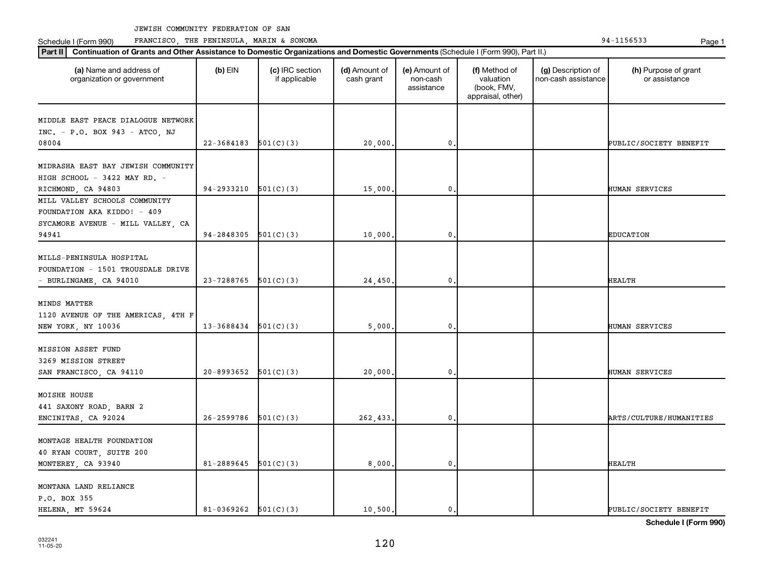JEWISH COMMUNITY FEDERATION OF SAN FRANCISCO, THE PENINSULA, MARIN & SONOMA

Schedule I (Form 990) 94-1156533

**Part II** **Continuation of Grants and Other Assistance to Domestic Organizations and Domestic Governments** (Schedule I (Form 990), Part II.)

| (a) Name and address of organization or government | (b) EIN | (c) IRC section if applicable | (d) Amount of cash grant | (e) Amount of non-cash assistance | (f) Method of valuation (book, FMV, appraisal, other) | (g) Description of non-cash assistance | (h) Purpose of grant or assistance |
|---|---|---|---|---|---|---|---|
| MIDDLE EAST PEACE DIALOGUE NETWORK INC. - P.O. BOX 943 - ATCO, NJ 08004 | 22-3684183 | 501(C)(3) | 20,000. | 0. | | | PUBLIC/SOCIETY BENEFIT |
| MIDRASHA EAST BAY JEWISH COMMUNITY HIGH SCHOOL - 3422 MAY RD. - RICHMOND, CA 94803 | 94-2933210 | 501(C)(3) | 15,000. | 0. | | | HUMAN SERVICES |
| MILL VALLEY SCHOOLS COMMUNITY FOUNDATION AKA KIDDO! - 409 SYCAMORE AVENUE - MILL VALLEY, CA 94941 | 94-2848305 | 501(C)(3) | 10,000. | 0. | | | EDUCATION |
| MILLS-PENINSULA HOSPITAL FOUNDATION - 1501 TROUSDALE DRIVE - BURLINGAME, CA 94010 | 23-7288765 | 501(C)(3) | 24,450. | 0. | | | HEALTH |
| MINDS MATTER 1120 AVENUE OF THE AMERICAS, 4TH F NEW YORK, NY 10036 | 13-3688434 | 501(C)(3) | 5,000. | 0. | | | HUMAN SERVICES |
| MISSION ASSET FUND 3269 MISSION STREET SAN FRANCISCO, CA 94110 | 20-8993652 | 501(C)(3) | 20,000. | 0. | | | HUMAN SERVICES |
| MOISHE HOUSE 441 SAXONY ROAD, BARN 2 ENCINITAS, CA 92024 | 26-2599786 | 501(C)(3) | 262,433. | 0. | | | ARTS/CULTURE/HUMANITIES |
| MONTAGE HEALTH FOUNDATION 40 RYAN COURT, SUITE 200 MONTEREY, CA 93940 | 81-2889645 | 501(C)(3) | 8,000. | 0. | | | HEALTH |
| MONTANA LAND RELIANCE P.O. BOX 355 HELENA, MT 59624 | 81-0369262 | 501(C)(3) | 10,500. | 0. | | | PUBLIC/SOCIETY BENEFIT |

032241 11-05-20

**Schedule I (Form 990)**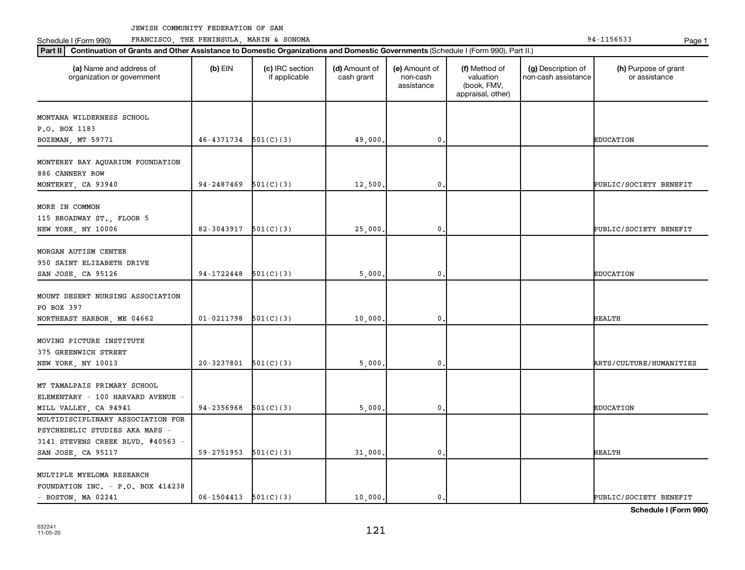JEWISH COMMUNITY FEDERATION OF SAN FRANCISCO, THE PENINSULA, MARIN & SONOMA

Schedule I (Form 990) 94-1156533

**Part II** **Continuation of Grants and Other Assistance to Domestic Organizations and Domestic Governments** (Schedule I (Form 990), Part II.)

| (a) Name and address of organization or government | (b) EIN | (c) IRC section if applicable | (d) Amount of cash grant | (e) Amount of non-cash assistance | (f) Method of valuation (book, FMV, appraisal, other) | (g) Description of non-cash assistance | (h) Purpose of grant or assistance |
|---|---|---|---|---|---|---|---|
| MONTANA WILDERNESS SCHOOL P.O. BOX 1183 BOZEMAN, MT 59771 | 46-4371734 | 501(C)(3) | 49,000. | 0. | | | EDUCATION |
| MONTEREY BAY AQUARIUM FOUNDATION 886 CANNERY ROW MONTEREY, CA 93940 | 94-2487469 | 501(C)(3) | 12,500. | 0. | | | PUBLIC/SOCIETY BENEFIT |
| MORE IN COMMON 115 BROADWAY ST., FLOOR 5 NEW YORK, NY 10006 | 82-3043917 | 501(C)(3) | 25,000. | 0. | | | PUBLIC/SOCIETY BENEFIT |
| MORGAN AUTISM CENTER 950 SAINT ELIZABETH DRIVE SAN JOSE, CA 95126 | 94-1722448 | 501(C)(3) | 5,000. | 0. | | | EDUCATION |
| MOUNT DESERT NURSING ASSOCIATION PO BOX 397 NORTHEAST HARBOR, ME 04662 | 01-0211798 | 501(C)(3) | 10,000. | 0. | | | HEALTH |
| MOVING PICTURE INSTITUTE 375 GREENWICH STREET NEW YORK, NY 10013 | 20-3237801 | 501(C)(3) | 5,000. | 0. | | | ARTS/CULTURE/HUMANITIES |
| MT TAMALPAIS PRIMARY SCHOOL ELEMENTARY - 100 HARVARD AVENUE - MILL VALLEY, CA 94941 | 94-2356968 | 501(C)(3) | 5,000. | 0. | | | EDUCATION |
| MULTIDISCIPLINARY ASSOCIATION FOR PSYCHEDELIC STUDIES AKA MAPS - 3141 STEVENS CREEK BLVD. #40563 - SAN JOSE, CA 95117 | 59-2751953 | 501(C)(3) | 31,000. | 0. | | | HEALTH |
| MULTIPLE MYELOMA RESEARCH FOUNDATION INC. - P.O. BOX 414238 - BOSTON, MA 02241 | 06-1504413 | 501(C)(3) | 10,000. | 0. | | | PUBLIC/SOCIETY BENEFIT |

**Schedule I (Form 990)**

032241 11-05-20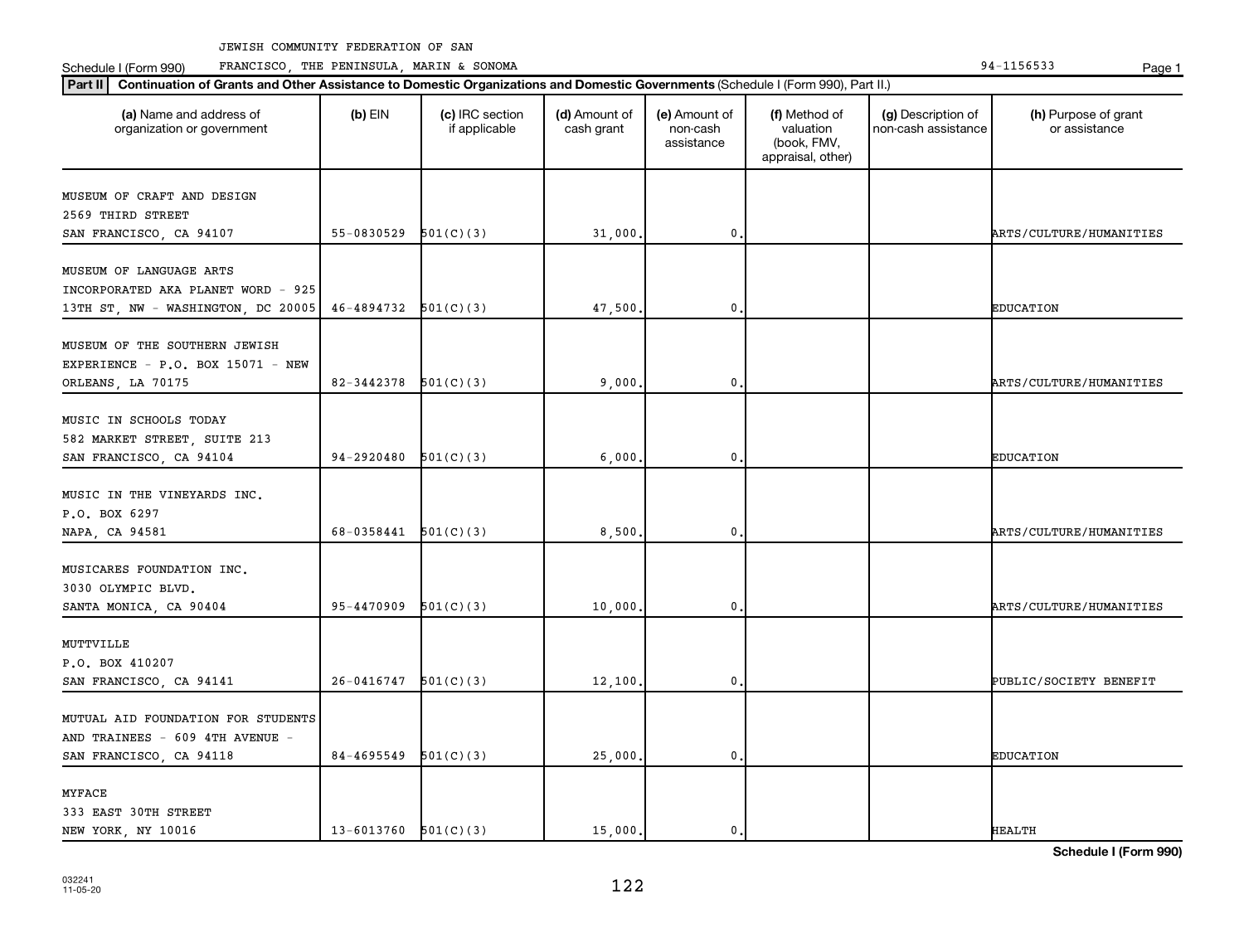JEWISH COMMUNITY FEDERATION OF SAN FRANCISCO, THE PENINSULA, MARIN & SONOMA

Schedule I (Form 990) 94-1156533

**Part II** **Continuation of Grants and Other Assistance to Domestic Organizations and Domestic Governments** (Schedule I (Form 990), Part II.)

| (a) Name and address of organization or government | (b) EIN | (c) IRC section if applicable | (d) Amount of cash grant | (e) Amount of non-cash assistance | (f) Method of valuation (book, FMV, appraisal, other) | (g) Description of non-cash assistance | (h) Purpose of grant or assistance |
|---|---|---|---|---|---|---|---|
| MUSEUM OF CRAFT AND DESIGN 2569 THIRD STREET SAN FRANCISCO, CA 94107 | 55-0830529 | 501(C)(3) | 31,000. | 0. | | | ARTS/CULTURE/HUMANITIES |
| MUSEUM OF LANGUAGE ARTS INCORPORATED AKA PLANET WORD - 925 13TH ST, NW - WASHINGTON, DC 20005 | 46-4894732 | 501(C)(3) | 47,500. | 0. | | | EDUCATION |
| MUSEUM OF THE SOUTHERN JEWISH EXPERIENCE - P.O. BOX 15071 - NEW ORLEANS, LA 70175 | 82-3442378 | 501(C)(3) | 9,000. | 0. | | | ARTS/CULTURE/HUMANITIES |
| MUSIC IN SCHOOLS TODAY 582 MARKET STREET, SUITE 213 SAN FRANCISCO, CA 94104 | 94-2920480 | 501(C)(3) | 6,000. | 0. | | | EDUCATION |
| MUSIC IN THE VINEYARDS INC. P.O. BOX 6297 NAPA, CA 94581 | 68-0358441 | 501(C)(3) | 8,500. | 0. | | | ARTS/CULTURE/HUMANITIES |
| MUSICARES FOUNDATION INC. 3030 OLYMPIC BLVD. SANTA MONICA, CA 90404 | 95-4470909 | 501(C)(3) | 10,000. | 0. | | | ARTS/CULTURE/HUMANITIES |
| MUTTVILLE P.O. BOX 410207 SAN FRANCISCO, CA 94141 | 26-0416747 | 501(C)(3) | 12,100. | 0. | | | PUBLIC/SOCIETY BENEFIT |
| MUTUAL AID FOUNDATION FOR STUDENTS AND TRAINEES - 609 4TH AVENUE - SAN FRANCISCO, CA 94118 | 84-4695549 | 501(C)(3) | 25,000. | 0. | | | EDUCATION |
| MYFACE 333 EAST 30TH STREET NEW YORK, NY 10016 | 13-6013760 | 501(C)(3) | 15,000. | 0. | | | HEALTH |

Schedule I (Form 990)

032241 11-05-20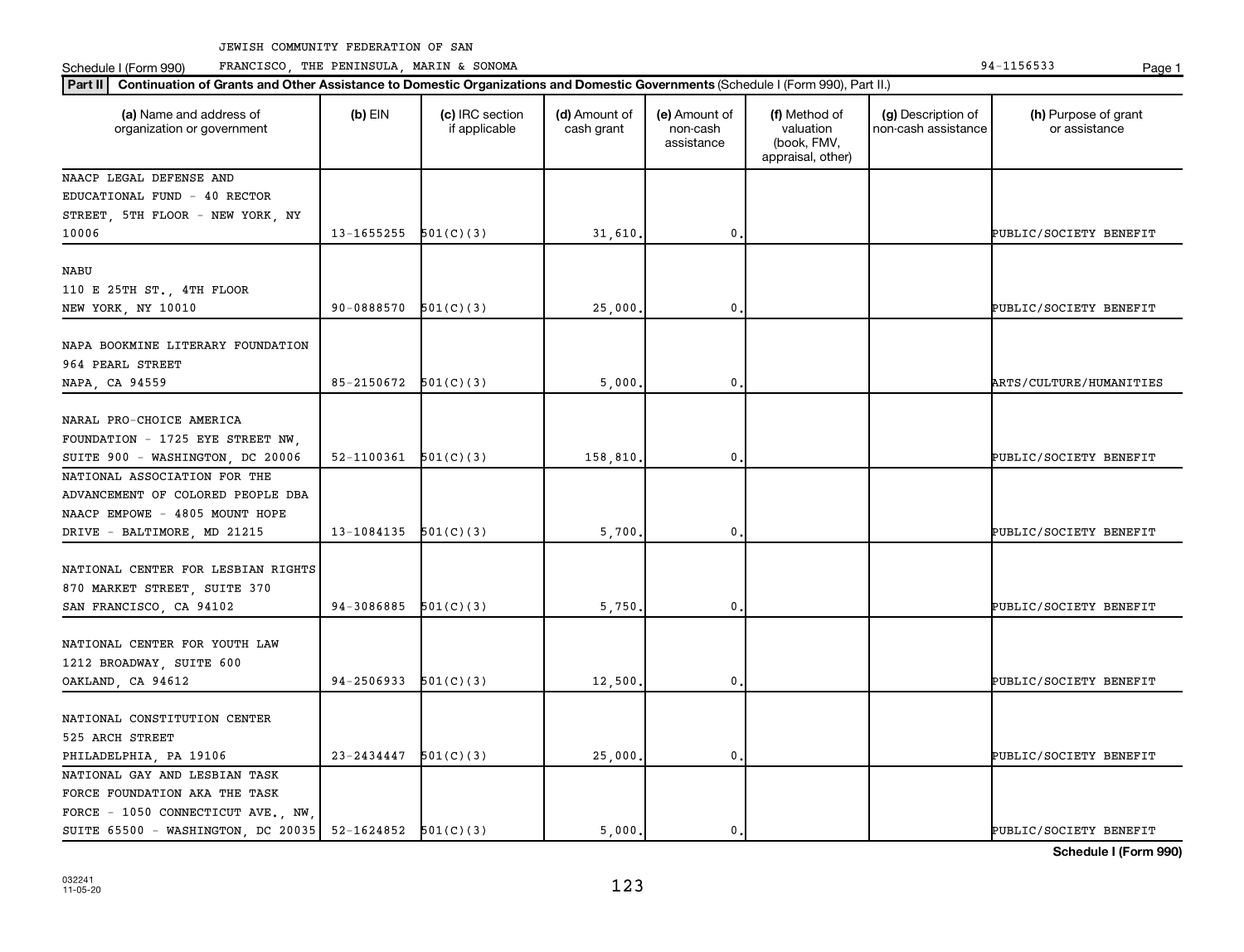JEWISH COMMUNITY FEDERATION OF SAN FRANCISCO, THE PENINSULA, MARIN & SONOMA

Schedule I (Form 990) 94-1156533

**Part II** **Continuation of Grants and Other Assistance to Domestic Organizations and Domestic Governments** (Schedule I (Form 990), Part II.)

| (a) Name and address of organization or government | (b) EIN | (c) IRC section if applicable | (d) Amount of cash grant | (e) Amount of non-cash assistance | (f) Method of valuation (book, FMV, appraisal, other) | (g) Description of non-cash assistance | (h) Purpose of grant or assistance |
|---|---|---|---|---|---|---|---|
| NAACP LEGAL DEFENSE AND EDUCATIONAL FUND - 40 RECTOR STREET, 5TH FLOOR - NEW YORK, NY 10006 | 13-1655255 | 501(C)(3) | 31,610. | 0. | | | PUBLIC/SOCIETY BENEFIT |
| NABU 110 E 25TH ST., 4TH FLOOR NEW YORK, NY 10010 | 90-0888570 | 501(C)(3) | 25,000. | 0. | | | PUBLIC/SOCIETY BENEFIT |
| NAPA BOOKMINE LITERARY FOUNDATION 964 PEARL STREET NAPA, CA 94559 | 85-2150672 | 501(C)(3) | 5,000. | 0. | | | ARTS/CULTURE/HUMANITIES |
| NARAL PRO-CHOICE AMERICA FOUNDATION - 1725 EYE STREET NW, SUITE 900 - WASHINGTON, DC 20006 | 52-1100361 | 501(C)(3) | 158,810. | 0. | | | PUBLIC/SOCIETY BENEFIT |
| NATIONAL ASSOCIATION FOR THE ADVANCEMENT OF COLORED PEOPLE DBA NAACP EMPOWE - 4805 MOUNT HOPE DRIVE - BALTIMORE, MD 21215 | 13-1084135 | 501(C)(3) | 5,700. | 0. | | | PUBLIC/SOCIETY BENEFIT |
| NATIONAL CENTER FOR LESBIAN RIGHTS 870 MARKET STREET, SUITE 370 SAN FRANCISCO, CA 94102 | 94-3086885 | 501(C)(3) | 5,750. | 0. | | | PUBLIC/SOCIETY BENEFIT |
| NATIONAL CENTER FOR YOUTH LAW 1212 BROADWAY, SUITE 600 OAKLAND, CA 94612 | 94-2506933 | 501(C)(3) | 12,500. | 0. | | | PUBLIC/SOCIETY BENEFIT |
| NATIONAL CONSTITUTION CENTER 525 ARCH STREET PHILADELPHIA, PA 19106 | 23-2434447 | 501(C)(3) | 25,000. | 0. | | | PUBLIC/SOCIETY BENEFIT |
| NATIONAL GAY AND LESBIAN TASK FORCE FOUNDATION AKA THE TASK FORCE - 1050 CONNECTICUT AVE., NW, SUITE 65500 - WASHINGTON, DC 20035 | 52-1624852 | 501(C)(3) | 5,000. | 0. | | | PUBLIC/SOCIETY BENEFIT |

Schedule I (Form 990)

032241 11-05-20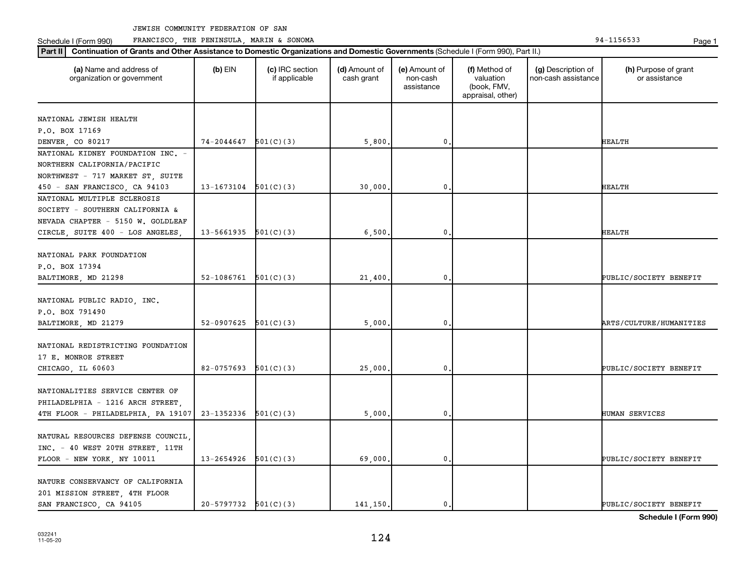JEWISH COMMUNITY FEDERATION OF SAN FRANCISCO, THE PENINSULA, MARIN & SONOMA

Schedule I (Form 990) 94-1156533

**Part II** **Continuation of Grants and Other Assistance to Domestic Organizations and Domestic Governments** (Schedule I (Form 990), Part II.)

| (a) Name and address of organization or government | (b) EIN | (c) IRC section if applicable | (d) Amount of cash grant | (e) Amount of non-cash assistance | (f) Method of valuation (book, FMV, appraisal, other) | (g) Description of non-cash assistance | (h) Purpose of grant or assistance |
|---|---|---|---|---|---|---|---|
| NATIONAL JEWISH HEALTH P.O. BOX 17169 DENVER, CO 80217 | 74-2044647 | 501(C)(3) | 5,800. | 0. | | | HEALTH |
| NATIONAL KIDNEY FOUNDATION INC. - NORTHERN CALIFORNIA/PACIFIC NORTHWEST - 717 MARKET ST, SUITE 450 - SAN FRANCISCO, CA 94103 | 13-1673104 | 501(C)(3) | 30,000. | 0. | | | HEALTH |
| NATIONAL MULTIPLE SCLEROSIS SOCIETY - SOUTHERN CALIFORNIA & NEVADA CHAPTER - 5150 W. GOLDLEAF CIRCLE, SUITE 400 - LOS ANGELES, | 13-5661935 | 501(C)(3) | 6,500. | 0. | | | HEALTH |
| NATIONAL PARK FOUNDATION P.O. BOX 17394 BALTIMORE, MD 21298 | 52-1086761 | 501(C)(3) | 21,400. | 0. | | | PUBLIC/SOCIETY BENEFIT |
| NATIONAL PUBLIC RADIO, INC. P.O. BOX 791490 BALTIMORE, MD 21279 | 52-0907625 | 501(C)(3) | 5,000. | 0. | | | ARTS/CULTURE/HUMANITIES |
| NATIONAL REDISTRICTING FOUNDATION 17 E. MONROE STREET CHICAGO, IL 60603 | 82-0757693 | 501(C)(3) | 25,000. | 0. | | | PUBLIC/SOCIETY BENEFIT |
| NATIONALITIES SERVICE CENTER OF PHILADELPHIA - 1216 ARCH STREET, 4TH FLOOR - PHILADELPHIA, PA 19107 | 23-1352336 | 501(C)(3) | 5,000. | 0. | | | HUMAN SERVICES |
| NATURAL RESOURCES DEFENSE COUNCIL, INC. - 40 WEST 20TH STREET, 11TH FLOOR - NEW YORK, NY 10011 | 13-2654926 | 501(C)(3) | 69,000. | 0. | | | PUBLIC/SOCIETY BENEFIT |
| NATURE CONSERVANCY OF CALIFORNIA 201 MISSION STREET, 4TH FLOOR SAN FRANCISCO, CA 94105 | 20-5797732 | 501(C)(3) | 141,150. | 0. | | | PUBLIC/SOCIETY BENEFIT |

**Schedule I (Form 990)**

032241 11-05-20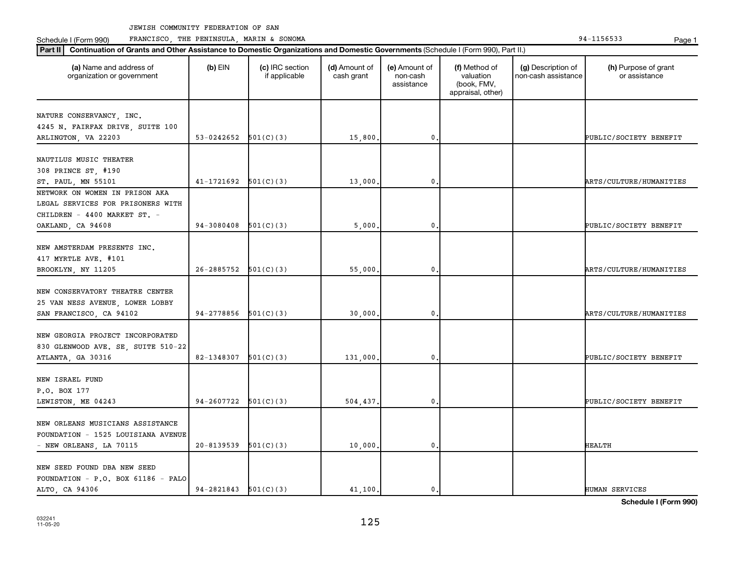JEWISH COMMUNITY FEDERATION OF SAN FRANCISCO, THE PENINSULA, MARIN & SONOMA

Schedule I (Form 990) 94-1156533

**Part II** **Continuation of Grants and Other Assistance to Domestic Organizations and Domestic Governments** (Schedule I (Form 990), Part II.)

| (a) Name and address of organization or government | (b) EIN | (c) IRC section if applicable | (d) Amount of cash grant | (e) Amount of non-cash assistance | (f) Method of valuation (book, FMV, appraisal, other) | (g) Description of non-cash assistance | (h) Purpose of grant or assistance |
|---|---|---|---|---|---|---|---|
| NATURE CONSERVANCY, INC. 4245 N. FAIRFAX DRIVE, SUITE 100 ARLINGTON, VA 22203 | 53-0242652 | 501(C)(3) | 15,800. | 0. | | | PUBLIC/SOCIETY BENEFIT |
| NAUTILUS MUSIC THEATER 308 PRINCE ST, #190 ST. PAUL, MN 55101 | 41-1721692 | 501(C)(3) | 13,000. | 0. | | | ARTS/CULTURE/HUMANITIES |
| NETWORK ON WOMEN IN PRISON AKA LEGAL SERVICES FOR PRISONERS WITH CHILDREN - 4400 MARKET ST. - OAKLAND, CA 94608 | 94-3080408 | 501(C)(3) | 5,000. | 0. | | | PUBLIC/SOCIETY BENEFIT |
| NEW AMSTERDAM PRESENTS INC. 417 MYRTLE AVE. #101 BROOKLYN, NY 11205 | 26-2885752 | 501(C)(3) | 55,000. | 0. | | | ARTS/CULTURE/HUMANITIES |
| NEW CONSERVATORY THEATRE CENTER 25 VAN NESS AVENUE, LOWER LOBBY SAN FRANCISCO, CA 94102 | 94-2778856 | 501(C)(3) | 30,000. | 0. | | | ARTS/CULTURE/HUMANITIES |
| NEW GEORGIA PROJECT INCORPORATED 830 GLENWOOD AVE. SE, SUITE 510-22 ATLANTA, GA 30316 | 82-1348307 | 501(C)(3) | 131,000. | 0. | | | PUBLIC/SOCIETY BENEFIT |
| NEW ISRAEL FUND P.O. BOX 177 LEWISTON, ME 04243 | 94-2607722 | 501(C)(3) | 504,437. | 0. | | | PUBLIC/SOCIETY BENEFIT |
| NEW ORLEANS MUSICIANS ASSISTANCE FOUNDATION - 1525 LOUISIANA AVENUE - NEW ORLEANS, LA 70115 | 20-8139539 | 501(C)(3) | 10,000. | 0. | | | HEALTH |
| NEW SEED FOUND DBA NEW SEED FOUNDATION - P.O. BOX 61186 - PALO ALTO, CA 94306 | 94-2821843 | 501(C)(3) | 41,100. | 0. | | | HUMAN SERVICES |

Schedule I (Form 990)

032241 11-05-20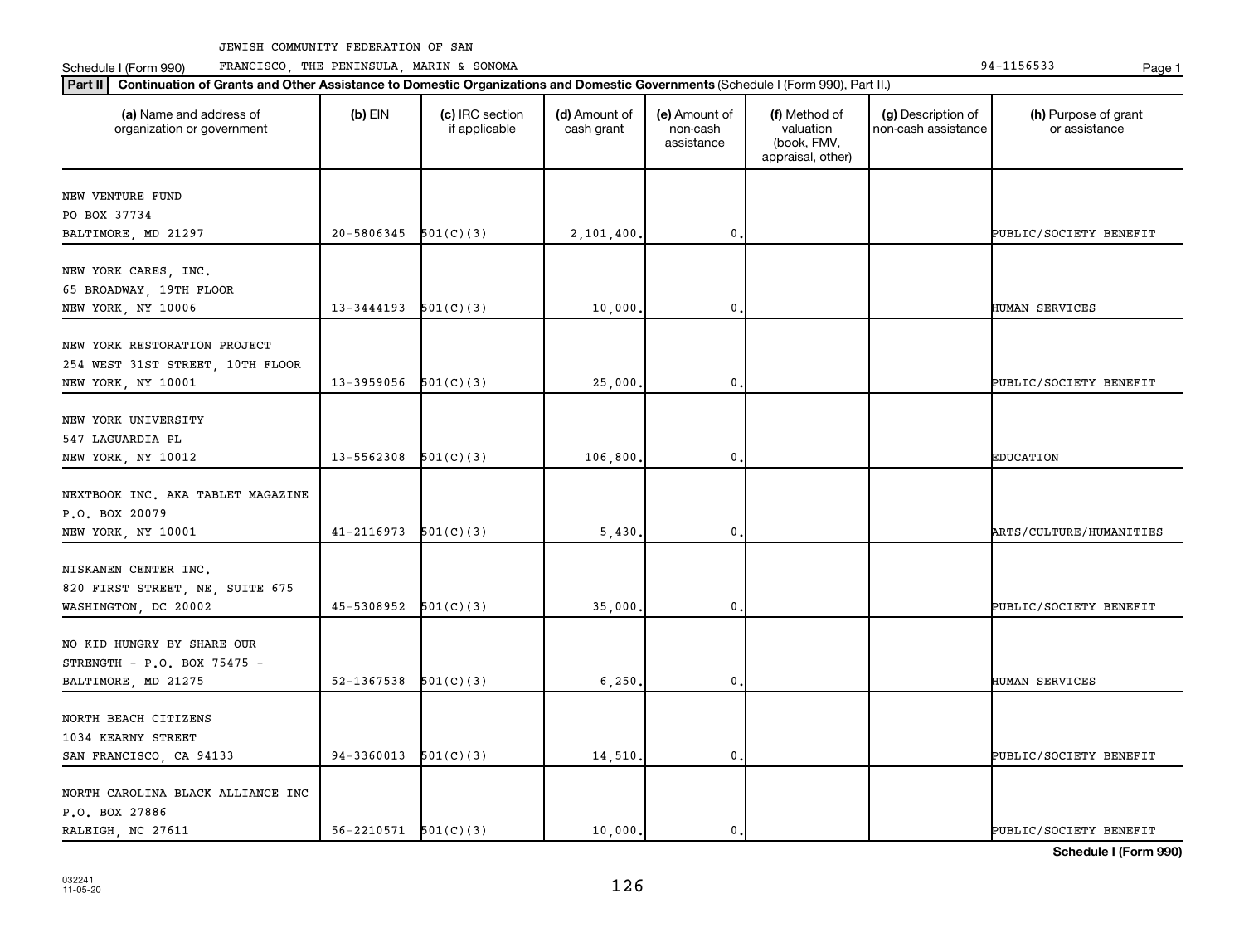JEWISH COMMUNITY FEDERATION OF SAN FRANCISCO, THE PENINSULA, MARIN & SONOMA

Schedule I (Form 990)

94-1156533

**Part II** **Continuation of Grants and Other Assistance to Domestic Organizations and Domestic Governments** (Schedule I (Form 990), Part II.)

| (a) Name and address of organization or government | (b) EIN | (c) IRC section if applicable | (d) Amount of cash grant | (e) Amount of non-cash assistance | (f) Method of valuation (book, FMV, appraisal, other) | (g) Description of non-cash assistance | (h) Purpose of grant or assistance |
|---|---|---|---|---|---|---|---|
| NEW VENTURE FUND<br>PO BOX 37734<br>BALTIMORE, MD 21297 | 20-5806345 | 501(C)(3) | 2,101,400. | 0. | | | PUBLIC/SOCIETY BENEFIT |
| NEW YORK CARES, INC.<br>65 BROADWAY, 19TH FLOOR<br>NEW YORK, NY 10006 | 13-3444193 | 501(C)(3) | 10,000. | 0. | | | HUMAN SERVICES |
| NEW YORK RESTORATION PROJECT<br>254 WEST 31ST STREET, 10TH FLOOR<br>NEW YORK, NY 10001 | 13-3959056 | 501(C)(3) | 25,000. | 0. | | | PUBLIC/SOCIETY BENEFIT |
| NEW YORK UNIVERSITY<br>547 LAGUARDIA PL<br>NEW YORK, NY 10012 | 13-5562308 | 501(C)(3) | 106,800. | 0. | | | EDUCATION |
| NEXTBOOK INC. AKA TABLET MAGAZINE<br>P.O. BOX 20079<br>NEW YORK, NY 10001 | 41-2116973 | 501(C)(3) | 5,430. | 0. | | | ARTS/CULTURE/HUMANITIES |
| NISKANEN CENTER INC.<br>820 FIRST STREET, NE, SUITE 675<br>WASHINGTON, DC 20002 | 45-5308952 | 501(C)(3) | 35,000. | 0. | | | PUBLIC/SOCIETY BENEFIT |
| NO KID HUNGRY BY SHARE OUR STRENGTH - P.O. BOX 75475 -<br>BALTIMORE, MD 21275 | 52-1367538 | 501(C)(3) | 6,250. | 0. | | | HUMAN SERVICES |
| NORTH BEACH CITIZENS<br>1034 KEARNY STREET<br>SAN FRANCISCO, CA 94133 | 94-3360013 | 501(C)(3) | 14,510. | 0. | | | PUBLIC/SOCIETY BENEFIT |
| NORTH CAROLINA BLACK ALLIANCE INC<br>P.O. BOX 27886<br>RALEIGH, NC 27611 | 56-2210571 | 501(C)(3) | 10,000. | 0. | | | PUBLIC/SOCIETY BENEFIT |

**Schedule I (Form 990)**

032241 11-05-20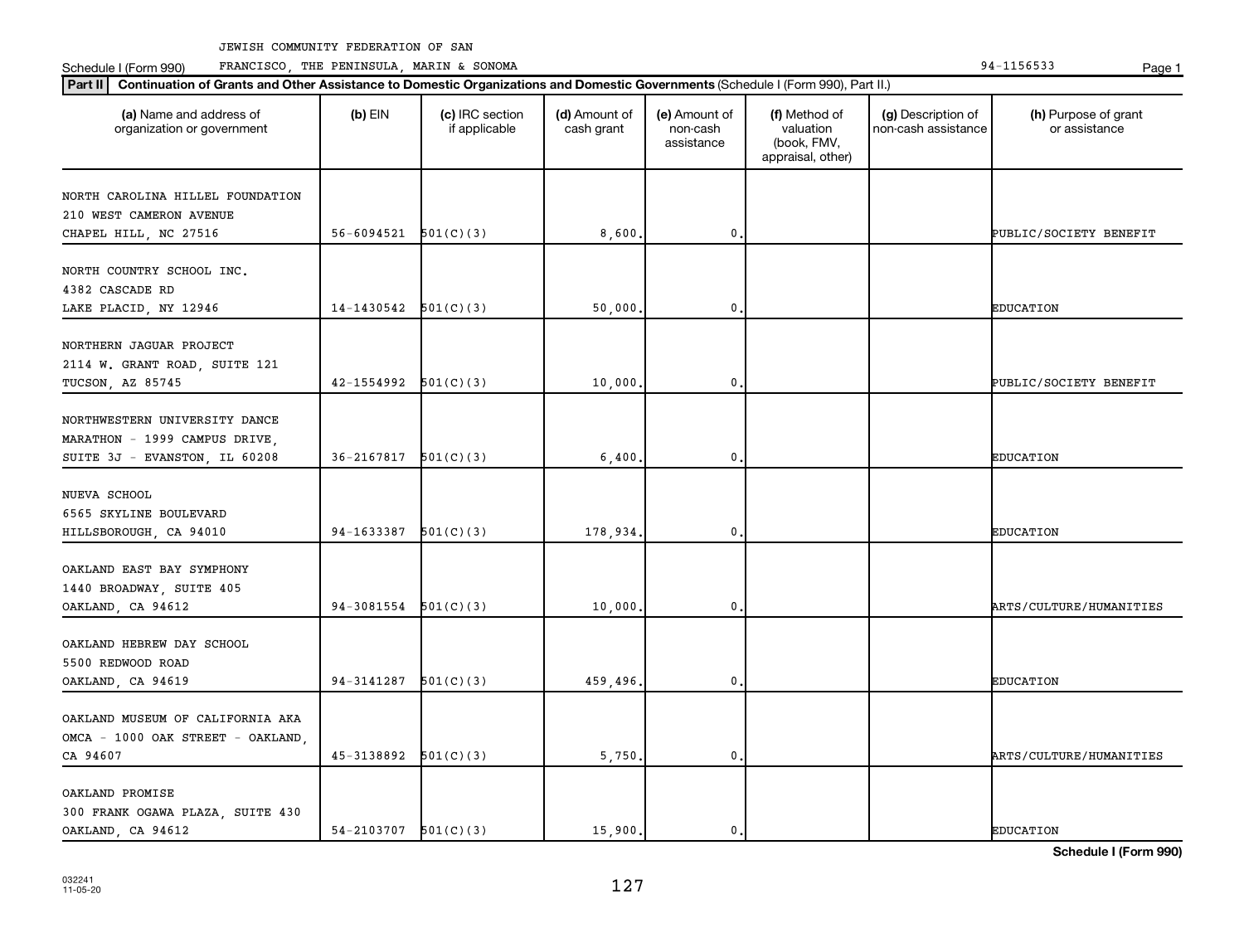JEWISH COMMUNITY FEDERATION OF SAN FRANCISCO, THE PENINSULA, MARIN & SONOMA

94-1156533

**Part II** **Continuation of Grants and Other Assistance to Domestic Organizations and Domestic Governments** (Schedule I (Form 990), Part II.)

| (a) Name and address of organization or government | (b) EIN | (c) IRC section if applicable | (d) Amount of cash grant | (e) Amount of non-cash assistance | (f) Method of valuation (book, FMV, appraisal, other) | (g) Description of non-cash assistance | (h) Purpose of grant or assistance |
|---|---|---|---|---|---|---|---|
| NORTH CAROLINA HILLEL FOUNDATION 210 WEST CAMERON AVENUE CHAPEL HILL, NC 27516 | 56-6094521 | 501(C)(3) | 8,600. | 0. | | | PUBLIC/SOCIETY BENEFIT |
| NORTH COUNTRY SCHOOL INC. 4382 CASCADE RD LAKE PLACID, NY 12946 | 14-1430542 | 501(C)(3) | 50,000. | 0. | | | EDUCATION |
| NORTHERN JAGUAR PROJECT 2114 W. GRANT ROAD, SUITE 121 TUCSON, AZ 85745 | 42-1554992 | 501(C)(3) | 10,000. | 0. | | | PUBLIC/SOCIETY BENEFIT |
| NORTHWESTERN UNIVERSITY DANCE MARATHON - 1999 CAMPUS DRIVE, SUITE 3J - EVANSTON, IL 60208 | 36-2167817 | 501(C)(3) | 6,400. | 0. | | | EDUCATION |
| NUEVA SCHOOL 6565 SKYLINE BOULEVARD HILLSBOROUGH, CA 94010 | 94-1633387 | 501(C)(3) | 178,934. | 0. | | | EDUCATION |
| OAKLAND EAST BAY SYMPHONY 1440 BROADWAY, SUITE 405 OAKLAND, CA 94612 | 94-3081554 | 501(C)(3) | 10,000. | 0. | | | ARTS/CULTURE/HUMANITIES |
| OAKLAND HEBREW DAY SCHOOL 5500 REDWOOD ROAD OAKLAND, CA 94619 | 94-3141287 | 501(C)(3) | 459,496. | 0. | | | EDUCATION |
| OAKLAND MUSEUM OF CALIFORNIA AKA OMCA - 1000 OAK STREET - OAKLAND, CA 94607 | 45-3138892 | 501(C)(3) | 5,750. | 0. | | | ARTS/CULTURE/HUMANITIES |
| OAKLAND PROMISE 300 FRANK OGAWA PLAZA, SUITE 430 OAKLAND, CA 94612 | 54-2103707 | 501(C)(3) | 15,900. | 0. | | | EDUCATION |

032241 11-05-20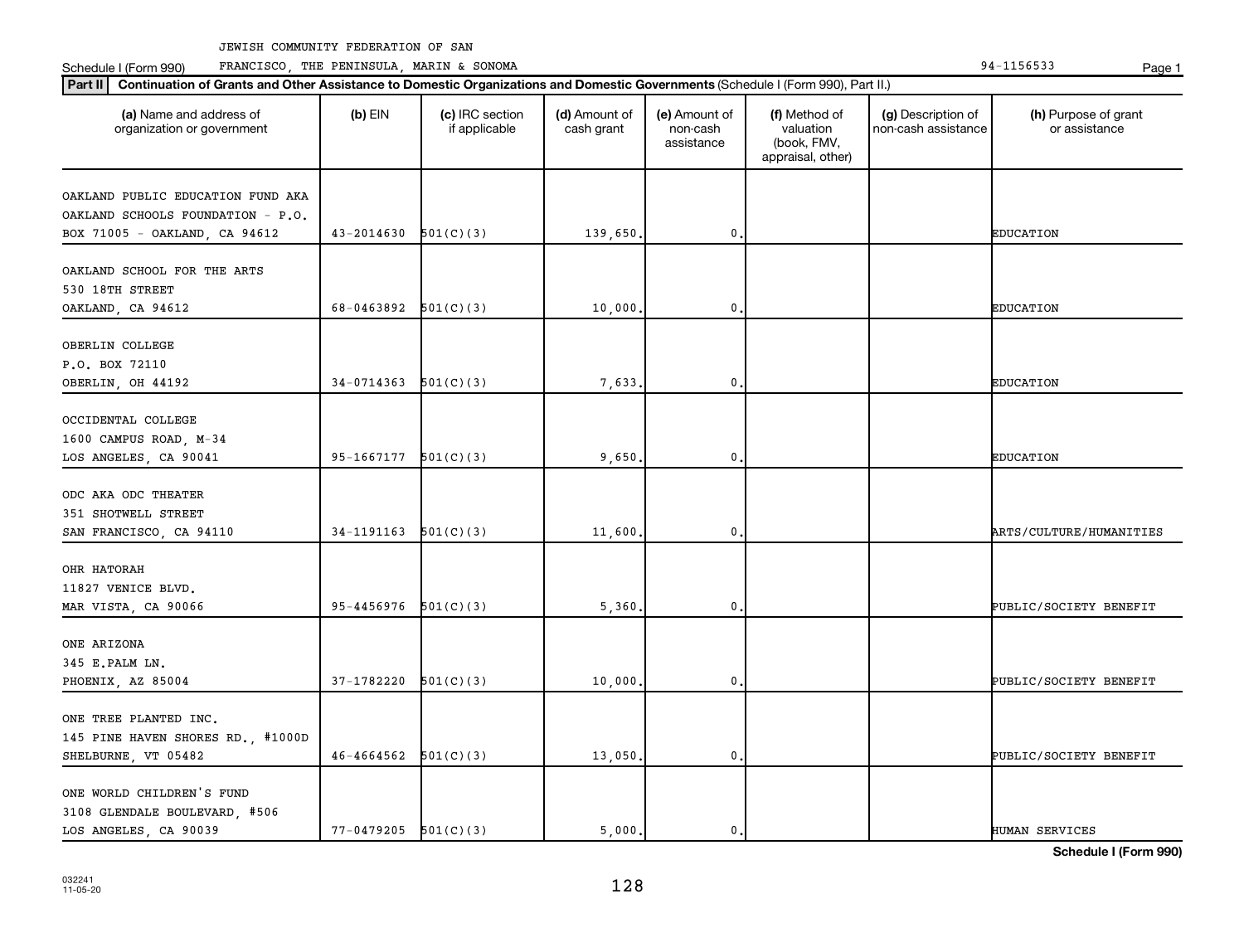JEWISH COMMUNITY FEDERATION OF SAN FRANCISCO, THE PENINSULA, MARIN & SONOMA

Schedule I (Form 990) 94-1156533

**Part II** **Continuation of Grants and Other Assistance to Domestic Organizations and Domestic Governments** (Schedule I (Form 990), Part II.)

| (a) Name and address of organization or government | (b) EIN | (c) IRC section if applicable | (d) Amount of cash grant | (e) Amount of non-cash assistance | (f) Method of valuation (book, FMV, appraisal, other) | (g) Description of non-cash assistance | (h) Purpose of grant or assistance |
|---|---|---|---|---|---|---|---|
| OAKLAND PUBLIC EDUCATION FUND AKA OAKLAND SCHOOLS FOUNDATION - P.O. BOX 71005 - OAKLAND, CA 94612 | 43-2014630 | 501(C)(3) | 139,650. | 0. | | | EDUCATION |
| OAKLAND SCHOOL FOR THE ARTS 530 18TH STREET OAKLAND, CA 94612 | 68-0463892 | 501(C)(3) | 10,000. | 0. | | | EDUCATION |
| OBERLIN COLLEGE P.O. BOX 72110 OBERLIN, OH 44192 | 34-0714363 | 501(C)(3) | 7,633. | 0. | | | EDUCATION |
| OCCIDENTAL COLLEGE 1600 CAMPUS ROAD, M-34 LOS ANGELES, CA 90041 | 95-1667177 | 501(C)(3) | 9,650. | 0. | | | EDUCATION |
| ODC AKA ODC THEATER 351 SHOTWELL STREET SAN FRANCISCO, CA 94110 | 34-1191163 | 501(C)(3) | 11,600. | 0. | | | ARTS/CULTURE/HUMANITIES |
| OHR HATORAH 11827 VENICE BLVD. MAR VISTA, CA 90066 | 95-4456976 | 501(C)(3) | 5,360. | 0. | | | PUBLIC/SOCIETY BENEFIT |
| ONE ARIZONA 345 E.PALM LN. PHOENIX, AZ 85004 | 37-1782220 | 501(C)(3) | 10,000. | 0. | | | PUBLIC/SOCIETY BENEFIT |
| ONE TREE PLANTED INC. 145 PINE HAVEN SHORES RD., #1000D SHELBURNE, VT 05482 | 46-4664562 | 501(C)(3) | 13,050. | 0. | | | PUBLIC/SOCIETY BENEFIT |
| ONE WORLD CHILDREN'S FUND 3108 GLENDALE BOULEVARD, #506 LOS ANGELES, CA 90039 | 77-0479205 | 501(C)(3) | 5,000. | 0. | | | HUMAN SERVICES |

Schedule I (Form 990)

032241 11-05-20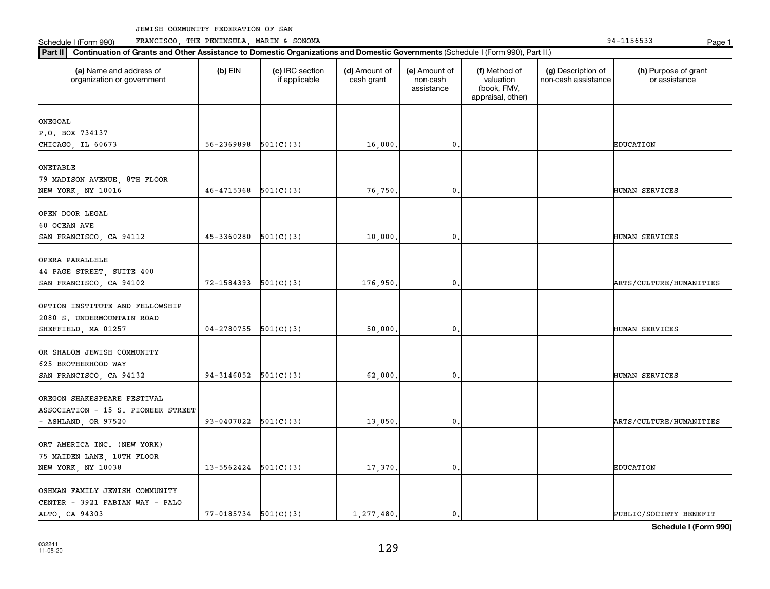JEWISH COMMUNITY FEDERATION OF SAN FRANCISCO, THE PENINSULA, MARIN & SONOMA

Schedule I (Form 990) 94-1156533

**Part II** **Continuation of Grants and Other Assistance to Domestic Organizations and Domestic Governments** (Schedule I (Form 990), Part II.)

| (a) Name and address of organization or government | (b) EIN | (c) IRC section if applicable | (d) Amount of cash grant | (e) Amount of non-cash assistance | (f) Method of valuation (book, FMV, appraisal, other) | (g) Description of non-cash assistance | (h) Purpose of grant or assistance |
|---|---|---|---|---|---|---|---|
| ONEGOAL<br>P.O. BOX 734137<br>CHICAGO, IL 60673 | 56-2369898 | 501(C)(3) | 16,000. | 0. | | | EDUCATION |
| ONETABLE<br>79 MADISON AVENUE, 8TH FLOOR<br>NEW YORK, NY 10016 | 46-4715368 | 501(C)(3) | 76,750. | 0. | | | HUMAN SERVICES |
| OPEN DOOR LEGAL<br>60 OCEAN AVE<br>SAN FRANCISCO, CA 94112 | 45-3360280 | 501(C)(3) | 10,000. | 0. | | | HUMAN SERVICES |
| OPERA PARALLELE<br>44 PAGE STREET, SUITE 400<br>SAN FRANCISCO, CA 94102 | 72-1584393 | 501(C)(3) | 176,950. | 0. | | | ARTS/CULTURE/HUMANITIES |
| OPTION INSTITUTE AND FELLOWSHIP<br>2080 S. UNDERMOUNTAIN ROAD<br>SHEFFIELD, MA 01257 | 04-2780755 | 501(C)(3) | 50,000. | 0. | | | HUMAN SERVICES |
| OR SHALOM JEWISH COMMUNITY<br>625 BROTHERHOOD WAY<br>SAN FRANCISCO, CA 94132 | 94-3146052 | 501(C)(3) | 62,000. | 0. | | | HUMAN SERVICES |
| OREGON SHAKESPEARE FESTIVAL<br>ASSOCIATION - 15 S. PIONEER STREET<br>- ASHLAND, OR 97520 | 93-0407022 | 501(C)(3) | 13,050. | 0. | | | ARTS/CULTURE/HUMANITIES |
| ORT AMERICA INC. (NEW YORK)<br>75 MAIDEN LANE, 10TH FLOOR<br>NEW YORK, NY 10038 | 13-5562424 | 501(C)(3) | 17,370. | 0. | | | EDUCATION |
| OSHMAN FAMILY JEWISH COMMUNITY<br>CENTER - 3921 FABIAN WAY - PALO<br>ALTO, CA 94303 | 77-0185734 | 501(C)(3) | 1,277,480. | 0. | | | PUBLIC/SOCIETY BENEFIT |

**Schedule I (Form 990)**

032241
11-05-20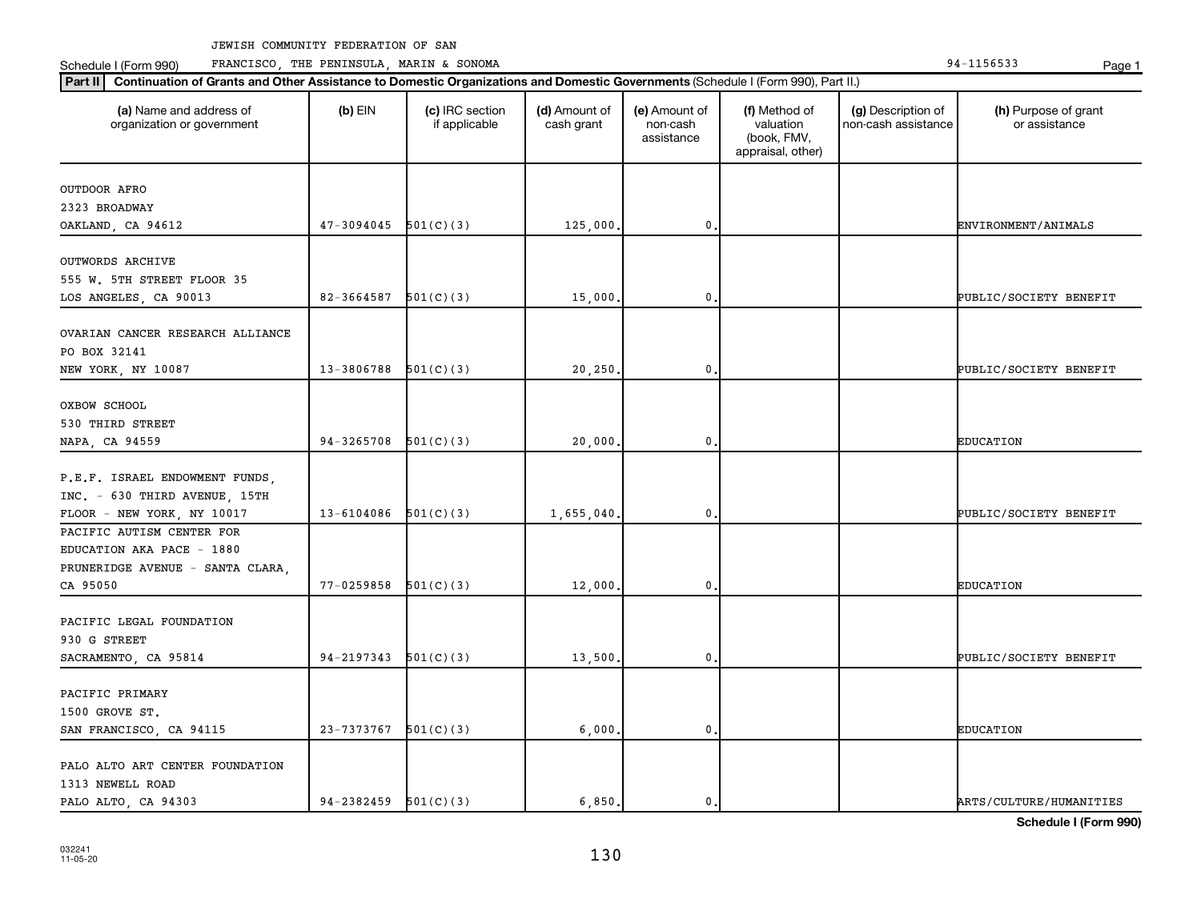JEWISH COMMUNITY FEDERATION OF SAN FRANCISCO, THE PENINSULA, MARIN & SONOMA

Schedule I (Form 990) 94-1156533

**Part II** **Continuation of Grants and Other Assistance to Domestic Organizations and Domestic Governments** (Schedule I (Form 990), Part II.)

| (a) Name and address of organization or government | (b) EIN | (c) IRC section if applicable | (d) Amount of cash grant | (e) Amount of non-cash assistance | (f) Method of valuation (book, FMV, appraisal, other) | (g) Description of non-cash assistance | (h) Purpose of grant or assistance |
|---|---|---|---|---|---|---|---|
| OUTDOOR AFRO<br>2323 BROADWAY<br>OAKLAND, CA 94612 | 47-3094045 | 501(C)(3) | 125,000. | 0. | | | ENVIRONMENT/ANIMALS |
| OUTWORDS ARCHIVE<br>555 W. 5TH STREET FLOOR 35<br>LOS ANGELES, CA 90013 | 82-3664587 | 501(C)(3) | 15,000. | 0. | | | PUBLIC/SOCIETY BENEFIT |
| OVARIAN CANCER RESEARCH ALLIANCE<br>PO BOX 32141<br>NEW YORK, NY 10087 | 13-3806788 | 501(C)(3) | 20,250. | 0. | | | PUBLIC/SOCIETY BENEFIT |
| OXBOW SCHOOL<br>530 THIRD STREET<br>NAPA, CA 94559 | 94-3265708 | 501(C)(3) | 20,000. | 0. | | | EDUCATION |
| P.E.F. ISRAEL ENDOWMENT FUNDS, INC. - 630 THIRD AVENUE, 15TH FLOOR - NEW YORK, NY 10017 | 13-6104086 | 501(C)(3) | 1,655,040. | 0. | | | PUBLIC/SOCIETY BENEFIT |
| PACIFIC AUTISM CENTER FOR EDUCATION AKA PACE - 1880 PRUNERIDGE AVENUE - SANTA CLARA, CA 95050 | 77-0259858 | 501(C)(3) | 12,000. | 0. | | | EDUCATION |
| PACIFIC LEGAL FOUNDATION<br>930 G STREET<br>SACRAMENTO, CA 95814 | 94-2197343 | 501(C)(3) | 13,500. | 0. | | | PUBLIC/SOCIETY BENEFIT |
| PACIFIC PRIMARY<br>1500 GROVE ST.<br>SAN FRANCISCO, CA 94115 | 23-7373767 | 501(C)(3) | 6,000. | 0. | | | EDUCATION |
| PALO ALTO ART CENTER FOUNDATION<br>1313 NEWELL ROAD<br>PALO ALTO, CA 94303 | 94-2382459 | 501(C)(3) | 6,850. | 0. | | | ARTS/CULTURE/HUMANITIES |

**Schedule I (Form 990)**

032241 11-05-20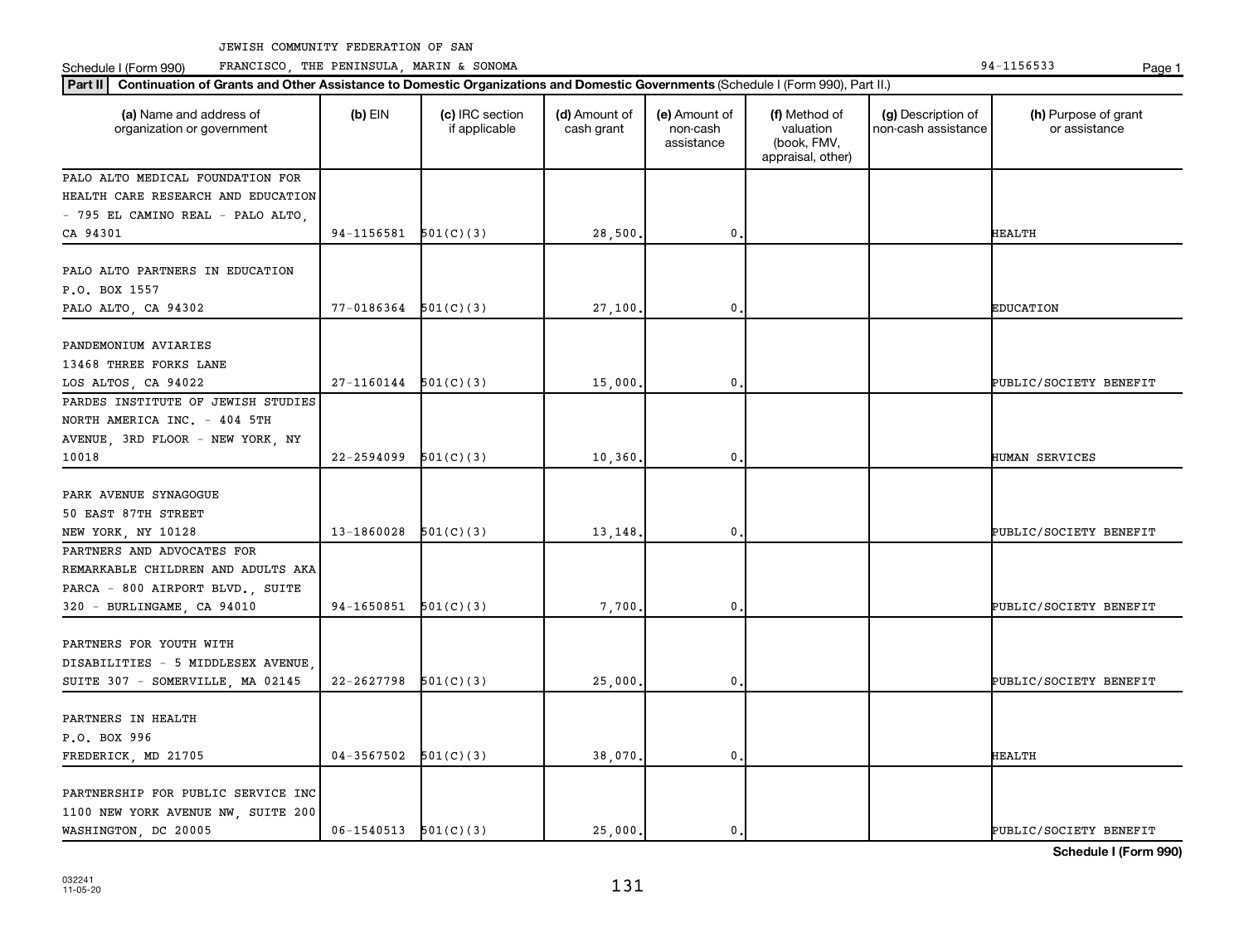JEWISH COMMUNITY FEDERATION OF SAN FRANCISCO, THE PENINSULA, MARIN & SONOMA 94-1156533

Schedule I (Form 990)

**Part II** **Continuation of Grants and Other Assistance to Domestic Organizations and Domestic Governments** (Schedule I (Form 990), Part II.)

| (a) Name and address of organization or government | (b) EIN | (c) IRC section if applicable | (d) Amount of cash grant | (e) Amount of non-cash assistance | (f) Method of valuation (book, FMV, appraisal, other) | (g) Description of non-cash assistance | (h) Purpose of grant or assistance |
|---|---|---|---|---|---|---|---|
| PALO ALTO MEDICAL FOUNDATION FOR HEALTH CARE RESEARCH AND EDUCATION - 795 EL CAMINO REAL - PALO ALTO, CA 94301 | 94-1156581 | 501(C)(3) | 28,500. | 0. | | | HEALTH |
| PALO ALTO PARTNERS IN EDUCATION P.O. BOX 1557 PALO ALTO, CA 94302 | 77-0186364 | 501(C)(3) | 27,100. | 0. | | | EDUCATION |
| PANDEMONIUM AVIARIES 13468 THREE FORKS LANE LOS ALTOS, CA 94022 | 27-1160144 | 501(C)(3) | 15,000. | 0. | | | PUBLIC/SOCIETY BENEFIT |
| PARDES INSTITUTE OF JEWISH STUDIES NORTH AMERICA INC. - 404 5TH AVENUE, 3RD FLOOR - NEW YORK, NY 10018 | 22-2594099 | 501(C)(3) | 10,360. | 0. | | | HUMAN SERVICES |
| PARK AVENUE SYNAGOGUE 50 EAST 87TH STREET NEW YORK, NY 10128 | 13-1860028 | 501(C)(3) | 13,148. | 0. | | | PUBLIC/SOCIETY BENEFIT |
| PARTNERS AND ADVOCATES FOR REMARKABLE CHILDREN AND ADULTS AKA PARCA - 800 AIRPORT BLVD., SUITE 320 - BURLINGAME, CA 94010 | 94-1650851 | 501(C)(3) | 7,700. | 0. | | | PUBLIC/SOCIETY BENEFIT |
| PARTNERS FOR YOUTH WITH DISABILITIES - 5 MIDDLESEX AVENUE, SUITE 307 - SOMERVILLE, MA 02145 | 22-2627798 | 501(C)(3) | 25,000. | 0. | | | PUBLIC/SOCIETY BENEFIT |
| PARTNERS IN HEALTH P.O. BOX 996 FREDERICK, MD 21705 | 04-3567502 | 501(C)(3) | 38,070. | 0. | | | HEALTH |
| PARTNERSHIP FOR PUBLIC SERVICE INC 1100 NEW YORK AVENUE NW, SUITE 200 WASHINGTON, DC 20005 | 06-1540513 | 501(C)(3) | 25,000. | 0. | | | PUBLIC/SOCIETY BENEFIT |

**Schedule I (Form 990)**

032241 11-05-20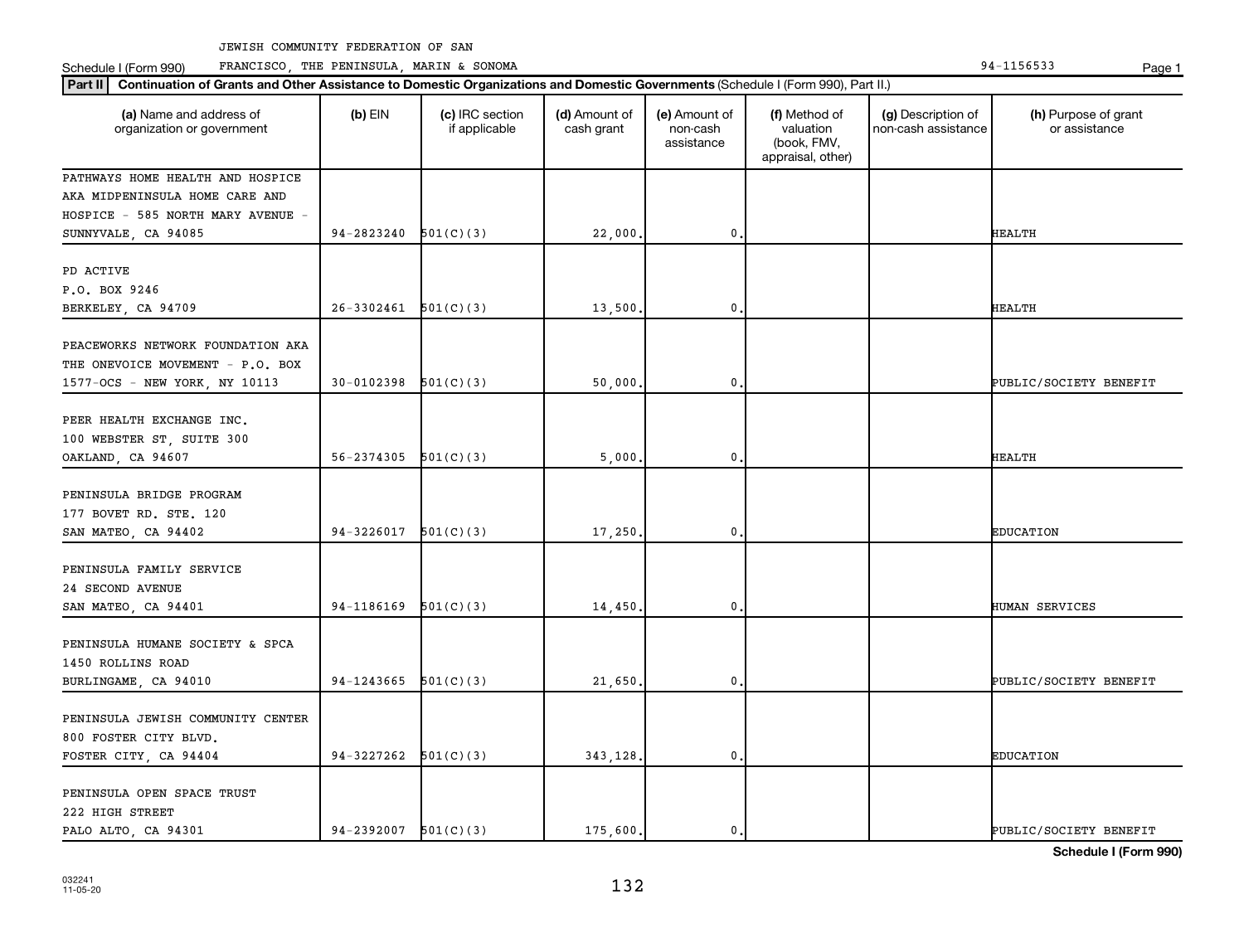JEWISH COMMUNITY FEDERATION OF SAN FRANCISCO, THE PENINSULA, MARIN & SONOMA 94-1156533

Schedule I (Form 990)

**Part II** **Continuation of Grants and Other Assistance to Domestic Organizations and Domestic Governments** (Schedule I (Form 990), Part II.)

| (a) Name and address of organization or government | (b) EIN | (c) IRC section if applicable | (d) Amount of cash grant | (e) Amount of non-cash assistance | (f) Method of valuation (book, FMV, appraisal, other) | (g) Description of non-cash assistance | (h) Purpose of grant or assistance |
|---|---|---|---|---|---|---|---|
| PATHWAYS HOME HEALTH AND HOSPICE AKA MIDPENINSULA HOME CARE AND HOSPICE - 585 NORTH MARY AVENUE - SUNNYVALE, CA 94085 | 94-2823240 | 501(C)(3) | 22,000. | 0. | | | HEALTH |
| PD ACTIVE P.O. BOX 9246 BERKELEY, CA 94709 | 26-3302461 | 501(C)(3) | 13,500. | 0. | | | HEALTH |
| PEACEWORKS NETWORK FOUNDATION AKA THE ONEVOICE MOVEMENT - P.O. BOX 1577-OCS - NEW YORK, NY 10113 | 30-0102398 | 501(C)(3) | 50,000. | 0. | | | PUBLIC/SOCIETY BENEFIT |
| PEER HEALTH EXCHANGE INC. 100 WEBSTER ST, SUITE 300 OAKLAND, CA 94607 | 56-2374305 | 501(C)(3) | 5,000. | 0. | | | HEALTH |
| PENINSULA BRIDGE PROGRAM 177 BOVET RD. STE. 120 SAN MATEO, CA 94402 | 94-3226017 | 501(C)(3) | 17,250. | 0. | | | EDUCATION |
| PENINSULA FAMILY SERVICE 24 SECOND AVENUE SAN MATEO, CA 94401 | 94-1186169 | 501(C)(3) | 14,450. | 0. | | | HUMAN SERVICES |
| PENINSULA HUMANE SOCIETY & SPCA 1450 ROLLINS ROAD BURLINGAME, CA 94010 | 94-1243665 | 501(C)(3) | 21,650. | 0. | | | PUBLIC/SOCIETY BENEFIT |
| PENINSULA JEWISH COMMUNITY CENTER 800 FOSTER CITY BLVD. FOSTER CITY, CA 94404 | 94-3227262 | 501(C)(3) | 343,128. | 0. | | | EDUCATION |
| PENINSULA OPEN SPACE TRUST 222 HIGH STREET PALO ALTO, CA 94301 | 94-2392007 | 501(C)(3) | 175,600. | 0. | | | PUBLIC/SOCIETY BENEFIT |

Schedule I (Form 990)

032241 11-05-20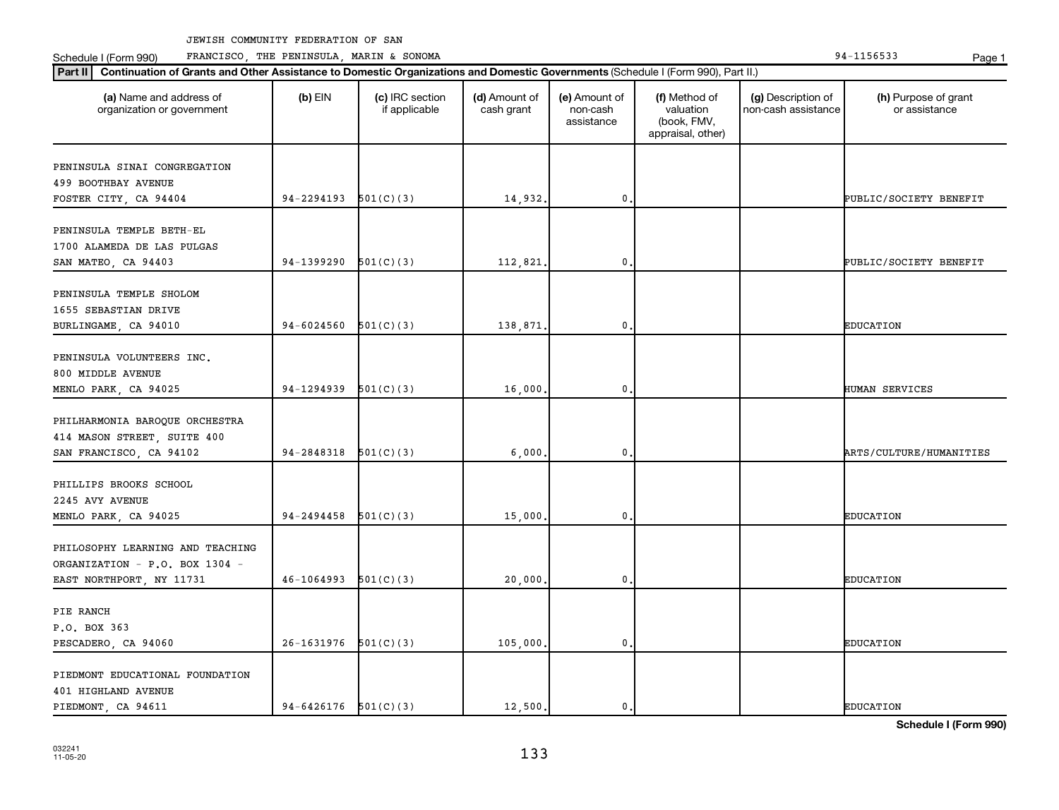JEWISH COMMUNITY FEDERATION OF SAN FRANCISCO, THE PENINSULA, MARIN & SONOMA

Schedule I (Form 990) 94-1156533

**Part II** Continuation of Grants and Other Assistance to Domestic Organizations and Domestic Governments (Schedule I (Form 990), Part II.)

| (a) Name and address of organization or government | (b) EIN | (c) IRC section if applicable | (d) Amount of cash grant | (e) Amount of non-cash assistance | (f) Method of valuation (book, FMV, appraisal, other) | (g) Description of non-cash assistance | (h) Purpose of grant or assistance |
|---|---|---|---|---|---|---|---|
| PENINSULA SINAI CONGREGATION<br>499 BOOTHBAY AVENUE<br>FOSTER CITY, CA 94404 | 94-2294193 | 501(C)(3) | 14,932. | 0. | | | PUBLIC/SOCIETY BENEFIT |
| PENINSULA TEMPLE BETH-EL<br>1700 ALAMEDA DE LAS PULGAS<br>SAN MATEO, CA 94403 | 94-1399290 | 501(C)(3) | 112,821. | 0. | | | PUBLIC/SOCIETY BENEFIT |
| PENINSULA TEMPLE SHOLOM<br>1655 SEBASTIAN DRIVE<br>BURLINGAME, CA 94010 | 94-6024560 | 501(C)(3) | 138,871. | 0. | | | EDUCATION |
| PENINSULA VOLUNTEERS INC.<br>800 MIDDLE AVENUE<br>MENLO PARK, CA 94025 | 94-1294939 | 501(C)(3) | 16,000. | 0. | | | HUMAN SERVICES |
| PHILHARMONIA BAROQUE ORCHESTRA<br>414 MASON STREET, SUITE 400<br>SAN FRANCISCO, CA 94102 | 94-2848318 | 501(C)(3) | 6,000. | 0. | | | ARTS/CULTURE/HUMANITIES |
| PHILLIPS BROOKS SCHOOL<br>2245 AVY AVENUE<br>MENLO PARK, CA 94025 | 94-2494458 | 501(C)(3) | 15,000. | 0. | | | EDUCATION |
| PHILOSOPHY LEARNING AND TEACHING ORGANIZATION - P.O. BOX 1304 -<br>EAST NORTHPORT, NY 11731 | 46-1064993 | 501(C)(3) | 20,000. | 0. | | | EDUCATION |
| PIE RANCH<br>P.O. BOX 363<br>PESCADERO, CA 94060 | 26-1631976 | 501(C)(3) | 105,000. | 0. | | | EDUCATION |
| PIEDMONT EDUCATIONAL FOUNDATION<br>401 HIGHLAND AVENUE<br>PIEDMONT, CA 94611 | 94-6426176 | 501(C)(3) | 12,500. | 0. | | | EDUCATION |

Schedule I (Form 990)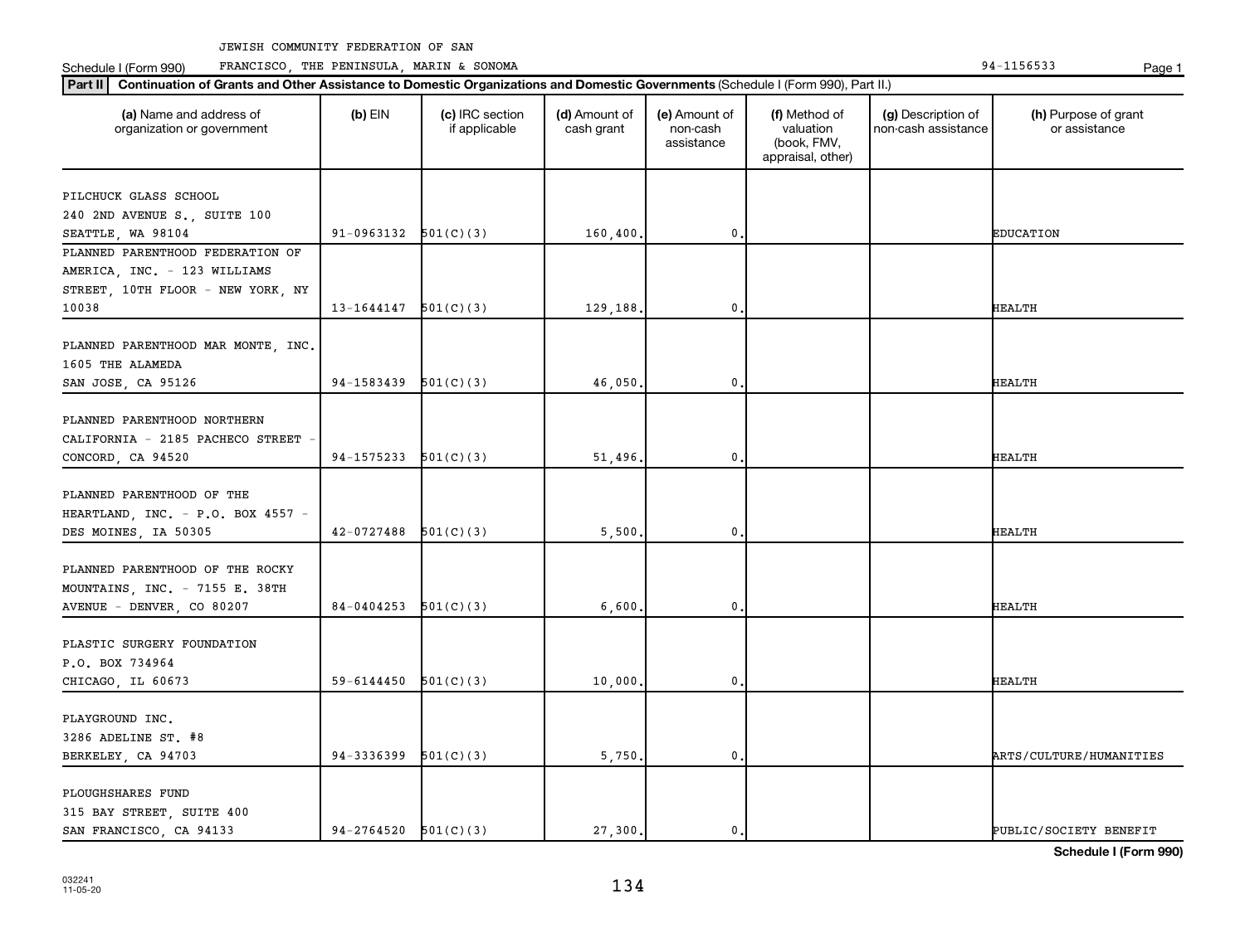JEWISH COMMUNITY FEDERATION OF SAN FRANCISCO, THE PENINSULA, MARIN & SONOMA

Schedule I (Form 990) 94-1156533

**Part II** **Continuation of Grants and Other Assistance to Domestic Organizations and Domestic Governments** (Schedule I (Form 990), Part II.)

| (a) Name and address of organization or government | (b) EIN | (c) IRC section if applicable | (d) Amount of cash grant | (e) Amount of non-cash assistance | (f) Method of valuation (book, FMV, appraisal, other) | (g) Description of non-cash assistance | (h) Purpose of grant or assistance |
|---|---|---|---|---|---|---|---|
| PILCHUCK GLASS SCHOOL 240 2ND AVENUE S., SUITE 100 SEATTLE, WA 98104 | 91-0963132 | 501(C)(3) | 160,400. | 0. | | | EDUCATION |
| PLANNED PARENTHOOD FEDERATION OF AMERICA, INC. - 123 WILLIAMS STREET, 10TH FLOOR - NEW YORK, NY 10038 | 13-1644147 | 501(C)(3) | 129,188. | 0. | | | HEALTH |
| PLANNED PARENTHOOD MAR MONTE, INC. 1605 THE ALAMEDA SAN JOSE, CA 95126 | 94-1583439 | 501(C)(3) | 46,050. | 0. | | | HEALTH |
| PLANNED PARENTHOOD NORTHERN CALIFORNIA - 2185 PACHECO STREET - CONCORD, CA 94520 | 94-1575233 | 501(C)(3) | 51,496. | 0. | | | HEALTH |
| PLANNED PARENTHOOD OF THE HEARTLAND, INC. - P.O. BOX 4557 - DES MOINES, IA 50305 | 42-0727488 | 501(C)(3) | 5,500. | 0. | | | HEALTH |
| PLANNED PARENTHOOD OF THE ROCKY MOUNTAINS, INC. - 7155 E. 38TH AVENUE - DENVER, CO 80207 | 84-0404253 | 501(C)(3) | 6,600. | 0. | | | HEALTH |
| PLASTIC SURGERY FOUNDATION P.O. BOX 734964 CHICAGO, IL 60673 | 59-6144450 | 501(C)(3) | 10,000. | 0. | | | HEALTH |
| PLAYGROUND INC. 3286 ADELINE ST. #8 BERKELEY, CA 94703 | 94-3336399 | 501(C)(3) | 5,750. | 0. | | | ARTS/CULTURE/HUMANITIES |
| PLOUGHSHARES FUND 315 BAY STREET, SUITE 400 SAN FRANCISCO, CA 94133 | 94-2764520 | 501(C)(3) | 27,300. | 0. | | | PUBLIC/SOCIETY BENEFIT |

**Schedule I (Form 990)**

032241 11-05-20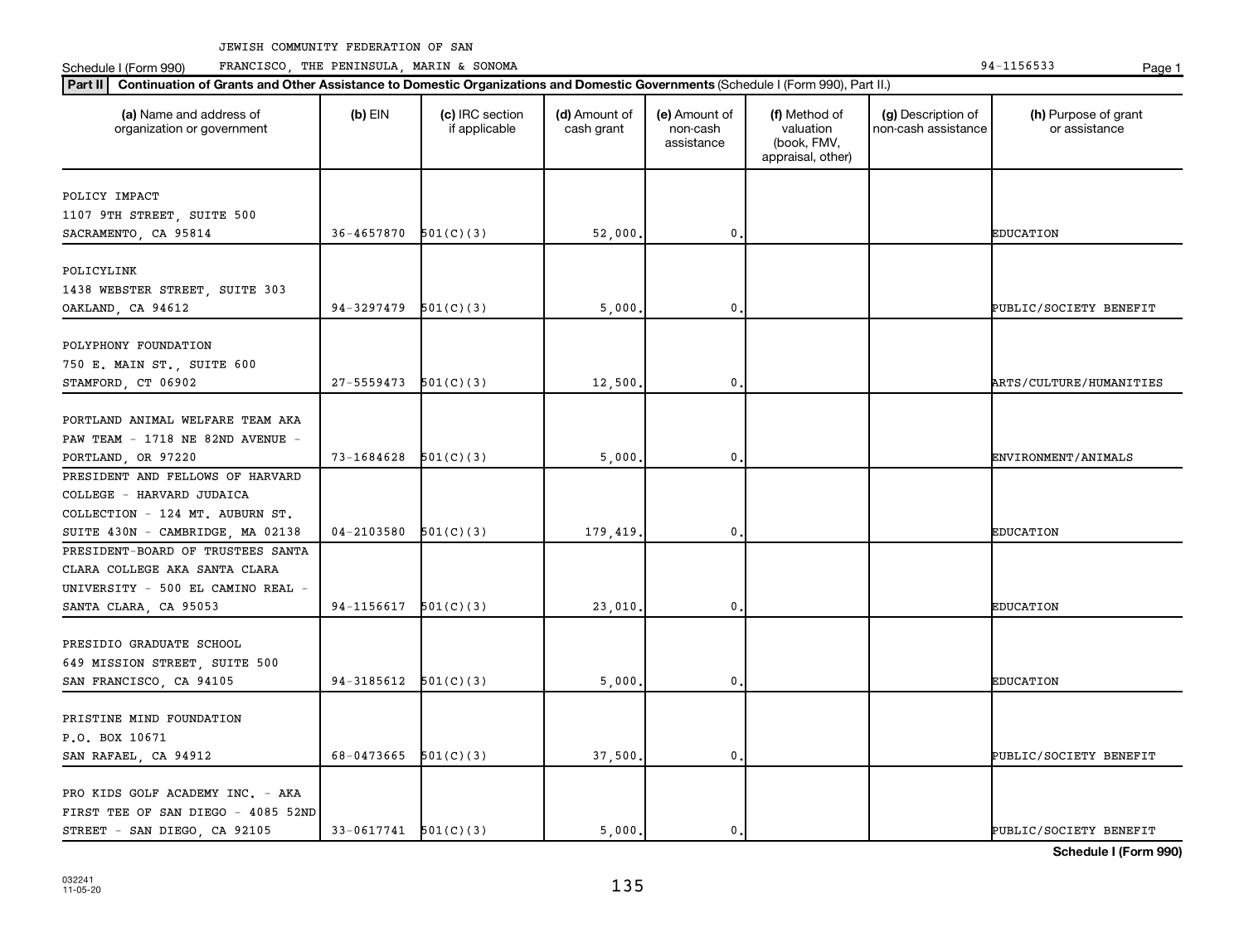JEWISH COMMUNITY FEDERATION OF SAN FRANCISCO, THE PENINSULA, MARIN & SONOMA

Schedule I (Form 990) 94-1156533

**Part II** **Continuation of Grants and Other Assistance to Domestic Organizations and Domestic Governments** (Schedule I (Form 990), Part II.)

| (a) Name and address of organization or government | (b) EIN | (c) IRC section if applicable | (d) Amount of cash grant | (e) Amount of non-cash assistance | (f) Method of valuation (book, FMV, appraisal, other) | (g) Description of non-cash assistance | (h) Purpose of grant or assistance |
|---|---|---|---|---|---|---|---|
| POLICY IMPACT 1107 9TH STREET, SUITE 500 SACRAMENTO, CA 95814 | 36-4657870 | 501(C)(3) | 52,000. | 0. | | | EDUCATION |
| POLICYLINK 1438 WEBSTER STREET, SUITE 303 OAKLAND, CA 94612 | 94-3297479 | 501(C)(3) | 5,000. | 0. | | | PUBLIC/SOCIETY BENEFIT |
| POLYPHONY FOUNDATION 750 E. MAIN ST., SUITE 600 STAMFORD, CT 06902 | 27-5559473 | 501(C)(3) | 12,500. | 0. | | | ARTS/CULTURE/HUMANITIES |
| PORTLAND ANIMAL WELFARE TEAM AKA PAW TEAM - 1718 NE 82ND AVENUE - PORTLAND, OR 97220 | 73-1684628 | 501(C)(3) | 5,000. | 0. | | | ENVIRONMENT/ANIMALS |
| PRESIDENT AND FELLOWS OF HARVARD COLLEGE - HARVARD JUDAICA COLLECTION - 124 MT. AUBURN ST. SUITE 430N - CAMBRIDGE, MA 02138 | 04-2103580 | 501(C)(3) | 179,419. | 0. | | | EDUCATION |
| PRESIDENT-BOARD OF TRUSTEES SANTA CLARA COLLEGE AKA SANTA CLARA UNIVERSITY - 500 EL CAMINO REAL - SANTA CLARA, CA 95053 | 94-1156617 | 501(C)(3) | 23,010. | 0. | | | EDUCATION |
| PRESIDIO GRADUATE SCHOOL 649 MISSION STREET, SUITE 500 SAN FRANCISCO, CA 94105 | 94-3185612 | 501(C)(3) | 5,000. | 0. | | | EDUCATION |
| PRISTINE MIND FOUNDATION P.O. BOX 10671 SAN RAFAEL, CA 94912 | 68-0473665 | 501(C)(3) | 37,500. | 0. | | | PUBLIC/SOCIETY BENEFIT |
| PRO KIDS GOLF ACADEMY INC. - AKA FIRST TEE OF SAN DIEGO - 4085 52ND STREET - SAN DIEGO, CA 92105 | 33-0617741 | 501(C)(3) | 5,000. | 0. | | | PUBLIC/SOCIETY BENEFIT |

**Schedule I (Form 990)**

032241 11-05-20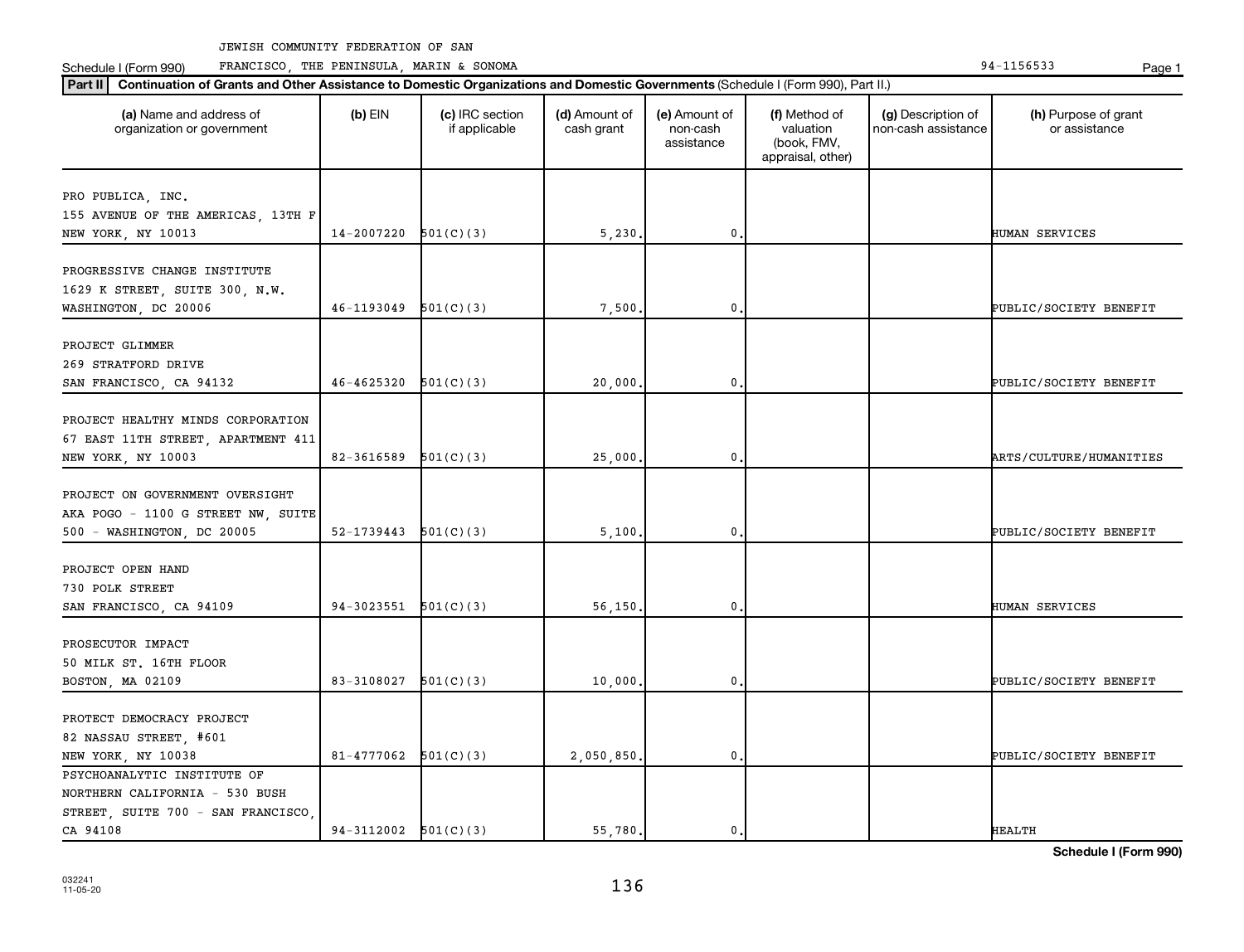JEWISH COMMUNITY FEDERATION OF SAN FRANCISCO, THE PENINSULA, MARIN & SONOMA

Schedule I (Form 990) — 94-1156533

**Part II** **Continuation of Grants and Other Assistance to Domestic Organizations and Domestic Governments** (Schedule I (Form 990), Part II.)

| (a) Name and address of organization or government | (b) EIN | (c) IRC section if applicable | (d) Amount of cash grant | (e) Amount of non-cash assistance | (f) Method of valuation (book, FMV, appraisal, other) | (g) Description of non-cash assistance | (h) Purpose of grant or assistance |
|---|---|---|---|---|---|---|---|
| PRO PUBLICA, INC. 155 AVENUE OF THE AMERICAS, 13TH F NEW YORK, NY 10013 | 14-2007220 | 501(C)(3) | 5,230. | 0. | | | HUMAN SERVICES |
| PROGRESSIVE CHANGE INSTITUTE 1629 K STREET, SUITE 300, N.W. WASHINGTON, DC 20006 | 46-1193049 | 501(C)(3) | 7,500. | 0. | | | PUBLIC/SOCIETY BENEFIT |
| PROJECT GLIMMER 269 STRATFORD DRIVE SAN FRANCISCO, CA 94132 | 46-4625320 | 501(C)(3) | 20,000. | 0. | | | PUBLIC/SOCIETY BENEFIT |
| PROJECT HEALTHY MINDS CORPORATION 67 EAST 11TH STREET, APARTMENT 411 NEW YORK, NY 10003 | 82-3616589 | 501(C)(3) | 25,000. | 0. | | | ARTS/CULTURE/HUMANITIES |
| PROJECT ON GOVERNMENT OVERSIGHT AKA POGO - 1100 G STREET NW, SUITE 500 - WASHINGTON, DC 20005 | 52-1739443 | 501(C)(3) | 5,100. | 0. | | | PUBLIC/SOCIETY BENEFIT |
| PROJECT OPEN HAND 730 POLK STREET SAN FRANCISCO, CA 94109 | 94-3023551 | 501(C)(3) | 56,150. | 0. | | | HUMAN SERVICES |
| PROSECUTOR IMPACT 50 MILK ST. 16TH FLOOR BOSTON, MA 02109 | 83-3108027 | 501(C)(3) | 10,000. | 0. | | | PUBLIC/SOCIETY BENEFIT |
| PROTECT DEMOCRACY PROJECT 82 NASSAU STREET, #601 NEW YORK, NY 10038 | 81-4777062 | 501(C)(3) | 2,050,850. | 0. | | | PUBLIC/SOCIETY BENEFIT |
| PSYCHOANALYTIC INSTITUTE OF NORTHERN CALIFORNIA - 530 BUSH STREET, SUITE 700 - SAN FRANCISCO, CA 94108 | 94-3112002 | 501(C)(3) | 55,780. | 0. | | | HEALTH |

Schedule I (Form 990)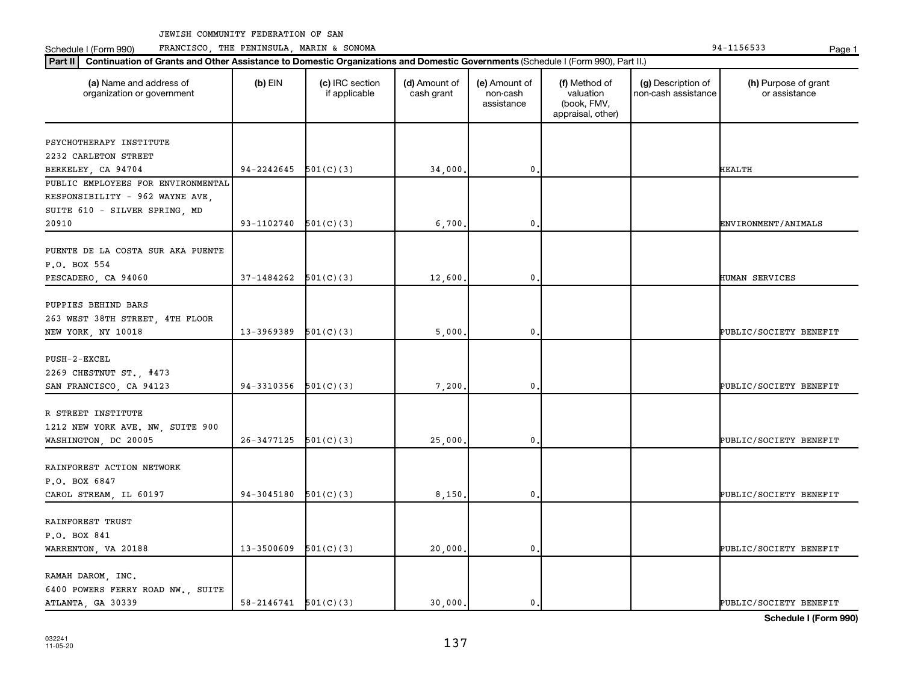JEWISH COMMUNITY FEDERATION OF SAN FRANCISCO, THE PENINSULA, MARIN & SONOMA

Schedule I (Form 990) 94-1156533

**Part II** **Continuation of Grants and Other Assistance to Domestic Organizations and Domestic Governments** (Schedule I (Form 990), Part II.)

| (a) Name and address of organization or government | (b) EIN | (c) IRC section if applicable | (d) Amount of cash grant | (e) Amount of non-cash assistance | (f) Method of valuation (book, FMV, appraisal, other) | (g) Description of non-cash assistance | (h) Purpose of grant or assistance |
|---|---|---|---|---|---|---|---|
| PSYCHOTHERAPY INSTITUTE 2232 CARLETON STREET BERKELEY, CA 94704 | 94-2242645 | 501(C)(3) | 34,000. | 0. | | | HEALTH |
| PUBLIC EMPLOYEES FOR ENVIRONMENTAL RESPONSIBILITY - 962 WAYNE AVE, SUITE 610 - SILVER SPRING, MD 20910 | 93-1102740 | 501(C)(3) | 6,700. | 0. | | | ENVIRONMENT/ANIMALS |
| PUENTE DE LA COSTA SUR AKA PUENTE P.O. BOX 554 PESCADERO, CA 94060 | 37-1484262 | 501(C)(3) | 12,600. | 0. | | | HUMAN SERVICES |
| PUPPIES BEHIND BARS 263 WEST 38TH STREET, 4TH FLOOR NEW YORK, NY 10018 | 13-3969389 | 501(C)(3) | 5,000. | 0. | | | PUBLIC/SOCIETY BENEFIT |
| PUSH-2-EXCEL 2269 CHESTNUT ST., #473 SAN FRANCISCO, CA 94123 | 94-3310356 | 501(C)(3) | 7,200. | 0. | | | PUBLIC/SOCIETY BENEFIT |
| R STREET INSTITUTE 1212 NEW YORK AVE. NW, SUITE 900 WASHINGTON, DC 20005 | 26-3477125 | 501(C)(3) | 25,000. | 0. | | | PUBLIC/SOCIETY BENEFIT |
| RAINFOREST ACTION NETWORK P.O. BOX 6847 CAROL STREAM, IL 60197 | 94-3045180 | 501(C)(3) | 8,150. | 0. | | | PUBLIC/SOCIETY BENEFIT |
| RAINFOREST TRUST P.O. BOX 841 WARRENTON, VA 20188 | 13-3500609 | 501(C)(3) | 20,000. | 0. | | | PUBLIC/SOCIETY BENEFIT |
| RAMAH DAROM, INC. 6400 POWERS FERRY ROAD NW., SUITE ATLANTA, GA 30339 | 58-2146741 | 501(C)(3) | 30,000. | 0. | | | PUBLIC/SOCIETY BENEFIT |

**Schedule I (Form 990)**

032241 11-05-20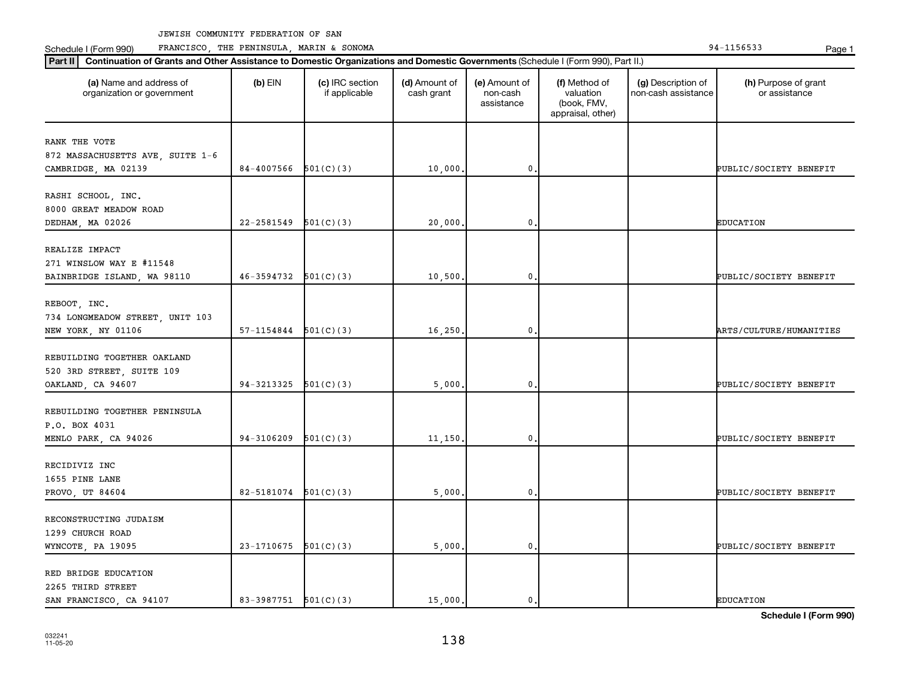JEWISH COMMUNITY FEDERATION OF SAN FRANCISCO, THE PENINSULA, MARIN & SONOMA

Schedule I (Form 990) 94-1156533

**Part II** **Continuation of Grants and Other Assistance to Domestic Organizations and Domestic Governments** (Schedule I (Form 990), Part II.)

| (a) Name and address of organization or government | (b) EIN | (c) IRC section if applicable | (d) Amount of cash grant | (e) Amount of non-cash assistance | (f) Method of valuation (book, FMV, appraisal, other) | (g) Description of non-cash assistance | (h) Purpose of grant or assistance |
|---|---|---|---|---|---|---|---|
| RANK THE VOTE<br>872 MASSACHUSETTS AVE, SUITE 1-6<br>CAMBRIDGE, MA 02139 | 84-4007566 | 501(C)(3) | 10,000. | 0. | | | PUBLIC/SOCIETY BENEFIT |
| RASHI SCHOOL, INC.<br>8000 GREAT MEADOW ROAD<br>DEDHAM, MA 02026 | 22-2581549 | 501(C)(3) | 20,000. | 0. | | | EDUCATION |
| REALIZE IMPACT<br>271 WINSLOW WAY E #11548<br>BAINBRIDGE ISLAND, WA 98110 | 46-3594732 | 501(C)(3) | 10,500. | 0. | | | PUBLIC/SOCIETY BENEFIT |
| REBOOT, INC.<br>734 LONGMEADOW STREET, UNIT 103<br>NEW YORK, NY 01106 | 57-1154844 | 501(C)(3) | 16,250. | 0. | | | ARTS/CULTURE/HUMANITIES |
| REBUILDING TOGETHER OAKLAND<br>520 3RD STREET, SUITE 109<br>OAKLAND, CA 94607 | 94-3213325 | 501(C)(3) | 5,000. | 0. | | | PUBLIC/SOCIETY BENEFIT |
| REBUILDING TOGETHER PENINSULA<br>P.O. BOX 4031<br>MENLO PARK, CA 94026 | 94-3106209 | 501(C)(3) | 11,150. | 0. | | | PUBLIC/SOCIETY BENEFIT |
| RECIDIVIZ INC<br>1655 PINE LANE<br>PROVO, UT 84604 | 82-5181074 | 501(C)(3) | 5,000. | 0. | | | PUBLIC/SOCIETY BENEFIT |
| RECONSTRUCTING JUDAISM<br>1299 CHURCH ROAD<br>WYNCOTE, PA 19095 | 23-1710675 | 501(C)(3) | 5,000. | 0. | | | PUBLIC/SOCIETY BENEFIT |
| RED BRIDGE EDUCATION<br>2265 THIRD STREET<br>SAN FRANCISCO, CA 94107 | 83-3987751 | 501(C)(3) | 15,000. | 0. | | | EDUCATION |

**Schedule I (Form 990)**

032241 11-05-20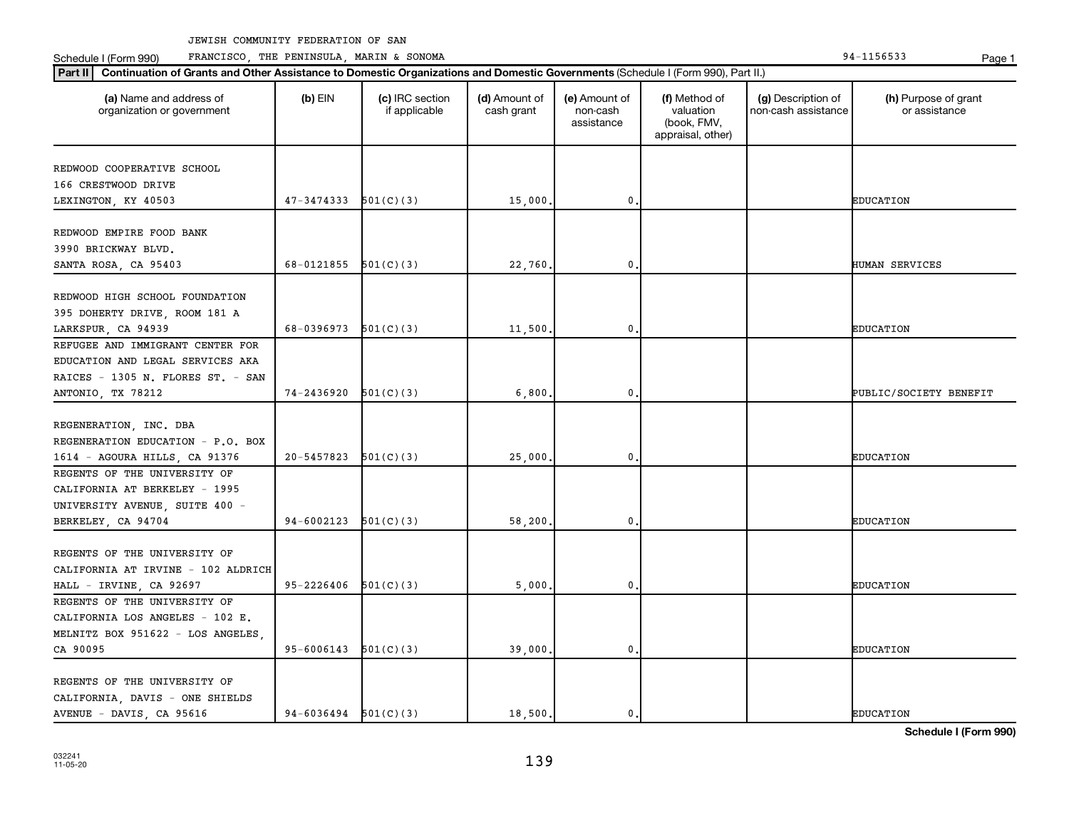JEWISH COMMUNITY FEDERATION OF SAN FRANCISCO, THE PENINSULA, MARIN & SONOMA

Schedule I (Form 990) 94-1156533

**Part II** **Continuation of Grants and Other Assistance to Domestic Organizations and Domestic Governments** (Schedule I (Form 990), Part II.)

| (a) Name and address of organization or government | (b) EIN | (c) IRC section if applicable | (d) Amount of cash grant | (e) Amount of non-cash assistance | (f) Method of valuation (book, FMV, appraisal, other) | (g) Description of non-cash assistance | (h) Purpose of grant or assistance |
|---|---|---|---|---|---|---|---|
| REDWOOD COOPERATIVE SCHOOL 166 CRESTWOOD DRIVE LEXINGTON, KY 40503 | 47-3474333 | 501(C)(3) | 15,000. | 0. | | | EDUCATION |
| REDWOOD EMPIRE FOOD BANK 3990 BRICKWAY BLVD. SANTA ROSA, CA 95403 | 68-0121855 | 501(C)(3) | 22,760. | 0. | | | HUMAN SERVICES |
| REDWOOD HIGH SCHOOL FOUNDATION 395 DOHERTY DRIVE, ROOM 181 A LARKSPUR, CA 94939 | 68-0396973 | 501(C)(3) | 11,500. | 0. | | | EDUCATION |
| REFUGEE AND IMMIGRANT CENTER FOR EDUCATION AND LEGAL SERVICES AKA RAICES - 1305 N. FLORES ST. - SAN ANTONIO, TX 78212 | 74-2436920 | 501(C)(3) | 6,800. | 0. | | | PUBLIC/SOCIETY BENEFIT |
| REGENERATION, INC. DBA REGENERATION EDUCATION - P.O. BOX 1614 - AGOURA HILLS, CA 91376 | 20-5457823 | 501(C)(3) | 25,000. | 0. | | | EDUCATION |
| REGENTS OF THE UNIVERSITY OF CALIFORNIA AT BERKELEY - 1995 UNIVERSITY AVENUE, SUITE 400 - BERKELEY, CA 94704 | 94-6002123 | 501(C)(3) | 58,200. | 0. | | | EDUCATION |
| REGENTS OF THE UNIVERSITY OF CALIFORNIA AT IRVINE - 102 ALDRICH HALL - IRVINE, CA 92697 | 95-2226406 | 501(C)(3) | 5,000. | 0. | | | EDUCATION |
| REGENTS OF THE UNIVERSITY OF CALIFORNIA LOS ANGELES - 102 E. MELNITZ BOX 951622 - LOS ANGELES, CA 90095 | 95-6006143 | 501(C)(3) | 39,000. | 0. | | | EDUCATION |
| REGENTS OF THE UNIVERSITY OF CALIFORNIA, DAVIS - ONE SHIELDS AVENUE - DAVIS, CA 95616 | 94-6036494 | 501(C)(3) | 18,500. | 0. | | | EDUCATION |

**Schedule I (Form 990)**

032241 11-05-20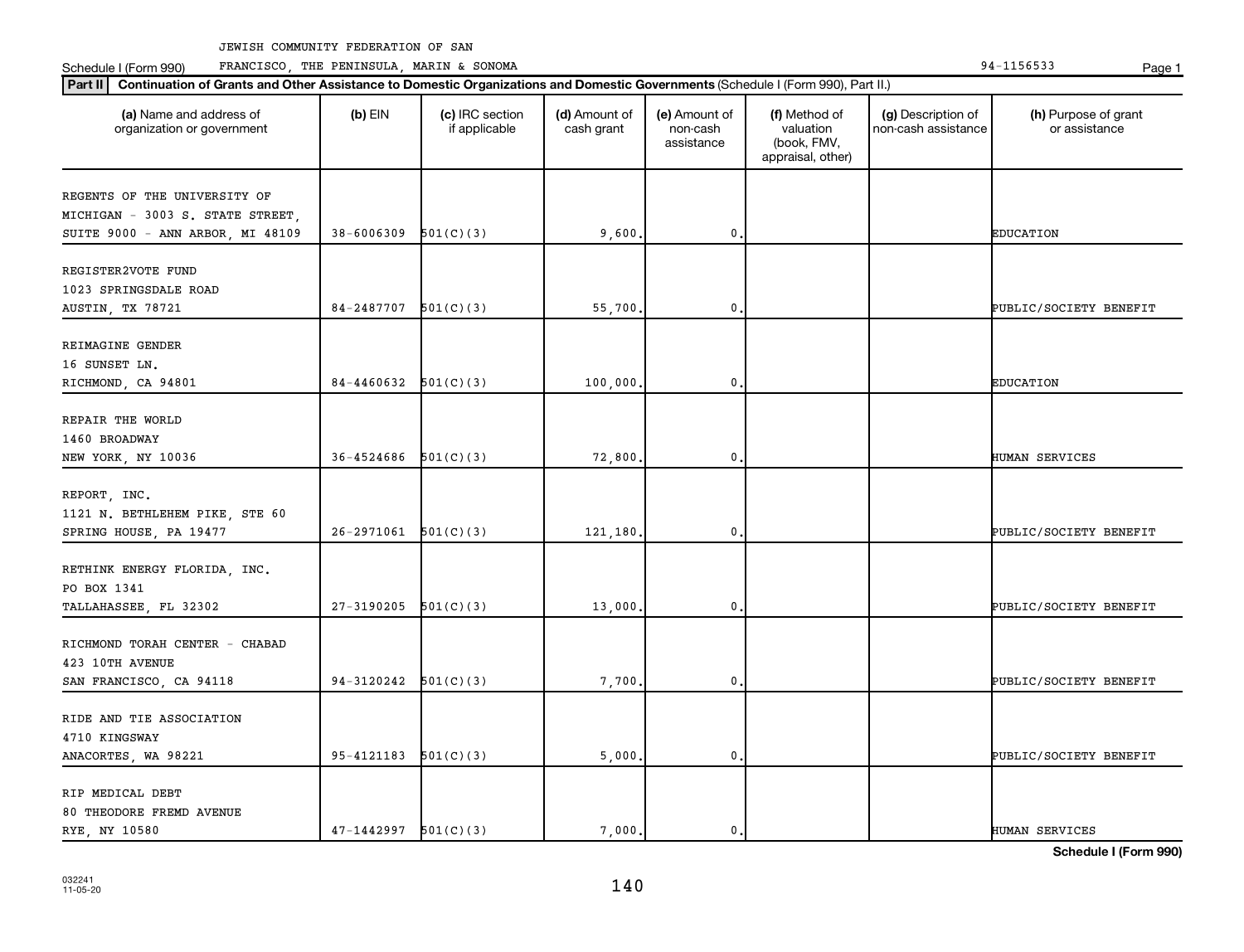JEWISH COMMUNITY FEDERATION OF SAN FRANCISCO, THE PENINSULA, MARIN & SONOMA

Schedule I (Form 990) 94-1156533

**Part II** **Continuation of Grants and Other Assistance to Domestic Organizations and Domestic Governments** (Schedule I (Form 990), Part II.)

| (a) Name and address of organization or government | (b) EIN | (c) IRC section if applicable | (d) Amount of cash grant | (e) Amount of non-cash assistance | (f) Method of valuation (book, FMV, appraisal, other) | (g) Description of non-cash assistance | (h) Purpose of grant or assistance |
|---|---|---|---|---|---|---|---|
| REGENTS OF THE UNIVERSITY OF MICHIGAN - 3003 S. STATE STREET, SUITE 9000 - ANN ARBOR, MI 48109 | 38-6006309 | 501(C)(3) | 9,600. | 0. | | | EDUCATION |
| REGISTER2VOTE FUND 1023 SPRINGSDALE ROAD AUSTIN, TX 78721 | 84-2487707 | 501(C)(3) | 55,700. | 0. | | | PUBLIC/SOCIETY BENEFIT |
| REIMAGINE GENDER 16 SUNSET LN. RICHMOND, CA 94801 | 84-4460632 | 501(C)(3) | 100,000. | 0. | | | EDUCATION |
| REPAIR THE WORLD 1460 BROADWAY NEW YORK, NY 10036 | 36-4524686 | 501(C)(3) | 72,800. | 0. | | | HUMAN SERVICES |
| REPORT, INC. 1121 N. BETHLEHEM PIKE, STE 60 SPRING HOUSE, PA 19477 | 26-2971061 | 501(C)(3) | 121,180. | 0. | | | PUBLIC/SOCIETY BENEFIT |
| RETHINK ENERGY FLORIDA, INC. PO BOX 1341 TALLAHASSEE, FL 32302 | 27-3190205 | 501(C)(3) | 13,000. | 0. | | | PUBLIC/SOCIETY BENEFIT |
| RICHMOND TORAH CENTER - CHABAD 423 10TH AVENUE SAN FRANCISCO, CA 94118 | 94-3120242 | 501(C)(3) | 7,700. | 0. | | | PUBLIC/SOCIETY BENEFIT |
| RIDE AND TIE ASSOCIATION 4710 KINGSWAY ANACORTES, WA 98221 | 95-4121183 | 501(C)(3) | 5,000. | 0. | | | PUBLIC/SOCIETY BENEFIT |
| RIP MEDICAL DEBT 80 THEODORE FREMD AVENUE RYE, NY 10580 | 47-1442997 | 501(C)(3) | 7,000. | 0. | | | HUMAN SERVICES |

**Schedule I (Form 990)**

032241 11-05-20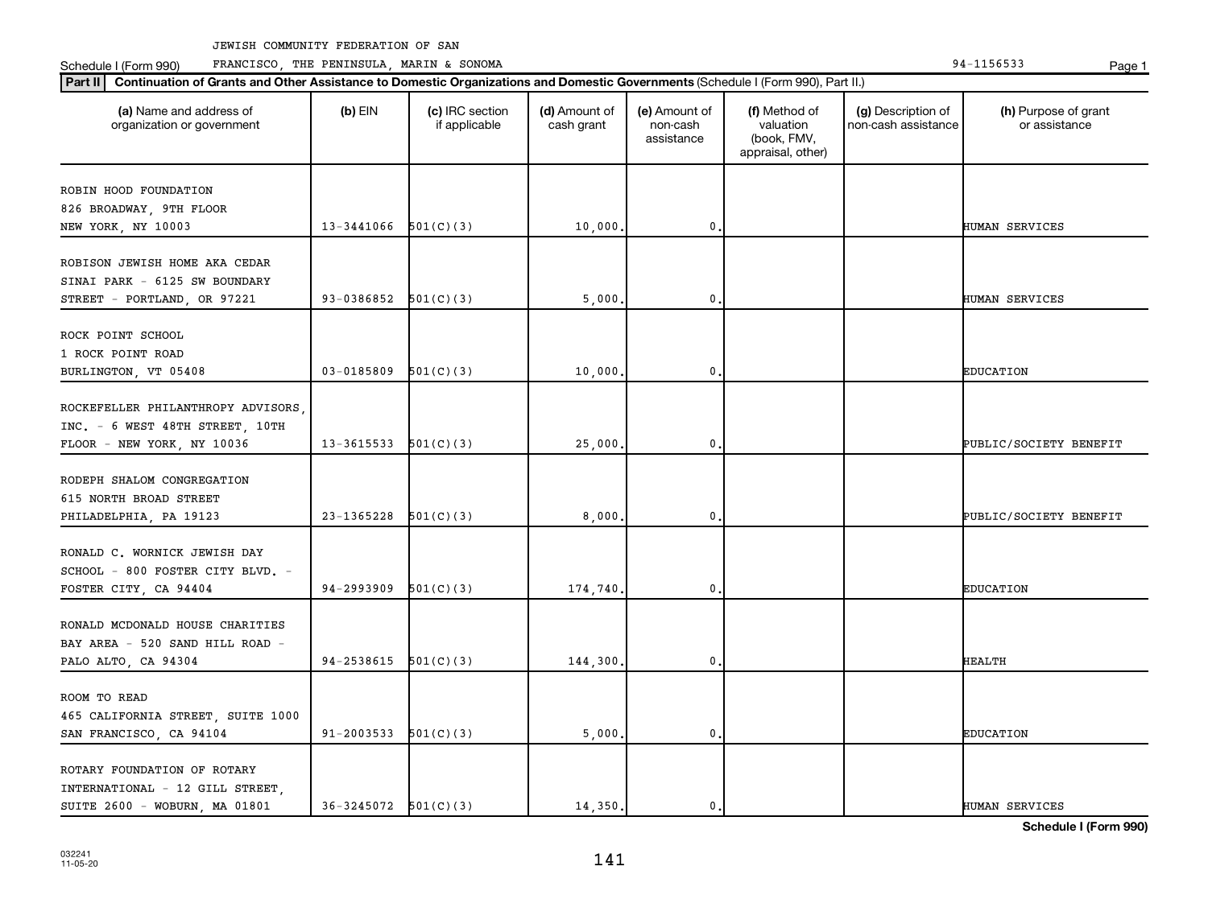JEWISH COMMUNITY FEDERATION OF SAN FRANCISCO, THE PENINSULA, MARIN & SONOMA 94-1156533

**Part II** **Continuation of Grants and Other Assistance to Domestic Organizations and Domestic Governments** (Schedule I (Form 990), Part II.)

| (a) Name and address of organization or government | (b) EIN | (c) IRC section if applicable | (d) Amount of cash grant | (e) Amount of non-cash assistance | (f) Method of valuation (book, FMV, appraisal, other) | (g) Description of non-cash assistance | (h) Purpose of grant or assistance |
|---|---|---|---|---|---|---|---|
| ROBIN HOOD FOUNDATION 826 BROADWAY, 9TH FLOOR NEW YORK, NY 10003 | 13-3441066 | 501(C)(3) | 10,000. | 0. | | | HUMAN SERVICES |
| ROBISON JEWISH HOME AKA CEDAR SINAI PARK - 6125 SW BOUNDARY STREET - PORTLAND, OR 97221 | 93-0386852 | 501(C)(3) | 5,000. | 0. | | | HUMAN SERVICES |
| ROCK POINT SCHOOL 1 ROCK POINT ROAD BURLINGTON, VT 05408 | 03-0185809 | 501(C)(3) | 10,000. | 0. | | | EDUCATION |
| ROCKEFELLER PHILANTHROPY ADVISORS, INC. - 6 WEST 48TH STREET, 10TH FLOOR - NEW YORK, NY 10036 | 13-3615533 | 501(C)(3) | 25,000. | 0. | | | PUBLIC/SOCIETY BENEFIT |
| RODEPH SHALOM CONGREGATION 615 NORTH BROAD STREET PHILADELPHIA, PA 19123 | 23-1365228 | 501(C)(3) | 8,000. | 0. | | | PUBLIC/SOCIETY BENEFIT |
| RONALD C. WORNICK JEWISH DAY SCHOOL - 800 FOSTER CITY BLVD. - FOSTER CITY, CA 94404 | 94-2993909 | 501(C)(3) | 174,740. | 0. | | | EDUCATION |
| RONALD MCDONALD HOUSE CHARITIES BAY AREA - 520 SAND HILL ROAD - PALO ALTO, CA 94304 | 94-2538615 | 501(C)(3) | 144,300. | 0. | | | HEALTH |
| ROOM TO READ 465 CALIFORNIA STREET, SUITE 1000 SAN FRANCISCO, CA 94104 | 91-2003533 | 501(C)(3) | 5,000. | 0. | | | EDUCATION |
| ROTARY FOUNDATION OF ROTARY INTERNATIONAL - 12 GILL STREET, SUITE 2600 - WOBURN, MA 01801 | 36-3245072 | 501(C)(3) | 14,350. | 0. | | | HUMAN SERVICES |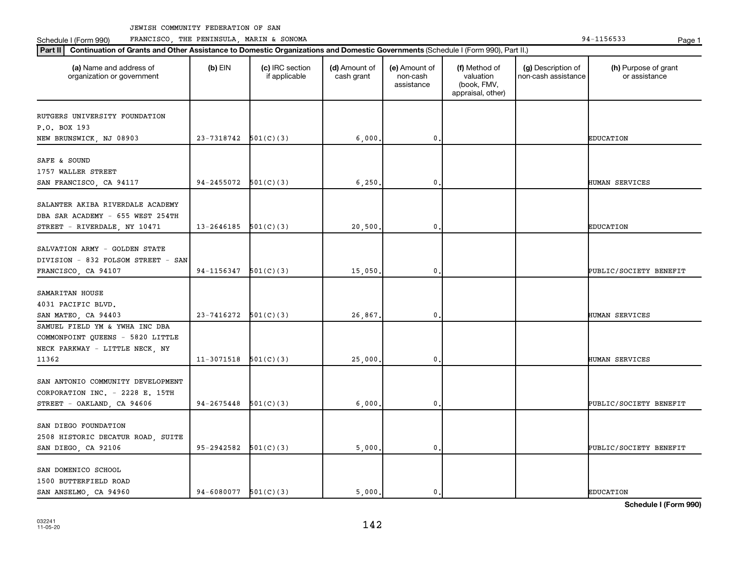JEWISH COMMUNITY FEDERATION OF SAN FRANCISCO, THE PENINSULA, MARIN & SONOMA

Schedule I (Form 990) 94-1156533

**Part II** **Continuation of Grants and Other Assistance to Domestic Organizations and Domestic Governments** (Schedule I (Form 990), Part II.)

| (a) Name and address of organization or government | (b) EIN | (c) IRC section if applicable | (d) Amount of cash grant | (e) Amount of non-cash assistance | (f) Method of valuation (book, FMV, appraisal, other) | (g) Description of non-cash assistance | (h) Purpose of grant or assistance |
|---|---|---|---|---|---|---|---|
| RUTGERS UNIVERSITY FOUNDATION<br>P.O. BOX 193<br>NEW BRUNSWICK, NJ 08903 | 23-7318742 | 501(C)(3) | 6,000. | 0. | | | EDUCATION |
| SAFE & SOUND<br>1757 WALLER STREET<br>SAN FRANCISCO, CA 94117 | 94-2455072 | 501(C)(3) | 6,250. | 0. | | | HUMAN SERVICES |
| SALANTER AKIBA RIVERDALE ACADEMY<br>DBA SAR ACADEMY - 655 WEST 254TH<br>STREET - RIVERDALE, NY 10471 | 13-2646185 | 501(C)(3) | 20,500. | 0. | | | EDUCATION |
| SALVATION ARMY - GOLDEN STATE<br>DIVISION - 832 FOLSOM STREET - SAN<br>FRANCISCO, CA 94107 | 94-1156347 | 501(C)(3) | 15,050. | 0. | | | PUBLIC/SOCIETY BENEFIT |
| SAMARITAN HOUSE<br>4031 PACIFIC BLVD.<br>SAN MATEO, CA 94403 | 23-7416272 | 501(C)(3) | 26,867. | 0. | | | HUMAN SERVICES |
| SAMUEL FIELD YM & YWHA INC DBA<br>COMMONPOINT QUEENS - 5820 LITTLE<br>NECK PARKWAY - LITTLE NECK, NY<br>11362 | 11-3071518 | 501(C)(3) | 25,000. | 0. | | | HUMAN SERVICES |
| SAN ANTONIO COMMUNITY DEVELOPMENT<br>CORPORATION INC. - 2228 E. 15TH<br>STREET - OAKLAND, CA 94606 | 94-2675448 | 501(C)(3) | 6,000. | 0. | | | PUBLIC/SOCIETY BENEFIT |
| SAN DIEGO FOUNDATION<br>2508 HISTORIC DECATUR ROAD, SUITE<br>SAN DIEGO, CA 92106 | 95-2942582 | 501(C)(3) | 5,000. | 0. | | | PUBLIC/SOCIETY BENEFIT |
| SAN DOMENICO SCHOOL<br>1500 BUTTERFIELD ROAD<br>SAN ANSELMO, CA 94960 | 94-6080077 | 501(C)(3) | 5,000. | 0. | | | EDUCATION |

**Schedule I (Form 990)**

032241
11-05-20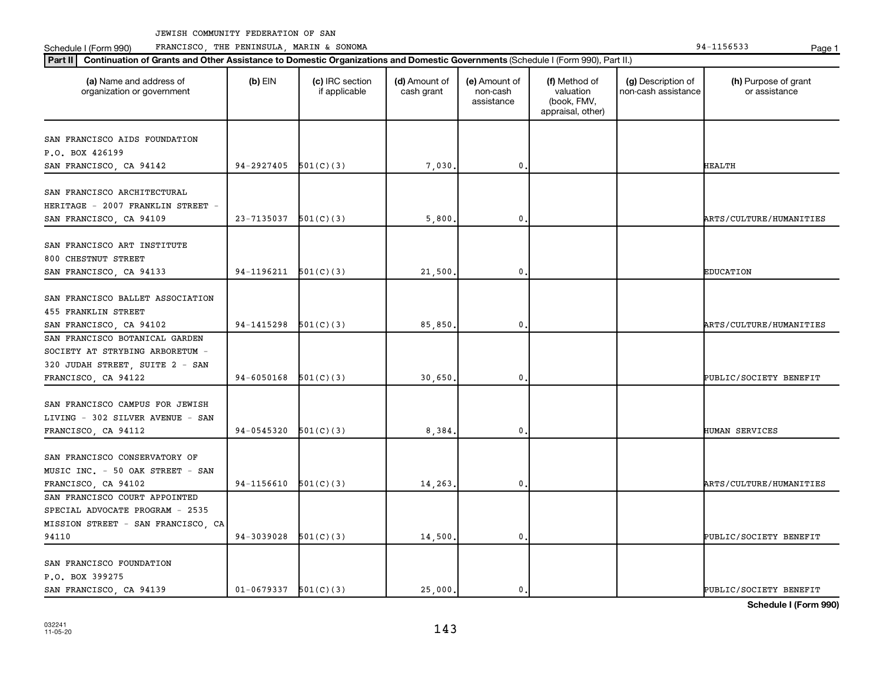JEWISH COMMUNITY FEDERATION OF SAN FRANCISCO, THE PENINSULA, MARIN & SONOMA

Schedule I (Form 990) — 94-1156533

**Part II** **Continuation of Grants and Other Assistance to Domestic Organizations and Domestic Governments** (Schedule I (Form 990), Part II.)

| (a) Name and address of organization or government | (b) EIN | (c) IRC section if applicable | (d) Amount of cash grant | (e) Amount of non-cash assistance | (f) Method of valuation (book, FMV, appraisal, other) | (g) Description of non-cash assistance | (h) Purpose of grant or assistance |
|---|---|---|---|---|---|---|---|
| SAN FRANCISCO AIDS FOUNDATION P.O. BOX 426199 SAN FRANCISCO, CA 94142 | 94-2927405 | 501(C)(3) | 7,030. | 0. | | | HEALTH |
| SAN FRANCISCO ARCHITECTURAL HERITAGE - 2007 FRANKLIN STREET - SAN FRANCISCO, CA 94109 | 23-7135037 | 501(C)(3) | 5,800. | 0. | | | ARTS/CULTURE/HUMANITIES |
| SAN FRANCISCO ART INSTITUTE 800 CHESTNUT STREET SAN FRANCISCO, CA 94133 | 94-1196211 | 501(C)(3) | 21,500. | 0. | | | EDUCATION |
| SAN FRANCISCO BALLET ASSOCIATION 455 FRANKLIN STREET SAN FRANCISCO, CA 94102 | 94-1415298 | 501(C)(3) | 85,850. | 0. | | | ARTS/CULTURE/HUMANITIES |
| SAN FRANCISCO BOTANICAL GARDEN SOCIETY AT STRYBING ARBORETUM - 320 JUDAH STREET, SUITE 2 - SAN FRANCISCO, CA 94122 | 94-6050168 | 501(C)(3) | 30,650. | 0. | | | PUBLIC/SOCIETY BENEFIT |
| SAN FRANCISCO CAMPUS FOR JEWISH LIVING - 302 SILVER AVENUE - SAN FRANCISCO, CA 94112 | 94-0545320 | 501(C)(3) | 8,384. | 0. | | | HUMAN SERVICES |
| SAN FRANCISCO CONSERVATORY OF MUSIC INC. - 50 OAK STREET - SAN FRANCISCO, CA 94102 | 94-1156610 | 501(C)(3) | 14,263. | 0. | | | ARTS/CULTURE/HUMANITIES |
| SAN FRANCISCO COURT APPOINTED SPECIAL ADVOCATE PROGRAM - 2535 MISSION STREET - SAN FRANCISCO, CA 94110 | 94-3039028 | 501(C)(3) | 14,500. | 0. | | | PUBLIC/SOCIETY BENEFIT |
| SAN FRANCISCO FOUNDATION P.O. BOX 399275 SAN FRANCISCO, CA 94139 | 01-0679337 | 501(C)(3) | 25,000. | 0. | | | PUBLIC/SOCIETY BENEFIT |

032241 11-05-20

**Schedule I (Form 990)**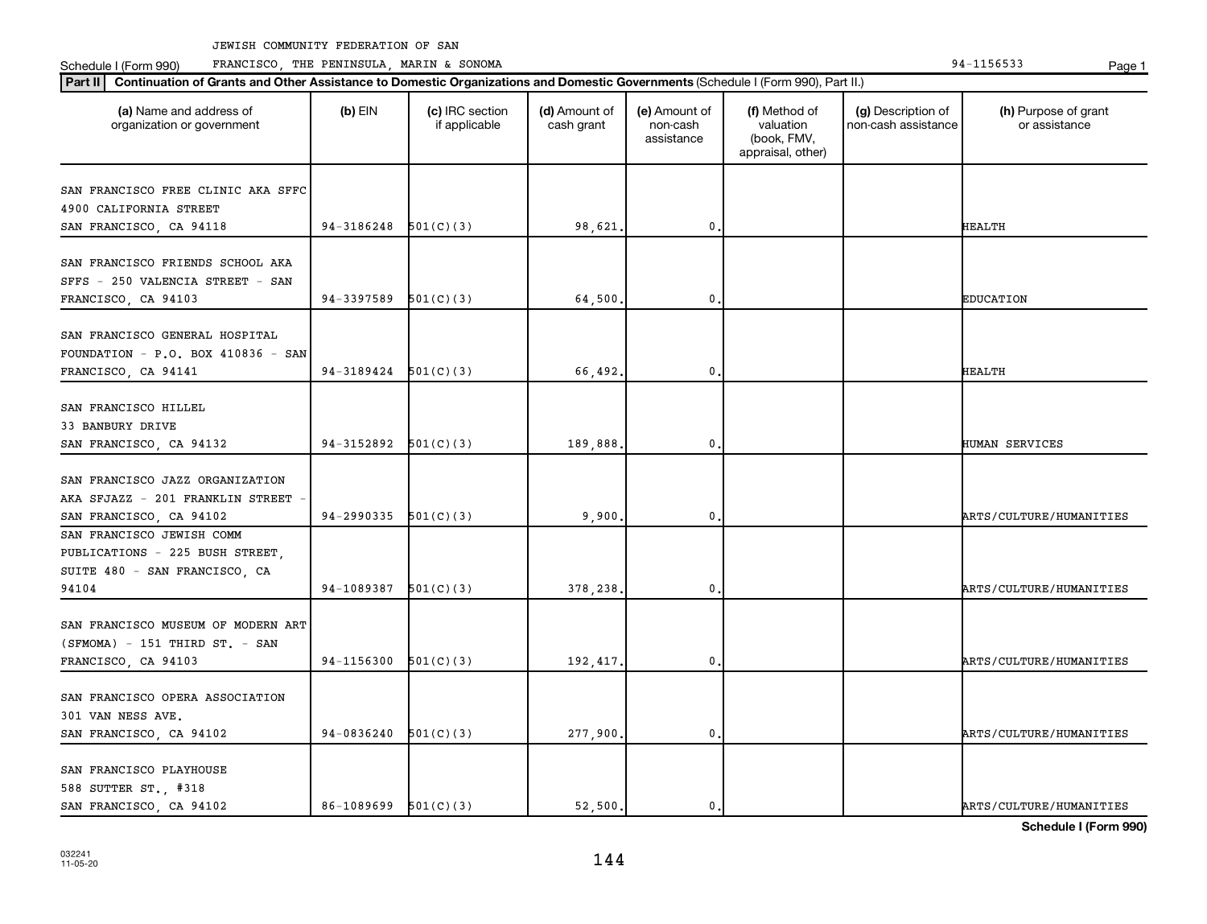JEWISH COMMUNITY FEDERATION OF SAN FRANCISCO, THE PENINSULA, MARIN & SONOMA

Schedule I (Form 990)

94-1156533

**Part II** **Continuation of Grants and Other Assistance to Domestic Organizations and Domestic Governments** (Schedule I (Form 990), Part II.)

| (a) Name and address of organization or government | (b) EIN | (c) IRC section if applicable | (d) Amount of cash grant | (e) Amount of non-cash assistance | (f) Method of valuation (book, FMV, appraisal, other) | (g) Description of non-cash assistance | (h) Purpose of grant or assistance |
|---|---|---|---|---|---|---|---|
| SAN FRANCISCO FREE CLINIC AKA SFFC 4900 CALIFORNIA STREET SAN FRANCISCO, CA 94118 | 94-3186248 | 501(C)(3) | 98,621. | 0. | | | HEALTH |
| SAN FRANCISCO FRIENDS SCHOOL AKA SFFS - 250 VALENCIA STREET - SAN FRANCISCO, CA 94103 | 94-3397589 | 501(C)(3) | 64,500. | 0. | | | EDUCATION |
| SAN FRANCISCO GENERAL HOSPITAL FOUNDATION - P.O. BOX 410836 - SAN FRANCISCO, CA 94141 | 94-3189424 | 501(C)(3) | 66,492. | 0. | | | HEALTH |
| SAN FRANCISCO HILLEL 33 BANBURY DRIVE SAN FRANCISCO, CA 94132 | 94-3152892 | 501(C)(3) | 189,888. | 0. | | | HUMAN SERVICES |
| SAN FRANCISCO JAZZ ORGANIZATION AKA SFJAZZ - 201 FRANKLIN STREET - SAN FRANCISCO, CA 94102 | 94-2990335 | 501(C)(3) | 9,900. | 0. | | | ARTS/CULTURE/HUMANITIES |
| SAN FRANCISCO JEWISH COMM PUBLICATIONS - 225 BUSH STREET, SUITE 480 - SAN FRANCISCO, CA 94104 | 94-1089387 | 501(C)(3) | 378,238. | 0. | | | ARTS/CULTURE/HUMANITIES |
| SAN FRANCISCO MUSEUM OF MODERN ART (SFMOMA) - 151 THIRD ST. - SAN FRANCISCO, CA 94103 | 94-1156300 | 501(C)(3) | 192,417. | 0. | | | ARTS/CULTURE/HUMANITIES |
| SAN FRANCISCO OPERA ASSOCIATION 301 VAN NESS AVE. SAN FRANCISCO, CA 94102 | 94-0836240 | 501(C)(3) | 277,900. | 0. | | | ARTS/CULTURE/HUMANITIES |
| SAN FRANCISCO PLAYHOUSE 588 SUTTER ST., #318 SAN FRANCISCO, CA 94102 | 86-1089699 | 501(C)(3) | 52,500. | 0. | | | ARTS/CULTURE/HUMANITIES |

**Schedule I (Form 990)**

032241 11-05-20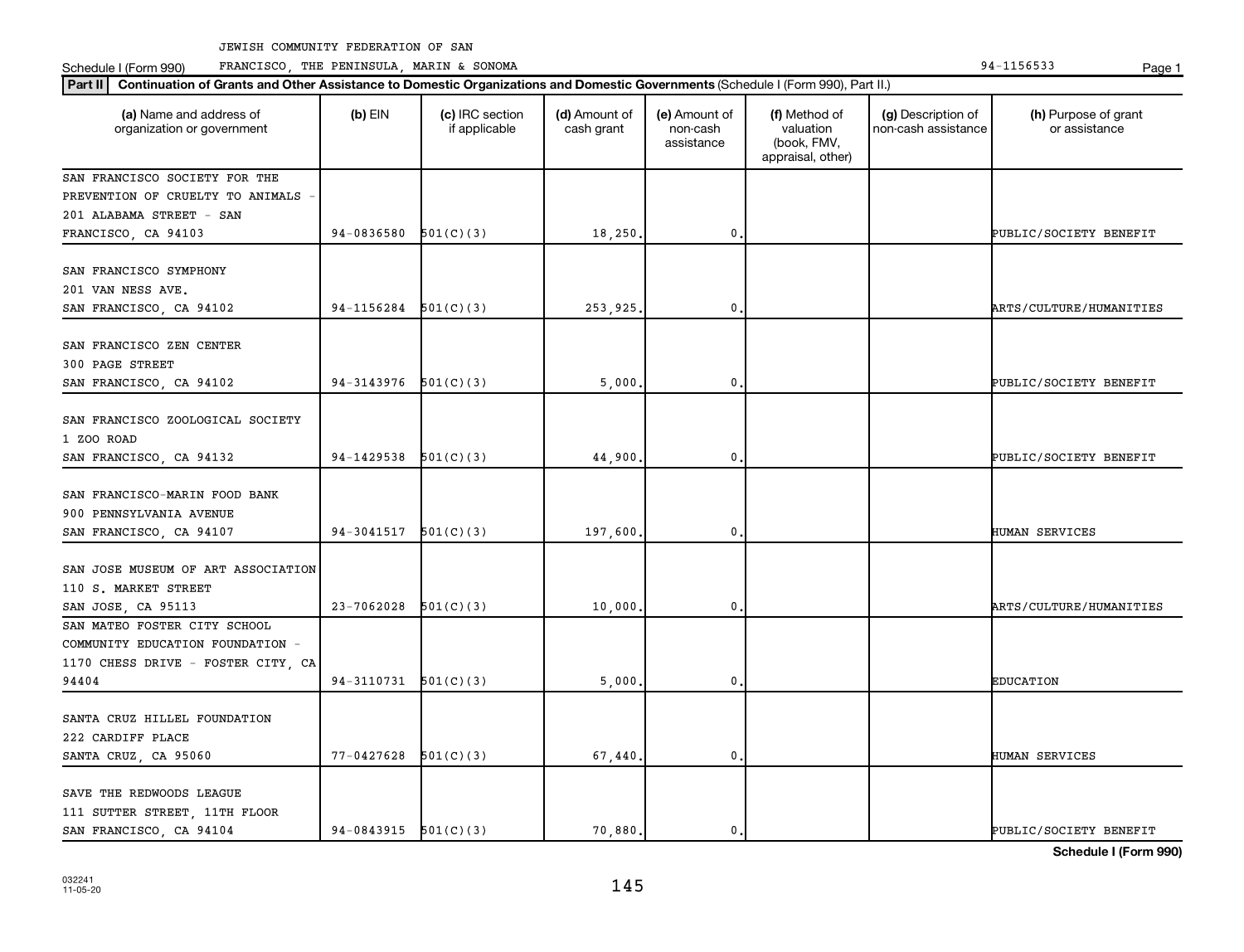JEWISH COMMUNITY FEDERATION OF SAN

Schedule I (Form 990) FRANCISCO, THE PENINSULA, MARIN & SONOMA 94-1156533

**Part II** **Continuation of Grants and Other Assistance to Domestic Organizations and Domestic Governments** (Schedule I (Form 990), Part II.)

| (a) Name and address of organization or government | (b) EIN | (c) IRC section if applicable | (d) Amount of cash grant | (e) Amount of non-cash assistance | (f) Method of valuation (book, FMV, appraisal, other) | (g) Description of non-cash assistance | (h) Purpose of grant or assistance |
|---|---|---|---|---|---|---|---|
| SAN FRANCISCO SOCIETY FOR THE PREVENTION OF CRUELTY TO ANIMALS - 201 ALABAMA STREET - SAN FRANCISCO, CA 94103 | 94-0836580 | 501(C)(3) | 18,250. | 0. | | | PUBLIC/SOCIETY BENEFIT |
| SAN FRANCISCO SYMPHONY 201 VAN NESS AVE. SAN FRANCISCO, CA 94102 | 94-1156284 | 501(C)(3) | 253,925. | 0. | | | ARTS/CULTURE/HUMANITIES |
| SAN FRANCISCO ZEN CENTER 300 PAGE STREET SAN FRANCISCO, CA 94102 | 94-3143976 | 501(C)(3) | 5,000. | 0. | | | PUBLIC/SOCIETY BENEFIT |
| SAN FRANCISCO ZOOLOGICAL SOCIETY 1 ZOO ROAD SAN FRANCISCO, CA 94132 | 94-1429538 | 501(C)(3) | 44,900. | 0. | | | PUBLIC/SOCIETY BENEFIT |
| SAN FRANCISCO-MARIN FOOD BANK 900 PENNSYLVANIA AVENUE SAN FRANCISCO, CA 94107 | 94-3041517 | 501(C)(3) | 197,600. | 0. | | | HUMAN SERVICES |
| SAN JOSE MUSEUM OF ART ASSOCIATION 110 S. MARKET STREET SAN JOSE, CA 95113 | 23-7062028 | 501(C)(3) | 10,000. | 0. | | | ARTS/CULTURE/HUMANITIES |
| SAN MATEO FOSTER CITY SCHOOL COMMUNITY EDUCATION FOUNDATION - 1170 CHESS DRIVE - FOSTER CITY, CA 94404 | 94-3110731 | 501(C)(3) | 5,000. | 0. | | | EDUCATION |
| SANTA CRUZ HILLEL FOUNDATION 222 CARDIFF PLACE SANTA CRUZ, CA 95060 | 77-0427628 | 501(C)(3) | 67,440. | 0. | | | HUMAN SERVICES |
| SAVE THE REDWOODS LEAGUE 111 SUTTER STREET, 11TH FLOOR SAN FRANCISCO, CA 94104 | 94-0843915 | 501(C)(3) | 70,880. | 0. | | | PUBLIC/SOCIETY BENEFIT |

**Schedule I (Form 990)**

032241
11-05-20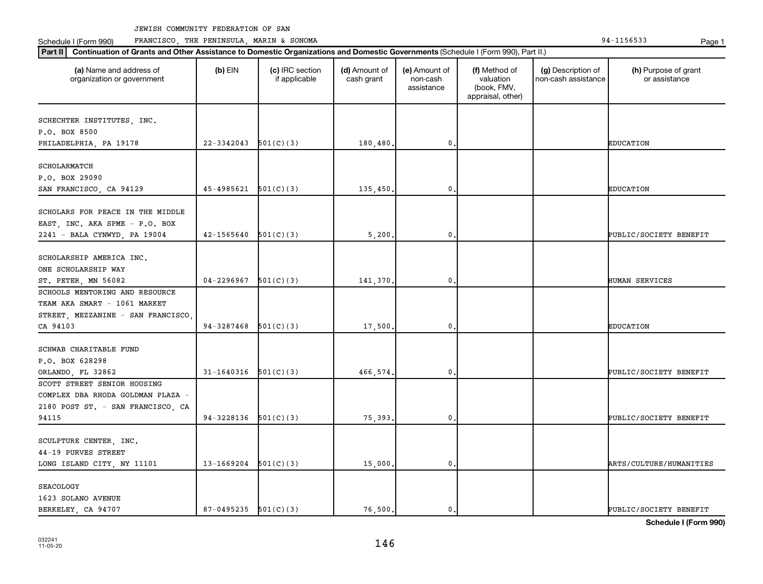JEWISH COMMUNITY FEDERATION OF SAN FRANCISCO, THE PENINSULA, MARIN & SONOMA

Schedule I (Form 990) 94-1156533

**Part II** **Continuation of Grants and Other Assistance to Domestic Organizations and Domestic Governments** (Schedule I (Form 990), Part II.)

| (a) Name and address of organization or government | (b) EIN | (c) IRC section if applicable | (d) Amount of cash grant | (e) Amount of non-cash assistance | (f) Method of valuation (book, FMV, appraisal, other) | (g) Description of non-cash assistance | (h) Purpose of grant or assistance |
|---|---|---|---|---|---|---|---|
| SCHECHTER INSTITUTES, INC. P.O. BOX 8500 PHILADELPHIA, PA 19178 | 22-3342043 | 501(C)(3) | 180,480. | 0. | | | EDUCATION |
| SCHOLARMATCH P.O. BOX 29090 SAN FRANCISCO, CA 94129 | 45-4985621 | 501(C)(3) | 135,450. | 0. | | | EDUCATION |
| SCHOLARS FOR PEACE IN THE MIDDLE EAST, INC. AKA SPME - P.O. BOX 2241 - BALA CYNWYD, PA 19004 | 42-1565640 | 501(C)(3) | 5,200. | 0. | | | PUBLIC/SOCIETY BENEFIT |
| SCHOLARSHIP AMERICA INC. ONE SCHOLARSHIP WAY ST. PETER, MN 56082 | 04-2296967 | 501(C)(3) | 141,370. | 0. | | | HUMAN SERVICES |
| SCHOOLS MENTORING AND RESOURCE TEAM AKA SMART - 1061 MARKET STREET, MEZZANINE - SAN FRANCISCO, CA 94103 | 94-3287468 | 501(C)(3) | 17,500. | 0. | | | EDUCATION |
| SCHWAB CHARITABLE FUND P.O. BOX 628298 ORLANDO, FL 32862 | 31-1640316 | 501(C)(3) | 466,574. | 0. | | | PUBLIC/SOCIETY BENEFIT |
| SCOTT STREET SENIOR HOUSING COMPLEX DBA RHODA GOLDMAN PLAZA - 2180 POST ST. - SAN FRANCISCO, CA 94115 | 94-3228136 | 501(C)(3) | 75,393. | 0. | | | PUBLIC/SOCIETY BENEFIT |
| SCULPTURE CENTER, INC. 44-19 PURVES STREET LONG ISLAND CITY, NY 11101 | 13-1669204 | 501(C)(3) | 15,000. | 0. | | | ARTS/CULTURE/HUMANITIES |
| SEACOLOGY 1623 SOLANO AVENUE BERKELEY, CA 94707 | 87-0495235 | 501(C)(3) | 76,500. | 0. | | | PUBLIC/SOCIETY BENEFIT |

**Schedule I (Form 990)**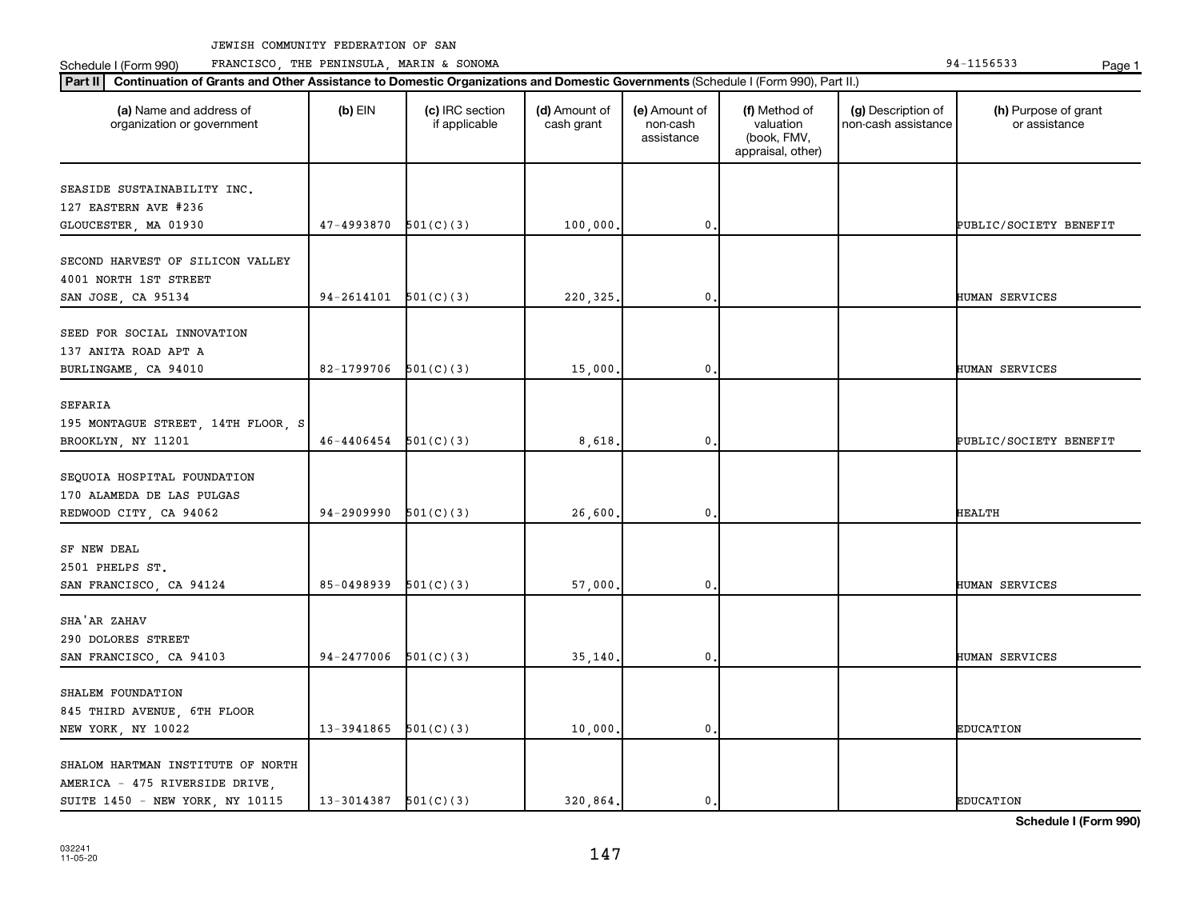JEWISH COMMUNITY FEDERATION OF SAN FRANCISCO, THE PENINSULA, MARIN & SONOMA

Schedule I (Form 990) 94-1156533

**Part II** **Continuation of Grants and Other Assistance to Domestic Organizations and Domestic Governments** (Schedule I (Form 990), Part II.)

| (a) Name and address of organization or government | (b) EIN | (c) IRC section if applicable | (d) Amount of cash grant | (e) Amount of non-cash assistance | (f) Method of valuation (book, FMV, appraisal, other) | (g) Description of non-cash assistance | (h) Purpose of grant or assistance |
|---|---|---|---|---|---|---|---|
| SEASIDE SUSTAINABILITY INC. 127 EASTERN AVE #236 GLOUCESTER, MA 01930 | 47-4993870 | 501(C)(3) | 100,000. | 0. | | | PUBLIC/SOCIETY BENEFIT |
| SECOND HARVEST OF SILICON VALLEY 4001 NORTH 1ST STREET SAN JOSE, CA 95134 | 94-2614101 | 501(C)(3) | 220,325. | 0. | | | HUMAN SERVICES |
| SEED FOR SOCIAL INNOVATION 137 ANITA ROAD APT A BURLINGAME, CA 94010 | 82-1799706 | 501(C)(3) | 15,000. | 0. | | | HUMAN SERVICES |
| SEFARIA 195 MONTAGUE STREET, 14TH FLOOR, S BROOKLYN, NY 11201 | 46-4406454 | 501(C)(3) | 8,618. | 0. | | | PUBLIC/SOCIETY BENEFIT |
| SEQUOIA HOSPITAL FOUNDATION 170 ALAMEDA DE LAS PULGAS REDWOOD CITY, CA 94062 | 94-2909990 | 501(C)(3) | 26,600. | 0. | | | HEALTH |
| SF NEW DEAL 2501 PHELPS ST. SAN FRANCISCO, CA 94124 | 85-0498939 | 501(C)(3) | 57,000. | 0. | | | HUMAN SERVICES |
| SHA'AR ZAHAV 290 DOLORES STREET SAN FRANCISCO, CA 94103 | 94-2477006 | 501(C)(3) | 35,140. | 0. | | | HUMAN SERVICES |
| SHALEM FOUNDATION 845 THIRD AVENUE, 6TH FLOOR NEW YORK, NY 10022 | 13-3941865 | 501(C)(3) | 10,000. | 0. | | | EDUCATION |
| SHALOM HARTMAN INSTITUTE OF NORTH AMERICA - 475 RIVERSIDE DRIVE, SUITE 1450 - NEW YORK, NY 10115 | 13-3014387 | 501(C)(3) | 320,864. | 0. | | | EDUCATION |

Schedule I (Form 990)

032241 11-05-20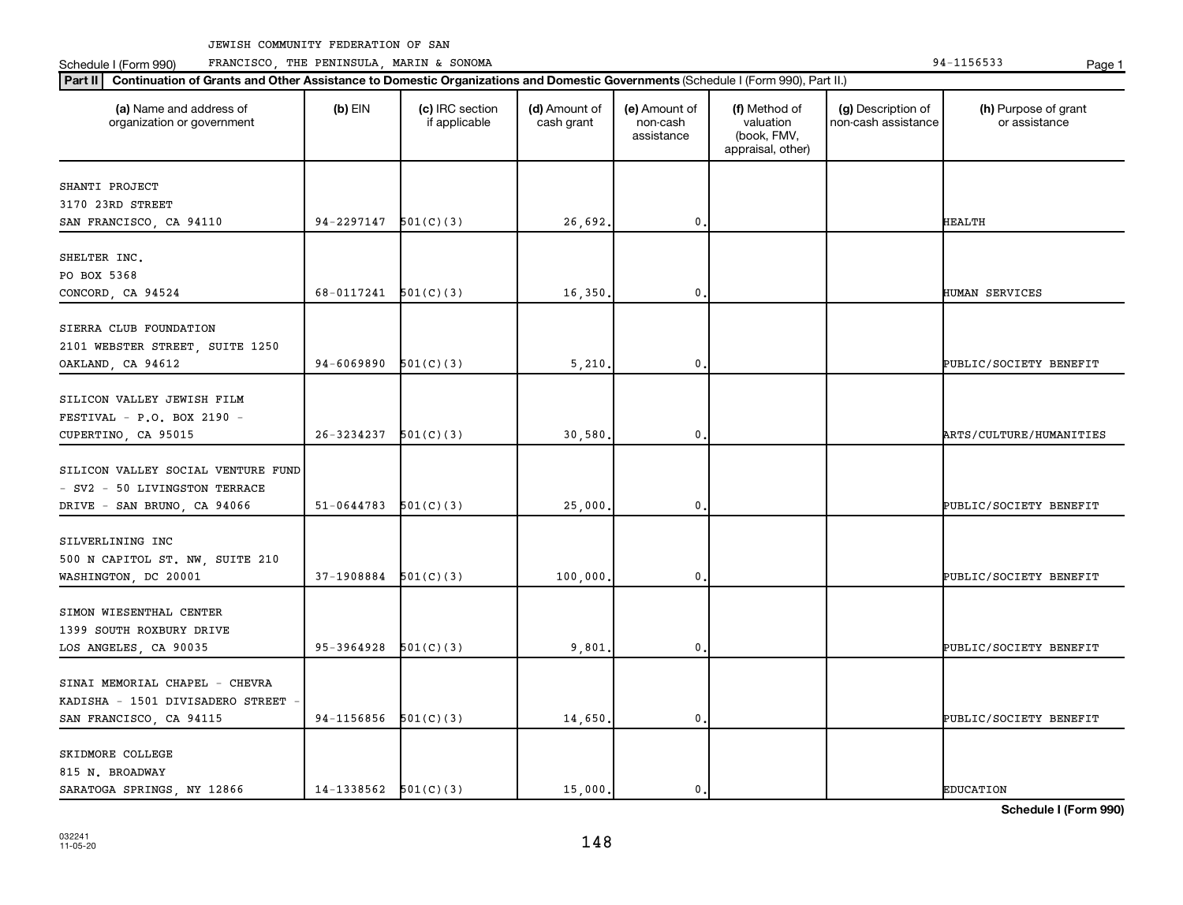JEWISH COMMUNITY FEDERATION OF SAN FRANCISCO, THE PENINSULA, MARIN & SONOMA

Schedule I (Form 990) 94-1156533

**Part II** **Continuation of Grants and Other Assistance to Domestic Organizations and Domestic Governments** (Schedule I (Form 990), Part II.)

| (a) Name and address of organization or government | (b) EIN | (c) IRC section if applicable | (d) Amount of cash grant | (e) Amount of non-cash assistance | (f) Method of valuation (book, FMV, appraisal, other) | (g) Description of non-cash assistance | (h) Purpose of grant or assistance |
|---|---|---|---|---|---|---|---|
| SHANTI PROJECT 3170 23RD STREET SAN FRANCISCO, CA 94110 | 94-2297147 | 501(C)(3) | 26,692. | 0. | | | HEALTH |
| SHELTER INC. PO BOX 5368 CONCORD, CA 94524 | 68-0117241 | 501(C)(3) | 16,350. | 0. | | | HUMAN SERVICES |
| SIERRA CLUB FOUNDATION 2101 WEBSTER STREET, SUITE 1250 OAKLAND, CA 94612 | 94-6069890 | 501(C)(3) | 5,210. | 0. | | | PUBLIC/SOCIETY BENEFIT |
| SILICON VALLEY JEWISH FILM FESTIVAL - P.O. BOX 2190 - CUPERTINO, CA 95015 | 26-3234237 | 501(C)(3) | 30,580. | 0. | | | ARTS/CULTURE/HUMANITIES |
| SILICON VALLEY SOCIAL VENTURE FUND - SV2 - 50 LIVINGSTON TERRACE DRIVE - SAN BRUNO, CA 94066 | 51-0644783 | 501(C)(3) | 25,000. | 0. | | | PUBLIC/SOCIETY BENEFIT |
| SILVERLINING INC 500 N CAPITOL ST. NW, SUITE 210 WASHINGTON, DC 20001 | 37-1908884 | 501(C)(3) | 100,000. | 0. | | | PUBLIC/SOCIETY BENEFIT |
| SIMON WIESENTHAL CENTER 1399 SOUTH ROXBURY DRIVE LOS ANGELES, CA 90035 | 95-3964928 | 501(C)(3) | 9,801. | 0. | | | PUBLIC/SOCIETY BENEFIT |
| SINAI MEMORIAL CHAPEL - CHEVRA KADISHA - 1501 DIVISADERO STREET - SAN FRANCISCO, CA 94115 | 94-1156856 | 501(C)(3) | 14,650. | 0. | | | PUBLIC/SOCIETY BENEFIT |
| SKIDMORE COLLEGE 815 N. BROADWAY SARATOGA SPRINGS, NY 12866 | 14-1338562 | 501(C)(3) | 15,000. | 0. | | | EDUCATION |

**Schedule I (Form 990)**

032241 11-05-20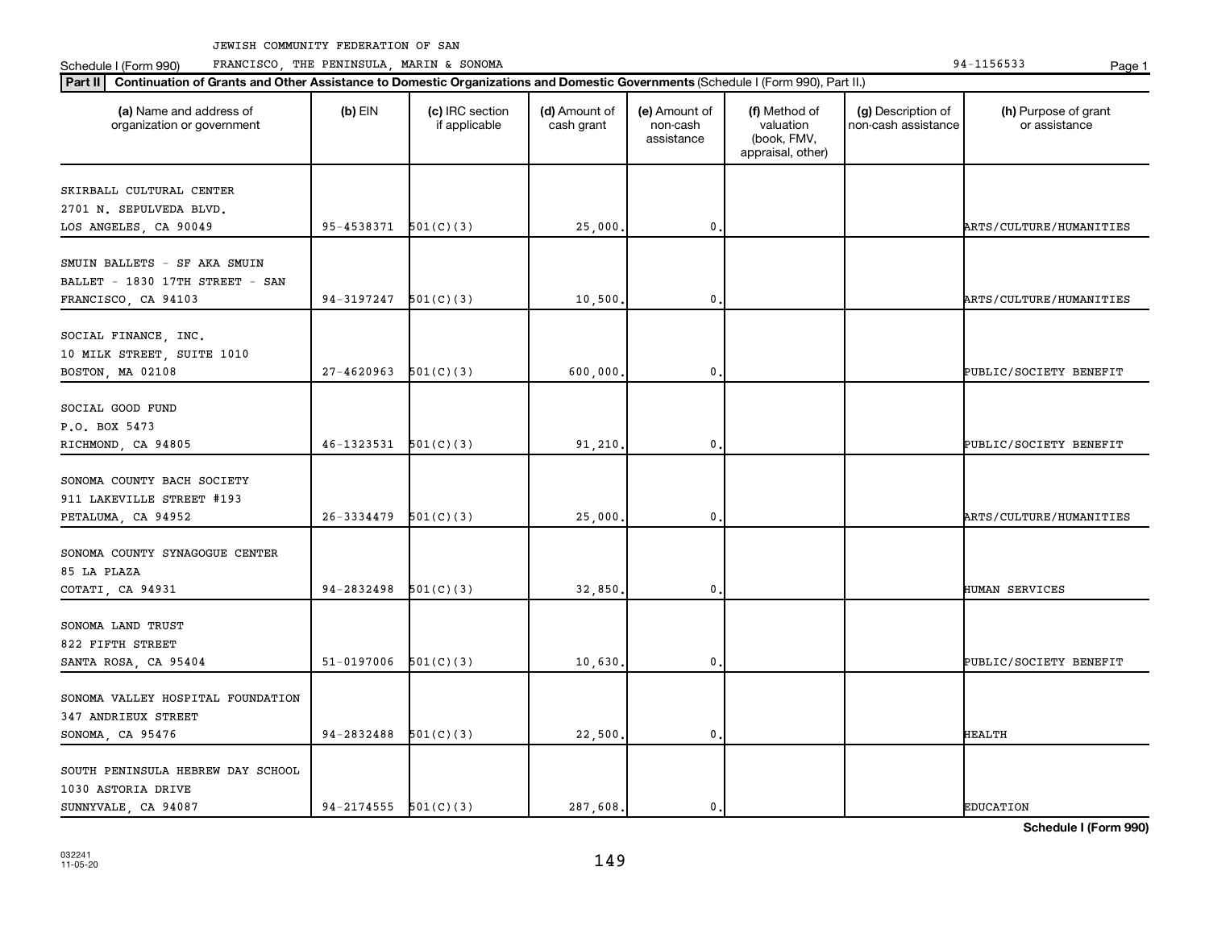JEWISH COMMUNITY FEDERATION OF SAN

Schedule I (Form 990) FRANCISCO, THE PENINSULA, MARIN & SONOMA 94-1156533

**Part II** **Continuation of Grants and Other Assistance to Domestic Organizations and Domestic Governments** (Schedule I (Form 990), Part II.)

| (a) Name and address of organization or government | (b) EIN | (c) IRC section if applicable | (d) Amount of cash grant | (e) Amount of non-cash assistance | (f) Method of valuation (book, FMV, appraisal, other) | (g) Description of non-cash assistance | (h) Purpose of grant or assistance |
|---|---|---|---|---|---|---|---|
| SKIRBALL CULTURAL CENTER<br>2701 N. SEPULVEDA BLVD.<br>LOS ANGELES, CA 90049 | 95-4538371 | 501(C)(3) | 25,000. | 0. | | | ARTS/CULTURE/HUMANITIES |
| SMUIN BALLETS - SF AKA SMUIN BALLET - 1830 17TH STREET - SAN FRANCISCO, CA 94103 | 94-3197247 | 501(C)(3) | 10,500. | 0. | | | ARTS/CULTURE/HUMANITIES |
| SOCIAL FINANCE, INC.<br>10 MILK STREET, SUITE 1010<br>BOSTON, MA 02108 | 27-4620963 | 501(C)(3) | 600,000. | 0. | | | PUBLIC/SOCIETY BENEFIT |
| SOCIAL GOOD FUND<br>P.O. BOX 5473<br>RICHMOND, CA 94805 | 46-1323531 | 501(C)(3) | 91,210. | 0. | | | PUBLIC/SOCIETY BENEFIT |
| SONOMA COUNTY BACH SOCIETY<br>911 LAKEVILLE STREET #193<br>PETALUMA, CA 94952 | 26-3334479 | 501(C)(3) | 25,000. | 0. | | | ARTS/CULTURE/HUMANITIES |
| SONOMA COUNTY SYNAGOGUE CENTER<br>85 LA PLAZA<br>COTATI, CA 94931 | 94-2832498 | 501(C)(3) | 32,850. | 0. | | | HUMAN SERVICES |
| SONOMA LAND TRUST<br>822 FIFTH STREET<br>SANTA ROSA, CA 95404 | 51-0197006 | 501(C)(3) | 10,630. | 0. | | | PUBLIC/SOCIETY BENEFIT |
| SONOMA VALLEY HOSPITAL FOUNDATION<br>347 ANDRIEUX STREET<br>SONOMA, CA 95476 | 94-2832488 | 501(C)(3) | 22,500. | 0. | | | HEALTH |
| SOUTH PENINSULA HEBREW DAY SCHOOL<br>1030 ASTORIA DRIVE<br>SUNNYVALE, CA 94087 | 94-2174555 | 501(C)(3) | 287,608. | 0. | | | EDUCATION |

**Schedule I (Form 990)**

032241
11-05-20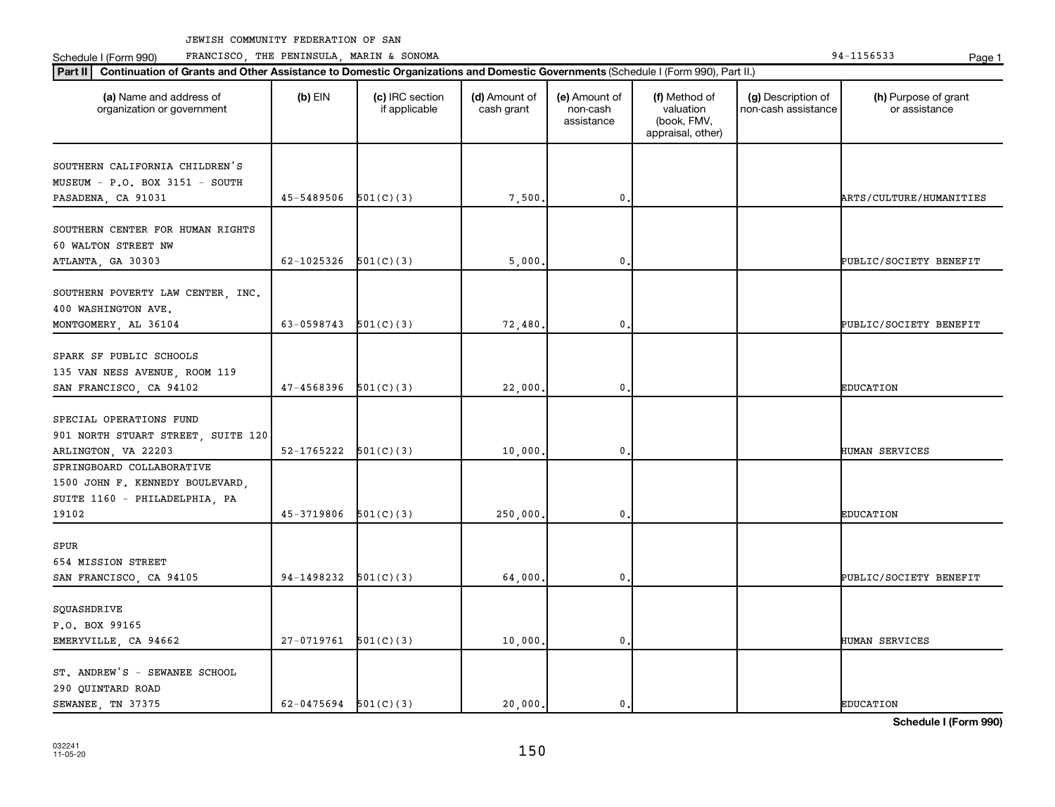JEWISH COMMUNITY FEDERATION OF SAN FRANCISCO, THE PENINSULA, MARIN & SONOMA

Schedule I (Form 990) 94-1156533

**Part II** **Continuation of Grants and Other Assistance to Domestic Organizations and Domestic Governments** (Schedule I (Form 990), Part II.)

| (a) Name and address of organization or government | (b) EIN | (c) IRC section if applicable | (d) Amount of cash grant | (e) Amount of non-cash assistance | (f) Method of valuation (book, FMV, appraisal, other) | (g) Description of non-cash assistance | (h) Purpose of grant or assistance |
|---|---|---|---|---|---|---|---|
| SOUTHERN CALIFORNIA CHILDREN'S MUSEUM - P.O. BOX 3151 - SOUTH PASADENA, CA 91031 | 45-5489506 | 501(C)(3) | 7,500. | 0. | | | ARTS/CULTURE/HUMANITIES |
| SOUTHERN CENTER FOR HUMAN RIGHTS 60 WALTON STREET NW ATLANTA, GA 30303 | 62-1025326 | 501(C)(3) | 5,000. | 0. | | | PUBLIC/SOCIETY BENEFIT |
| SOUTHERN POVERTY LAW CENTER, INC. 400 WASHINGTON AVE. MONTGOMERY, AL 36104 | 63-0598743 | 501(C)(3) | 72,480. | 0. | | | PUBLIC/SOCIETY BENEFIT |
| SPARK SF PUBLIC SCHOOLS 135 VAN NESS AVENUE, ROOM 119 SAN FRANCISCO, CA 94102 | 47-4568396 | 501(C)(3) | 22,000. | 0. | | | EDUCATION |
| SPECIAL OPERATIONS FUND 901 NORTH STUART STREET, SUITE 120 ARLINGTON, VA 22203 | 52-1765222 | 501(C)(3) | 10,000. | 0. | | | HUMAN SERVICES |
| SPRINGBOARD COLLABORATIVE 1500 JOHN F. KENNEDY BOULEVARD, SUITE 1160 - PHILADELPHIA, PA 19102 | 45-3719806 | 501(C)(3) | 250,000. | 0. | | | EDUCATION |
| SPUR 654 MISSION STREET SAN FRANCISCO, CA 94105 | 94-1498232 | 501(C)(3) | 64,000. | 0. | | | PUBLIC/SOCIETY BENEFIT |
| SQUASHDRIVE P.O. BOX 99165 EMERYVILLE, CA 94662 | 27-0719761 | 501(C)(3) | 10,000. | 0. | | | HUMAN SERVICES |
| ST. ANDREW'S - SEWANEE SCHOOL 290 QUINTARD ROAD SEWANEE, TN 37375 | 62-0475694 | 501(C)(3) | 20,000. | 0. | | | EDUCATION |

**Schedule I (Form 990)**

032241 11-05-20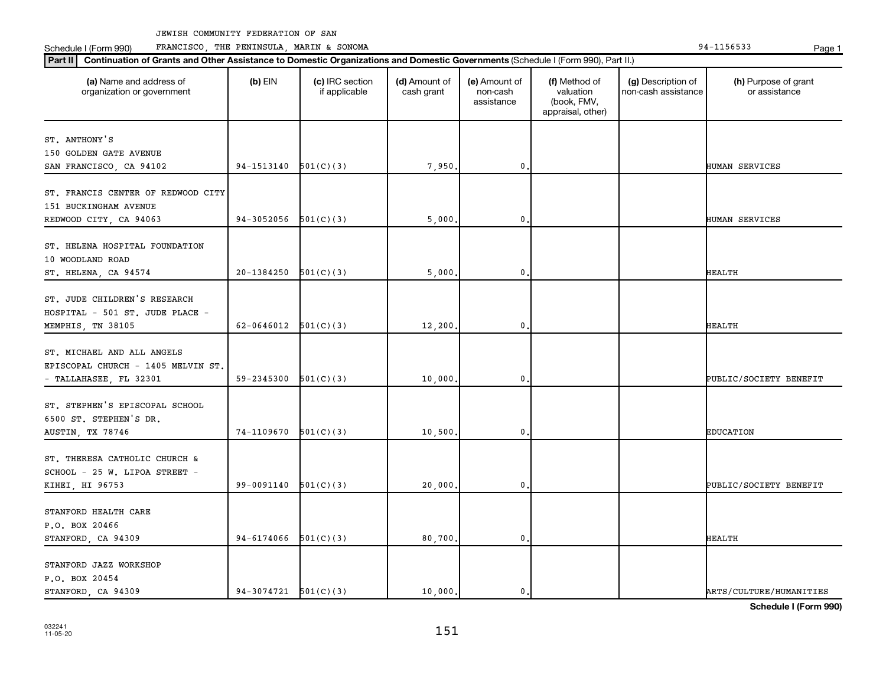JEWISH COMMUNITY FEDERATION OF SAN FRANCISCO, THE PENINSULA, MARIN & SONOMA

Schedule I (Form 990) 94-1156533

**Part II** **Continuation of Grants and Other Assistance to Domestic Organizations and Domestic Governments** (Schedule I (Form 990), Part II.)

| (a) Name and address of organization or government | (b) EIN | (c) IRC section if applicable | (d) Amount of cash grant | (e) Amount of non-cash assistance | (f) Method of valuation (book, FMV, appraisal, other) | (g) Description of non-cash assistance | (h) Purpose of grant or assistance |
|---|---|---|---|---|---|---|---|
| ST. ANTHONY'S<br>150 GOLDEN GATE AVENUE<br>SAN FRANCISCO, CA 94102 | 94-1513140 | 501(C)(3) | 7,950. | 0. | | | HUMAN SERVICES |
| ST. FRANCIS CENTER OF REDWOOD CITY<br>151 BUCKINGHAM AVENUE<br>REDWOOD CITY, CA 94063 | 94-3052056 | 501(C)(3) | 5,000. | 0. | | | HUMAN SERVICES |
| ST. HELENA HOSPITAL FOUNDATION<br>10 WOODLAND ROAD<br>ST. HELENA, CA 94574 | 20-1384250 | 501(C)(3) | 5,000. | 0. | | | HEALTH |
| ST. JUDE CHILDREN'S RESEARCH<br>HOSPITAL - 501 ST. JUDE PLACE -<br>MEMPHIS, TN 38105 | 62-0646012 | 501(C)(3) | 12,200. | 0. | | | HEALTH |
| ST. MICHAEL AND ALL ANGELS<br>EPISCOPAL CHURCH - 1405 MELVIN ST.<br>- TALLAHASEE, FL 32301 | 59-2345300 | 501(C)(3) | 10,000. | 0. | | | PUBLIC/SOCIETY BENEFIT |
| ST. STEPHEN'S EPISCOPAL SCHOOL<br>6500 ST. STEPHEN'S DR.<br>AUSTIN, TX 78746 | 74-1109670 | 501(C)(3) | 10,500. | 0. | | | EDUCATION |
| ST. THERESA CATHOLIC CHURCH &<br>SCHOOL - 25 W. LIPOA STREET -<br>KIHEI, HI 96753 | 99-0091140 | 501(C)(3) | 20,000. | 0. | | | PUBLIC/SOCIETY BENEFIT |
| STANFORD HEALTH CARE<br>P.O. BOX 20466<br>STANFORD, CA 94309 | 94-6174066 | 501(C)(3) | 80,700. | 0. | | | HEALTH |
| STANFORD JAZZ WORKSHOP<br>P.O. BOX 20454<br>STANFORD, CA 94309 | 94-3074721 | 501(C)(3) | 10,000. | 0. | | | ARTS/CULTURE/HUMANITIES |

**Schedule I (Form 990)**

032241
11-05-20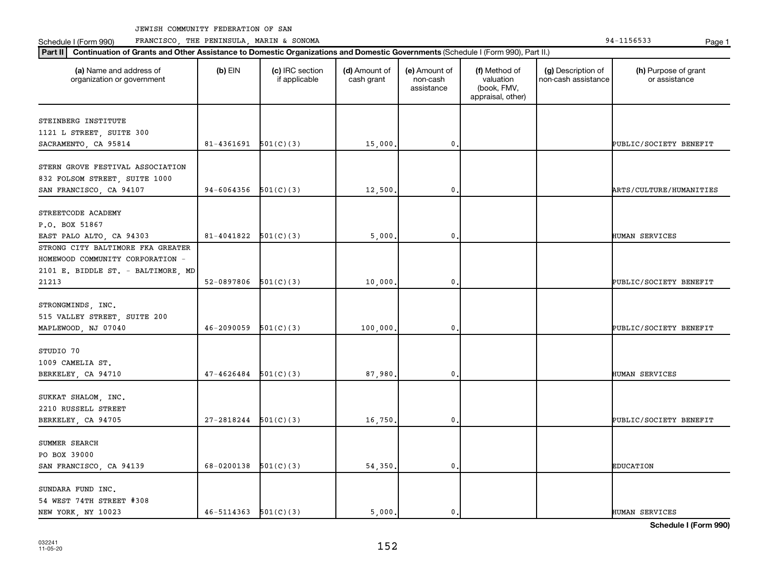JEWISH COMMUNITY FEDERATION OF SAN FRANCISCO, THE PENINSULA, MARIN & SONOMA

Schedule I (Form 990) 94-1156533

**Part II** **Continuation of Grants and Other Assistance to Domestic Organizations and Domestic Governments** (Schedule I (Form 990), Part II.)

| (a) Name and address of organization or government | (b) EIN | (c) IRC section if applicable | (d) Amount of cash grant | (e) Amount of non-cash assistance | (f) Method of valuation (book, FMV, appraisal, other) | (g) Description of non-cash assistance | (h) Purpose of grant or assistance |
|---|---|---|---|---|---|---|---|
| STEINBERG INSTITUTE<br>1121 L STREET, SUITE 300<br>SACRAMENTO, CA 95814 | 81-4361691 | 501(C)(3) | 15,000. | 0. | | | PUBLIC/SOCIETY BENEFIT |
| STERN GROVE FESTIVAL ASSOCIATION<br>832 FOLSOM STREET, SUITE 1000<br>SAN FRANCISCO, CA 94107 | 94-6064356 | 501(C)(3) | 12,500. | 0. | | | ARTS/CULTURE/HUMANITIES |
| STREETCODE ACADEMY<br>P.O. BOX 51867<br>EAST PALO ALTO, CA 94303 | 81-4041822 | 501(C)(3) | 5,000. | 0. | | | HUMAN SERVICES |
| STRONG CITY BALTIMORE FKA GREATER HOMEWOOD COMMUNITY CORPORATION - 2101 E. BIDDLE ST. - BALTIMORE, MD 21213 | 52-0897806 | 501(C)(3) | 10,000. | 0. | | | PUBLIC/SOCIETY BENEFIT |
| STRONGMINDS, INC.<br>515 VALLEY STREET, SUITE 200<br>MAPLEWOOD, NJ 07040 | 46-2090059 | 501(C)(3) | 100,000. | 0. | | | PUBLIC/SOCIETY BENEFIT |
| STUDIO 70<br>1009 CAMELIA ST.<br>BERKELEY, CA 94710 | 47-4626484 | 501(C)(3) | 87,980. | 0. | | | HUMAN SERVICES |
| SUKKAT SHALOM, INC.<br>2210 RUSSELL STREET<br>BERKELEY, CA 94705 | 27-2818244 | 501(C)(3) | 16,750. | 0. | | | PUBLIC/SOCIETY BENEFIT |
| SUMMER SEARCH<br>PO BOX 39000<br>SAN FRANCISCO, CA 94139 | 68-0200138 | 501(C)(3) | 54,350. | 0. | | | EDUCATION |
| SUNDARA FUND INC.<br>54 WEST 74TH STREET #308<br>NEW YORK, NY 10023 | 46-5114363 | 501(C)(3) | 5,000. | 0. | | | HUMAN SERVICES |

**Schedule I (Form 990)**

032241 11-05-20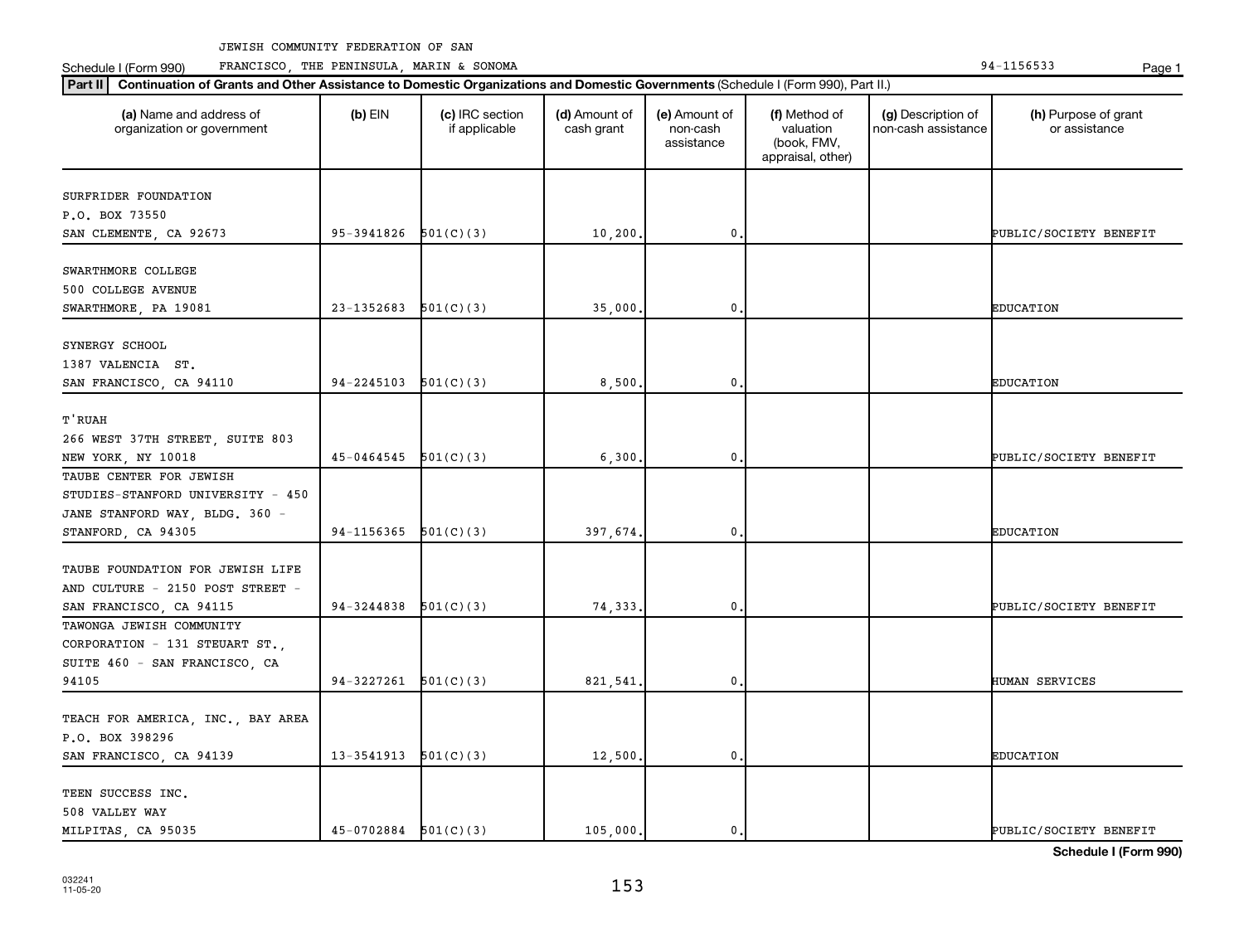JEWISH COMMUNITY FEDERATION OF SAN FRANCISCO, THE PENINSULA, MARIN & SONOMA 94-1156533

Schedule I (Form 990)

**Part II** Continuation of Grants and Other Assistance to Domestic Organizations and Domestic Governments (Schedule I (Form 990), Part II.)

| (a) Name and address of organization or government | (b) EIN | (c) IRC section if applicable | (d) Amount of cash grant | (e) Amount of non-cash assistance | (f) Method of valuation (book, FMV, appraisal, other) | (g) Description of non-cash assistance | (h) Purpose of grant or assistance |
|---|---|---|---|---|---|---|---|
| SURFRIDER FOUNDATION P.O. BOX 73550 SAN CLEMENTE, CA 92673 | 95-3941826 | 501(C)(3) | 10,200. | 0. | | | PUBLIC/SOCIETY BENEFIT |
| SWARTHMORE COLLEGE 500 COLLEGE AVENUE SWARTHMORE, PA 19081 | 23-1352683 | 501(C)(3) | 35,000. | 0. | | | EDUCATION |
| SYNERGY SCHOOL 1387 VALENCIA ST. SAN FRANCISCO, CA 94110 | 94-2245103 | 501(C)(3) | 8,500. | 0. | | | EDUCATION |
| T'RUAH 266 WEST 37TH STREET, SUITE 803 NEW YORK, NY 10018 | 45-0464545 | 501(C)(3) | 6,300. | 0. | | | PUBLIC/SOCIETY BENEFIT |
| TAUBE CENTER FOR JEWISH STUDIES-STANFORD UNIVERSITY - 450 JANE STANFORD WAY, BLDG. 360 - STANFORD, CA 94305 | 94-1156365 | 501(C)(3) | 397,674. | 0. | | | EDUCATION |
| TAUBE FOUNDATION FOR JEWISH LIFE AND CULTURE - 2150 POST STREET - SAN FRANCISCO, CA 94115 | 94-3244838 | 501(C)(3) | 74,333. | 0. | | | PUBLIC/SOCIETY BENEFIT |
| TAWONGA JEWISH COMMUNITY CORPORATION - 131 STEUART ST., SUITE 460 - SAN FRANCISCO, CA 94105 | 94-3227261 | 501(C)(3) | 821,541. | 0. | | | HUMAN SERVICES |
| TEACH FOR AMERICA, INC., BAY AREA P.O. BOX 398296 SAN FRANCISCO, CA 94139 | 13-3541913 | 501(C)(3) | 12,500. | 0. | | | EDUCATION |
| TEEN SUCCESS INC. 508 VALLEY WAY MILPITAS, CA 95035 | 45-0702884 | 501(C)(3) | 105,000. | 0. | | | PUBLIC/SOCIETY BENEFIT |

Schedule I (Form 990)

032241 11-05-20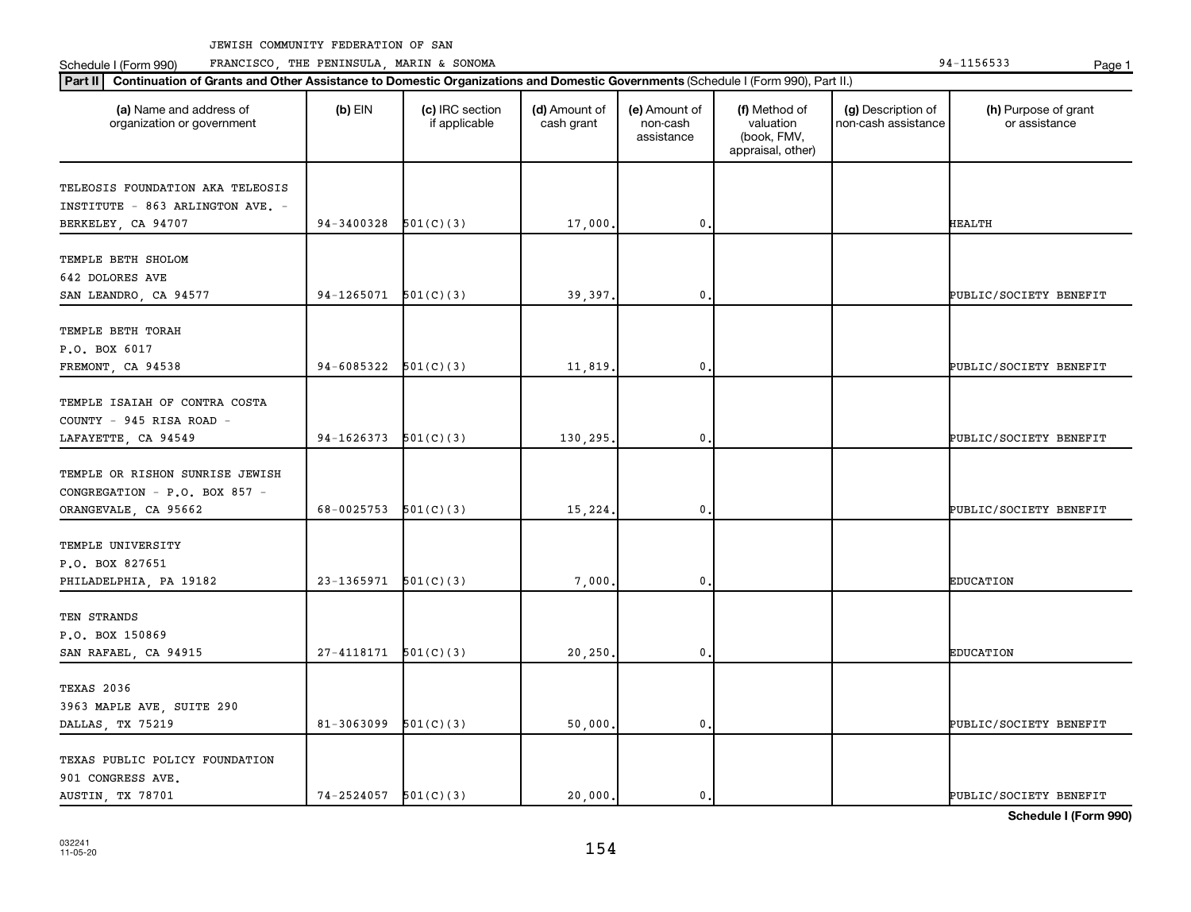JEWISH COMMUNITY FEDERATION OF SAN FRANCISCO, THE PENINSULA, MARIN & SONOMA — 94-1156533

Schedule I (Form 990)

**Part II** **Continuation of Grants and Other Assistance to Domestic Organizations and Domestic Governments** (Schedule I (Form 990), Part II.)

| (a) Name and address of organization or government | (b) EIN | (c) IRC section if applicable | (d) Amount of cash grant | (e) Amount of non-cash assistance | (f) Method of valuation (book, FMV, appraisal, other) | (g) Description of non-cash assistance | (h) Purpose of grant or assistance |
|---|---|---|---|---|---|---|---|
| TELEOSIS FOUNDATION AKA TELEOSIS INSTITUTE - 863 ARLINGTON AVE. - BERKELEY, CA 94707 | 94-3400328 | 501(C)(3) | 17,000. | 0. | | | HEALTH |
| TEMPLE BETH SHOLOM 642 DOLORES AVE SAN LEANDRO, CA 94577 | 94-1265071 | 501(C)(3) | 39,397. | 0. | | | PUBLIC/SOCIETY BENEFIT |
| TEMPLE BETH TORAH P.O. BOX 6017 FREMONT, CA 94538 | 94-6085322 | 501(C)(3) | 11,819. | 0. | | | PUBLIC/SOCIETY BENEFIT |
| TEMPLE ISAIAH OF CONTRA COSTA COUNTY - 945 RISA ROAD - LAFAYETTE, CA 94549 | 94-1626373 | 501(C)(3) | 130,295. | 0. | | | PUBLIC/SOCIETY BENEFIT |
| TEMPLE OR RISHON SUNRISE JEWISH CONGREGATION - P.O. BOX 857 - ORANGEVALE, CA 95662 | 68-0025753 | 501(C)(3) | 15,224. | 0. | | | PUBLIC/SOCIETY BENEFIT |
| TEMPLE UNIVERSITY P.O. BOX 827651 PHILADELPHIA, PA 19182 | 23-1365971 | 501(C)(3) | 7,000. | 0. | | | EDUCATION |
| TEN STRANDS P.O. BOX 150869 SAN RAFAEL, CA 94915 | 27-4118171 | 501(C)(3) | 20,250. | 0. | | | EDUCATION |
| TEXAS 2036 3963 MAPLE AVE, SUITE 290 DALLAS, TX 75219 | 81-3063099 | 501(C)(3) | 50,000. | 0. | | | PUBLIC/SOCIETY BENEFIT |
| TEXAS PUBLIC POLICY FOUNDATION 901 CONGRESS AVE. AUSTIN, TX 78701 | 74-2524057 | 501(C)(3) | 20,000. | 0. | | | PUBLIC/SOCIETY BENEFIT |

**Schedule I (Form 990)**

032241 11-05-20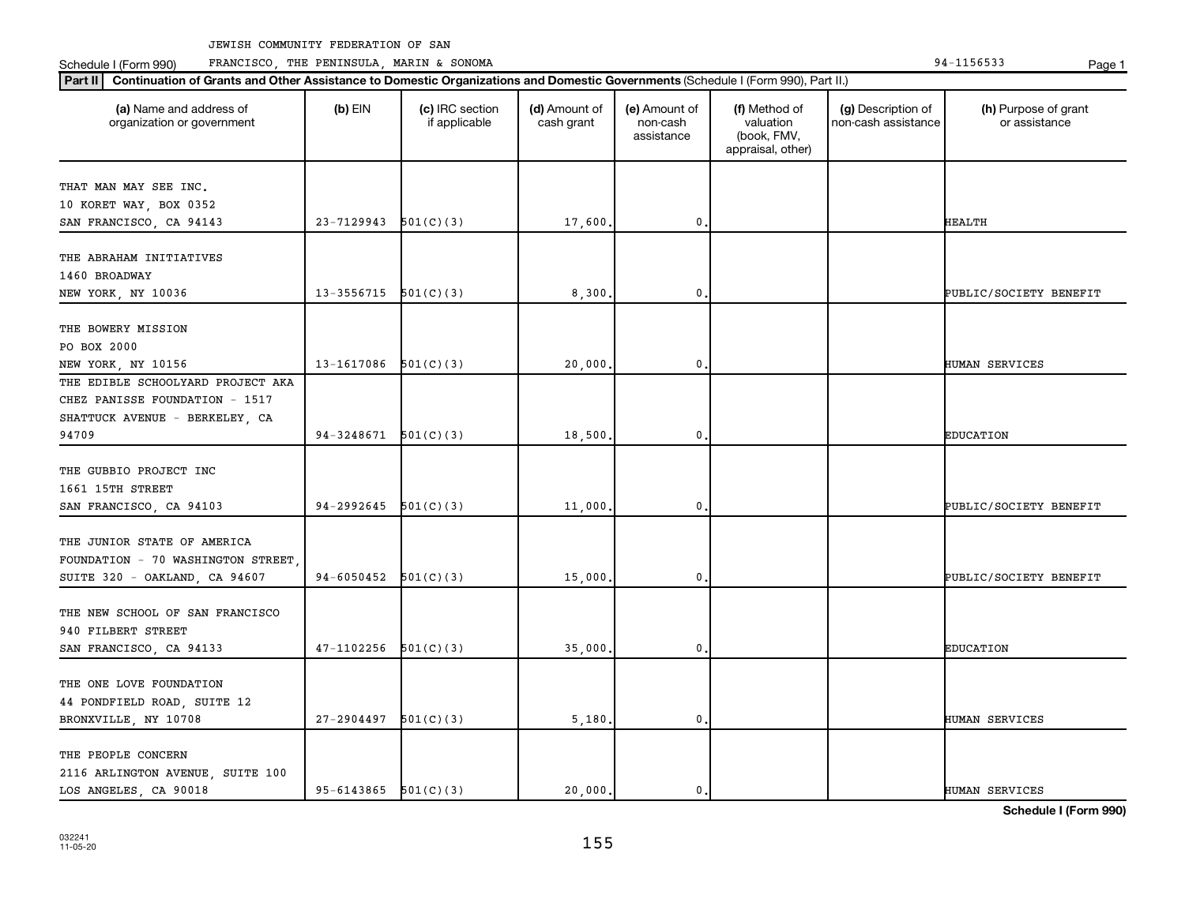JEWISH COMMUNITY FEDERATION OF SAN FRANCISCO, THE PENINSULA, MARIN & SONOMA

Schedule I (Form 990) 94-1156533

**Part II** **Continuation of Grants and Other Assistance to Domestic Organizations and Domestic Governments** (Schedule I (Form 990), Part II.)

| (a) Name and address of organization or government | (b) EIN | (c) IRC section if applicable | (d) Amount of cash grant | (e) Amount of non-cash assistance | (f) Method of valuation (book, FMV, appraisal, other) | (g) Description of non-cash assistance | (h) Purpose of grant or assistance |
|---|---|---|---|---|---|---|---|
| THAT MAN MAY SEE INC. 10 KORET WAY, BOX 0352 SAN FRANCISCO, CA 94143 | 23-7129943 | 501(C)(3) | 17,600. | 0. | | | HEALTH |
| THE ABRAHAM INITIATIVES 1460 BROADWAY NEW YORK, NY 10036 | 13-3556715 | 501(C)(3) | 8,300. | 0. | | | PUBLIC/SOCIETY BENEFIT |
| THE BOWERY MISSION PO BOX 2000 NEW YORK, NY 10156 | 13-1617086 | 501(C)(3) | 20,000. | 0. | | | HUMAN SERVICES |
| THE EDIBLE SCHOOLYARD PROJECT AKA CHEZ PANISSE FOUNDATION - 1517 SHATTUCK AVENUE - BERKELEY, CA 94709 | 94-3248671 | 501(C)(3) | 18,500. | 0. | | | EDUCATION |
| THE GUBBIO PROJECT INC 1661 15TH STREET SAN FRANCISCO, CA 94103 | 94-2992645 | 501(C)(3) | 11,000. | 0. | | | PUBLIC/SOCIETY BENEFIT |
| THE JUNIOR STATE OF AMERICA FOUNDATION - 70 WASHINGTON STREET, SUITE 320 - OAKLAND, CA 94607 | 94-6050452 | 501(C)(3) | 15,000. | 0. | | | PUBLIC/SOCIETY BENEFIT |
| THE NEW SCHOOL OF SAN FRANCISCO 940 FILBERT STREET SAN FRANCISCO, CA 94133 | 47-1102256 | 501(C)(3) | 35,000. | 0. | | | EDUCATION |
| THE ONE LOVE FOUNDATION 44 PONDFIELD ROAD, SUITE 12 BRONXVILLE, NY 10708 | 27-2904497 | 501(C)(3) | 5,180. | 0. | | | HUMAN SERVICES |
| THE PEOPLE CONCERN 2116 ARLINGTON AVENUE, SUITE 100 LOS ANGELES, CA 90018 | 95-6143865 | 501(C)(3) | 20,000. | 0. | | | HUMAN SERVICES |

**Schedule I (Form 990)**

032241 11-05-20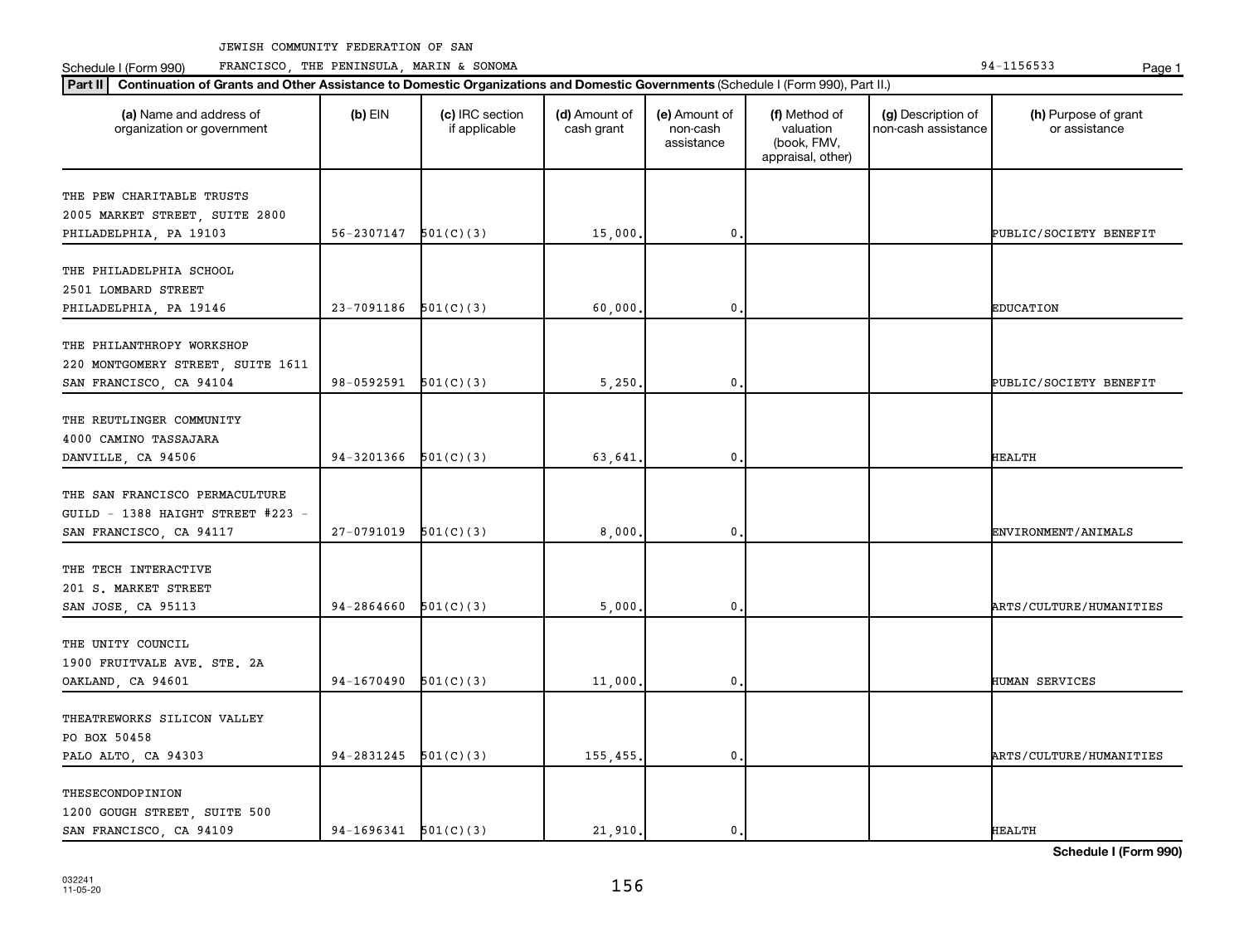JEWISH COMMUNITY FEDERATION OF SAN FRANCISCO, THE PENINSULA, MARIN & SONOMA 94-1156533

Schedule I (Form 990)

**Part II** **Continuation of Grants and Other Assistance to Domestic Organizations and Domestic Governments** (Schedule I (Form 990), Part II.)

| (a) Name and address of organization or government | (b) EIN | (c) IRC section if applicable | (d) Amount of cash grant | (e) Amount of non-cash assistance | (f) Method of valuation (book, FMV, appraisal, other) | (g) Description of non-cash assistance | (h) Purpose of grant or assistance |
|---|---|---|---|---|---|---|---|
| THE PEW CHARITABLE TRUSTS<br>2005 MARKET STREET, SUITE 2800<br>PHILADELPHIA, PA 19103 | 56-2307147 | 501(C)(3) | 15,000. | 0. | | | PUBLIC/SOCIETY BENEFIT |
| THE PHILADELPHIA SCHOOL<br>2501 LOMBARD STREET<br>PHILADELPHIA, PA 19146 | 23-7091186 | 501(C)(3) | 60,000. | 0. | | | EDUCATION |
| THE PHILANTHROPY WORKSHOP<br>220 MONTGOMERY STREET, SUITE 1611<br>SAN FRANCISCO, CA 94104 | 98-0592591 | 501(C)(3) | 5,250. | 0. | | | PUBLIC/SOCIETY BENEFIT |
| THE REUTLINGER COMMUNITY<br>4000 CAMINO TASSAJARA<br>DANVILLE, CA 94506 | 94-3201366 | 501(C)(3) | 63,641. | 0. | | | HEALTH |
| THE SAN FRANCISCO PERMACULTURE<br>GUILD - 1388 HAIGHT STREET #223 -<br>SAN FRANCISCO, CA 94117 | 27-0791019 | 501(C)(3) | 8,000. | 0. | | | ENVIRONMENT/ANIMALS |
| THE TECH INTERACTIVE<br>201 S. MARKET STREET<br>SAN JOSE, CA 95113 | 94-2864660 | 501(C)(3) | 5,000. | 0. | | | ARTS/CULTURE/HUMANITIES |
| THE UNITY COUNCIL<br>1900 FRUITVALE AVE. STE. 2A<br>OAKLAND, CA 94601 | 94-1670490 | 501(C)(3) | 11,000. | 0. | | | HUMAN SERVICES |
| THEATREWORKS SILICON VALLEY<br>PO BOX 50458<br>PALO ALTO, CA 94303 | 94-2831245 | 501(C)(3) | 155,455. | 0. | | | ARTS/CULTURE/HUMANITIES |
| THESECONDOPINION<br>1200 GOUGH STREET, SUITE 500<br>SAN FRANCISCO, CA 94109 | 94-1696341 | 501(C)(3) | 21,910. | 0. | | | HEALTH |

**Schedule I (Form 990)**

032241
11-05-20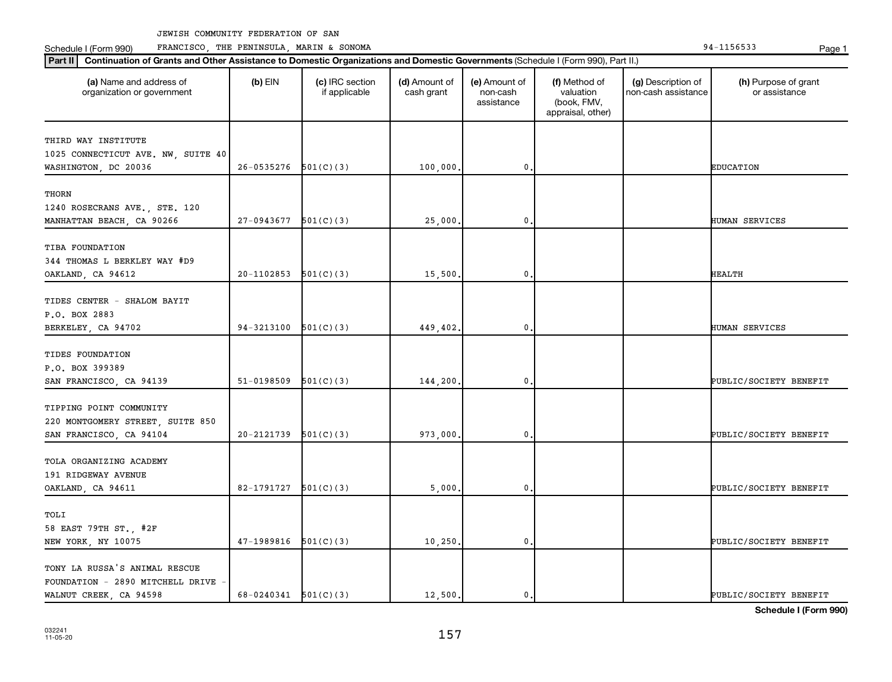JEWISH COMMUNITY FEDERATION OF SAN FRANCISCO, THE PENINSULA, MARIN & SONOMA

Schedule I (Form 990) 94-1156533

**Part II** **Continuation of Grants and Other Assistance to Domestic Organizations and Domestic Governments** (Schedule I (Form 990), Part II.)

| (a) Name and address of organization or government | (b) EIN | (c) IRC section if applicable | (d) Amount of cash grant | (e) Amount of non-cash assistance | (f) Method of valuation (book, FMV, appraisal, other) | (g) Description of non-cash assistance | (h) Purpose of grant or assistance |
|---|---|---|---|---|---|---|---|
| THIRD WAY INSTITUTE<br>1025 CONNECTICUT AVE. NW, SUITE 40<br>WASHINGTON, DC 20036 | 26-0535276 | 501(C)(3) | 100,000. | 0. | | | EDUCATION |
| THORN<br>1240 ROSECRANS AVE., STE. 120<br>MANHATTAN BEACH, CA 90266 | 27-0943677 | 501(C)(3) | 25,000. | 0. | | | HUMAN SERVICES |
| TIBA FOUNDATION<br>344 THOMAS L BERKLEY WAY #D9<br>OAKLAND, CA 94612 | 20-1102853 | 501(C)(3) | 15,500. | 0. | | | HEALTH |
| TIDES CENTER - SHALOM BAYIT<br>P.O. BOX 2883<br>BERKELEY, CA 94702 | 94-3213100 | 501(C)(3) | 449,402. | 0. | | | HUMAN SERVICES |
| TIDES FOUNDATION<br>P.O. BOX 399389<br>SAN FRANCISCO, CA 94139 | 51-0198509 | 501(C)(3) | 144,200. | 0. | | | PUBLIC/SOCIETY BENEFIT |
| TIPPING POINT COMMUNITY<br>220 MONTGOMERY STREET, SUITE 850<br>SAN FRANCISCO, CA 94104 | 20-2121739 | 501(C)(3) | 973,000. | 0. | | | PUBLIC/SOCIETY BENEFIT |
| TOLA ORGANIZING ACADEMY<br>191 RIDGEWAY AVENUE<br>OAKLAND, CA 94611 | 82-1791727 | 501(C)(3) | 5,000. | 0. | | | PUBLIC/SOCIETY BENEFIT |
| TOLI<br>58 EAST 79TH ST., #2F<br>NEW YORK, NY 10075 | 47-1989816 | 501(C)(3) | 10,250. | 0. | | | PUBLIC/SOCIETY BENEFIT |
| TONY LA RUSSA'S ANIMAL RESCUE<br>FOUNDATION - 2890 MITCHELL DRIVE -<br>WALNUT CREEK, CA 94598 | 68-0240341 | 501(C)(3) | 12,500. | 0. | | | PUBLIC/SOCIETY BENEFIT |

**Schedule I (Form 990)**

032241
11-05-20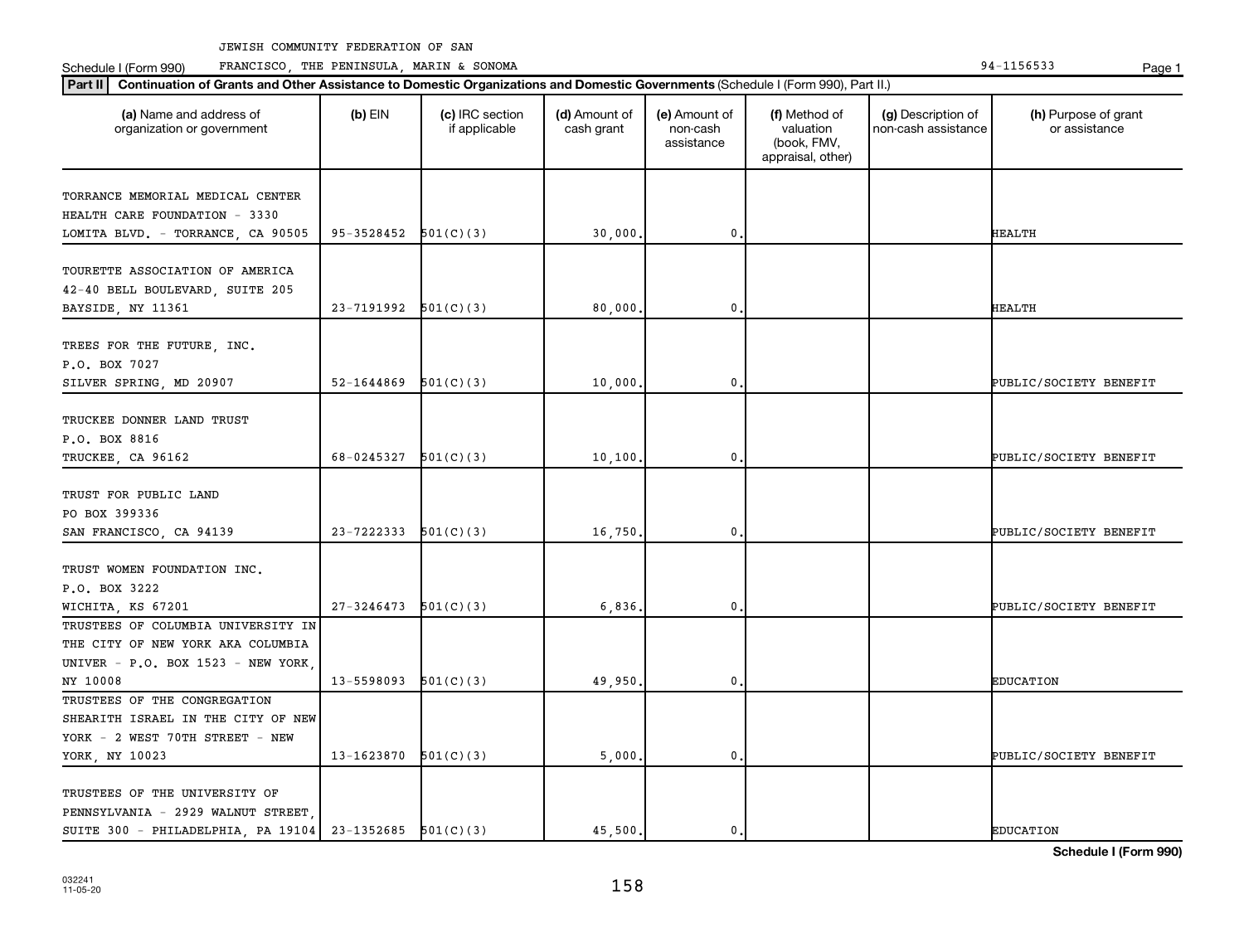JEWISH COMMUNITY FEDERATION OF SAN FRANCISCO, THE PENINSULA, MARIN & SONOMA

Schedule I (Form 990) 94-1156533

**Part II** **Continuation of Grants and Other Assistance to Domestic Organizations and Domestic Governments** (Schedule I (Form 990), Part II.)

| (a) Name and address of organization or government | (b) EIN | (c) IRC section if applicable | (d) Amount of cash grant | (e) Amount of non-cash assistance | (f) Method of valuation (book, FMV, appraisal, other) | (g) Description of non-cash assistance | (h) Purpose of grant or assistance |
|---|---|---|---|---|---|---|---|
| TORRANCE MEMORIAL MEDICAL CENTER HEALTH CARE FOUNDATION - 3330 LOMITA BLVD. - TORRANCE, CA 90505 | 95-3528452 | 501(C)(3) | 30,000. | 0. | | | HEALTH |
| TOURETTE ASSOCIATION OF AMERICA 42-40 BELL BOULEVARD, SUITE 205 BAYSIDE, NY 11361 | 23-7191992 | 501(C)(3) | 80,000. | 0. | | | HEALTH |
| TREES FOR THE FUTURE, INC. P.O. BOX 7027 SILVER SPRING, MD 20907 | 52-1644869 | 501(C)(3) | 10,000. | 0. | | | PUBLIC/SOCIETY BENEFIT |
| TRUCKEE DONNER LAND TRUST P.O. BOX 8816 TRUCKEE, CA 96162 | 68-0245327 | 501(C)(3) | 10,100. | 0. | | | PUBLIC/SOCIETY BENEFIT |
| TRUST FOR PUBLIC LAND PO BOX 399336 SAN FRANCISCO, CA 94139 | 23-7222333 | 501(C)(3) | 16,750. | 0. | | | PUBLIC/SOCIETY BENEFIT |
| TRUST WOMEN FOUNDATION INC. P.O. BOX 3222 WICHITA, KS 67201 | 27-3246473 | 501(C)(3) | 6,836. | 0. | | | PUBLIC/SOCIETY BENEFIT |
| TRUSTEES OF COLUMBIA UNIVERSITY IN THE CITY OF NEW YORK AKA COLUMBIA UNIVER - P.O. BOX 1523 - NEW YORK, NY 10008 | 13-5598093 | 501(C)(3) | 49,950. | 0. | | | EDUCATION |
| TRUSTEES OF THE CONGREGATION SHEARITH ISRAEL IN THE CITY OF NEW YORK - 2 WEST 70TH STREET - NEW YORK, NY 10023 | 13-1623870 | 501(C)(3) | 5,000. | 0. | | | PUBLIC/SOCIETY BENEFIT |
| TRUSTEES OF THE UNIVERSITY OF PENNSYLVANIA - 2929 WALNUT STREET, SUITE 300 - PHILADELPHIA, PA 19104 | 23-1352685 | 501(C)(3) | 45,500. | 0. | | | EDUCATION |

**Schedule I (Form 990)**

032241 11-05-20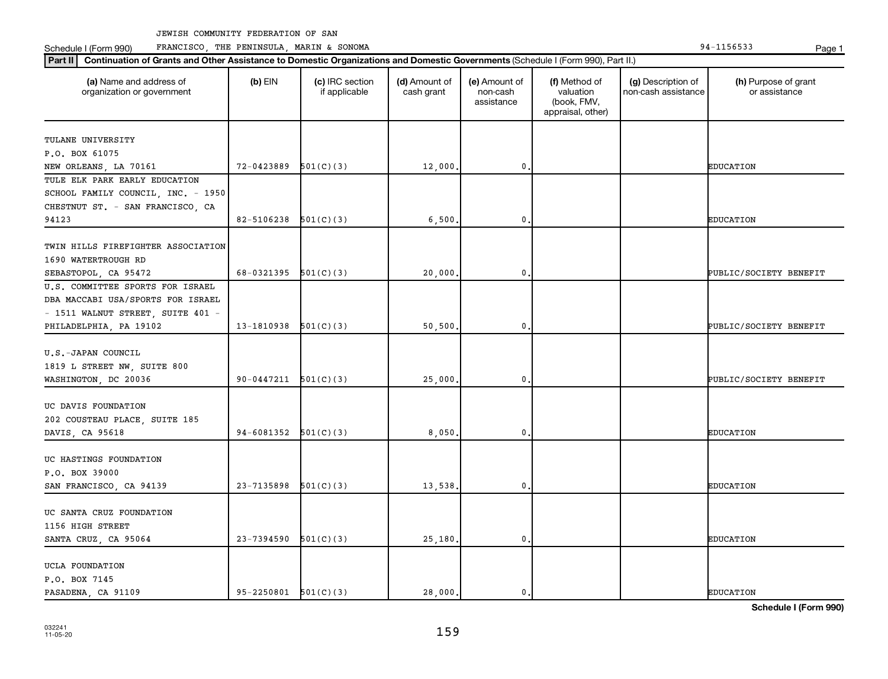JEWISH COMMUNITY FEDERATION OF SAN FRANCISCO, THE PENINSULA, MARIN & SONOMA

Schedule I (Form 990) 94-1156533

**Part II** **Continuation of Grants and Other Assistance to Domestic Organizations and Domestic Governments** (Schedule I (Form 990), Part II.)

| (a) Name and address of organization or government | (b) EIN | (c) IRC section if applicable | (d) Amount of cash grant | (e) Amount of non-cash assistance | (f) Method of valuation (book, FMV, appraisal, other) | (g) Description of non-cash assistance | (h) Purpose of grant or assistance |
|---|---|---|---|---|---|---|---|
| TULANE UNIVERSITY<br>P.O. BOX 61075<br>NEW ORLEANS, LA 70161 | 72-0423889 | 501(C)(3) | 12,000. | 0. | | | EDUCATION |
| TULE ELK PARK EARLY EDUCATION SCHOOL FAMILY COUNCIL, INC. - 1950 CHESTNUT ST. - SAN FRANCISCO, CA 94123 | 82-5106238 | 501(C)(3) | 6,500. | 0. | | | EDUCATION |
| TWIN HILLS FIREFIGHTER ASSOCIATION<br>1690 WATERTROUGH RD<br>SEBASTOPOL, CA 95472 | 68-0321395 | 501(C)(3) | 20,000. | 0. | | | PUBLIC/SOCIETY BENEFIT |
| U.S. COMMITTEE SPORTS FOR ISRAEL DBA MACCABI USA/SPORTS FOR ISRAEL - 1511 WALNUT STREET, SUITE 401 - PHILADELPHIA, PA 19102 | 13-1810938 | 501(C)(3) | 50,500. | 0. | | | PUBLIC/SOCIETY BENEFIT |
| U.S.-JAPAN COUNCIL<br>1819 L STREET NW, SUITE 800<br>WASHINGTON, DC 20036 | 90-0447211 | 501(C)(3) | 25,000. | 0. | | | PUBLIC/SOCIETY BENEFIT |
| UC DAVIS FOUNDATION<br>202 COUSTEAU PLACE, SUITE 185<br>DAVIS, CA 95618 | 94-6081352 | 501(C)(3) | 8,050. | 0. | | | EDUCATION |
| UC HASTINGS FOUNDATION<br>P.O. BOX 39000<br>SAN FRANCISCO, CA 94139 | 23-7135898 | 501(C)(3) | 13,538. | 0. | | | EDUCATION |
| UC SANTA CRUZ FOUNDATION<br>1156 HIGH STREET<br>SANTA CRUZ, CA 95064 | 23-7394590 | 501(C)(3) | 25,180. | 0. | | | EDUCATION |
| UCLA FOUNDATION<br>P.O. BOX 7145<br>PASADENA, CA 91109 | 95-2250801 | 501(C)(3) | 28,000. | 0. | | | EDUCATION |

**Schedule I (Form 990)**

032241 11-05-20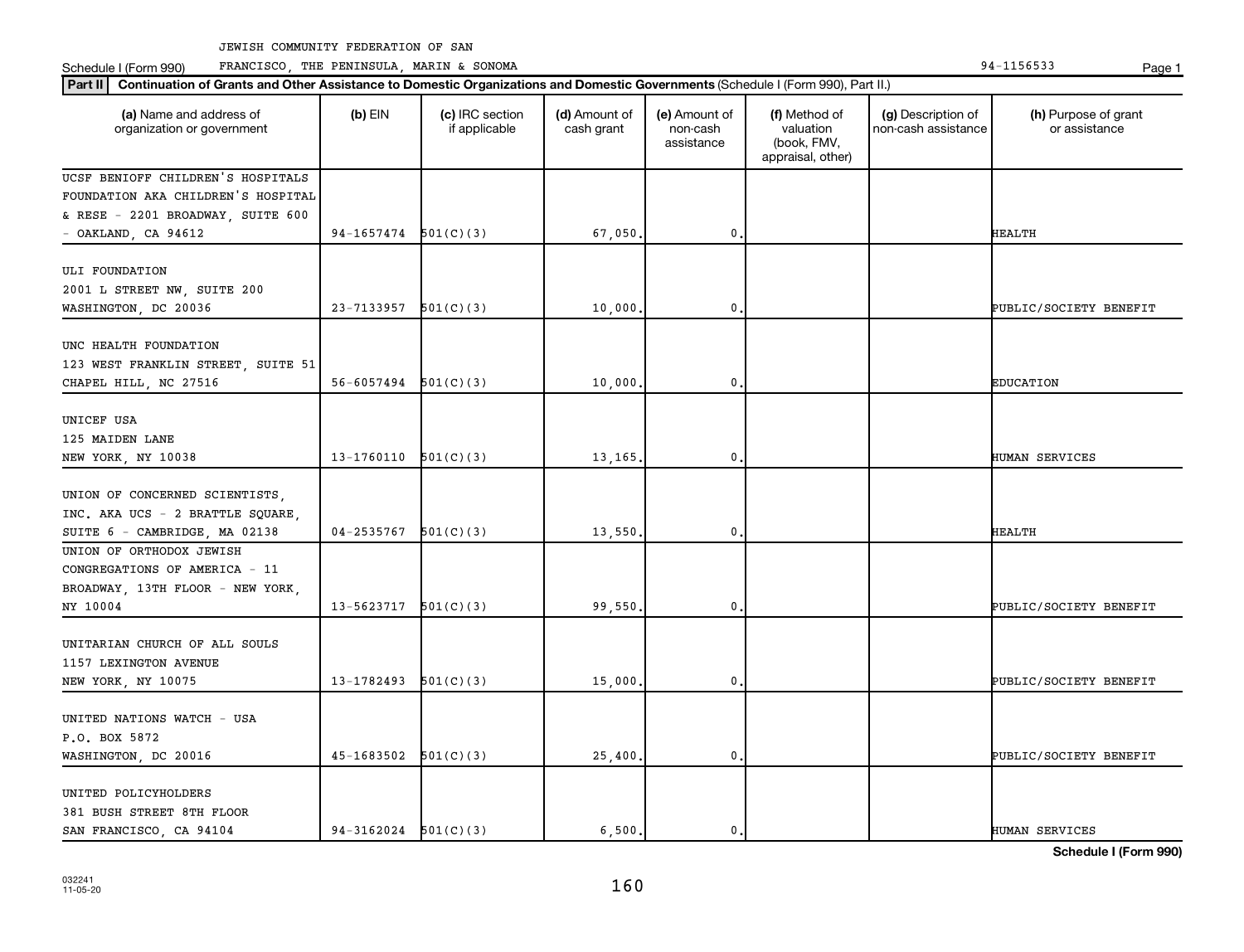JEWISH COMMUNITY FEDERATION OF SAN FRANCISCO, THE PENINSULA, MARIN & SONOMA

Schedule I (Form 990) 94-1156533

**Part II** **Continuation of Grants and Other Assistance to Domestic Organizations and Domestic Governments** (Schedule I (Form 990), Part II.)

| (a) Name and address of organization or government | (b) EIN | (c) IRC section if applicable | (d) Amount of cash grant | (e) Amount of non-cash assistance | (f) Method of valuation (book, FMV, appraisal, other) | (g) Description of non-cash assistance | (h) Purpose of grant or assistance |
|---|---|---|---|---|---|---|---|
| UCSF BENIOFF CHILDREN'S HOSPITALS FOUNDATION AKA CHILDREN'S HOSPITAL & RESE - 2201 BROADWAY, SUITE 600 - OAKLAND, CA 94612 | 94-1657474 | 501(C)(3) | 67,050. | 0. | | | HEALTH |
| ULI FOUNDATION 2001 L STREET NW, SUITE 200 WASHINGTON, DC 20036 | 23-7133957 | 501(C)(3) | 10,000. | 0. | | | PUBLIC/SOCIETY BENEFIT |
| UNC HEALTH FOUNDATION 123 WEST FRANKLIN STREET, SUITE 51 CHAPEL HILL, NC 27516 | 56-6057494 | 501(C)(3) | 10,000. | 0. | | | EDUCATION |
| UNICEF USA 125 MAIDEN LANE NEW YORK, NY 10038 | 13-1760110 | 501(C)(3) | 13,165. | 0. | | | HUMAN SERVICES |
| UNION OF CONCERNED SCIENTISTS, INC. AKA UCS - 2 BRATTLE SQUARE, SUITE 6 - CAMBRIDGE, MA 02138 | 04-2535767 | 501(C)(3) | 13,550. | 0. | | | HEALTH |
| UNION OF ORTHODOX JEWISH CONGREGATIONS OF AMERICA - 11 BROADWAY, 13TH FLOOR - NEW YORK, NY 10004 | 13-5623717 | 501(C)(3) | 99,550. | 0. | | | PUBLIC/SOCIETY BENEFIT |
| UNITARIAN CHURCH OF ALL SOULS 1157 LEXINGTON AVENUE NEW YORK, NY 10075 | 13-1782493 | 501(C)(3) | 15,000. | 0. | | | PUBLIC/SOCIETY BENEFIT |
| UNITED NATIONS WATCH - USA P.O. BOX 5872 WASHINGTON, DC 20016 | 45-1683502 | 501(C)(3) | 25,400. | 0. | | | PUBLIC/SOCIETY BENEFIT |
| UNITED POLICYHOLDERS 381 BUSH STREET 8TH FLOOR SAN FRANCISCO, CA 94104 | 94-3162024 | 501(C)(3) | 6,500. | 0. | | | HUMAN SERVICES |

**Schedule I (Form 990)**

032241 11-05-20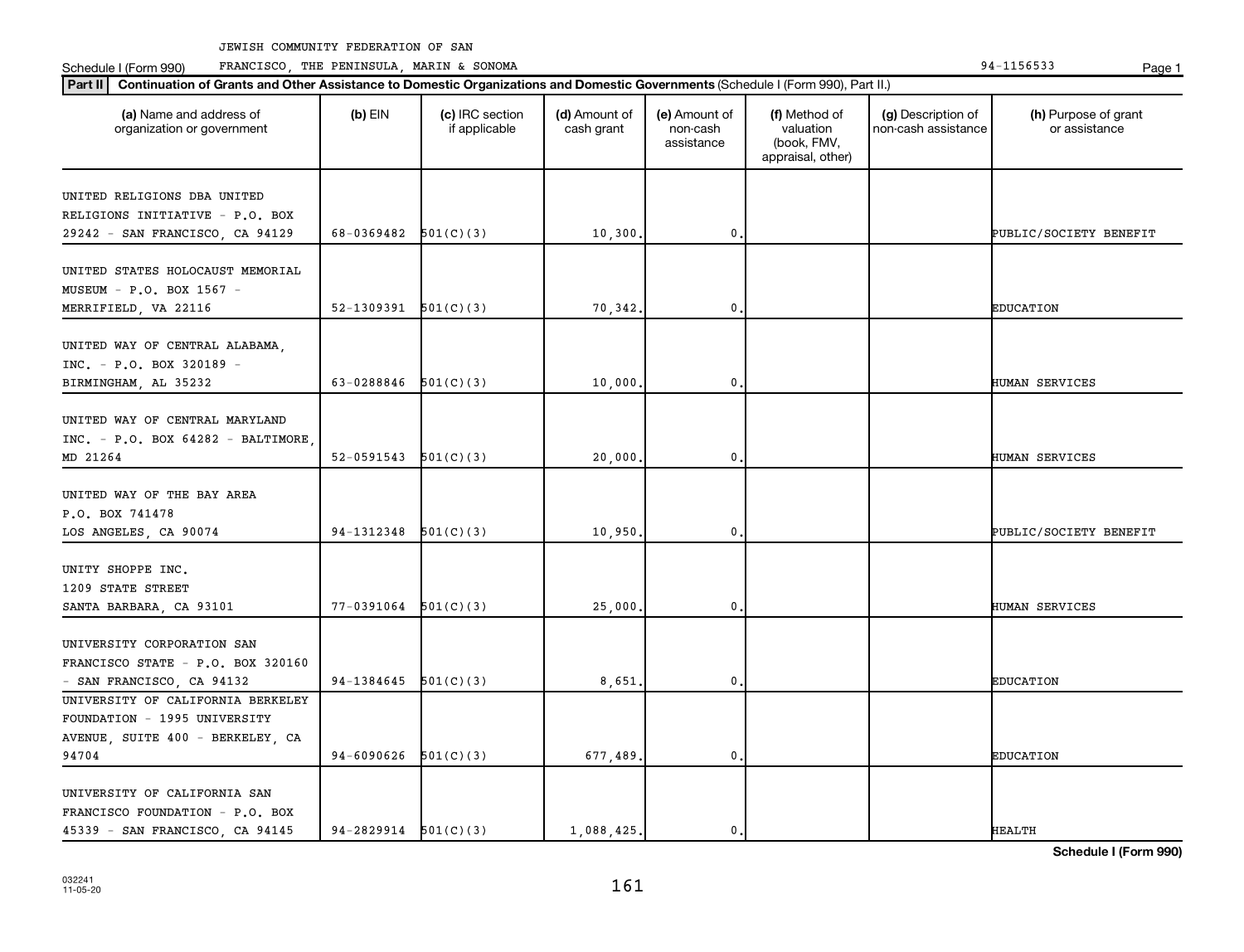JEWISH COMMUNITY FEDERATION OF SAN FRANCISCO, THE PENINSULA, MARIN & SONOMA

Schedule I (Form 990) 94-1156533

**Part II** **Continuation of Grants and Other Assistance to Domestic Organizations and Domestic Governments** (Schedule I (Form 990), Part II.)

| (a) Name and address of organization or government | (b) EIN | (c) IRC section if applicable | (d) Amount of cash grant | (e) Amount of non-cash assistance | (f) Method of valuation (book, FMV, appraisal, other) | (g) Description of non-cash assistance | (h) Purpose of grant or assistance |
|---|---|---|---|---|---|---|---|
| UNITED RELIGIONS DBA UNITED RELIGIONS INITIATIVE - P.O. BOX 29242 - SAN FRANCISCO, CA 94129 | 68-0369482 | 501(C)(3) | 10,300. | 0. | | | PUBLIC/SOCIETY BENEFIT |
| UNITED STATES HOLOCAUST MEMORIAL MUSEUM - P.O. BOX 1567 - MERRIFIELD, VA 22116 | 52-1309391 | 501(C)(3) | 70,342. | 0. | | | EDUCATION |
| UNITED WAY OF CENTRAL ALABAMA, INC. - P.O. BOX 320189 - BIRMINGHAM, AL 35232 | 63-0288846 | 501(C)(3) | 10,000. | 0. | | | HUMAN SERVICES |
| UNITED WAY OF CENTRAL MARYLAND INC. - P.O. BOX 64282 - BALTIMORE, MD 21264 | 52-0591543 | 501(C)(3) | 20,000. | 0. | | | HUMAN SERVICES |
| UNITED WAY OF THE BAY AREA P.O. BOX 741478 LOS ANGELES, CA 90074 | 94-1312348 | 501(C)(3) | 10,950. | 0. | | | PUBLIC/SOCIETY BENEFIT |
| UNITY SHOPPE INC. 1209 STATE STREET SANTA BARBARA, CA 93101 | 77-0391064 | 501(C)(3) | 25,000. | 0. | | | HUMAN SERVICES |
| UNIVERSITY CORPORATION SAN FRANCISCO STATE - P.O. BOX 320160 - SAN FRANCISCO, CA 94132 | 94-1384645 | 501(C)(3) | 8,651. | 0. | | | EDUCATION |
| UNIVERSITY OF CALIFORNIA BERKELEY FOUNDATION - 1995 UNIVERSITY AVENUE, SUITE 400 - BERKELEY, CA 94704 | 94-6090626 | 501(C)(3) | 677,489. | 0. | | | EDUCATION |
| UNIVERSITY OF CALIFORNIA SAN FRANCISCO FOUNDATION - P.O. BOX 45339 - SAN FRANCISCO, CA 94145 | 94-2829914 | 501(C)(3) | 1,088,425. | 0. | | | HEALTH |

**Schedule I (Form 990)**

032241 11-05-20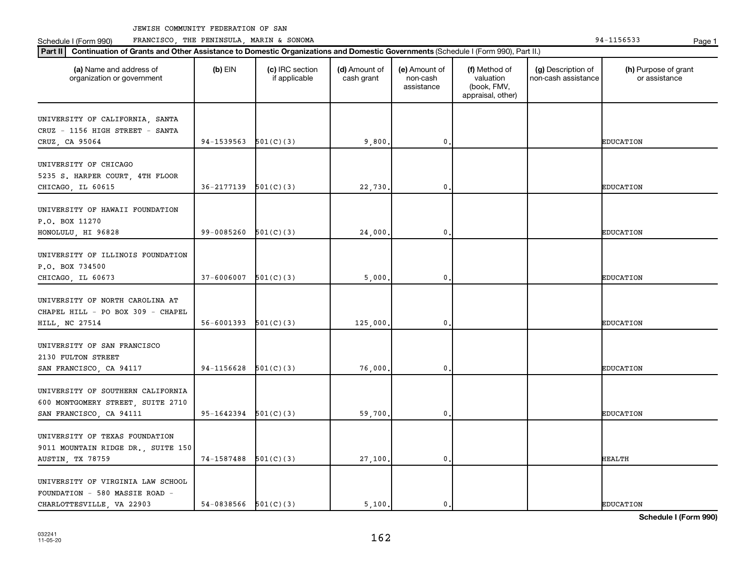JEWISH COMMUNITY FEDERATION OF SAN FRANCISCO, THE PENINSULA, MARIN & SONOMA

Schedule I (Form 990)

94-1156533

**Part II** **Continuation of Grants and Other Assistance to Domestic Organizations and Domestic Governments** (Schedule I (Form 990), Part II.)

| (a) Name and address of organization or government | (b) EIN | (c) IRC section if applicable | (d) Amount of cash grant | (e) Amount of non-cash assistance | (f) Method of valuation (book, FMV, appraisal, other) | (g) Description of non-cash assistance | (h) Purpose of grant or assistance |
|---|---|---|---|---|---|---|---|
| UNIVERSITY OF CALIFORNIA, SANTA CRUZ - 1156 HIGH STREET - SANTA CRUZ, CA 95064 | 94-1539563 | 501(C)(3) | 9,800. | 0. | | | EDUCATION |
| UNIVERSITY OF CHICAGO 5235 S. HARPER COURT, 4TH FLOOR CHICAGO, IL 60615 | 36-2177139 | 501(C)(3) | 22,730. | 0. | | | EDUCATION |
| UNIVERSITY OF HAWAII FOUNDATION P.O. BOX 11270 HONOLULU, HI 96828 | 99-0085260 | 501(C)(3) | 24,000. | 0. | | | EDUCATION |
| UNIVERSITY OF ILLINOIS FOUNDATION P.O. BOX 734500 CHICAGO, IL 60673 | 37-6006007 | 501(C)(3) | 5,000. | 0. | | | EDUCATION |
| UNIVERSITY OF NORTH CAROLINA AT CHAPEL HILL - PO BOX 309 - CHAPEL HILL, NC 27514 | 56-6001393 | 501(C)(3) | 125,000. | 0. | | | EDUCATION |
| UNIVERSITY OF SAN FRANCISCO 2130 FULTON STREET SAN FRANCISCO, CA 94117 | 94-1156628 | 501(C)(3) | 76,000. | 0. | | | EDUCATION |
| UNIVERSITY OF SOUTHERN CALIFORNIA 600 MONTGOMERY STREET, SUITE 2710 SAN FRANCISCO, CA 94111 | 95-1642394 | 501(C)(3) | 59,700. | 0. | | | EDUCATION |
| UNIVERSITY OF TEXAS FOUNDATION 9011 MOUNTAIN RIDGE DR., SUITE 150 AUSTIN, TX 78759 | 74-1587488 | 501(C)(3) | 27,100. | 0. | | | HEALTH |
| UNIVERSITY OF VIRGINIA LAW SCHOOL FOUNDATION - 580 MASSIE ROAD - CHARLOTTESVILLE, VA 22903 | 54-0838566 | 501(C)(3) | 5,100. | 0. | | | EDUCATION |

**Schedule I (Form 990)**

032241 11-05-20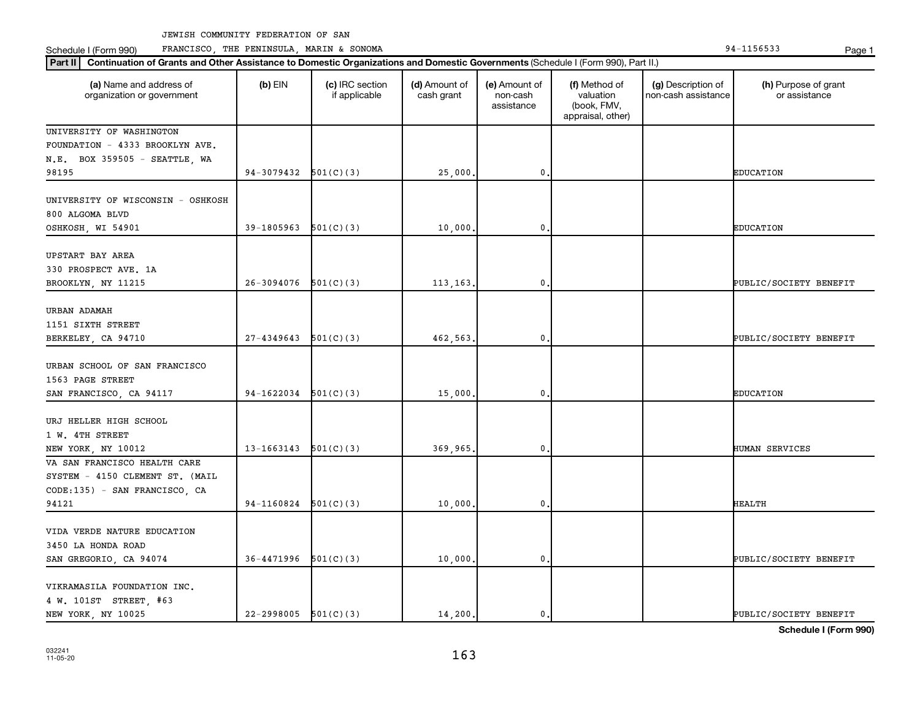JEWISH COMMUNITY FEDERATION OF SAN FRANCISCO, THE PENINSULA, MARIN & SONOMA 94-1156533

Schedule I (Form 990)

**Part II** **Continuation of Grants and Other Assistance to Domestic Organizations and Domestic Governments** (Schedule I (Form 990), Part II.)

| (a) Name and address of organization or government | (b) EIN | (c) IRC section if applicable | (d) Amount of cash grant | (e) Amount of non-cash assistance | (f) Method of valuation (book, FMV, appraisal, other) | (g) Description of non-cash assistance | (h) Purpose of grant or assistance |
|---|---|---|---|---|---|---|---|
| UNIVERSITY OF WASHINGTON FOUNDATION - 4333 BROOKLYN AVE. N.E. BOX 359505 - SEATTLE, WA 98195 | 94-3079432 | 501(C)(3) | 25,000. | 0. | | | EDUCATION |
| UNIVERSITY OF WISCONSIN - OSHKOSH 800 ALGOMA BLVD OSHKOSH, WI 54901 | 39-1805963 | 501(C)(3) | 10,000. | 0. | | | EDUCATION |
| UPSTART BAY AREA 330 PROSPECT AVE. 1A BROOKLYN, NY 11215 | 26-3094076 | 501(C)(3) | 113,163. | 0. | | | PUBLIC/SOCIETY BENEFIT |
| URBAN ADAMAH 1151 SIXTH STREET BERKELEY, CA 94710 | 27-4349643 | 501(C)(3) | 462,563. | 0. | | | PUBLIC/SOCIETY BENEFIT |
| URBAN SCHOOL OF SAN FRANCISCO 1563 PAGE STREET SAN FRANCISCO, CA 94117 | 94-1622034 | 501(C)(3) | 15,000. | 0. | | | EDUCATION |
| URJ HELLER HIGH SCHOOL 1 W. 4TH STREET NEW YORK, NY 10012 | 13-1663143 | 501(C)(3) | 369,965. | 0. | | | HUMAN SERVICES |
| VA SAN FRANCISCO HEALTH CARE SYSTEM - 4150 CLEMENT ST. (MAIL CODE:135) - SAN FRANCISCO, CA 94121 | 94-1160824 | 501(C)(3) | 10,000. | 0. | | | HEALTH |
| VIDA VERDE NATURE EDUCATION 3450 LA HONDA ROAD SAN GREGORIO, CA 94074 | 36-4471996 | 501(C)(3) | 10,000. | 0. | | | PUBLIC/SOCIETY BENEFIT |
| VIKRAMASILA FOUNDATION INC. 4 W. 101ST STREET, #63 NEW YORK, NY 10025 | 22-2998005 | 501(C)(3) | 14,200. | 0. | | | PUBLIC/SOCIETY BENEFIT |

**Schedule I (Form 990)**

032241 11-05-20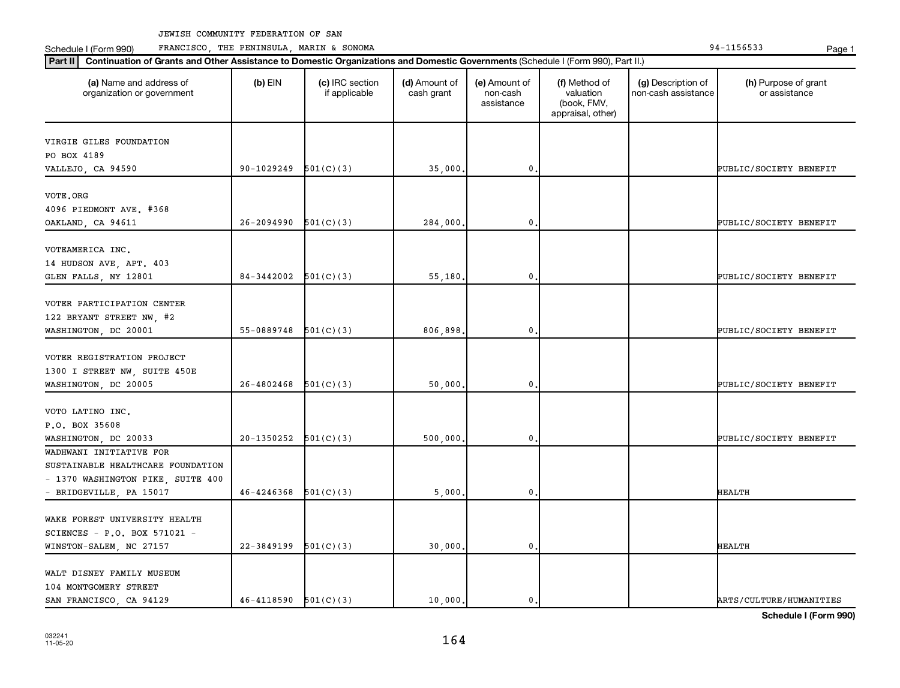JEWISH COMMUNITY FEDERATION OF SAN FRANCISCO, THE PENINSULA, MARIN & SONOMA

Schedule I (Form 990) 94-1156533

**Part II** **Continuation of Grants and Other Assistance to Domestic Organizations and Domestic Governments** (Schedule I (Form 990), Part II.)

| (a) Name and address of organization or government | (b) EIN | (c) IRC section if applicable | (d) Amount of cash grant | (e) Amount of non-cash assistance | (f) Method of valuation (book, FMV, appraisal, other) | (g) Description of non-cash assistance | (h) Purpose of grant or assistance |
|---|---|---|---|---|---|---|---|
| VIRGIE GILES FOUNDATION PO BOX 4189 VALLEJO, CA 94590 | 90-1029249 | 501(C)(3) | 35,000. | 0. | | | PUBLIC/SOCIETY BENEFIT |
| VOTE.ORG 4096 PIEDMONT AVE. #368 OAKLAND, CA 94611 | 26-2094990 | 501(C)(3) | 284,000. | 0. | | | PUBLIC/SOCIETY BENEFIT |
| VOTEAMERICA INC. 14 HUDSON AVE, APT. 403 GLEN FALLS, NY 12801 | 84-3442002 | 501(C)(3) | 55,180. | 0. | | | PUBLIC/SOCIETY BENEFIT |
| VOTER PARTICIPATION CENTER 122 BRYANT STREET NW, #2 WASHINGTON, DC 20001 | 55-0889748 | 501(C)(3) | 806,898. | 0. | | | PUBLIC/SOCIETY BENEFIT |
| VOTER REGISTRATION PROJECT 1300 I STREET NW, SUITE 450E WASHINGTON, DC 20005 | 26-4802468 | 501(C)(3) | 50,000. | 0. | | | PUBLIC/SOCIETY BENEFIT |
| VOTO LATINO INC. P.O. BOX 35608 WASHINGTON, DC 20033 | 20-1350252 | 501(C)(3) | 500,000. | 0. | | | PUBLIC/SOCIETY BENEFIT |
| WADHWANI INITIATIVE FOR SUSTAINABLE HEALTHCARE FOUNDATION - 1370 WASHINGTON PIKE, SUITE 400 - BRIDGEVILLE, PA 15017 | 46-4246368 | 501(C)(3) | 5,000. | 0. | | | HEALTH |
| WAKE FOREST UNIVERSITY HEALTH SCIENCES - P.O. BOX 571021 - WINSTON-SALEM, NC 27157 | 22-3849199 | 501(C)(3) | 30,000. | 0. | | | HEALTH |
| WALT DISNEY FAMILY MUSEUM 104 MONTGOMERY STREET SAN FRANCISCO, CA 94129 | 46-4118590 | 501(C)(3) | 10,000. | 0. | | | ARTS/CULTURE/HUMANITIES |

**Schedule I (Form 990)**

032241 11-05-20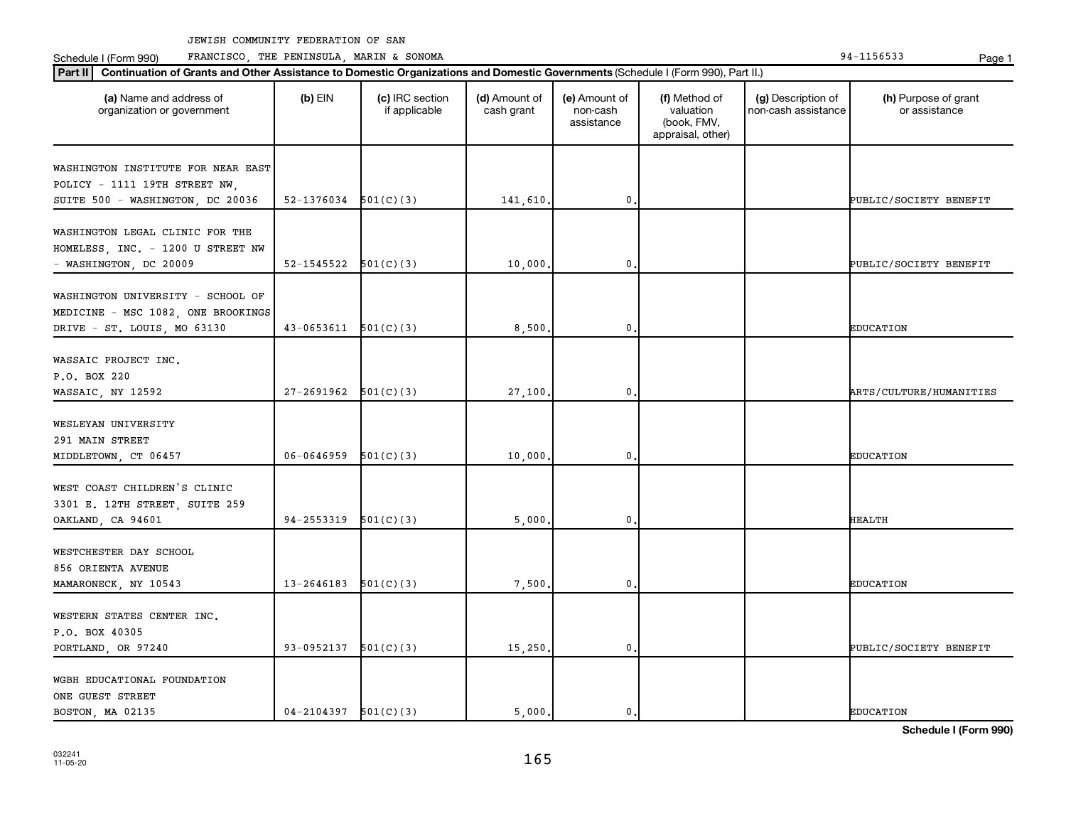JEWISH COMMUNITY FEDERATION OF SAN

Schedule I (Form 990) FRANCISCO, THE PENINSULA, MARIN & SONOMA 94-1156533

**Part II** **Continuation of Grants and Other Assistance to Domestic Organizations and Domestic Governments** (Schedule I (Form 990), Part II.)

| (a) Name and address of organization or government | (b) EIN | (c) IRC section if applicable | (d) Amount of cash grant | (e) Amount of non-cash assistance | (f) Method of valuation (book, FMV, appraisal, other) | (g) Description of non-cash assistance | (h) Purpose of grant or assistance |
|---|---|---|---|---|---|---|---|
| WASHINGTON INSTITUTE FOR NEAR EAST POLICY - 1111 19TH STREET NW, SUITE 500 - WASHINGTON, DC 20036 | 52-1376034 | 501(C)(3) | 141,610. | 0. | | | PUBLIC/SOCIETY BENEFIT |
| WASHINGTON LEGAL CLINIC FOR THE HOMELESS, INC. - 1200 U STREET NW - WASHINGTON, DC 20009 | 52-1545522 | 501(C)(3) | 10,000. | 0. | | | PUBLIC/SOCIETY BENEFIT |
| WASHINGTON UNIVERSITY - SCHOOL OF MEDICINE - MSC 1082, ONE BROOKINGS DRIVE - ST. LOUIS, MO 63130 | 43-0653611 | 501(C)(3) | 8,500. | 0. | | | EDUCATION |
| WASSAIC PROJECT INC. P.O. BOX 220 WASSAIC, NY 12592 | 27-2691962 | 501(C)(3) | 27,100. | 0. | | | ARTS/CULTURE/HUMANITIES |
| WESLEYAN UNIVERSITY 291 MAIN STREET MIDDLETOWN, CT 06457 | 06-0646959 | 501(C)(3) | 10,000. | 0. | | | EDUCATION |
| WEST COAST CHILDREN'S CLINIC 3301 E. 12TH STREET, SUITE 259 OAKLAND, CA 94601 | 94-2553319 | 501(C)(3) | 5,000. | 0. | | | HEALTH |
| WESTCHESTER DAY SCHOOL 856 ORIENTA AVENUE MAMARONECK, NY 10543 | 13-2646183 | 501(C)(3) | 7,500. | 0. | | | EDUCATION |
| WESTERN STATES CENTER INC. P.O. BOX 40305 PORTLAND, OR 97240 | 93-0952137 | 501(C)(3) | 15,250. | 0. | | | PUBLIC/SOCIETY BENEFIT |
| WGBH EDUCATIONAL FOUNDATION ONE GUEST STREET BOSTON, MA 02135 | 04-2104397 | 501(C)(3) | 5,000. | 0. | | | EDUCATION |

**Schedule I (Form 990)**

032241 11-05-20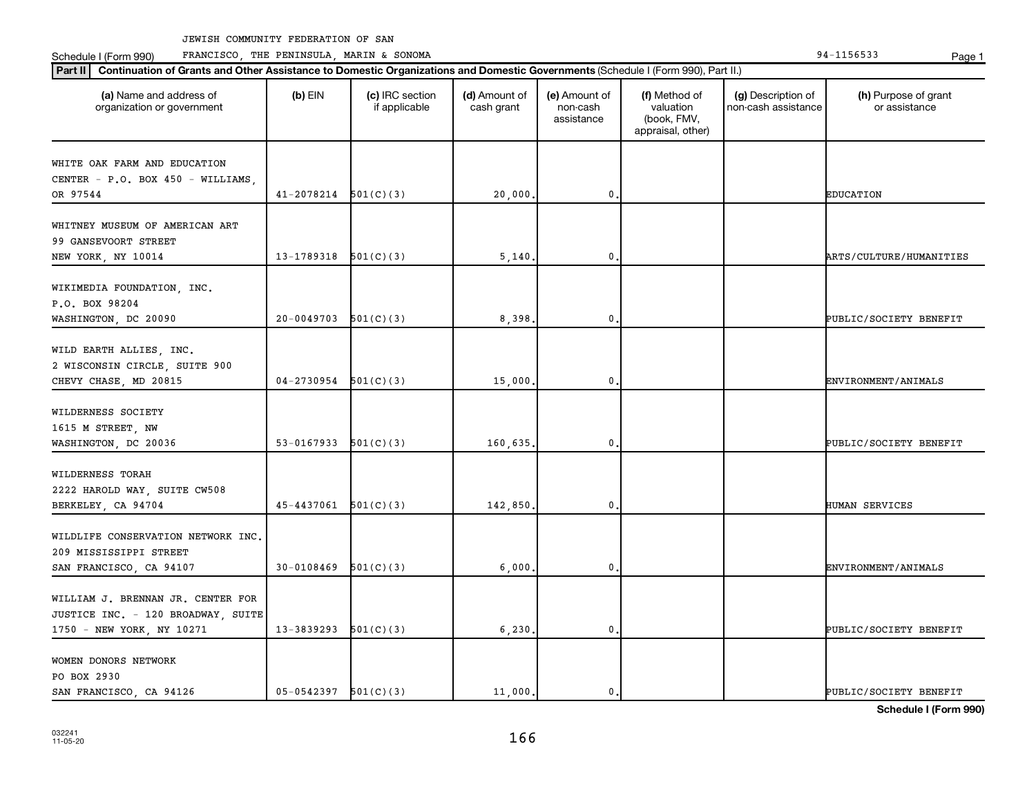JEWISH COMMUNITY FEDERATION OF SAN FRANCISCO, THE PENINSULA, MARIN & SONOMA

Schedule I (Form 990) 94-1156533

**Part II** **Continuation of Grants and Other Assistance to Domestic Organizations and Domestic Governments** (Schedule I (Form 990), Part II.)

| (a) Name and address of organization or government | (b) EIN | (c) IRC section if applicable | (d) Amount of cash grant | (e) Amount of non-cash assistance | (f) Method of valuation (book, FMV, appraisal, other) | (g) Description of non-cash assistance | (h) Purpose of grant or assistance |
|---|---|---|---|---|---|---|---|
| WHITE OAK FARM AND EDUCATION CENTER - P.O. BOX 450 - WILLIAMS, OR 97544 | 41-2078214 | 501(C)(3) | 20,000. | 0. | | | EDUCATION |
| WHITNEY MUSEUM OF AMERICAN ART 99 GANSEVOORT STREET NEW YORK, NY 10014 | 13-1789318 | 501(C)(3) | 5,140. | 0. | | | ARTS/CULTURE/HUMANITIES |
| WIKIMEDIA FOUNDATION, INC. P.O. BOX 98204 WASHINGTON, DC 20090 | 20-0049703 | 501(C)(3) | 8,398. | 0. | | | PUBLIC/SOCIETY BENEFIT |
| WILD EARTH ALLIES, INC. 2 WISCONSIN CIRCLE, SUITE 900 CHEVY CHASE, MD 20815 | 04-2730954 | 501(C)(3) | 15,000. | 0. | | | ENVIRONMENT/ANIMALS |
| WILDERNESS SOCIETY 1615 M STREET, NW WASHINGTON, DC 20036 | 53-0167933 | 501(C)(3) | 160,635. | 0. | | | PUBLIC/SOCIETY BENEFIT |
| WILDERNESS TORAH 2222 HAROLD WAY, SUITE CW508 BERKELEY, CA 94704 | 45-4437061 | 501(C)(3) | 142,850. | 0. | | | HUMAN SERVICES |
| WILDLIFE CONSERVATION NETWORK INC. 209 MISSISSIPPI STREET SAN FRANCISCO, CA 94107 | 30-0108469 | 501(C)(3) | 6,000. | 0. | | | ENVIRONMENT/ANIMALS |
| WILLIAM J. BRENNAN JR. CENTER FOR JUSTICE INC. - 120 BROADWAY, SUITE 1750 - NEW YORK, NY 10271 | 13-3839293 | 501(C)(3) | 6,230. | 0. | | | PUBLIC/SOCIETY BENEFIT |
| WOMEN DONORS NETWORK PO BOX 2930 SAN FRANCISCO, CA 94126 | 05-0542397 | 501(C)(3) | 11,000. | 0. | | | PUBLIC/SOCIETY BENEFIT |

**Schedule I (Form 990)**

032241 11-05-20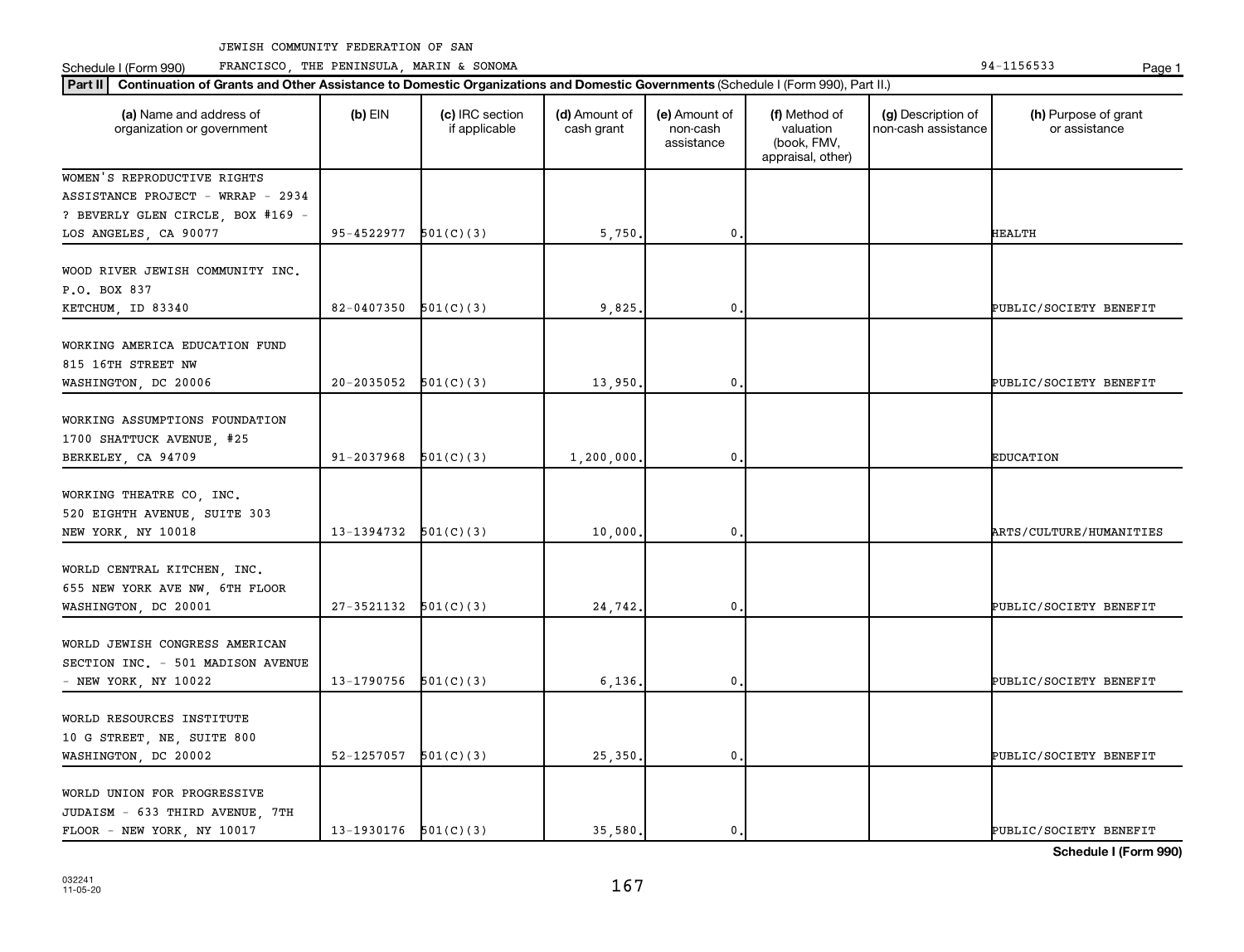JEWISH COMMUNITY FEDERATION OF SAN FRANCISCO, THE PENINSULA, MARIN & SONOMA

Schedule I (Form 990) 94-1156533

**Part II** **Continuation of Grants and Other Assistance to Domestic Organizations and Domestic Governments** (Schedule I (Form 990), Part II.)

| (a) Name and address of organization or government | (b) EIN | (c) IRC section if applicable | (d) Amount of cash grant | (e) Amount of non-cash assistance | (f) Method of valuation (book, FMV, appraisal, other) | (g) Description of non-cash assistance | (h) Purpose of grant or assistance |
|---|---|---|---|---|---|---|---|
| WOMEN'S REPRODUCTIVE RIGHTS ASSISTANCE PROJECT - WRRAP - 2934 ? BEVERLY GLEN CIRCLE, BOX #169 - LOS ANGELES, CA 90077 | 95-4522977 | 501(C)(3) | 5,750. | 0. | | | HEALTH |
| WOOD RIVER JEWISH COMMUNITY INC. P.O. BOX 837 KETCHUM, ID 83340 | 82-0407350 | 501(C)(3) | 9,825. | 0. | | | PUBLIC/SOCIETY BENEFIT |
| WORKING AMERICA EDUCATION FUND 815 16TH STREET NW WASHINGTON, DC 20006 | 20-2035052 | 501(C)(3) | 13,950. | 0. | | | PUBLIC/SOCIETY BENEFIT |
| WORKING ASSUMPTIONS FOUNDATION 1700 SHATTUCK AVENUE, #25 BERKELEY, CA 94709 | 91-2037968 | 501(C)(3) | 1,200,000. | 0. | | | EDUCATION |
| WORKING THEATRE CO, INC. 520 EIGHTH AVENUE, SUITE 303 NEW YORK, NY 10018 | 13-1394732 | 501(C)(3) | 10,000. | 0. | | | ARTS/CULTURE/HUMANITIES |
| WORLD CENTRAL KITCHEN, INC. 655 NEW YORK AVE NW, 6TH FLOOR WASHINGTON, DC 20001 | 27-3521132 | 501(C)(3) | 24,742. | 0. | | | PUBLIC/SOCIETY BENEFIT |
| WORLD JEWISH CONGRESS AMERICAN SECTION INC. - 501 MADISON AVENUE - NEW YORK, NY 10022 | 13-1790756 | 501(C)(3) | 6,136. | 0. | | | PUBLIC/SOCIETY BENEFIT |
| WORLD RESOURCES INSTITUTE 10 G STREET, NE, SUITE 800 WASHINGTON, DC 20002 | 52-1257057 | 501(C)(3) | 25,350. | 0. | | | PUBLIC/SOCIETY BENEFIT |
| WORLD UNION FOR PROGRESSIVE JUDAISM - 633 THIRD AVENUE, 7TH FLOOR - NEW YORK, NY 10017 | 13-1930176 | 501(C)(3) | 35,580. | 0. | | | PUBLIC/SOCIETY BENEFIT |

**Schedule I (Form 990)**

032241 11-05-20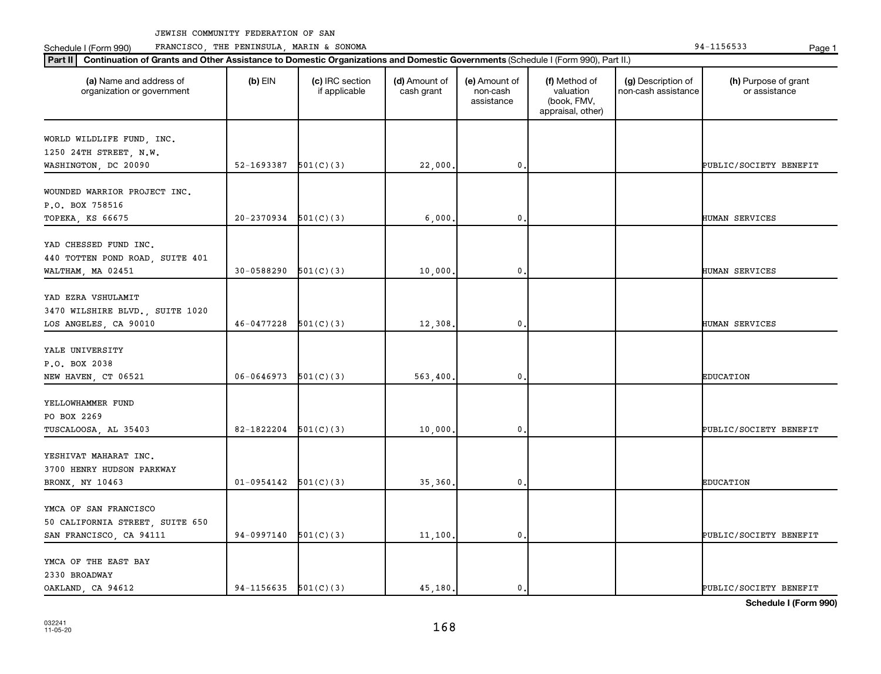JEWISH COMMUNITY FEDERATION OF SAN

Schedule I (Form 990) FRANCISCO, THE PENINSULA, MARIN & SONOMA 94-1156533

**Part II** **Continuation of Grants and Other Assistance to Domestic Organizations and Domestic Governments** (Schedule I (Form 990), Part II.)

| (a) Name and address of organization or government | (b) EIN | (c) IRC section if applicable | (d) Amount of cash grant | (e) Amount of non-cash assistance | (f) Method of valuation (book, FMV, appraisal, other) | (g) Description of non-cash assistance | (h) Purpose of grant or assistance |
|---|---|---|---|---|---|---|---|
| WORLD WILDLIFE FUND, INC.<br>1250 24TH STREET, N.W.<br>WASHINGTON, DC 20090 | 52-1693387 | 501(C)(3) | 22,000. | 0. | | | PUBLIC/SOCIETY BENEFIT |
| WOUNDED WARRIOR PROJECT INC.<br>P.O. BOX 758516<br>TOPEKA, KS 66675 | 20-2370934 | 501(C)(3) | 6,000. | 0. | | | HUMAN SERVICES |
| YAD CHESSED FUND INC.<br>440 TOTTEN POND ROAD, SUITE 401<br>WALTHAM, MA 02451 | 30-0588290 | 501(C)(3) | 10,000. | 0. | | | HUMAN SERVICES |
| YAD EZRA VSHULAMIT<br>3470 WILSHIRE BLVD., SUITE 1020<br>LOS ANGELES, CA 90010 | 46-0477228 | 501(C)(3) | 12,308. | 0. | | | HUMAN SERVICES |
| YALE UNIVERSITY<br>P.O. BOX 2038<br>NEW HAVEN, CT 06521 | 06-0646973 | 501(C)(3) | 563,400. | 0. | | | EDUCATION |
| YELLOWHAMMER FUND<br>PO BOX 2269<br>TUSCALOOSA, AL 35403 | 82-1822204 | 501(C)(3) | 10,000. | 0. | | | PUBLIC/SOCIETY BENEFIT |
| YESHIVAT MAHARAT INC.<br>3700 HENRY HUDSON PARKWAY<br>BRONX, NY 10463 | 01-0954142 | 501(C)(3) | 35,360. | 0. | | | EDUCATION |
| YMCA OF SAN FRANCISCO<br>50 CALIFORNIA STREET, SUITE 650<br>SAN FRANCISCO, CA 94111 | 94-0997140 | 501(C)(3) | 11,100. | 0. | | | PUBLIC/SOCIETY BENEFIT |
| YMCA OF THE EAST BAY<br>2330 BROADWAY<br>OAKLAND, CA 94612 | 94-1156635 | 501(C)(3) | 45,180. | 0. | | | PUBLIC/SOCIETY BENEFIT |

**Schedule I (Form 990)**

032241 11-05-20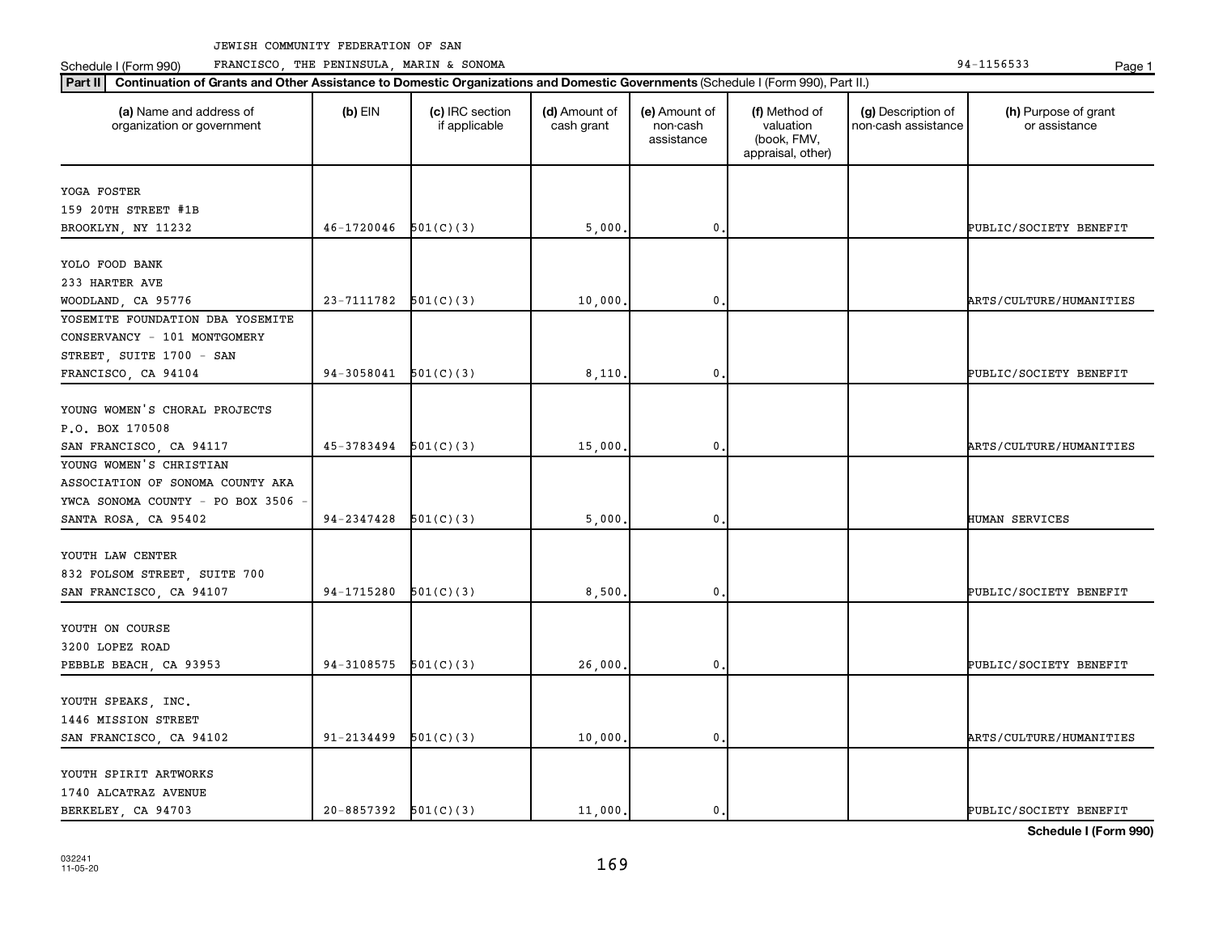JEWISH COMMUNITY FEDERATION OF SAN FRANCISCO, THE PENINSULA, MARIN & SONOMA

Schedule I (Form 990) 94-1156533

**Part II** **Continuation of Grants and Other Assistance to Domestic Organizations and Domestic Governments** (Schedule I (Form 990), Part II.)

| (a) Name and address of organization or government | (b) EIN | (c) IRC section if applicable | (d) Amount of cash grant | (e) Amount of non-cash assistance | (f) Method of valuation (book, FMV, appraisal, other) | (g) Description of non-cash assistance | (h) Purpose of grant or assistance |
|---|---|---|---|---|---|---|---|
| YOGA FOSTER 159 20TH STREET #1B BROOKLYN, NY 11232 | 46-1720046 | 501(C)(3) | 5,000. | 0. | | | PUBLIC/SOCIETY BENEFIT |
| YOLO FOOD BANK 233 HARTER AVE WOODLAND, CA 95776 | 23-7111782 | 501(C)(3) | 10,000. | 0. | | | ARTS/CULTURE/HUMANITIES |
| YOSEMITE FOUNDATION DBA YOSEMITE CONSERVANCY - 101 MONTGOMERY STREET, SUITE 1700 - SAN FRANCISCO, CA 94104 | 94-3058041 | 501(C)(3) | 8,110. | 0. | | | PUBLIC/SOCIETY BENEFIT |
| YOUNG WOMEN'S CHORAL PROJECTS P.O. BOX 170508 SAN FRANCISCO, CA 94117 | 45-3783494 | 501(C)(3) | 15,000. | 0. | | | ARTS/CULTURE/HUMANITIES |
| YOUNG WOMEN'S CHRISTIAN ASSOCIATION OF SONOMA COUNTY AKA YWCA SONOMA COUNTY - PO BOX 3506 - SANTA ROSA, CA 95402 | 94-2347428 | 501(C)(3) | 5,000. | 0. | | | HUMAN SERVICES |
| YOUTH LAW CENTER 832 FOLSOM STREET, SUITE 700 SAN FRANCISCO, CA 94107 | 94-1715280 | 501(C)(3) | 8,500. | 0. | | | PUBLIC/SOCIETY BENEFIT |
| YOUTH ON COURSE 3200 LOPEZ ROAD PEBBLE BEACH, CA 93953 | 94-3108575 | 501(C)(3) | 26,000. | 0. | | | PUBLIC/SOCIETY BENEFIT |
| YOUTH SPEAKS, INC. 1446 MISSION STREET SAN FRANCISCO, CA 94102 | 91-2134499 | 501(C)(3) | 10,000. | 0. | | | ARTS/CULTURE/HUMANITIES |
| YOUTH SPIRIT ARTWORKS 1740 ALCATRAZ AVENUE BERKELEY, CA 94703 | 20-8857392 | 501(C)(3) | 11,000. | 0. | | | PUBLIC/SOCIETY BENEFIT |

**Schedule I (Form 990)**

032241 11-05-20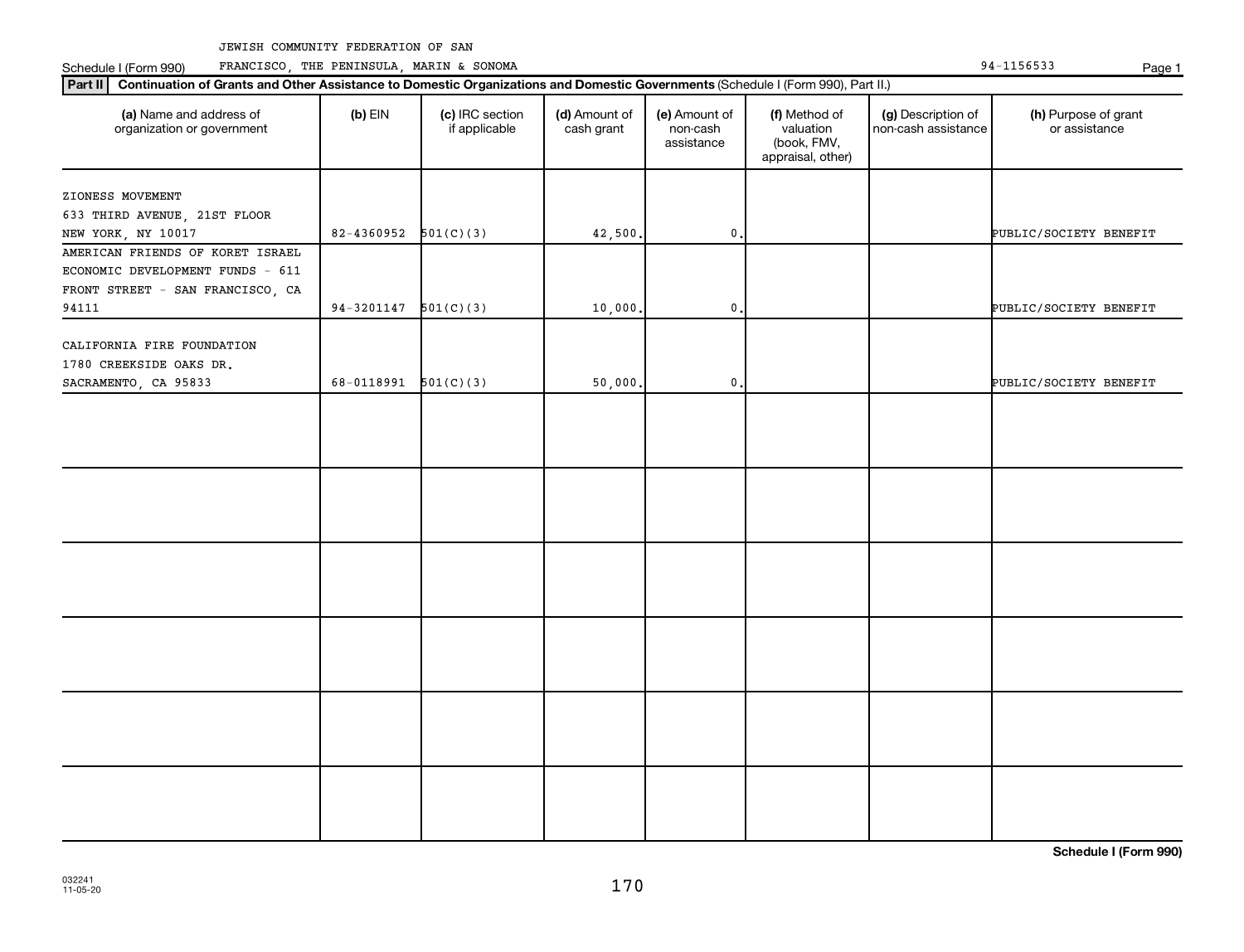JEWISH COMMUNITY FEDERATION OF SAN FRANCISCO, THE PENINSULA, MARIN & SONOMA

Schedule I (Form 990) 94-1156533

**Part II** **Continuation of Grants and Other Assistance to Domestic Organizations and Domestic Governments** (Schedule I (Form 990), Part II.)

| (a) Name and address of organization or government | (b) EIN | (c) IRC section if applicable | (d) Amount of cash grant | (e) Amount of non-cash assistance | (f) Method of valuation (book, FMV, appraisal, other) | (g) Description of non-cash assistance | (h) Purpose of grant or assistance |
|---|---|---|---|---|---|---|---|
| ZIONESS MOVEMENT 633 THIRD AVENUE, 21ST FLOOR NEW YORK, NY 10017 | 82-4360952 | 501(C)(3) | 42,500. | 0. | | | PUBLIC/SOCIETY BENEFIT |
| AMERICAN FRIENDS OF KORET ISRAEL ECONOMIC DEVELOPMENT FUNDS - 611 FRONT STREET - SAN FRANCISCO, CA 94111 | 94-3201147 | 501(C)(3) | 10,000. | 0. | | | PUBLIC/SOCIETY BENEFIT |
| CALIFORNIA FIRE FOUNDATION 1780 CREEKSIDE OAKS DR. SACRAMENTO, CA 95833 | 68-0118991 | 501(C)(3) | 50,000. | 0. | | | PUBLIC/SOCIETY BENEFIT |

**Schedule I (Form 990)**

032241 11-05-20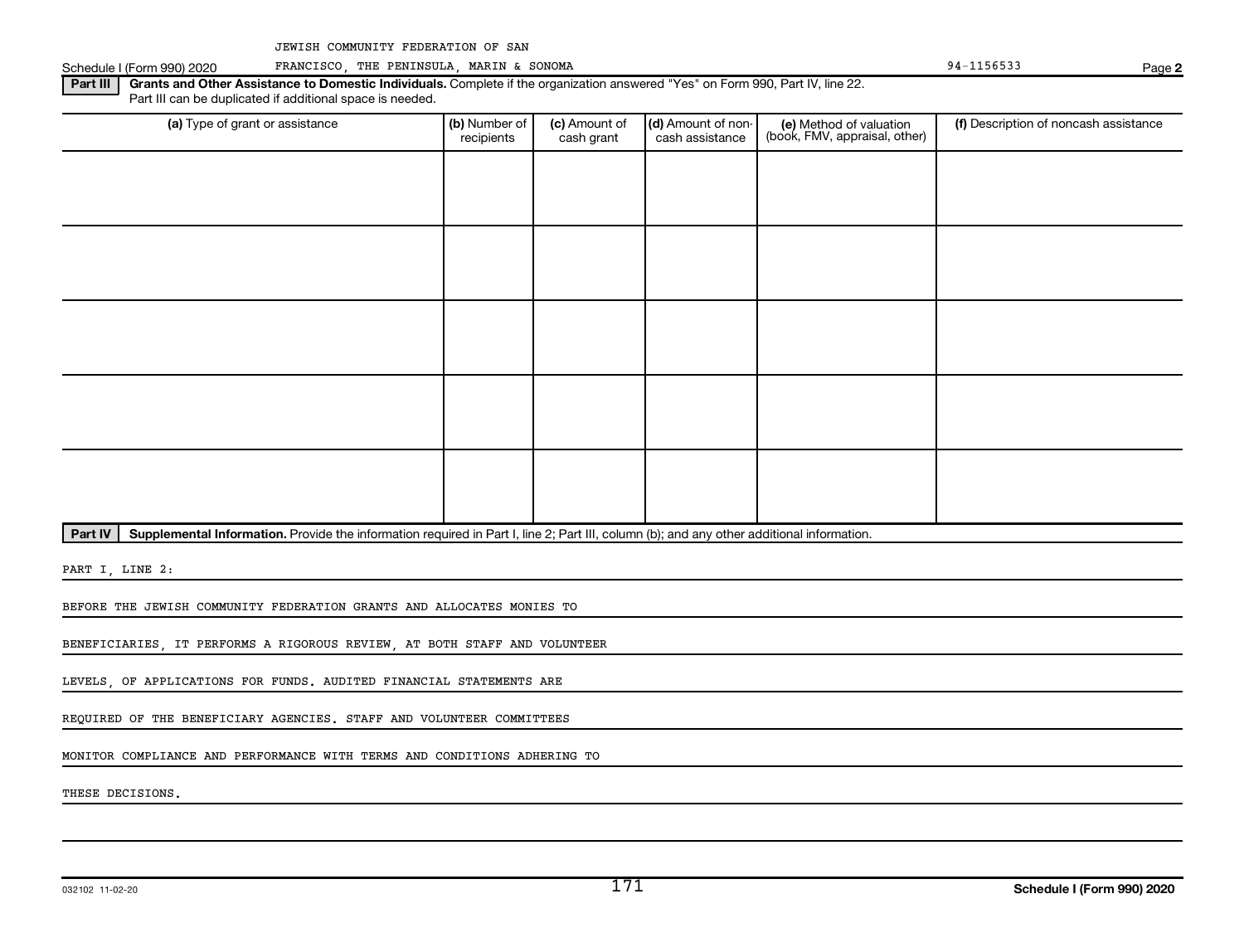JEWISH COMMUNITY FEDERATION OF SAN FRANCISCO, THE PENINSULA, MARIN & SONOMA

Schedule I (Form 990) 2020 — 94-1156533 — Page 2

**Part III** **Grants and Other Assistance to Domestic Individuals.** Complete if the organization answered "Yes" on Form 990, Part IV, line 22. Part III can be duplicated if additional space is needed.

| (a) Type of grant or assistance | (b) Number of recipients | (c) Amount of cash grant | (d) Amount of non-cash assistance | (e) Method of valuation (book, FMV, appraisal, other) | (f) Description of noncash assistance |
|---|---|---|---|---|---|
| | | | | | |
| | | | | | |
| | | | | | |
| | | | | | |
| | | | | | |

**Part IV** **Supplemental Information.** Provide the information required in Part I, line 2; Part III, column (b); and any other additional information.

PART I, LINE 2:

BEFORE THE JEWISH COMMUNITY FEDERATION GRANTS AND ALLOCATES MONIES TO BENEFICIARIES, IT PERFORMS A RIGOROUS REVIEW, AT BOTH STAFF AND VOLUNTEER LEVELS, OF APPLICATIONS FOR FUNDS. AUDITED FINANCIAL STATEMENTS ARE REQUIRED OF THE BENEFICIARY AGENCIES. STAFF AND VOLUNTEER COMMITTEES MONITOR COMPLIANCE AND PERFORMANCE WITH TERMS AND CONDITIONS ADHERING TO THESE DECISIONS.

032102 11-02-20 — Schedule I (Form 990) 2020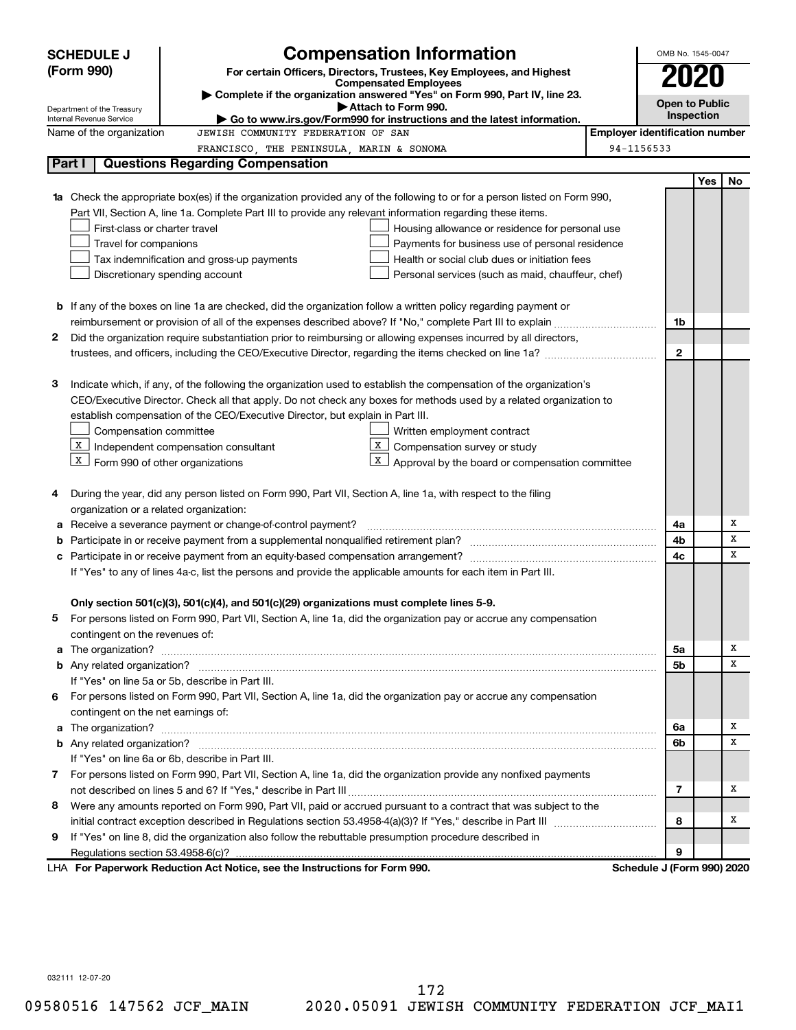# SCHEDULE J (Form 990)

## Compensation Information

**For certain Officers, Directors, Trustees, Key Employees, and Highest Compensated Employees**

▶ Complete if the organization answered "Yes" on Form 990, Part IV, line 23.
▶ Attach to Form 990.
▶ Go to www.irs.gov/Form990 for instructions and the latest information.

OMB No. 1545-0047

**2020**

**Open to Public Inspection**

Department of the Treasury
Internal Revenue Service

Name of the organization: JEWISH COMMUNITY FEDERATION OF SAN FRANCISCO, THE PENINSULA, MARIN & SONOMA

Employer identification number: 94-1156533

## Part I | Questions Regarding Compensation

| | | | Yes | No |
|---|---|---|---|---|
| **1a** | Check the appropriate box(es) if the organization provided any of the following to or for a person listed on Form 990, Part VII, Section A, line 1a. Complete Part III to provide any relevant information regarding these items.<br>☐ First-class or charter travel ☐ Housing allowance or residence for personal use<br>☐ Travel for companions ☐ Payments for business use of personal residence<br>☐ Tax indemnification and gross-up payments ☐ Health or social club dues or initiation fees<br>☐ Discretionary spending account ☐ Personal services (such as maid, chauffeur, chef) | | | |
| **b** | If any of the boxes on line 1a are checked, did the organization follow a written policy regarding payment or reimbursement or provision of all of the expenses described above? If "No," complete Part III to explain | 1b | | |
| **2** | Did the organization require substantiation prior to reimbursing or allowing expenses incurred by all directors, trustees, and officers, including the CEO/Executive Director, regarding the items checked on line 1a? | 2 | | |
| **3** | Indicate which, if any, of the following the organization used to establish the compensation of the organization's CEO/Executive Director. Check all that apply. Do not check any boxes for methods used by a related organization to establish compensation of the CEO/Executive Director, but explain in Part III.<br>☐ Compensation committee ☐ Written employment contract<br>☒ Independent compensation consultant ☒ Compensation survey or study<br>☒ Form 990 of other organizations ☒ Approval by the board or compensation committee | | | |
| **4** | During the year, did any person listed on Form 990, Part VII, Section A, line 1a, with respect to the filing organization or a related organization: | | | |
| **a** | Receive a severance payment or change-of-control payment? | 4a | | X |
| **b** | Participate in or receive payment from a supplemental nonqualified retirement plan? | 4b | | X |
| **c** | Participate in or receive payment from an equity-based compensation arrangement? | 4c | | X |
| | If "Yes" to any of lines 4a-c, list the persons and provide the applicable amounts for each item in Part III. | | | |
| | **Only section 501(c)(3), 501(c)(4), and 501(c)(29) organizations must complete lines 5-9.** | | | |
| **5** | For persons listed on Form 990, Part VII, Section A, line 1a, did the organization pay or accrue any compensation contingent on the revenues of: | | | |
| **a** | The organization? | 5a | | X |
| **b** | Any related organization? | 5b | | X |
| | If "Yes" on line 5a or 5b, describe in Part III. | | | |
| **6** | For persons listed on Form 990, Part VII, Section A, line 1a, did the organization pay or accrue any compensation contingent on the net earnings of: | | | |
| **a** | The organization? | 6a | | X |
| **b** | Any related organization? | 6b | | X |
| | If "Yes" on line 6a or 6b, describe in Part III. | | | |
| **7** | For persons listed on Form 990, Part VII, Section A, line 1a, did the organization provide any nonfixed payments not described on lines 5 and 6? If "Yes," describe in Part III | 7 | | X |
| **8** | Were any amounts reported on Form 990, Part VII, paid or accrued pursuant to a contract that was subject to the initial contract exception described in Regulations section 53.4958-4(a)(3)? If "Yes," describe in Part III | 8 | | X |
| **9** | If "Yes" on line 8, did the organization also follow the rebuttable presumption procedure described in Regulations section 53.4958-6(c)? | 9 | | |

LHA **For Paperwork Reduction Act Notice, see the Instructions for Form 990.** **Schedule J (Form 990) 2020**

032111 12-07-20

09580516 147562 JCF_MAIN 2020.05091 JEWISH COMMUNITY FEDERATION JCF_MAI1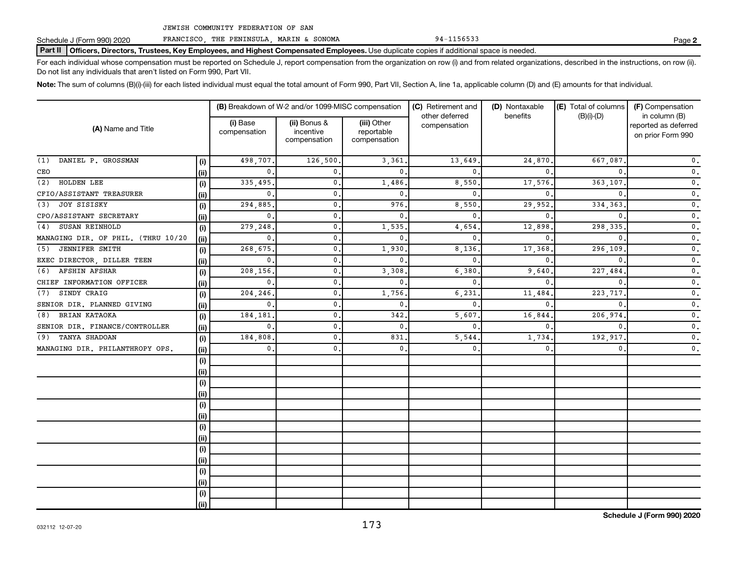JEWISH COMMUNITY FEDERATION OF SAN FRANCISCO, THE PENINSULA, MARIN & SONOMA    94-1156533

Schedule J (Form 990) 2020

## Part II Officers, Directors, Trustees, Key Employees, and Highest Compensated Employees. Use duplicate copies if additional space is needed.

For each individual whose compensation must be reported on Schedule J, report compensation from the organization on row (i) and from related organizations, described in the instructions, on row (ii). Do not list any individuals that aren't listed on Form 990, Part VII.

**Note:** The sum of columns (B)(i)-(iii) for each listed individual must equal the total amount of Form 990, Part VII, Section A, line 1a, applicable column (D) and (E) amounts for that individual.

| (A) Name and Title | | (B) Breakdown of W-2 and/or 1099-MISC compensation | | | (C) Retirement and other deferred compensation | (D) Nontaxable benefits | (E) Total of columns (B)(i)-(D) | (F) Compensation in column (B) reported as deferred on prior Form 990 |
|---|---|---|---|---|---|---|---|---|
| | | (i) Base compensation | (ii) Bonus & incentive compensation | (iii) Other reportable compensation | | | | |
| (1) DANIEL P. GROSSMAN | (i) | 498,707. | 126,500. | 3,361. | 13,649. | 24,870. | 667,087. | 0. |
| CEO | (ii) | 0. | 0. | 0. | 0. | 0. | 0. | 0. |
| (2) HOLDEN LEE | (i) | 335,495. | 0. | 1,486. | 8,550. | 17,576. | 363,107. | 0. |
| CFIO/ASSISTANT TREASURER | (ii) | 0. | 0. | 0. | 0. | 0. | 0. | 0. |
| (3) JOY SISISKY | (i) | 294,885. | 0. | 976. | 8,550. | 29,952. | 334,363. | 0. |
| CPO/ASSISTANT SECRETARY | (ii) | 0. | 0. | 0. | 0. | 0. | 0. | 0. |
| (4) SUSAN REINHOLD | (i) | 279,248. | 0. | 1,535. | 4,654. | 12,898. | 298,335. | 0. |
| MANAGING DIR. OF PHIL. (THRU 10/20 | (ii) | 0. | 0. | 0. | 0. | 0. | 0. | 0. |
| (5) JENNIFER SMITH | (i) | 268,675. | 0. | 1,930. | 8,136. | 17,368. | 296,109. | 0. |
| EXEC DIRECTOR, DILLER TEEN | (ii) | 0. | 0. | 0. | 0. | 0. | 0. | 0. |
| (6) AFSHIN AFSHAR | (i) | 208,156. | 0. | 3,308. | 6,380. | 9,640. | 227,484. | 0. |
| CHIEF INFORMATION OFFICER | (ii) | 0. | 0. | 0. | 0. | 0. | 0. | 0. |
| (7) SINDY CRAIG | (i) | 204,246. | 0. | 1,756. | 6,231. | 11,484. | 223,717. | 0. |
| SENIOR DIR. PLANNED GIVING | (ii) | 0. | 0. | 0. | 0. | 0. | 0. | 0. |
| (8) BRIAN KATAOKA | (i) | 184,181. | 0. | 342. | 5,607. | 16,844. | 206,974. | 0. |
| SENIOR DIR. FINANCE/CONTROLLER | (ii) | 0. | 0. | 0. | 0. | 0. | 0. | 0. |
| (9) TANYA SHADOAN | (i) | 184,808. | 0. | 831. | 5,544. | 1,734. | 192,917. | 0. |
| MANAGING DIR. PHILANTHROPY OPS. | (ii) | 0. | 0. | 0. | 0. | 0. | 0. | 0. |
| | (i) | | | | | | | |
| | (ii) | | | | | | | |
| | (i) | | | | | | | |
| | (ii) | | | | | | | |
| | (i) | | | | | | | |
| | (ii) | | | | | | | |
| | (i) | | | | | | | |
| | (ii) | | | | | | | |
| | (i) | | | | | | | |
| | (ii) | | | | | | | |
| | (i) | | | | | | | |
| | (ii) | | | | | | | |
| | (i) | | | | | | | |
| | (ii) | | | | | | | |

032112 12-07-20

**Schedule J (Form 990) 2020**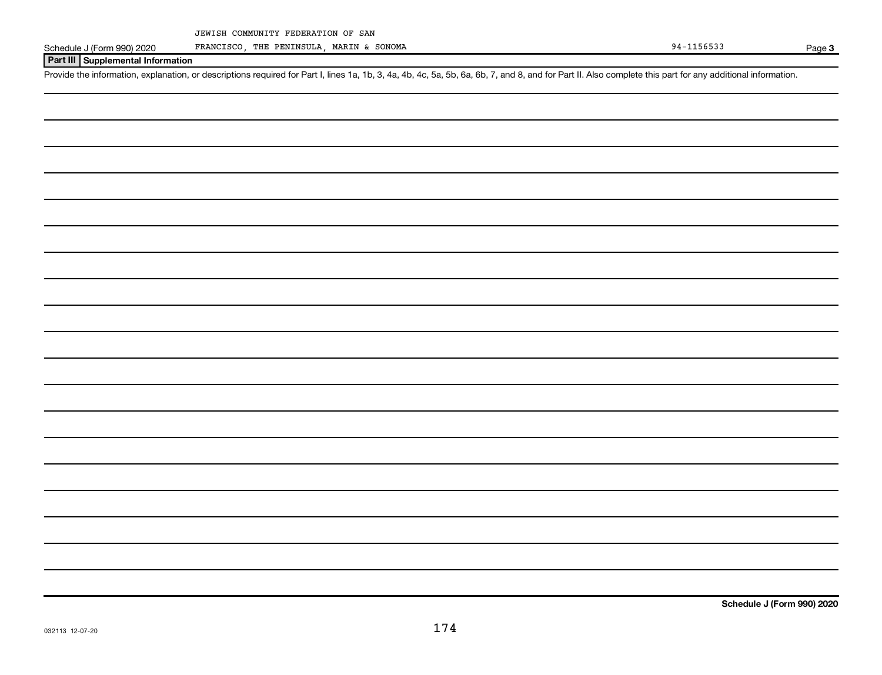JEWISH COMMUNITY FEDERATION OF SAN FRANCISCO, THE PENINSULA, MARIN & SONOMA

94-1156533

## Part III Supplemental Information

Provide the information, explanation, or descriptions required for Part I, lines 1a, 1b, 3, 4a, 4b, 4c, 5a, 5b, 6a, 6b, 7, and 8, and for Part II. Also complete this part for any additional information.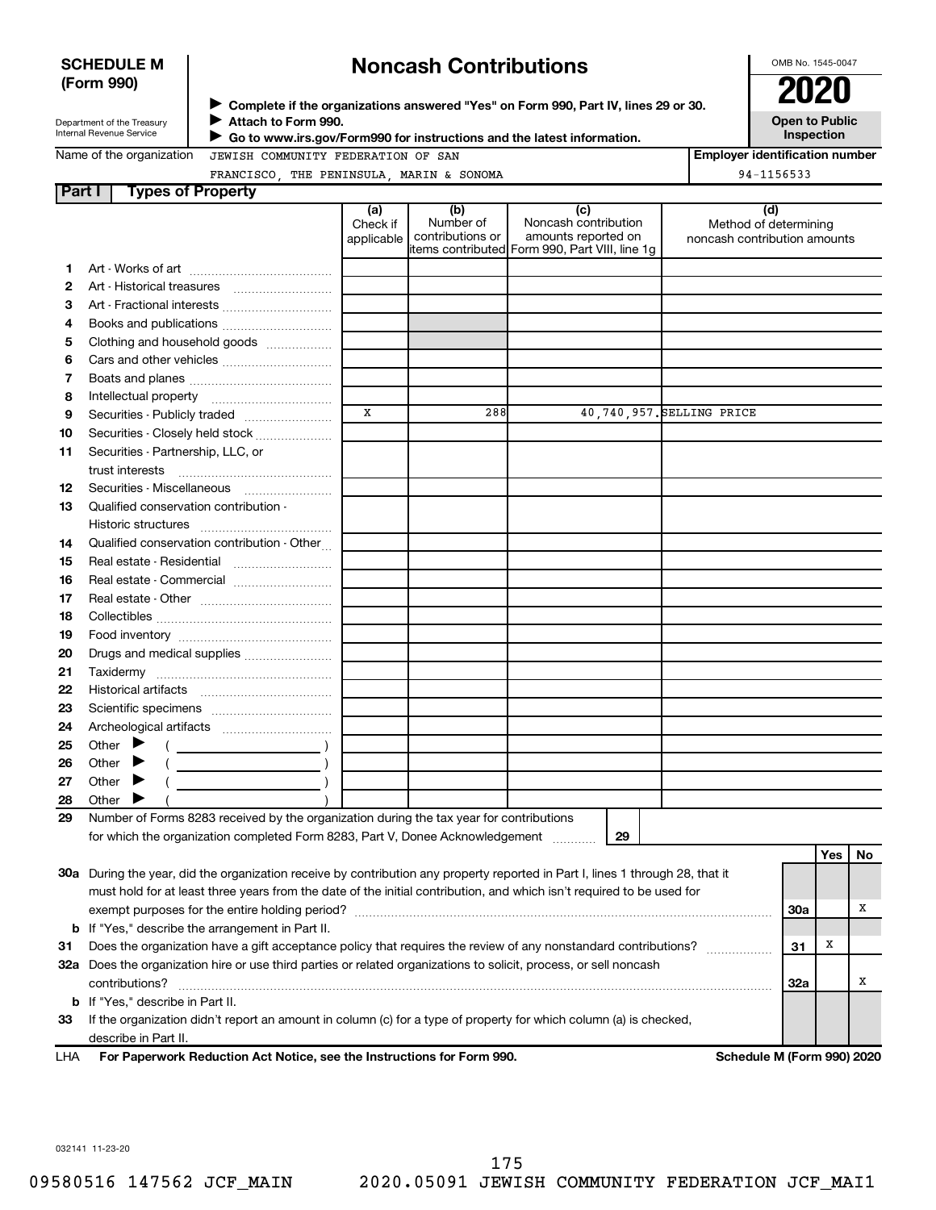**SCHEDULE M (Form 990)**

Department of the Treasury
Internal Revenue Service

# Noncash Contributions

▶ Complete if the organizations answered "Yes" on Form 990, Part IV, lines 29 or 30.
▶ Attach to Form 990.
▶ Go to www.irs.gov/Form990 for instructions and the latest information.

OMB No. 1545-0047

**2020**

**Open to Public Inspection**

Name of the organization: JEWISH COMMUNITY FEDERATION OF SAN FRANCISCO, THE PENINSULA, MARIN & SONOMA

Employer identification number: 94-1156533

## Part I Types of Property

| | | (a) Check if applicable | (b) Number of contributions or items contributed | (c) Noncash contribution amounts reported on Form 990, Part VIII, line 1g | (d) Method of determining noncash contribution amounts |
|---|---|---|---|---|---|
| 1 | Art - Works of art | | | | |
| 2 | Art - Historical treasures | | | | |
| 3 | Art - Fractional interests | | | | |
| 4 | Books and publications | | | | |
| 5 | Clothing and household goods | | | | |
| 6 | Cars and other vehicles | | | | |
| 7 | Boats and planes | | | | |
| 8 | Intellectual property | | | | |
| 9 | Securities - Publicly traded | X | 288 | 40,740,957. | SELLING PRICE |
| 10 | Securities - Closely held stock | | | | |
| 11 | Securities - Partnership, LLC, or trust interests | | | | |
| 12 | Securities - Miscellaneous | | | | |
| 13 | Qualified conservation contribution - Historic structures | | | | |
| 14 | Qualified conservation contribution - Other | | | | |
| 15 | Real estate - Residential | | | | |
| 16 | Real estate - Commercial | | | | |
| 17 | Real estate - Other | | | | |
| 18 | Collectibles | | | | |
| 19 | Food inventory | | | | |
| 20 | Drugs and medical supplies | | | | |
| 21 | Taxidermy | | | | |
| 22 | Historical artifacts | | | | |
| 23 | Scientific specimens | | | | |
| 24 | Archeological artifacts | | | | |
| 25 | Other ▶ ( ) | | | | |
| 26 | Other ▶ ( ) | | | | |
| 27 | Other ▶ ( ) | | | | |
| 28 | Other ▶ ( ) | | | | |

29 Number of Forms 8283 received by the organization during the tax year for contributions for which the organization completed Form 8283, Part V, Donee Acknowledgement ..... 29

| | | | Yes | No |
|---|---|---|---|---|
| 30a | During the year, did the organization receive by contribution any property reported in Part I, lines 1 through 28, that it must hold for at least three years from the date of the initial contribution, and which isn't required to be used for exempt purposes for the entire holding period? | 30a | | X |
| b | If "Yes," describe the arrangement in Part II. | | | |
| 31 | Does the organization have a gift acceptance policy that requires the review of any nonstandard contributions? | 31 | X | |
| 32a | Does the organization hire or use third parties or related organizations to solicit, process, or sell noncash contributions? | 32a | | X |
| b | If "Yes," describe in Part II. | | | |
| 33 | If the organization didn't report an amount in column (c) for a type of property for which column (a) is checked, describe in Part II. | | | |

LHA **For Paperwork Reduction Act Notice, see the Instructions for Form 990.** **Schedule M (Form 990) 2020**

032141 11-23-20

09580516 147562 JCF_MAIN 2020.05091 JEWISH COMMUNITY FEDERATION JCF_MAI1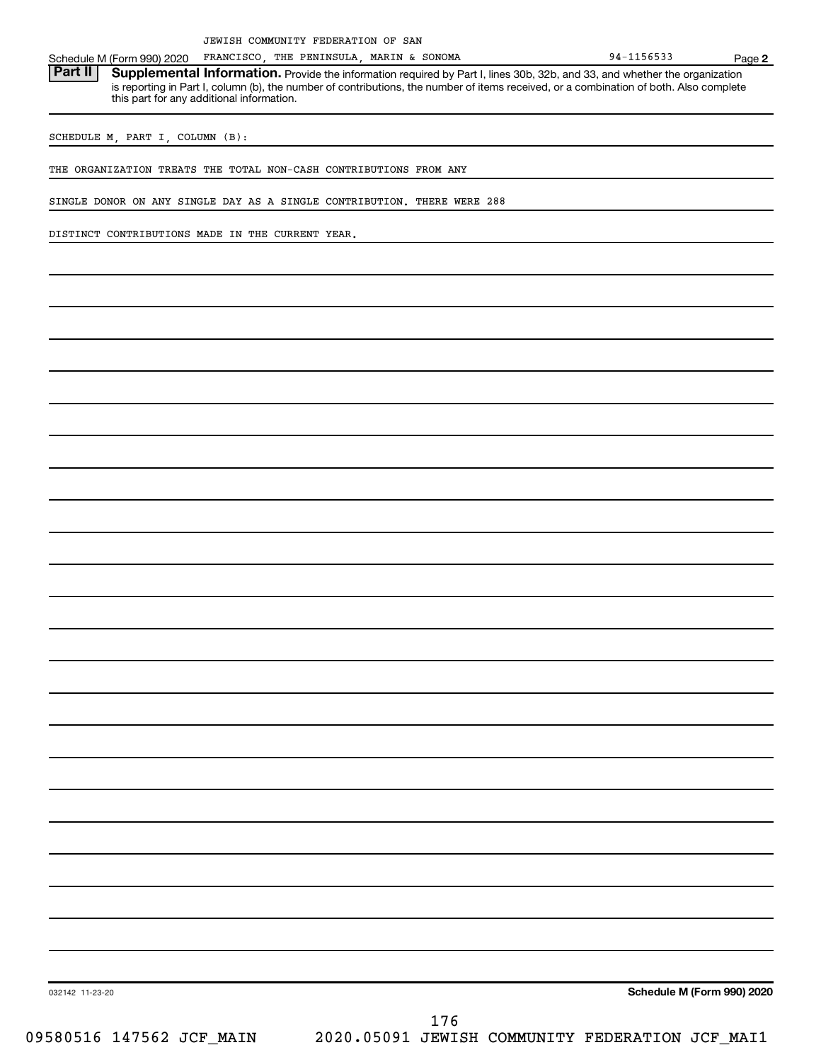JEWISH COMMUNITY FEDERATION OF SAN

Schedule M (Form 990) 2020 FRANCISCO, THE PENINSULA, MARIN & SONOMA 94-1156533 Page **2**

**Part II** **Supplemental Information.** Provide the information required by Part I, lines 30b, 32b, and 33, and whether the organization is reporting in Part I, column (b), the number of contributions, the number of items received, or a combination of both. Also complete this part for any additional information.

SCHEDULE M, PART I, COLUMN (B):

THE ORGANIZATION TREATS THE TOTAL NON-CASH CONTRIBUTIONS FROM ANY SINGLE DONOR ON ANY SINGLE DAY AS A SINGLE CONTRIBUTION. THERE WERE 288 DISTINCT CONTRIBUTIONS MADE IN THE CURRENT YEAR.

032142 11-23-20 **Schedule M (Form 990) 2020**

09580516 147562 JCF_MAIN 2020.05091 JEWISH COMMUNITY FEDERATION JCF_MAI1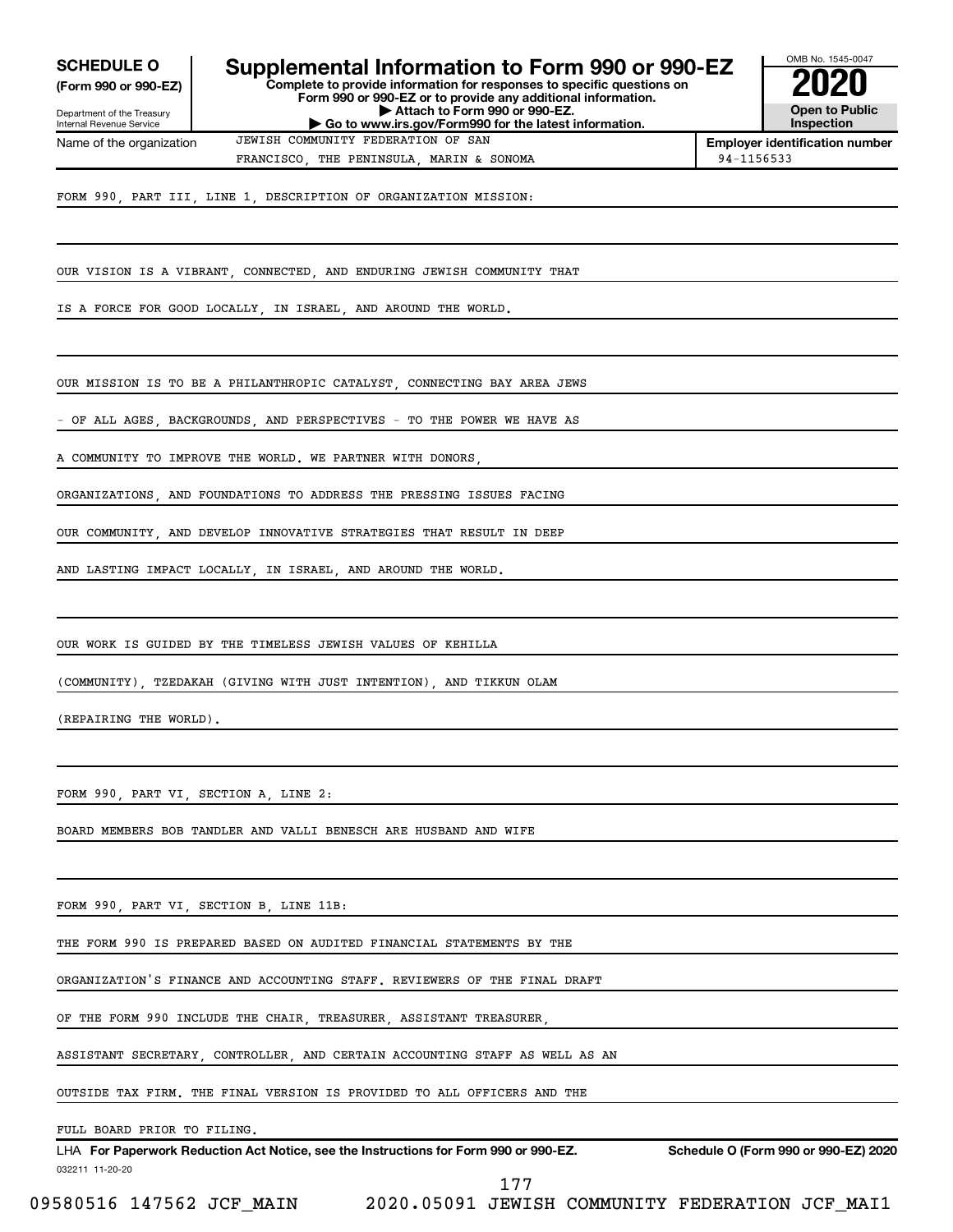**SCHEDULE O**
**(Form 990 or 990-EZ)**

Department of the Treasury
Internal Revenue Service

# Supplemental Information to Form 990 or 990-EZ

**Complete to provide information for responses to specific questions on Form 990 or 990-EZ or to provide any additional information.**
**▶ Attach to Form 990 or 990-EZ.**
**▶ Go to www.irs.gov/Form990 for the latest information.**

OMB No. 1545-0047
**2020**
**Open to Public Inspection**

Name of the organization: JEWISH COMMUNITY FEDERATION OF SAN FRANCISCO, THE PENINSULA, MARIN & SONOMA

**Employer identification number:** 94-1156533

FORM 990, PART III, LINE 1, DESCRIPTION OF ORGANIZATION MISSION:

OUR VISION IS A VIBRANT, CONNECTED, AND ENDURING JEWISH COMMUNITY THAT IS A FORCE FOR GOOD LOCALLY, IN ISRAEL, AND AROUND THE WORLD.

OUR MISSION IS TO BE A PHILANTHROPIC CATALYST, CONNECTING BAY AREA JEWS - OF ALL AGES, BACKGROUNDS, AND PERSPECTIVES - TO THE POWER WE HAVE AS A COMMUNITY TO IMPROVE THE WORLD. WE PARTNER WITH DONORS, ORGANIZATIONS, AND FOUNDATIONS TO ADDRESS THE PRESSING ISSUES FACING OUR COMMUNITY, AND DEVELOP INNOVATIVE STRATEGIES THAT RESULT IN DEEP AND LASTING IMPACT LOCALLY, IN ISRAEL, AND AROUND THE WORLD.

OUR WORK IS GUIDED BY THE TIMELESS JEWISH VALUES OF KEHILLA (COMMUNITY), TZEDAKAH (GIVING WITH JUST INTENTION), AND TIKKUN OLAM (REPAIRING THE WORLD).

FORM 990, PART VI, SECTION A, LINE 2:

BOARD MEMBERS BOB TANDLER AND VALLI BENESCH ARE HUSBAND AND WIFE

FORM 990, PART VI, SECTION B, LINE 11B:

THE FORM 990 IS PREPARED BASED ON AUDITED FINANCIAL STATEMENTS BY THE ORGANIZATION'S FINANCE AND ACCOUNTING STAFF. REVIEWERS OF THE FINAL DRAFT OF THE FORM 990 INCLUDE THE CHAIR, TREASURER, ASSISTANT TREASURER, ASSISTANT SECRETARY, CONTROLLER, AND CERTAIN ACCOUNTING STAFF AS WELL AS AN OUTSIDE TAX FIRM. THE FINAL VERSION IS PROVIDED TO ALL OFFICERS AND THE FULL BOARD PRIOR TO FILING.

LHA **For Paperwork Reduction Act Notice, see the Instructions for Form 990 or 990-EZ.** **Schedule O (Form 990 or 990-EZ) 2020**

032211 11-20-20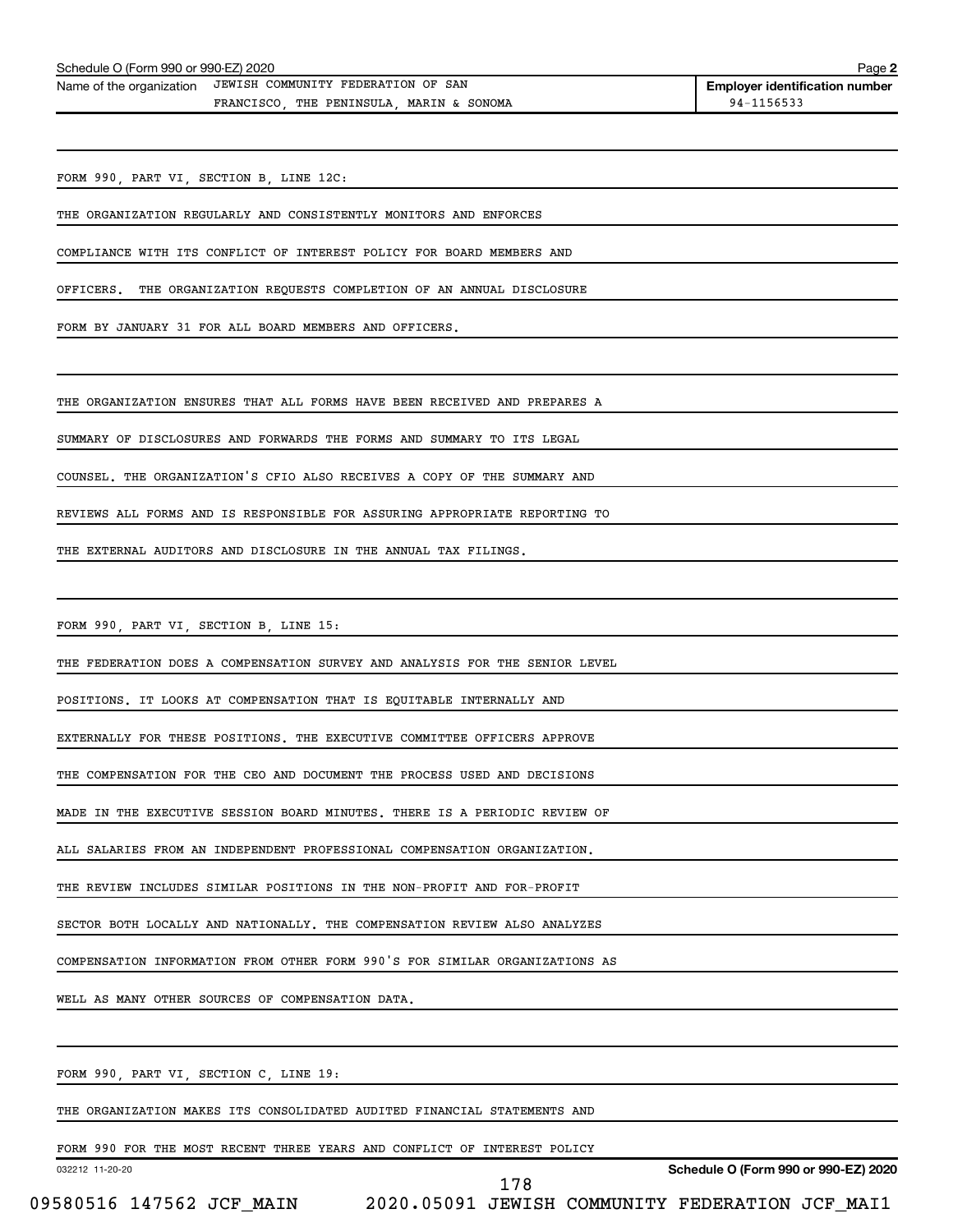FORM 990, PART VI, SECTION B, LINE 12C:

THE ORGANIZATION REGULARLY AND CONSISTENTLY MONITORS AND ENFORCES COMPLIANCE WITH ITS CONFLICT OF INTEREST POLICY FOR BOARD MEMBERS AND OFFICERS. THE ORGANIZATION REQUESTS COMPLETION OF AN ANNUAL DISCLOSURE FORM BY JANUARY 31 FOR ALL BOARD MEMBERS AND OFFICERS.

THE ORGANIZATION ENSURES THAT ALL FORMS HAVE BEEN RECEIVED AND PREPARES A SUMMARY OF DISCLOSURES AND FORWARDS THE FORMS AND SUMMARY TO ITS LEGAL COUNSEL. THE ORGANIZATION'S CFIO ALSO RECEIVES A COPY OF THE SUMMARY AND REVIEWS ALL FORMS AND IS RESPONSIBLE FOR ASSURING APPROPRIATE REPORTING TO THE EXTERNAL AUDITORS AND DISCLOSURE IN THE ANNUAL TAX FILINGS.

FORM 990, PART VI, SECTION B, LINE 15:

THE FEDERATION DOES A COMPENSATION SURVEY AND ANALYSIS FOR THE SENIOR LEVEL POSITIONS. IT LOOKS AT COMPENSATION THAT IS EQUITABLE INTERNALLY AND EXTERNALLY FOR THESE POSITIONS. THE EXECUTIVE COMMITTEE OFFICERS APPROVE THE COMPENSATION FOR THE CEO AND DOCUMENT THE PROCESS USED AND DECISIONS MADE IN THE EXECUTIVE SESSION BOARD MINUTES. THERE IS A PERIODIC REVIEW OF ALL SALARIES FROM AN INDEPENDENT PROFESSIONAL COMPENSATION ORGANIZATION. THE REVIEW INCLUDES SIMILAR POSITIONS IN THE NON-PROFIT AND FOR-PROFIT SECTOR BOTH LOCALLY AND NATIONALLY. THE COMPENSATION REVIEW ALSO ANALYZES COMPENSATION INFORMATION FROM OTHER FORM 990'S FOR SIMILAR ORGANIZATIONS AS WELL AS MANY OTHER SOURCES OF COMPENSATION DATA.

FORM 990, PART VI, SECTION C, LINE 19:

THE ORGANIZATION MAKES ITS CONSOLIDATED AUDITED FINANCIAL STATEMENTS AND FORM 990 FOR THE MOST RECENT THREE YEARS AND CONFLICT OF INTEREST POLICY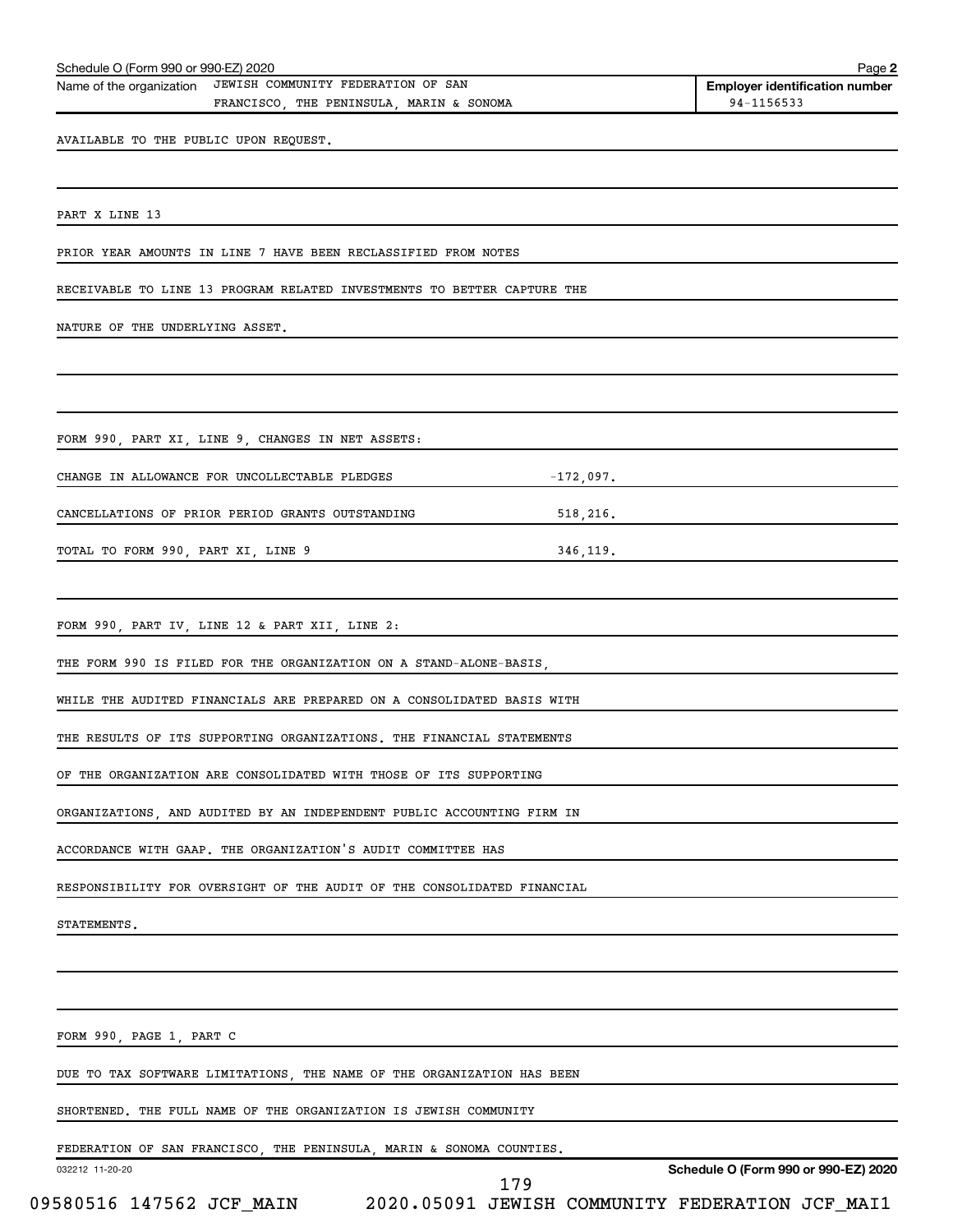Schedule O (Form 990 or 990-EZ) 2020

Name of the organization: JEWISH COMMUNITY FEDERATION OF SAN FRANCISCO, THE PENINSULA, MARIN & SONOMA

**Employer identification number** 94-1156533

AVAILABLE TO THE PUBLIC UPON REQUEST.

PART X LINE 13

PRIOR YEAR AMOUNTS IN LINE 7 HAVE BEEN RECLASSIFIED FROM NOTES RECEIVABLE TO LINE 13 PROGRAM RELATED INVESTMENTS TO BETTER CAPTURE THE NATURE OF THE UNDERLYING ASSET.

FORM 990, PART XI, LINE 9, CHANGES IN NET ASSETS:

| | |
|---|---|
| CHANGE IN ALLOWANCE FOR UNCOLLECTABLE PLEDGES | -172,097. |
| CANCELLATIONS OF PRIOR PERIOD GRANTS OUTSTANDING | 518,216. |
| TOTAL TO FORM 990, PART XI, LINE 9 | 346,119. |

FORM 990, PART IV, LINE 12 & PART XII, LINE 2:

THE FORM 990 IS FILED FOR THE ORGANIZATION ON A STAND-ALONE-BASIS, WHILE THE AUDITED FINANCIALS ARE PREPARED ON A CONSOLIDATED BASIS WITH THE RESULTS OF ITS SUPPORTING ORGANIZATIONS. THE FINANCIAL STATEMENTS OF THE ORGANIZATION ARE CONSOLIDATED WITH THOSE OF ITS SUPPORTING ORGANIZATIONS, AND AUDITED BY AN INDEPENDENT PUBLIC ACCOUNTING FIRM IN ACCORDANCE WITH GAAP. THE ORGANIZATION'S AUDIT COMMITTEE HAS RESPONSIBILITY FOR OVERSIGHT OF THE AUDIT OF THE CONSOLIDATED FINANCIAL STATEMENTS.

FORM 990, PAGE 1, PART C

DUE TO TAX SOFTWARE LIMITATIONS, THE NAME OF THE ORGANIZATION HAS BEEN SHORTENED. THE FULL NAME OF THE ORGANIZATION IS JEWISH COMMUNITY FEDERATION OF SAN FRANCISCO, THE PENINSULA, MARIN & SONOMA COUNTIES.

032212 11-20-20

**Schedule O (Form 990 or 990-EZ) 2020**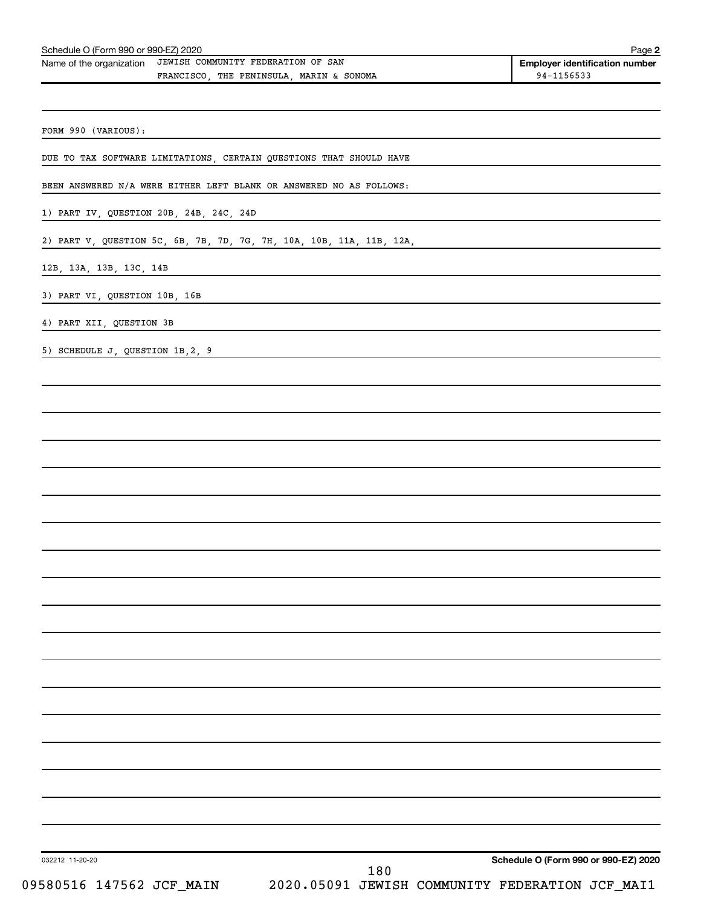Schedule O (Form 990 or 990-EZ) 2020 Page **2**

| Name of the organization | Employer identification number |
|---|---|
| JEWISH COMMUNITY FEDERATION OF SAN FRANCISCO, THE PENINSULA, MARIN & SONOMA | 94-1156533 |

FORM 990 (VARIOUS):

DUE TO TAX SOFTWARE LIMITATIONS, CERTAIN QUESTIONS THAT SHOULD HAVE BEEN ANSWERED N/A WERE EITHER LEFT BLANK OR ANSWERED NO AS FOLLOWS:

1) PART IV, QUESTION 20B, 24B, 24C, 24D

2) PART V, QUESTION 5C, 6B, 7B, 7D, 7G, 7H, 10A, 10B, 11A, 11B, 12A, 12B, 13A, 13B, 13C, 14B

3) PART VI, QUESTION 10B, 16B

4) PART XII, QUESTION 3B

5) SCHEDULE J, QUESTION 1B,2, 9

032212 11-20-20 **Schedule O (Form 990 or 990-EZ) 2020**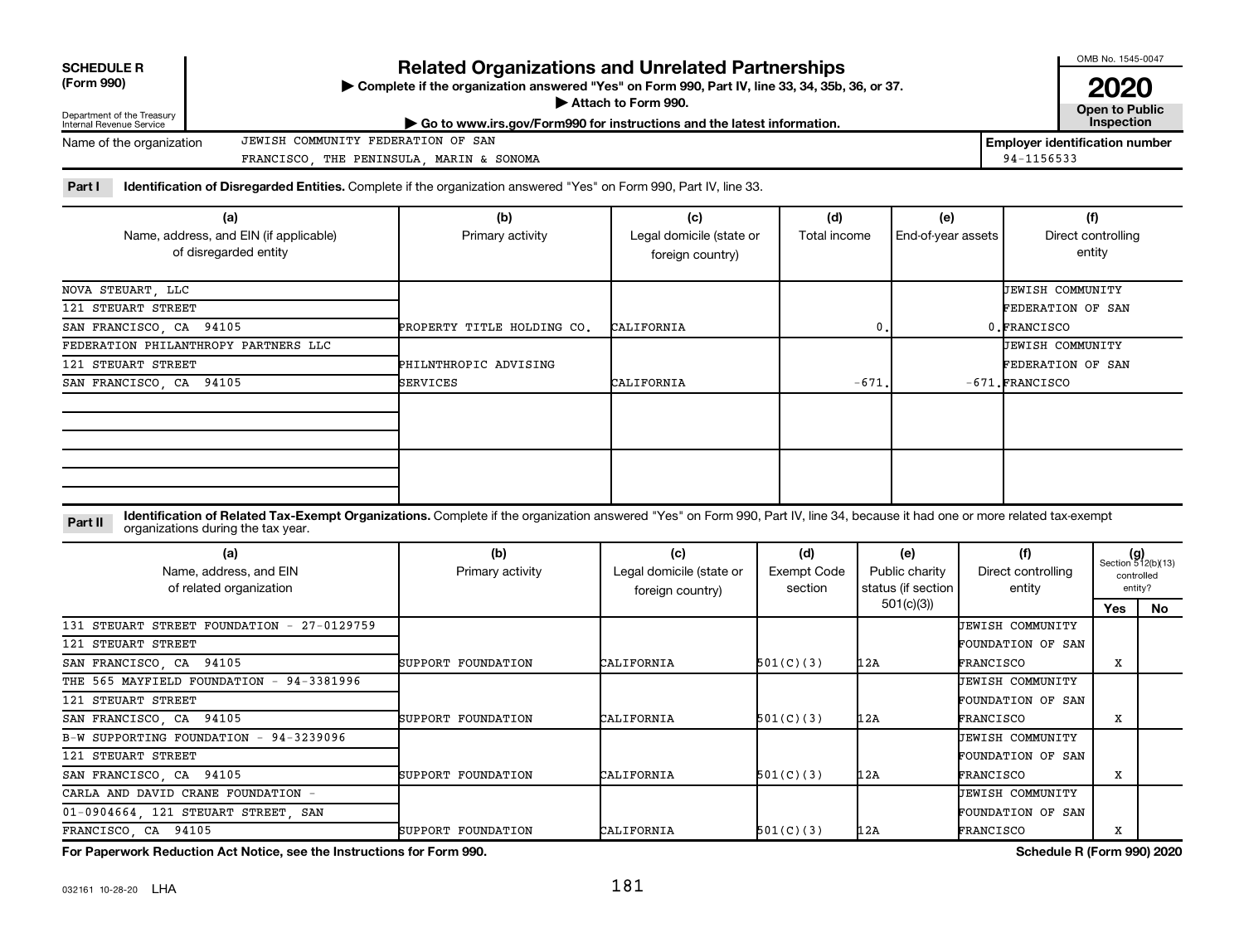**SCHEDULE R (Form 990)**

Department of the Treasury Internal Revenue Service

# Related Organizations and Unrelated Partnerships

▶ Complete if the organization answered "Yes" on Form 990, Part IV, line 33, 34, 35b, 36, or 37.

▶ Attach to Form 990.

▶ Go to www.irs.gov/Form990 for instructions and the latest information.

OMB No. 1545-0047

**2020**

**Open to Public Inspection**

Name of the organization: JEWISH COMMUNITY FEDERATION OF SAN FRANCISCO, THE PENINSULA, MARIN & SONOMA

Employer identification number: 94-1156533

**Part I Identification of Disregarded Entities.** Complete if the organization answered "Yes" on Form 990, Part IV, line 33.

| (a) Name, address, and EIN (if applicable) of disregarded entity | (b) Primary activity | (c) Legal domicile (state or foreign country) | (d) Total income | (e) End-of-year assets | (f) Direct controlling entity |
|---|---|---|---|---|---|
| NOVA STEUART, LLC 121 STEUART STREET SAN FRANCISCO, CA 94105 | PROPERTY TITLE HOLDING CO. | CALIFORNIA | 0. | 0. | JEWISH COMMUNITY FEDERATION OF SAN FRANCISCO |
| FEDERATION PHILANTHROPY PARTNERS LLC 121 STEUART STREET SAN FRANCISCO, CA 94105 | PHILNTHROPIC ADVISING SERVICES | CALIFORNIA | -671. | -671. | JEWISH COMMUNITY FEDERATION OF SAN FRANCISCO |
| | | | | | |
| | | | | | |

**Part II Identification of Related Tax-Exempt Organizations.** Complete if the organization answered "Yes" on Form 990, Part IV, line 34, because it had one or more related tax-exempt organizations during the tax year.

| (a) Name, address, and EIN of related organization | (b) Primary activity | (c) Legal domicile (state or foreign country) | (d) Exempt Code section | (e) Public charity status (if section 501(c)(3)) | (f) Direct controlling entity | (g) Section 512(b)(13) controlled entity? Yes | No |
|---|---|---|---|---|---|---|---|
| 131 STEUART STREET FOUNDATION - 27-0129759 121 STEUART STREET SAN FRANCISCO, CA 94105 | SUPPORT FOUNDATION | CALIFORNIA | 501(C)(3) | 12A | JEWISH COMMUNITY FOUNDATION OF SAN FRANCISCO | X | |
| THE 565 MAYFIELD FOUNDATION - 94-3381996 121 STEUART STREET SAN FRANCISCO, CA 94105 | SUPPORT FOUNDATION | CALIFORNIA | 501(C)(3) | 12A | JEWISH COMMUNITY FOUNDATION OF SAN FRANCISCO | X | |
| B-W SUPPORTING FOUNDATION - 94-3239096 121 STEUART STREET SAN FRANCISCO, CA 94105 | SUPPORT FOUNDATION | CALIFORNIA | 501(C)(3) | 12A | JEWISH COMMUNITY FOUNDATION OF SAN FRANCISCO | X | |
| CARLA AND DAVID CRANE FOUNDATION - 01-0904664, 121 STEUART STREET, SAN FRANCISCO, CA 94105 | SUPPORT FOUNDATION | CALIFORNIA | 501(C)(3) | 12A | JEWISH COMMUNITY FOUNDATION OF SAN FRANCISCO | X | |

**For Paperwork Reduction Act Notice, see the Instructions for Form 990.** **Schedule R (Form 990) 2020**

032161 10-28-20 LHA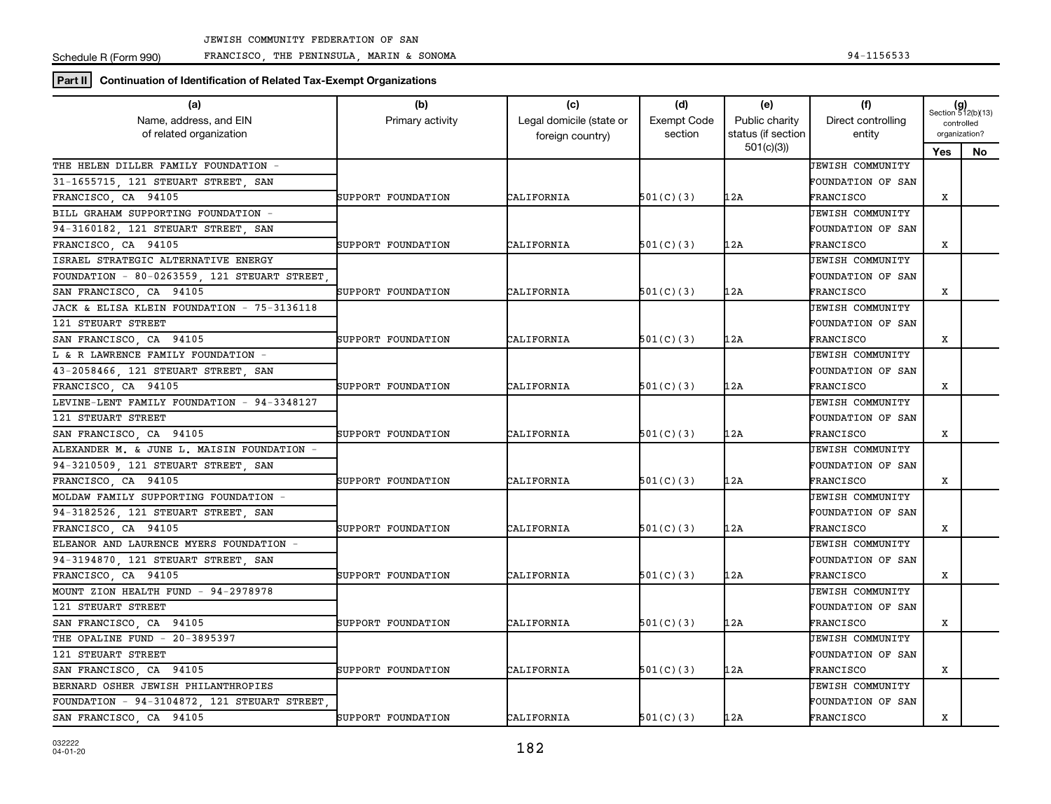Schedule R (Form 990) JEWISH COMMUNITY FEDERATION OF SAN FRANCISCO, THE PENINSULA, MARIN & SONOMA 94-1156533

**Part II** **Continuation of Identification of Related Tax-Exempt Organizations**

| (a) Name, address, and EIN of related organization | (b) Primary activity | (c) Legal domicile (state or foreign country) | (d) Exempt Code section | (e) Public charity status (if section 501(c)(3)) | (f) Direct controlling entity | (g) Section 512(b)(13) controlled organization? Yes | No |
|---|---|---|---|---|---|---|---|
| THE HELEN DILLER FAMILY FOUNDATION - 31-1655715, 121 STEUART STREET, SAN FRANCISCO, CA 94105 | SUPPORT FOUNDATION | CALIFORNIA | 501(C)(3) | 12A | JEWISH COMMUNITY FOUNDATION OF SAN FRANCISCO | X | |
| BILL GRAHAM SUPPORTING FOUNDATION - 94-3160182, 121 STEUART STREET, SAN FRANCISCO, CA 94105 | SUPPORT FOUNDATION | CALIFORNIA | 501(C)(3) | 12A | JEWISH COMMUNITY FOUNDATION OF SAN FRANCISCO | X | |
| ISRAEL STRATEGIC ALTERNATIVE ENERGY FOUNDATION - 80-0263559, 121 STEUART STREET, SAN FRANCISCO, CA 94105 | SUPPORT FOUNDATION | CALIFORNIA | 501(C)(3) | 12A | JEWISH COMMUNITY FOUNDATION OF SAN FRANCISCO | X | |
| JACK & ELISA KLEIN FOUNDATION - 75-3136118 121 STEUART STREET SAN FRANCISCO, CA 94105 | SUPPORT FOUNDATION | CALIFORNIA | 501(C)(3) | 12A | JEWISH COMMUNITY FOUNDATION OF SAN FRANCISCO | X | |
| L & R LAWRENCE FAMILY FOUNDATION - 43-2058466, 121 STEUART STREET, SAN FRANCISCO, CA 94105 | SUPPORT FOUNDATION | CALIFORNIA | 501(C)(3) | 12A | JEWISH COMMUNITY FOUNDATION OF SAN FRANCISCO | X | |
| LEVINE-LENT FAMILY FOUNDATION - 94-3348127 121 STEUART STREET SAN FRANCISCO, CA 94105 | SUPPORT FOUNDATION | CALIFORNIA | 501(C)(3) | 12A | JEWISH COMMUNITY FOUNDATION OF SAN FRANCISCO | X | |
| ALEXANDER M. & JUNE L. MAISIN FOUNDATION - 94-3210509, 121 STEUART STREET, SAN FRANCISCO, CA 94105 | SUPPORT FOUNDATION | CALIFORNIA | 501(C)(3) | 12A | JEWISH COMMUNITY FOUNDATION OF SAN FRANCISCO | X | |
| MOLDAW FAMILY SUPPORTING FOUNDATION - 94-3182526, 121 STEUART STREET, SAN FRANCISCO, CA 94105 | SUPPORT FOUNDATION | CALIFORNIA | 501(C)(3) | 12A | JEWISH COMMUNITY FOUNDATION OF SAN FRANCISCO | X | |
| ELEANOR AND LAURENCE MYERS FOUNDATION - 94-3194870, 121 STEUART STREET, SAN FRANCISCO, CA 94105 | SUPPORT FOUNDATION | CALIFORNIA | 501(C)(3) | 12A | JEWISH COMMUNITY FOUNDATION OF SAN FRANCISCO | X | |
| MOUNT ZION HEALTH FUND - 94-2978978 121 STEUART STREET SAN FRANCISCO, CA 94105 | SUPPORT FOUNDATION | CALIFORNIA | 501(C)(3) | 12A | JEWISH COMMUNITY FOUNDATION OF SAN FRANCISCO | X | |
| THE OPALINE FUND - 20-3895397 121 STEUART STREET SAN FRANCISCO, CA 94105 | SUPPORT FOUNDATION | CALIFORNIA | 501(C)(3) | 12A | JEWISH COMMUNITY FOUNDATION OF SAN FRANCISCO | X | |
| BERNARD OSHER JEWISH PHILANTHROPIES FOUNDATION - 94-3104872, 121 STEUART STREET, SAN FRANCISCO, CA 94105 | SUPPORT FOUNDATION | CALIFORNIA | 501(C)(3) | 12A | JEWISH COMMUNITY FOUNDATION OF SAN FRANCISCO | X | |

032222 04-01-20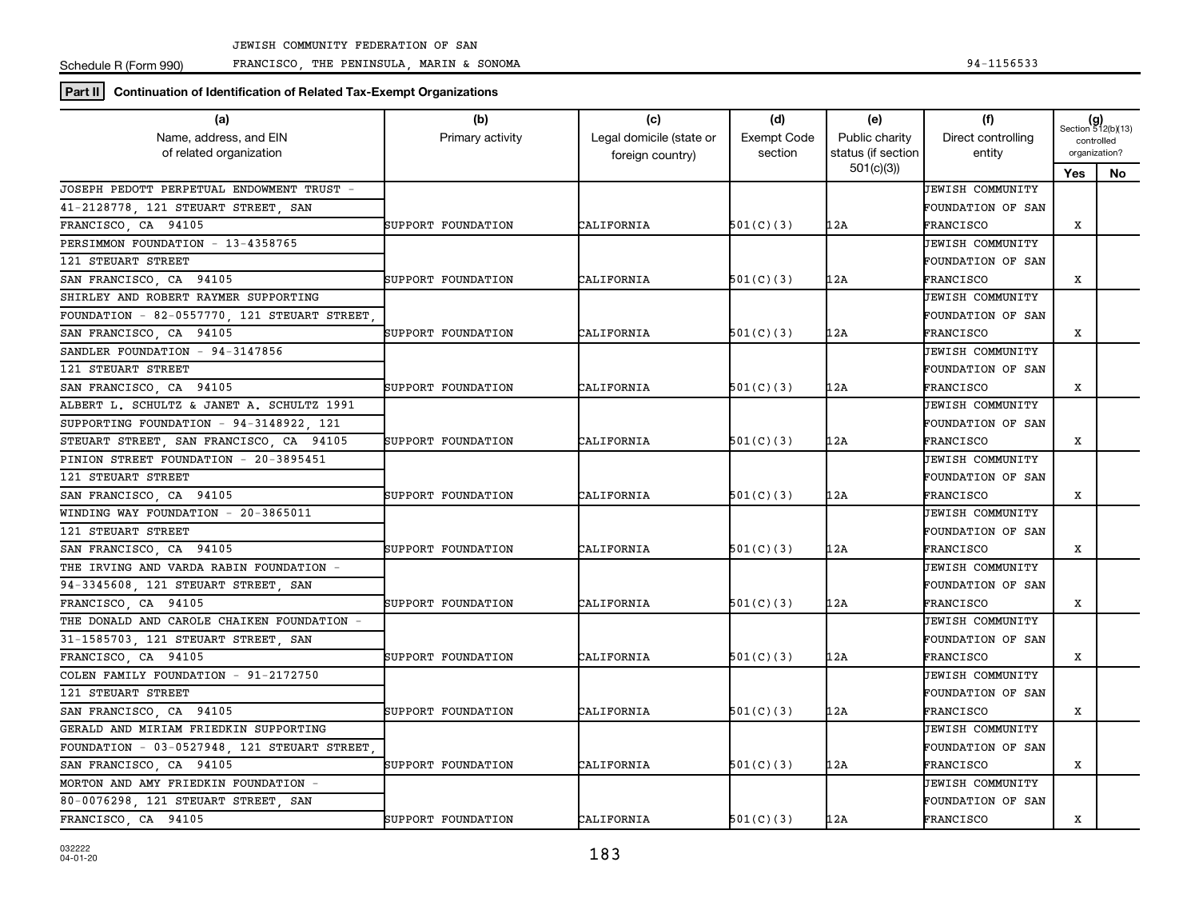JEWISH COMMUNITY FEDERATION OF SAN

Schedule R (Form 990) FRANCISCO, THE PENINSULA, MARIN & SONOMA 94-1156533

**Part II** Continuation of Identification of Related Tax-Exempt Organizations

| (a) Name, address, and EIN of related organization | (b) Primary activity | (c) Legal domicile (state or foreign country) | (d) Exempt Code section | (e) Public charity status (if section 501(c)(3)) | (f) Direct controlling entity | (g) Section 512(b)(13) controlled organization? Yes | No |
|---|---|---|---|---|---|---|---|
| JOSEPH PEDOTT PERPETUAL ENDOWMENT TRUST - 41-2128778, 121 STEUART STREET, SAN FRANCISCO, CA 94105 | SUPPORT FOUNDATION | CALIFORNIA | 501(C)(3) | 12A | JEWISH COMMUNITY FOUNDATION OF SAN FRANCISCO | X | |
| PERSIMMON FOUNDATION - 13-4358765 121 STEUART STREET SAN FRANCISCO, CA 94105 | SUPPORT FOUNDATION | CALIFORNIA | 501(C)(3) | 12A | JEWISH COMMUNITY FOUNDATION OF SAN FRANCISCO | X | |
| SHIRLEY AND ROBERT RAYMER SUPPORTING FOUNDATION - 82-0557770, 121 STEUART STREET, SAN FRANCISCO, CA 94105 | SUPPORT FOUNDATION | CALIFORNIA | 501(C)(3) | 12A | JEWISH COMMUNITY FOUNDATION OF SAN FRANCISCO | X | |
| SANDLER FOUNDATION - 94-3147856 121 STEUART STREET SAN FRANCISCO, CA 94105 | SUPPORT FOUNDATION | CALIFORNIA | 501(C)(3) | 12A | JEWISH COMMUNITY FOUNDATION OF SAN FRANCISCO | X | |
| ALBERT L. SCHULTZ & JANET A. SCHULTZ 1991 SUPPORTING FOUNDATION - 94-3148922, 121 STEUART STREET, SAN FRANCISCO, CA 94105 | SUPPORT FOUNDATION | CALIFORNIA | 501(C)(3) | 12A | JEWISH COMMUNITY FOUNDATION OF SAN FRANCISCO | X | |
| PINION STREET FOUNDATION - 20-3895451 121 STEUART STREET SAN FRANCISCO, CA 94105 | SUPPORT FOUNDATION | CALIFORNIA | 501(C)(3) | 12A | JEWISH COMMUNITY FOUNDATION OF SAN FRANCISCO | X | |
| WINDING WAY FOUNDATION - 20-3865011 121 STEUART STREET SAN FRANCISCO, CA 94105 | SUPPORT FOUNDATION | CALIFORNIA | 501(C)(3) | 12A | JEWISH COMMUNITY FOUNDATION OF SAN FRANCISCO | X | |
| THE IRVING AND VARDA RABIN FOUNDATION - 94-3345608, 121 STEUART STREET, SAN FRANCISCO, CA 94105 | SUPPORT FOUNDATION | CALIFORNIA | 501(C)(3) | 12A | JEWISH COMMUNITY FOUNDATION OF SAN FRANCISCO | X | |
| THE DONALD AND CAROLE CHAIKEN FOUNDATION - 31-1585703, 121 STEUART STREET, SAN FRANCISCO, CA 94105 | SUPPORT FOUNDATION | CALIFORNIA | 501(C)(3) | 12A | JEWISH COMMUNITY FOUNDATION OF SAN FRANCISCO | X | |
| COLEN FAMILY FOUNDATION - 91-2172750 121 STEUART STREET SAN FRANCISCO, CA 94105 | SUPPORT FOUNDATION | CALIFORNIA | 501(C)(3) | 12A | JEWISH COMMUNITY FOUNDATION OF SAN FRANCISCO | X | |
| GERALD AND MIRIAM FRIEDKIN SUPPORTING FOUNDATION - 03-0527948, 121 STEUART STREET, SAN FRANCISCO, CA 94105 | SUPPORT FOUNDATION | CALIFORNIA | 501(C)(3) | 12A | JEWISH COMMUNITY FOUNDATION OF SAN FRANCISCO | X | |
| MORTON AND AMY FRIEDKIN FOUNDATION - 80-0076298, 121 STEUART STREET, SAN FRANCISCO, CA 94105 | SUPPORT FOUNDATION | CALIFORNIA | 501(C)(3) | 12A | JEWISH COMMUNITY FOUNDATION OF SAN FRANCISCO | X | |

032222
04-01-20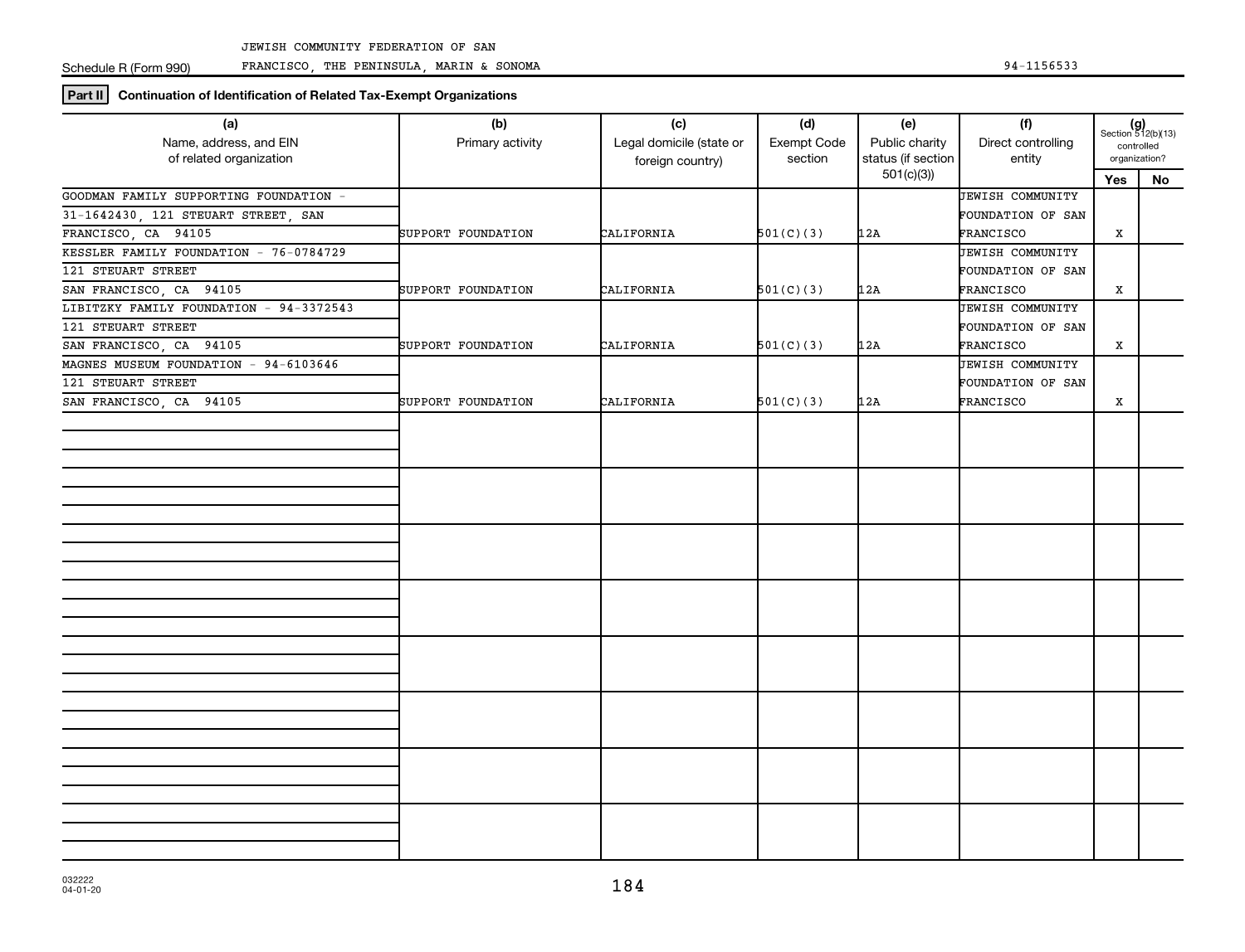Schedule R (Form 990) JEWISH COMMUNITY FEDERATION OF SAN FRANCISCO, THE PENINSULA, MARIN & SONOMA 94-1156533

**Part II** **Continuation of Identification of Related Tax-Exempt Organizations**

| (a) Name, address, and EIN of related organization | (b) Primary activity | (c) Legal domicile (state or foreign country) | (d) Exempt Code section | (e) Public charity status (if section 501(c)(3)) | (f) Direct controlling entity | (g) Section 512(b)(13) controlled organization? Yes | No |
|---|---|---|---|---|---|---|---|
| GOODMAN FAMILY SUPPORTING FOUNDATION - 31-1642430, 121 STEUART STREET, SAN FRANCISCO, CA 94105 | SUPPORT FOUNDATION | CALIFORNIA | 501(C)(3) | 12A | JEWISH COMMUNITY FOUNDATION OF SAN FRANCISCO | X | |
| KESSLER FAMILY FOUNDATION - 76-0784729 121 STEUART STREET SAN FRANCISCO, CA 94105 | SUPPORT FOUNDATION | CALIFORNIA | 501(C)(3) | 12A | JEWISH COMMUNITY FOUNDATION OF SAN FRANCISCO | X | |
| LIBITZKY FAMILY FOUNDATION - 94-3372543 121 STEUART STREET SAN FRANCISCO, CA 94105 | SUPPORT FOUNDATION | CALIFORNIA | 501(C)(3) | 12A | JEWISH COMMUNITY FOUNDATION OF SAN FRANCISCO | X | |
| MAGNES MUSEUM FOUNDATION - 94-6103646 121 STEUART STREET SAN FRANCISCO, CA 94105 | SUPPORT FOUNDATION | CALIFORNIA | 501(C)(3) | 12A | JEWISH COMMUNITY FOUNDATION OF SAN FRANCISCO | X | |

032222 04-01-20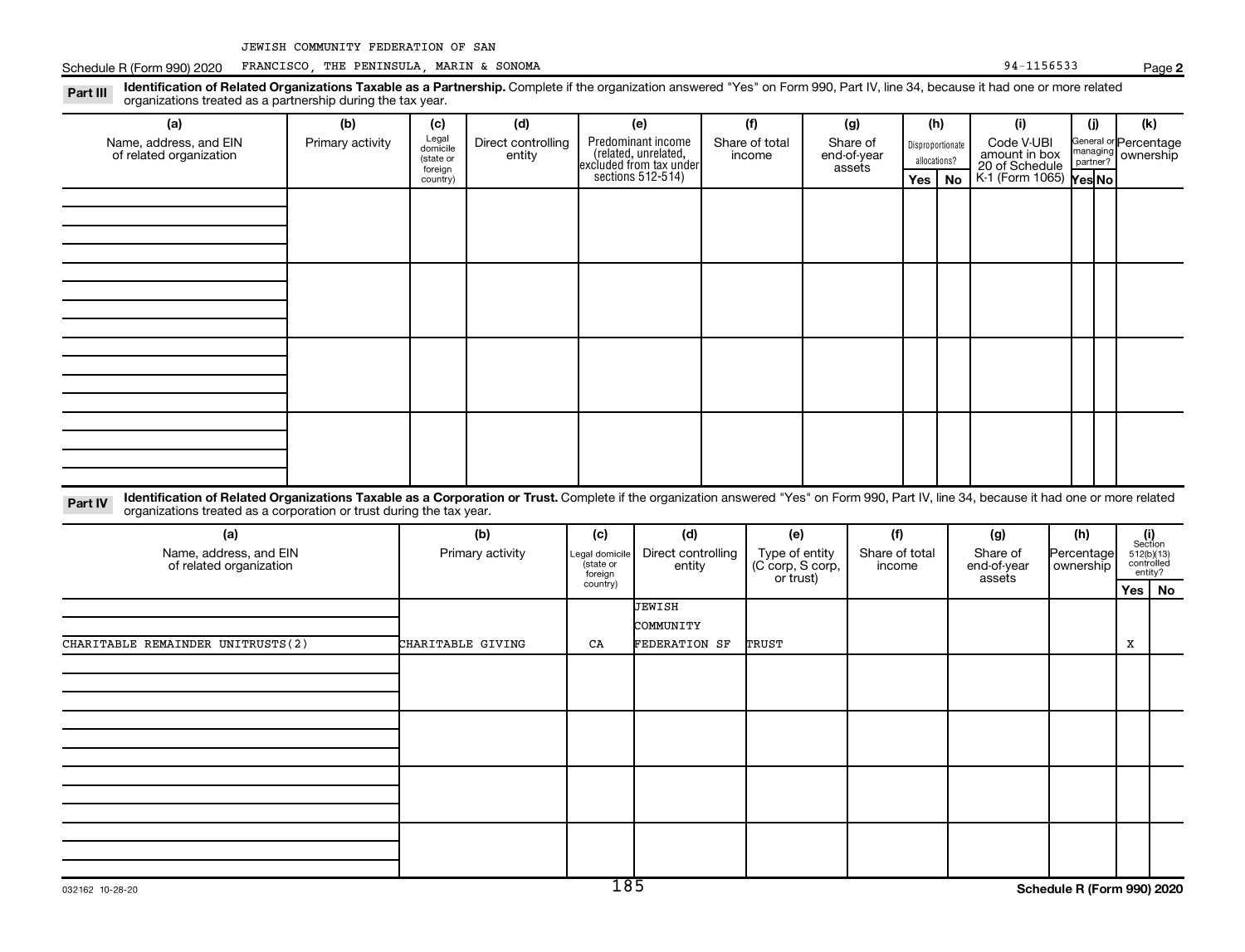JEWISH COMMUNITY FEDERATION OF SAN FRANCISCO, THE PENINSULA, MARIN & SONOMA 94-1156533

Schedule R (Form 990) 2020

**Part III** **Identification of Related Organizations Taxable as a Partnership.** Complete if the organization answered "Yes" on Form 990, Part IV, line 34, because it had one or more related organizations treated as a partnership during the tax year.

| (a) Name, address, and EIN of related organization | (b) Primary activity | (c) Legal domicile (state or foreign country) | (d) Direct controlling entity | (e) Predominant income (related, unrelated, excluded from tax under sections 512-514) | (f) Share of total income | (g) Share of end-of-year assets | (h) Disproportionate allocations? Yes | (h) No | (i) Code V-UBI amount in box 20 of Schedule K-1 (Form 1065) | (j) General or managing partner? Yes | (j) No | (k) Percentage ownership |
|---|---|---|---|---|---|---|---|---|---|---|---|---|
| | | | | | | | | | | | | |

**Part IV** **Identification of Related Organizations Taxable as a Corporation or Trust.** Complete if the organization answered "Yes" on Form 990, Part IV, line 34, because it had one or more related organizations treated as a corporation or trust during the tax year.

| (a) Name, address, and EIN of related organization | (b) Primary activity | (c) Legal domicile (state or foreign country) | (d) Direct controlling entity | (e) Type of entity (C corp, S corp, or trust) | (f) Share of total income | (g) Share of end-of-year assets | (h) Percentage ownership | (i) Section 512(b)(13) controlled entity? Yes | (i) No |
|---|---|---|---|---|---|---|---|---|---|
| CHARITABLE REMAINDER UNITRUSTS(2) | CHARITABLE GIVING | CA | JEWISH COMMUNITY FEDERATION SF | TRUST | | | | X | |

032162 10-28-20

**Schedule R (Form 990) 2020**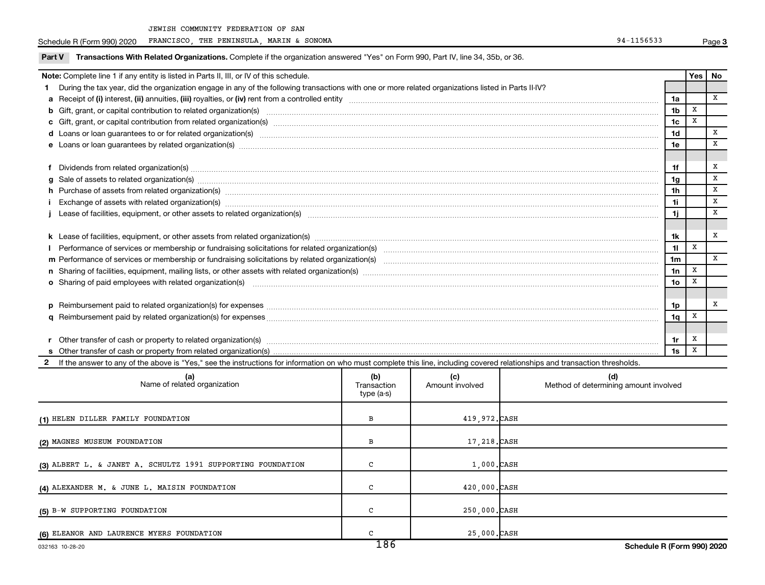JEWISH COMMUNITY FEDERATION OF SAN FRANCISCO, THE PENINSULA, MARIN & SONOMA — 94-1156533

Schedule R (Form 990) 2020

## Part V Transactions With Related Organizations. Complete if the organization answered "Yes" on Form 990, Part IV, line 34, 35b, or 36.

| Note: Complete line 1 if any entity is listed in Parts II, III, or IV of this schedule. | | Yes | No |
|---|---|---|---|
| **1** During the tax year, did the organization engage in any of the following transactions with one or more related organizations listed in Parts II-IV? | | | |
| **a** Receipt of **(i)** interest, **(ii)** annuities, **(iii)** royalties, or **(iv)** rent from a controlled entity | 1a | | X |
| **b** Gift, grant, or capital contribution to related organization(s) | 1b | X | |
| **c** Gift, grant, or capital contribution from related organization(s) | 1c | X | |
| **d** Loans or loan guarantees to or for related organization(s) | 1d | | X |
| **e** Loans or loan guarantees by related organization(s) | 1e | | X |
| **f** Dividends from related organization(s) | 1f | | X |
| **g** Sale of assets to related organization(s) | 1g | | X |
| **h** Purchase of assets from related organization(s) | 1h | | X |
| **i** Exchange of assets with related organization(s) | 1i | | X |
| **j** Lease of facilities, equipment, or other assets to related organization(s) | 1j | | X |
| **k** Lease of facilities, equipment, or other assets from related organization(s) | 1k | | X |
| **l** Performance of services or membership or fundraising solicitations for related organization(s) | 1l | X | |
| **m** Performance of services or membership or fundraising solicitations by related organization(s) | 1m | | X |
| **n** Sharing of facilities, equipment, mailing lists, or other assets with related organization(s) | 1n | X | |
| **o** Sharing of paid employees with related organization(s) | 1o | X | |
| **p** Reimbursement paid to related organization(s) for expenses | 1p | | X |
| **q** Reimbursement paid by related organization(s) for expenses | 1q | X | |
| **r** Other transfer of cash or property to related organization(s) | 1r | X | |
| **s** Other transfer of cash or property from related organization(s) | 1s | X | |

**2** If the answer to any of the above is "Yes," see the instructions for information on who must complete this line, including covered relationships and transaction thresholds.

| (a) Name of related organization | (b) Transaction type (a-s) | (c) Amount involved | (d) Method of determining amount involved |
|---|---|---|---|
| (1) HELEN DILLER FAMILY FOUNDATION | B | 419,972. | CASH |
| (2) MAGNES MUSEUM FOUNDATION | B | 17,218. | CASH |
| (3) ALBERT L. & JANET A. SCHULTZ 1991 SUPPORTING FOUNDATION | C | 1,000. | CASH |
| (4) ALEXANDER M. & JUNE L. MAISIN FOUNDATION | C | 420,000. | CASH |
| (5) B-W SUPPORTING FOUNDATION | C | 250,000. | CASH |
| (6) ELEANOR AND LAURENCE MYERS FOUNDATION | C | 25,000. | CASH |

032163 10-28-20

Schedule R (Form 990) 2020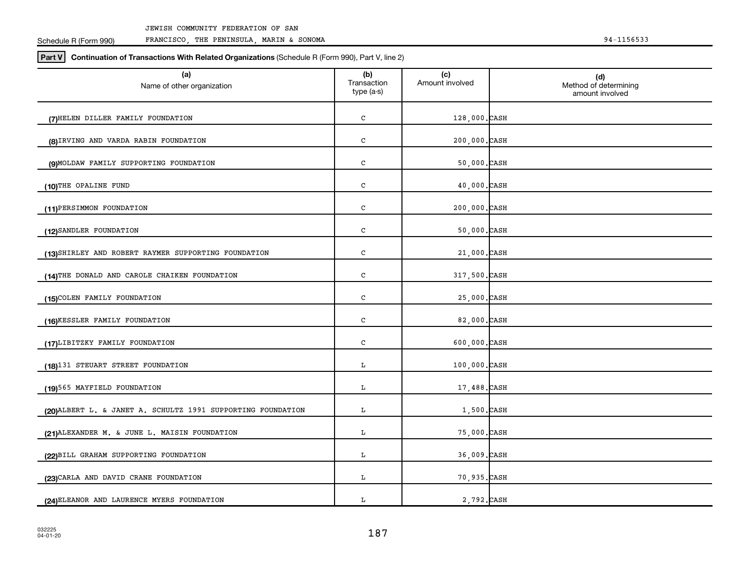JEWISH COMMUNITY FEDERATION OF SAN FRANCISCO, THE PENINSULA, MARIN & SONOMA

Schedule R (Form 990) 94-1156533

**Part V** **Continuation of Transactions With Related Organizations** (Schedule R (Form 990), Part V, line 2)

| (a) Name of other organization | (b) Transaction type (a-s) | (c) Amount involved | (d) Method of determining amount involved |
|---|---|---|---|
| (7) HELEN DILLER FAMILY FOUNDATION | C | 128,000. | CASH |
| (8) IRVING AND VARDA RABIN FOUNDATION | C | 200,000. | CASH |
| (9) MOLDAW FAMILY SUPPORTING FOUNDATION | C | 50,000. | CASH |
| (10) THE OPALINE FUND | C | 40,000. | CASH |
| (11) PERSIMMON FOUNDATION | C | 200,000. | CASH |
| (12) SANDLER FOUNDATION | C | 50,000. | CASH |
| (13) SHIRLEY AND ROBERT RAYMER SUPPORTING FOUNDATION | C | 21,000. | CASH |
| (14) THE DONALD AND CAROLE CHAIKEN FOUNDATION | C | 317,500. | CASH |
| (15) COLEN FAMILY FOUNDATION | C | 25,000. | CASH |
| (16) KESSLER FAMILY FOUNDATION | C | 82,000. | CASH |
| (17) LIBITZKY FAMILY FOUNDATION | C | 600,000. | CASH |
| (18) 131 STEUART STREET FOUNDATION | L | 100,000. | CASH |
| (19) 565 MAYFIELD FOUNDATION | L | 17,488. | CASH |
| (20) ALBERT L. & JANET A. SCHULTZ 1991 SUPPORTING FOUNDATION | L | 1,500. | CASH |
| (21) ALEXANDER M. & JUNE L. MAISIN FOUNDATION | L | 75,000. | CASH |
| (22) BILL GRAHAM SUPPORTING FOUNDATION | L | 36,009. | CASH |
| (23) CARLA AND DAVID CRANE FOUNDATION | L | 70,935. | CASH |
| (24) ELEANOR AND LAURENCE MYERS FOUNDATION | L | 2,792. | CASH |

032225
04-01-20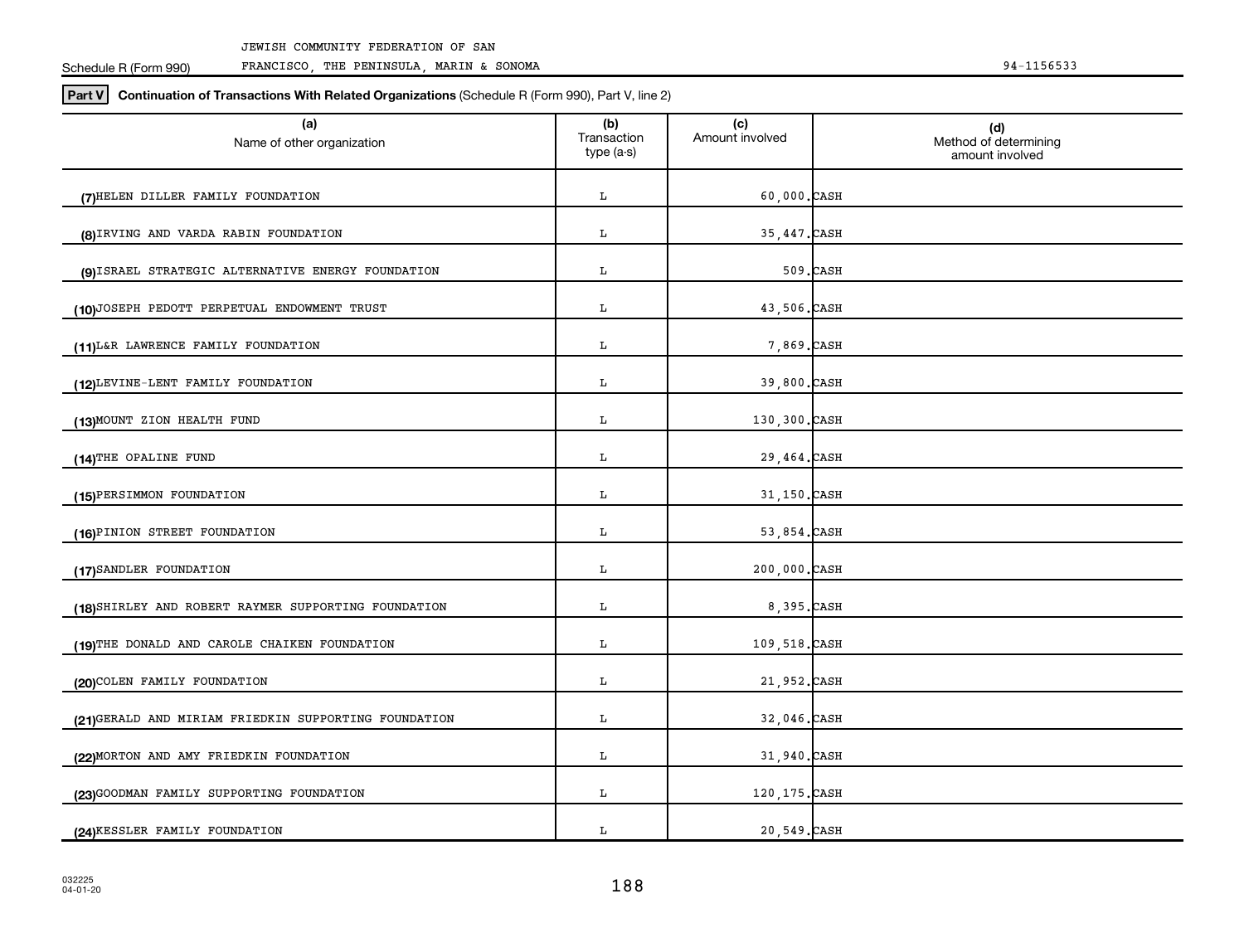JEWISH COMMUNITY FEDERATION OF SAN FRANCISCO, THE PENINSULA, MARIN & SONOMA

Schedule R (Form 990) 94-1156533

**Part V** **Continuation of Transactions With Related Organizations** (Schedule R (Form 990), Part V, line 2)

| (a) Name of other organization | (b) Transaction type (a-s) | (c) Amount involved | (d) Method of determining amount involved |
|---|---|---|---|
| (7) HELEN DILLER FAMILY FOUNDATION | L | 60,000. | CASH |
| (8) IRVING AND VARDA RABIN FOUNDATION | L | 35,447. | CASH |
| (9) ISRAEL STRATEGIC ALTERNATIVE ENERGY FOUNDATION | L | 509. | CASH |
| (10) JOSEPH PEDOTT PERPETUAL ENDOWMENT TRUST | L | 43,506. | CASH |
| (11) L&R LAWRENCE FAMILY FOUNDATION | L | 7,869. | CASH |
| (12) LEVINE-LENT FAMILY FOUNDATION | L | 39,800. | CASH |
| (13) MOUNT ZION HEALTH FUND | L | 130,300. | CASH |
| (14) THE OPALINE FUND | L | 29,464. | CASH |
| (15) PERSIMMON FOUNDATION | L | 31,150. | CASH |
| (16) PINION STREET FOUNDATION | L | 53,854. | CASH |
| (17) SANDLER FOUNDATION | L | 200,000. | CASH |
| (18) SHIRLEY AND ROBERT RAYMER SUPPORTING FOUNDATION | L | 8,395. | CASH |
| (19) THE DONALD AND CAROLE CHAIKEN FOUNDATION | L | 109,518. | CASH |
| (20) COLEN FAMILY FOUNDATION | L | 21,952. | CASH |
| (21) GERALD AND MIRIAM FRIEDKIN SUPPORTING FOUNDATION | L | 32,046. | CASH |
| (22) MORTON AND AMY FRIEDKIN FOUNDATION | L | 31,940. | CASH |
| (23) GOODMAN FAMILY SUPPORTING FOUNDATION | L | 120,175. | CASH |
| (24) KESSLER FAMILY FOUNDATION | L | 20,549. | CASH |

032225 04-01-20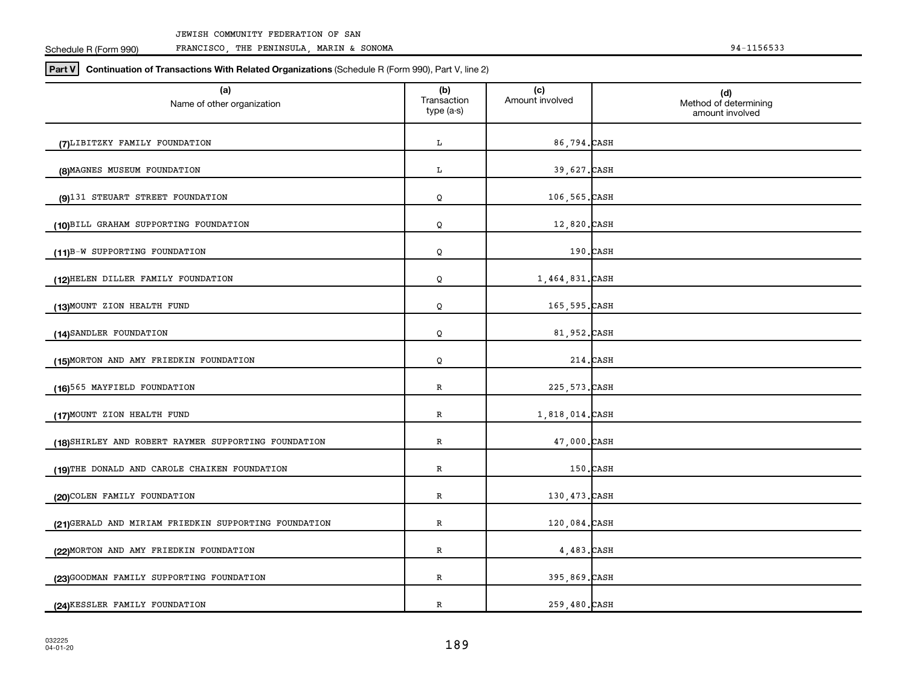JEWISH COMMUNITY FEDERATION OF SAN FRANCISCO, THE PENINSULA, MARIN & SONOMA

Schedule R (Form 990)

94-1156533

**Part V** **Continuation of Transactions With Related Organizations** (Schedule R (Form 990), Part V, line 2)

| (a) Name of other organization | (b) Transaction type (a-s) | (c) Amount involved | (d) Method of determining amount involved |
|---|---|---|---|
| (7) LIBITZKY FAMILY FOUNDATION | L | 86,794. | CASH |
| (8) MAGNES MUSEUM FOUNDATION | L | 39,627. | CASH |
| (9) 131 STEUART STREET FOUNDATION | Q | 106,565. | CASH |
| (10) BILL GRAHAM SUPPORTING FOUNDATION | Q | 12,820. | CASH |
| (11) B-W SUPPORTING FOUNDATION | Q | 190. | CASH |
| (12) HELEN DILLER FAMILY FOUNDATION | Q | 1,464,831. | CASH |
| (13) MOUNT ZION HEALTH FUND | Q | 165,595. | CASH |
| (14) SANDLER FOUNDATION | Q | 81,952. | CASH |
| (15) MORTON AND AMY FRIEDKIN FOUNDATION | Q | 214. | CASH |
| (16) 565 MAYFIELD FOUNDATION | R | 225,573. | CASH |
| (17) MOUNT ZION HEALTH FUND | R | 1,818,014. | CASH |
| (18) SHIRLEY AND ROBERT RAYMER SUPPORTING FOUNDATION | R | 47,000. | CASH |
| (19) THE DONALD AND CAROLE CHAIKEN FOUNDATION | R | 150. | CASH |
| (20) COLEN FAMILY FOUNDATION | R | 130,473. | CASH |
| (21) GERALD AND MIRIAM FRIEDKIN SUPPORTING FOUNDATION | R | 120,084. | CASH |
| (22) MORTON AND AMY FRIEDKIN FOUNDATION | R | 4,483. | CASH |
| (23) GOODMAN FAMILY SUPPORTING FOUNDATION | R | 395,869. | CASH |
| (24) KESSLER FAMILY FOUNDATION | R | 259,480. | CASH |

032225
04-01-20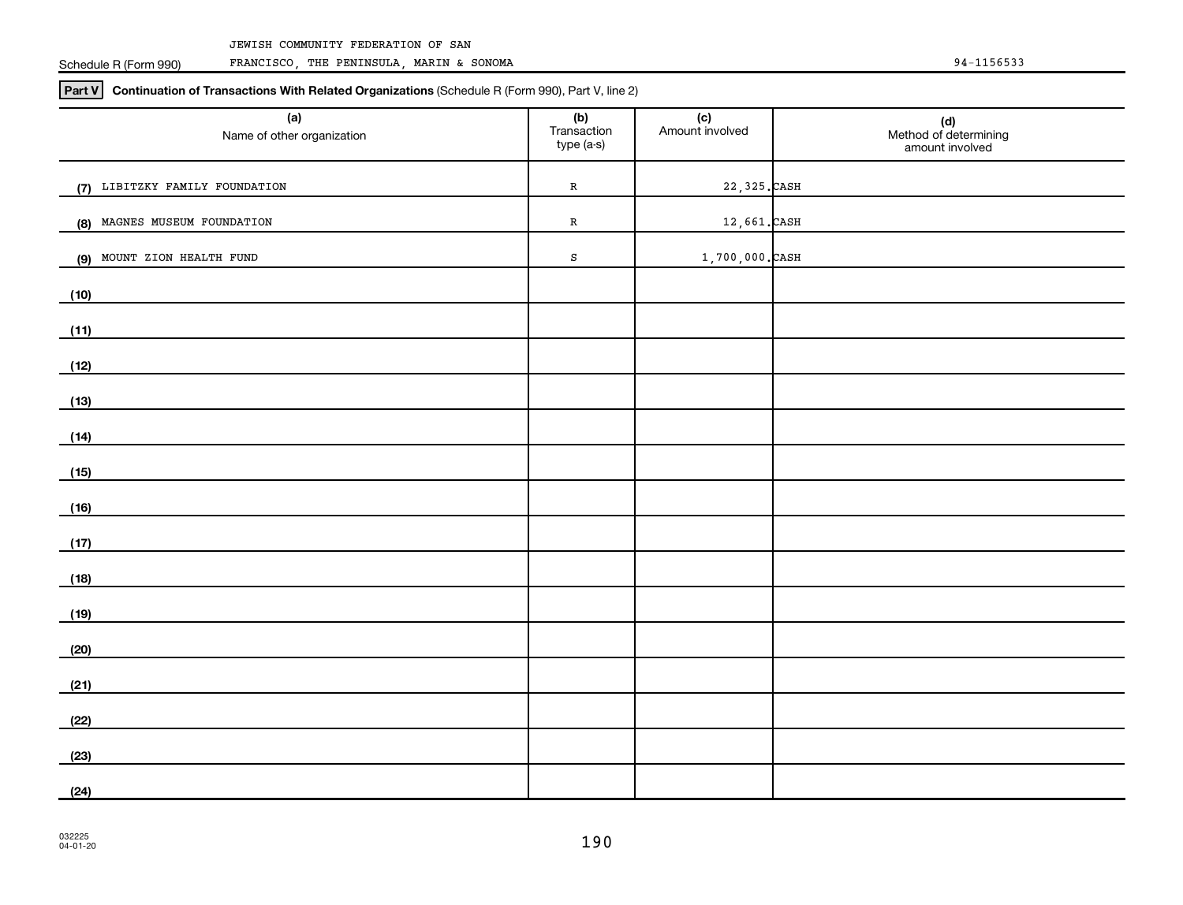JEWISH COMMUNITY FEDERATION OF SAN FRANCISCO, THE PENINSULA, MARIN & SONOMA

Schedule R (Form 990)

94-1156533

**Part V** **Continuation of Transactions With Related Organizations** (Schedule R (Form 990), Part V, line 2)

| (a) Name of other organization | (b) Transaction type (a-s) | (c) Amount involved | (d) Method of determining amount involved |
|---|---|---|---|
| (7) LIBITZKY FAMILY FOUNDATION | R | 22,325. | CASH |
| (8) MAGNES MUSEUM FOUNDATION | R | 12,661. | CASH |
| (9) MOUNT ZION HEALTH FUND | S | 1,700,000. | CASH |
| (10) | | | |
| (11) | | | |
| (12) | | | |
| (13) | | | |
| (14) | | | |
| (15) | | | |
| (16) | | | |
| (17) | | | |
| (18) | | | |
| (19) | | | |
| (20) | | | |
| (21) | | | |
| (22) | | | |
| (23) | | | |
| (24) | | | |

032225
04-01-20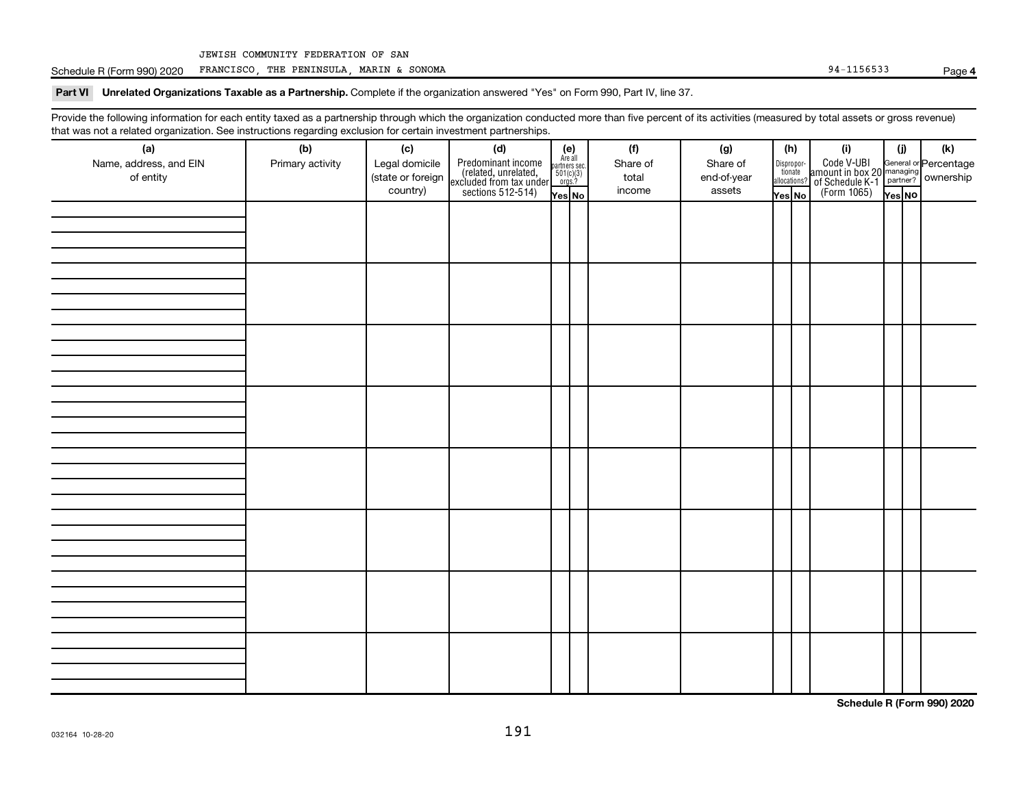JEWISH COMMUNITY FEDERATION OF SAN FRANCISCO, THE PENINSULA, MARIN & SONOMA 94-1156533

## Part VI Unrelated Organizations Taxable as a Partnership. Complete if the organization answered "Yes" on Form 990, Part IV, line 37.

Provide the following information for each entity taxed as a partnership through which the organization conducted more than five percent of its activities (measured by total assets or gross revenue) that was not a related organization. See instructions regarding exclusion for certain investment partnerships.

| (a) Name, address, and EIN of entity | (b) Primary activity | (c) Legal domicile (state or foreign country) | (d) Predominant income (related, unrelated, excluded from tax under sections 512-514) | (e) Are all partners sec. 501(c)(3) orgs.? Yes | (e) No | (f) Share of total income | (g) Share of end-of-year assets | (h) Disproportionate allocations? Yes | (h) No | (i) Code V-UBI amount in box 20 of Schedule K-1 (Form 1065) | (j) General or managing partner? Yes | (j) No | (k) Percentage ownership |
|---|---|---|---|---|---|---|---|---|---|---|---|---|---|
| | | | | | | | | | | | | | |
| | | | | | | | | | | | | | |
| | | | | | | | | | | | | | |
| | | | | | | | | | | | | | |
| | | | | | | | | | | | | | |
| | | | | | | | | | | | | | |
| | | | | | | | | | | | | | |
| | | | | | | | | | | | | | |

Schedule R (Form 990) 2020

032164 10-28-20